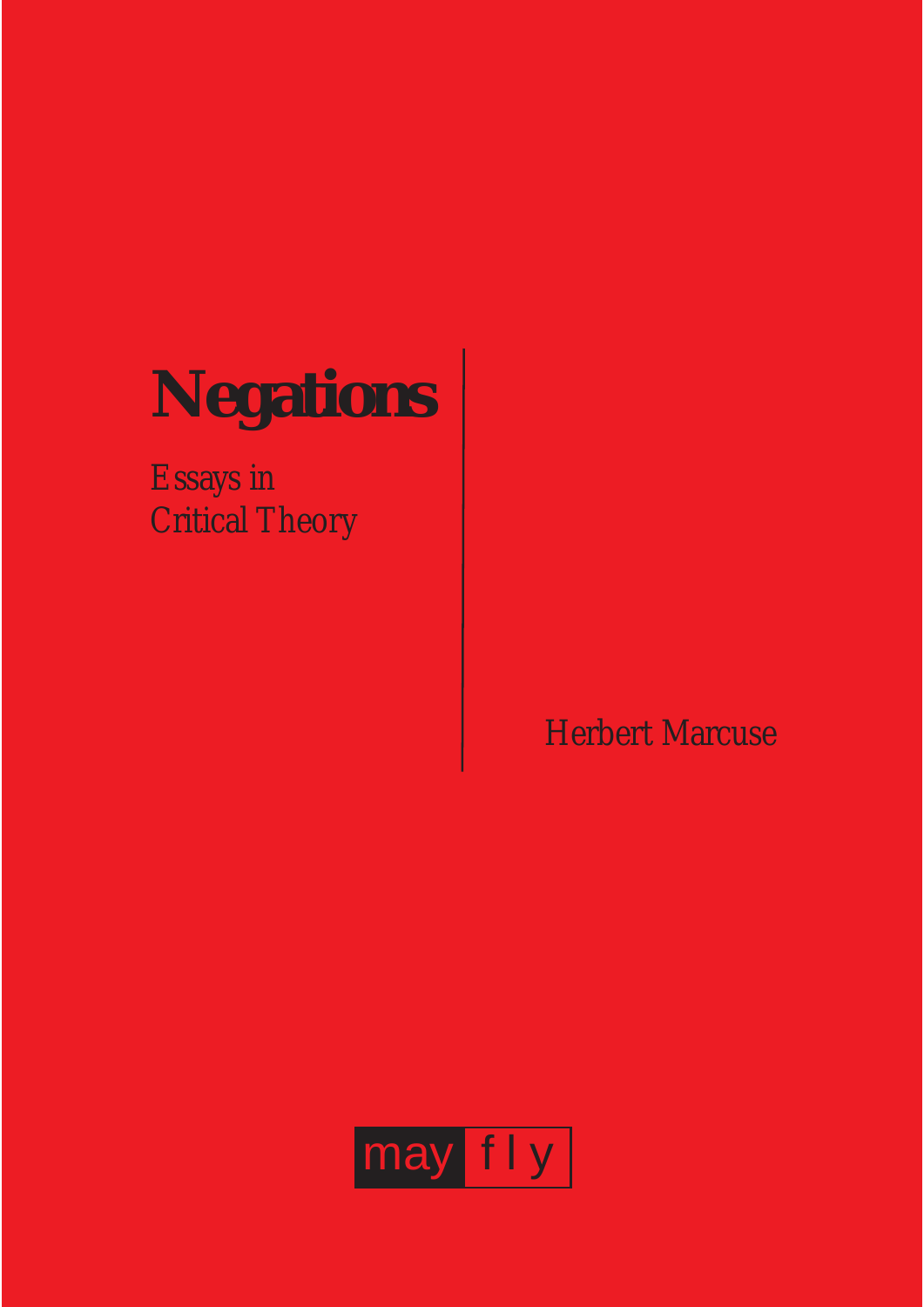# Negations

Essays in Critical Theory

Herbert Marcuse

may fly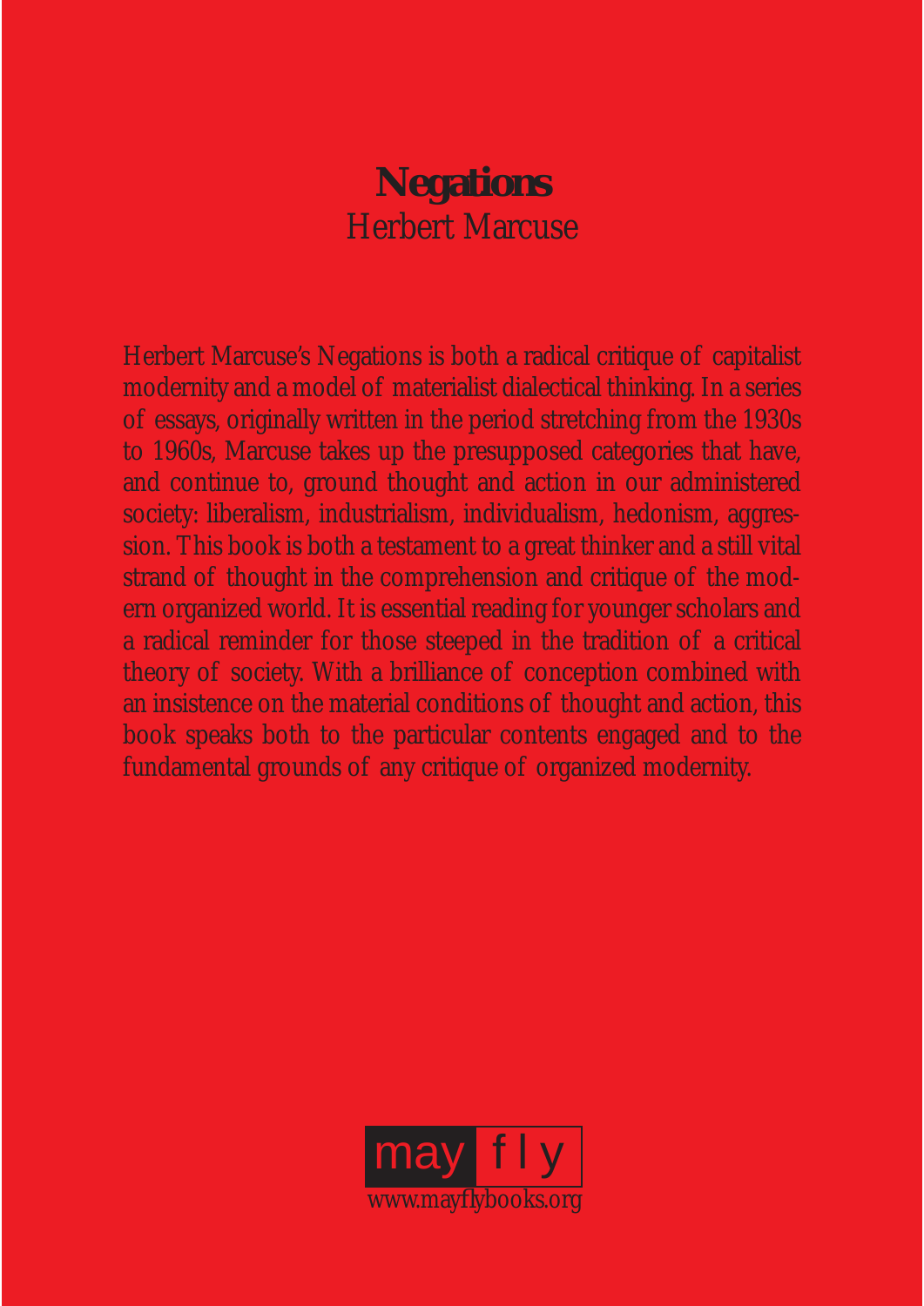# **Negations**

Herbert Marcuse

Herbert Marcuse's Negations is both a radical critique of capitalist modernity and a model of materialist dialectical thinking. In a series of essays, originally written in the period stretching from the 1930s to 1960s, Marcuse takes up the presupposed categories that have, and continue to, ground thought and action in our administered society: liberalism, industrialism, individualism, hedonism, aggression. This book is both a testament to a great thinker and a still vital strand of thought in the comprehension and critique of the modern organized world. It is essential reading for younger scholars and a radical reminder for those steeped in the tradition of a critical theory of society. With a brilliance of conception combined with an insistence on the material conditions of thought and action, this book speaks both to the particular contents engaged and to the fundamental grounds of any critique of organized modernity.

may fly

www.mayflybooks.org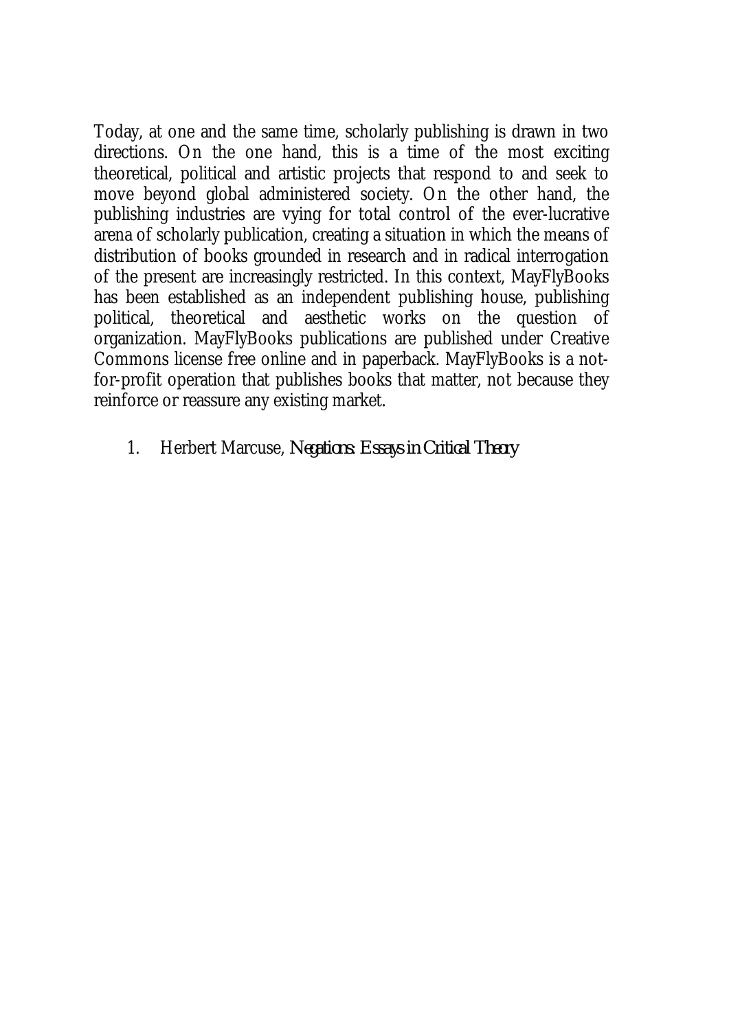Today, at one and the same time, scholarly publishing is drawn in two directions. On the one hand, this is a time of the most exciting theoretical, political and artistic projects that respond to and seek to move beyond global administered society. On the other hand, the publishing industries are vying for total control of the ever-lucrative arena of scholarly publication, creating a situation in which the means of distribution of books grounded in research and in radical interrogation of the present are increasingly restricted. In this context, MayFlyBooks has been established as an independent publishing house, publishing political, theoretical and aesthetic works on the question of organization. MayFlyBooks publications are published under Creative Commons license free online and in paperback. MayFlyBooks is a not-for-profit operation that publishes books that matter, not because they reinforce or reassure any existing market.

1. Herbert Marcuse, *Negations: Essays in Critical Theory*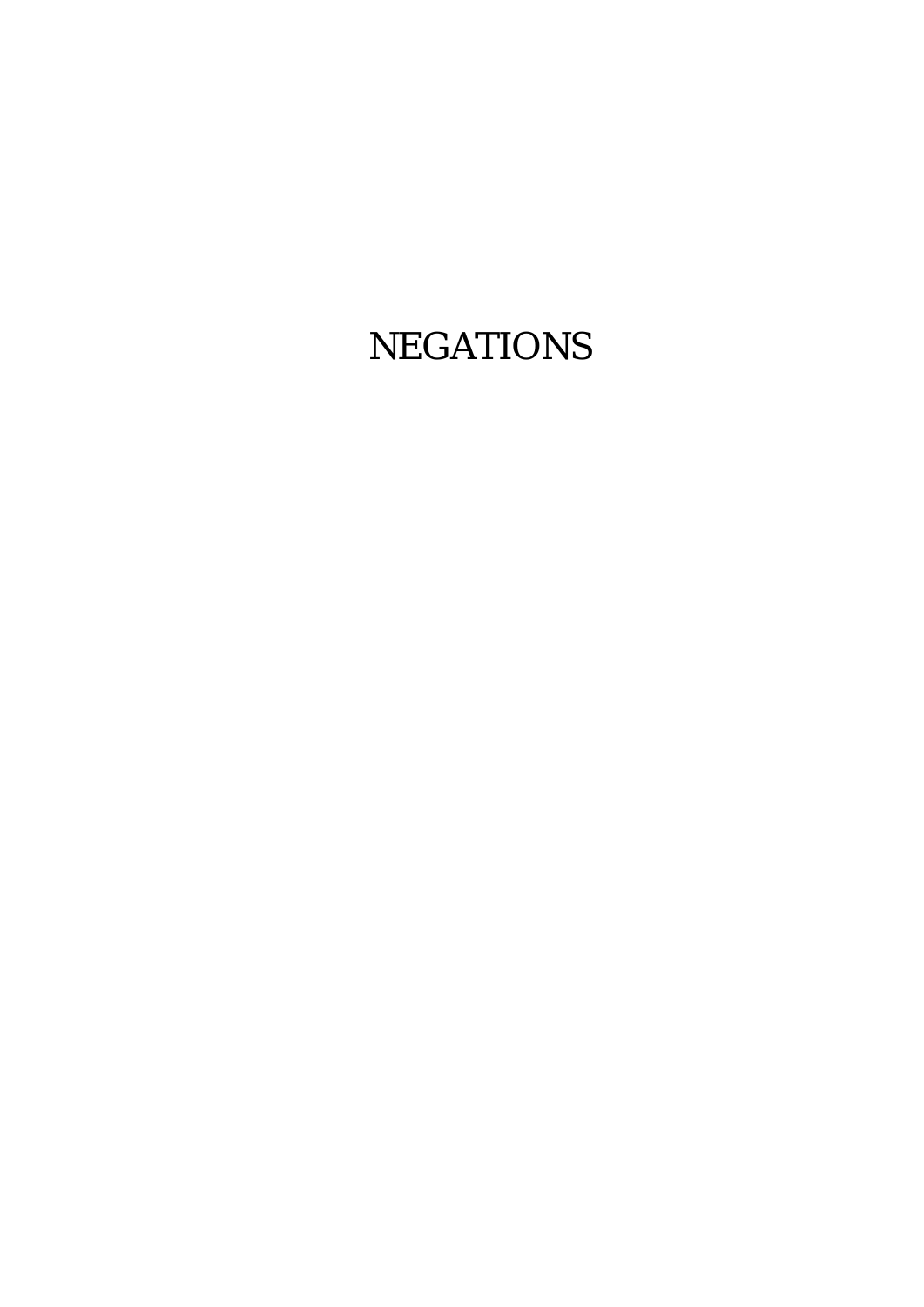# NEGATIONS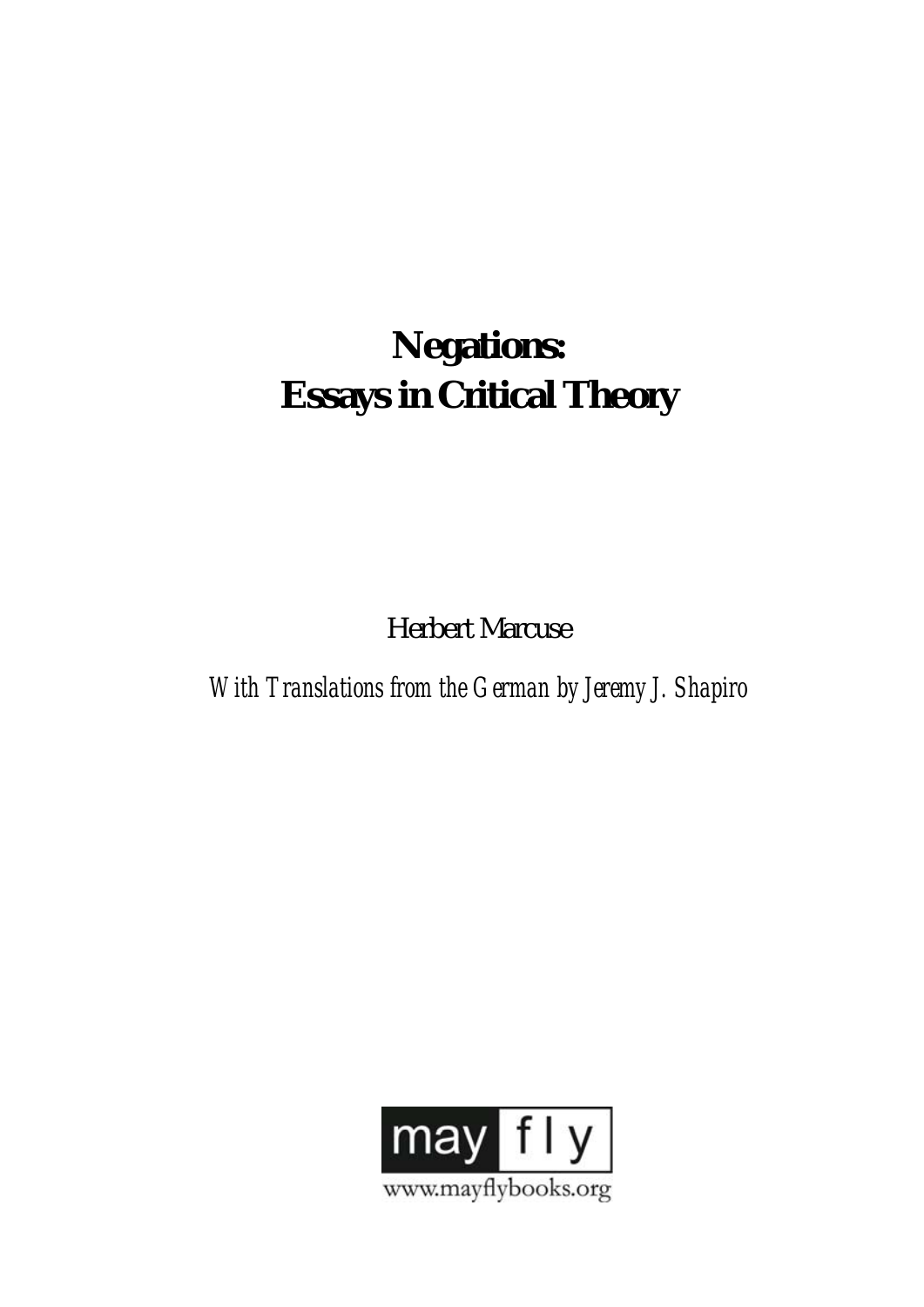# Negations:
# Essays in Critical Theory

Herbert Marcuse

*With Translations from the German by Jeremy J. Shapiro*

may fly

www.mayflybooks.org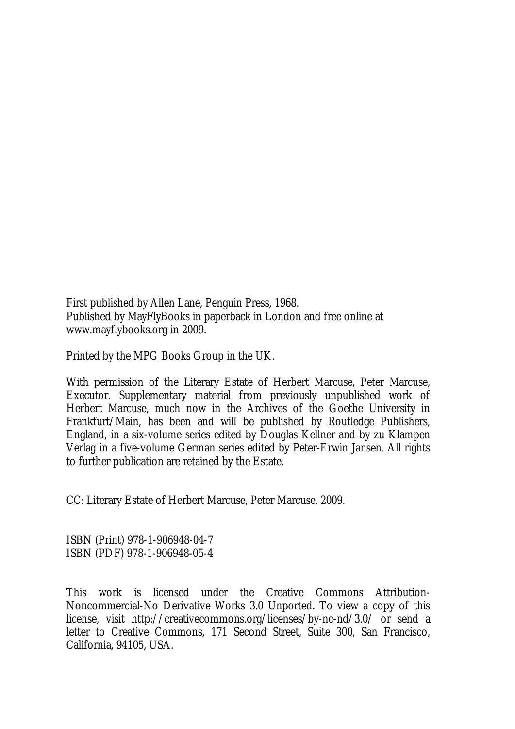First published by Allen Lane, Penguin Press, 1968.
Published by MayFlyBooks in paperback in London and free online at www.mayflybooks.org in 2009.

Printed by the MPG Books Group in the UK.

With permission of the Literary Estate of Herbert Marcuse, Peter Marcuse, Executor. Supplementary material from previously unpublished work of Herbert Marcuse, much now in the Archives of the Goethe University in Frankfurt/Main, has been and will be published by Routledge Publishers, England, in a six-volume series edited by Douglas Kellner and by zu Klampen Verlag in a five-volume German series edited by Peter-Erwin Jansen. All rights to further publication are retained by the Estate.

CC: Literary Estate of Herbert Marcuse, Peter Marcuse, 2009.

ISBN (Print) 978-1-906948-04-7
ISBN (PDF) 978-1-906948-05-4

This work is licensed under the Creative Commons Attribution-Noncommercial-No Derivative Works 3.0 Unported. To view a copy of this license, visit http://creativecommons.org/licenses/by-nc-nd/3.0/ or send a letter to Creative Commons, 171 Second Street, Suite 300, San Francisco, California, 94105, USA.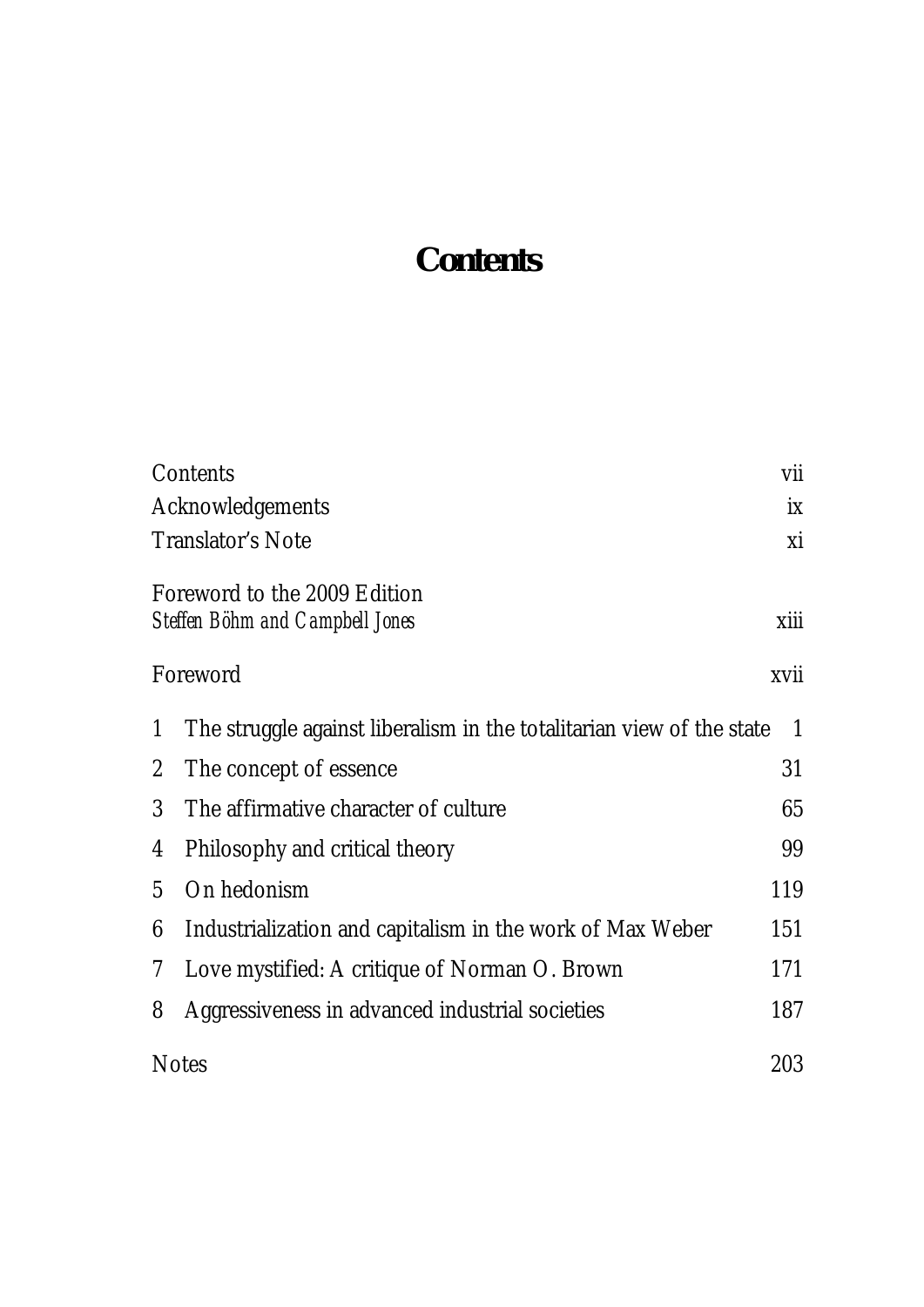# Contents

| | |
|---|---|
| Contents | vii |
| Acknowledgements | ix |
| Translator's Note | xi |
| Foreword to the 2009 Edition<br>*Steffen Böhm and Campbell Jones* | xiii |
| Foreword | xvii |
| 1 The struggle against liberalism in the totalitarian view of the state | 1 |
| 2 The concept of essence | 31 |
| 3 The affirmative character of culture | 65 |
| 4 Philosophy and critical theory | 99 |
| 5 On hedonism | 119 |
| 6 Industrialization and capitalism in the work of Max Weber | 151 |
| 7 Love mystified: A critique of Norman O. Brown | 171 |
| 8 Aggressiveness in advanced industrial societies | 187 |
| Notes | 203 |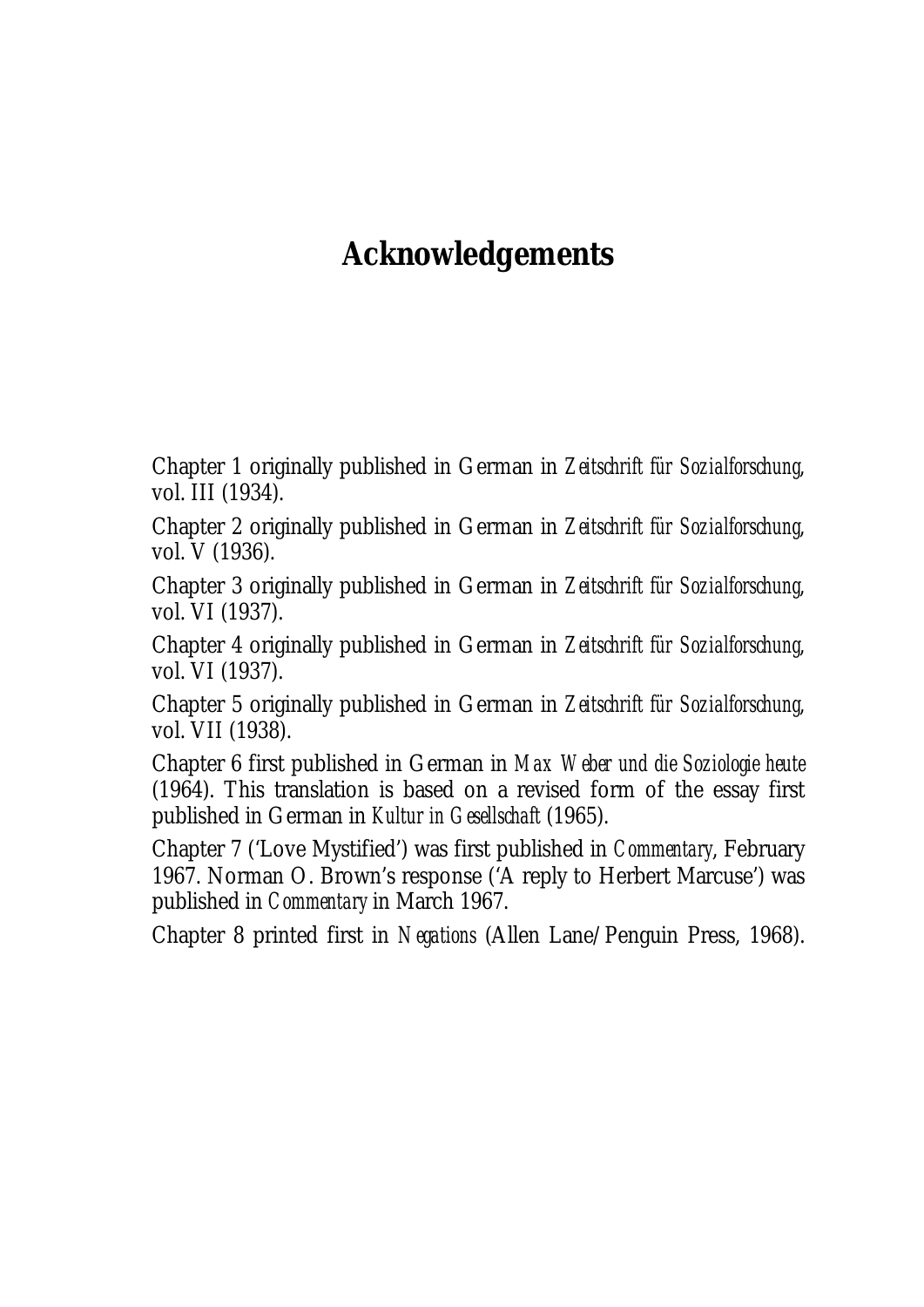# Acknowledgements

Chapter 1 originally published in German in *Zeitschrift für Sozialforschung*, vol. III (1934).

Chapter 2 originally published in German in *Zeitschrift für Sozialforschung*, vol. V (1936).

Chapter 3 originally published in German in *Zeitschrift für Sozialforschung*, vol. VI (1937).

Chapter 4 originally published in German in *Zeitschrift für Sozialforschung*, vol. VI (1937).

Chapter 5 originally published in German in *Zeitschrift für Sozialforschung*, vol. VII (1938).

Chapter 6 first published in German in *Max Weber und die Soziologie heute* (1964). This translation is based on a revised form of the essay first published in German in *Kultur in Gesellschaft* (1965).

Chapter 7 ('Love Mystified') was first published in *Commentary*, February 1967. Norman O. Brown's response ('A reply to Herbert Marcuse') was published in *Commentary* in March 1967.

Chapter 8 printed first in *Negations* (Allen Lane/Penguin Press, 1968).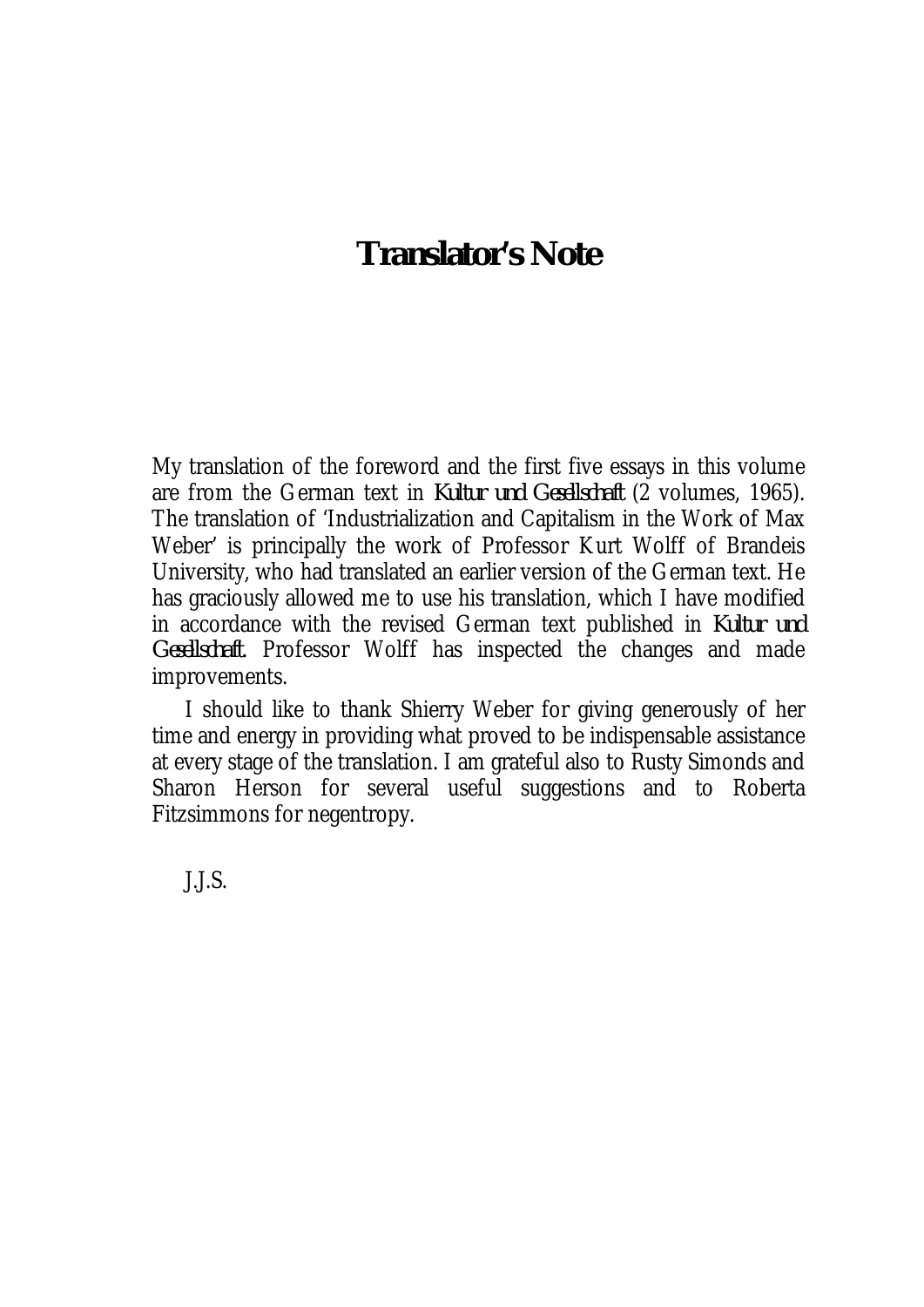# Translator's Note

My translation of the foreword and the first five essays in this volume are from the German text in *Kultur und Gesellschaft* (2 volumes, 1965). The translation of 'Industrialization and Capitalism in the Work of Max Weber' is principally the work of Professor Kurt Wolff of Brandeis University, who had translated an earlier version of the German text. He has graciously allowed me to use his translation, which I have modified in accordance with the revised German text published in *Kultur und Gesellschaft*. Professor Wolff has inspected the changes and made improvements.

I should like to thank Shierry Weber for giving generously of her time and energy in providing what proved to be indispensable assistance at every stage of the translation. I am grateful also to Rusty Simonds and Sharon Herson for several useful suggestions and to Roberta Fitzsimmons for negentropy.

J.J.S.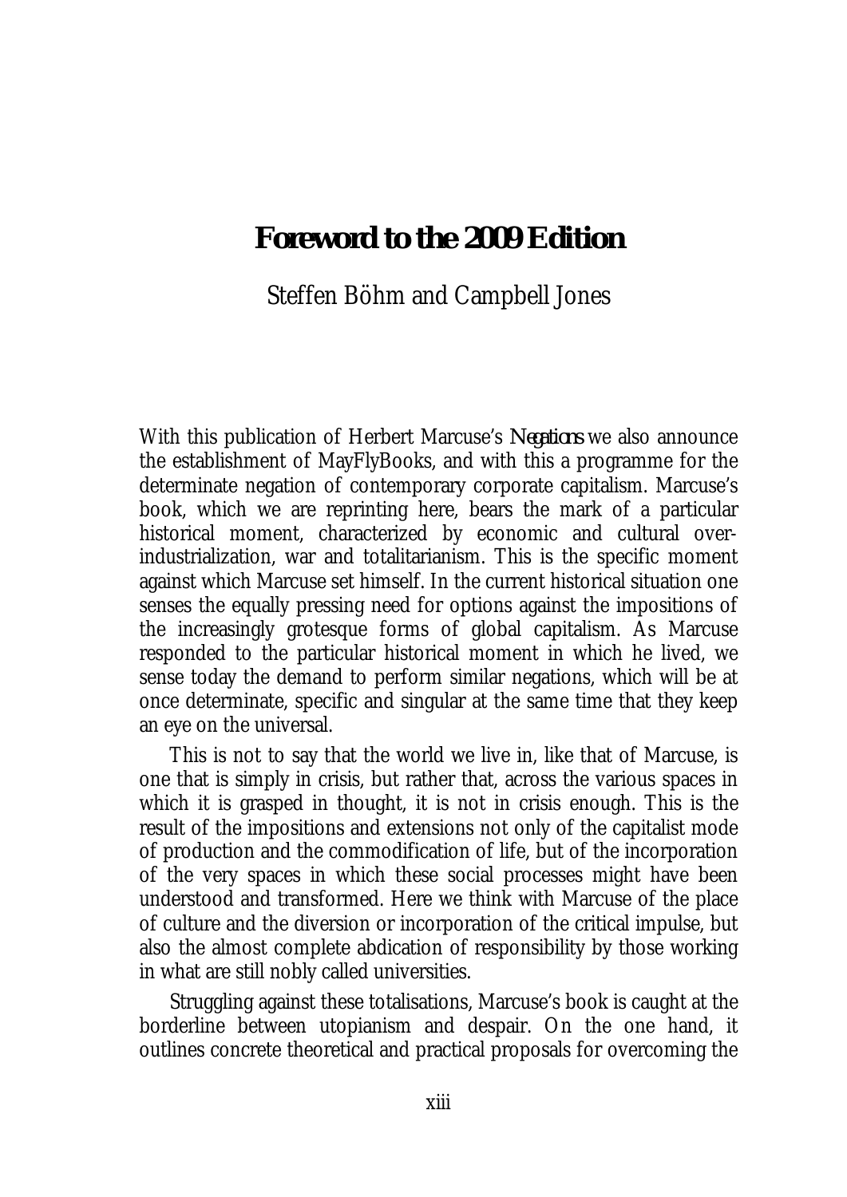# Foreword to the 2009 Edition

Steffen Böhm and Campbell Jones

With this publication of Herbert Marcuse's *Negations* we also announce the establishment of MayFlyBooks, and with this a programme for the determinate negation of contemporary corporate capitalism. Marcuse's book, which we are reprinting here, bears the mark of a particular historical moment, characterized by economic and cultural over-industrialization, war and totalitarianism. This is the specific moment against which Marcuse set himself. In the current historical situation one senses the equally pressing need for options against the impositions of the increasingly grotesque forms of global capitalism. As Marcuse responded to the particular historical moment in which he lived, we sense today the demand to perform similar negations, which will be at once determinate, specific and singular at the same time that they keep an eye on the universal.

This is not to say that the world we live in, like that of Marcuse, is one that is simply in crisis, but rather that, across the various spaces in which it is grasped in thought, it is not in crisis enough. This is the result of the impositions and extensions not only of the capitalist mode of production and the commodification of life, but of the incorporation of the very spaces in which these social processes might have been understood and transformed. Here we think with Marcuse of the place of culture and the diversion or incorporation of the critical impulse, but also the almost complete abdication of responsibility by those working in what are still nobly called universities.

Struggling against these totalisations, Marcuse's book is caught at the borderline between utopianism and despair. On the one hand, it outlines concrete theoretical and practical proposals for overcoming the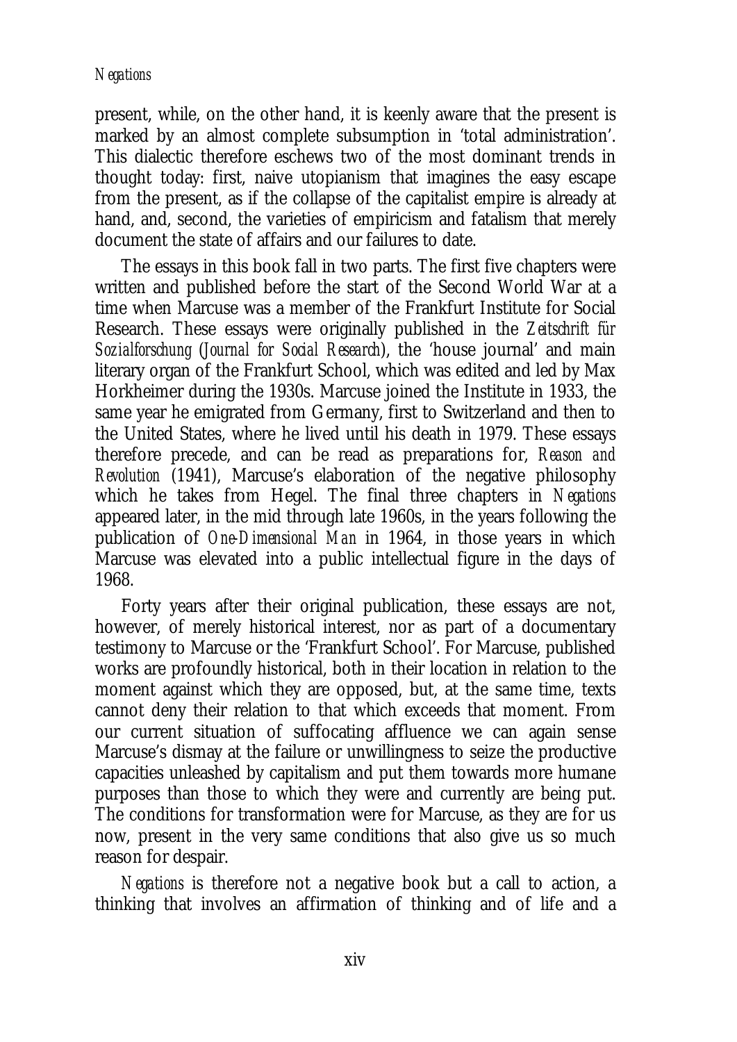present, while, on the other hand, it is keenly aware that the present is marked by an almost complete subsumption in 'total administration'. This dialectic therefore eschews two of the most dominant trends in thought today: first, naive utopianism that imagines the easy escape from the present, as if the collapse of the capitalist empire is already at hand, and, second, the varieties of empiricism and fatalism that merely document the state of affairs and our failures to date.

The essays in this book fall in two parts. The first five chapters were written and published before the start of the Second World War at a time when Marcuse was a member of the Frankfurt Institute for Social Research. These essays were originally published in the *Zeitschrift für Sozialforschung* (*Journal for Social Research*), the 'house journal' and main literary organ of the Frankfurt School, which was edited and led by Max Horkheimer during the 1930s. Marcuse joined the Institute in 1933, the same year he emigrated from Germany, first to Switzerland and then to the United States, where he lived until his death in 1979. These essays therefore precede, and can be read as preparations for, *Reason and Revolution* (1941), Marcuse's elaboration of the negative philosophy which he takes from Hegel. The final three chapters in *Negations* appeared later, in the mid through late 1960s, in the years following the publication of *One-Dimensional Man* in 1964, in those years in which Marcuse was elevated into a public intellectual figure in the days of 1968.

Forty years after their original publication, these essays are not, however, of merely historical interest, nor as part of a documentary testimony to Marcuse or the 'Frankfurt School'. For Marcuse, published works are profoundly historical, both in their location in relation to the moment against which they are opposed, but, at the same time, texts cannot deny their relation to that which exceeds that moment. From our current situation of suffocating affluence we can again sense Marcuse's dismay at the failure or unwillingness to seize the productive capacities unleashed by capitalism and put them towards more humane purposes than those to which they were and currently are being put. The conditions for transformation were for Marcuse, as they are for us now, present in the very same conditions that also give us so much reason for despair.

*Negations* is therefore not a negative book but a call to action, a thinking that involves an affirmation of thinking and of life and a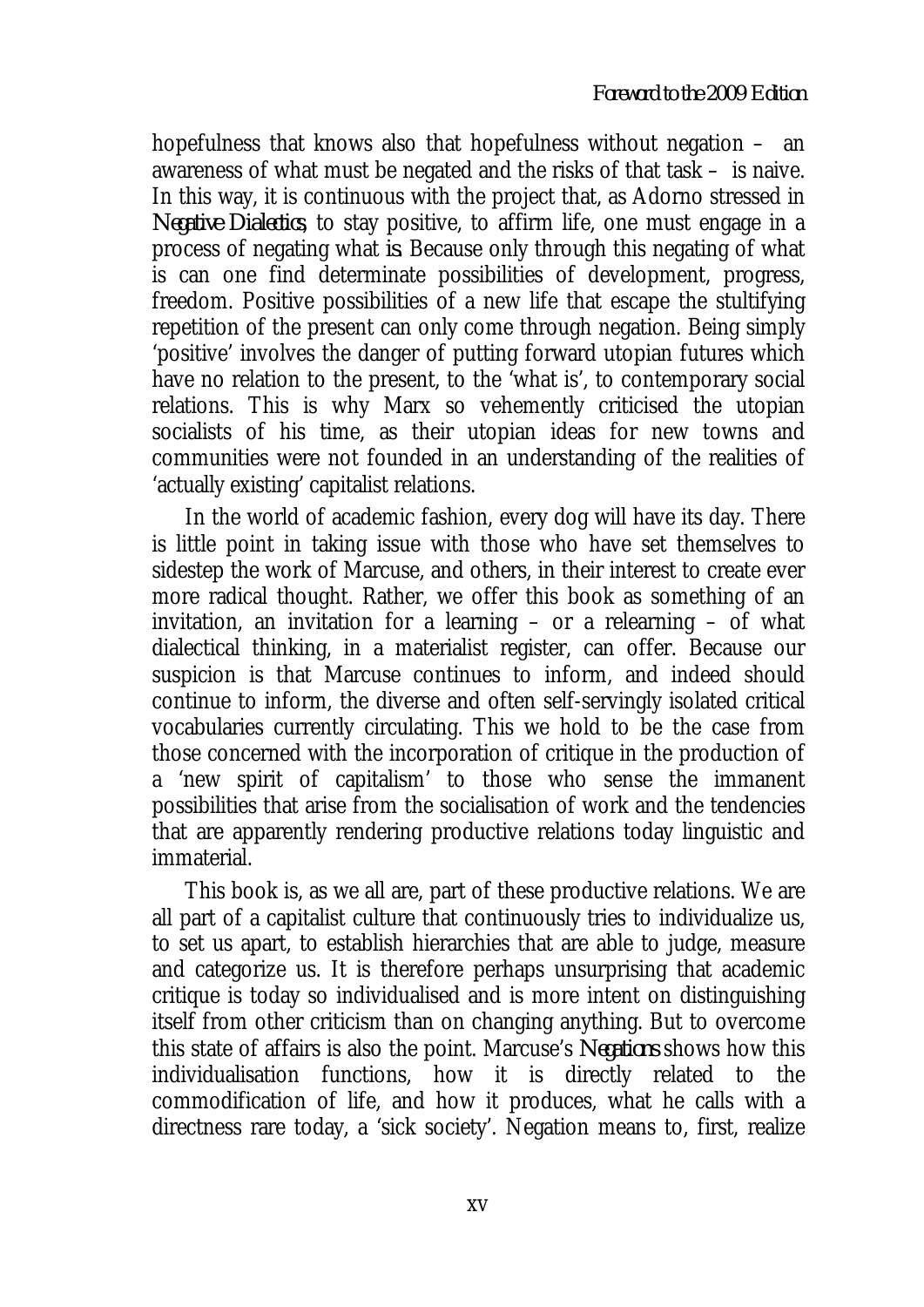hopefulness that knows also that hopefulness without negation – an awareness of what must be negated and the risks of that task – is naive. In this way, it is continuous with the project that, as Adorno stressed in *Negative Dialectics*, to stay positive, to affirm life, one must engage in a process of negating what *is*. Because only through this negating of what is can one find determinate possibilities of development, progress, freedom. Positive possibilities of a new life that escape the stultifying repetition of the present can only come through negation. Being simply 'positive' involves the danger of putting forward utopian futures which have no relation to the present, to the 'what is', to contemporary social relations. This is why Marx so vehemently criticised the utopian socialists of his time, as their utopian ideas for new towns and communities were not founded in an understanding of the realities of 'actually existing' capitalist relations.

In the world of academic fashion, every dog will have its day. There is little point in taking issue with those who have set themselves to sidestep the work of Marcuse, and others, in their interest to create ever more radical thought. Rather, we offer this book as something of an invitation, an invitation for a learning – or a relearning – of what dialectical thinking, in a materialist register, can offer. Because our suspicion is that Marcuse continues to inform, and indeed should continue to inform, the diverse and often self-servingly isolated critical vocabularies currently circulating. This we hold to be the case from those concerned with the incorporation of critique in the production of a 'new spirit of capitalism' to those who sense the immanent possibilities that arise from the socialisation of work and the tendencies that are apparently rendering productive relations today linguistic and immaterial.

This book is, as we all are, part of these productive relations. We are all part of a capitalist culture that continuously tries to individualize us, to set us apart, to establish hierarchies that are able to judge, measure and categorize us. It is therefore perhaps unsurprising that academic critique is today so individualised and is more intent on distinguishing itself from other criticism than on changing anything. But to overcome this state of affairs is also the point. Marcuse's *Negations* shows how this individualisation functions, how it is directly related to the commodification of life, and how it produces, what he calls with a directness rare today, a 'sick society'. Negation means to, first, realize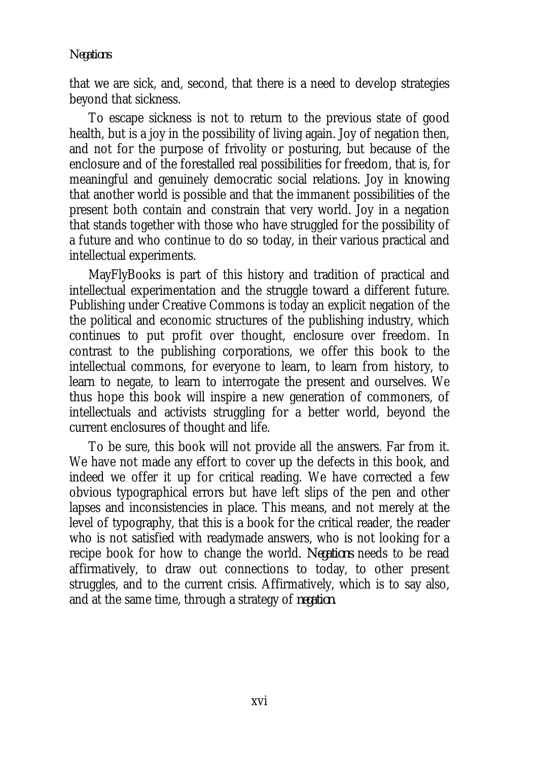that we are sick, and, second, that there is a need to develop strategies beyond that sickness.

To escape sickness is not to return to the previous state of good health, but is a joy in the possibility of living again. Joy of negation then, and not for the purpose of frivolity or posturing, but because of the enclosure and of the forestalled real possibilities for freedom, that is, for meaningful and genuinely democratic social relations. Joy in knowing that another world is possible and that the immanent possibilities of the present both contain and constrain that very world. Joy in a negation that stands together with those who have struggled for the possibility of a future and who continue to do so today, in their various practical and intellectual experiments.

MayFlyBooks is part of this history and tradition of practical and intellectual experimentation and the struggle toward a different future. Publishing under Creative Commons is today an explicit negation of the the political and economic structures of the publishing industry, which continues to put profit over thought, enclosure over freedom. In contrast to the publishing corporations, we offer this book to the intellectual commons, for everyone to learn, to learn from history, to learn to negate, to learn to interrogate the present and ourselves. We thus hope this book will inspire a new generation of commoners, of intellectuals and activists struggling for a better world, beyond the current enclosures of thought and life.

To be sure, this book will not provide all the answers. Far from it. We have not made any effort to cover up the defects in this book, and indeed we offer it up for critical reading. We have corrected a few obvious typographical errors but have left slips of the pen and other lapses and inconsistencies in place. This means, and not merely at the level of typography, that this is a book for the critical reader, the reader who is not satisfied with readymade answers, who is not looking for a recipe book for how to change the world. *Negations* needs to be read affirmatively, to draw out connections to today, to other present struggles, and to the current crisis. Affirmatively, which is to say also, and at the same time, through a strategy of *negation*.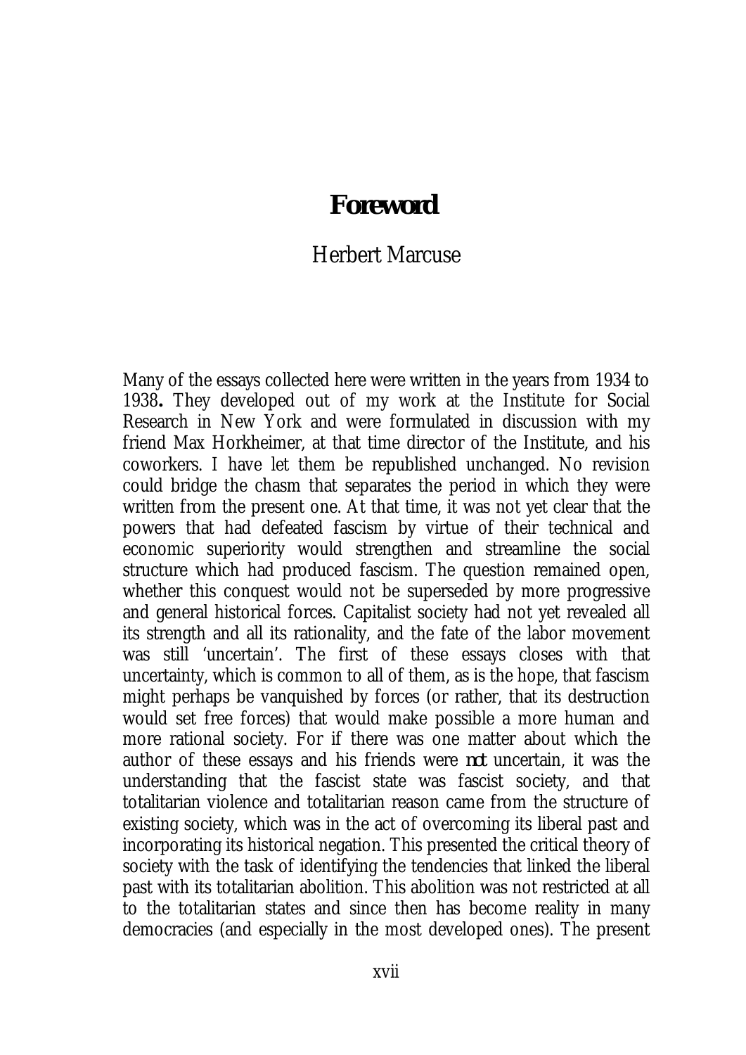# Foreword

## Herbert Marcuse

Many of the essays collected here were written in the years from 1934 to 1938**.** They developed out of my work at the Institute for Social Research in New York and were formulated in discussion with my friend Max Horkheimer, at that time director of the Institute, and his coworkers. I have let them be republished unchanged. No revision could bridge the chasm that separates the period in which they were written from the present one. At that time, it was not yet clear that the powers that had defeated fascism by virtue of their technical and economic superiority would strengthen and streamline the social structure which had produced fascism. The question remained open, whether this conquest would not be superseded by more progressive and general historical forces. Capitalist society had not yet revealed all its strength and all its rationality, and the fate of the labor movement was still 'uncertain'. The first of these essays closes with that uncertainty, which is common to all of them, as is the hope, that fascism might perhaps be vanquished by forces (or rather, that its destruction would set free forces) that would make possible a more human and more rational society. For if there was one matter about which the author of these essays and his friends were *not* uncertain, it was the understanding that the fascist state was fascist society, and that totalitarian violence and totalitarian reason came from the structure of existing society, which was in the act of overcoming its liberal past and incorporating its historical negation. This presented the critical theory of society with the task of identifying the tendencies that linked the liberal past with its totalitarian abolition. This abolition was not restricted at all to the totalitarian states and since then has become reality in many democracies (and especially in the most developed ones). The present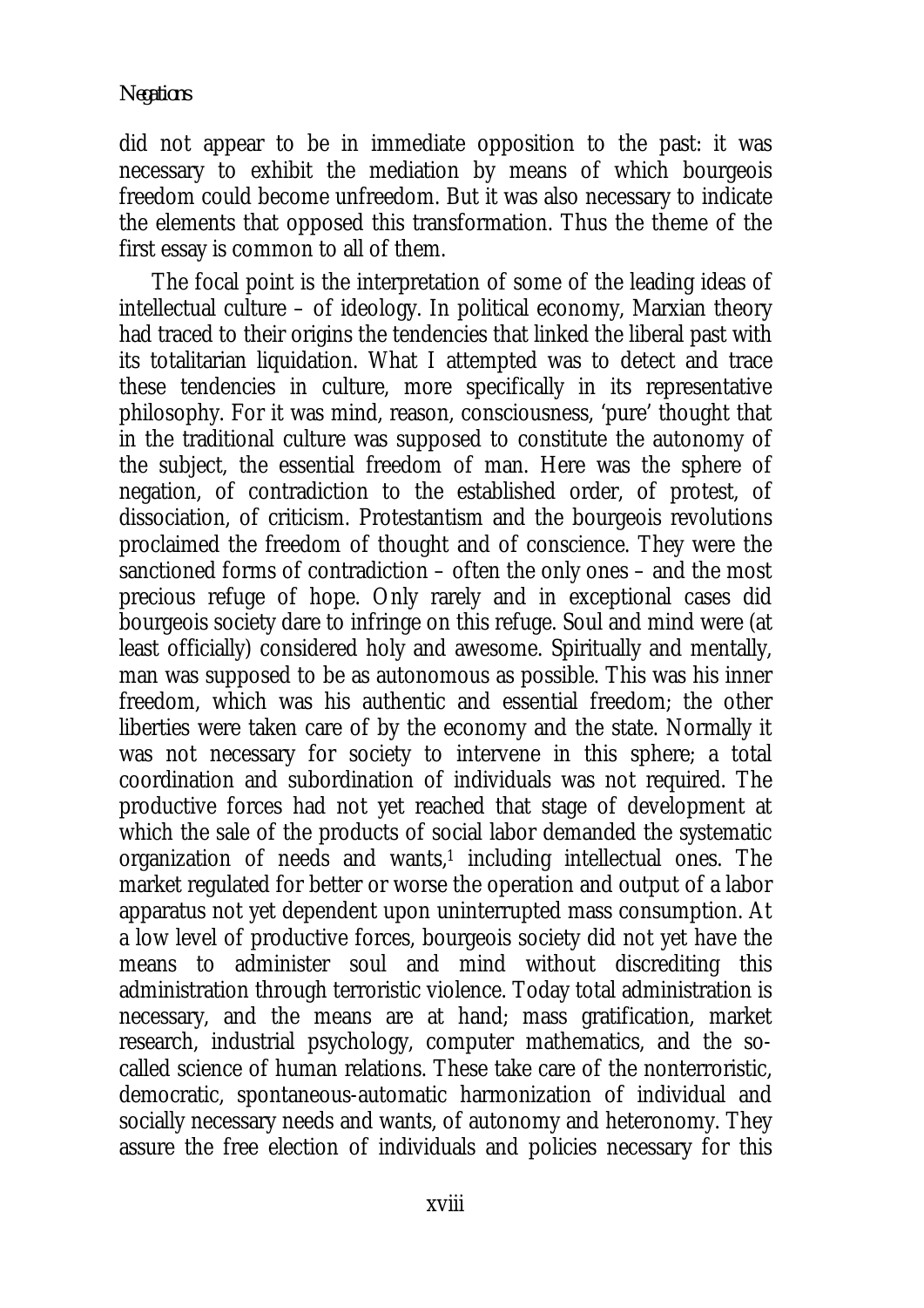did not appear to be in immediate opposition to the past: it was necessary to exhibit the mediation by means of which bourgeois freedom could become unfreedom. But it was also necessary to indicate the elements that opposed this transformation. Thus the theme of the first essay is common to all of them.

The focal point is the interpretation of some of the leading ideas of intellectual culture – of ideology. In political economy, Marxian theory had traced to their origins the tendencies that linked the liberal past with its totalitarian liquidation. What I attempted was to detect and trace these tendencies in culture, more specifically in its representative philosophy. For it was mind, reason, consciousness, 'pure' thought that in the traditional culture was supposed to constitute the autonomy of the subject, the essential freedom of man. Here was the sphere of negation, of contradiction to the established order, of protest, of dissociation, of criticism. Protestantism and the bourgeois revolutions proclaimed the freedom of thought and of conscience. They were the sanctioned forms of contradiction – often the only ones – and the most precious refuge of hope. Only rarely and in exceptional cases did bourgeois society dare to infringe on this refuge. Soul and mind were (at least officially) considered holy and awesome. Spiritually and mentally, man was supposed to be as autonomous as possible. This was his inner freedom, which was his authentic and essential freedom; the other liberties were taken care of by the economy and the state. Normally it was not necessary for society to intervene in this sphere; a total coordination and subordination of individuals was not required. The productive forces had not yet reached that stage of development at which the sale of the products of social labor demanded the systematic organization of needs and wants,[1] including intellectual ones. The market regulated for better or worse the operation and output of a labor apparatus not yet dependent upon uninterrupted mass consumption. At a low level of productive forces, bourgeois society did not yet have the means to administer soul and mind without discrediting this administration through terroristic violence. Today total administration is necessary, and the means are at hand; mass gratification, market research, industrial psychology, computer mathematics, and the so-called science of human relations. These take care of the nonterroristic, democratic, spontaneous-automatic harmonization of individual and socially necessary needs and wants, of autonomy and heteronomy. They assure the free election of individuals and policies necessary for this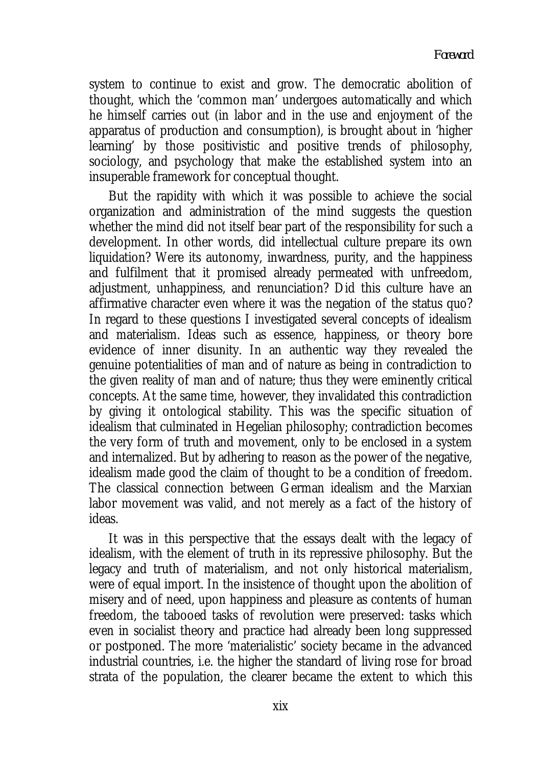system to continue to exist and grow. The democratic abolition of thought, which the 'common man' undergoes automatically and which he himself carries out (in labor and in the use and enjoyment of the apparatus of production and consumption), is brought about in 'higher learning' by those positivistic and positive trends of philosophy, sociology, and psychology that make the established system into an insuperable framework for conceptual thought.

But the rapidity with which it was possible to achieve the social organization and administration of the mind suggests the question whether the mind did not itself bear part of the responsibility for such a development. In other words, did intellectual culture prepare its own liquidation? Were its autonomy, inwardness, purity, and the happiness and fulfilment that it promised already permeated with unfreedom, adjustment, unhappiness, and renunciation? Did this culture have an affirmative character even where it was the negation of the status quo? In regard to these questions I investigated several concepts of idealism and materialism. Ideas such as essence, happiness, or theory bore evidence of inner disunity. In an authentic way they revealed the genuine potentialities of man and of nature as being in contradiction to the given reality of man and of nature; thus they were eminently critical concepts. At the same time, however, they invalidated this contradiction by giving it ontological stability. This was the specific situation of idealism that culminated in Hegelian philosophy; contradiction becomes the very form of truth and movement, only to be enclosed in a system and internalized. But by adhering to reason as the power of the negative, idealism made good the claim of thought to be a condition of freedom. The classical connection between German idealism and the Marxian labor movement was valid, and not merely as a fact of the history of ideas.

It was in this perspective that the essays dealt with the legacy of idealism, with the element of truth in its repressive philosophy. But the legacy and truth of materialism, and not only historical materialism, were of equal import. In the insistence of thought upon the abolition of misery and of need, upon happiness and pleasure as contents of human freedom, the tabooed tasks of revolution were preserved: tasks which even in socialist theory and practice had already been long suppressed or postponed. The more 'materialistic' society became in the advanced industrial countries, i.e. the higher the standard of living rose for broad strata of the population, the clearer became the extent to which this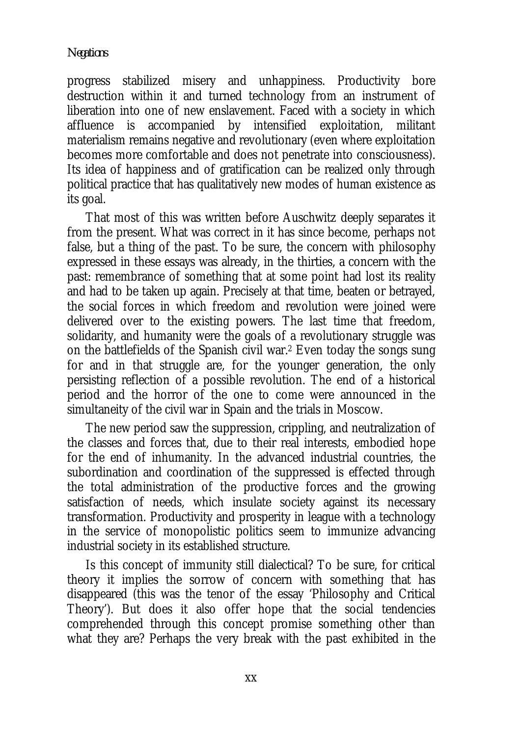progress stabilized misery and unhappiness. Productivity bore destruction within it and turned technology from an instrument of liberation into one of new enslavement. Faced with a society in which affluence is accompanied by intensified exploitation, militant materialism remains negative and revolutionary (even where exploitation becomes more comfortable and does not penetrate into consciousness). Its idea of happiness and of gratification can be realized only through political practice that has qualitatively new modes of human existence as its goal.

That most of this was written before Auschwitz deeply separates it from the present. What was correct in it has since become, perhaps not false, but a thing of the past. To be sure, the concern with philosophy expressed in these essays was already, in the thirties, a concern with the past: remembrance of something that at some point had lost its reality and had to be taken up again. Precisely at that time, beaten or betrayed, the social forces in which freedom and revolution were joined were delivered over to the existing powers. The last time that freedom, solidarity, and humanity were the goals of a revolutionary struggle was on the battlefields of the Spanish civil war.[2] Even today the songs sung for and in that struggle are, for the younger generation, the only persisting reflection of a possible revolution. The end of a historical period and the horror of the one to come were announced in the simultaneity of the civil war in Spain and the trials in Moscow.

The new period saw the suppression, crippling, and neutralization of the classes and forces that, due to their real interests, embodied hope for the end of inhumanity. In the advanced industrial countries, the subordination and coordination of the suppressed is effected through the total administration of the productive forces and the growing satisfaction of needs, which insulate society against its necessary transformation. Productivity and prosperity in league with a technology in the service of monopolistic politics seem to immunize advancing industrial society in its established structure.

Is this concept of immunity still dialectical? To be sure, for critical theory it implies the sorrow of concern with something that has disappeared (this was the tenor of the essay 'Philosophy and Critical Theory'). But does it also offer hope that the social tendencies comprehended through this concept promise something other than what they are? Perhaps the very break with the past exhibited in the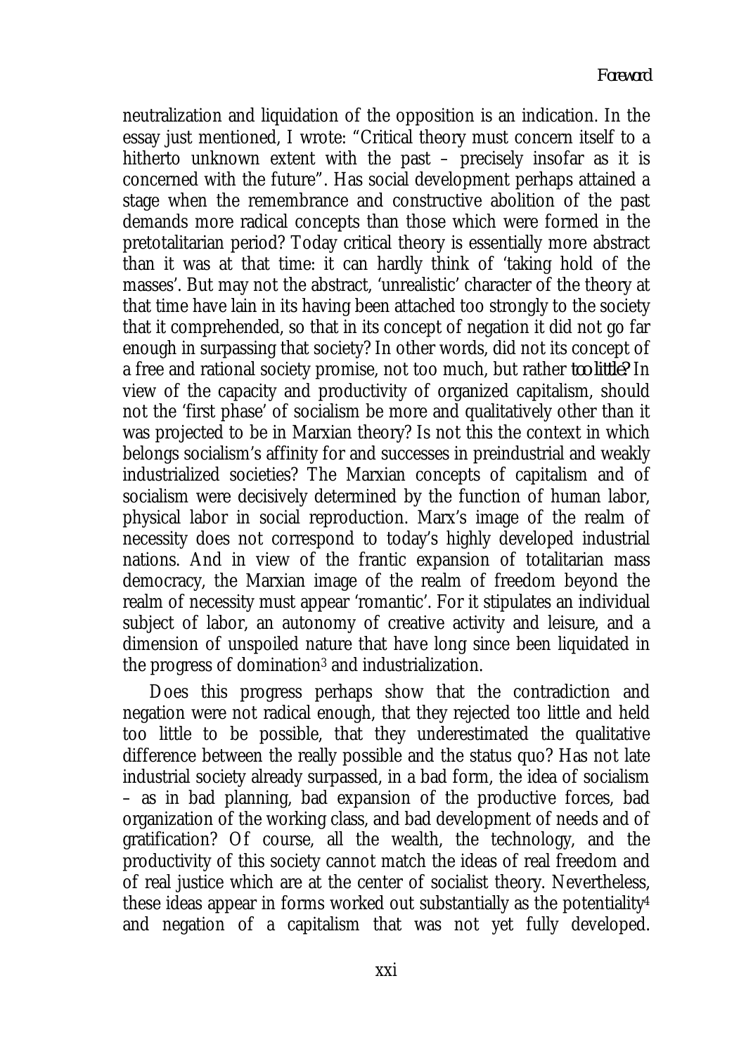neutralization and liquidation of the opposition is an indication. In the essay just mentioned, I wrote: “Critical theory must concern itself to a hitherto unknown extent with the past – precisely insofar as it is concerned with the future”. Has social development perhaps attained a stage when the remembrance and constructive abolition of the past demands more radical concepts than those which were formed in the pretotalitarian period? Today critical theory is essentially more abstract than it was at that time: it can hardly think of ‘taking hold of the masses’. But may not the abstract, ‘unrealistic’ character of the theory at that time have lain in its having been attached too strongly to the society that it comprehended, so that in its concept of negation it did not go far enough in surpassing that society? In other words, did not its concept of a free and rational society promise, not too much, but rather *too little*? In view of the capacity and productivity of organized capitalism, should not the ‘first phase’ of socialism be more and qualitatively other than it was projected to be in Marxian theory? Is not this the context in which belongs socialism’s affinity for and successes in preindustrial and weakly industrialized societies? The Marxian concepts of capitalism and of socialism were decisively determined by the function of human labor, physical labor in social reproduction. Marx’s image of the realm of necessity does not correspond to today’s highly developed industrial nations. And in view of the frantic expansion of totalitarian mass democracy, the Marxian image of the realm of freedom beyond the realm of necessity must appear ‘romantic’. For it stipulates an individual subject of labor, an autonomy of creative activity and leisure, and a dimension of unspoiled nature that have long since been liquidated in the progress of domination[3] and industrialization.

Does this progress perhaps show that the contradiction and negation were not radical enough, that they rejected too little and held too little to be possible, that they underestimated the qualitative difference between the really possible and the status quo? Has not late industrial society already surpassed, in a bad form, the idea of socialism – as in bad planning, bad expansion of the productive forces, bad organization of the working class, and bad development of needs and of gratification? Of course, all the wealth, the technology, and the productivity of this society cannot match the ideas of real freedom and of real justice which are at the center of socialist theory. Nevertheless, these ideas appear in forms worked out substantially as the potentiality[4] and negation of a capitalism that was not yet fully developed.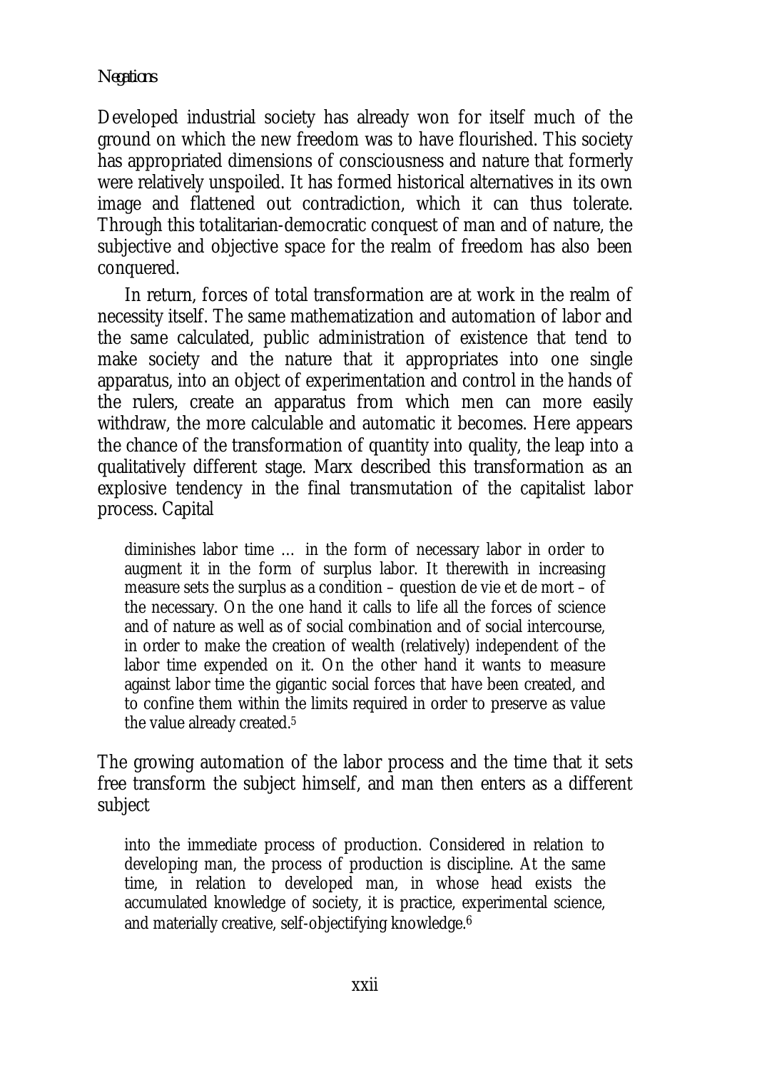Developed industrial society has already won for itself much of the ground on which the new freedom was to have flourished. This society has appropriated dimensions of consciousness and nature that formerly were relatively unspoiled. It has formed historical alternatives in its own image and flattened out contradiction, which it can thus tolerate. Through this totalitarian-democratic conquest of man and of nature, the subjective and objective space for the realm of freedom has also been conquered.

In return, forces of total transformation are at work in the realm of necessity itself. The same mathematization and automation of labor and the same calculated, public administration of existence that tend to make society and the nature that it appropriates into one single apparatus, into an object of experimentation and control in the hands of the rulers, create an apparatus from which men can more easily withdraw, the more calculable and automatic it becomes. Here appears the chance of the transformation of quantity into quality, the leap into a qualitatively different stage. Marx described this transformation as an explosive tendency in the final transmutation of the capitalist labor process. Capital

> diminishes labor time … in the form of necessary labor in order to augment it in the form of surplus labor. It therewith in increasing measure sets the surplus as a condition – question de vie et de mort – of the necessary. On the one hand it calls to life all the forces of science and of nature as well as of social combination and of social intercourse, in order to make the creation of wealth (relatively) independent of the labor time expended on it. On the other hand it wants to measure against labor time the gigantic social forces that have been created, and to confine them within the limits required in order to preserve as value the value already created.[5]

The growing automation of the labor process and the time that it sets free transform the subject himself, and man then enters as a different subject

> into the immediate process of production. Considered in relation to developing man, the process of production is discipline. At the same time, in relation to developed man, in whose head exists the accumulated knowledge of society, it is practice, experimental science, and materially creative, self-objectifying knowledge.[6]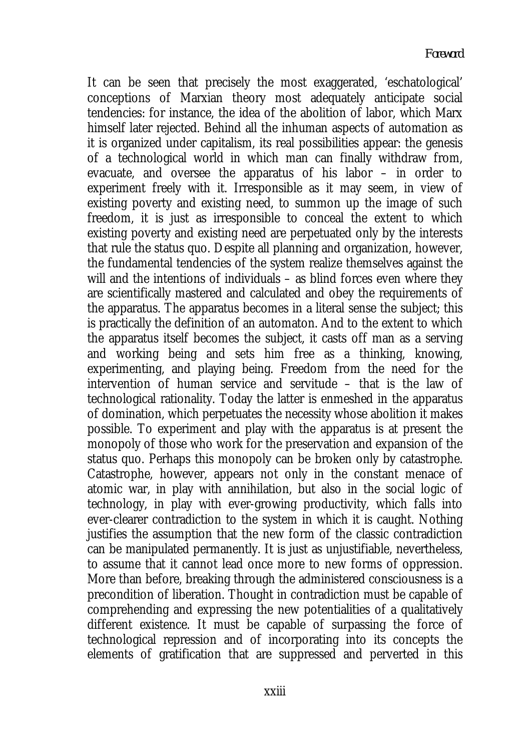It can be seen that precisely the most exaggerated, 'eschatological' conceptions of Marxian theory most adequately anticipate social tendencies: for instance, the idea of the abolition of labor, which Marx himself later rejected. Behind all the inhuman aspects of automation as it is organized under capitalism, its real possibilities appear: the genesis of a technological world in which man can finally withdraw from, evacuate, and oversee the apparatus of his labor – in order to experiment freely with it. Irresponsible as it may seem, in view of existing poverty and existing need, to summon up the image of such freedom, it is just as irresponsible to conceal the extent to which existing poverty and existing need are perpetuated only by the interests that rule the status quo. Despite all planning and organization, however, the fundamental tendencies of the system realize themselves against the will and the intentions of individuals – as blind forces even where they are scientifically mastered and calculated and obey the requirements of the apparatus. The apparatus becomes in a literal sense the subject; this is practically the definition of an automaton. And to the extent to which the apparatus itself becomes the subject, it casts off man as a serving and working being and sets him free as a thinking, knowing, experimenting, and playing being. Freedom from the need for the intervention of human service and servitude – that is the law of technological rationality. Today the latter is enmeshed in the apparatus of domination, which perpetuates the necessity whose abolition it makes possible. To experiment and play with the apparatus is at present the monopoly of those who work for the preservation and expansion of the status quo. Perhaps this monopoly can be broken only by catastrophe. Catastrophe, however, appears not only in the constant menace of atomic war, in play with annihilation, but also in the social logic of technology, in play with ever-growing productivity, which falls into ever-clearer contradiction to the system in which it is caught. Nothing justifies the assumption that the new form of the classic contradiction can be manipulated permanently. It is just as unjustifiable, nevertheless, to assume that it cannot lead once more to new forms of oppression. More than before, breaking through the administered consciousness is a precondition of liberation. Thought in contradiction must be capable of comprehending and expressing the new potentialities of a qualitatively different existence. It must be capable of surpassing the force of technological repression and of incorporating into its concepts the elements of gratification that are suppressed and perverted in this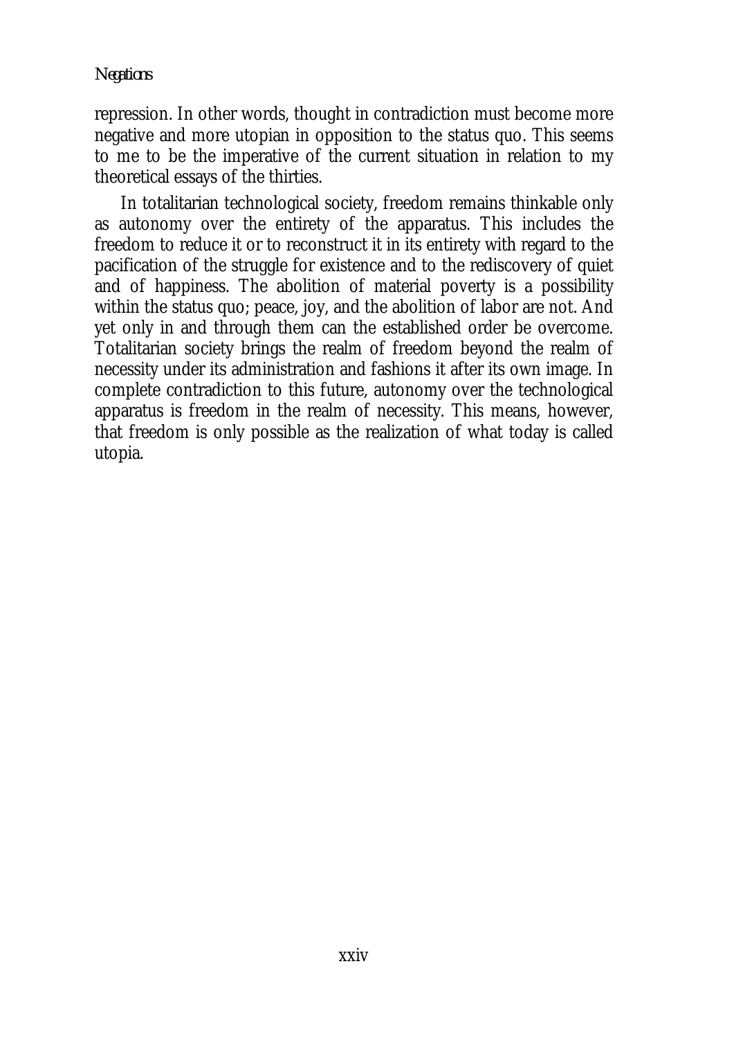repression. In other words, thought in contradiction must become more negative and more utopian in opposition to the status quo. This seems to me to be the imperative of the current situation in relation to my theoretical essays of the thirties.

In totalitarian technological society, freedom remains thinkable only as autonomy over the entirety of the apparatus. This includes the freedom to reduce it or to reconstruct it in its entirety with regard to the pacification of the struggle for existence and to the rediscovery of quiet and of happiness. The abolition of material poverty is a possibility within the status quo; peace, joy, and the abolition of labor are not. And yet only in and through them can the established order be overcome. Totalitarian society brings the realm of freedom beyond the realm of necessity under its administration and fashions it after its own image. In complete contradiction to this future, autonomy over the technological apparatus is freedom in the realm of necessity. This means, however, that freedom is only possible as the realization of what today is called utopia.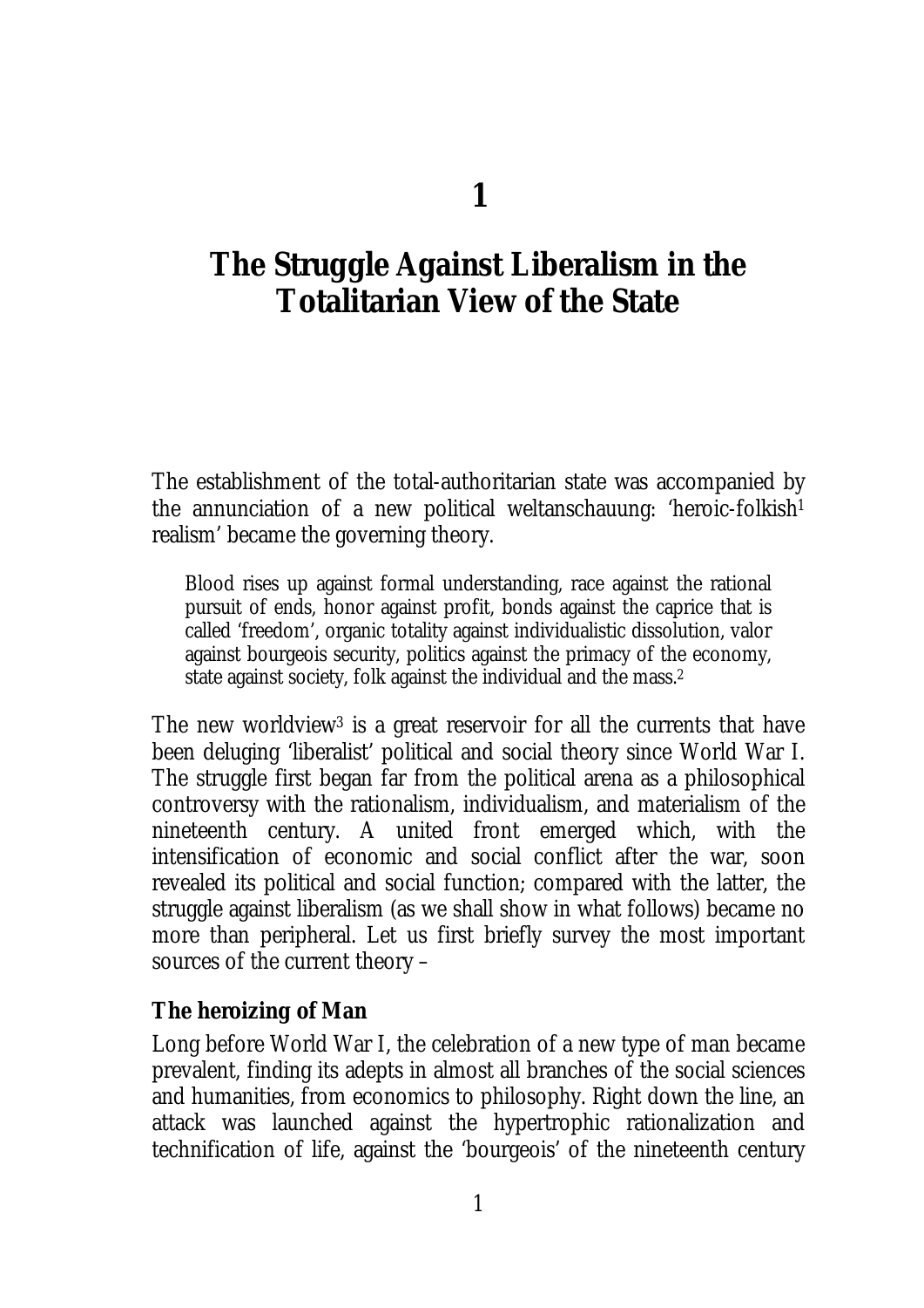# 1

# The Struggle Against Liberalism in the Totalitarian View of the State

The establishment of the total-authoritarian state was accompanied by the annunciation of a new political weltanschauung: 'heroic-folkish[1] realism' became the governing theory.

> Blood rises up against formal understanding, race against the rational pursuit of ends, honor against profit, bonds against the caprice that is called 'freedom', organic totality against individualistic dissolution, valor against bourgeois security, politics against the primacy of the economy, state against society, folk against the individual and the mass.[2]

The new worldview[3] is a great reservoir for all the currents that have been deluging 'liberalist' political and social theory since World War I. The struggle first began far from the political arena as a philosophical controversy with the rationalism, individualism, and materialism of the nineteenth century. A united front emerged which, with the intensification of economic and social conflict after the war, soon revealed its political and social function; compared with the latter, the struggle against liberalism (as we shall show in what follows) became no more than peripheral. Let us first briefly survey the most important sources of the current theory –

### The heroizing of Man

Long before World War I, the celebration of a new type of man became prevalent, finding its adepts in almost all branches of the social sciences and humanities, from economics to philosophy. Right down the line, an attack was launched against the hypertrophic rationalization and technification of life, against the 'bourgeois' of the nineteenth century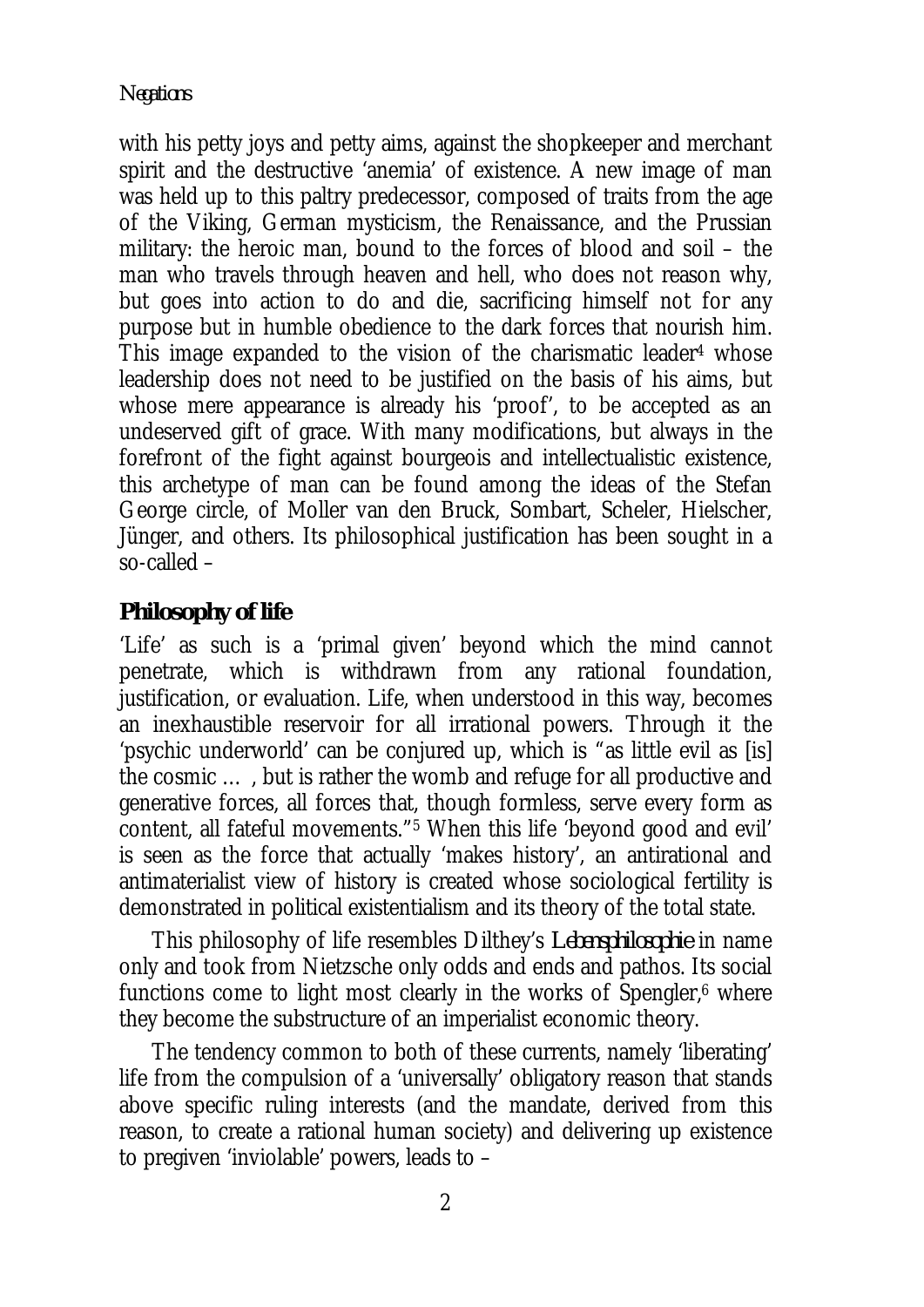with his petty joys and petty aims, against the shopkeeper and merchant spirit and the destructive 'anemia' of existence. A new image of man was held up to this paltry predecessor, composed of traits from the age of the Viking, German mysticism, the Renaissance, and the Prussian military: the heroic man, bound to the forces of blood and soil – the man who travels through heaven and hell, who does not reason why, but goes into action to do and die, sacrificing himself not for any purpose but in humble obedience to the dark forces that nourish him. This image expanded to the vision of the charismatic leader[4] whose leadership does not need to be justified on the basis of his aims, but whose mere appearance is already his 'proof', to be accepted as an undeserved gift of grace. With many modifications, but always in the forefront of the fight against bourgeois and intellectualistic existence, this archetype of man can be found among the ideas of the Stefan George circle, of Moller van den Bruck, Sombart, Scheler, Hielscher, Jünger, and others. Its philosophical justification has been sought in a so-called –

## Philosophy of life

'Life' as such is a 'primal given' beyond which the mind cannot penetrate, which is withdrawn from any rational foundation, justification, or evaluation. Life, when understood in this way, becomes an inexhaustible reservoir for all irrational powers. Through it the 'psychic underworld' can be conjured up, which is "as little evil as [is] the cosmic … , but is rather the womb and refuge for all productive and generative forces, all forces that, though formless, serve every form as content, all fateful movements."[5] When this life 'beyond good and evil' is seen as the force that actually 'makes history', an antirational and antimaterialist view of history is created whose sociological fertility is demonstrated in political existentialism and its theory of the total state.

This philosophy of life resembles Dilthey's *Lebensphilosophie* in name only and took from Nietzsche only odds and ends and pathos. Its social functions come to light most clearly in the works of Spengler,[6] where they become the substructure of an imperialist economic theory.

The tendency common to both of these currents, namely 'liberating' life from the compulsion of a 'universally' obligatory reason that stands above specific ruling interests (and the mandate, derived from this reason, to create a rational human society) and delivering up existence to pregiven 'inviolable' powers, leads to –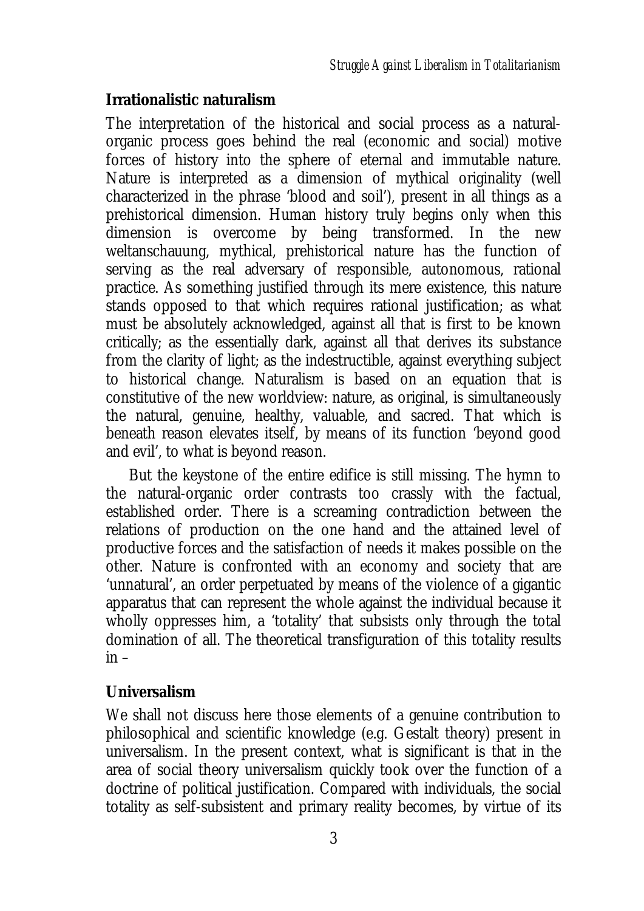### Irrationalistic naturalism

The interpretation of the historical and social process as a natural-organic process goes behind the real (economic and social) motive forces of history into the sphere of eternal and immutable nature. Nature is interpreted as a dimension of mythical originality (well characterized in the phrase 'blood and soil'), present in all things as a prehistorical dimension. Human history truly begins only when this dimension is overcome by being transformed. In the new weltanschauung, mythical, prehistorical nature has the function of serving as the real adversary of responsible, autonomous, rational practice. As something justified through its mere existence, this nature stands opposed to that which requires rational justification; as what must be absolutely acknowledged, against all that is first to be known critically; as the essentially dark, against all that derives its substance from the clarity of light; as the indestructible, against everything subject to historical change. Naturalism is based on an equation that is constitutive of the new worldview: nature, as original, is simultaneously the natural, genuine, healthy, valuable, and sacred. That which is beneath reason elevates itself, by means of its function 'beyond good and evil', to what is beyond reason.

But the keystone of the entire edifice is still missing. The hymn to the natural-organic order contrasts too crassly with the factual, established order. There is a screaming contradiction between the relations of production on the one hand and the attained level of productive forces and the satisfaction of needs it makes possible on the other. Nature is confronted with an economy and society that are 'unnatural', an order perpetuated by means of the violence of a gigantic apparatus that can represent the whole against the individual because it wholly oppresses him, a 'totality' that subsists only through the total domination of all. The theoretical transfiguration of this totality results in –

### Universalism

We shall not discuss here those elements of a genuine contribution to philosophical and scientific knowledge (e.g. Gestalt theory) present in universalism. In the present context, what is significant is that in the area of social theory universalism quickly took over the function of a doctrine of political justification. Compared with individuals, the social totality as self-subsistent and primary reality becomes, by virtue of its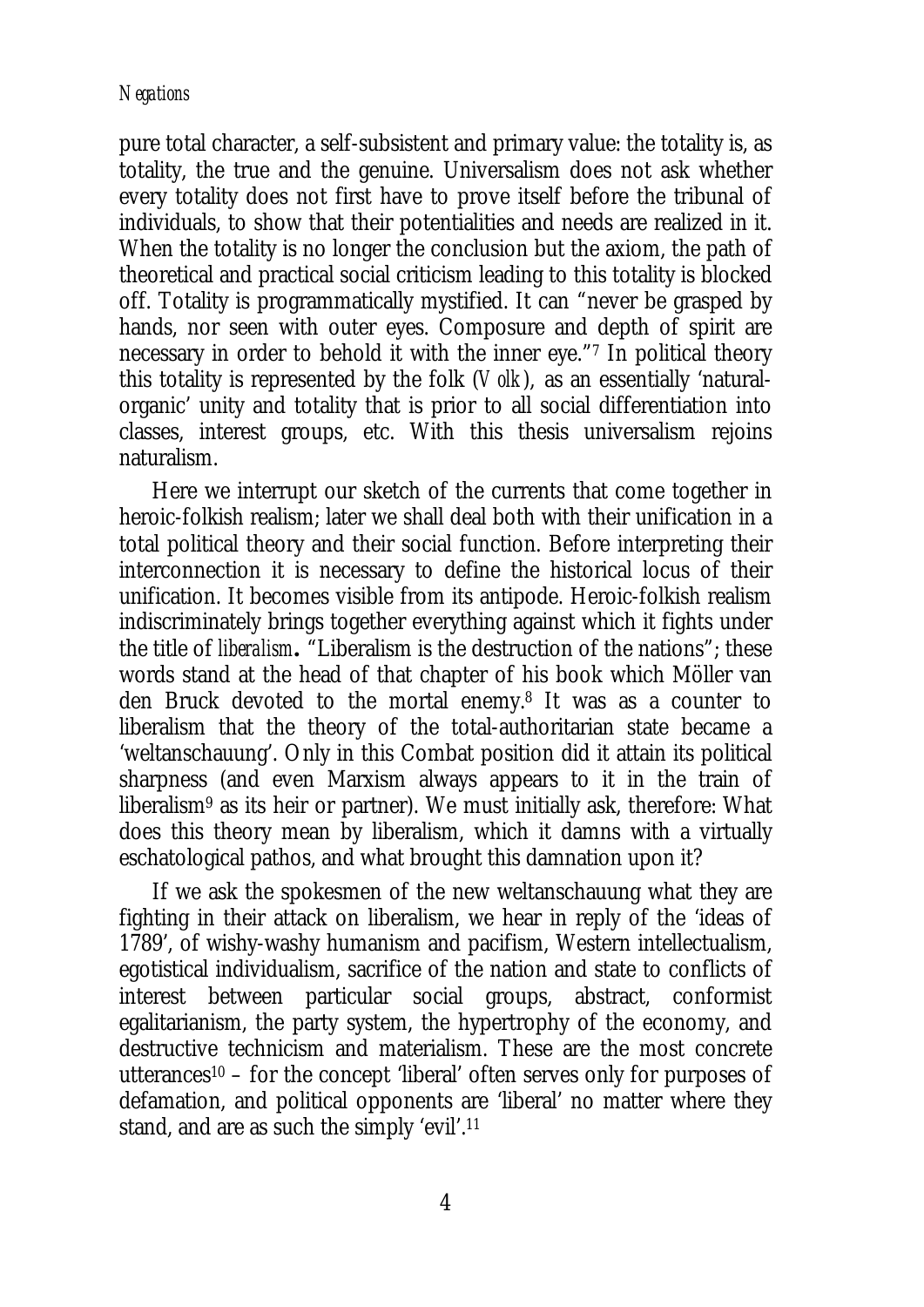pure total character, a self-subsistent and primary value: the totality is, as totality, the true and the genuine. Universalism does not ask whether every totality does not first have to prove itself before the tribunal of individuals, to show that their potentialities and needs are realized in it. When the totality is no longer the conclusion but the axiom, the path of theoretical and practical social criticism leading to this totality is blocked off. Totality is programmatically mystified. It can "never be grasped by hands, nor seen with outer eyes. Composure and depth of spirit are necessary in order to behold it with the inner eye."[7] In political theory this totality is represented by the folk (*Volk*), as an essentially 'natural-organic' unity and totality that is prior to all social differentiation into classes, interest groups, etc. With this thesis universalism rejoins naturalism.

Here we interrupt our sketch of the currents that come together in heroic-folkish realism; later we shall deal both with their unification in a total political theory and their social function. Before interpreting their interconnection it is necessary to define the historical locus of their unification. It becomes visible from its antipode. Heroic-folkish realism indiscriminately brings together everything against which it fights under the title of *liberalism*. "Liberalism is the destruction of the nations"; these words stand at the head of that chapter of his book which Möller van den Bruck devoted to the mortal enemy.[8] It was as a counter to liberalism that the theory of the total-authoritarian state became a 'weltanschauung'. Only in this Combat position did it attain its political sharpness (and even Marxism always appears to it in the train of liberalism[9] as its heir or partner). We must initially ask, therefore: What does this theory mean by liberalism, which it damns with a virtually eschatological pathos, and what brought this damnation upon it?

If we ask the spokesmen of the new weltanschauung what they are fighting in their attack on liberalism, we hear in reply of the 'ideas of 1789', of wishy-washy humanism and pacifism, Western intellectualism, egotistical individualism, sacrifice of the nation and state to conflicts of interest between particular social groups, abstract, conformist egalitarianism, the party system, the hypertrophy of the economy, and destructive technicism and materialism. These are the most concrete utterances[10] – for the concept 'liberal' often serves only for purposes of defamation, and political opponents are 'liberal' no matter where they stand, and are as such the simply 'evil'.[11]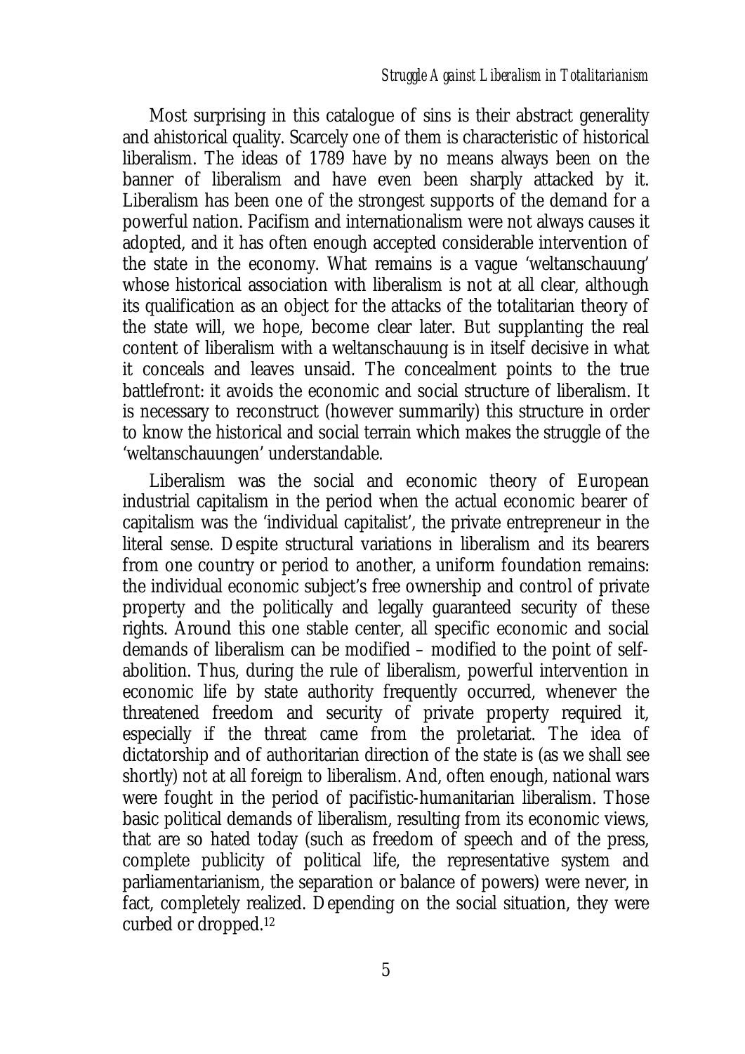Most surprising in this catalogue of sins is their abstract generality and ahistorical quality. Scarcely one of them is characteristic of historical liberalism. The ideas of 1789 have by no means always been on the banner of liberalism and have even been sharply attacked by it. Liberalism has been one of the strongest supports of the demand for a powerful nation. Pacifism and internationalism were not always causes it adopted, and it has often enough accepted considerable intervention of the state in the economy. What remains is a vague 'weltanschauung' whose historical association with liberalism is not at all clear, although its qualification as an object for the attacks of the totalitarian theory of the state will, we hope, become clear later. But supplanting the real content of liberalism with a weltanschauung is in itself decisive in what it conceals and leaves unsaid. The concealment points to the true battlefront: it avoids the economic and social structure of liberalism. It is necessary to reconstruct (however summarily) this structure in order to know the historical and social terrain which makes the struggle of the 'weltanschauungen' understandable.

Liberalism was the social and economic theory of European industrial capitalism in the period when the actual economic bearer of capitalism was the 'individual capitalist', the private entrepreneur in the literal sense. Despite structural variations in liberalism and its bearers from one country or period to another, a uniform foundation remains: the individual economic subject's free ownership and control of private property and the politically and legally guaranteed security of these rights. Around this one stable center, all specific economic and social demands of liberalism can be modified – modified to the point of self-abolition. Thus, during the rule of liberalism, powerful intervention in economic life by state authority frequently occurred, whenever the threatened freedom and security of private property required it, especially if the threat came from the proletariat. The idea of dictatorship and of authoritarian direction of the state is (as we shall see shortly) not at all foreign to liberalism. And, often enough, national wars were fought in the period of pacifistic-humanitarian liberalism. Those basic political demands of liberalism, resulting from its economic views, that are so hated today (such as freedom of speech and of the press, complete publicity of political life, the representative system and parliamentarianism, the separation or balance of powers) were never, in fact, completely realized. Depending on the social situation, they were curbed or dropped.[12]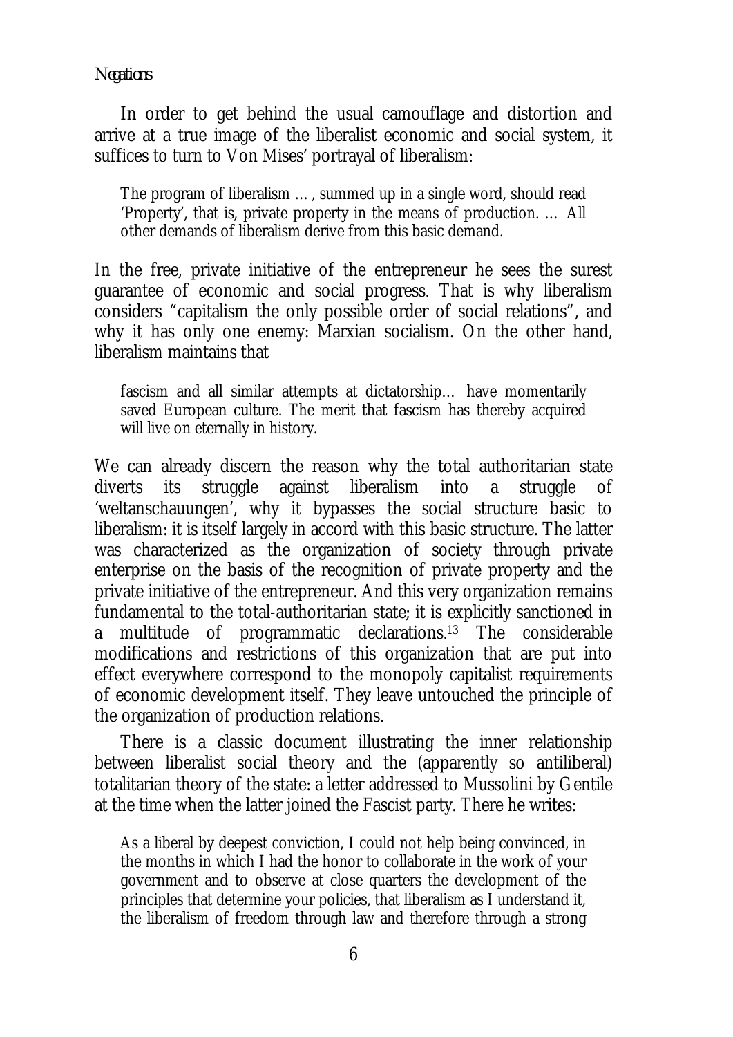In order to get behind the usual camouflage and distortion and arrive at a true image of the liberalist economic and social system, it suffices to turn to Von Mises' portrayal of liberalism:

> The program of liberalism …, summed up in a single word, should read 'Property', that is, private property in the means of production. … All other demands of liberalism derive from this basic demand.

In the free, private initiative of the entrepreneur he sees the surest guarantee of economic and social progress. That is why liberalism considers "capitalism the only possible order of social relations", and why it has only one enemy: Marxian socialism. On the other hand, liberalism maintains that

> fascism and all similar attempts at dictatorship… have momentarily saved European culture. The merit that fascism has thereby acquired will live on eternally in history.

We can already discern the reason why the total authoritarian state diverts its struggle against liberalism into a struggle of 'weltanschauungen', why it bypasses the social structure basic to liberalism: it is itself largely in accord with this basic structure. The latter was characterized as the organization of society through private enterprise on the basis of the recognition of private property and the private initiative of the entrepreneur. And this very organization remains fundamental to the total-authoritarian state; it is explicitly sanctioned in a multitude of programmatic declarations.[13] The considerable modifications and restrictions of this organization that are put into effect everywhere correspond to the monopoly capitalist requirements of economic development itself. They leave untouched the principle of the organization of production relations.

There is a classic document illustrating the inner relationship between liberalist social theory and the (apparently so antiliberal) totalitarian theory of the state: a letter addressed to Mussolini by Gentile at the time when the latter joined the Fascist party. There he writes:

> As a liberal by deepest conviction, I could not help being convinced, in the months in which I had the honor to collaborate in the work of your government and to observe at close quarters the development of the principles that determine your policies, that liberalism as I understand it, the liberalism of freedom through law and therefore through a strong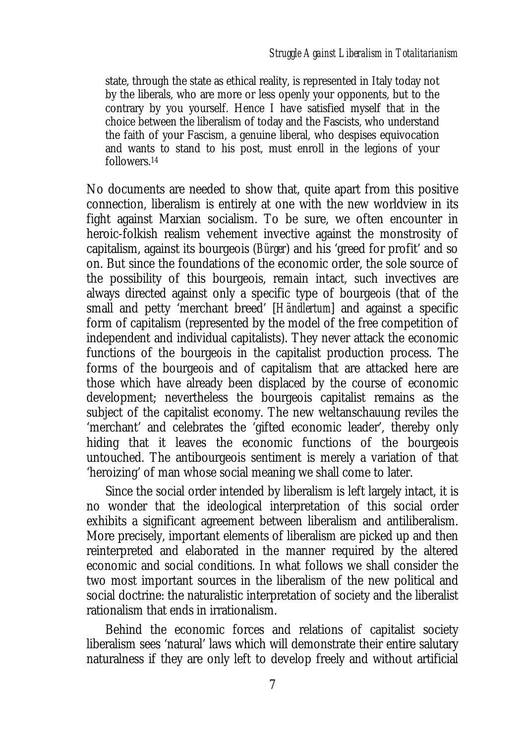> state, through the state as ethical reality, is represented in Italy today not by the liberals, who are more or less openly your opponents, but to the contrary by you yourself. Hence I have satisfied myself that in the choice between the liberalism of today and the Fascists, who understand the faith of your Fascism, a genuine liberal, who despises equivocation and wants to stand to his post, must enroll in the legions of your followers.[14]

No documents are needed to show that, quite apart from this positive connection, liberalism is entirely at one with the new worldview in its fight against Marxian socialism. To be sure, we often encounter in heroic-folkish realism vehement invective against the monstrosity of capitalism, against its bourgeois (*Bürger*) and his 'greed for profit' and so on. But since the foundations of the economic order, the sole source of the possibility of this bourgeois, remain intact, such invectives are always directed against only a specific type of bourgeois (that of the small and petty 'merchant breed' [*Händlertum*] and against a specific form of capitalism (represented by the model of the free competition of independent and individual capitalists). They never attack the economic functions of the bourgeois in the capitalist production process. The forms of the bourgeois and of capitalism that are attacked here are those which have already been displaced by the course of economic development; nevertheless the bourgeois capitalist remains as the subject of the capitalist economy. The new weltanschauung reviles the 'merchant' and celebrates the 'gifted economic leader', thereby only hiding that it leaves the economic functions of the bourgeois untouched. The antibourgeois sentiment is merely a variation of that 'heroizing' of man whose social meaning we shall come to later.

Since the social order intended by liberalism is left largely intact, it is no wonder that the ideological interpretation of this social order exhibits a significant agreement between liberalism and antiliberalism. More precisely, important elements of liberalism are picked up and then reinterpreted and elaborated in the manner required by the altered economic and social conditions. In what follows we shall consider the two most important sources in the liberalism of the new political and social doctrine: the naturalistic interpretation of society and the liberalist rationalism that ends in irrationalism.

Behind the economic forces and relations of capitalist society liberalism sees 'natural' laws which will demonstrate their entire salutary naturalness if they are only left to develop freely and without artificial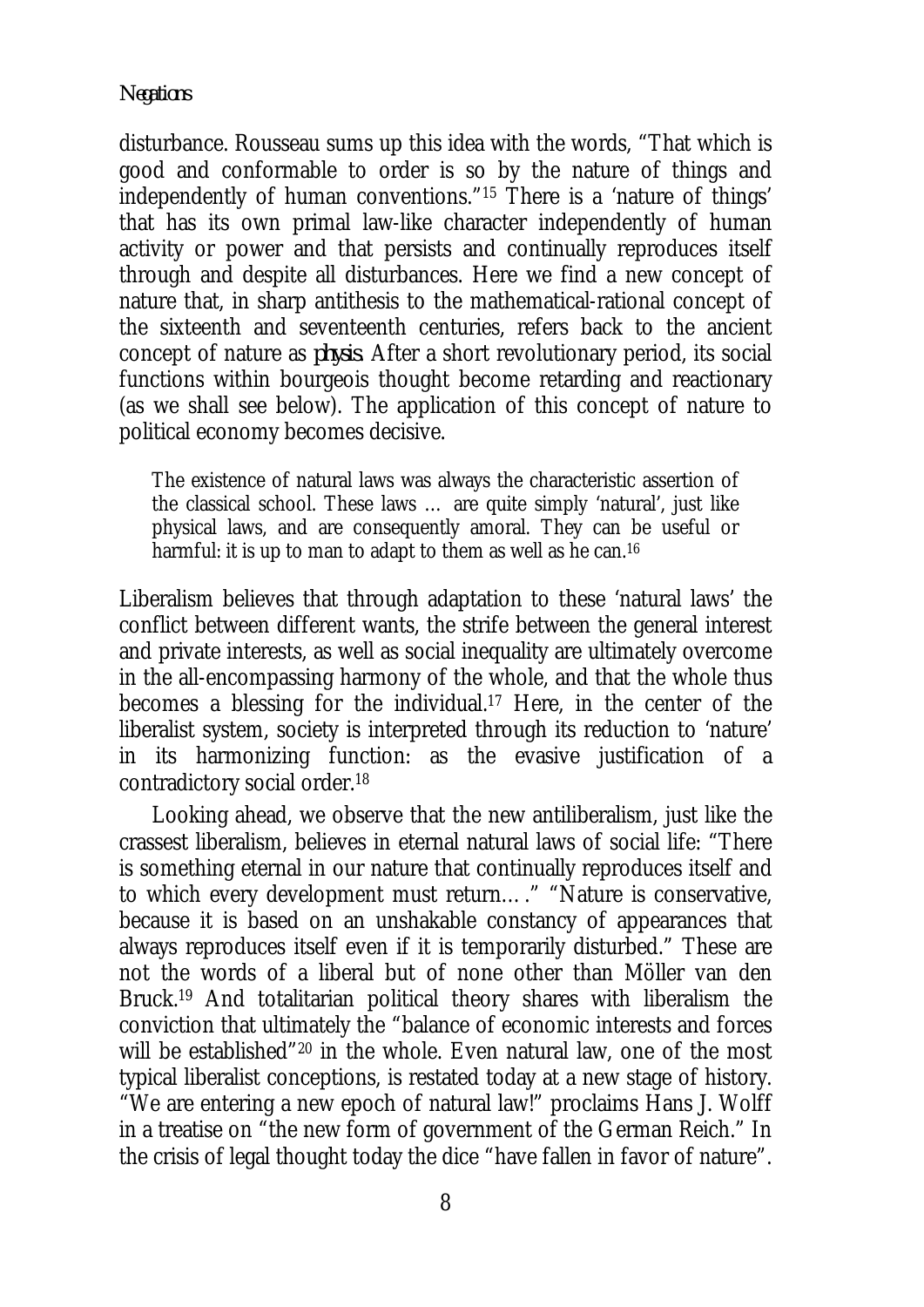disturbance. Rousseau sums up this idea with the words, "That which is good and conformable to order is so by the nature of things and independently of human conventions."[15] There is a 'nature of things' that has its own primal law-like character independently of human activity or power and that persists and continually reproduces itself through and despite all disturbances. Here we find a new concept of nature that, in sharp antithesis to the mathematical-rational concept of the sixteenth and seventeenth centuries, refers back to the ancient concept of nature as *physis*. After a short revolutionary period, its social functions within bourgeois thought become retarding and reactionary (as we shall see below). The application of this concept of nature to political economy becomes decisive.

> The existence of natural laws was always the characteristic assertion of the classical school. These laws … are quite simply 'natural', just like physical laws, and are consequently amoral. They can be useful or harmful: it is up to man to adapt to them as well as he can.[16]

Liberalism believes that through adaptation to these 'natural laws' the conflict between different wants, the strife between the general interest and private interests, as well as social inequality are ultimately overcome in the all-encompassing harmony of the whole, and that the whole thus becomes a blessing for the individual.[17] Here, in the center of the liberalist system, society is interpreted through its reduction to 'nature' in its harmonizing function: as the evasive justification of a contradictory social order.[18]

Looking ahead, we observe that the new antiliberalism, just like the crassest liberalism, believes in eternal natural laws of social life: "There is something eternal in our nature that continually reproduces itself and to which every development must return…." "Nature is conservative, because it is based on an unshakable constancy of appearances that always reproduces itself even if it is temporarily disturbed." These are not the words of a liberal but of none other than Möller van den Bruck.[19] And totalitarian political theory shares with liberalism the conviction that ultimately the "balance of economic interests and forces will be established"[20] in the whole. Even natural law, one of the most typical liberalist conceptions, is restated today at a new stage of history. "We are entering a new epoch of natural law!" proclaims Hans J. Wolff in a treatise on "the new form of government of the German Reich." In the crisis of legal thought today the dice "have fallen in favor of nature".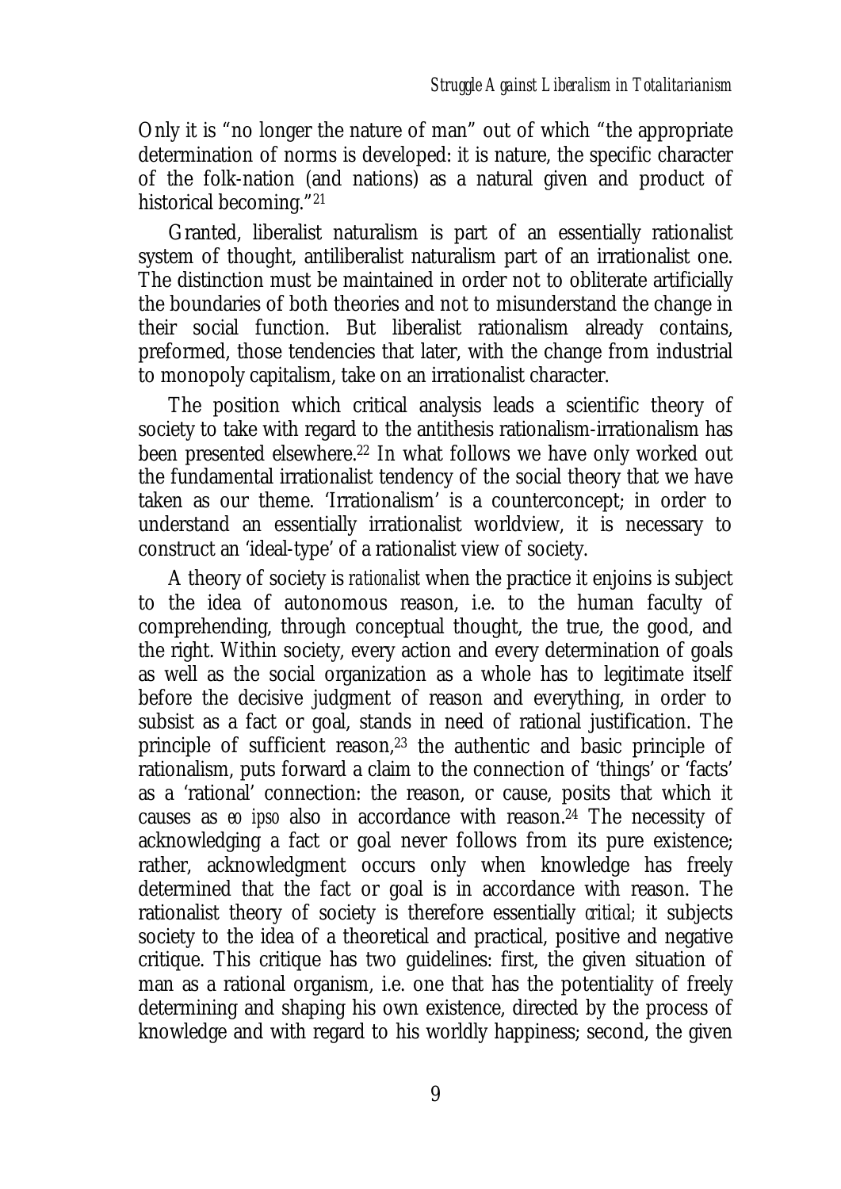Only it is “no longer the nature of man” out of which “the appropriate determination of norms is developed: it is nature, the specific character of the folk-nation (and nations) as a natural given and product of historical becoming.”[21]

Granted, liberalist naturalism is part of an essentially rationalist system of thought, antiliberalist naturalism part of an irrationalist one. The distinction must be maintained in order not to obliterate artificially the boundaries of both theories and not to misunderstand the change in their social function. But liberalist rationalism already contains, preformed, those tendencies that later, with the change from industrial to monopoly capitalism, take on an irrationalist character.

The position which critical analysis leads a scientific theory of society to take with regard to the antithesis rationalism-irrationalism has been presented elsewhere.[22] In what follows we have only worked out the fundamental irrationalist tendency of the social theory that we have taken as our theme. ‘Irrationalism’ is a counterconcept; in order to understand an essentially irrationalist worldview, it is necessary to construct an ‘ideal-type’ of a rationalist view of society.

A theory of society is *rationalist* when the practice it enjoins is subject to the idea of autonomous reason, i.e. to the human faculty of comprehending, through conceptual thought, the true, the good, and the right. Within society, every action and every determination of goals as well as the social organization as a whole has to legitimate itself before the decisive judgment of reason and everything, in order to subsist as a fact or goal, stands in need of rational justification. The principle of sufficient reason,[23] the authentic and basic principle of rationalism, puts forward a claim to the connection of ‘things’ or ‘facts’ as a ‘rational’ connection: the reason, or cause, posits that which it causes as *eo ipso* also in accordance with reason.[24] The necessity of acknowledging a fact or goal never follows from its pure existence; rather, acknowledgment occurs only when knowledge has freely determined that the fact or goal is in accordance with reason. The rationalist theory of society is therefore essentially *critical;* it subjects society to the idea of a theoretical and practical, positive and negative critique. This critique has two guidelines: first, the given situation of man as a rational organism, i.e. one that has the potentiality of freely determining and shaping his own existence, directed by the process of knowledge and with regard to his worldly happiness; second, the given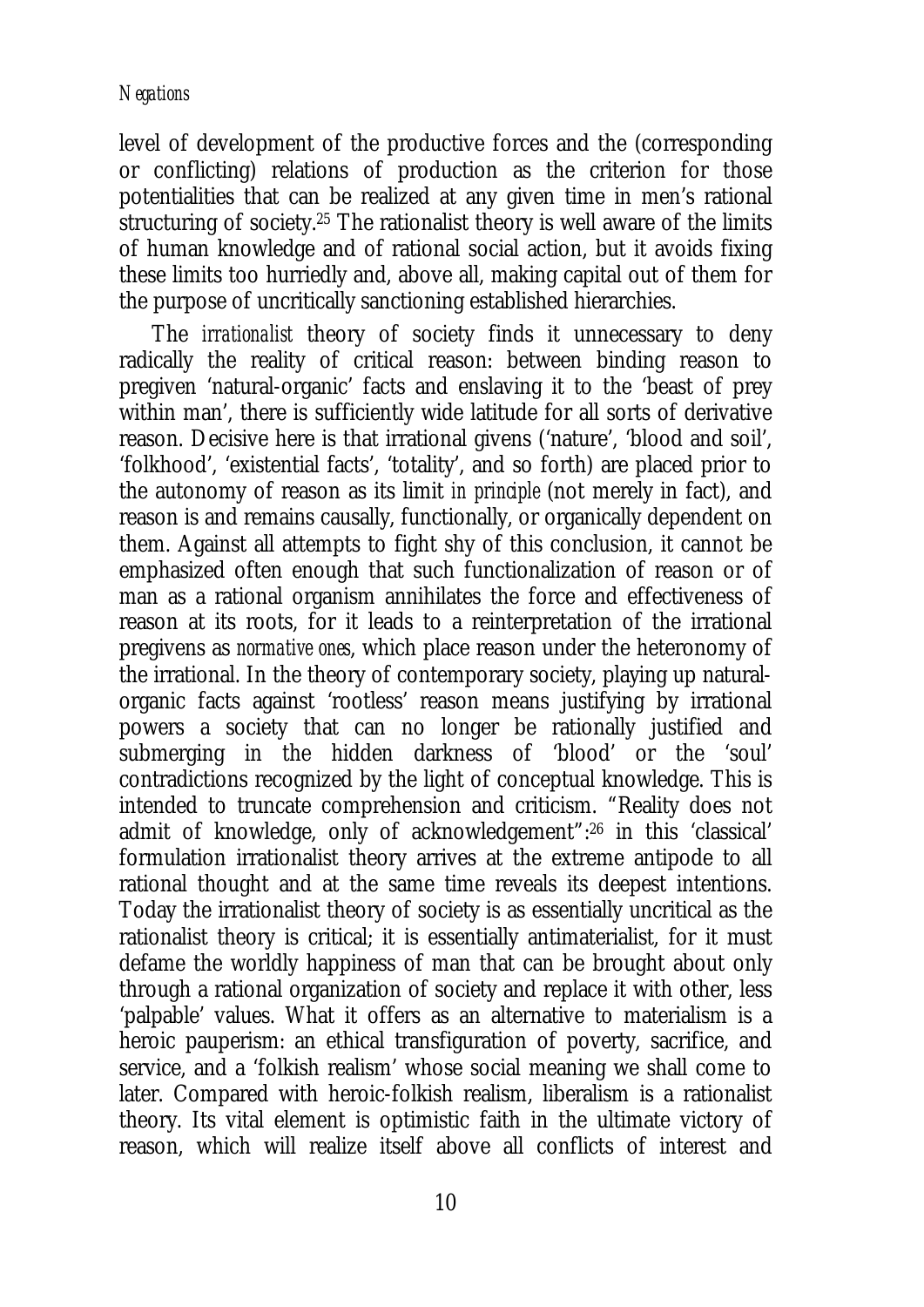level of development of the productive forces and the (corresponding or conflicting) relations of production as the criterion for those potentialities that can be realized at any given time in men's rational structuring of society.[25] The rationalist theory is well aware of the limits of human knowledge and of rational social action, but it avoids fixing these limits too hurriedly and, above all, making capital out of them for the purpose of uncritically sanctioning established hierarchies.

The *irrationalist* theory of society finds it unnecessary to deny radically the reality of critical reason: between binding reason to pregiven 'natural-organic' facts and enslaving it to the 'beast of prey within man', there is sufficiently wide latitude for all sorts of derivative reason. Decisive here is that irrational givens ('nature', 'blood and soil', 'folkhood', 'existential facts', 'totality', and so forth) are placed prior to the autonomy of reason as its limit *in principle* (not merely in fact), and reason is and remains causally, functionally, or organically dependent on them. Against all attempts to fight shy of this conclusion, it cannot be emphasized often enough that such functionalization of reason or of man as a rational organism annihilates the force and effectiveness of reason at its roots, for it leads to a reinterpretation of the irrational pregivens as *normative ones*, which place reason under the heteronomy of the irrational. In the theory of contemporary society, playing up natural-organic facts against 'rootless' reason means justifying by irrational powers a society that can no longer be rationally justified and submerging in the hidden darkness of 'blood' or the 'soul' contradictions recognized by the light of conceptual knowledge. This is intended to truncate comprehension and criticism. "Reality does not admit of knowledge, only of acknowledgement":[26] in this 'classical' formulation irrationalist theory arrives at the extreme antipode to all rational thought and at the same time reveals its deepest intentions. Today the irrationalist theory of society is as essentially uncritical as the rationalist theory is critical; it is essentially antimaterialist, for it must defame the worldly happiness of man that can be brought about only through a rational organization of society and replace it with other, less 'palpable' values. What it offers as an alternative to materialism is a heroic pauperism: an ethical transfiguration of poverty, sacrifice, and service, and a 'folkish realism' whose social meaning we shall come to later. Compared with heroic-folkish realism, liberalism is a rationalist theory. Its vital element is optimistic faith in the ultimate victory of reason, which will realize itself above all conflicts of interest and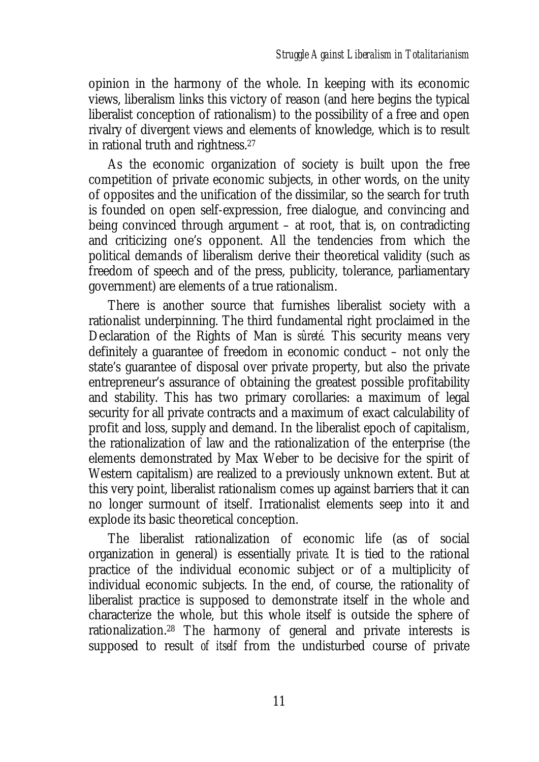opinion in the harmony of the whole. In keeping with its economic views, liberalism links this victory of reason (and here begins the typical liberalist conception of rationalism) to the possibility of a free and open rivalry of divergent views and elements of knowledge, which is to result in rational truth and rightness.[27]

As the economic organization of society is built upon the free competition of private economic subjects, in other words, on the unity of opposites and the unification of the dissimilar, so the search for truth is founded on open self-expression, free dialogue, and convincing and being convinced through argument – at root, that is, on contradicting and criticizing one's opponent. All the tendencies from which the political demands of liberalism derive their theoretical validity (such as freedom of speech and of the press, publicity, tolerance, parliamentary government) are elements of a true rationalism.

There is another source that furnishes liberalist society with a rationalist underpinning. The third fundamental right proclaimed in the Declaration of the Rights of Man is *sûreté*. This security means very definitely a guarantee of freedom in economic conduct – not only the state's guarantee of disposal over private property, but also the private entrepreneur's assurance of obtaining the greatest possible profitability and stability. This has two primary corollaries: a maximum of legal security for all private contracts and a maximum of exact calculability of profit and loss, supply and demand. In the liberalist epoch of capitalism, the rationalization of law and the rationalization of the enterprise (the elements demonstrated by Max Weber to be decisive for the spirit of Western capitalism) are realized to a previously unknown extent. But at this very point, liberalist rationalism comes up against barriers that it can no longer surmount of itself. Irrationalist elements seep into it and explode its basic theoretical conception.

The liberalist rationalization of economic life (as of social organization in general) is essentially *private*. It is tied to the rational practice of the individual economic subject or of a multiplicity of individual economic subjects. In the end, of course, the rationality of liberalist practice is supposed to demonstrate itself in the whole and characterize the whole, but this whole itself is outside the sphere of rationalization.[28] The harmony of general and private interests is supposed to result *of itself* from the undisturbed course of private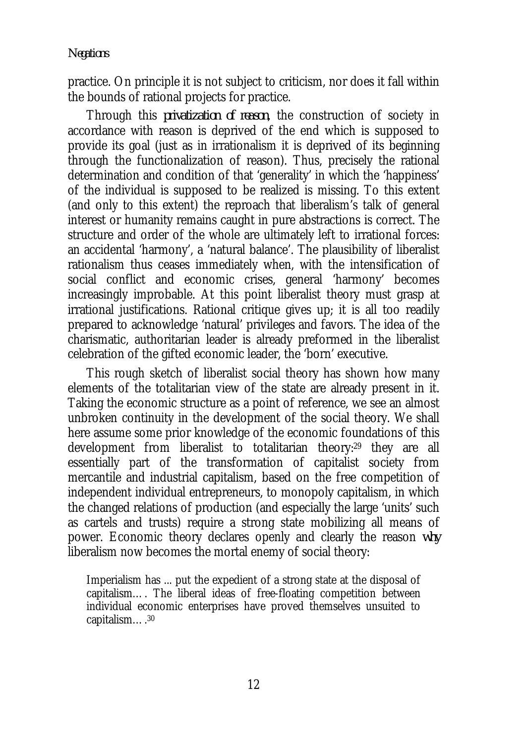practice. On principle it is not subject to criticism, nor does it fall within the bounds of rational projects for practice.

Through this *privatization of reason*, the construction of society in accordance with reason is deprived of the end which is supposed to provide its goal (just as in irrationalism it is deprived of its beginning through the functionalization of reason). Thus, precisely the rational determination and condition of that 'generality' in which the 'happiness' of the individual is supposed to be realized is missing. To this extent (and only to this extent) the reproach that liberalism's talk of general interest or humanity remains caught in pure abstractions is correct. The structure and order of the whole are ultimately left to irrational forces: an accidental 'harmony', a 'natural balance'. The plausibility of liberalist rationalism thus ceases immediately when, with the intensification of social conflict and economic crises, general 'harmony' becomes increasingly improbable. At this point liberalist theory must grasp at irrational justifications. Rational critique gives up; it is all too readily prepared to acknowledge 'natural' privileges and favors. The idea of the charismatic, authoritarian leader is already preformed in the liberalist celebration of the gifted economic leader, the 'born' executive.

This rough sketch of liberalist social theory has shown how many elements of the totalitarian view of the state are already present in it. Taking the economic structure as a point of reference, we see an almost unbroken continuity in the development of the social theory. We shall here assume some prior knowledge of the economic foundations of this development from liberalist to totalitarian theory:[29] they are all essentially part of the transformation of capitalist society from mercantile and industrial capitalism, based on the free competition of independent individual entrepreneurs, to monopoly capitalism, in which the changed relations of production (and especially the large 'units' such as cartels and trusts) require a strong state mobilizing all means of power. Economic theory declares openly and clearly the reason *why* liberalism now becomes the mortal enemy of social theory:

> Imperialism has ... put the expedient of a strong state at the disposal of capitalism.... The liberal ideas of free-floating competition between individual economic enterprises have proved themselves unsuited to capitalism....[30]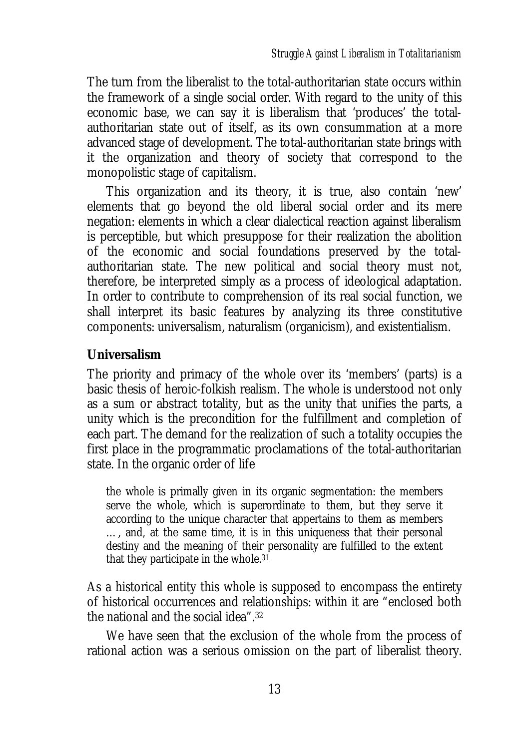The turn from the liberalist to the total-authoritarian state occurs within the framework of a single social order. With regard to the unity of this economic base, we can say it is liberalism that 'produces' the total-authoritarian state out of itself, as its own consummation at a more advanced stage of development. The total-authoritarian state brings with it the organization and theory of society that correspond to the monopolistic stage of capitalism.

This organization and its theory, it is true, also contain 'new' elements that go beyond the old liberal social order and its mere negation: elements in which a clear dialectical reaction against liberalism is perceptible, but which presuppose for their realization the abolition of the economic and social foundations preserved by the total-authoritarian state. The new political and social theory must not, therefore, be interpreted simply as a process of ideological adaptation. In order to contribute to comprehension of its real social function, we shall interpret its basic features by analyzing its three constitutive components: universalism, naturalism (organicism), and existentialism.

## Universalism

The priority and primacy of the whole over its 'members' (parts) is a basic thesis of heroic-folkish realism. The whole is understood not only as a sum or abstract totality, but as the unity that unifies the parts, a unity which is the precondition for the fulfillment and completion of each part. The demand for the realization of such a totality occupies the first place in the programmatic proclamations of the total-authoritarian state. In the organic order of life

> the whole is primally given in its organic segmentation: the members serve the whole, which is superordinate to them, but they serve it according to the unique character that appertains to them as members …, and, at the same time, it is in this uniqueness that their personal destiny and the meaning of their personality are fulfilled to the extent that they participate in the whole.[31]

As a historical entity this whole is supposed to encompass the entirety of historical occurrences and relationships: within it are "enclosed both the national and the social idea".[32]

We have seen that the exclusion of the whole from the process of rational action was a serious omission on the part of liberalist theory.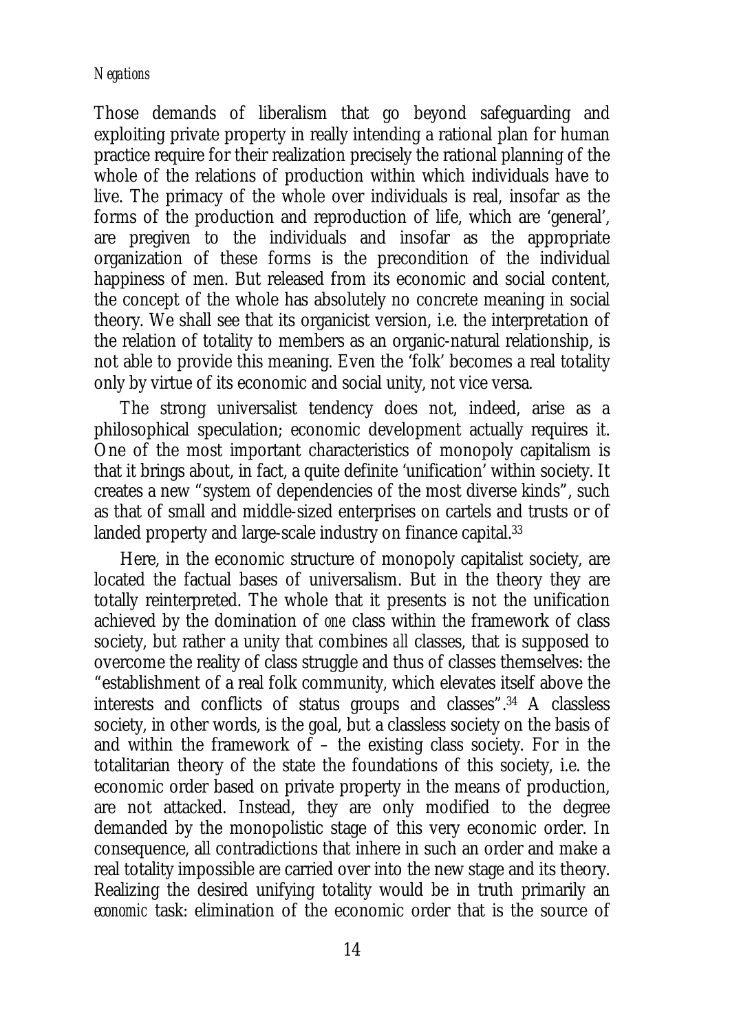Those demands of liberalism that go beyond safeguarding and exploiting private property in really intending a rational plan for human practice require for their realization precisely the rational planning of the whole of the relations of production within which individuals have to live. The primacy of the whole over individuals is real, insofar as the forms of the production and reproduction of life, which are 'general', are pregiven to the individuals and insofar as the appropriate organization of these forms is the precondition of the individual happiness of men. But released from its economic and social content, the concept of the whole has absolutely no concrete meaning in social theory. We shall see that its organicist version, i.e. the interpretation of the relation of totality to members as an organic-natural relationship, is not able to provide this meaning. Even the 'folk' becomes a real totality only by virtue of its economic and social unity, not vice versa.

The strong universalist tendency does not, indeed, arise as a philosophical speculation; economic development actually requires it. One of the most important characteristics of monopoly capitalism is that it brings about, in fact, a quite definite 'unification' within society. It creates a new "system of dependencies of the most diverse kinds", such as that of small and middle-sized enterprises on cartels and trusts or of landed property and large-scale industry on finance capital.[33]

Here, in the economic structure of monopoly capitalist society, are located the factual bases of universalism. But in the theory they are totally reinterpreted. The whole that it presents is not the unification achieved by the domination of *one* class within the framework of class society, but rather a unity that combines *all* classes, that is supposed to overcome the reality of class struggle and thus of classes themselves: the "establishment of a real folk community, which elevates itself above the interests and conflicts of status groups and classes".[34] A classless society, in other words, is the goal, but a classless society on the basis of and within the framework of – the existing class society. For in the totalitarian theory of the state the foundations of this society, i.e. the economic order based on private property in the means of production, are not attacked. Instead, they are only modified to the degree demanded by the monopolistic stage of this very economic order. In consequence, all contradictions that inhere in such an order and make a real totality impossible are carried over into the new stage and its theory. Realizing the desired unifying totality would be in truth primarily an *economic* task: elimination of the economic order that is the source of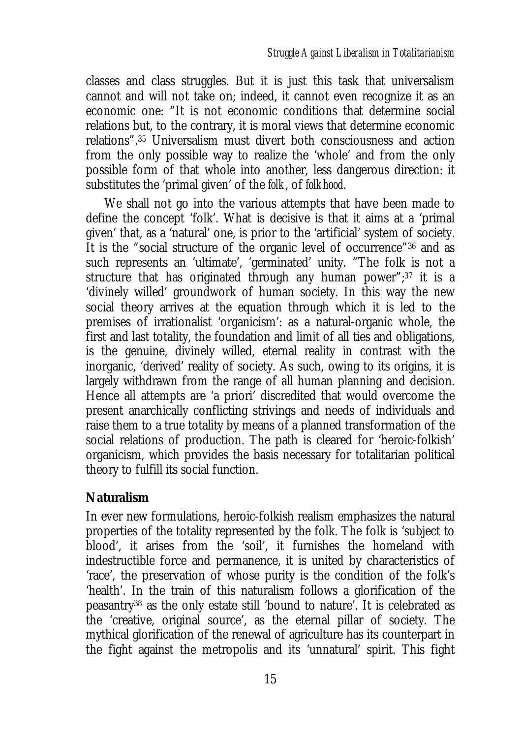classes and class struggles. But it is just this task that universalism cannot and will not take on; indeed, it cannot even recognize it as an economic one: "It is not economic conditions that determine social relations but, to the contrary, it is moral views that determine economic relations".[35] Universalism must divert both consciousness and action from the only possible way to realize the 'whole' and from the only possible form of that whole into another, less dangerous direction: it substitutes the 'primal given' of the *folk*, of *folkhood*.

We shall not go into the various attempts that have been made to define the concept 'folk'. What is decisive is that it aims at a 'primal given' that, as a 'natural' one, is prior to the 'artificial' system of society. It is the "social structure of the organic level of occurrence"[36] and as such represents an 'ultimate', 'germinated' unity. "The folk is not a structure that has originated through any human power";[37] it is a 'divinely willed' groundwork of human society. In this way the new social theory arrives at the equation through which it is led to the premises of irrationalist 'organicism': as a natural-organic whole, the first and last totality, the foundation and limit of all ties and obligations, is the genuine, divinely willed, eternal reality in contrast with the inorganic, 'derived' reality of society. As such, owing to its origins, it is largely withdrawn from the range of all human planning and decision. Hence all attempts are 'a priori' discredited that would overcome the present anarchically conflicting strivings and needs of individuals and raise them to a true totality by means of a planned transformation of the social relations of production. The path is cleared for 'heroic-folkish' organicism, which provides the basis necessary for totalitarian political theory to fulfill its social function.

## Naturalism

In ever new formulations, heroic-folkish realism emphasizes the natural properties of the totality represented by the folk. The folk is 'subject to blood', it arises from the 'soil', it furnishes the homeland with indestructible force and permanence, it is united by characteristics of 'race', the preservation of whose purity is the condition of the folk's 'health'. In the train of this naturalism follows a glorification of the peasantry[38] as the only estate still 'bound to nature'. It is celebrated as the 'creative, original source', as the eternal pillar of society. The mythical glorification of the renewal of agriculture has its counterpart in the fight against the metropolis and its 'unnatural' spirit. This fight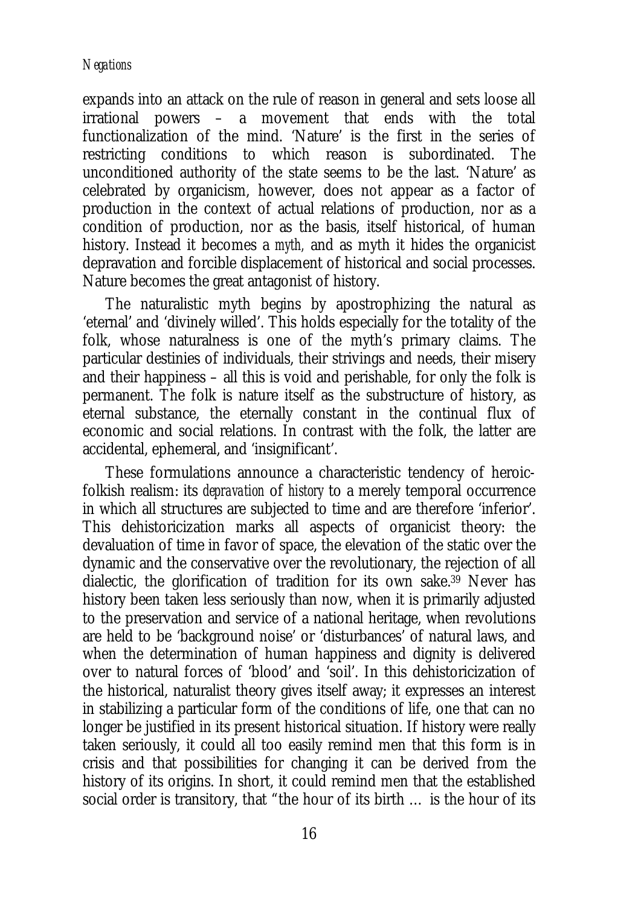expands into an attack on the rule of reason in general and sets loose all irrational powers – a movement that ends with the total functionalization of the mind. 'Nature' is the first in the series of restricting conditions to which reason is subordinated. The unconditioned authority of the state seems to be the last. 'Nature' as celebrated by organicism, however, does not appear as a factor of production in the context of actual relations of production, nor as a condition of production, nor as the basis, itself historical, of human history. Instead it becomes a *myth,* and as myth it hides the organicist depravation and forcible displacement of historical and social processes. Nature becomes the great antagonist of history.

The naturalistic myth begins by apostrophizing the natural as 'eternal' and 'divinely willed'. This holds especially for the totality of the folk, whose naturalness is one of the myth's primary claims. The particular destinies of individuals, their strivings and needs, their misery and their happiness – all this is void and perishable, for only the folk is permanent. The folk is nature itself as the substructure of history, as eternal substance, the eternally constant in the continual flux of economic and social relations. In contrast with the folk, the latter are accidental, ephemeral, and 'insignificant'.

These formulations announce a characteristic tendency of heroic-folkish realism: its *depravation* of *history* to a merely temporal occurrence in which all structures are subjected to time and are therefore 'inferior'. This dehistoricization marks all aspects of organicist theory: the devaluation of time in favor of space, the elevation of the static over the dynamic and the conservative over the revolutionary, the rejection of all dialectic, the glorification of tradition for its own sake.[39] Never has history been taken less seriously than now, when it is primarily adjusted to the preservation and service of a national heritage, when revolutions are held to be 'background noise' or 'disturbances' of natural laws, and when the determination of human happiness and dignity is delivered over to natural forces of 'blood' and 'soil'. In this dehistoricization of the historical, naturalist theory gives itself away; it expresses an interest in stabilizing a particular form of the conditions of life, one that can no longer be justified in its present historical situation. If history were really taken seriously, it could all too easily remind men that this form is in crisis and that possibilities for changing it can be derived from the history of its origins. In short, it could remind men that the established social order is transitory, that "the hour of its birth … is the hour of its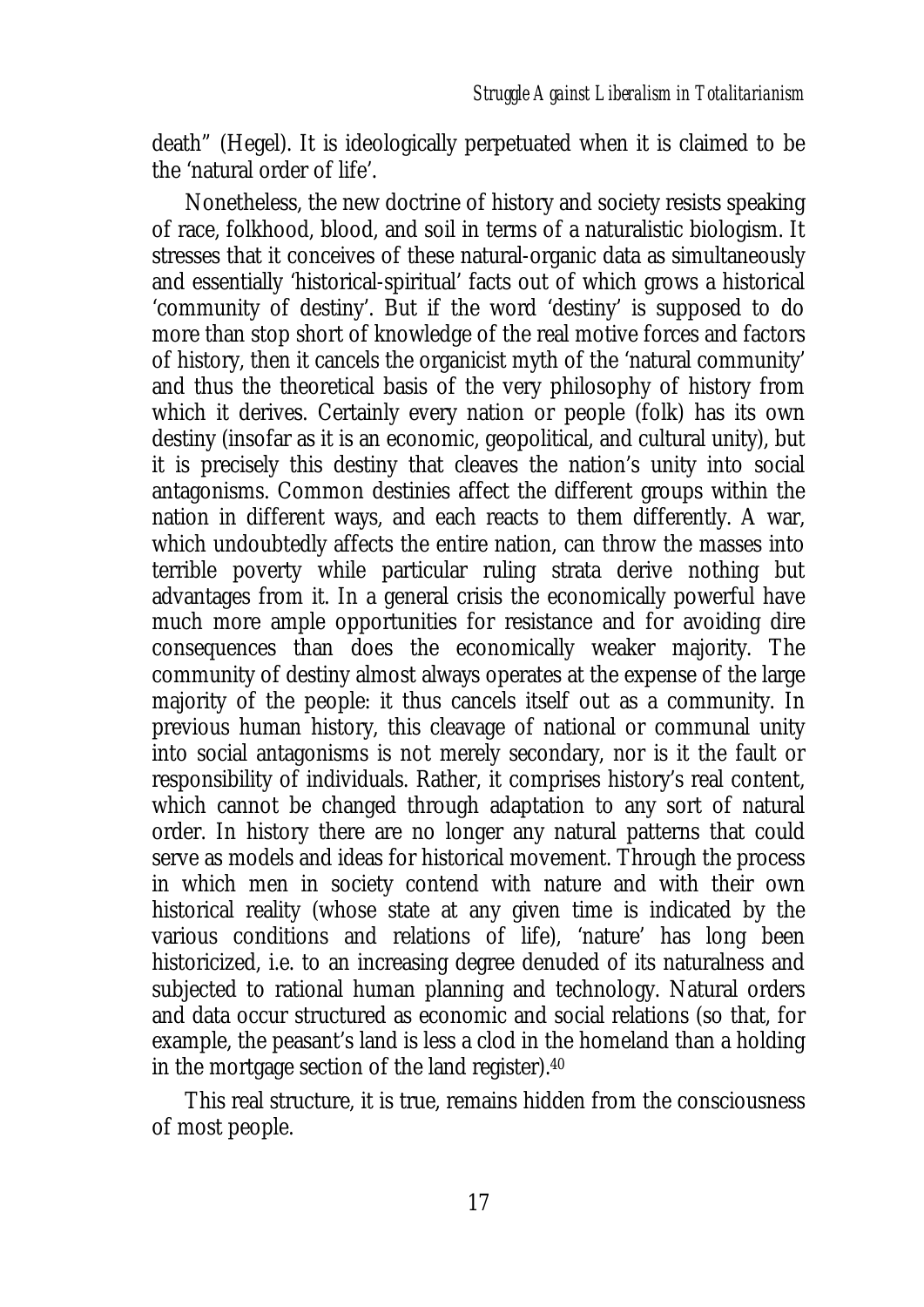death" (Hegel). It is ideologically perpetuated when it is claimed to be the 'natural order of life'.

Nonetheless, the new doctrine of history and society resists speaking of race, folkhood, blood, and soil in terms of a naturalistic biologism. It stresses that it conceives of these natural-organic data as simultaneously and essentially 'historical-spiritual' facts out of which grows a historical 'community of destiny'. But if the word 'destiny' is supposed to do more than stop short of knowledge of the real motive forces and factors of history, then it cancels the organicist myth of the 'natural community' and thus the theoretical basis of the very philosophy of history from which it derives. Certainly every nation or people (folk) has its own destiny (insofar as it is an economic, geopolitical, and cultural unity), but it is precisely this destiny that cleaves the nation's unity into social antagonisms. Common destinies affect the different groups within the nation in different ways, and each reacts to them differently. A war, which undoubtedly affects the entire nation, can throw the masses into terrible poverty while particular ruling strata derive nothing but advantages from it. In a general crisis the economically powerful have much more ample opportunities for resistance and for avoiding dire consequences than does the economically weaker majority. The community of destiny almost always operates at the expense of the large majority of the people: it thus cancels itself out as a community. In previous human history, this cleavage of national or communal unity into social antagonisms is not merely secondary, nor is it the fault or responsibility of individuals. Rather, it comprises history's real content, which cannot be changed through adaptation to any sort of natural order. In history there are no longer any natural patterns that could serve as models and ideas for historical movement. Through the process in which men in society contend with nature and with their own historical reality (whose state at any given time is indicated by the various conditions and relations of life), 'nature' has long been historicized, i.e. to an increasing degree denuded of its naturalness and subjected to rational human planning and technology. Natural orders and data occur structured as economic and social relations (so that, for example, the peasant's land is less a clod in the homeland than a holding in the mortgage section of the land register).[40]

This real structure, it is true, remains hidden from the consciousness of most people.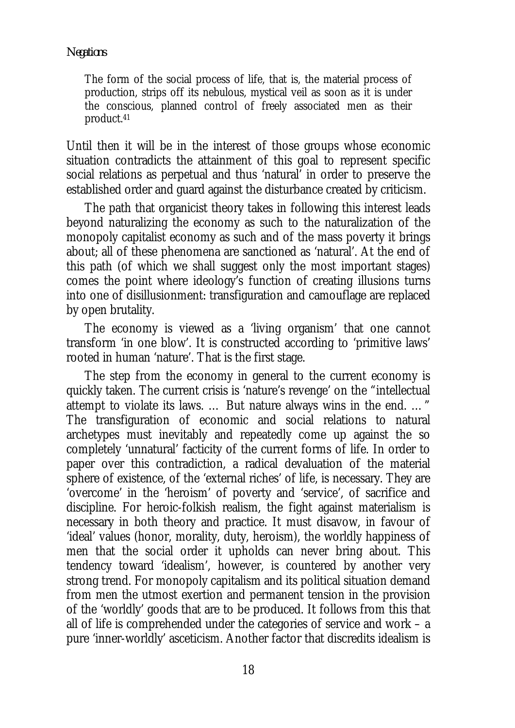> The form of the social process of life, that is, the material process of production, strips off its nebulous, mystical veil as soon as it is under the conscious, planned control of freely associated men as their product.[41]

Until then it will be in the interest of those groups whose economic situation contradicts the attainment of this goal to represent specific social relations as perpetual and thus 'natural' in order to preserve the established order and guard against the disturbance created by criticism.

The path that organicist theory takes in following this interest leads beyond naturalizing the economy as such to the naturalization of the monopoly capitalist economy as such and of the mass poverty it brings about; all of these phenomena are sanctioned as 'natural'. At the end of this path (of which we shall suggest only the most important stages) comes the point where ideology's function of creating illusions turns into one of disillusionment: transfiguration and camouflage are replaced by open brutality.

The economy is viewed as a 'living organism' that one cannot transform 'in one blow'. It is constructed according to 'primitive laws' rooted in human 'nature'. That is the first stage.

The step from the economy in general to the current economy is quickly taken. The current crisis is 'nature's revenge' on the "intellectual attempt to violate its laws. … But nature always wins in the end. … " The transfiguration of economic and social relations to natural archetypes must inevitably and repeatedly come up against the so completely 'unnatural' facticity of the current forms of life. In order to paper over this contradiction, a radical devaluation of the material sphere of existence, of the 'external riches' of life, is necessary. They are 'overcome' in the 'heroism' of poverty and 'service', of sacrifice and discipline. For heroic-folkish realism, the fight against materialism is necessary in both theory and practice. It must disavow, in favour of 'ideal' values (honor, morality, duty, heroism), the worldly happiness of men that the social order it upholds can never bring about. This tendency toward 'idealism', however, is countered by another very strong trend. For monopoly capitalism and its political situation demand from men the utmost exertion and permanent tension in the provision of the 'worldly' goods that are to be produced. It follows from this that all of life is comprehended under the categories of service and work – a pure 'inner-worldly' asceticism. Another factor that discredits idealism is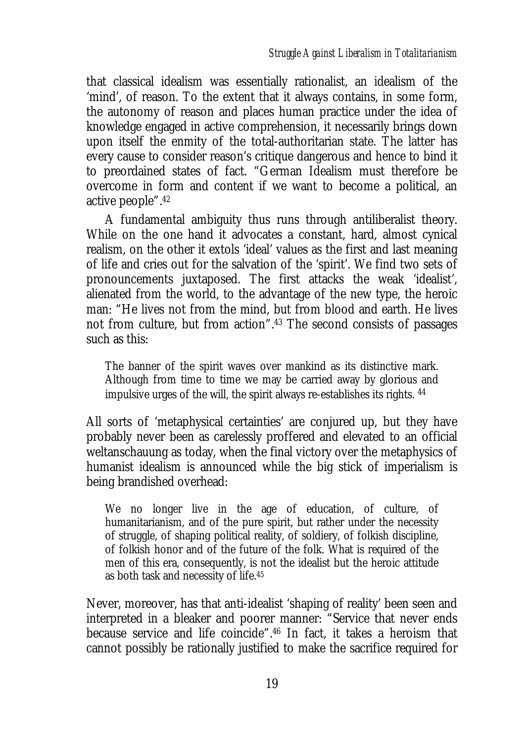that classical idealism was essentially rationalist, an idealism of the 'mind', of reason. To the extent that it always contains, in some form, the autonomy of reason and places human practice under the idea of knowledge engaged in active comprehension, it necessarily brings down upon itself the enmity of the total-authoritarian state. The latter has every cause to consider reason's critique dangerous and hence to bind it to preordained states of fact. "German Idealism must therefore be overcome in form and content if we want to become a political, an active people".[42]

A fundamental ambiguity thus runs through antiliberalist theory. While on the one hand it advocates a constant, hard, almost cynical realism, on the other it extols 'ideal' values as the first and last meaning of life and cries out for the salvation of the 'spirit'. We find two sets of pronouncements juxtaposed. The first attacks the weak 'idealist', alienated from the world, to the advantage of the new type, the heroic man: "He lives not from the mind, but from blood and earth. He lives not from culture, but from action".[43] The second consists of passages such as this:

> The banner of the spirit waves over mankind as its distinctive mark. Although from time to time we may be carried away by glorious and impulsive urges of the will, the spirit always re-establishes its rights. [44]

All sorts of 'metaphysical certainties' are conjured up, but they have probably never been as carelessly proffered and elevated to an official weltanschauung as today, when the final victory over the metaphysics of humanist idealism is announced while the big stick of imperialism is being brandished overhead:

> We no longer live in the age of education, of culture, of humanitarianism, and of the pure spirit, but rather under the necessity of struggle, of shaping political reality, of soldiery, of folkish discipline, of folkish honor and of the future of the folk. What is required of the men of this era, consequently, is not the idealist but the heroic attitude as both task and necessity of life.[45]

Never, moreover, has that anti-idealist 'shaping of reality' been seen and interpreted in a bleaker and poorer manner: "Service that never ends because service and life coincide".[46] In fact, it takes a heroism that cannot possibly be rationally justified to make the sacrifice required for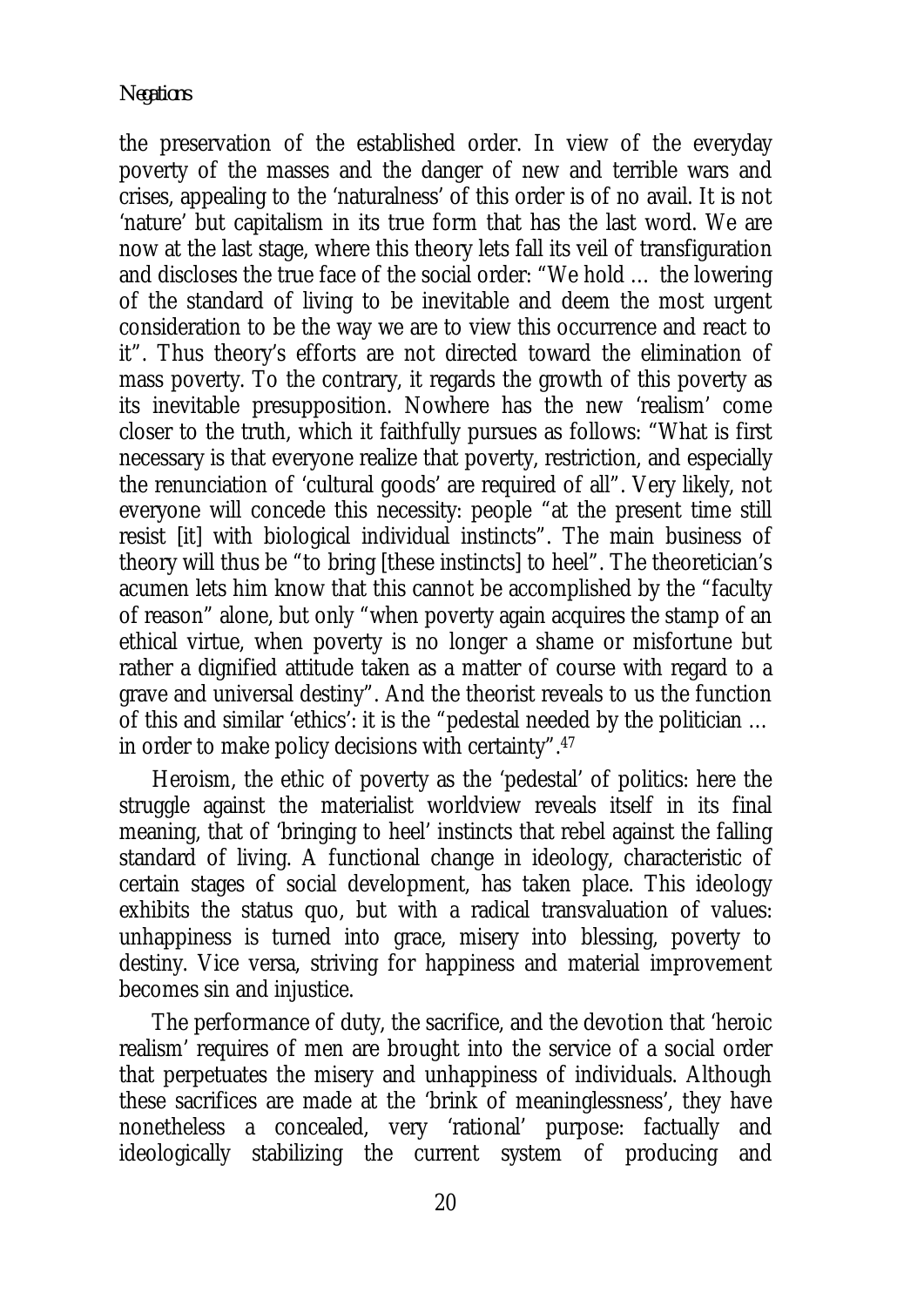the preservation of the established order. In view of the everyday poverty of the masses and the danger of new and terrible wars and crises, appealing to the 'naturalness' of this order is of no avail. It is not 'nature' but capitalism in its true form that has the last word. We are now at the last stage, where this theory lets fall its veil of transfiguration and discloses the true face of the social order: "We hold … the lowering of the standard of living to be inevitable and deem the most urgent consideration to be the way we are to view this occurrence and react to it". Thus theory's efforts are not directed toward the elimination of mass poverty. To the contrary, it regards the growth of this poverty as its inevitable presupposition. Nowhere has the new 'realism' come closer to the truth, which it faithfully pursues as follows: "What is first necessary is that everyone realize that poverty, restriction, and especially the renunciation of 'cultural goods' are required of all". Very likely, not everyone will concede this necessity: people "at the present time still resist [it] with biological individual instincts". The main business of theory will thus be "to bring [these instincts] to heel". The theoretician's acumen lets him know that this cannot be accomplished by the "faculty of reason" alone, but only "when poverty again acquires the stamp of an ethical virtue, when poverty is no longer a shame or misfortune but rather a dignified attitude taken as a matter of course with regard to a grave and universal destiny". And the theorist reveals to us the function of this and similar 'ethics': it is the "pedestal needed by the politician … in order to make policy decisions with certainty".[47]

Heroism, the ethic of poverty as the 'pedestal' of politics: here the struggle against the materialist worldview reveals itself in its final meaning, that of 'bringing to heel' instincts that rebel against the falling standard of living. A functional change in ideology, characteristic of certain stages of social development, has taken place. This ideology exhibits the status quo, but with a radical transvaluation of values: unhappiness is turned into grace, misery into blessing, poverty to destiny. Vice versa, striving for happiness and material improvement becomes sin and injustice.

The performance of duty, the sacrifice, and the devotion that 'heroic realism' requires of men are brought into the service of a social order that perpetuates the misery and unhappiness of individuals. Although these sacrifices are made at the 'brink of meaninglessness', they have nonetheless a concealed, very 'rational' purpose: factually and ideologically stabilizing the current system of producing and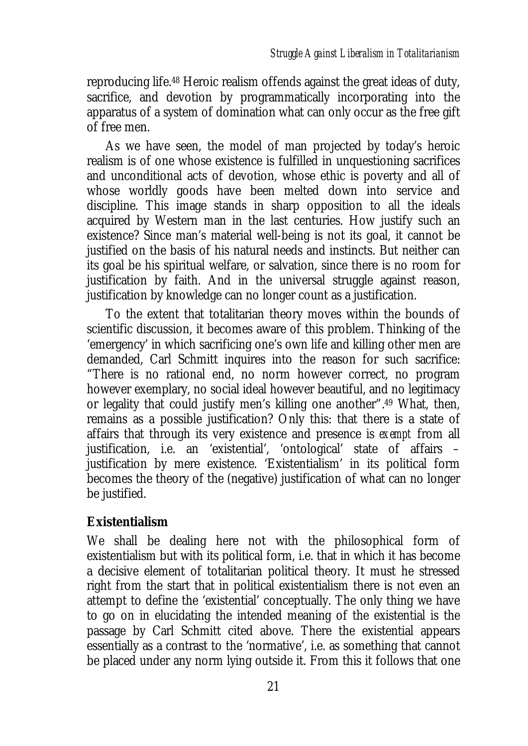reproducing life.[48] Heroic realism offends against the great ideas of duty, sacrifice, and devotion by programmatically incorporating into the apparatus of a system of domination what can only occur as the free gift of free men.

As we have seen, the model of man projected by today's heroic realism is of one whose existence is fulfilled in unquestioning sacrifices and unconditional acts of devotion, whose ethic is poverty and all of whose worldly goods have been melted down into service and discipline. This image stands in sharp opposition to all the ideals acquired by Western man in the last centuries. How justify such an existence? Since man's material well-being is not its goal, it cannot be justified on the basis of his natural needs and instincts. But neither can its goal be his spiritual welfare, or salvation, since there is no room for justification by faith. And in the universal struggle against reason, justification by knowledge can no longer count as a justification.

To the extent that totalitarian theory moves within the bounds of scientific discussion, it becomes aware of this problem. Thinking of the 'emergency' in which sacrificing one's own life and killing other men are demanded, Carl Schmitt inquires into the reason for such sacrifice: "There is no rational end, no norm however correct, no program however exemplary, no social ideal however beautiful, and no legitimacy or legality that could justify men's killing one another".[49] What, then, remains as a possible justification? Only this: that there is a state of affairs that through its very existence and presence is *exempt* from all justification, i.e. an 'existential', 'ontological' state of affairs – justification by mere existence. 'Existentialism' in its political form becomes the theory of the (negative) justification of what can no longer be justified.

## Existentialism

We shall be dealing here not with the philosophical form of existentialism but with its political form, i.e. that in which it has become a decisive element of totalitarian political theory. It must he stressed right from the start that in political existentialism there is not even an attempt to define the 'existential' conceptually. The only thing we have to go on in elucidating the intended meaning of the existential is the passage by Carl Schmitt cited above. There the existential appears essentially as a contrast to the 'normative', i.e. as something that cannot be placed under any norm lying outside it. From this it follows that one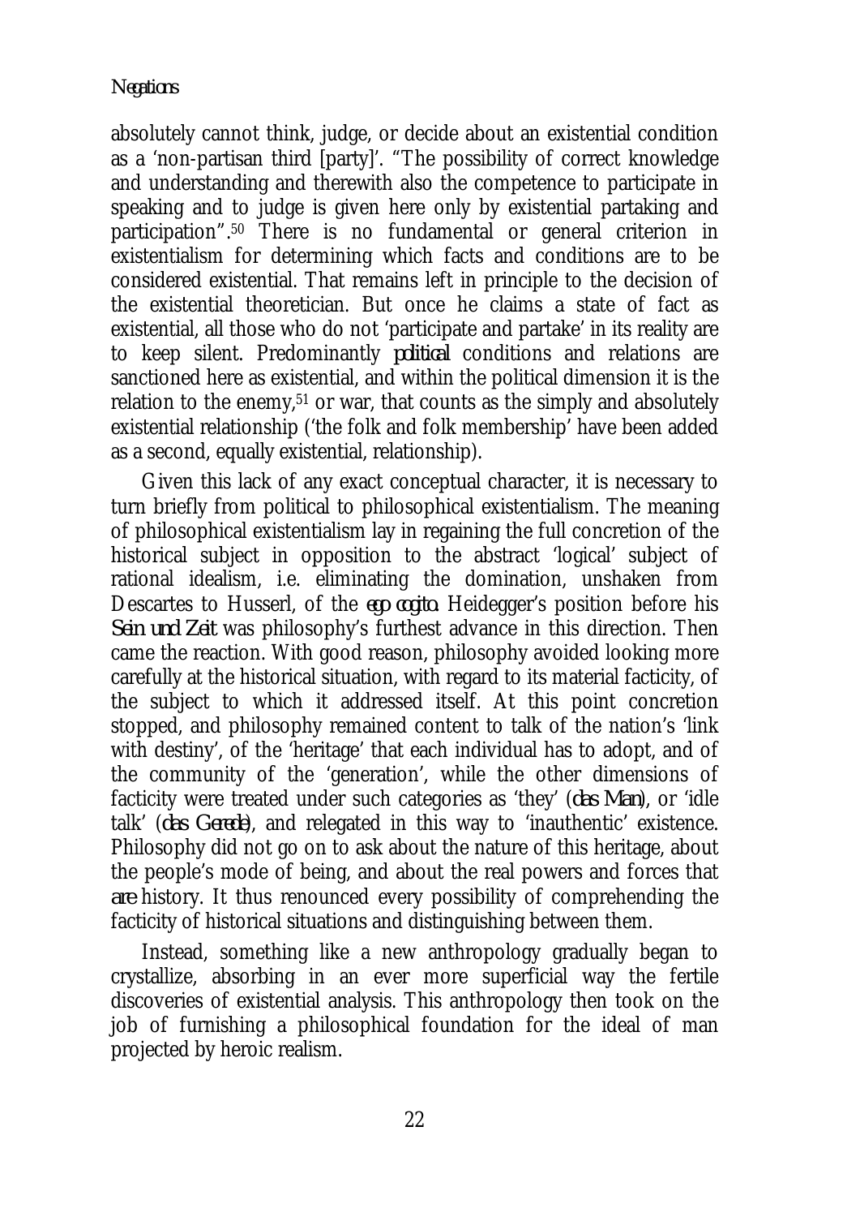absolutely cannot think, judge, or decide about an existential condition as a 'non-partisan third [party]'. "The possibility of correct knowledge and understanding and therewith also the competence to participate in speaking and to judge is given here only by existential partaking and participation".[50] There is no fundamental or general criterion in existentialism for determining which facts and conditions are to be considered existential. That remains left in principle to the decision of the existential theoretician. But once he claims a state of fact as existential, all those who do not 'participate and partake' in its reality are to keep silent. Predominantly *political* conditions and relations are sanctioned here as existential, and within the political dimension it is the relation to the enemy,[51] or war, that counts as the simply and absolutely existential relationship ('the folk and folk membership' have been added as a second, equally existential, relationship).

Given this lack of any exact conceptual character, it is necessary to turn briefly from political to philosophical existentialism. The meaning of philosophical existentialism lay in regaining the full concretion of the historical subject in opposition to the abstract 'logical' subject of rational idealism, i.e. eliminating the domination, unshaken from Descartes to Husserl, of the *ego cogito*. Heidegger's position before his *Sein und Zeit* was philosophy's furthest advance in this direction. Then came the reaction. With good reason, philosophy avoided looking more carefully at the historical situation, with regard to its material facticity, of the subject to which it addressed itself. At this point concretion stopped, and philosophy remained content to talk of the nation's 'link with destiny', of the 'heritage' that each individual has to adopt, and of the community of the 'generation', while the other dimensions of facticity were treated under such categories as 'they' (*das Man*), or 'idle talk' (*das Gerede*), and relegated in this way to 'inauthentic' existence. Philosophy did not go on to ask about the nature of this heritage, about the people's mode of being, and about the real powers and forces that *are* history. It thus renounced every possibility of comprehending the facticity of historical situations and distinguishing between them.

Instead, something like a new anthropology gradually began to crystallize, absorbing in an ever more superficial way the fertile discoveries of existential analysis. This anthropology then took on the job of furnishing a philosophical foundation for the ideal of man projected by heroic realism.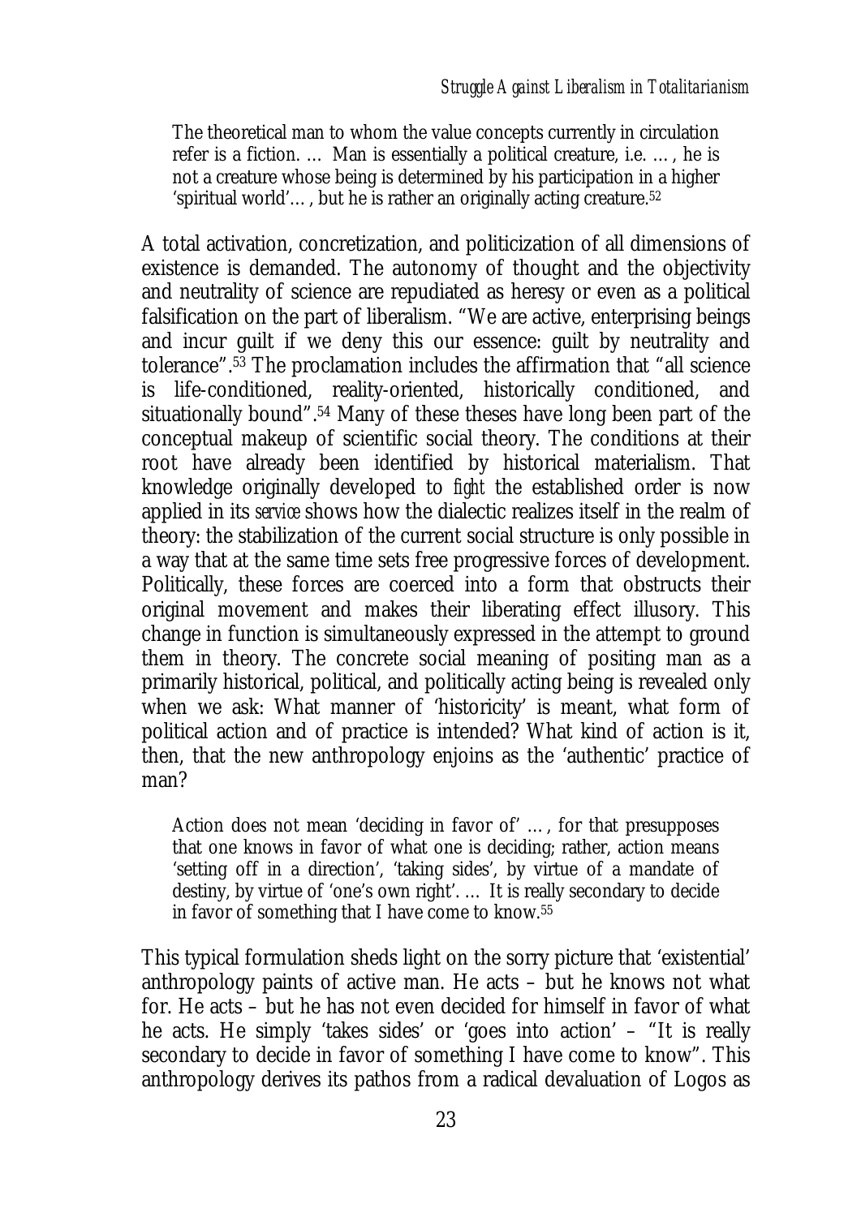> The theoretical man to whom the value concepts currently in circulation refer is a fiction. … Man is essentially a political creature, i.e. …, he is not a creature whose being is determined by his participation in a higher 'spiritual world'…, but he is rather an originally acting creature.[52]

A total activation, concretization, and politicization of all dimensions of existence is demanded. The autonomy of thought and the objectivity and neutrality of science are repudiated as heresy or even as a political falsification on the part of liberalism. "We are active, enterprising beings and incur guilt if we deny this our essence: guilt by neutrality and tolerance".[53] The proclamation includes the affirmation that "all science is life-conditioned, reality-oriented, historically conditioned, and situationally bound".[54] Many of these theses have long been part of the conceptual makeup of scientific social theory. The conditions at their root have already been identified by historical materialism. That knowledge originally developed to *fight* the established order is now applied in its *service* shows how the dialectic realizes itself in the realm of theory: the stabilization of the current social structure is only possible in a way that at the same time sets free progressive forces of development. Politically, these forces are coerced into a form that obstructs their original movement and makes their liberating effect illusory. This change in function is simultaneously expressed in the attempt to ground them in theory. The concrete social meaning of positing man as a primarily historical, political, and politically acting being is revealed only when we ask: What manner of 'historicity' is meant, what form of political action and of practice is intended? What kind of action is it, then, that the new anthropology enjoins as the 'authentic' practice of man?

> Action does not mean 'deciding in favor of' …, for that presupposes that one knows in favor of what one is deciding; rather, action means 'setting off in a direction', 'taking sides', by virtue of a mandate of destiny, by virtue of 'one's own right'. … It is really secondary to decide in favor of something that I have come to know.[55]

This typical formulation sheds light on the sorry picture that 'existential' anthropology paints of active man. He acts – but he knows not what for. He acts – but he has not even decided for himself in favor of what he acts. He simply 'takes sides' or 'goes into action' – "It is really secondary to decide in favor of something I have come to know". This anthropology derives its pathos from a radical devaluation of Logos as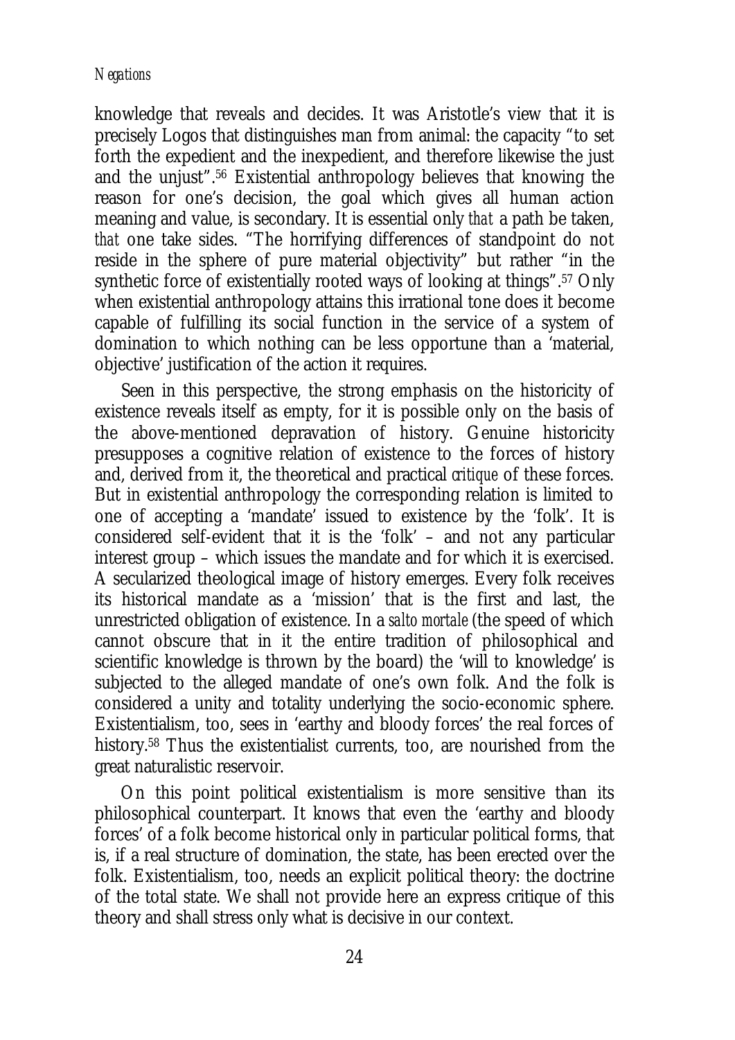knowledge that reveals and decides. It was Aristotle's view that it is precisely Logos that distinguishes man from animal: the capacity "to set forth the expedient and the inexpedient, and therefore likewise the just and the unjust".[56] Existential anthropology believes that knowing the reason for one's decision, the goal which gives all human action meaning and value, is secondary. It is essential only *that* a path be taken, *that* one take sides. "The horrifying differences of standpoint do not reside in the sphere of pure material objectivity" but rather "in the synthetic force of existentially rooted ways of looking at things".[57] Only when existential anthropology attains this irrational tone does it become capable of fulfilling its social function in the service of a system of domination to which nothing can be less opportune than a 'material, objective' justification of the action it requires.

Seen in this perspective, the strong emphasis on the historicity of existence reveals itself as empty, for it is possible only on the basis of the above-mentioned depravation of history. Genuine historicity presupposes a cognitive relation of existence to the forces of history and, derived from it, the theoretical and practical *critique* of these forces. But in existential anthropology the corresponding relation is limited to one of accepting a 'mandate' issued to existence by the 'folk'. It is considered self-evident that it is the 'folk' – and not any particular interest group – which issues the mandate and for which it is exercised. A secularized theological image of history emerges. Every folk receives its historical mandate as a 'mission' that is the first and last, the unrestricted obligation of existence. In a *salto mortale* (the speed of which cannot obscure that in it the entire tradition of philosophical and scientific knowledge is thrown by the board) the 'will to knowledge' is subjected to the alleged mandate of one's own folk. And the folk is considered a unity and totality underlying the socio-economic sphere. Existentialism, too, sees in 'earthy and bloody forces' the real forces of history.[58] Thus the existentialist currents, too, are nourished from the great naturalistic reservoir.

On this point political existentialism is more sensitive than its philosophical counterpart. It knows that even the 'earthy and bloody forces' of a folk become historical only in particular political forms, that is, if a real structure of domination, the state, has been erected over the folk. Existentialism, too, needs an explicit political theory: the doctrine of the total state. We shall not provide here an express critique of this theory and shall stress only what is decisive in our context.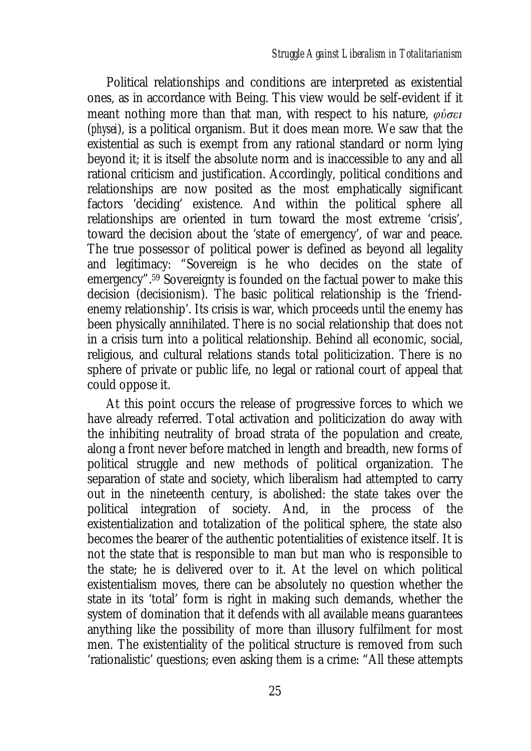Political relationships and conditions are interpreted as existential ones, as in accordance with Being. This view would be self-evident if it meant nothing more than that man, with respect to his nature, *φύσει* (*physei*), is a political organism. But it does mean more. We saw that the existential as such is exempt from any rational standard or norm lying beyond it; it is itself the absolute norm and is inaccessible to any and all rational criticism and justification. Accordingly, political conditions and relationships are now posited as the most emphatically significant factors 'deciding' existence. And within the political sphere all relationships are oriented in turn toward the most extreme 'crisis', toward the decision about the 'state of emergency', of war and peace. The true possessor of political power is defined as beyond all legality and legitimacy: "Sovereign is he who decides on the state of emergency".[59] Sovereignty is founded on the factual power to make this decision (decisionism). The basic political relationship is the 'friend-enemy relationship'. Its crisis is war, which proceeds until the enemy has been physically annihilated. There is no social relationship that does not in a crisis turn into a political relationship. Behind all economic, social, religious, and cultural relations stands total politicization. There is no sphere of private or public life, no legal or rational court of appeal that could oppose it.

At this point occurs the release of progressive forces to which we have already referred. Total activation and politicization do away with the inhibiting neutrality of broad strata of the population and create, along a front never before matched in length and breadth, new forms of political struggle and new methods of political organization. The separation of state and society, which liberalism had attempted to carry out in the nineteenth century, is abolished: the state takes over the political integration of society. And, in the process of the existentialization and totalization of the political sphere, the state also becomes the bearer of the authentic potentialities of existence itself. It is not the state that is responsible to man but man who is responsible to the state; he is delivered over to it. At the level on which political existentialism moves, there can be absolutely no question whether the state in its 'total' form is right in making such demands, whether the system of domination that it defends with all available means guarantees anything like the possibility of more than illusory fulfilment for most men. The existentiality of the political structure is removed from such 'rationalistic' questions; even asking them is a crime: "All these attempts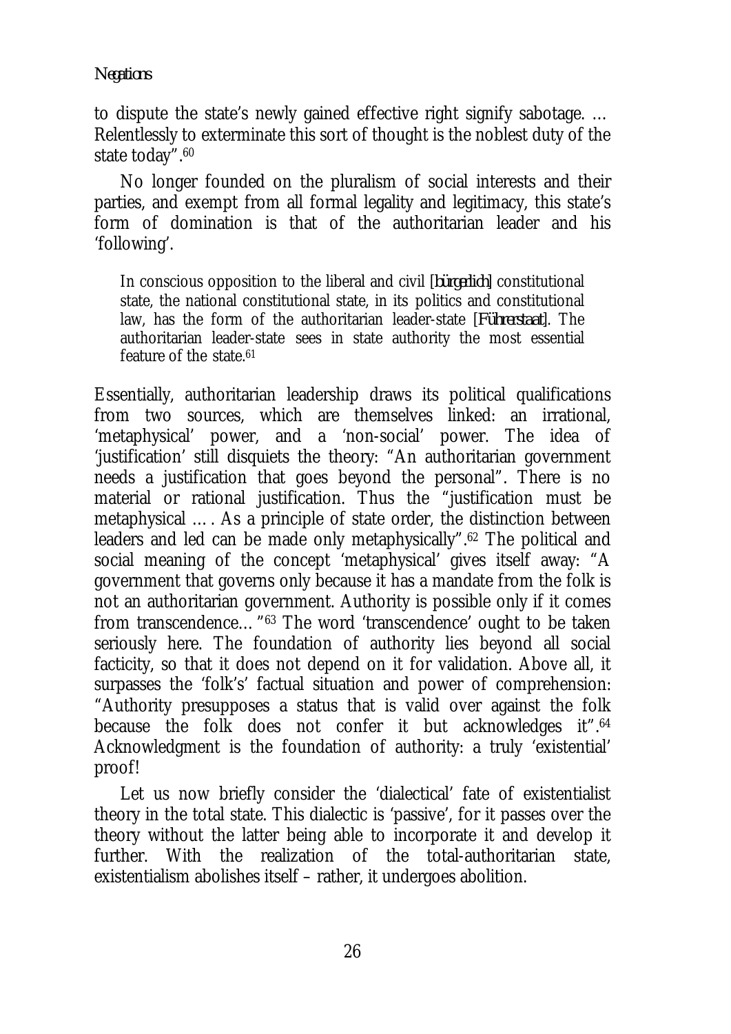to dispute the state's newly gained effective right signify sabotage. … Relentlessly to exterminate this sort of thought is the noblest duty of the state today".[60]

No longer founded on the pluralism of social interests and their parties, and exempt from all formal legality and legitimacy, this state's form of domination is that of the authoritarian leader and his 'following'.

> In conscious opposition to the liberal and civil [*bürgerlich*] constitutional state, the national constitutional state, in its politics and constitutional law, has the form of the authoritarian leader-state [*Führerstaat*]. The authoritarian leader-state sees in state authority the most essential feature of the state.[61]

Essentially, authoritarian leadership draws its political qualifications from two sources, which are themselves linked: an irrational, 'metaphysical' power, and a 'non-social' power. The idea of 'justification' still disquiets the theory: "An authoritarian government needs a justification that goes beyond the personal". There is no material or rational justification. Thus the "justification must be metaphysical …. As a principle of state order, the distinction between leaders and led can be made only metaphysically".[62] The political and social meaning of the concept 'metaphysical' gives itself away: "A government that governs only because it has a mandate from the folk is not an authoritarian government. Authority is possible only if it comes from transcendence…"[63] The word 'transcendence' ought to be taken seriously here. The foundation of authority lies beyond all social facticity, so that it does not depend on it for validation. Above all, it surpasses the 'folk's' factual situation and power of comprehension: "Authority presupposes a status that is valid over against the folk because the folk does not confer it but acknowledges it".[64] Acknowledgment is the foundation of authority: a truly 'existential' proof!

Let us now briefly consider the 'dialectical' fate of existentialist theory in the total state. This dialectic is 'passive', for it passes over the theory without the latter being able to incorporate it and develop it further. With the realization of the total-authoritarian state, existentialism abolishes itself – rather, it undergoes abolition.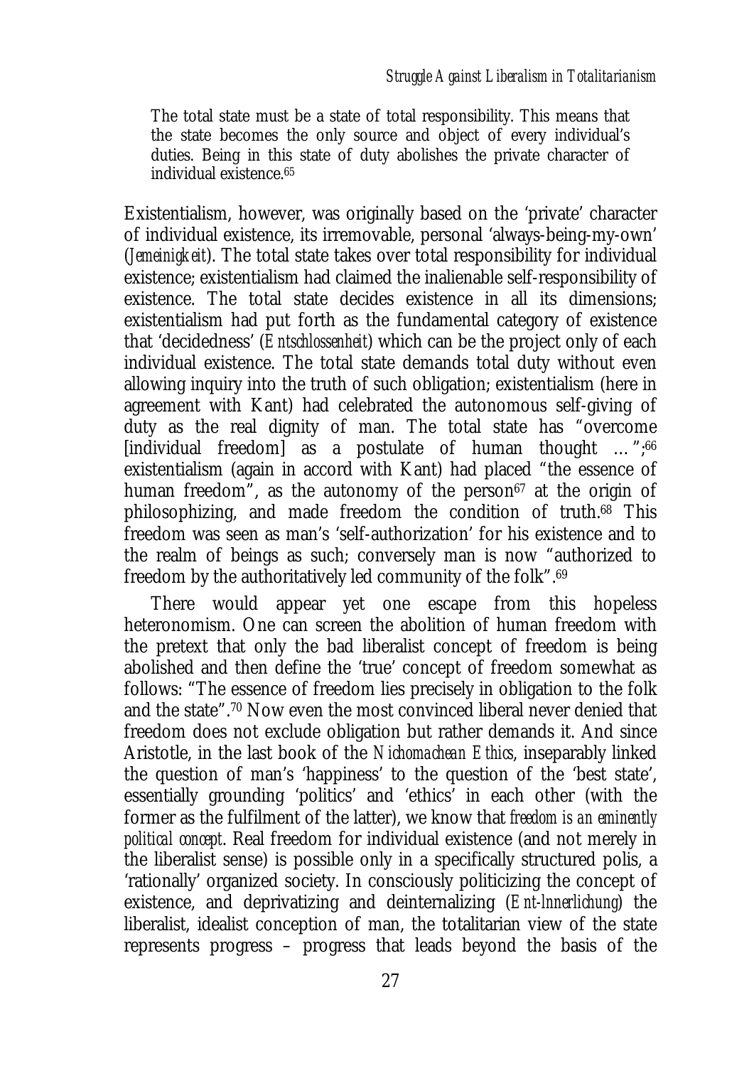> The total state must be a state of total responsibility. This means that the state becomes the only source and object of every individual's duties. Being in this state of duty abolishes the private character of individual existence.[65]

Existentialism, however, was originally based on the 'private' character of individual existence, its irremovable, personal 'always-being-my-own' (*Jemeinigkeit*). The total state takes over total responsibility for individual existence; existentialism had claimed the inalienable self-responsibility of existence. The total state decides existence in all its dimensions; existentialism had put forth as the fundamental category of existence that 'decidedness' (*Entschlossenheit*) which can be the project only of each individual existence. The total state demands total duty without even allowing inquiry into the truth of such obligation; existentialism (here in agreement with Kant) had celebrated the autonomous self-giving of duty as the real dignity of man. The total state has "overcome [individual freedom] as a postulate of human thought …";[66] existentialism (again in accord with Kant) had placed "the essence of human freedom", as the autonomy of the person[67] at the origin of philosophizing, and made freedom the condition of truth.[68] This freedom was seen as man's 'self-authorization' for his existence and to the realm of beings as such; conversely man is now "authorized to freedom by the authoritatively led community of the folk".[69]

There would appear yet one escape from this hopeless heteronomism. One can screen the abolition of human freedom with the pretext that only the bad liberalist concept of freedom is being abolished and then define the 'true' concept of freedom somewhat as follows: "The essence of freedom lies precisely in obligation to the folk and the state".[70] Now even the most convinced liberal never denied that freedom does not exclude obligation but rather demands it. And since Aristotle, in the last book of the *Nichomachean Ethics*, inseparably linked the question of man's 'happiness' to the question of the 'best state', essentially grounding 'politics' and 'ethics' in each other (with the former as the fulfilment of the latter), we know that *freedom is an eminently political concept*. Real freedom for individual existence (and not merely in the liberalist sense) is possible only in a specifically structured polis, a 'rationally' organized society. In consciously politicizing the concept of existence, and deprivatizing and deinternalizing (*Ent-Innerlichung*) the liberalist, idealist conception of man, the totalitarian view of the state represents progress – progress that leads beyond the basis of the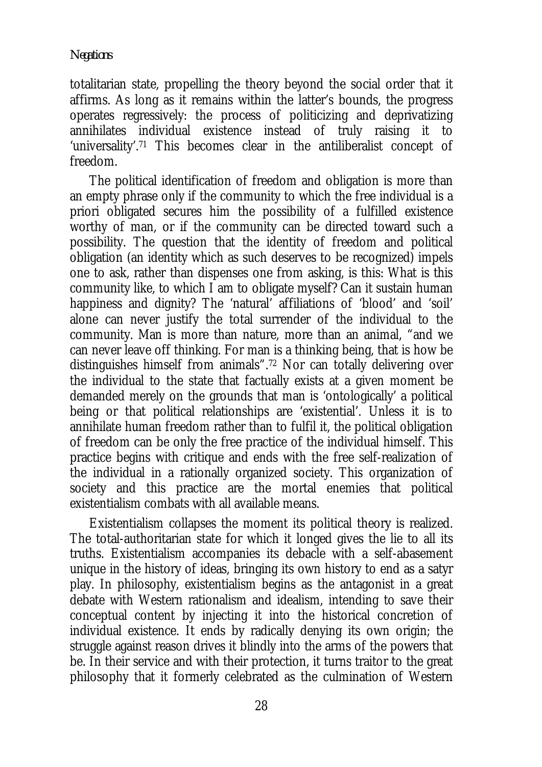totalitarian state, propelling the theory beyond the social order that it affirms. As long as it remains within the latter's bounds, the progress operates regressively: the process of politicizing and deprivatizing annihilates individual existence instead of truly raising it to 'universality'.[71] This becomes clear in the antiliberalist concept of freedom.

The political identification of freedom and obligation is more than an empty phrase only if the community to which the free individual is a priori obligated secures him the possibility of a fulfilled existence worthy of man, or if the community can be directed toward such a possibility. The question that the identity of freedom and political obligation (an identity which as such deserves to be recognized) impels one to ask, rather than dispenses one from asking, is this: What is this community like, to which I am to obligate myself? Can it sustain human happiness and dignity? The 'natural' affiliations of 'blood' and 'soil' alone can never justify the total surrender of the individual to the community. Man is more than nature, more than an animal, "and we can never leave off thinking. For man is a thinking being, that is how be distinguishes himself from animals".[72] Nor can totally delivering over the individual to the state that factually exists at a given moment be demanded merely on the grounds that man is 'ontologically' a political being or that political relationships are 'existential'. Unless it is to annihilate human freedom rather than to fulfil it, the political obligation of freedom can be only the free practice of the individual himself. This practice begins with critique and ends with the free self-realization of the individual in a rationally organized society. This organization of society and this practice are the mortal enemies that political existentialism combats with all available means.

Existentialism collapses the moment its political theory is realized. The total-authoritarian state for which it longed gives the lie to all its truths. Existentialism accompanies its debacle with a self-abasement unique in the history of ideas, bringing its own history to end as a satyr play. In philosophy, existentialism begins as the antagonist in a great debate with Western rationalism and idealism, intending to save their conceptual content by injecting it into the historical concretion of individual existence. It ends by radically denying its own origin; the struggle against reason drives it blindly into the arms of the powers that be. In their service and with their protection, it turns traitor to the great philosophy that it formerly celebrated as the culmination of Western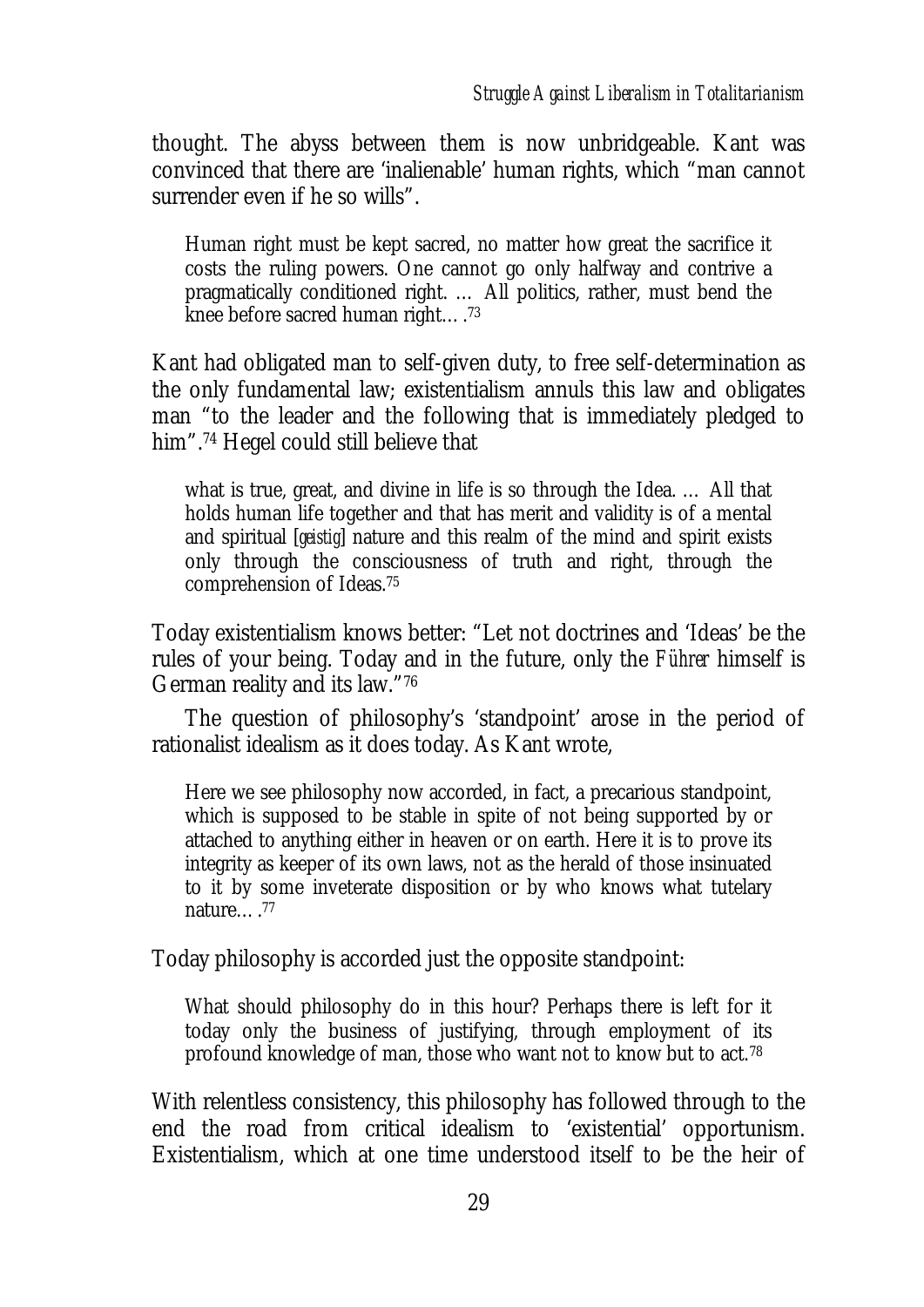thought. The abyss between them is now unbridgeable. Kant was convinced that there are 'inalienable' human rights, which "man cannot surrender even if he so wills".

> Human right must be kept sacred, no matter how great the sacrifice it costs the ruling powers. One cannot go only halfway and contrive a pragmatically conditioned right. … All politics, rather, must bend the knee before sacred human right….[73]

Kant had obligated man to self-given duty, to free self-determination as the only fundamental law; existentialism annuls this law and obligates man "to the leader and the following that is immediately pledged to him".[74] Hegel could still believe that

> what is true, great, and divine in life is so through the Idea. … All that holds human life together and that has merit and validity is of a mental and spiritual [*geistig*] nature and this realm of the mind and spirit exists only through the consciousness of truth and right, through the comprehension of Ideas.[75]

Today existentialism knows better: "Let not doctrines and 'Ideas' be the rules of your being. Today and in the future, only the *Führer* himself is German reality and its law."[76]

The question of philosophy's 'standpoint' arose in the period of rationalist idealism as it does today. As Kant wrote,

> Here we see philosophy now accorded, in fact, a precarious standpoint, which is supposed to be stable in spite of not being supported by or attached to anything either in heaven or on earth. Here it is to prove its integrity as keeper of its own laws, not as the herald of those insinuated to it by some inveterate disposition or by who knows what tutelary nature….[77]

Today philosophy is accorded just the opposite standpoint:

> What should philosophy do in this hour? Perhaps there is left for it today only the business of justifying, through employment of its profound knowledge of man, those who want not to know but to act.[78]

With relentless consistency, this philosophy has followed through to the end the road from critical idealism to 'existential' opportunism. Existentialism, which at one time understood itself to be the heir of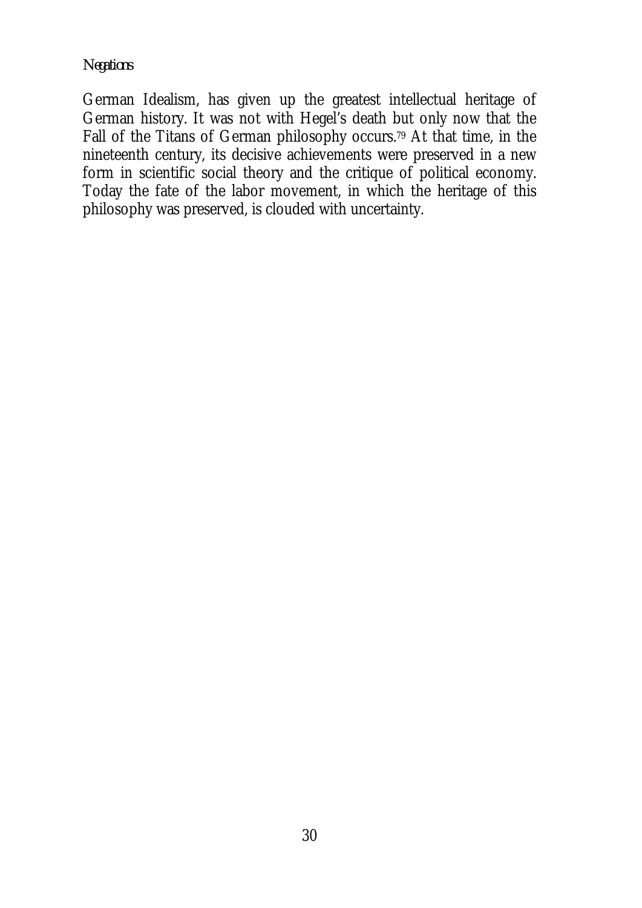German Idealism, has given up the greatest intellectual heritage of German history. It was not with Hegel's death but only now that the Fall of the Titans of German philosophy occurs.[79] At that time, in the nineteenth century, its decisive achievements were preserved in a new form in scientific social theory and the critique of political economy. Today the fate of the labor movement, in which the heritage of this philosophy was preserved, is clouded with uncertainty.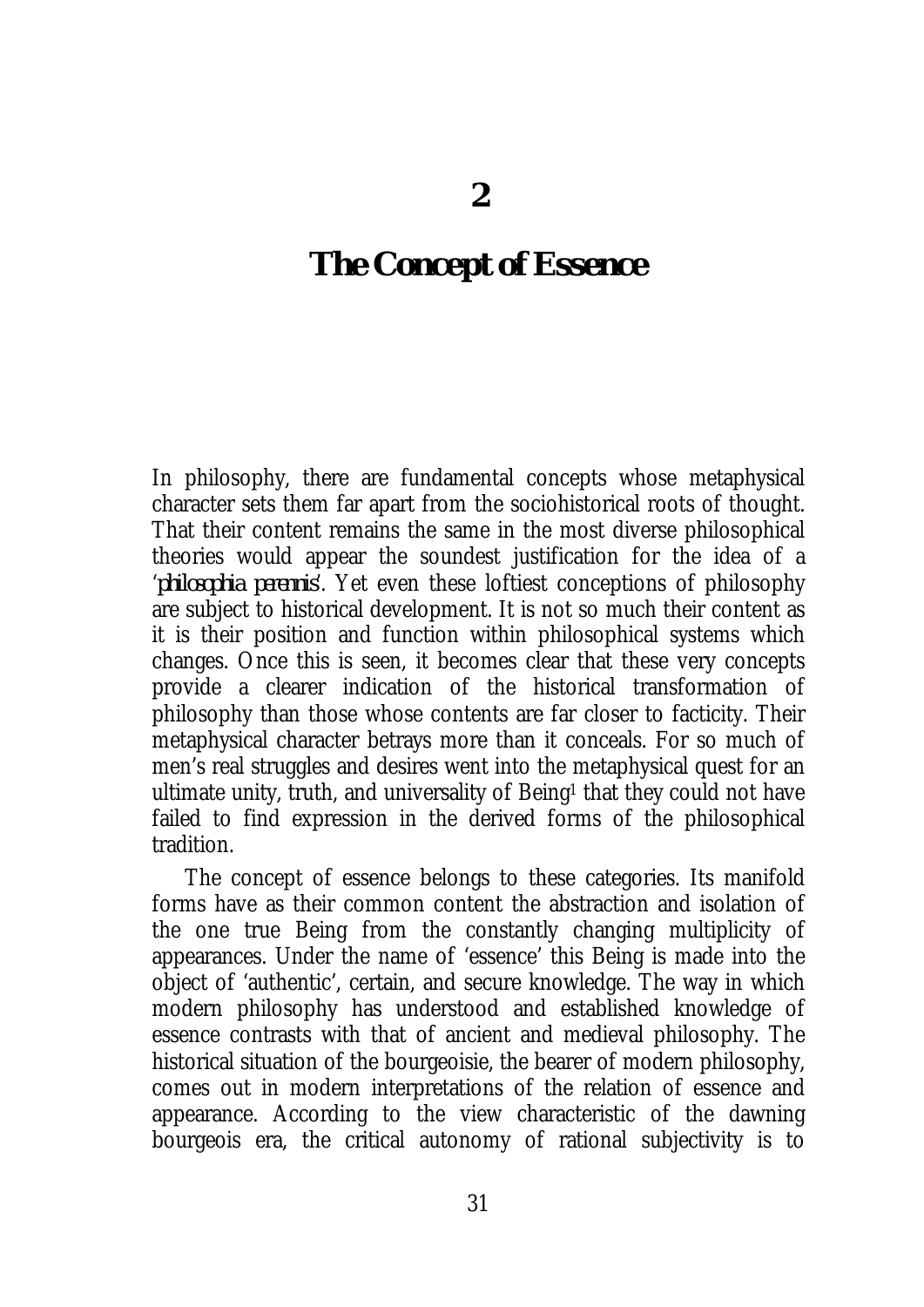# 2

# The Concept of Essence

In philosophy, there are fundamental concepts whose metaphysical character sets them far apart from the sociohistorical roots of thought. That their content remains the same in the most diverse philosophical theories would appear the soundest justification for the idea of a '*philosophia perennis*'. Yet even these loftiest conceptions of philosophy are subject to historical development. It is not so much their content as it is their position and function within philosophical systems which changes. Once this is seen, it becomes clear that these very concepts provide a clearer indication of the historical transformation of philosophy than those whose contents are far closer to facticity. Their metaphysical character betrays more than it conceals. For so much of men's real struggles and desires went into the metaphysical quest for an ultimate unity, truth, and universality of Being[1] that they could not have failed to find expression in the derived forms of the philosophical tradition.

The concept of essence belongs to these categories. Its manifold forms have as their common content the abstraction and isolation of the one true Being from the constantly changing multiplicity of appearances. Under the name of 'essence' this Being is made into the object of 'authentic', certain, and secure knowledge. The way in which modern philosophy has understood and established knowledge of essence contrasts with that of ancient and medieval philosophy. The historical situation of the bourgeoisie, the bearer of modern philosophy, comes out in modern interpretations of the relation of essence and appearance. According to the view characteristic of the dawning bourgeois era, the critical autonomy of rational subjectivity is to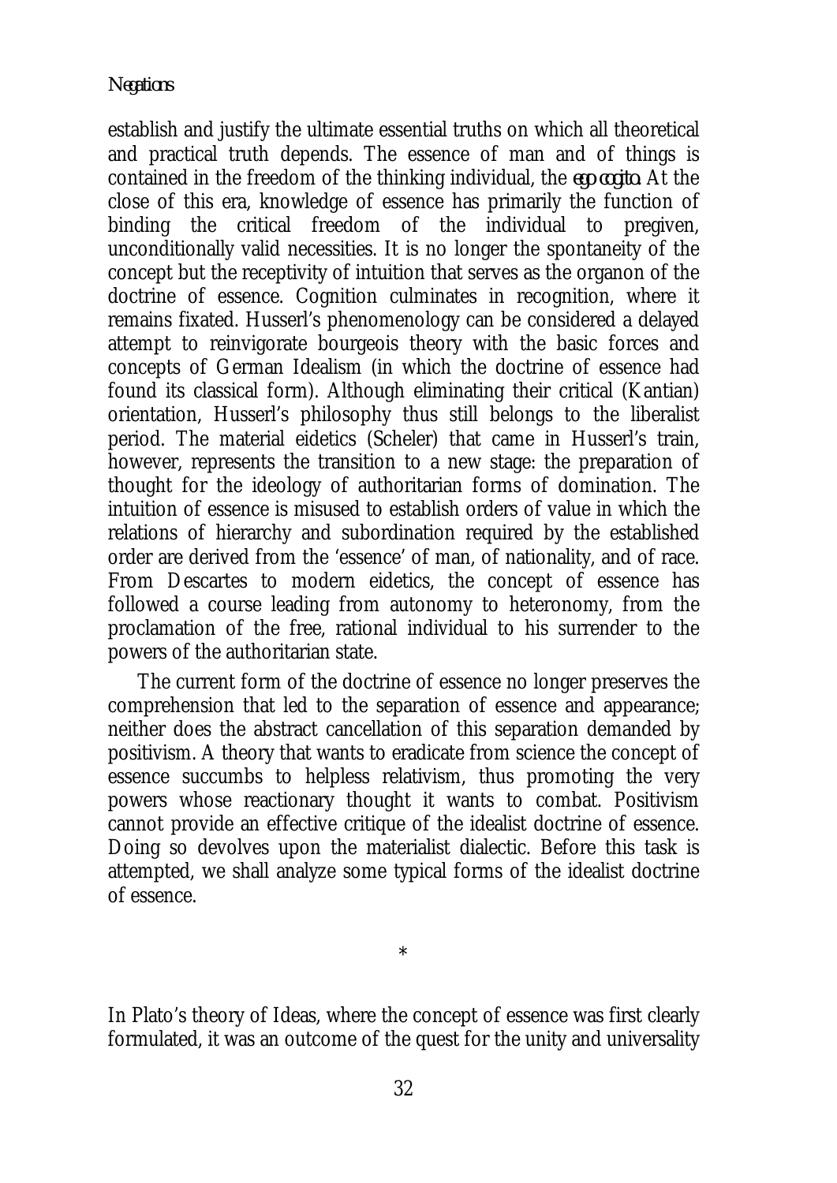establish and justify the ultimate essential truths on which all theoretical and practical truth depends. The essence of man and of things is contained in the freedom of the thinking individual, the *ego cogito*. At the close of this era, knowledge of essence has primarily the function of binding the critical freedom of the individual to pregiven, unconditionally valid necessities. It is no longer the spontaneity of the concept but the receptivity of intuition that serves as the organon of the doctrine of essence. Cognition culminates in recognition, where it remains fixated. Husserl's phenomenology can be considered a delayed attempt to reinvigorate bourgeois theory with the basic forces and concepts of German Idealism (in which the doctrine of essence had found its classical form). Although eliminating their critical (Kantian) orientation, Husserl's philosophy thus still belongs to the liberalist period. The material eidetics (Scheler) that came in Husserl's train, however, represents the transition to a new stage: the preparation of thought for the ideology of authoritarian forms of domination. The intuition of essence is misused to establish orders of value in which the relations of hierarchy and subordination required by the established order are derived from the 'essence' of man, of nationality, and of race. From Descartes to modern eidetics, the concept of essence has followed a course leading from autonomy to heteronomy, from the proclamation of the free, rational individual to his surrender to the powers of the authoritarian state.

The current form of the doctrine of essence no longer preserves the comprehension that led to the separation of essence and appearance; neither does the abstract cancellation of this separation demanded by positivism. A theory that wants to eradicate from science the concept of essence succumbs to helpless relativism, thus promoting the very powers whose reactionary thought it wants to combat. Positivism cannot provide an effective critique of the idealist doctrine of essence. Doing so devolves upon the materialist dialectic. Before this task is attempted, we shall analyze some typical forms of the idealist doctrine of essence.

*

In Plato's theory of Ideas, where the concept of essence was first clearly formulated, it was an outcome of the quest for the unity and universality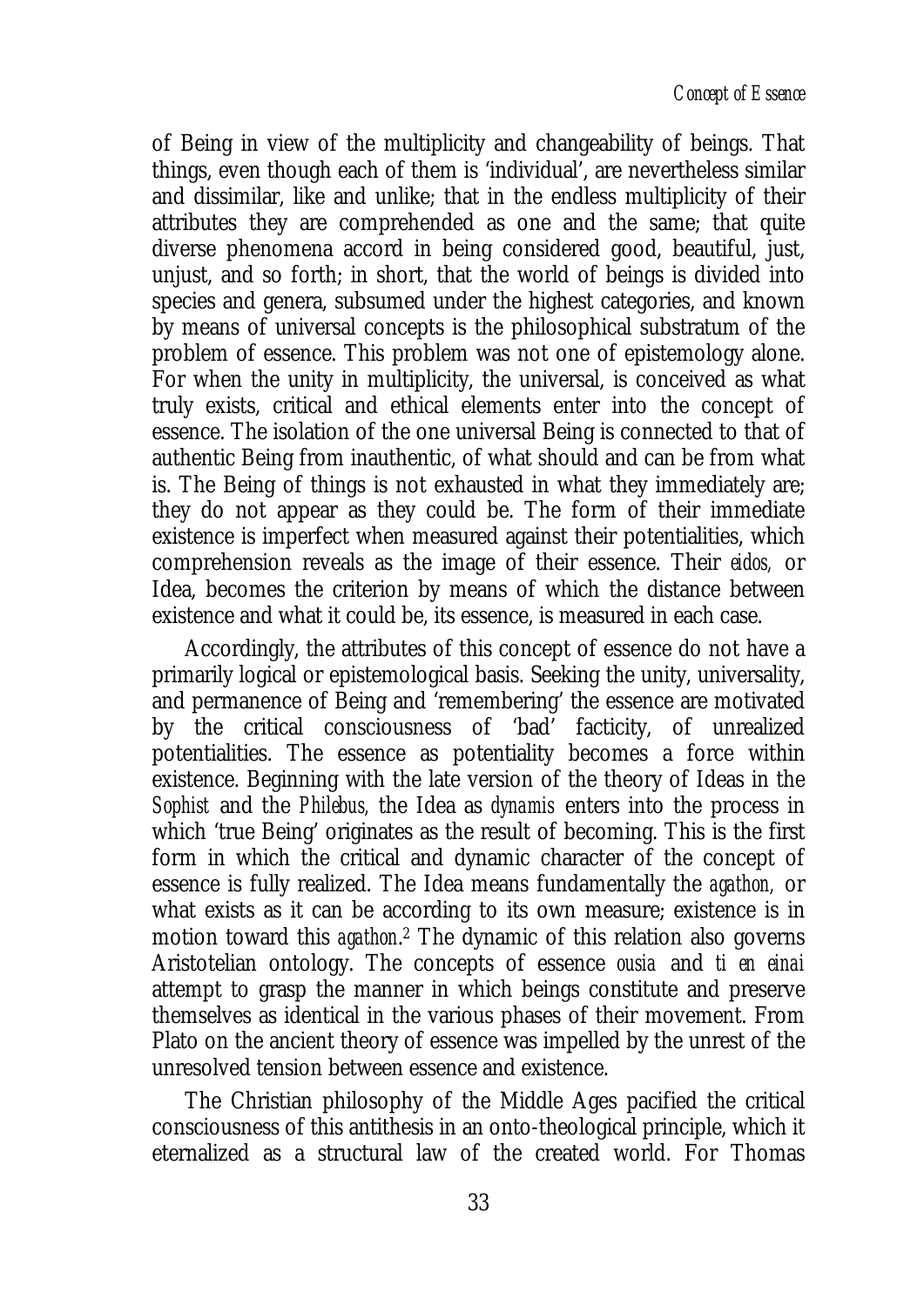of Being in view of the multiplicity and changeability of beings. That things, even though each of them is 'individual', are nevertheless similar and dissimilar, like and unlike; that in the endless multiplicity of their attributes they are comprehended as one and the same; that quite diverse phenomena accord in being considered good, beautiful, just, unjust, and so forth; in short, that the world of beings is divided into species and genera, subsumed under the highest categories, and known by means of universal concepts is the philosophical substratum of the problem of essence. This problem was not one of epistemology alone. For when the unity in multiplicity, the universal, is conceived as what truly exists, critical and ethical elements enter into the concept of essence. The isolation of the one universal Being is connected to that of authentic Being from inauthentic, of what should and can be from what is. The Being of things is not exhausted in what they immediately are; they do not appear as they could be. The form of their immediate existence is imperfect when measured against their potentialities, which comprehension reveals as the image of their essence. Their *eidos,* or Idea, becomes the criterion by means of which the distance between existence and what it could be, its essence, is measured in each case.

Accordingly, the attributes of this concept of essence do not have a primarily logical or epistemological basis. Seeking the unity, universality, and permanence of Being and 'remembering' the essence are motivated by the critical consciousness of 'bad' facticity, of unrealized potentialities. The essence as potentiality becomes a force within existence. Beginning with the late version of the theory of Ideas in the *Sophist* and the *Philebus,* the Idea as *dynamis* enters into the process in which 'true Being' originates as the result of becoming. This is the first form in which the critical and dynamic character of the concept of essence is fully realized. The Idea means fundamentally the *agathon,* or what exists as it can be according to its own measure; existence is in motion toward this *agathon*.[2] The dynamic of this relation also governs Aristotelian ontology. The concepts of essence *ousia* and *ti en einai* attempt to grasp the manner in which beings constitute and preserve themselves as identical in the various phases of their movement. From Plato on the ancient theory of essence was impelled by the unrest of the unresolved tension between essence and existence.

The Christian philosophy of the Middle Ages pacified the critical consciousness of this antithesis in an onto-theological principle, which it eternalized as a structural law of the created world. For Thomas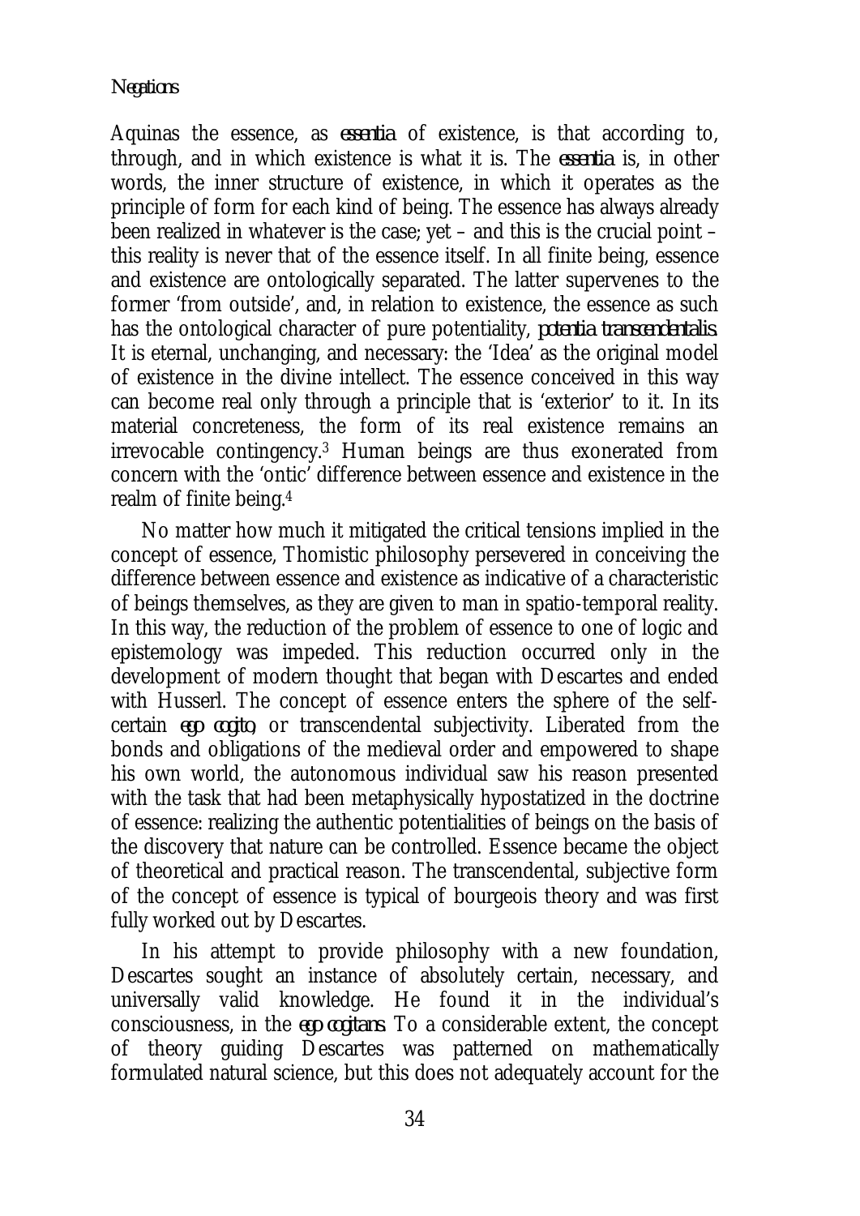Aquinas the essence, as *essentia* of existence, is that according to, through, and in which existence is what it is. The *essentia* is, in other words, the inner structure of existence, in which it operates as the principle of form for each kind of being. The essence has always already been realized in whatever is the case; yet – and this is the crucial point – this reality is never that of the essence itself. In all finite being, essence and existence are ontologically separated. The latter supervenes to the former 'from outside', and, in relation to existence, the essence as such has the ontological character of pure potentiality, *potentia transcendentalis*. It is eternal, unchanging, and necessary: the 'Idea' as the original model of existence in the divine intellect. The essence conceived in this way can become real only through a principle that is 'exterior' to it. In its material concreteness, the form of its real existence remains an irrevocable contingency.[3] Human beings are thus exonerated from concern with the 'ontic' difference between essence and existence in the realm of finite being.[4]

No matter how much it mitigated the critical tensions implied in the concept of essence, Thomistic philosophy persevered in conceiving the difference between essence and existence as indicative of a characteristic of beings themselves, as they are given to man in spatio-temporal reality. In this way, the reduction of the problem of essence to one of logic and epistemology was impeded. This reduction occurred only in the development of modern thought that began with Descartes and ended with Husserl. The concept of essence enters the sphere of the self-certain *ego cogito*, or transcendental subjectivity. Liberated from the bonds and obligations of the medieval order and empowered to shape his own world, the autonomous individual saw his reason presented with the task that had been metaphysically hypostatized in the doctrine of essence: realizing the authentic potentialities of beings on the basis of the discovery that nature can be controlled. Essence became the object of theoretical and practical reason. The transcendental, subjective form of the concept of essence is typical of bourgeois theory and was first fully worked out by Descartes.

In his attempt to provide philosophy with a new foundation, Descartes sought an instance of absolutely certain, necessary, and universally valid knowledge. He found it in the individual's consciousness, in the *ego cogitans*. To a considerable extent, the concept of theory guiding Descartes was patterned on mathematically formulated natural science, but this does not adequately account for the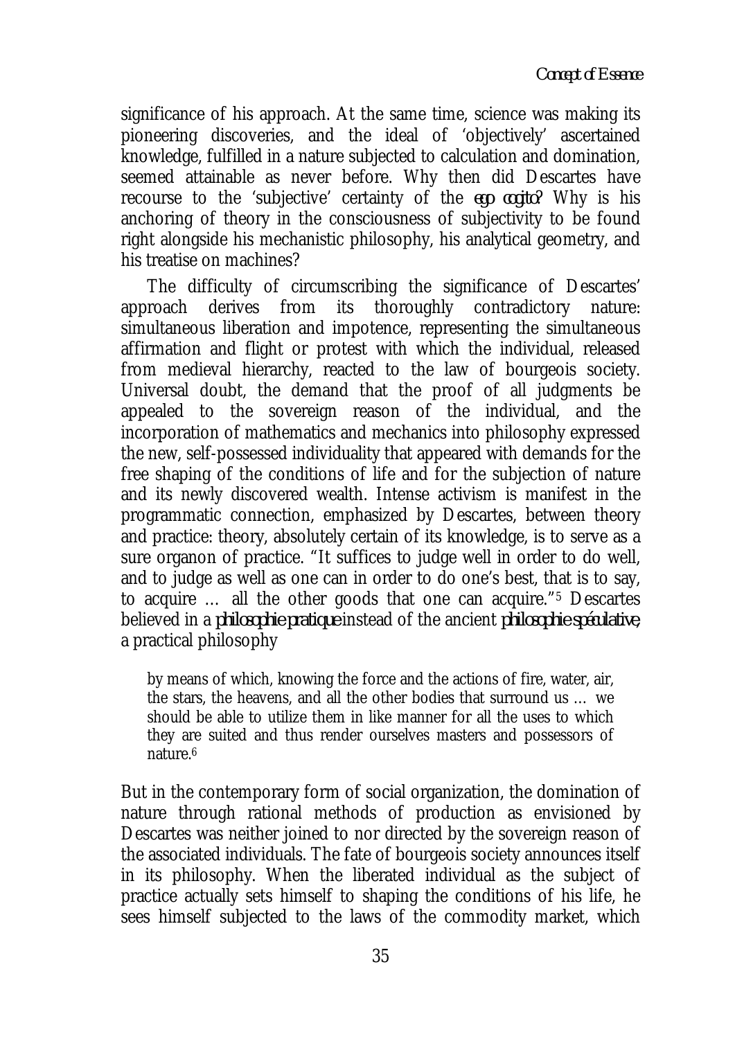significance of his approach. At the same time, science was making its pioneering discoveries, and the ideal of 'objectively' ascertained knowledge, fulfilled in a nature subjected to calculation and domination, seemed attainable as never before. Why then did Descartes have recourse to the 'subjective' certainty of the *ego cogito*? Why is his anchoring of theory in the consciousness of subjectivity to be found right alongside his mechanistic philosophy, his analytical geometry, and his treatise on machines?

The difficulty of circumscribing the significance of Descartes' approach derives from its thoroughly contradictory nature: simultaneous liberation and impotence, representing the simultaneous affirmation and flight or protest with which the individual, released from medieval hierarchy, reacted to the law of bourgeois society. Universal doubt, the demand that the proof of all judgments be appealed to the sovereign reason of the individual, and the incorporation of mathematics and mechanics into philosophy expressed the new, self-possessed individuality that appeared with demands for the free shaping of the conditions of life and for the subjection of nature and its newly discovered wealth. Intense activism is manifest in the programmatic connection, emphasized by Descartes, between theory and practice: theory, absolutely certain of its knowledge, is to serve as a sure organon of practice. "It suffices to judge well in order to do well, and to judge as well as one can in order to do one's best, that is to say, to acquire … all the other goods that one can acquire."[5] Descartes believed in a *philosophie pratique* instead of the ancient *philosophie spéculative*, a practical philosophy

> by means of which, knowing the force and the actions of fire, water, air, the stars, the heavens, and all the other bodies that surround us … we should be able to utilize them in like manner for all the uses to which they are suited and thus render ourselves masters and possessors of nature.[6]

But in the contemporary form of social organization, the domination of nature through rational methods of production as envisioned by Descartes was neither joined to nor directed by the sovereign reason of the associated individuals. The fate of bourgeois society announces itself in its philosophy. When the liberated individual as the subject of practice actually sets himself to shaping the conditions of his life, he sees himself subjected to the laws of the commodity market, which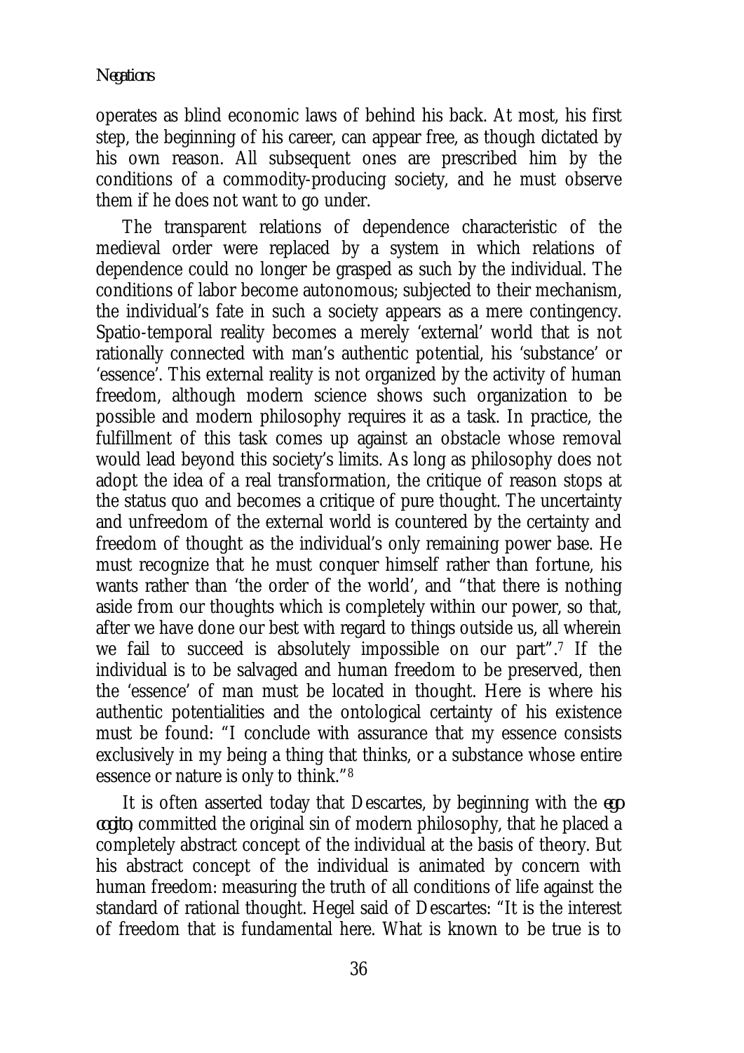operates as blind economic laws of behind his back. At most, his first step, the beginning of his career, can appear free, as though dictated by his own reason. All subsequent ones are prescribed him by the conditions of a commodity-producing society, and he must observe them if he does not want to go under.

The transparent relations of dependence characteristic of the medieval order were replaced by a system in which relations of dependence could no longer be grasped as such by the individual. The conditions of labor become autonomous; subjected to their mechanism, the individual's fate in such a society appears as a mere contingency. Spatio-temporal reality becomes a merely 'external' world that is not rationally connected with man's authentic potential, his 'substance' or 'essence'. This external reality is not organized by the activity of human freedom, although modern science shows such organization to be possible and modern philosophy requires it as a task. In practice, the fulfillment of this task comes up against an obstacle whose removal would lead beyond this society's limits. As long as philosophy does not adopt the idea of a real transformation, the critique of reason stops at the status quo and becomes a critique of pure thought. The uncertainty and unfreedom of the external world is countered by the certainty and freedom of thought as the individual's only remaining power base. He must recognize that he must conquer himself rather than fortune, his wants rather than 'the order of the world', and "that there is nothing aside from our thoughts which is completely within our power, so that, after we have done our best with regard to things outside us, all wherein we fail to succeed is absolutely impossible on our part".[7] If the individual is to be salvaged and human freedom to be preserved, then the 'essence' of man must be located in thought. Here is where his authentic potentialities and the ontological certainty of his existence must be found: "I conclude with assurance that my essence consists exclusively in my being a thing that thinks, or a substance whose entire essence or nature is only to think."[8]

It is often asserted today that Descartes, by beginning with the *ego cogito*, committed the original sin of modern philosophy, that he placed a completely abstract concept of the individual at the basis of theory. But his abstract concept of the individual is animated by concern with human freedom: measuring the truth of all conditions of life against the standard of rational thought. Hegel said of Descartes: "It is the interest of freedom that is fundamental here. What is known to be true is to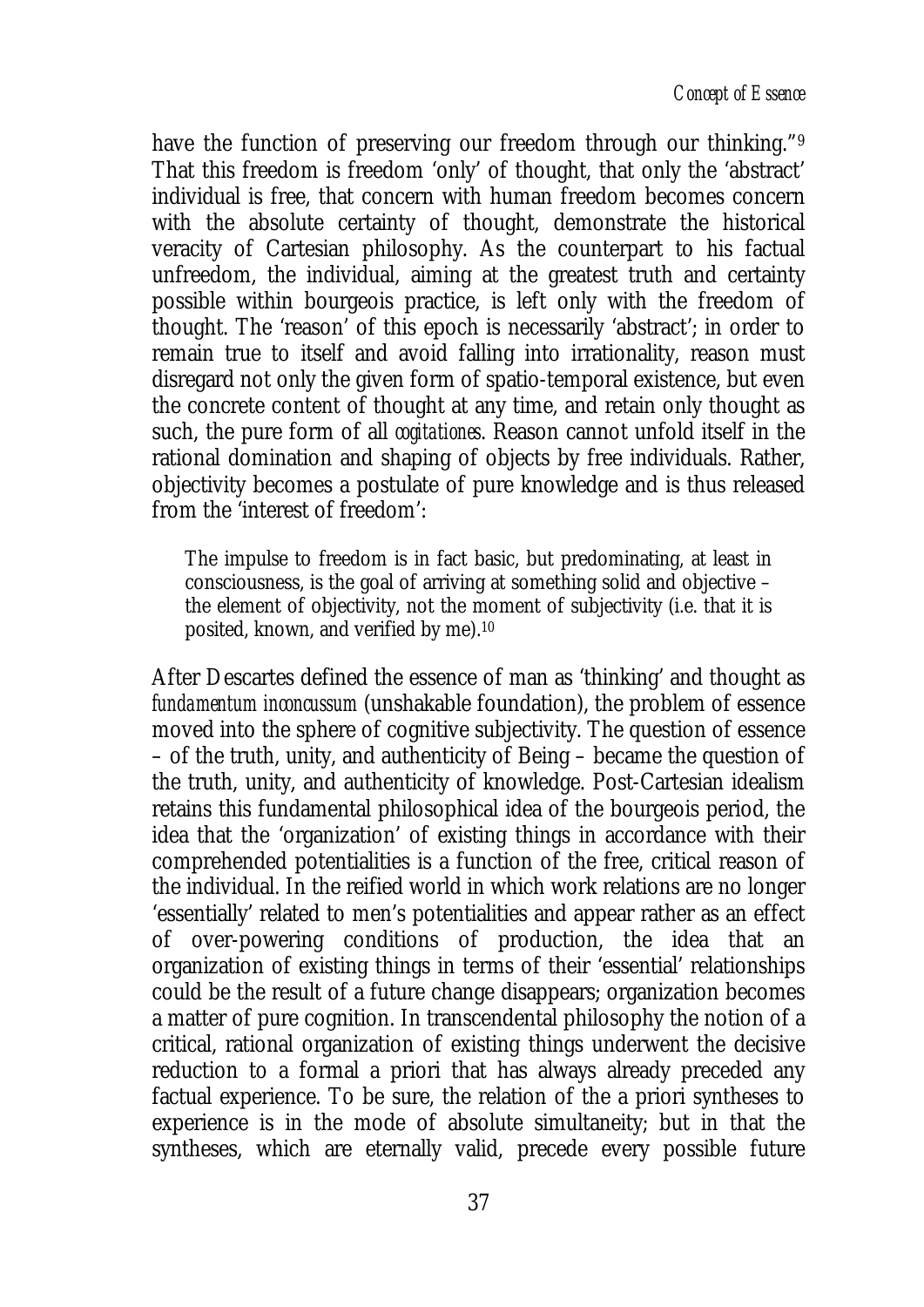have the function of preserving our freedom through our thinking."[9] That this freedom is freedom 'only' of thought, that only the 'abstract' individual is free, that concern with human freedom becomes concern with the absolute certainty of thought, demonstrate the historical veracity of Cartesian philosophy. As the counterpart to his factual unfreedom, the individual, aiming at the greatest truth and certainty possible within bourgeois practice, is left only with the freedom of thought. The 'reason' of this epoch is necessarily 'abstract'; in order to remain true to itself and avoid falling into irrationality, reason must disregard not only the given form of spatio-temporal existence, but even the concrete content of thought at any time, and retain only thought as such, the pure form of all *cogitationes*. Reason cannot unfold itself in the rational domination and shaping of objects by free individuals. Rather, objectivity becomes a postulate of pure knowledge and is thus released from the 'interest of freedom':

> The impulse to freedom is in fact basic, but predominating, at least in consciousness, is the goal of arriving at something solid and objective – the element of objectivity, not the moment of subjectivity (i.e. that it is posited, known, and verified by me).[10]

After Descartes defined the essence of man as 'thinking' and thought as *fundamentum inconcussum* (unshakable foundation), the problem of essence moved into the sphere of cognitive subjectivity. The question of essence – of the truth, unity, and authenticity of Being – became the question of the truth, unity, and authenticity of knowledge. Post-Cartesian idealism retains this fundamental philosophical idea of the bourgeois period, the idea that the 'organization' of existing things in accordance with their comprehended potentialities is a function of the free, critical reason of the individual. In the reified world in which work relations are no longer 'essentially' related to men's potentialities and appear rather as an effect of over-powering conditions of production, the idea that an organization of existing things in terms of their 'essential' relationships could be the result of a future change disappears; organization becomes a matter of pure cognition. In transcendental philosophy the notion of a critical, rational organization of existing things underwent the decisive reduction to a formal a priori that has always already preceded any factual experience. To be sure, the relation of the a priori syntheses to experience is in the mode of absolute simultaneity; but in that the syntheses, which are eternally valid, precede every possible future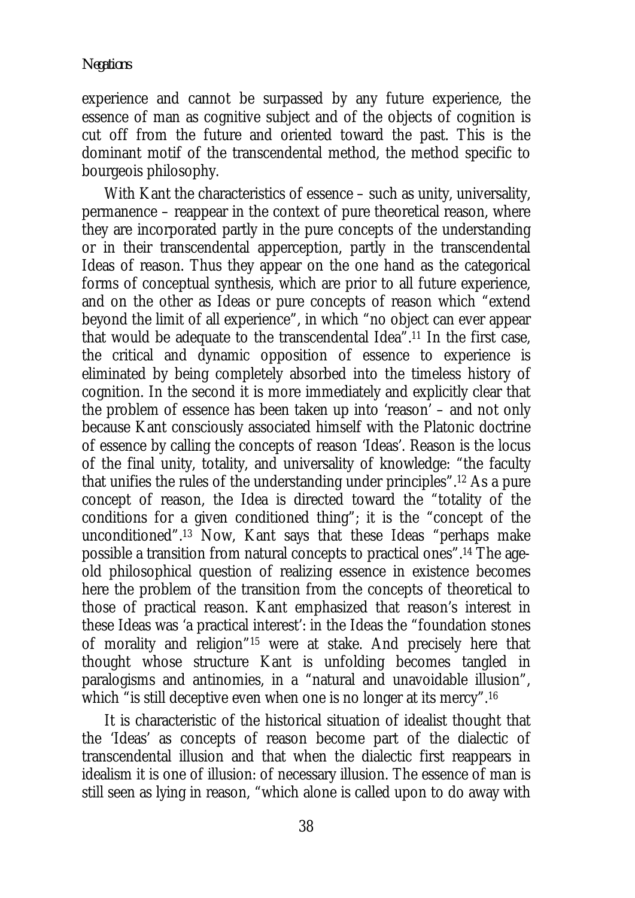experience and cannot be surpassed by any future experience, the essence of man as cognitive subject and of the objects of cognition is cut off from the future and oriented toward the past. This is the dominant motif of the transcendental method, the method specific to bourgeois philosophy.

With Kant the characteristics of essence – such as unity, universality, permanence – reappear in the context of pure theoretical reason, where they are incorporated partly in the pure concepts of the understanding or in their transcendental apperception, partly in the transcendental Ideas of reason. Thus they appear on the one hand as the categorical forms of conceptual synthesis, which are prior to all future experience, and on the other as Ideas or pure concepts of reason which "extend beyond the limit of all experience", in which "no object can ever appear that would be adequate to the transcendental Idea".[11] In the first case, the critical and dynamic opposition of essence to experience is eliminated by being completely absorbed into the timeless history of cognition. In the second it is more immediately and explicitly clear that the problem of essence has been taken up into 'reason' – and not only because Kant consciously associated himself with the Platonic doctrine of essence by calling the concepts of reason 'Ideas'. Reason is the locus of the final unity, totality, and universality of knowledge: "the faculty that unifies the rules of the understanding under principles".[12] As a pure concept of reason, the Idea is directed toward the "totality of the conditions for a given conditioned thing"; it is the "concept of the unconditioned".[13] Now, Kant says that these Ideas "perhaps make possible a transition from natural concepts to practical ones".[14] The age-old philosophical question of realizing essence in existence becomes here the problem of the transition from the concepts of theoretical to those of practical reason. Kant emphasized that reason's interest in these Ideas was 'a practical interest': in the Ideas the "foundation stones of morality and religion"[15] were at stake. And precisely here that thought whose structure Kant is unfolding becomes tangled in paralogisms and antinomies, in a "natural and unavoidable illusion", which "is still deceptive even when one is no longer at its mercy".[16]

It is characteristic of the historical situation of idealist thought that the 'Ideas' as concepts of reason become part of the dialectic of transcendental illusion and that when the dialectic first reappears in idealism it is one of illusion: of necessary illusion. The essence of man is still seen as lying in reason, "which alone is called upon to do away with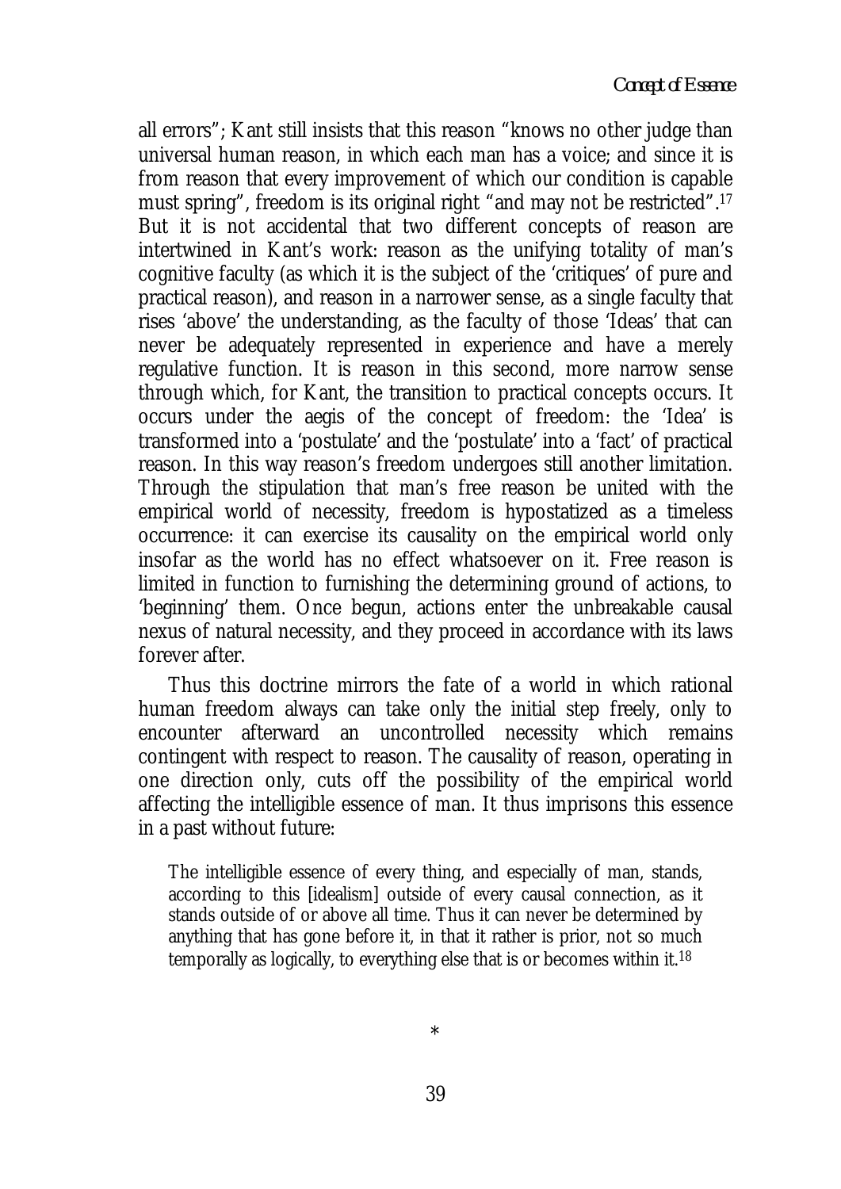all errors"; Kant still insists that this reason "knows no other judge than universal human reason, in which each man has a voice; and since it is from reason that every improvement of which our condition is capable must spring", freedom is its original right "and may not be restricted".[17] But it is not accidental that two different concepts of reason are intertwined in Kant's work: reason as the unifying totality of man's cognitive faculty (as which it is the subject of the 'critiques' of pure and practical reason), and reason in a narrower sense, as a single faculty that rises 'above' the understanding, as the faculty of those 'Ideas' that can never be adequately represented in experience and have a merely regulative function. It is reason in this second, more narrow sense through which, for Kant, the transition to practical concepts occurs. It occurs under the aegis of the concept of freedom: the 'Idea' is transformed into a 'postulate' and the 'postulate' into a 'fact' of practical reason. In this way reason's freedom undergoes still another limitation. Through the stipulation that man's free reason be united with the empirical world of necessity, freedom is hypostatized as a timeless occurrence: it can exercise its causality on the empirical world only insofar as the world has no effect whatsoever on it. Free reason is limited in function to furnishing the determining ground of actions, to 'beginning' them. Once begun, actions enter the unbreakable causal nexus of natural necessity, and they proceed in accordance with its laws forever after.

Thus this doctrine mirrors the fate of a world in which rational human freedom always can take only the initial step freely, only to encounter afterward an uncontrolled necessity which remains contingent with respect to reason. The causality of reason, operating in one direction only, cuts off the possibility of the empirical world affecting the intelligible essence of man. It thus imprisons this essence in a past without future:

> The intelligible essence of every thing, and especially of man, stands, according to this [idealism] outside of every causal connection, as it stands outside of or above all time. Thus it can never be determined by anything that has gone before it, in that it rather is prior, not so much temporally as logically, to everything else that is or becomes within it.[18]

*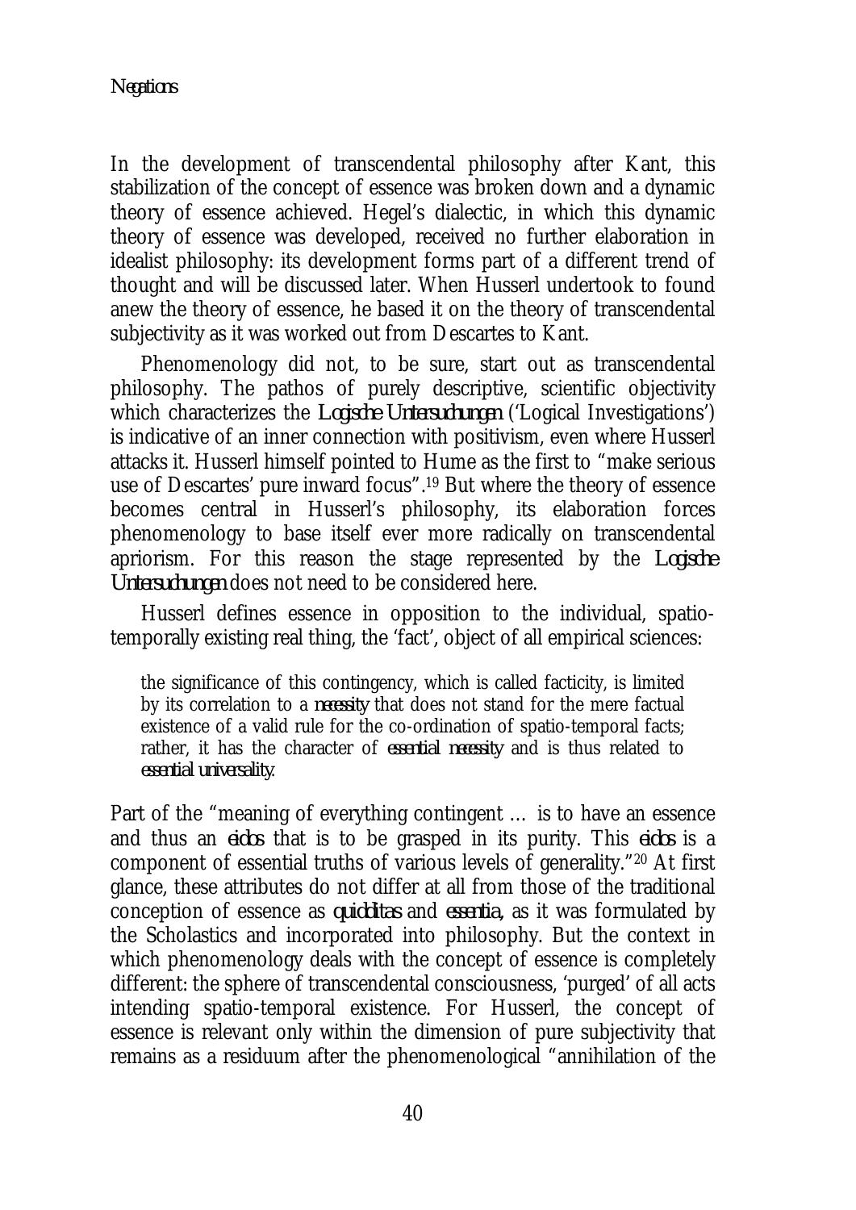In the development of transcendental philosophy after Kant, this stabilization of the concept of essence was broken down and a dynamic theory of essence achieved. Hegel's dialectic, in which this dynamic theory of essence was developed, received no further elaboration in idealist philosophy: its development forms part of a different trend of thought and will be discussed later. When Husserl undertook to found anew the theory of essence, he based it on the theory of transcendental subjectivity as it was worked out from Descartes to Kant.

Phenomenology did not, to be sure, start out as transcendental philosophy. The pathos of purely descriptive, scientific objectivity which characterizes the *Logische Untersuchungen* ('Logical Investigations') is indicative of an inner connection with positivism, even where Husserl attacks it. Husserl himself pointed to Hume as the first to "make serious use of Descartes' pure inward focus".[19] But where the theory of essence becomes central in Husserl's philosophy, its elaboration forces phenomenology to base itself ever more radically on transcendental apriorism. For this reason the stage represented by the *Logische Untersuchungen* does not need to be considered here.

Husserl defines essence in opposition to the individual, spatio-temporally existing real thing, the 'fact', object of all empirical sciences:

> the significance of this contingency, which is called facticity, is limited by its correlation to a *necessity* that does not stand for the mere factual existence of a valid rule for the co-ordination of spatio-temporal facts; rather, it has the character of *essential necessity* and is thus related to *essential universality.*

Part of the "meaning of everything contingent … is to have an essence and thus an *eidos* that is to be grasped in its purity. This *eidos* is a component of essential truths of various levels of generality."[20] At first glance, these attributes do not differ at all from those of the traditional conception of essence as *quidditas* and *essentia*, as it was formulated by the Scholastics and incorporated into philosophy. But the context in which phenomenology deals with the concept of essence is completely different: the sphere of transcendental consciousness, 'purged' of all acts intending spatio-temporal existence. For Husserl, the concept of essence is relevant only within the dimension of pure subjectivity that remains as a residuum after the phenomenological "annihilation of the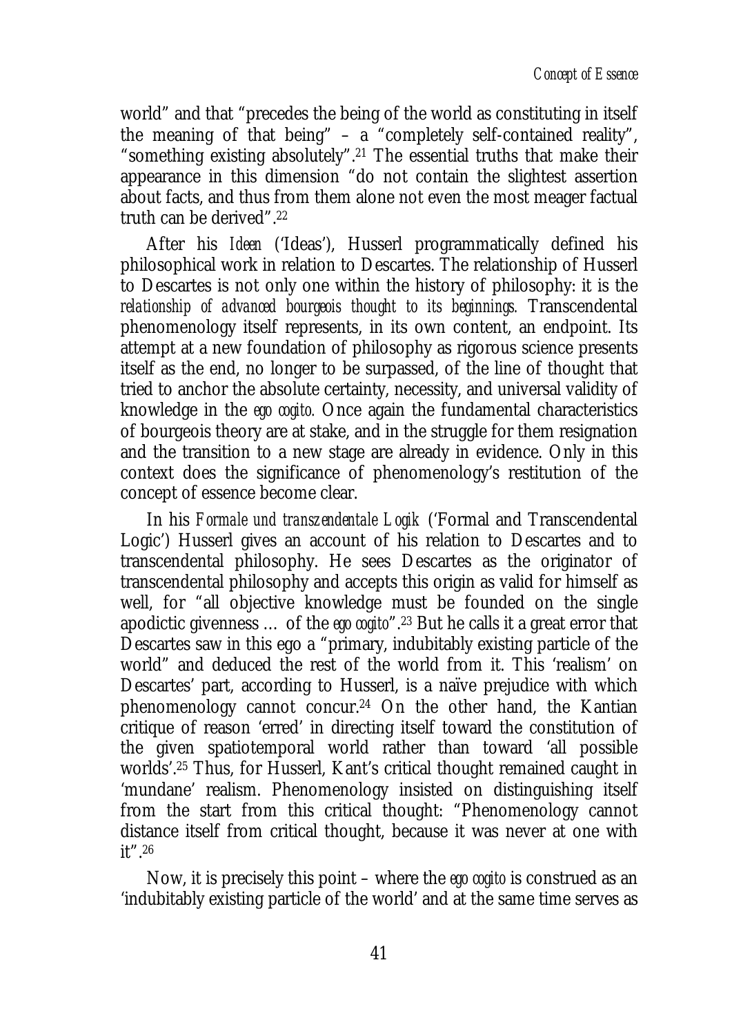world" and that "precedes the being of the world as constituting in itself the meaning of that being" – a "completely self-contained reality", "something existing absolutely".[21] The essential truths that make their appearance in this dimension "do not contain the slightest assertion about facts, and thus from them alone not even the most meager factual truth can be derived".[22]

After his *Ideen* ('Ideas'), Husserl programmatically defined his philosophical work in relation to Descartes. The relationship of Husserl to Descartes is not only one within the history of philosophy: it is the *relationship of advanced bourgeois thought to its beginnings.* Transcendental phenomenology itself represents, in its own content, an endpoint. Its attempt at a new foundation of philosophy as rigorous science presents itself as the end, no longer to be surpassed, of the line of thought that tried to anchor the absolute certainty, necessity, and universal validity of knowledge in the *ego cogito.* Once again the fundamental characteristics of bourgeois theory are at stake, and in the struggle for them resignation and the transition to a new stage are already in evidence. Only in this context does the significance of phenomenology's restitution of the concept of essence become clear.

In his *Formale und transzendentale Logik* ('Formal and Transcendental Logic') Husserl gives an account of his relation to Descartes and to transcendental philosophy. He sees Descartes as the originator of transcendental philosophy and accepts this origin as valid for himself as well, for "all objective knowledge must be founded on the single apodictic givenness … of the *ego cogito*".[23] But he calls it a great error that Descartes saw in this ego a "primary, indubitably existing particle of the world" and deduced the rest of the world from it. This 'realism' on Descartes' part, according to Husserl, is a naïve prejudice with which phenomenology cannot concur.[24] On the other hand, the Kantian critique of reason 'erred' in directing itself toward the constitution of the given spatiotemporal world rather than toward 'all possible worlds'.[25] Thus, for Husserl, Kant's critical thought remained caught in 'mundane' realism. Phenomenology insisted on distinguishing itself from the start from this critical thought: "Phenomenology cannot distance itself from critical thought, because it was never at one with it".[26]

Now, it is precisely this point – where the *ego cogito* is construed as an 'indubitably existing particle of the world' and at the same time serves as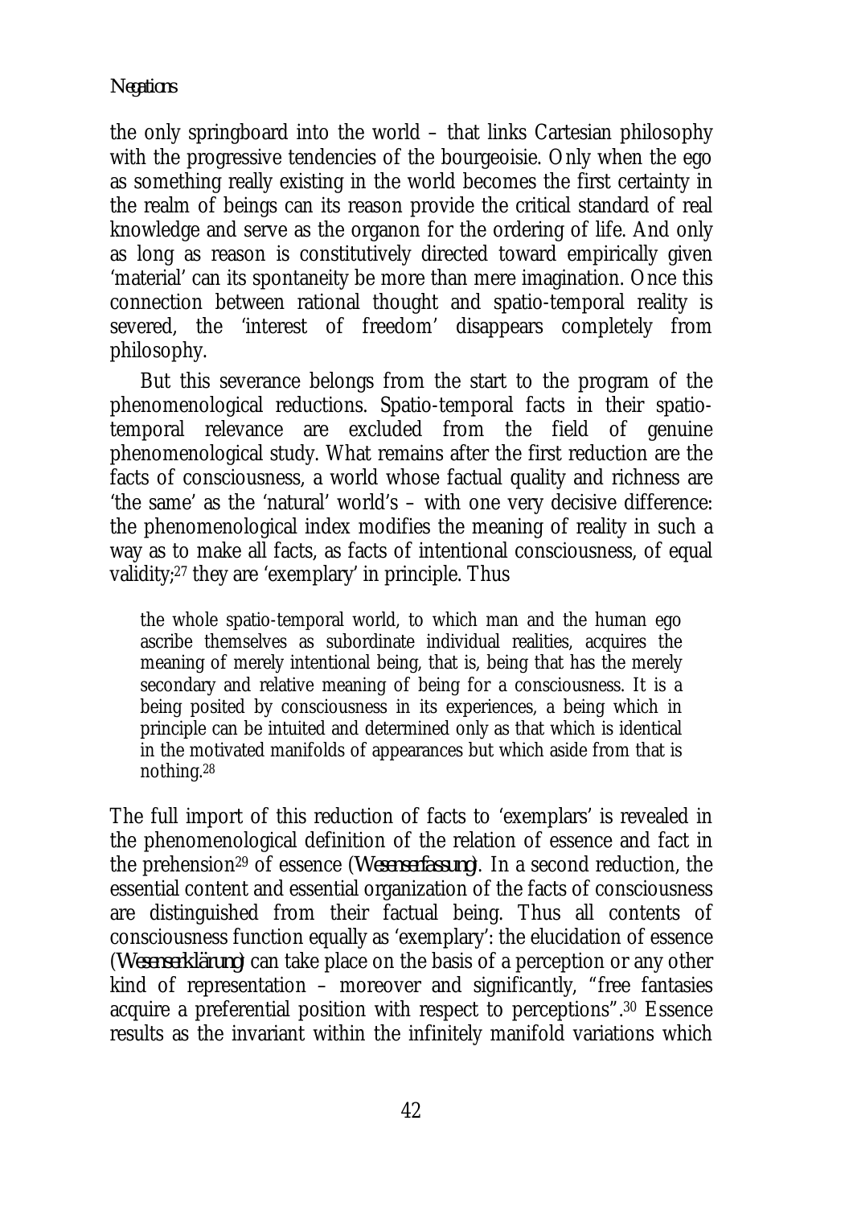the only springboard into the world – that links Cartesian philosophy with the progressive tendencies of the bourgeoisie. Only when the ego as something really existing in the world becomes the first certainty in the realm of beings can its reason provide the critical standard of real knowledge and serve as the organon for the ordering of life. And only as long as reason is constitutively directed toward empirically given 'material' can its spontaneity be more than mere imagination. Once this connection between rational thought and spatio-temporal reality is severed, the 'interest of freedom' disappears completely from philosophy.

But this severance belongs from the start to the program of the phenomenological reductions. Spatio-temporal facts in their spatio-temporal relevance are excluded from the field of genuine phenomenological study. What remains after the first reduction are the facts of consciousness, a world whose factual quality and richness are 'the same' as the 'natural' world's – with one very decisive difference: the phenomenological index modifies the meaning of reality in such a way as to make all facts, as facts of intentional consciousness, of equal validity;[27] they are 'exemplary' in principle. Thus

> the whole spatio-temporal world, to which man and the human ego ascribe themselves as subordinate individual realities, acquires the meaning of merely intentional being, that is, being that has the merely secondary and relative meaning of being for a consciousness. It is a being posited by consciousness in its experiences, a being which in principle can be intuited and determined only as that which is identical in the motivated manifolds of appearances but which aside from that is nothing.[28]

The full import of this reduction of facts to 'exemplars' is revealed in the phenomenological definition of the relation of essence and fact in the prehension[29] of essence (*Wesenserfassung*). In a second reduction, the essential content and essential organization of the facts of consciousness are distinguished from their factual being. Thus all contents of consciousness function equally as 'exemplary': the elucidation of essence (*Wesenserklärung*) can take place on the basis of a perception or any other kind of representation – moreover and significantly, "free fantasies acquire a preferential position with respect to perceptions".[30] Essence results as the invariant within the infinitely manifold variations which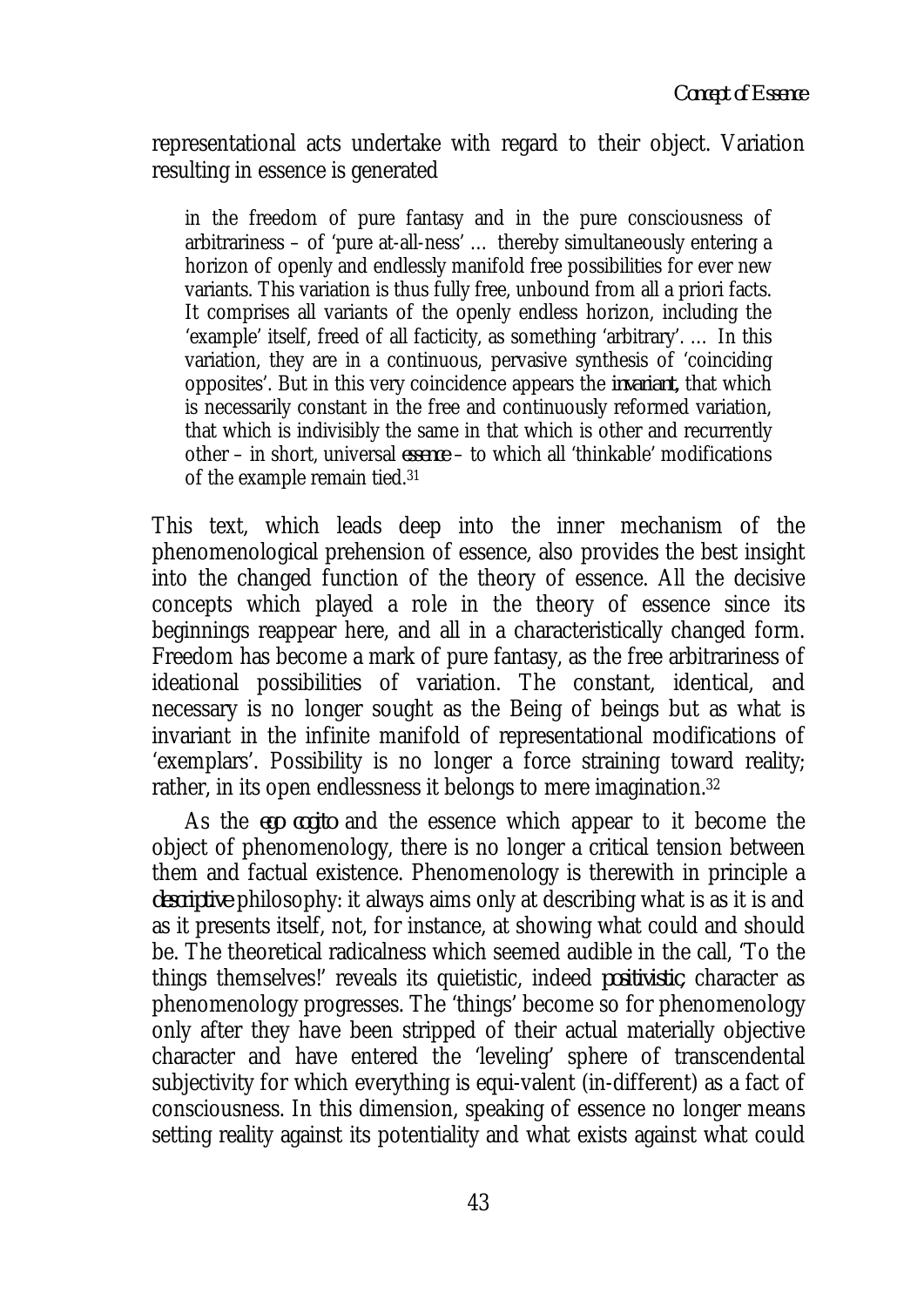representational acts undertake with regard to their object. Variation resulting in essence is generated

> in the freedom of pure fantasy and in the pure consciousness of arbitrariness – of 'pure at-all-ness' … thereby simultaneously entering a horizon of openly and endlessly manifold free possibilities for ever new variants. This variation is thus fully free, unbound from all a priori facts. It comprises all variants of the openly endless horizon, including the 'example' itself, freed of all facticity, as something 'arbitrary'. … In this variation, they are in a continuous, pervasive synthesis of 'coinciding opposites'. But in this very coincidence appears the *invariant*, that which is necessarily constant in the free and continuously reformed variation, that which is indivisibly the same in that which is other and recurrently other – in short, universal *essence* – to which all 'thinkable' modifications of the example remain tied.[31]

This text, which leads deep into the inner mechanism of the phenomenological prehension of essence, also provides the best insight into the changed function of the theory of essence. All the decisive concepts which played a role in the theory of essence since its beginnings reappear here, and all in a characteristically changed form. Freedom has become a mark of pure fantasy, as the free arbitrariness of ideational possibilities of variation. The constant, identical, and necessary is no longer sought as the Being of beings but as what is invariant in the infinite manifold of representational modifications of 'exemplars'. Possibility is no longer a force straining toward reality; rather, in its open endlessness it belongs to mere imagination.[32]

As the *ego cogito* and the essence which appear to it become the object of phenomenology, there is no longer a critical tension between them and factual existence. Phenomenology is therewith in principle a *descriptive* philosophy: it always aims only at describing what is as it is and as it presents itself, not, for instance, at showing what could and should be. The theoretical radicalness which seemed audible in the call, 'To the things themselves!' reveals its quietistic, indeed *positivistic*, character as phenomenology progresses. The 'things' become so for phenomenology only after they have been stripped of their actual materially objective character and have entered the 'leveling' sphere of transcendental subjectivity for which everything is equi-valent (in-different) as a fact of consciousness. In this dimension, speaking of essence no longer means setting reality against its potentiality and what exists against what could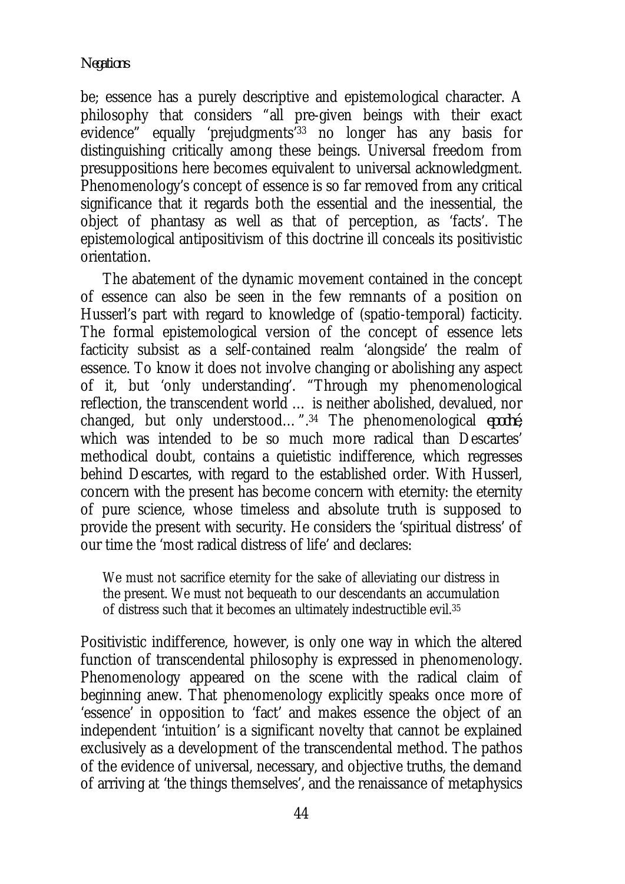be; essence has a purely descriptive and epistemological character. A philosophy that considers "all pre-given beings with their exact evidence" equally 'prejudgments'[33] no longer has any basis for distinguishing critically among these beings. Universal freedom from presuppositions here becomes equivalent to universal acknowledgment. Phenomenology's concept of essence is so far removed from any critical significance that it regards both the essential and the inessential, the object of phantasy as well as that of perception, as 'facts'. The epistemological antipositivism of this doctrine ill conceals its positivistic orientation.

The abatement of the dynamic movement contained in the concept of essence can also be seen in the few remnants of a position on Husserl's part with regard to knowledge of (spatio-temporal) facticity. The formal epistemological version of the concept of essence lets facticity subsist as a self-contained realm 'alongside' the realm of essence. To know it does not involve changing or abolishing any aspect of it, but 'only understanding'. "Through my phenomenological reflection, the transcendent world … is neither abolished, devalued, nor changed, but only understood…".[34] The phenomenological *epoché*, which was intended to be so much more radical than Descartes' methodical doubt, contains a quietistic indifference, which regresses behind Descartes, with regard to the established order. With Husserl, concern with the present has become concern with eternity: the eternity of pure science, whose timeless and absolute truth is supposed to provide the present with security. He considers the 'spiritual distress' of our time the 'most radical distress of life' and declares:

> We must not sacrifice eternity for the sake of alleviating our distress in the present. We must not bequeath to our descendants an accumulation of distress such that it becomes an ultimately indestructible evil.[35]

Positivistic indifference, however, is only one way in which the altered function of transcendental philosophy is expressed in phenomenology. Phenomenology appeared on the scene with the radical claim of beginning anew. That phenomenology explicitly speaks once more of 'essence' in opposition to 'fact' and makes essence the object of an independent 'intuition' is a significant novelty that cannot be explained exclusively as a development of the transcendental method. The pathos of the evidence of universal, necessary, and objective truths, the demand of arriving at 'the things themselves', and the renaissance of metaphysics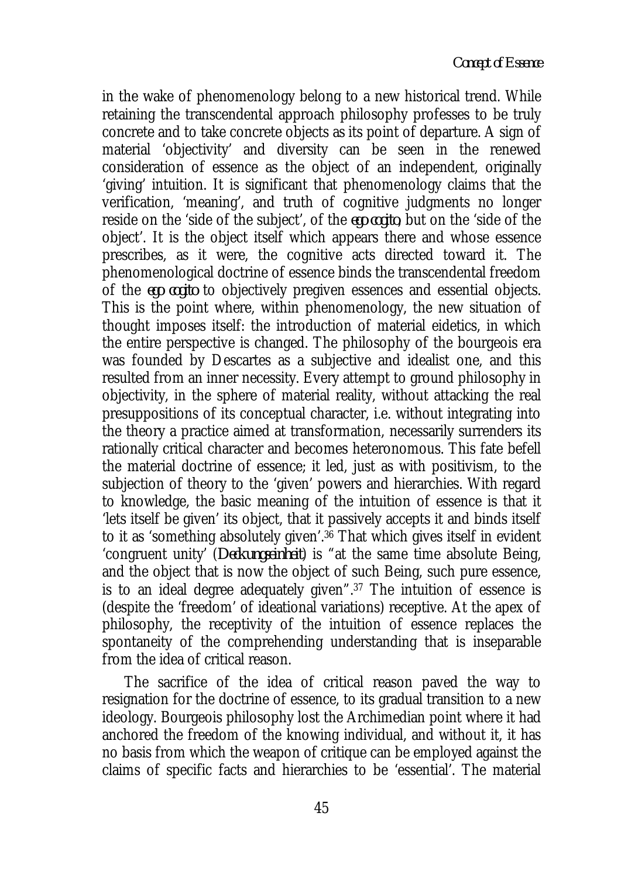in the wake of phenomenology belong to a new historical trend. While retaining the transcendental approach philosophy professes to be truly concrete and to take concrete objects as its point of departure. A sign of material 'objectivity' and diversity can be seen in the renewed consideration of essence as the object of an independent, originally 'giving' intuition. It is significant that phenomenology claims that the verification, 'meaning', and truth of cognitive judgments no longer reside on the 'side of the subject', of the *ego cogito*, but on the 'side of the object'. It is the object itself which appears there and whose essence prescribes, as it were, the cognitive acts directed toward it. The phenomenological doctrine of essence binds the transcendental freedom of the *ego cogito* to objectively pregiven essences and essential objects. This is the point where, within phenomenology, the new situation of thought imposes itself: the introduction of material eidetics, in which the entire perspective is changed. The philosophy of the bourgeois era was founded by Descartes as a subjective and idealist one, and this resulted from an inner necessity. Every attempt to ground philosophy in objectivity, in the sphere of material reality, without attacking the real presuppositions of its conceptual character, i.e. without integrating into the theory a practice aimed at transformation, necessarily surrenders its rationally critical character and becomes heteronomous. This fate befell the material doctrine of essence; it led, just as with positivism, to the subjection of theory to the 'given' powers and hierarchies. With regard to knowledge, the basic meaning of the intuition of essence is that it 'lets itself be given' its object, that it passively accepts it and binds itself to it as 'something absolutely given'.[36] That which gives itself in evident 'congruent unity' (*Deckungseinheit*) is "at the same time absolute Being, and the object that is now the object of such Being, such pure essence, is to an ideal degree adequately given".[37] The intuition of essence is (despite the 'freedom' of ideational variations) receptive. At the apex of philosophy, the receptivity of the intuition of essence replaces the spontaneity of the comprehending understanding that is inseparable from the idea of critical reason.

The sacrifice of the idea of critical reason paved the way to resignation for the doctrine of essence, to its gradual transition to a new ideology. Bourgeois philosophy lost the Archimedian point where it had anchored the freedom of the knowing individual, and without it, it has no basis from which the weapon of critique can be employed against the claims of specific facts and hierarchies to be 'essential'. The material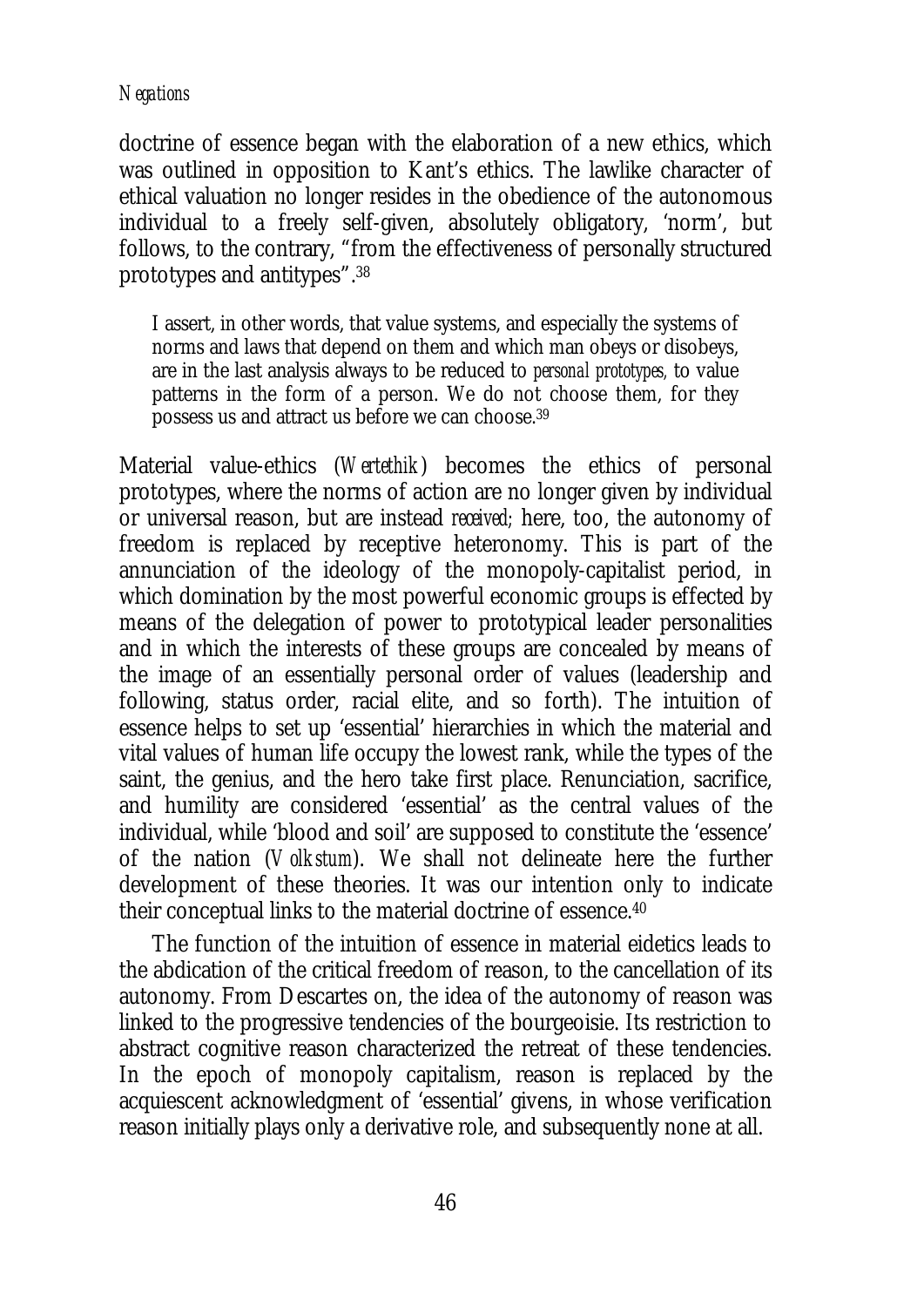doctrine of essence began with the elaboration of a new ethics, which was outlined in opposition to Kant's ethics. The lawlike character of ethical valuation no longer resides in the obedience of the autonomous individual to a freely self-given, absolutely obligatory, 'norm', but follows, to the contrary, "from the effectiveness of personally structured prototypes and antitypes".[38]

> I assert, in other words, that value systems, and especially the systems of norms and laws that depend on them and which man obeys or disobeys, are in the last analysis always to be reduced to *personal prototypes*, to value patterns in the form of a person. We do not choose them, for they possess us and attract us before we can choose.[39]

Material value-ethics (*Wertethik*) becomes the ethics of personal prototypes, where the norms of action are no longer given by individual or universal reason, but are instead *received*; here, too, the autonomy of freedom is replaced by receptive heteronomy. This is part of the annunciation of the ideology of the monopoly-capitalist period, in which domination by the most powerful economic groups is effected by means of the delegation of power to prototypical leader personalities and in which the interests of these groups are concealed by means of the image of an essentially personal order of values (leadership and following, status order, racial elite, and so forth). The intuition of essence helps to set up 'essential' hierarchies in which the material and vital values of human life occupy the lowest rank, while the types of the saint, the genius, and the hero take first place. Renunciation, sacrifice, and humility are considered 'essential' as the central values of the individual, while 'blood and soil' are supposed to constitute the 'essence' of the nation (*Volkstum*). We shall not delineate here the further development of these theories. It was our intention only to indicate their conceptual links to the material doctrine of essence.[40]

The function of the intuition of essence in material eidetics leads to the abdication of the critical freedom of reason, to the cancellation of its autonomy. From Descartes on, the idea of the autonomy of reason was linked to the progressive tendencies of the bourgeoisie. Its restriction to abstract cognitive reason characterized the retreat of these tendencies. In the epoch of monopoly capitalism, reason is replaced by the acquiescent acknowledgment of 'essential' givens, in whose verification reason initially plays only a derivative role, and subsequently none at all.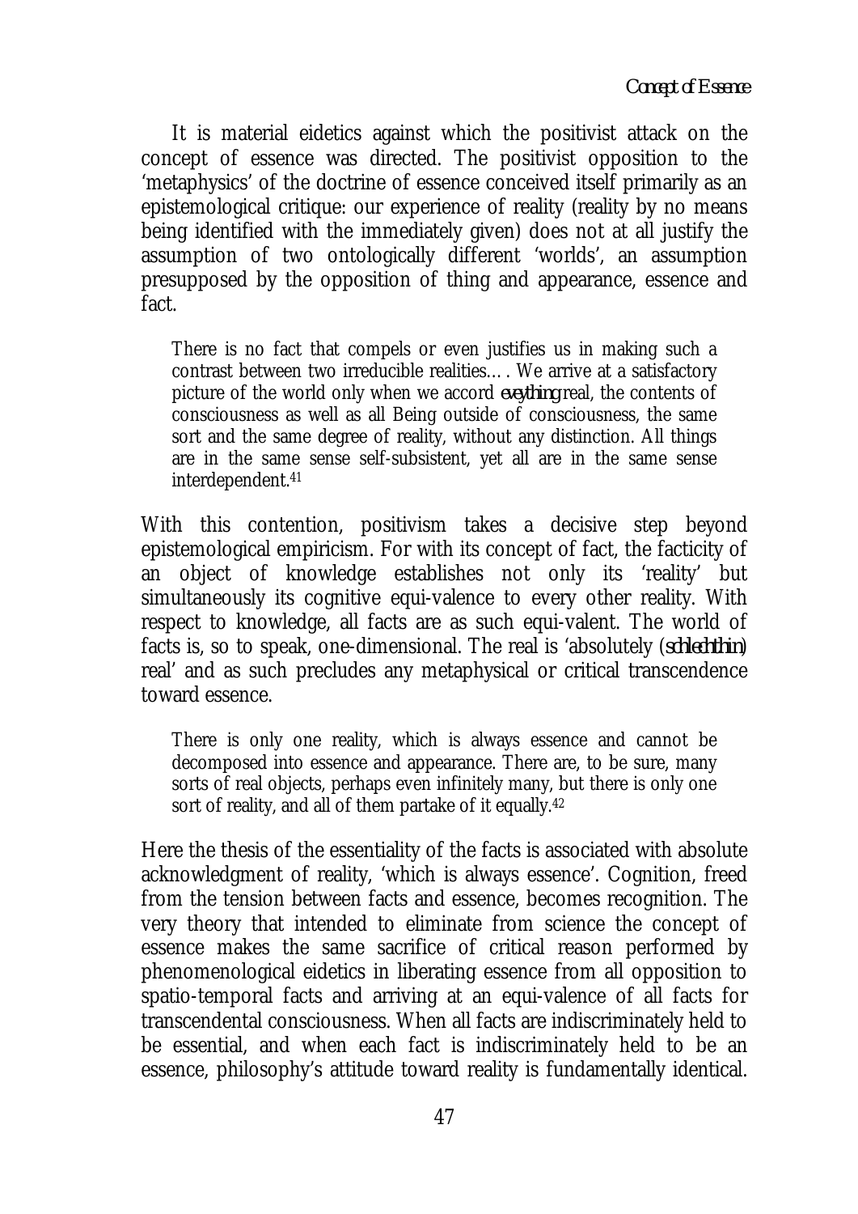It is material eidetics against which the positivist attack on the concept of essence was directed. The positivist opposition to the 'metaphysics' of the doctrine of essence conceived itself primarily as an epistemological critique: our experience of reality (reality by no means being identified with the immediately given) does not at all justify the assumption of two ontologically different 'worlds', an assumption presupposed by the opposition of thing and appearance, essence and fact.

> There is no fact that compels or even justifies us in making such a contrast between two irreducible realities… . We arrive at a satisfactory picture of the world only when we accord *everything* real, the contents of consciousness as well as all Being outside of consciousness, the same sort and the same degree of reality, without any distinction. All things are in the same sense self-subsistent, yet all are in the same sense interdependent.[41]

With this contention, positivism takes a decisive step beyond epistemological empiricism. For with its concept of fact, the facticity of an object of knowledge establishes not only its 'reality' but simultaneously its cognitive equi-valence to every other reality. With respect to knowledge, all facts are as such equi-valent. The world of facts is, so to speak, one-dimensional. The real is 'absolutely (*schlechthin*) real' and as such precludes any metaphysical or critical transcendence toward essence.

> There is only one reality, which is always essence and cannot be decomposed into essence and appearance. There are, to be sure, many sorts of real objects, perhaps even infinitely many, but there is only one sort of reality, and all of them partake of it equally.[42]

Here the thesis of the essentiality of the facts is associated with absolute acknowledgment of reality, 'which is always essence'. Cognition, freed from the tension between facts and essence, becomes recognition. The very theory that intended to eliminate from science the concept of essence makes the same sacrifice of critical reason performed by phenomenological eidetics in liberating essence from all opposition to spatio-temporal facts and arriving at an equi-valence of all facts for transcendental consciousness. When all facts are indiscriminately held to be essential, and when each fact is indiscriminately held to be an essence, philosophy's attitude toward reality is fundamentally identical.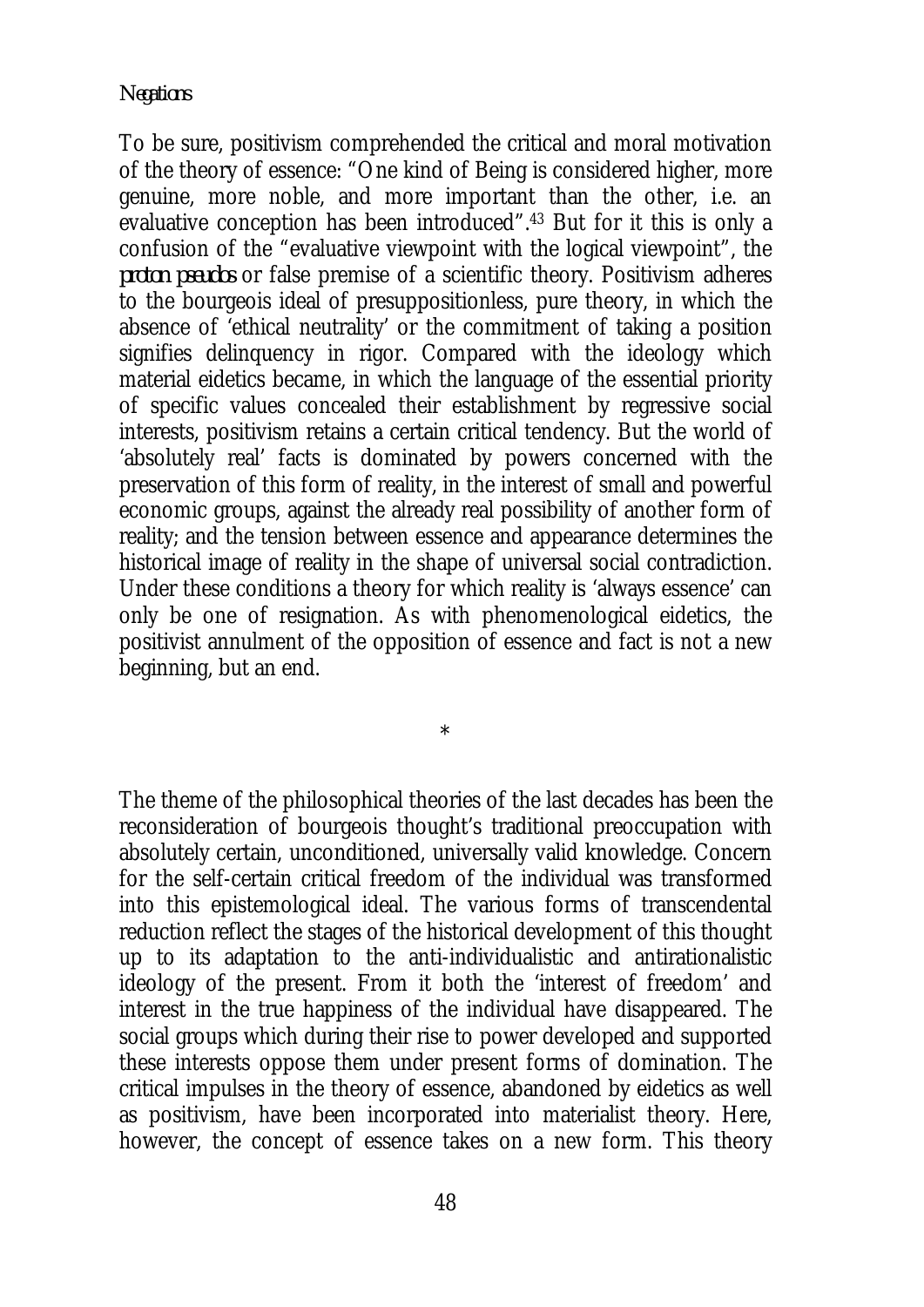To be sure, positivism comprehended the critical and moral motivation of the theory of essence: "One kind of Being is considered higher, more genuine, more noble, and more important than the other, i.e. an evaluative conception has been introduced".[43] But for it this is only a confusion of the "evaluative viewpoint with the logical viewpoint", the *proton pseudos* or false premise of a scientific theory. Positivism adheres to the bourgeois ideal of presuppositionless, pure theory, in which the absence of 'ethical neutrality' or the commitment of taking a position signifies delinquency in rigor. Compared with the ideology which material eidetics became, in which the language of the essential priority of specific values concealed their establishment by regressive social interests, positivism retains a certain critical tendency. But the world of 'absolutely real' facts is dominated by powers concerned with the preservation of this form of reality, in the interest of small and powerful economic groups, against the already real possibility of another form of reality; and the tension between essence and appearance determines the historical image of reality in the shape of universal social contradiction. Under these conditions a theory for which reality is 'always essence' can only be one of resignation. As with phenomenological eidetics, the positivist annulment of the opposition of essence and fact is not a new beginning, but an end.

*

The theme of the philosophical theories of the last decades has been the reconsideration of bourgeois thought's traditional preoccupation with absolutely certain, unconditioned, universally valid knowledge. Concern for the self-certain critical freedom of the individual was transformed into this epistemological ideal. The various forms of transcendental reduction reflect the stages of the historical development of this thought up to its adaptation to the anti-individualistic and antirationalistic ideology of the present. From it both the 'interest of freedom' and interest in the true happiness of the individual have disappeared. The social groups which during their rise to power developed and supported these interests oppose them under present forms of domination. The critical impulses in the theory of essence, abandoned by eidetics as well as positivism, have been incorporated into materialist theory. Here, however, the concept of essence takes on a new form. This theory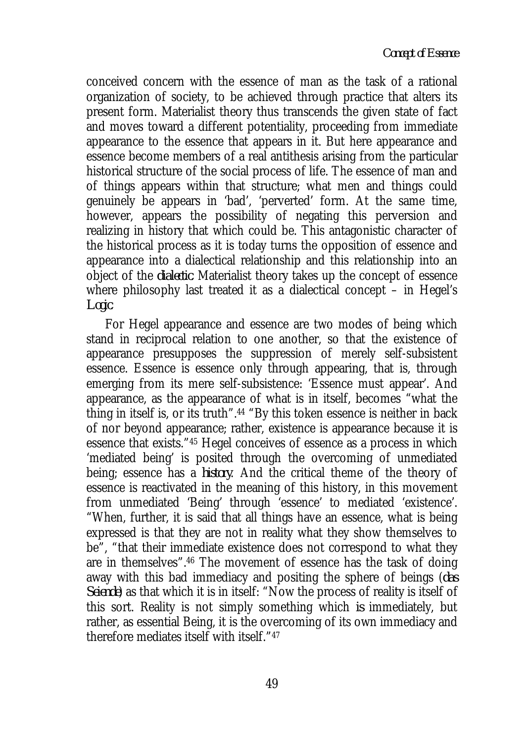conceived concern with the essence of man as the task of a rational organization of society, to be achieved through practice that alters its present form. Materialist theory thus transcends the given state of fact and moves toward a different potentiality, proceeding from immediate appearance to the essence that appears in it. But here appearance and essence become members of a real antithesis arising from the particular historical structure of the social process of life. The essence of man and of things appears within that structure; what men and things could genuinely be appears in 'bad', 'perverted' form. At the same time, however, appears the possibility of negating this perversion and realizing in history that which could be. This antagonistic character of the historical process as it is today turns the opposition of essence and appearance into a dialectical relationship and this relationship into an object of the *dialectic*. Materialist theory takes up the concept of essence where philosophy last treated it as a dialectical concept – in Hegel's *Logic*.

For Hegel appearance and essence are two modes of being which stand in reciprocal relation to one another, so that the existence of appearance presupposes the suppression of merely self-subsistent essence. Essence is essence only through appearing, that is, through emerging from its mere self-subsistence: 'Essence must appear'. And appearance, as the appearance of what is in itself, becomes "what the thing in itself is, or its truth".[44] "By this token essence is neither in back of nor beyond appearance; rather, existence is appearance because it is essence that exists."[45] Hegel conceives of essence as a process in which 'mediated being' is posited through the overcoming of unmediated being; essence has a *history*. And the critical theme of the theory of essence is reactivated in the meaning of this history, in this movement from unmediated 'Being' through 'essence' to mediated 'existence'. "When, further, it is said that all things have an essence, what is being expressed is that they are not in reality what they show themselves to be", "that their immediate existence does not correspond to what they are in themselves".[46] The movement of essence has the task of doing away with this bad immediacy and positing the sphere of beings (*das Seiende*) as that which it is in itself: "Now the process of reality is itself of this sort. Reality is not simply something which *is* immediately, but rather, as essential Being, it is the overcoming of its own immediacy and therefore mediates itself with itself."[47]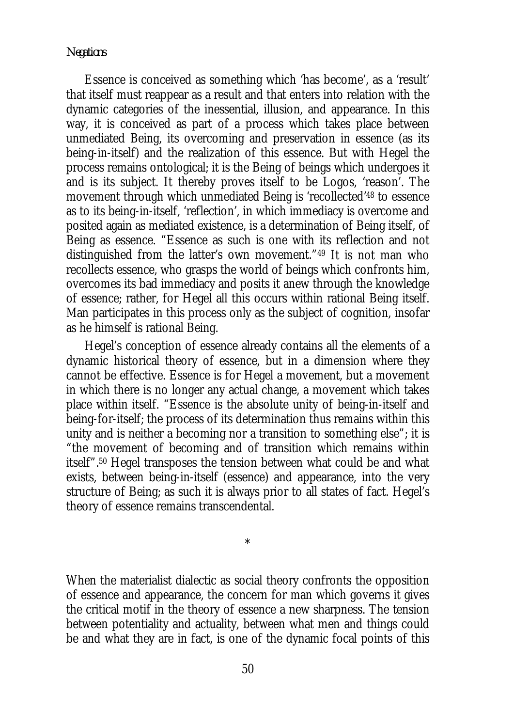Essence is conceived as something which 'has become', as a 'result' that itself must reappear as a result and that enters into relation with the dynamic categories of the inessential, illusion, and appearance. In this way, it is conceived as part of a process which takes place between unmediated Being, its overcoming and preservation in essence (as its being-in-itself) and the realization of this essence. But with Hegel the process remains ontological; it is the Being of beings which undergoes it and is its subject. It thereby proves itself to be Logos, 'reason'. The movement through which unmediated Being is 'recollected'[48] to essence as to its being-in-itself, 'reflection', in which immediacy is overcome and posited again as mediated existence, is a determination of Being itself, of Being as essence. "Essence as such is one with its reflection and not distinguished from the latter's own movement."[49] It is not man who recollects essence, who grasps the world of beings which confronts him, overcomes its bad immediacy and posits it anew through the knowledge of essence; rather, for Hegel all this occurs within rational Being itself. Man participates in this process only as the subject of cognition, insofar as he himself is rational Being.

Hegel's conception of essence already contains all the elements of a dynamic historical theory of essence, but in a dimension where they cannot be effective. Essence is for Hegel a movement, but a movement in which there is no longer any actual change, a movement which takes place within itself. "Essence is the absolute unity of being-in-itself and being-for-itself; the process of its determination thus remains within this unity and is neither a becoming nor a transition to something else"; it is "the movement of becoming and of transition which remains within itself".[50] Hegel transposes the tension between what could be and what exists, between being-in-itself (essence) and appearance, into the very structure of Being; as such it is always prior to all states of fact. Hegel's theory of essence remains transcendental.

*

When the materialist dialectic as social theory confronts the opposition of essence and appearance, the concern for man which governs it gives the critical motif in the theory of essence a new sharpness. The tension between potentiality and actuality, between what men and things could be and what they are in fact, is one of the dynamic focal points of this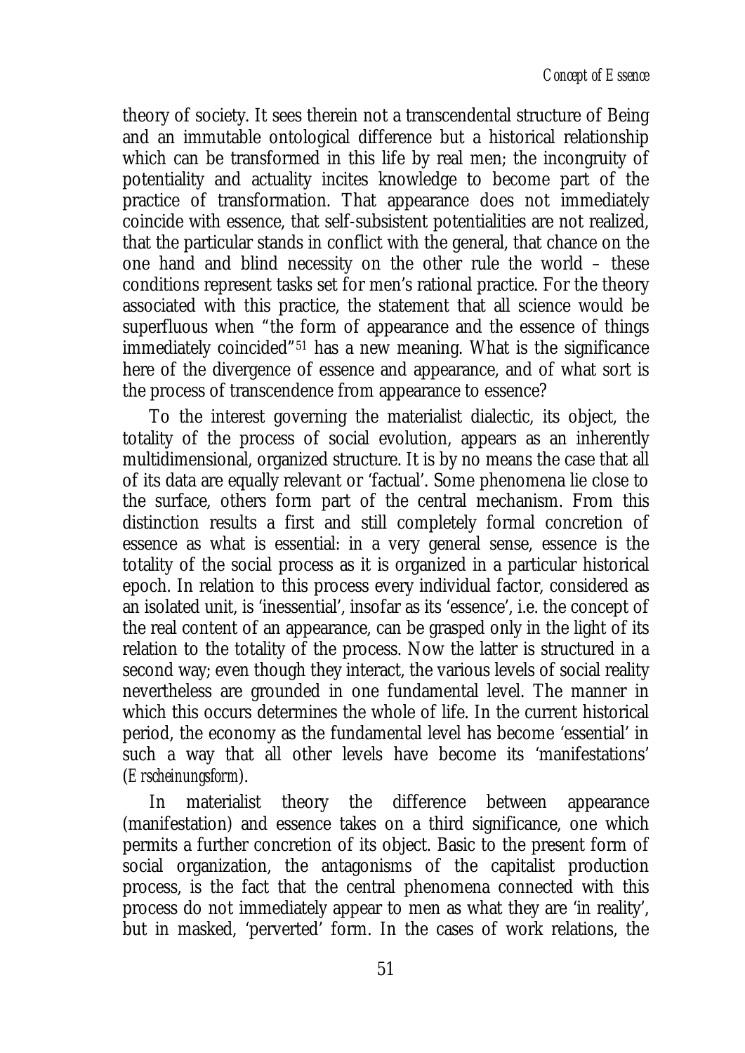theory of society. It sees therein not a transcendental structure of Being and an immutable ontological difference but a historical relationship which can be transformed in this life by real men; the incongruity of potentiality and actuality incites knowledge to become part of the practice of transformation. That appearance does not immediately coincide with essence, that self-subsistent potentialities are not realized, that the particular stands in conflict with the general, that chance on the one hand and blind necessity on the other rule the world – these conditions represent tasks set for men's rational practice. For the theory associated with this practice, the statement that all science would be superfluous when "the form of appearance and the essence of things immediately coincided"[51] has a new meaning. What is the significance here of the divergence of essence and appearance, and of what sort is the process of transcendence from appearance to essence?

To the interest governing the materialist dialectic, its object, the totality of the process of social evolution, appears as an inherently multidimensional, organized structure. It is by no means the case that all of its data are equally relevant or 'factual'. Some phenomena lie close to the surface, others form part of the central mechanism. From this distinction results a first and still completely formal concretion of essence as what is essential: in a very general sense, essence is the totality of the social process as it is organized in a particular historical epoch. In relation to this process every individual factor, considered as an isolated unit, is 'inessential', insofar as its 'essence', i.e. the concept of the real content of an appearance, can be grasped only in the light of its relation to the totality of the process. Now the latter is structured in a second way; even though they interact, the various levels of social reality nevertheless are grounded in one fundamental level. The manner in which this occurs determines the whole of life. In the current historical period, the economy as the fundamental level has become 'essential' in such a way that all other levels have become its 'manifestations' (*Erscheinungsform*).

In materialist theory the difference between appearance (manifestation) and essence takes on a third significance, one which permits a further concretion of its object. Basic to the present form of social organization, the antagonisms of the capitalist production process, is the fact that the central phenomena connected with this process do not immediately appear to men as what they are 'in reality', but in masked, 'perverted' form. In the cases of work relations, the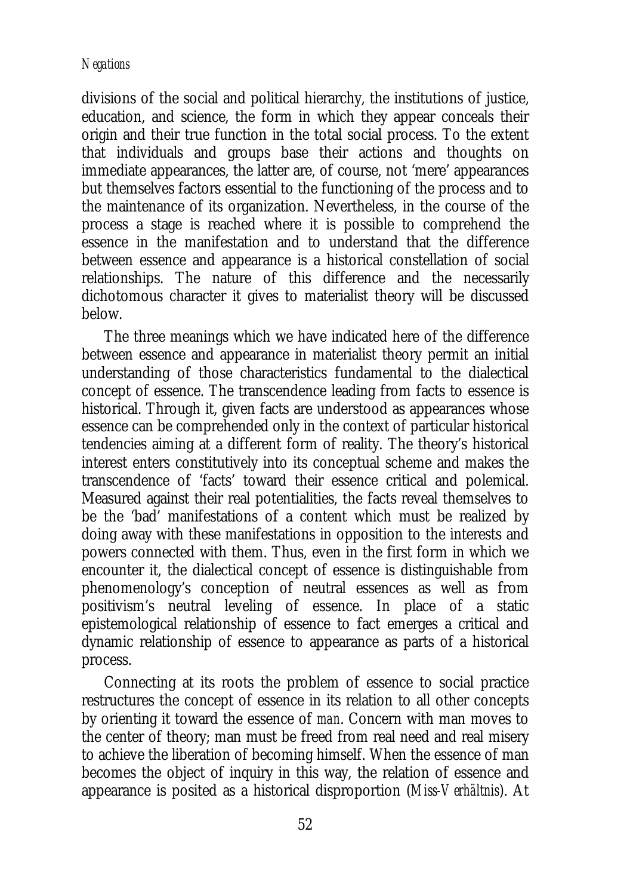divisions of the social and political hierarchy, the institutions of justice, education, and science, the form in which they appear conceals their origin and their true function in the total social process. To the extent that individuals and groups base their actions and thoughts on immediate appearances, the latter are, of course, not 'mere' appearances but themselves factors essential to the functioning of the process and to the maintenance of its organization. Nevertheless, in the course of the process a stage is reached where it is possible to comprehend the essence in the manifestation and to understand that the difference between essence and appearance is a historical constellation of social relationships. The nature of this difference and the necessarily dichotomous character it gives to materialist theory will be discussed below.

The three meanings which we have indicated here of the difference between essence and appearance in materialist theory permit an initial understanding of those characteristics fundamental to the dialectical concept of essence. The transcendence leading from facts to essence is historical. Through it, given facts are understood as appearances whose essence can be comprehended only in the context of particular historical tendencies aiming at a different form of reality. The theory's historical interest enters constitutively into its conceptual scheme and makes the transcendence of 'facts' toward their essence critical and polemical. Measured against their real potentialities, the facts reveal themselves to be the 'bad' manifestations of a content which must be realized by doing away with these manifestations in opposition to the interests and powers connected with them. Thus, even in the first form in which we encounter it, the dialectical concept of essence is distinguishable from phenomenology's conception of neutral essences as well as from positivism's neutral leveling of essence. In place of a static epistemological relationship of essence to fact emerges a critical and dynamic relationship of essence to appearance as parts of a historical process.

Connecting at its roots the problem of essence to social practice restructures the concept of essence in its relation to all other concepts by orienting it toward the essence of *man*. Concern with man moves to the center of theory; man must be freed from real need and real misery to achieve the liberation of becoming himself. When the essence of man becomes the object of inquiry in this way, the relation of essence and appearance is posited as a historical disproportion (*Miss-Verhältnis*). At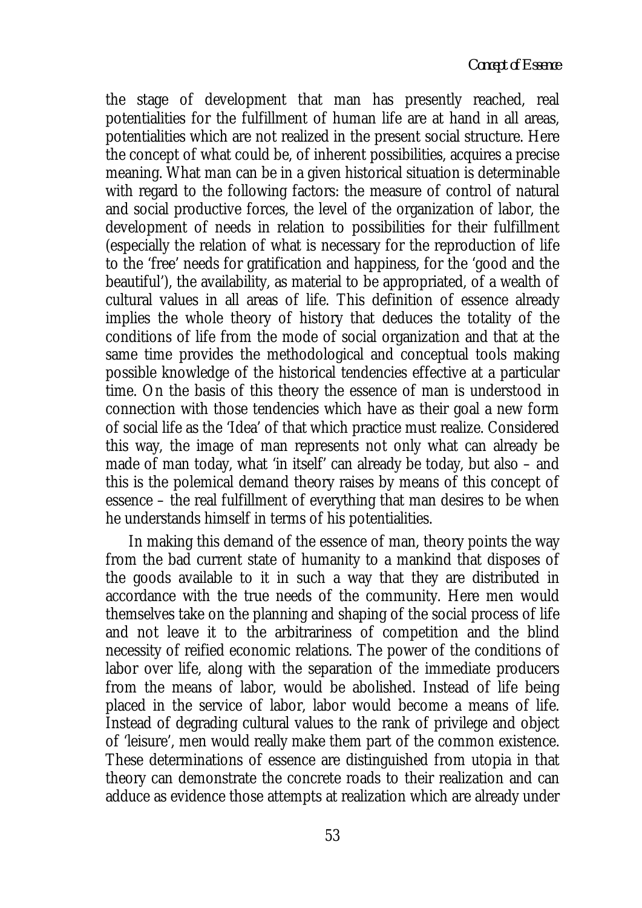the stage of development that man has presently reached, real potentialities for the fulfillment of human life are at hand in all areas, potentialities which are not realized in the present social structure. Here the concept of what could be, of inherent possibilities, acquires a precise meaning. What man can be in a given historical situation is determinable with regard to the following factors: the measure of control of natural and social productive forces, the level of the organization of labor, the development of needs in relation to possibilities for their fulfillment (especially the relation of what is necessary for the reproduction of life to the 'free' needs for gratification and happiness, for the 'good and the beautiful'), the availability, as material to be appropriated, of a wealth of cultural values in all areas of life. This definition of essence already implies the whole theory of history that deduces the totality of the conditions of life from the mode of social organization and that at the same time provides the methodological and conceptual tools making possible knowledge of the historical tendencies effective at a particular time. On the basis of this theory the essence of man is understood in connection with those tendencies which have as their goal a new form of social life as the 'Idea' of that which practice must realize. Considered this way, the image of man represents not only what can already be made of man today, what 'in itself' can already be today, but also – and this is the polemical demand theory raises by means of this concept of essence – the real fulfillment of everything that man desires to be when he understands himself in terms of his potentialities.

In making this demand of the essence of man, theory points the way from the bad current state of humanity to a mankind that disposes of the goods available to it in such a way that they are distributed in accordance with the true needs of the community. Here men would themselves take on the planning and shaping of the social process of life and not leave it to the arbitrariness of competition and the blind necessity of reified economic relations. The power of the conditions of labor over life, along with the separation of the immediate producers from the means of labor, would be abolished. Instead of life being placed in the service of labor, labor would become a means of life. Instead of degrading cultural values to the rank of privilege and object of 'leisure', men would really make them part of the common existence. These determinations of essence are distinguished from utopia in that theory can demonstrate the concrete roads to their realization and can adduce as evidence those attempts at realization which are already under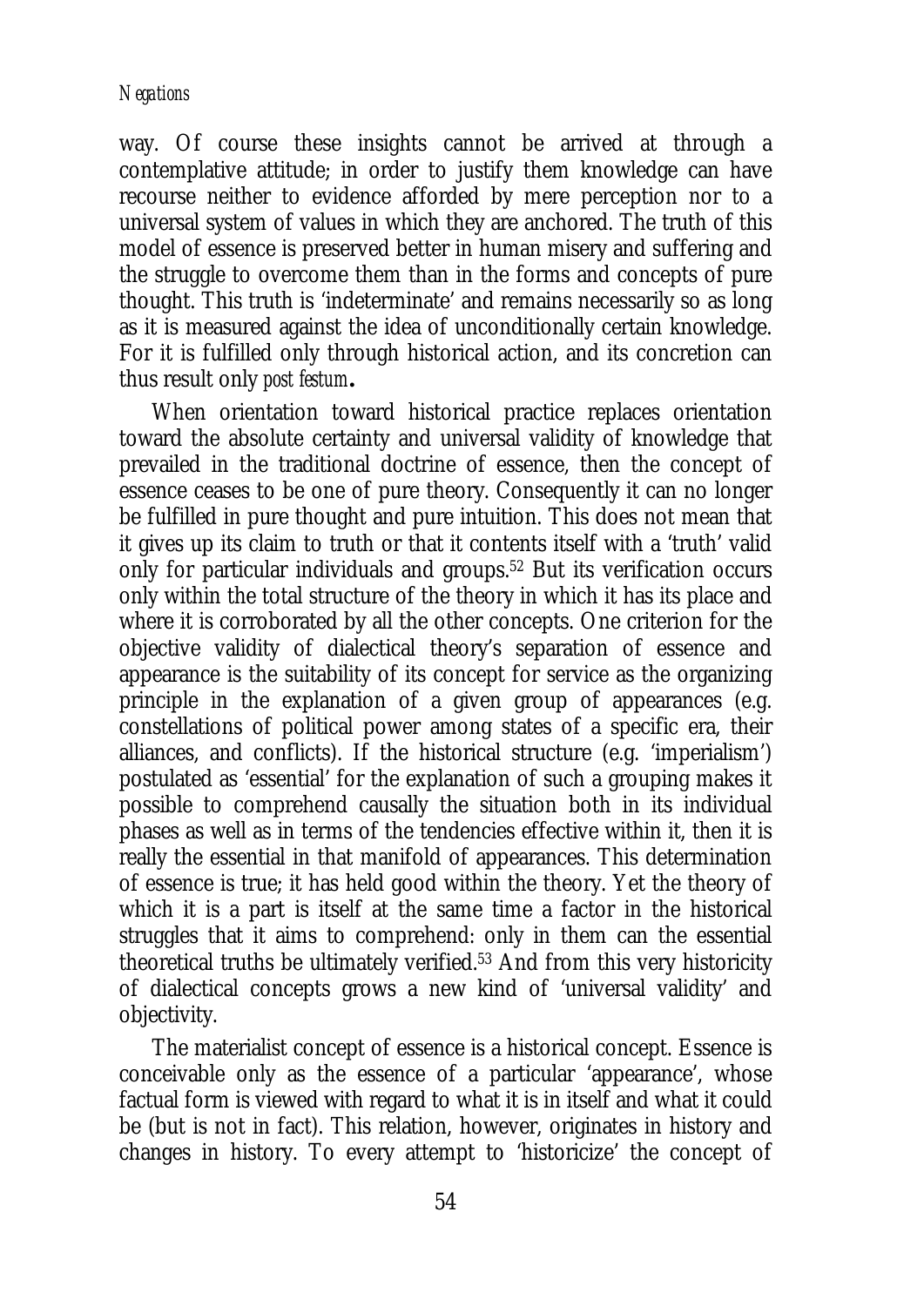way. Of course these insights cannot be arrived at through a contemplative attitude; in order to justify them knowledge can have recourse neither to evidence afforded by mere perception nor to a universal system of values in which they are anchored. The truth of this model of essence is preserved better in human misery and suffering and the struggle to overcome them than in the forms and concepts of pure thought. This truth is 'indeterminate' and remains necessarily so as long as it is measured against the idea of unconditionally certain knowledge. For it is fulfilled only through historical action, and its concretion can thus result only *post festum*.

When orientation toward historical practice replaces orientation toward the absolute certainty and universal validity of knowledge that prevailed in the traditional doctrine of essence, then the concept of essence ceases to be one of pure theory. Consequently it can no longer be fulfilled in pure thought and pure intuition. This does not mean that it gives up its claim to truth or that it contents itself with a 'truth' valid only for particular individuals and groups.[52] But its verification occurs only within the total structure of the theory in which it has its place and where it is corroborated by all the other concepts. One criterion for the objective validity of dialectical theory's separation of essence and appearance is the suitability of its concept for service as the organizing principle in the explanation of a given group of appearances (e.g. constellations of political power among states of a specific era, their alliances, and conflicts). If the historical structure (e.g. 'imperialism') postulated as 'essential' for the explanation of such a grouping makes it possible to comprehend causally the situation both in its individual phases as well as in terms of the tendencies effective within it, then it is really the essential in that manifold of appearances. This determination of essence is true; it has held good within the theory. Yet the theory of which it is a part is itself at the same time a factor in the historical struggles that it aims to comprehend: only in them can the essential theoretical truths be ultimately verified.[53] And from this very historicity of dialectical concepts grows a new kind of 'universal validity' and objectivity.

The materialist concept of essence is a historical concept. Essence is conceivable only as the essence of a particular 'appearance', whose factual form is viewed with regard to what it is in itself and what it could be (but is not in fact). This relation, however, originates in history and changes in history. To every attempt to 'historicize' the concept of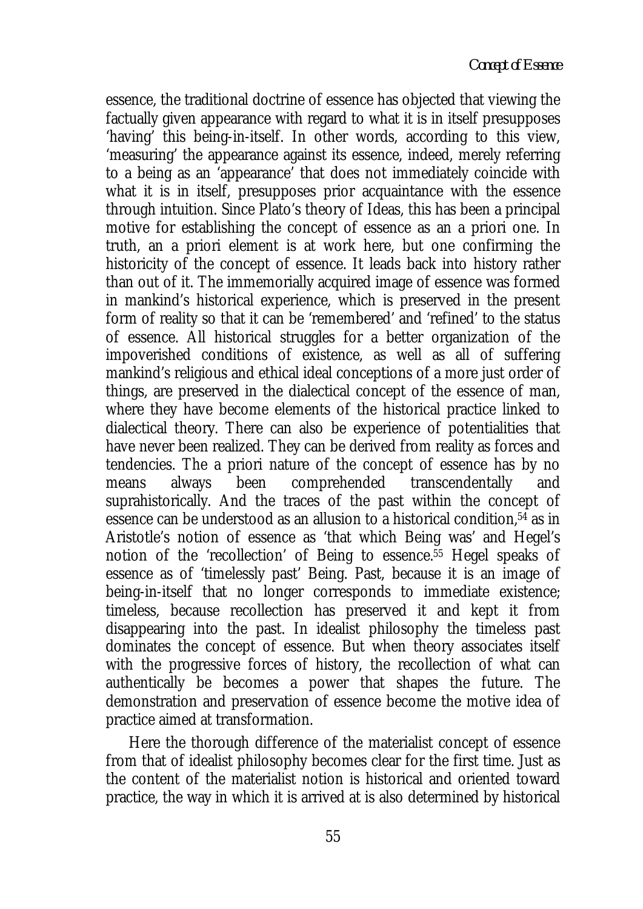essence, the traditional doctrine of essence has objected that viewing the factually given appearance with regard to what it is in itself presupposes 'having' this being-in-itself. In other words, according to this view, 'measuring' the appearance against its essence, indeed, merely referring to a being as an 'appearance' that does not immediately coincide with what it is in itself, presupposes prior acquaintance with the essence through intuition. Since Plato's theory of Ideas, this has been a principal motive for establishing the concept of essence as an a priori one. In truth, an a priori element is at work here, but one confirming the historicity of the concept of essence. It leads back into history rather than out of it. The immemorially acquired image of essence was formed in mankind's historical experience, which is preserved in the present form of reality so that it can be 'remembered' and 'refined' to the status of essence. All historical struggles for a better organization of the impoverished conditions of existence, as well as all of suffering mankind's religious and ethical ideal conceptions of a more just order of things, are preserved in the dialectical concept of the essence of man, where they have become elements of the historical practice linked to dialectical theory. There can also be experience of potentialities that have never been realized. They can be derived from reality as forces and tendencies. The a priori nature of the concept of essence has by no means always been comprehended transcendentally and suprahistorically. And the traces of the past within the concept of essence can be understood as an allusion to a historical condition,[54] as in Aristotle's notion of essence as 'that which Being was' and Hegel's notion of the 'recollection' of Being to essence.[55] Hegel speaks of essence as of 'timelessly past' Being. Past, because it is an image of being-in-itself that no longer corresponds to immediate existence; timeless, because recollection has preserved it and kept it from disappearing into the past. In idealist philosophy the timeless past dominates the concept of essence. But when theory associates itself with the progressive forces of history, the recollection of what can authentically be becomes a power that shapes the future. The demonstration and preservation of essence become the motive idea of practice aimed at transformation.

Here the thorough difference of the materialist concept of essence from that of idealist philosophy becomes clear for the first time. Just as the content of the materialist notion is historical and oriented toward practice, the way in which it is arrived at is also determined by historical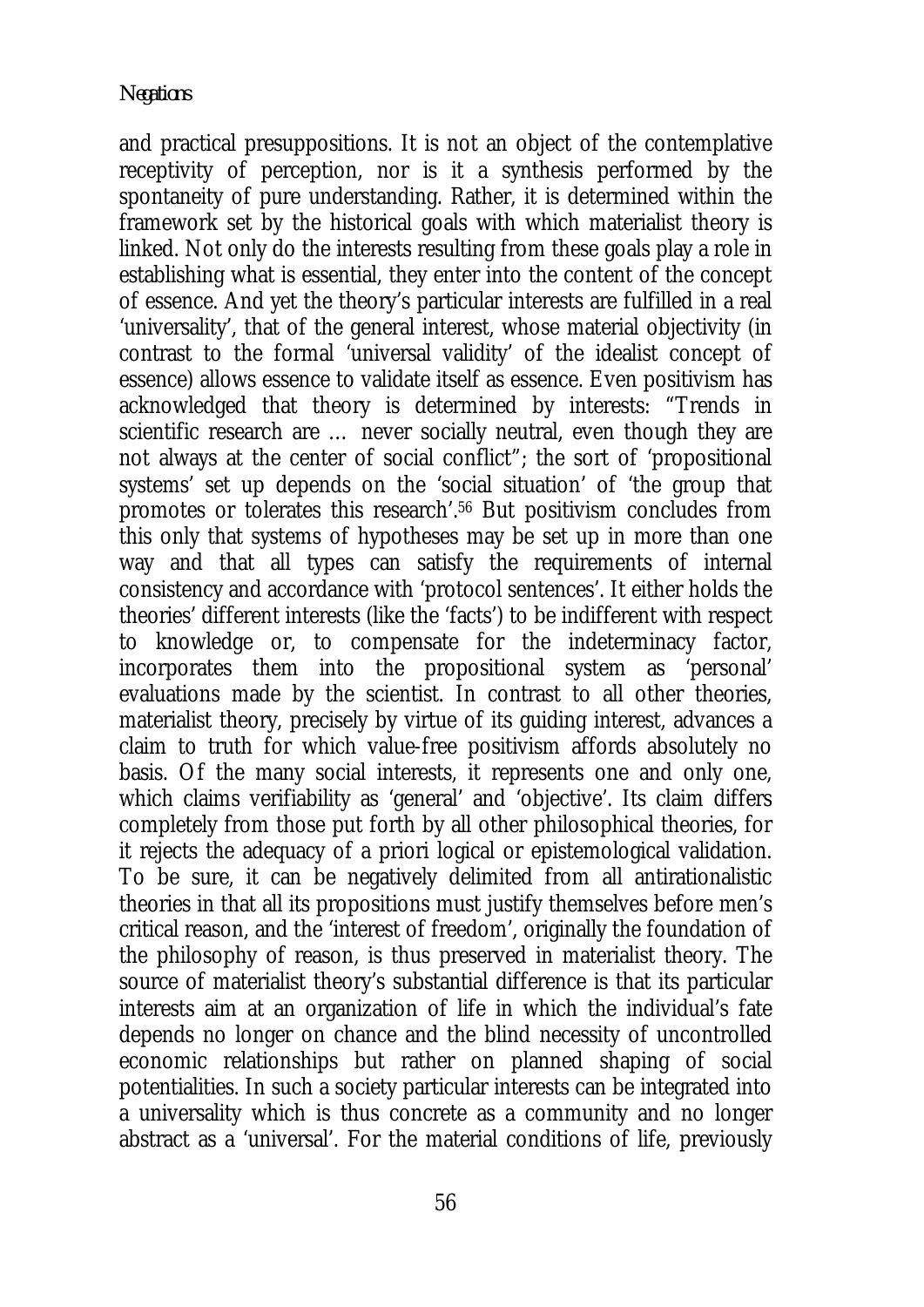and practical presuppositions. It is not an object of the contemplative receptivity of perception, nor is it a synthesis performed by the spontaneity of pure understanding. Rather, it is determined within the framework set by the historical goals with which materialist theory is linked. Not only do the interests resulting from these goals play a role in establishing what is essential, they enter into the content of the concept of essence. And yet the theory's particular interests are fulfilled in a real 'universality', that of the general interest, whose material objectivity (in contrast to the formal 'universal validity' of the idealist concept of essence) allows essence to validate itself as essence. Even positivism has acknowledged that theory is determined by interests: "Trends in scientific research are … never socially neutral, even though they are not always at the center of social conflict"; the sort of 'propositional systems' set up depends on the 'social situation' of 'the group that promotes or tolerates this research'.[56] But positivism concludes from this only that systems of hypotheses may be set up in more than one way and that all types can satisfy the requirements of internal consistency and accordance with 'protocol sentences'. It either holds the theories' different interests (like the 'facts') to be indifferent with respect to knowledge or, to compensate for the indeterminacy factor, incorporates them into the propositional system as 'personal' evaluations made by the scientist. In contrast to all other theories, materialist theory, precisely by virtue of its guiding interest, advances a claim to truth for which value-free positivism affords absolutely no basis. Of the many social interests, it represents one and only one, which claims verifiability as 'general' and 'objective'. Its claim differs completely from those put forth by all other philosophical theories, for it rejects the adequacy of a priori logical or epistemological validation. To be sure, it can be negatively delimited from all antirationalistic theories in that all its propositions must justify themselves before men's critical reason, and the 'interest of freedom', originally the foundation of the philosophy of reason, is thus preserved in materialist theory. The source of materialist theory's substantial difference is that its particular interests aim at an organization of life in which the individual's fate depends no longer on chance and the blind necessity of uncontrolled economic relationships but rather on planned shaping of social potentialities. In such a society particular interests can be integrated into a universality which is thus concrete as a community and no longer abstract as a 'universal'. For the material conditions of life, previously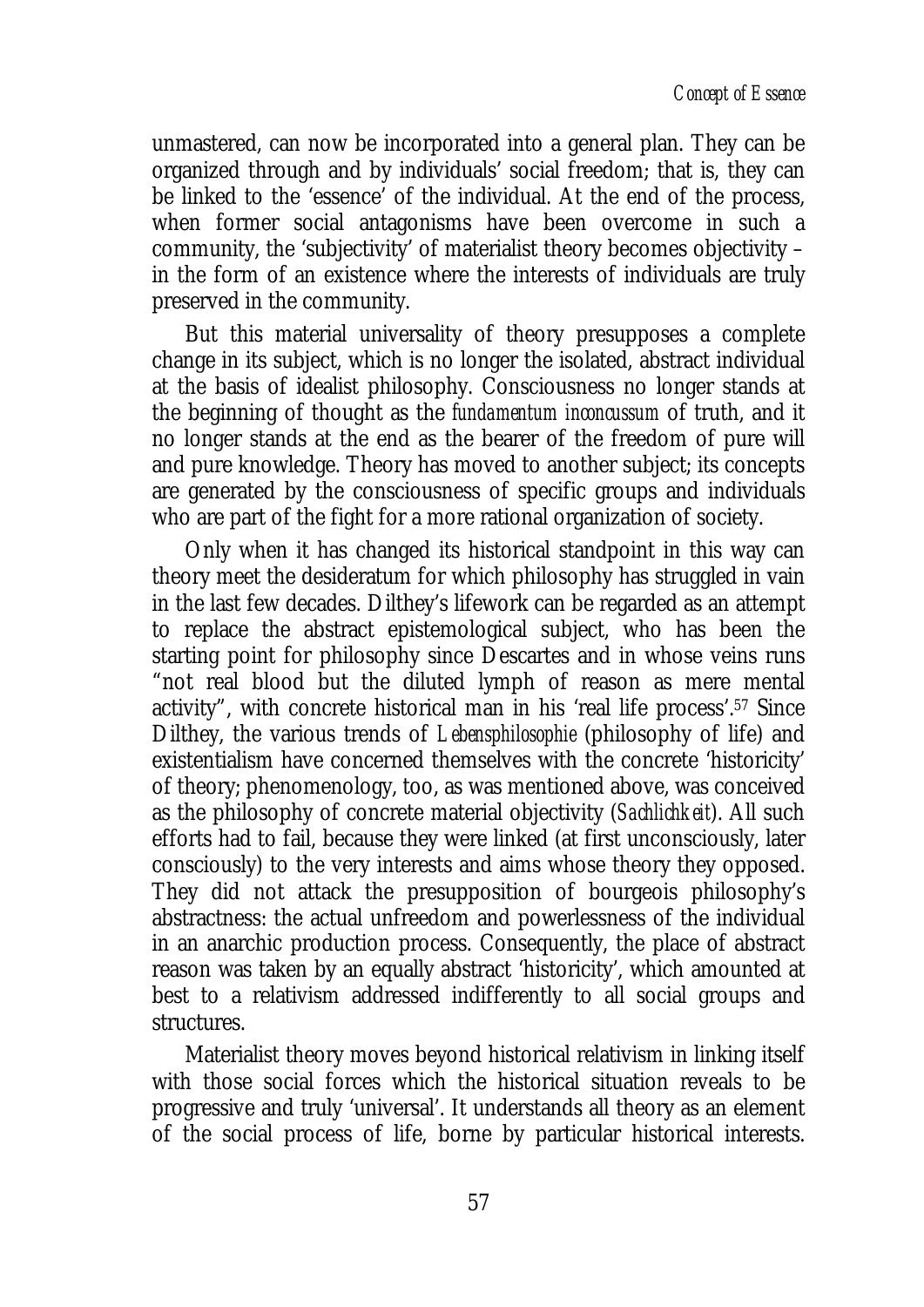unmastered, can now be incorporated into a general plan. They can be organized through and by individuals' social freedom; that is, they can be linked to the 'essence' of the individual. At the end of the process, when former social antagonisms have been overcome in such a community, the 'subjectivity' of materialist theory becomes objectivity – in the form of an existence where the interests of individuals are truly preserved in the community.

But this material universality of theory presupposes a complete change in its subject, which is no longer the isolated, abstract individual at the basis of idealist philosophy. Consciousness no longer stands at the beginning of thought as the *fundamentum inconcussum* of truth, and it no longer stands at the end as the bearer of the freedom of pure will and pure knowledge. Theory has moved to another subject; its concepts are generated by the consciousness of specific groups and individuals who are part of the fight for a more rational organization of society.

Only when it has changed its historical standpoint in this way can theory meet the desideratum for which philosophy has struggled in vain in the last few decades. Dilthey's lifework can be regarded as an attempt to replace the abstract epistemological subject, who has been the starting point for philosophy since Descartes and in whose veins runs "not real blood but the diluted lymph of reason as mere mental activity", with concrete historical man in his 'real life process'.[57] Since Dilthey, the various trends of *Lebensphilosophie* (philosophy of life) and existentialism have concerned themselves with the concrete 'historicity' of theory; phenomenology, too, as was mentioned above, was conceived as the philosophy of concrete material objectivity (*Sachlichkeit*). All such efforts had to fail, because they were linked (at first unconsciously, later consciously) to the very interests and aims whose theory they opposed. They did not attack the presupposition of bourgeois philosophy's abstractness: the actual unfreedom and powerlessness of the individual in an anarchic production process. Consequently, the place of abstract reason was taken by an equally abstract 'historicity', which amounted at best to a relativism addressed indifferently to all social groups and structures.

Materialist theory moves beyond historical relativism in linking itself with those social forces which the historical situation reveals to be progressive and truly 'universal'. It understands all theory as an element of the social process of life, borne by particular historical interests.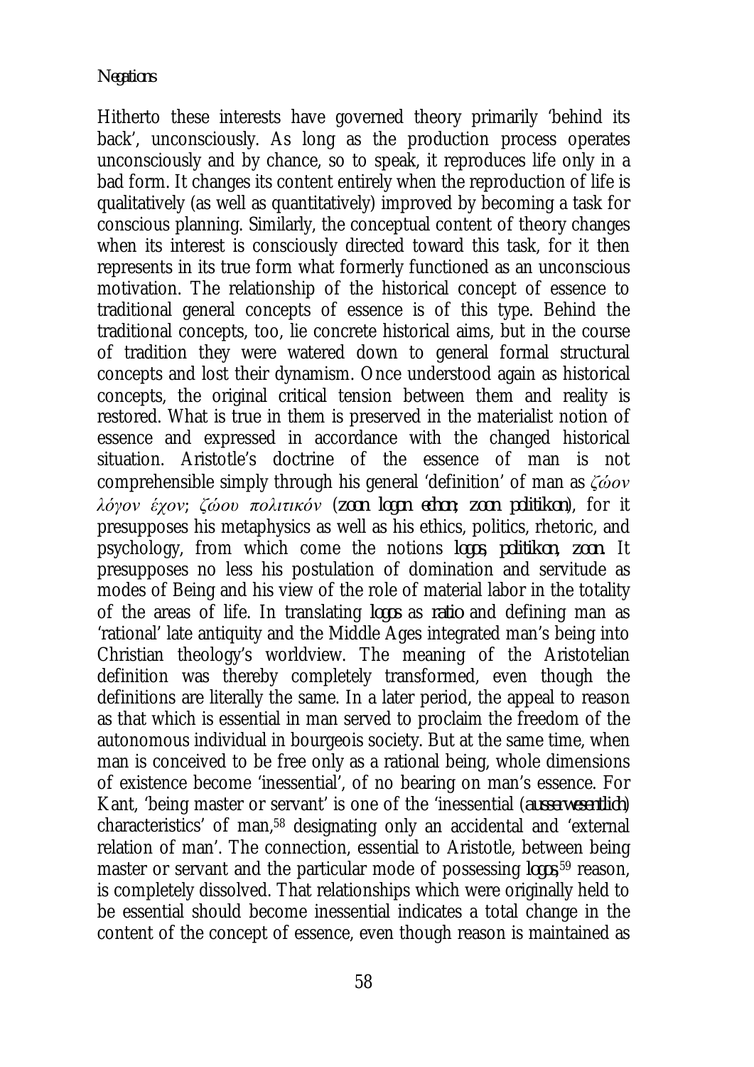Hitherto these interests have governed theory primarily 'behind its back', unconsciously. As long as the production process operates unconsciously and by chance, so to speak, it reproduces life only in a bad form. It changes its content entirely when the reproduction of life is qualitatively (as well as quantitatively) improved by becoming a task for conscious planning. Similarly, the conceptual content of theory changes when its interest is consciously directed toward this task, for it then represents in its true form what formerly functioned as an unconscious motivation. The relationship of the historical concept of essence to traditional general concepts of essence is of this type. Behind the traditional concepts, too, lie concrete historical aims, but in the course of tradition they were watered down to general formal structural concepts and lost their dynamism. Once understood again as historical concepts, the original critical tension between them and reality is restored. What is true in them is preserved in the materialist notion of essence and expressed in accordance with the changed historical situation. Aristotle's doctrine of the essence of man is not comprehensible simply through his general 'definition' of man as *ζώον λόγον έχον*; *ζώου πολιτικόν* (*zoon logon echon; zoon politikon*), for it presupposes his metaphysics as well as his ethics, politics, rhetoric, and psychology, from which come the notions *logos, politikon, zoon*. It presupposes no less his postulation of domination and servitude as modes of Being and his view of the role of material labor in the totality of the areas of life. In translating *logos* as *ratio* and defining man as 'rational' late antiquity and the Middle Ages integrated man's being into Christian theology's worldview. The meaning of the Aristotelian definition was thereby completely transformed, even though the definitions are literally the same. In a later period, the appeal to reason as that which is essential in man served to proclaim the freedom of the autonomous individual in bourgeois society. But at the same time, when man is conceived to be free only as a rational being, whole dimensions of existence become 'inessential', of no bearing on man's essence. For Kant, 'being master or servant' is one of the 'inessential (*ausserwesentlich*) characteristics' of man,[58] designating only an accidental and 'external relation of man'. The connection, essential to Aristotle, between being master or servant and the particular mode of possessing *logos*,[59] reason, is completely dissolved. That relationships which were originally held to be essential should become inessential indicates a total change in the content of the concept of essence, even though reason is maintained as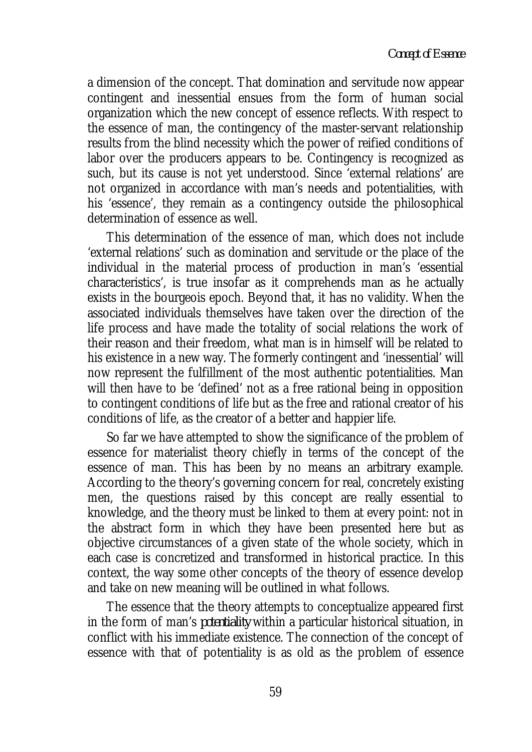a dimension of the concept. That domination and servitude now appear contingent and inessential ensues from the form of human social organization which the new concept of essence reflects. With respect to the essence of man, the contingency of the master-servant relationship results from the blind necessity which the power of reified conditions of labor over the producers appears to be. Contingency is recognized as such, but its cause is not yet understood. Since 'external relations' are not organized in accordance with man's needs and potentialities, with his 'essence', they remain as a contingency outside the philosophical determination of essence as well.

This determination of the essence of man, which does not include 'external relations' such as domination and servitude or the place of the individual in the material process of production in man's 'essential characteristics', is true insofar as it comprehends man as he actually exists in the bourgeois epoch. Beyond that, it has no validity. When the associated individuals themselves have taken over the direction of the life process and have made the totality of social relations the work of their reason and their freedom, what man is in himself will be related to his existence in a new way. The formerly contingent and 'inessential' will now represent the fulfillment of the most authentic potentialities. Man will then have to be 'defined' not as a free rational being in opposition to contingent conditions of life but as the free and rational creator of his conditions of life, as the creator of a better and happier life.

So far we have attempted to show the significance of the problem of essence for materialist theory chiefly in terms of the concept of the essence of man. This has been by no means an arbitrary example. According to the theory's governing concern for real, concretely existing men, the questions raised by this concept are really essential to knowledge, and the theory must be linked to them at every point: not in the abstract form in which they have been presented here but as objective circumstances of a given state of the whole society, which in each case is concretized and transformed in historical practice. In this context, the way some other concepts of the theory of essence develop and take on new meaning will be outlined in what follows.

The essence that the theory attempts to conceptualize appeared first in the form of man's *potentiality* within a particular historical situation, in conflict with his immediate existence. The connection of the concept of essence with that of potentiality is as old as the problem of essence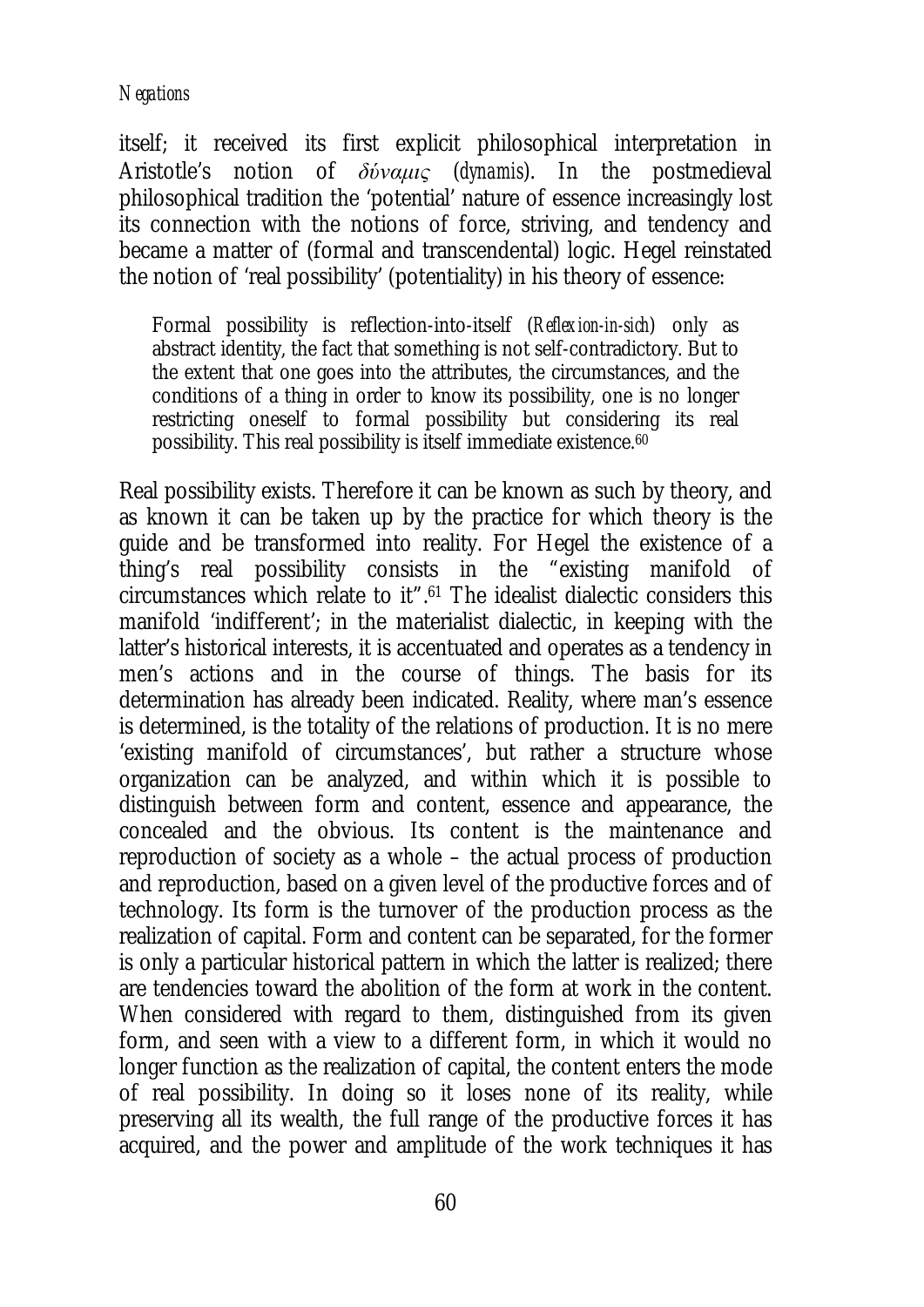itself; it received its first explicit philosophical interpretation in Aristotle's notion of *δύναμις* (*dynamis*). In the postmedieval philosophical tradition the 'potential' nature of essence increasingly lost its connection with the notions of force, striving, and tendency and became a matter of (formal and transcendental) logic. Hegel reinstated the notion of 'real possibility' (potentiality) in his theory of essence:

> Formal possibility is reflection-into-itself (*Reflexion-in-sich*) only as abstract identity, the fact that something is not self-contradictory. But to the extent that one goes into the attributes, the circumstances, and the conditions of a thing in order to know its possibility, one is no longer restricting oneself to formal possibility but considering its real possibility. This real possibility is itself immediate existence.[60]

Real possibility exists. Therefore it can be known as such by theory, and as known it can be taken up by the practice for which theory is the guide and be transformed into reality. For Hegel the existence of a thing's real possibility consists in the "existing manifold of circumstances which relate to it".[61] The idealist dialectic considers this manifold 'indifferent'; in the materialist dialectic, in keeping with the latter's historical interests, it is accentuated and operates as a tendency in men's actions and in the course of things. The basis for its determination has already been indicated. Reality, where man's essence is determined, is the totality of the relations of production. It is no mere 'existing manifold of circumstances', but rather a structure whose organization can be analyzed, and within which it is possible to distinguish between form and content, essence and appearance, the concealed and the obvious. Its content is the maintenance and reproduction of society as a whole – the actual process of production and reproduction, based on a given level of the productive forces and of technology. Its form is the turnover of the production process as the realization of capital. Form and content can be separated, for the former is only a particular historical pattern in which the latter is realized; there are tendencies toward the abolition of the form at work in the content. When considered with regard to them, distinguished from its given form, and seen with a view to a different form, in which it would no longer function as the realization of capital, the content enters the mode of real possibility. In doing so it loses none of its reality, while preserving all its wealth, the full range of the productive forces it has acquired, and the power and amplitude of the work techniques it has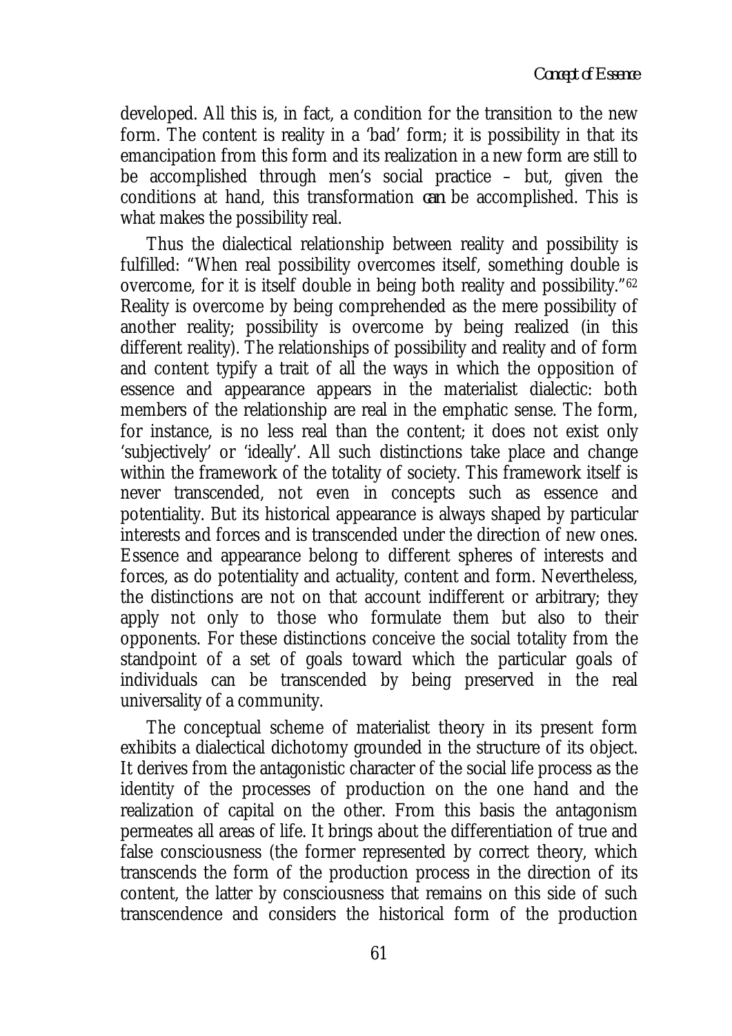developed. All this is, in fact, a condition for the transition to the new form. The content is reality in a 'bad' form; it is possibility in that its emancipation from this form and its realization in a new form are still to be accomplished through men's social practice – but, given the conditions at hand, this transformation *can* be accomplished. This is what makes the possibility real.

Thus the dialectical relationship between reality and possibility is fulfilled: "When real possibility overcomes itself, something double is overcome, for it is itself double in being both reality and possibility."[62] Reality is overcome by being comprehended as the mere possibility of another reality; possibility is overcome by being realized (in this different reality). The relationships of possibility and reality and of form and content typify a trait of all the ways in which the opposition of essence and appearance appears in the materialist dialectic: both members of the relationship are real in the emphatic sense. The form, for instance, is no less real than the content; it does not exist only 'subjectively' or 'ideally'. All such distinctions take place and change within the framework of the totality of society. This framework itself is never transcended, not even in concepts such as essence and potentiality. But its historical appearance is always shaped by particular interests and forces and is transcended under the direction of new ones. Essence and appearance belong to different spheres of interests and forces, as do potentiality and actuality, content and form. Nevertheless, the distinctions are not on that account indifferent or arbitrary; they apply not only to those who formulate them but also to their opponents. For these distinctions conceive the social totality from the standpoint of a set of goals toward which the particular goals of individuals can be transcended by being preserved in the real universality of a community.

The conceptual scheme of materialist theory in its present form exhibits a dialectical dichotomy grounded in the structure of its object. It derives from the antagonistic character of the social life process as the identity of the processes of production on the one hand and the realization of capital on the other. From this basis the antagonism permeates all areas of life. It brings about the differentiation of true and false consciousness (the former represented by correct theory, which transcends the form of the production process in the direction of its content, the latter by consciousness that remains on this side of such transcendence and considers the historical form of the production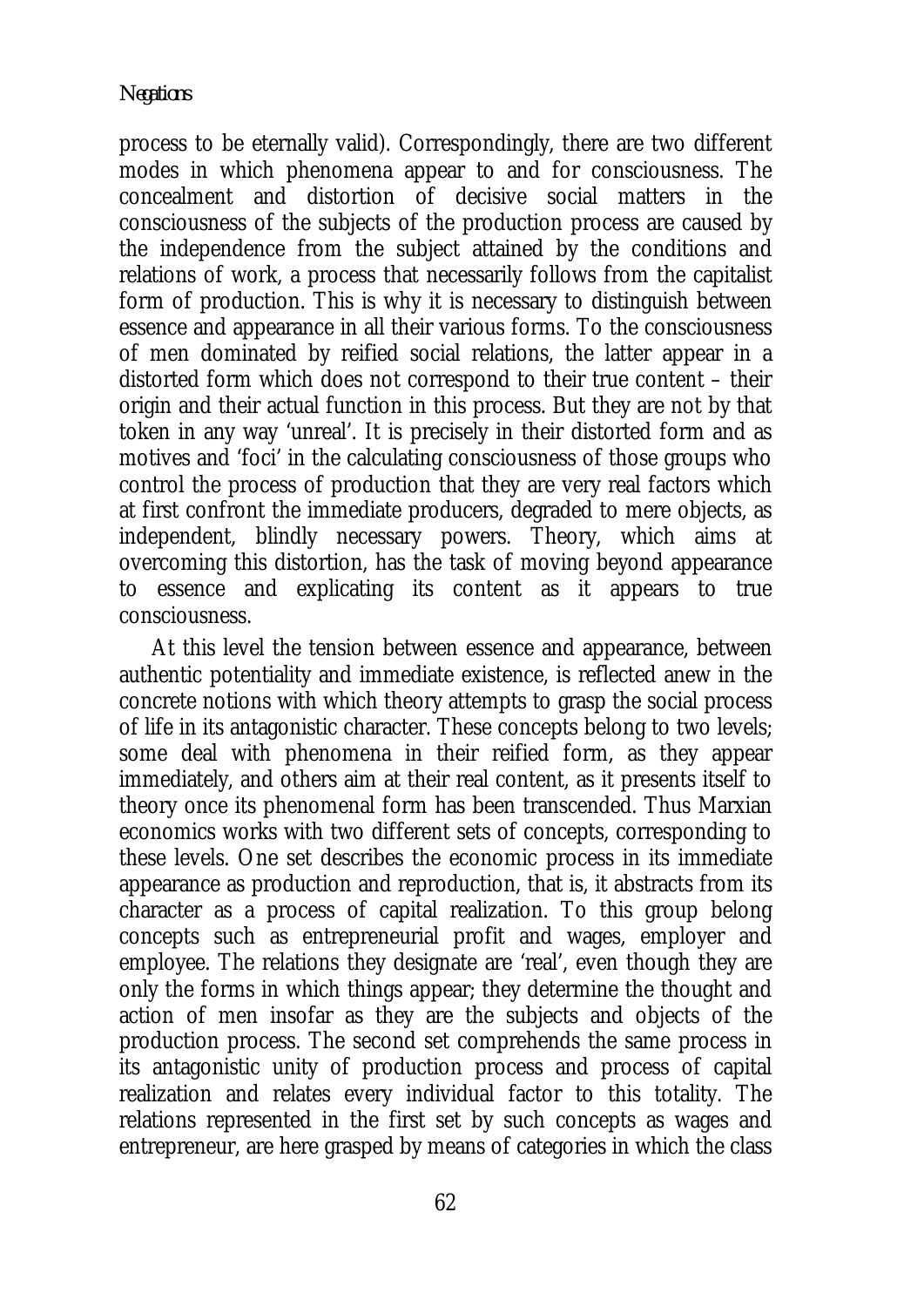process to be eternally valid). Correspondingly, there are two different modes in which phenomena appear to and for consciousness. The concealment and distortion of decisive social matters in the consciousness of the subjects of the production process are caused by the independence from the subject attained by the conditions and relations of work, a process that necessarily follows from the capitalist form of production. This is why it is necessary to distinguish between essence and appearance in all their various forms. To the consciousness of men dominated by reified social relations, the latter appear in a distorted form which does not correspond to their true content – their origin and their actual function in this process. But they are not by that token in any way 'unreal'. It is precisely in their distorted form and as motives and 'foci' in the calculating consciousness of those groups who control the process of production that they are very real factors which at first confront the immediate producers, degraded to mere objects, as independent, blindly necessary powers. Theory, which aims at overcoming this distortion, has the task of moving beyond appearance to essence and explicating its content as it appears to true consciousness.

At this level the tension between essence and appearance, between authentic potentiality and immediate existence, is reflected anew in the concrete notions with which theory attempts to grasp the social process of life in its antagonistic character. These concepts belong to two levels; some deal with phenomena in their reified form, as they appear immediately, and others aim at their real content, as it presents itself to theory once its phenomenal form has been transcended. Thus Marxian economics works with two different sets of concepts, corresponding to these levels. One set describes the economic process in its immediate appearance as production and reproduction, that is, it abstracts from its character as a process of capital realization. To this group belong concepts such as entrepreneurial profit and wages, employer and employee. The relations they designate are 'real', even though they are only the forms in which things appear; they determine the thought and action of men insofar as they are the subjects and objects of the production process. The second set comprehends the same process in its antagonistic unity of production process and process of capital realization and relates every individual factor to this totality. The relations represented in the first set by such concepts as wages and entrepreneur, are here grasped by means of categories in which the class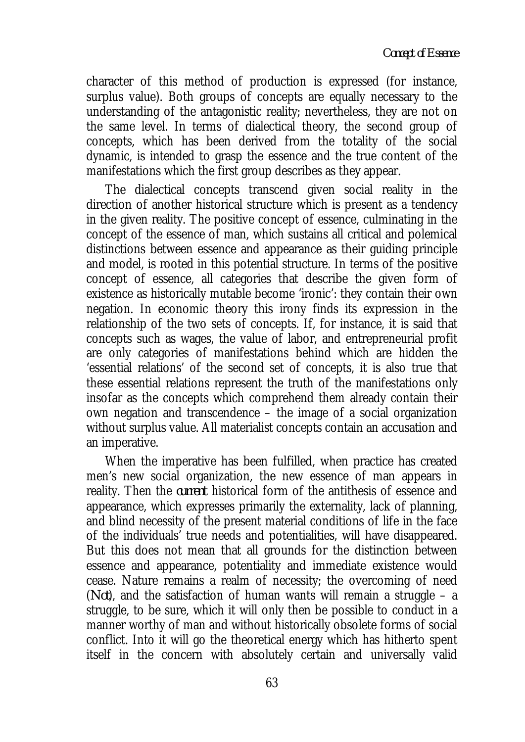character of this method of production is expressed (for instance, surplus value). Both groups of concepts are equally necessary to the understanding of the antagonistic reality; nevertheless, they are not on the same level. In terms of dialectical theory, the second group of concepts, which has been derived from the totality of the social dynamic, is intended to grasp the essence and the true content of the manifestations which the first group describes as they appear.

The dialectical concepts transcend given social reality in the direction of another historical structure which is present as a tendency in the given reality. The positive concept of essence, culminating in the concept of the essence of man, which sustains all critical and polemical distinctions between essence and appearance as their guiding principle and model, is rooted in this potential structure. In terms of the positive concept of essence, all categories that describe the given form of existence as historically mutable become 'ironic': they contain their own negation. In economic theory this irony finds its expression in the relationship of the two sets of concepts. If, for instance, it is said that concepts such as wages, the value of labor, and entrepreneurial profit are only categories of manifestations behind which are hidden the 'essential relations' of the second set of concepts, it is also true that these essential relations represent the truth of the manifestations only insofar as the concepts which comprehend them already contain their own negation and transcendence – the image of a social organization without surplus value. All materialist concepts contain an accusation and an imperative.

When the imperative has been fulfilled, when practice has created men's new social organization, the new essence of man appears in reality. Then the *current* historical form of the antithesis of essence and appearance, which expresses primarily the externality, lack of planning, and blind necessity of the present material conditions of life in the face of the individuals' true needs and potentialities, will have disappeared. But this does not mean that all grounds for the distinction between essence and appearance, potentiality and immediate existence would cease. Nature remains a realm of necessity; the overcoming of need (*Not*), and the satisfaction of human wants will remain a struggle – a struggle, to be sure, which it will only then be possible to conduct in a manner worthy of man and without historically obsolete forms of social conflict. Into it will go the theoretical energy which has hitherto spent itself in the concern with absolutely certain and universally valid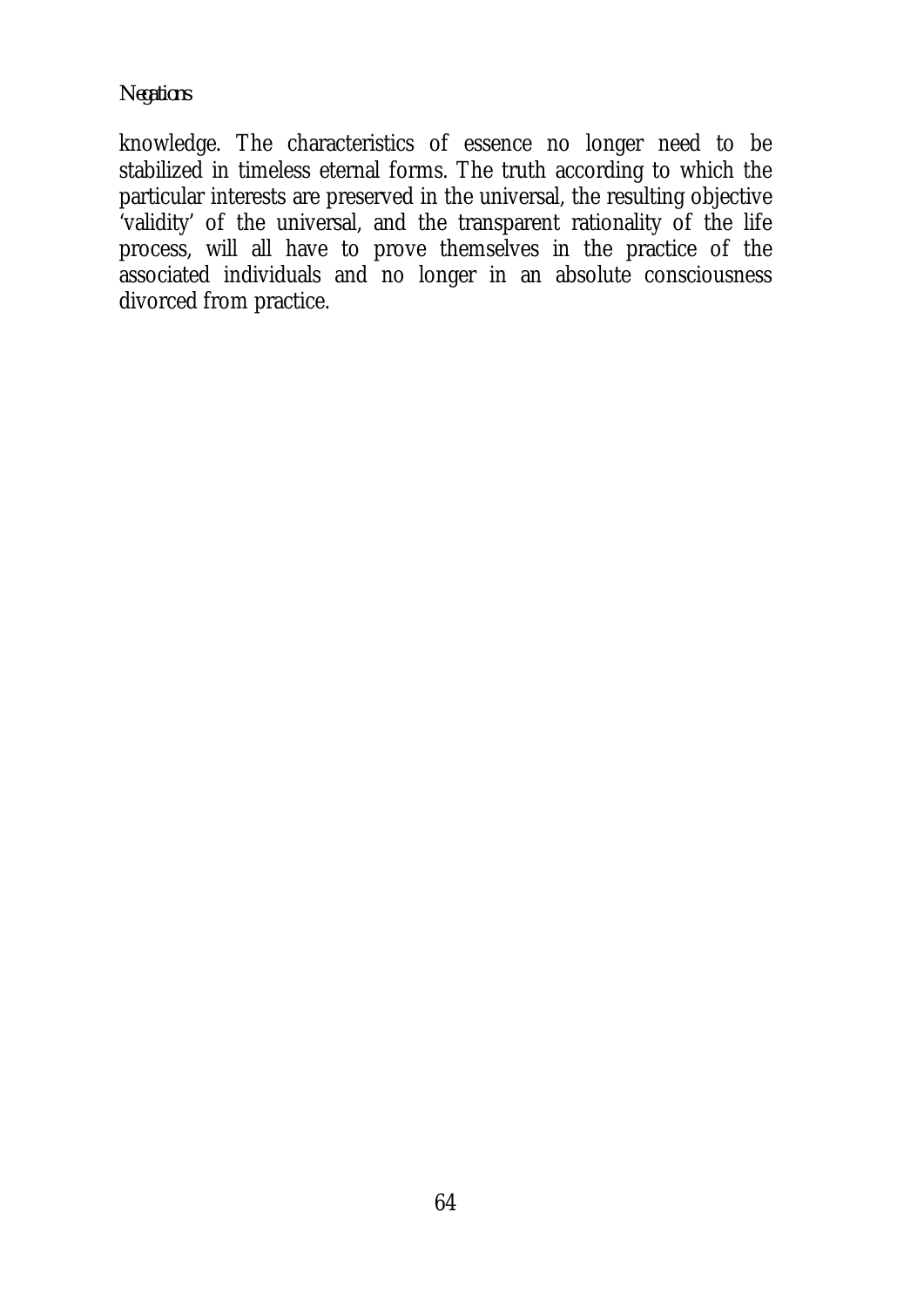knowledge. The characteristics of essence no longer need to be stabilized in timeless eternal forms. The truth according to which the particular interests are preserved in the universal, the resulting objective 'validity' of the universal, and the transparent rationality of the life process, will all have to prove themselves in the practice of the associated individuals and no longer in an absolute consciousness divorced from practice.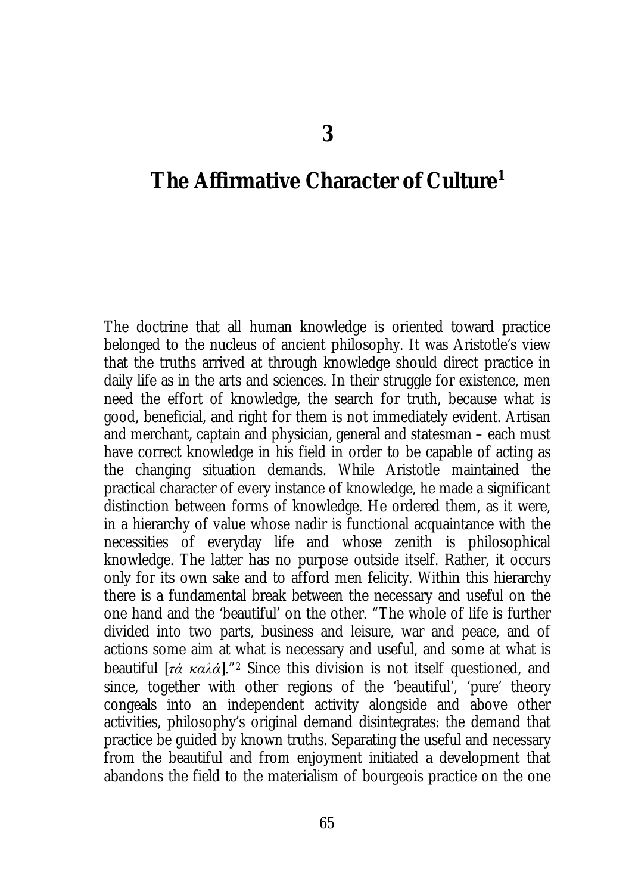# 3

# The Affirmative Character of Culture[1]

The doctrine that all human knowledge is oriented toward practice belonged to the nucleus of ancient philosophy. It was Aristotle's view that the truths arrived at through knowledge should direct practice in daily life as in the arts and sciences. In their struggle for existence, men need the effort of knowledge, the search for truth, because what is good, beneficial, and right for them is not immediately evident. Artisan and merchant, captain and physician, general and statesman – each must have correct knowledge in his field in order to be capable of acting as the changing situation demands. While Aristotle maintained the practical character of every instance of knowledge, he made a significant distinction between forms of knowledge. He ordered them, as it were, in a hierarchy of value whose nadir is functional acquaintance with the necessities of everyday life and whose zenith is philosophical knowledge. The latter has no purpose outside itself. Rather, it occurs only for its own sake and to afford men felicity. Within this hierarchy there is a fundamental break between the necessary and useful on the one hand and the 'beautiful' on the other. "The whole of life is further divided into two parts, business and leisure, war and peace, and of actions some aim at what is necessary and useful, and some at what is beautiful [*τά καλά*]."[2] Since this division is not itself questioned, and since, together with other regions of the 'beautiful', 'pure' theory congeals into an independent activity alongside and above other activities, philosophy's original demand disintegrates: the demand that practice be guided by known truths. Separating the useful and necessary from the beautiful and from enjoyment initiated a development that abandons the field to the materialism of bourgeois practice on the one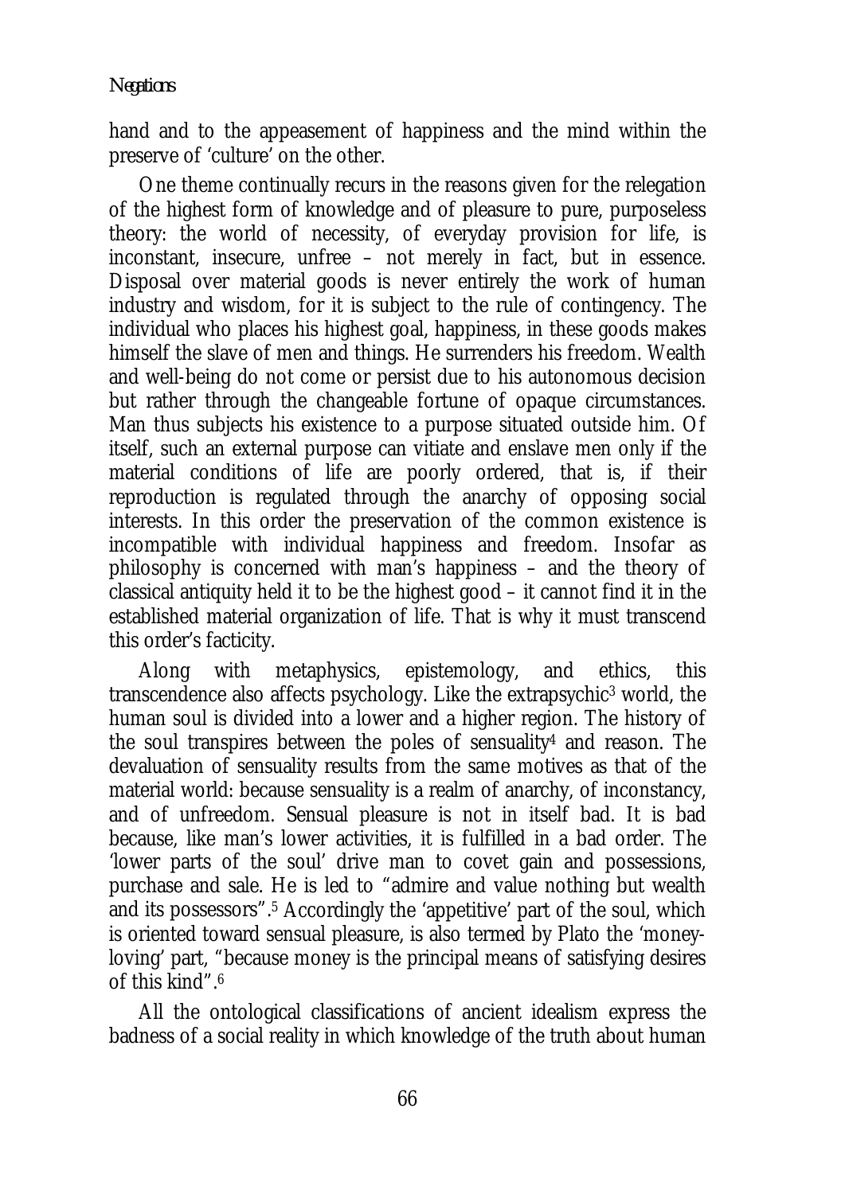hand and to the appeasement of happiness and the mind within the preserve of 'culture' on the other.

One theme continually recurs in the reasons given for the relegation of the highest form of knowledge and of pleasure to pure, purposeless theory: the world of necessity, of everyday provision for life, is inconstant, insecure, unfree – not merely in fact, but in essence. Disposal over material goods is never entirely the work of human industry and wisdom, for it is subject to the rule of contingency. The individual who places his highest goal, happiness, in these goods makes himself the slave of men and things. He surrenders his freedom. Wealth and well-being do not come or persist due to his autonomous decision but rather through the changeable fortune of opaque circumstances. Man thus subjects his existence to a purpose situated outside him. Of itself, such an external purpose can vitiate and enslave men only if the material conditions of life are poorly ordered, that is, if their reproduction is regulated through the anarchy of opposing social interests. In this order the preservation of the common existence is incompatible with individual happiness and freedom. Insofar as philosophy is concerned with man's happiness – and the theory of classical antiquity held it to be the highest good – it cannot find it in the established material organization of life. That is why it must transcend this order's facticity.

Along with metaphysics, epistemology, and ethics, this transcendence also affects psychology. Like the extrapsychic[3] world, the human soul is divided into a lower and a higher region. The history of the soul transpires between the poles of sensuality[4] and reason. The devaluation of sensuality results from the same motives as that of the material world: because sensuality is a realm of anarchy, of inconstancy, and of unfreedom. Sensual pleasure is not in itself bad. It is bad because, like man's lower activities, it is fulfilled in a bad order. The 'lower parts of the soul' drive man to covet gain and possessions, purchase and sale. He is led to "admire and value nothing but wealth and its possessors".[5] Accordingly the 'appetitive' part of the soul, which is oriented toward sensual pleasure, is also termed by Plato the 'money-loving' part, "because money is the principal means of satisfying desires of this kind".[6]

All the ontological classifications of ancient idealism express the badness of a social reality in which knowledge of the truth about human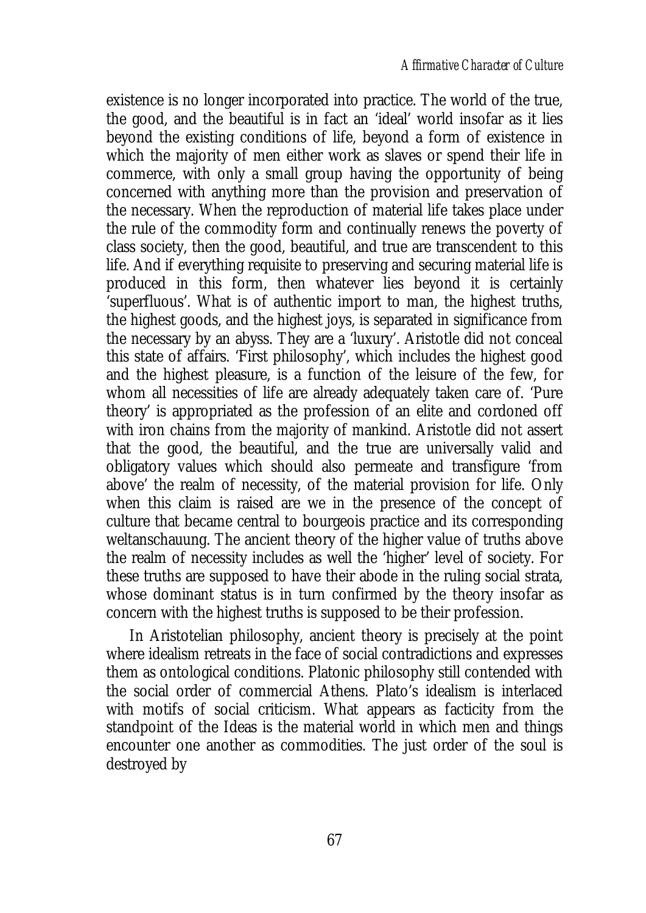existence is no longer incorporated into practice. The world of the true, the good, and the beautiful is in fact an 'ideal' world insofar as it lies beyond the existing conditions of life, beyond a form of existence in which the majority of men either work as slaves or spend their life in commerce, with only a small group having the opportunity of being concerned with anything more than the provision and preservation of the necessary. When the reproduction of material life takes place under the rule of the commodity form and continually renews the poverty of class society, then the good, beautiful, and true are transcendent to this life. And if everything requisite to preserving and securing material life is produced in this form, then whatever lies beyond it is certainly 'superfluous'. What is of authentic import to man, the highest truths, the highest goods, and the highest joys, is separated in significance from the necessary by an abyss. They are a 'luxury'. Aristotle did not conceal this state of affairs. 'First philosophy', which includes the highest good and the highest pleasure, is a function of the leisure of the few, for whom all necessities of life are already adequately taken care of. 'Pure theory' is appropriated as the profession of an elite and cordoned off with iron chains from the majority of mankind. Aristotle did not assert that the good, the beautiful, and the true are universally valid and obligatory values which should also permeate and transfigure 'from above' the realm of necessity, of the material provision for life. Only when this claim is raised are we in the presence of the concept of culture that became central to bourgeois practice and its corresponding weltanschauung. The ancient theory of the higher value of truths above the realm of necessity includes as well the 'higher' level of society. For these truths are supposed to have their abode in the ruling social strata, whose dominant status is in turn confirmed by the theory insofar as concern with the highest truths is supposed to be their profession.

In Aristotelian philosophy, ancient theory is precisely at the point where idealism retreats in the face of social contradictions and expresses them as ontological conditions. Platonic philosophy still contended with the social order of commercial Athens. Plato's idealism is interlaced with motifs of social criticism. What appears as facticity from the standpoint of the Ideas is the material world in which men and things encounter one another as commodities. The just order of the soul is destroyed by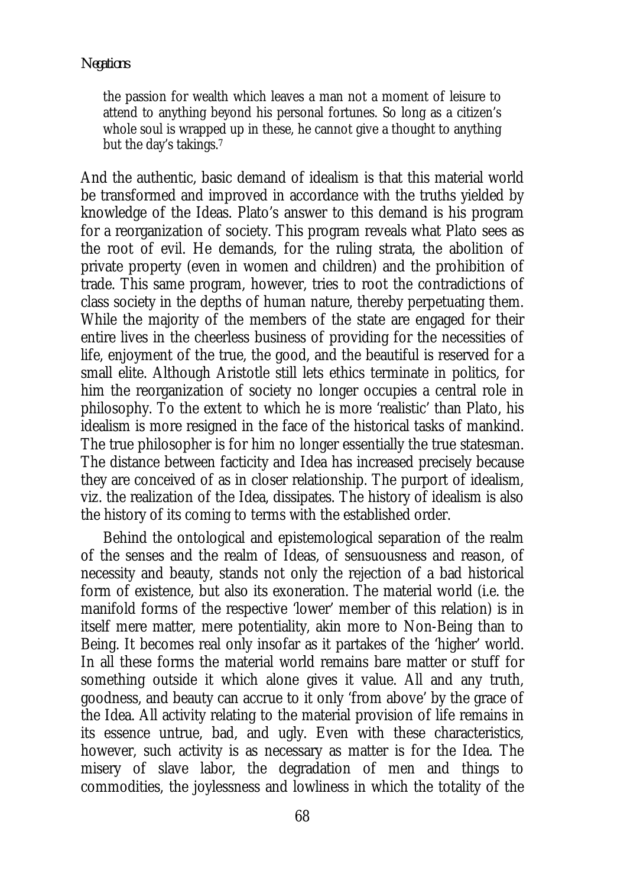> the passion for wealth which leaves a man not a moment of leisure to attend to anything beyond his personal fortunes. So long as a citizen's whole soul is wrapped up in these, he cannot give a thought to anything but the day's takings.[7]

And the authentic, basic demand of idealism is that this material world be transformed and improved in accordance with the truths yielded by knowledge of the Ideas. Plato's answer to this demand is his program for a reorganization of society. This program reveals what Plato sees as the root of evil. He demands, for the ruling strata, the abolition of private property (even in women and children) and the prohibition of trade. This same program, however, tries to root the contradictions of class society in the depths of human nature, thereby perpetuating them. While the majority of the members of the state are engaged for their entire lives in the cheerless business of providing for the necessities of life, enjoyment of the true, the good, and the beautiful is reserved for a small elite. Although Aristotle still lets ethics terminate in politics, for him the reorganization of society no longer occupies a central role in philosophy. To the extent to which he is more 'realistic' than Plato, his idealism is more resigned in the face of the historical tasks of mankind. The true philosopher is for him no longer essentially the true statesman. The distance between facticity and Idea has increased precisely because they are conceived of as in closer relationship. The purport of idealism, viz. the realization of the Idea, dissipates. The history of idealism is also the history of its coming to terms with the established order.

Behind the ontological and epistemological separation of the realm of the senses and the realm of Ideas, of sensuousness and reason, of necessity and beauty, stands not only the rejection of a bad historical form of existence, but also its exoneration. The material world (i.e. the manifold forms of the respective 'lower' member of this relation) is in itself mere matter, mere potentiality, akin more to Non-Being than to Being. It becomes real only insofar as it partakes of the 'higher' world. In all these forms the material world remains bare matter or stuff for something outside it which alone gives it value. All and any truth, goodness, and beauty can accrue to it only 'from above' by the grace of the Idea. All activity relating to the material provision of life remains in its essence untrue, bad, and ugly. Even with these characteristics, however, such activity is as necessary as matter is for the Idea. The misery of slave labor, the degradation of men and things to commodities, the joylessness and lowliness in which the totality of the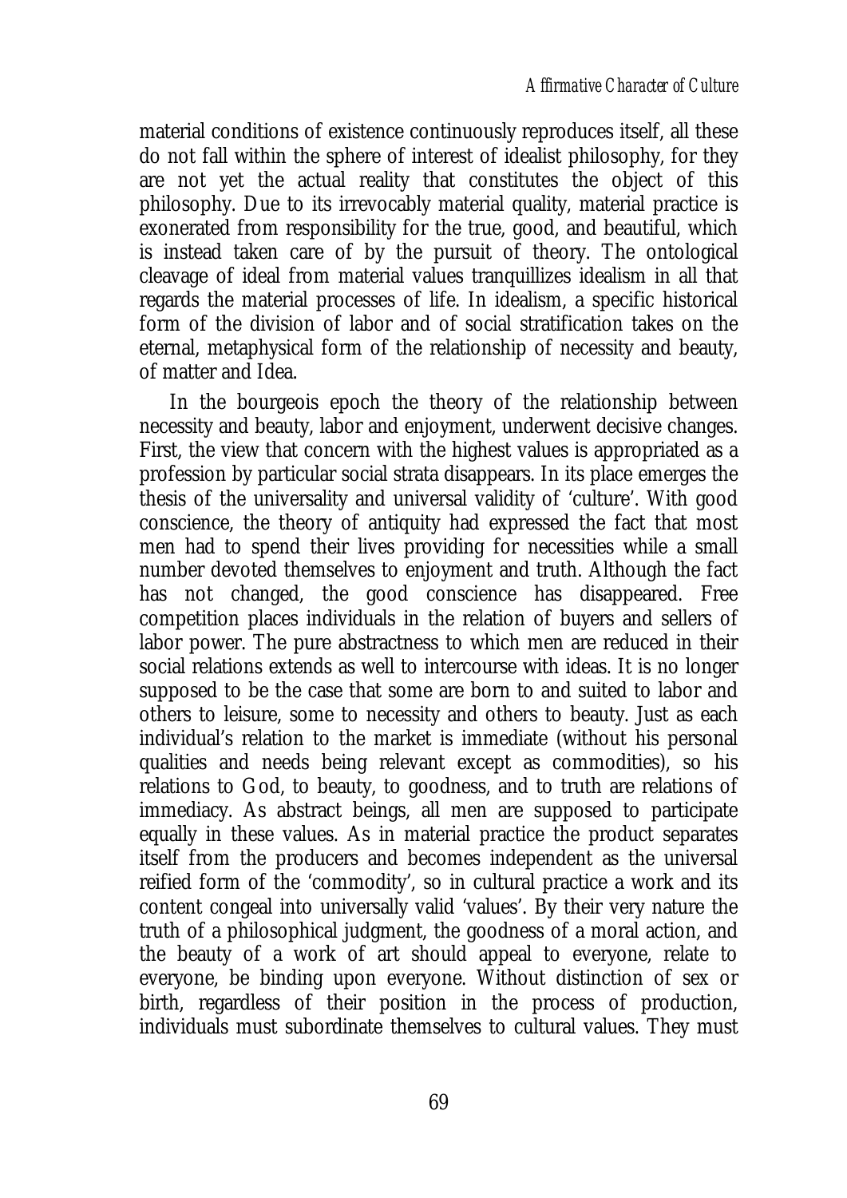material conditions of existence continuously reproduces itself, all these do not fall within the sphere of interest of idealist philosophy, for they are not yet the actual reality that constitutes the object of this philosophy. Due to its irrevocably material quality, material practice is exonerated from responsibility for the true, good, and beautiful, which is instead taken care of by the pursuit of theory. The ontological cleavage of ideal from material values tranquillizes idealism in all that regards the material processes of life. In idealism, a specific historical form of the division of labor and of social stratification takes on the eternal, metaphysical form of the relationship of necessity and beauty, of matter and Idea.

In the bourgeois epoch the theory of the relationship between necessity and beauty, labor and enjoyment, underwent decisive changes. First, the view that concern with the highest values is appropriated as a profession by particular social strata disappears. In its place emerges the thesis of the universality and universal validity of 'culture'. With good conscience, the theory of antiquity had expressed the fact that most men had to spend their lives providing for necessities while a small number devoted themselves to enjoyment and truth. Although the fact has not changed, the good conscience has disappeared. Free competition places individuals in the relation of buyers and sellers of labor power. The pure abstractness to which men are reduced in their social relations extends as well to intercourse with ideas. It is no longer supposed to be the case that some are born to and suited to labor and others to leisure, some to necessity and others to beauty. Just as each individual's relation to the market is immediate (without his personal qualities and needs being relevant except as commodities), so his relations to God, to beauty, to goodness, and to truth are relations of immediacy. As abstract beings, all men are supposed to participate equally in these values. As in material practice the product separates itself from the producers and becomes independent as the universal reified form of the 'commodity', so in cultural practice a work and its content congeal into universally valid 'values'. By their very nature the truth of a philosophical judgment, the goodness of a moral action, and the beauty of a work of art should appeal to everyone, relate to everyone, be binding upon everyone. Without distinction of sex or birth, regardless of their position in the process of production, individuals must subordinate themselves to cultural values. They must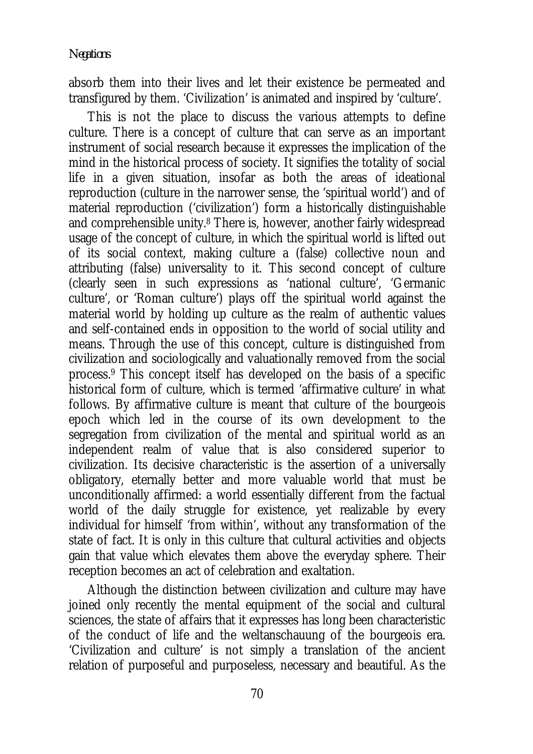absorb them into their lives and let their existence be permeated and transfigured by them. 'Civilization' is animated and inspired by 'culture'.

This is not the place to discuss the various attempts to define culture. There is a concept of culture that can serve as an important instrument of social research because it expresses the implication of the mind in the historical process of society. It signifies the totality of social life in a given situation, insofar as both the areas of ideational reproduction (culture in the narrower sense, the 'spiritual world') and of material reproduction ('civilization') form a historically distinguishable and comprehensible unity.[8] There is, however, another fairly widespread usage of the concept of culture, in which the spiritual world is lifted out of its social context, making culture a (false) collective noun and attributing (false) universality to it. This second concept of culture (clearly seen in such expressions as 'national culture', 'Germanic culture', or 'Roman culture') plays off the spiritual world against the material world by holding up culture as the realm of authentic values and self-contained ends in opposition to the world of social utility and means. Through the use of this concept, culture is distinguished from civilization and sociologically and valuationally removed from the social process.[9] This concept itself has developed on the basis of a specific historical form of culture, which is termed 'affirmative culture' in what follows. By affirmative culture is meant that culture of the bourgeois epoch which led in the course of its own development to the segregation from civilization of the mental and spiritual world as an independent realm of value that is also considered superior to civilization. Its decisive characteristic is the assertion of a universally obligatory, eternally better and more valuable world that must be unconditionally affirmed: a world essentially different from the factual world of the daily struggle for existence, yet realizable by every individual for himself 'from within', without any transformation of the state of fact. It is only in this culture that cultural activities and objects gain that value which elevates them above the everyday sphere. Their reception becomes an act of celebration and exaltation.

Although the distinction between civilization and culture may have joined only recently the mental equipment of the social and cultural sciences, the state of affairs that it expresses has long been characteristic of the conduct of life and the weltanschauung of the bourgeois era. 'Civilization and culture' is not simply a translation of the ancient relation of purposeful and purposeless, necessary and beautiful. As the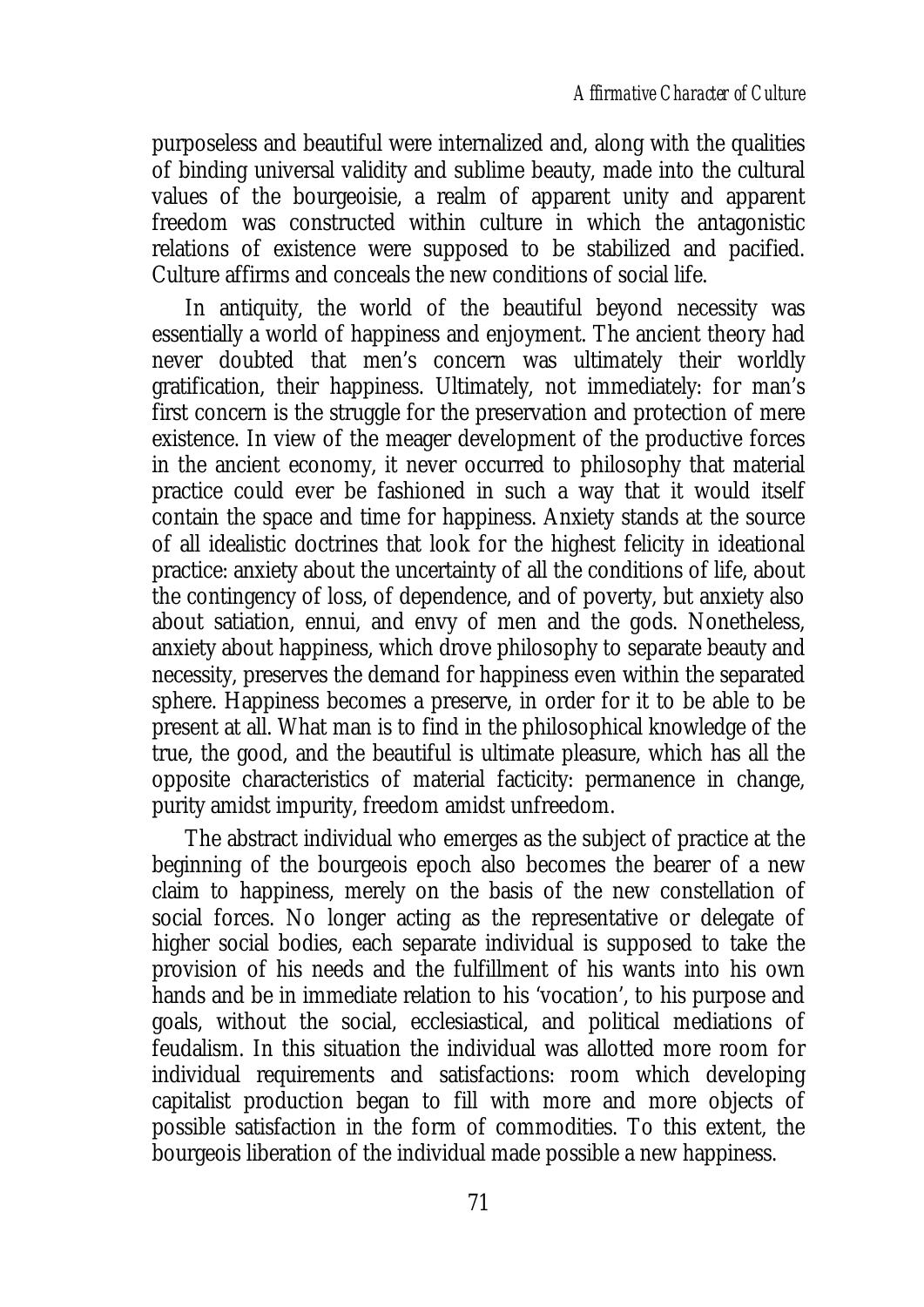purposeless and beautiful were internalized and, along with the qualities of binding universal validity and sublime beauty, made into the cultural values of the bourgeoisie, a realm of apparent unity and apparent freedom was constructed within culture in which the antagonistic relations of existence were supposed to be stabilized and pacified. Culture affirms and conceals the new conditions of social life.

In antiquity, the world of the beautiful beyond necessity was essentially a world of happiness and enjoyment. The ancient theory had never doubted that men's concern was ultimately their worldly gratification, their happiness. Ultimately, not immediately: for man's first concern is the struggle for the preservation and protection of mere existence. In view of the meager development of the productive forces in the ancient economy, it never occurred to philosophy that material practice could ever be fashioned in such a way that it would itself contain the space and time for happiness. Anxiety stands at the source of all idealistic doctrines that look for the highest felicity in ideational practice: anxiety about the uncertainty of all the conditions of life, about the contingency of loss, of dependence, and of poverty, but anxiety also about satiation, ennui, and envy of men and the gods. Nonetheless, anxiety about happiness, which drove philosophy to separate beauty and necessity, preserves the demand for happiness even within the separated sphere. Happiness becomes a preserve, in order for it to be able to be present at all. What man is to find in the philosophical knowledge of the true, the good, and the beautiful is ultimate pleasure, which has all the opposite characteristics of material facticity: permanence in change, purity amidst impurity, freedom amidst unfreedom.

The abstract individual who emerges as the subject of practice at the beginning of the bourgeois epoch also becomes the bearer of a new claim to happiness, merely on the basis of the new constellation of social forces. No longer acting as the representative or delegate of higher social bodies, each separate individual is supposed to take the provision of his needs and the fulfillment of his wants into his own hands and be in immediate relation to his 'vocation', to his purpose and goals, without the social, ecclesiastical, and political mediations of feudalism. In this situation the individual was allotted more room for individual requirements and satisfactions: room which developing capitalist production began to fill with more and more objects of possible satisfaction in the form of commodities. To this extent, the bourgeois liberation of the individual made possible a new happiness.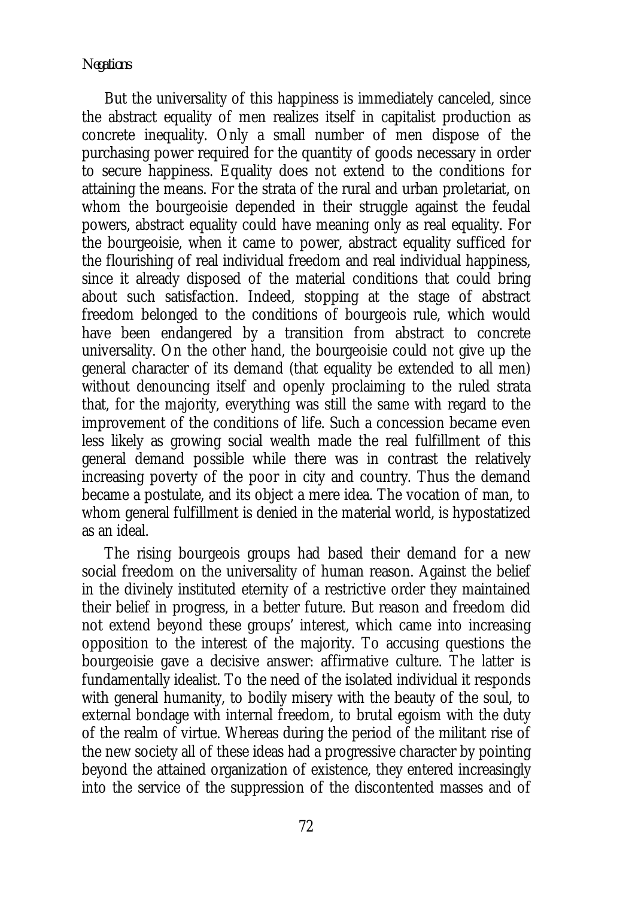But the universality of this happiness is immediately canceled, since the abstract equality of men realizes itself in capitalist production as concrete inequality. Only a small number of men dispose of the purchasing power required for the quantity of goods necessary in order to secure happiness. Equality does not extend to the conditions for attaining the means. For the strata of the rural and urban proletariat, on whom the bourgeoisie depended in their struggle against the feudal powers, abstract equality could have meaning only as real equality. For the bourgeoisie, when it came to power, abstract equality sufficed for the flourishing of real individual freedom and real individual happiness, since it already disposed of the material conditions that could bring about such satisfaction. Indeed, stopping at the stage of abstract freedom belonged to the conditions of bourgeois rule, which would have been endangered by a transition from abstract to concrete universality. On the other hand, the bourgeoisie could not give up the general character of its demand (that equality be extended to all men) without denouncing itself and openly proclaiming to the ruled strata that, for the majority, everything was still the same with regard to the improvement of the conditions of life. Such a concession became even less likely as growing social wealth made the real fulfillment of this general demand possible while there was in contrast the relatively increasing poverty of the poor in city and country. Thus the demand became a postulate, and its object a mere idea. The vocation of man, to whom general fulfillment is denied in the material world, is hypostatized as an ideal.

The rising bourgeois groups had based their demand for a new social freedom on the universality of human reason. Against the belief in the divinely instituted eternity of a restrictive order they maintained their belief in progress, in a better future. But reason and freedom did not extend beyond these groups' interest, which came into increasing opposition to the interest of the majority. To accusing questions the bourgeoisie gave a decisive answer: affirmative culture. The latter is fundamentally idealist. To the need of the isolated individual it responds with general humanity, to bodily misery with the beauty of the soul, to external bondage with internal freedom, to brutal egoism with the duty of the realm of virtue. Whereas during the period of the militant rise of the new society all of these ideas had a progressive character by pointing beyond the attained organization of existence, they entered increasingly into the service of the suppression of the discontented masses and of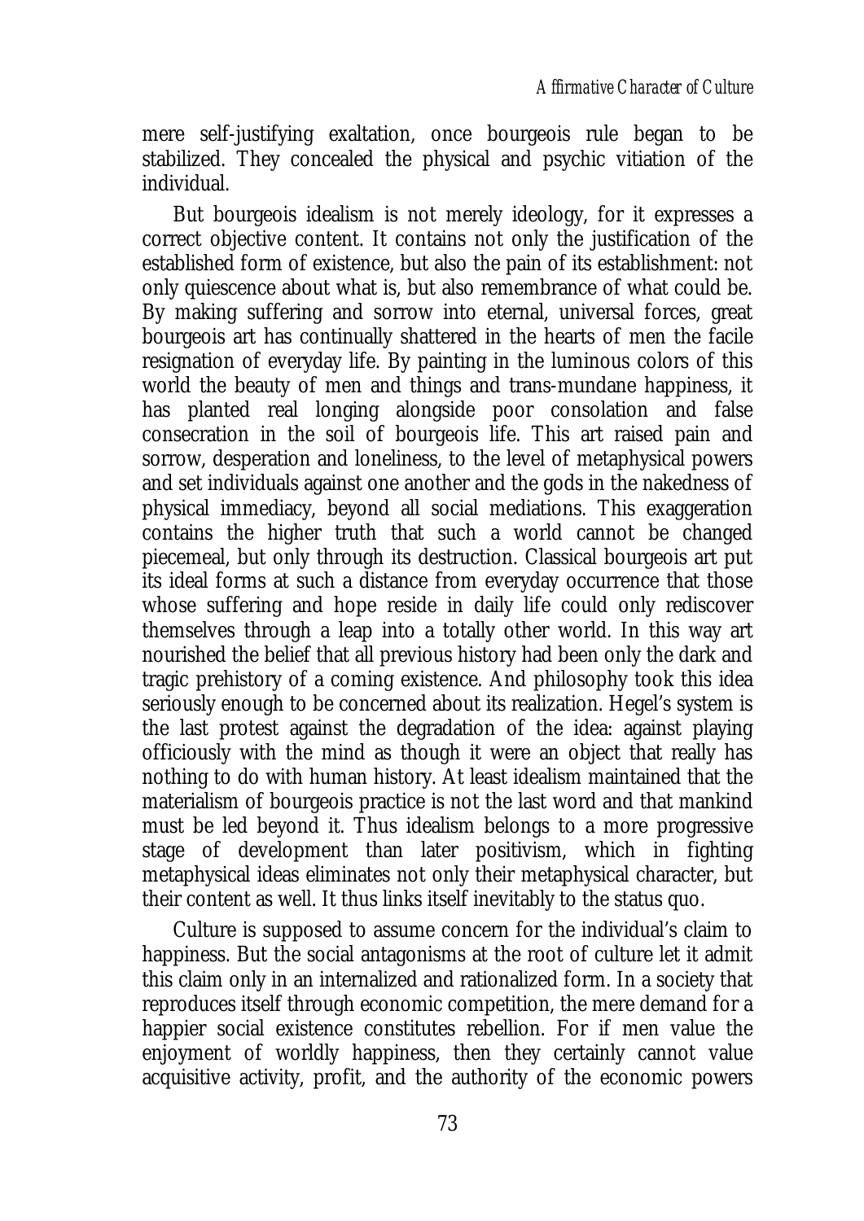mere self-justifying exaltation, once bourgeois rule began to be stabilized. They concealed the physical and psychic vitiation of the individual.

But bourgeois idealism is not merely ideology, for it expresses a correct objective content. It contains not only the justification of the established form of existence, but also the pain of its establishment: not only quiescence about what is, but also remembrance of what could be. By making suffering and sorrow into eternal, universal forces, great bourgeois art has continually shattered in the hearts of men the facile resignation of everyday life. By painting in the luminous colors of this world the beauty of men and things and trans-mundane happiness, it has planted real longing alongside poor consolation and false consecration in the soil of bourgeois life. This art raised pain and sorrow, desperation and loneliness, to the level of metaphysical powers and set individuals against one another and the gods in the nakedness of physical immediacy, beyond all social mediations. This exaggeration contains the higher truth that such a world cannot be changed piecemeal, but only through its destruction. Classical bourgeois art put its ideal forms at such a distance from everyday occurrence that those whose suffering and hope reside in daily life could only rediscover themselves through a leap into a totally other world. In this way art nourished the belief that all previous history had been only the dark and tragic prehistory of a coming existence. And philosophy took this idea seriously enough to be concerned about its realization. Hegel's system is the last protest against the degradation of the idea: against playing officiously with the mind as though it were an object that really has nothing to do with human history. At least idealism maintained that the materialism of bourgeois practice is not the last word and that mankind must be led beyond it. Thus idealism belongs to a more progressive stage of development than later positivism, which in fighting metaphysical ideas eliminates not only their metaphysical character, but their content as well. It thus links itself inevitably to the status quo.

Culture is supposed to assume concern for the individual's claim to happiness. But the social antagonisms at the root of culture let it admit this claim only in an internalized and rationalized form. In a society that reproduces itself through economic competition, the mere demand for a happier social existence constitutes rebellion. For if men value the enjoyment of worldly happiness, then they certainly cannot value acquisitive activity, profit, and the authority of the economic powers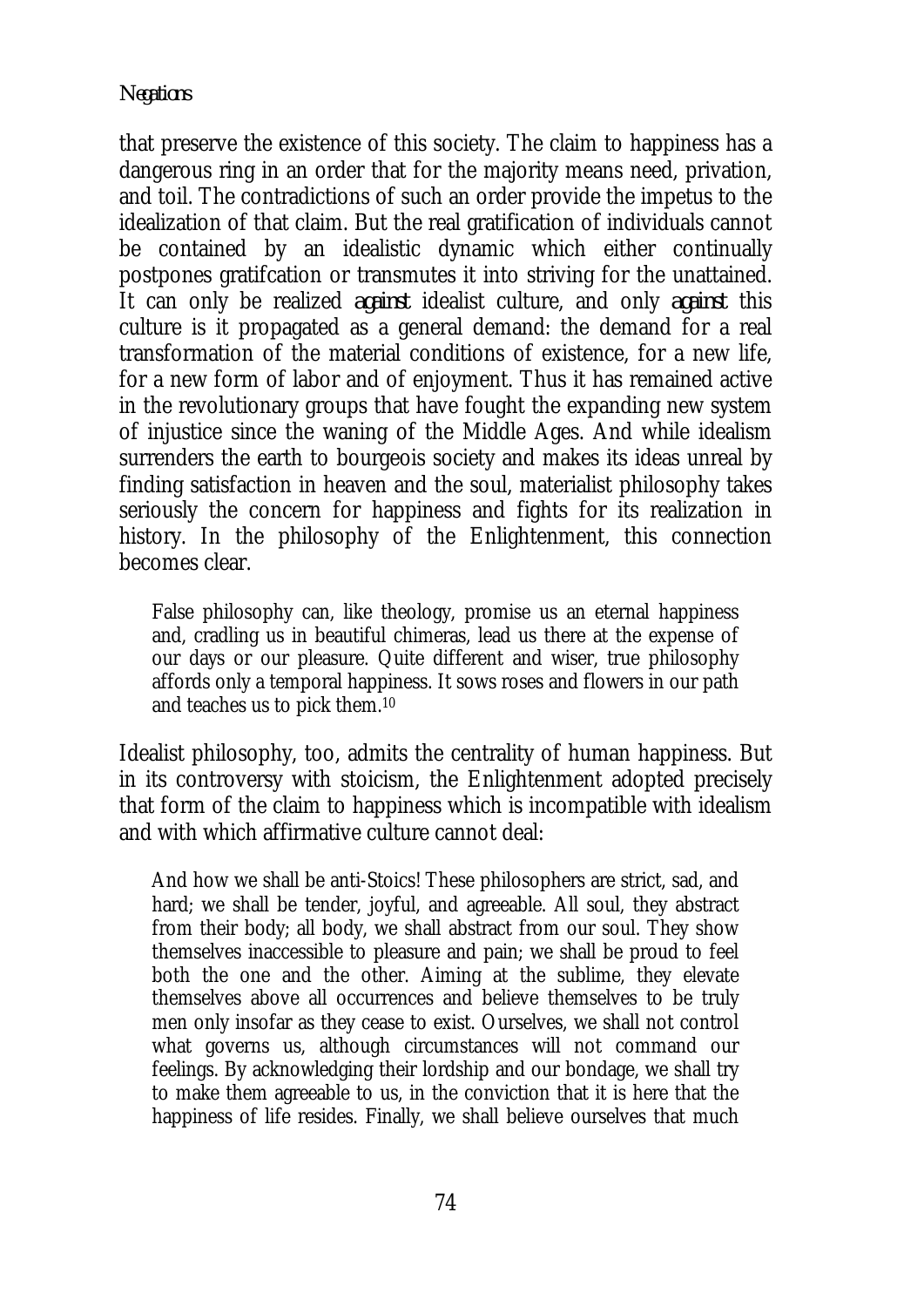that preserve the existence of this society. The claim to happiness has a dangerous ring in an order that for the majority means need, privation, and toil. The contradictions of such an order provide the impetus to the idealization of that claim. But the real gratification of individuals cannot be contained by an idealistic dynamic which either continually postpones gratifcation or transmutes it into striving for the unattained. It can only be realized *against* idealist culture, and only *against* this culture is it propagated as a general demand: the demand for a real transformation of the material conditions of existence, for a new life, for a new form of labor and of enjoyment. Thus it has remained active in the revolutionary groups that have fought the expanding new system of injustice since the waning of the Middle Ages. And while idealism surrenders the earth to bourgeois society and makes its ideas unreal by finding satisfaction in heaven and the soul, materialist philosophy takes seriously the concern for happiness and fights for its realization in history. In the philosophy of the Enlightenment, this connection becomes clear.

> False philosophy can, like theology, promise us an eternal happiness and, cradling us in beautiful chimeras, lead us there at the expense of our days or our pleasure. Quite different and wiser, true philosophy affords only a temporal happiness. It sows roses and flowers in our path and teaches us to pick them.[10]

Idealist philosophy, too, admits the centrality of human happiness. But in its controversy with stoicism, the Enlightenment adopted precisely that form of the claim to happiness which is incompatible with idealism and with which affirmative culture cannot deal:

> And how we shall be anti-Stoics! These philosophers are strict, sad, and hard; we shall be tender, joyful, and agreeable. All soul, they abstract from their body; all body, we shall abstract from our soul. They show themselves inaccessible to pleasure and pain; we shall be proud to feel both the one and the other. Aiming at the sublime, they elevate themselves above all occurrences and believe themselves to be truly men only insofar as they cease to exist. Ourselves, we shall not control what governs us, although circumstances will not command our feelings. By acknowledging their lordship and our bondage, we shall try to make them agreeable to us, in the conviction that it is here that the happiness of life resides. Finally, we shall believe ourselves that much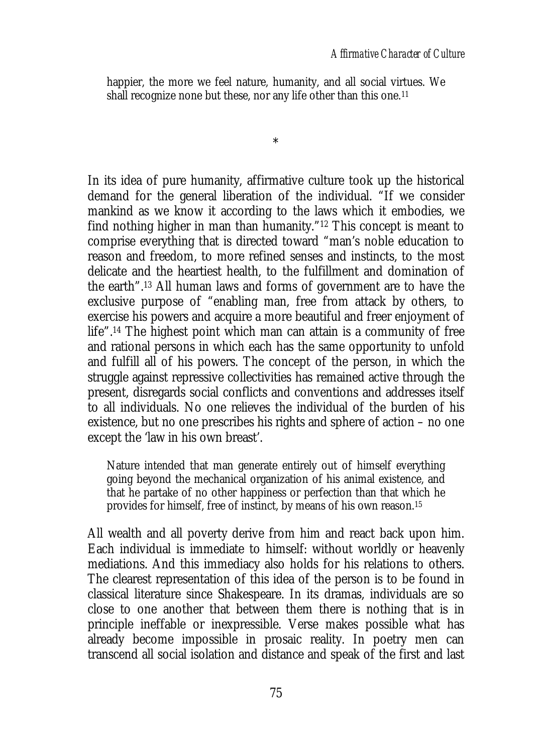> happier, the more we feel nature, humanity, and all social virtues. We shall recognize none but these, nor any life other than this one.[11]

*

In its idea of pure humanity, affirmative culture took up the historical demand for the general liberation of the individual. "If we consider mankind as we know it according to the laws which it embodies, we find nothing higher in man than humanity."[12] This concept is meant to comprise everything that is directed toward "man's noble education to reason and freedom, to more refined senses and instincts, to the most delicate and the heartiest health, to the fulfillment and domination of the earth".[13] All human laws and forms of government are to have the exclusive purpose of "enabling man, free from attack by others, to exercise his powers and acquire a more beautiful and freer enjoyment of life".[14] The highest point which man can attain is a community of free and rational persons in which each has the same opportunity to unfold and fulfill all of his powers. The concept of the person, in which the struggle against repressive collectivities has remained active through the present, disregards social conflicts and conventions and addresses itself to all individuals. No one relieves the individual of the burden of his existence, but no one prescribes his rights and sphere of action – no one except the 'law in his own breast'.

> Nature intended that man generate entirely out of himself everything going beyond the mechanical organization of his animal existence, and that he partake of no other happiness or perfection than that which he provides for himself, free of instinct, by means of his own reason.[15]

All wealth and all poverty derive from him and react back upon him. Each individual is immediate to himself: without worldly or heavenly mediations. And this immediacy also holds for his relations to others. The clearest representation of this idea of the person is to be found in classical literature since Shakespeare. In its dramas, individuals are so close to one another that between them there is nothing that is in principle ineffable or inexpressible. Verse makes possible what has already become impossible in prosaic reality. In poetry men can transcend all social isolation and distance and speak of the first and last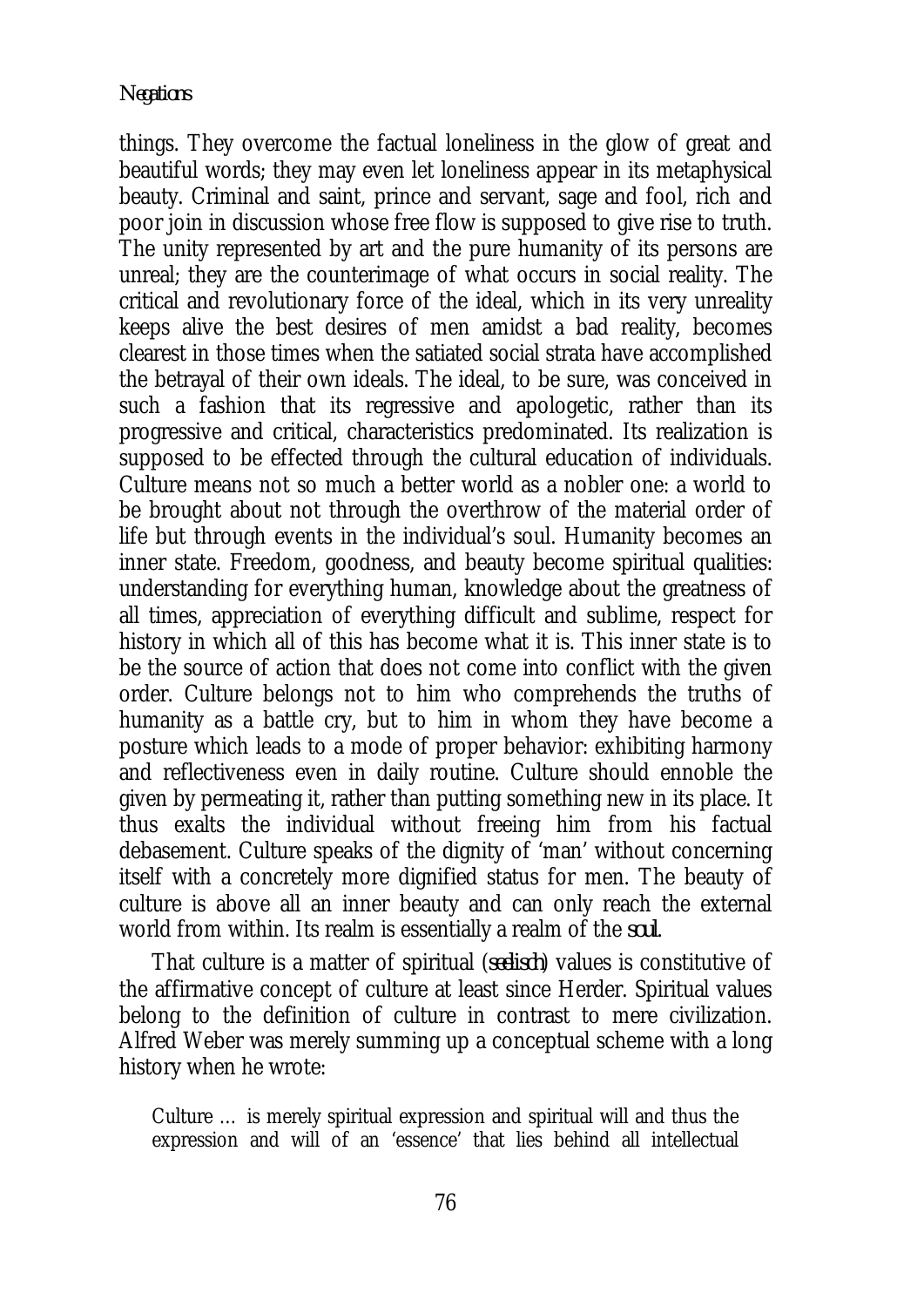things. They overcome the factual loneliness in the glow of great and beautiful words; they may even let loneliness appear in its metaphysical beauty. Criminal and saint, prince and servant, sage and fool, rich and poor join in discussion whose free flow is supposed to give rise to truth. The unity represented by art and the pure humanity of its persons are unreal; they are the counterimage of what occurs in social reality. The critical and revolutionary force of the ideal, which in its very unreality keeps alive the best desires of men amidst a bad reality, becomes clearest in those times when the satiated social strata have accomplished the betrayal of their own ideals. The ideal, to be sure, was conceived in such a fashion that its regressive and apologetic, rather than its progressive and critical, characteristics predominated. Its realization is supposed to be effected through the cultural education of individuals. Culture means not so much a better world as a nobler one: a world to be brought about not through the overthrow of the material order of life but through events in the individual's soul. Humanity becomes an inner state. Freedom, goodness, and beauty become spiritual qualities: understanding for everything human, knowledge about the greatness of all times, appreciation of everything difficult and sublime, respect for history in which all of this has become what it is. This inner state is to be the source of action that does not come into conflict with the given order. Culture belongs not to him who comprehends the truths of humanity as a battle cry, but to him in whom they have become a posture which leads to a mode of proper behavior: exhibiting harmony and reflectiveness even in daily routine. Culture should ennoble the given by permeating it, rather than putting something new in its place. It thus exalts the individual without freeing him from his factual debasement. Culture speaks of the dignity of 'man' without concerning itself with a concretely more dignified status for men. The beauty of culture is above all an inner beauty and can only reach the external world from within. Its realm is essentially a realm of the *soul*.

That culture is a matter of spiritual (*seelisch*) values is constitutive of the affirmative concept of culture at least since Herder. Spiritual values belong to the definition of culture in contrast to mere civilization. Alfred Weber was merely summing up a conceptual scheme with a long history when he wrote:

> Culture … is merely spiritual expression and spiritual will and thus the expression and will of an 'essence' that lies behind all intellectual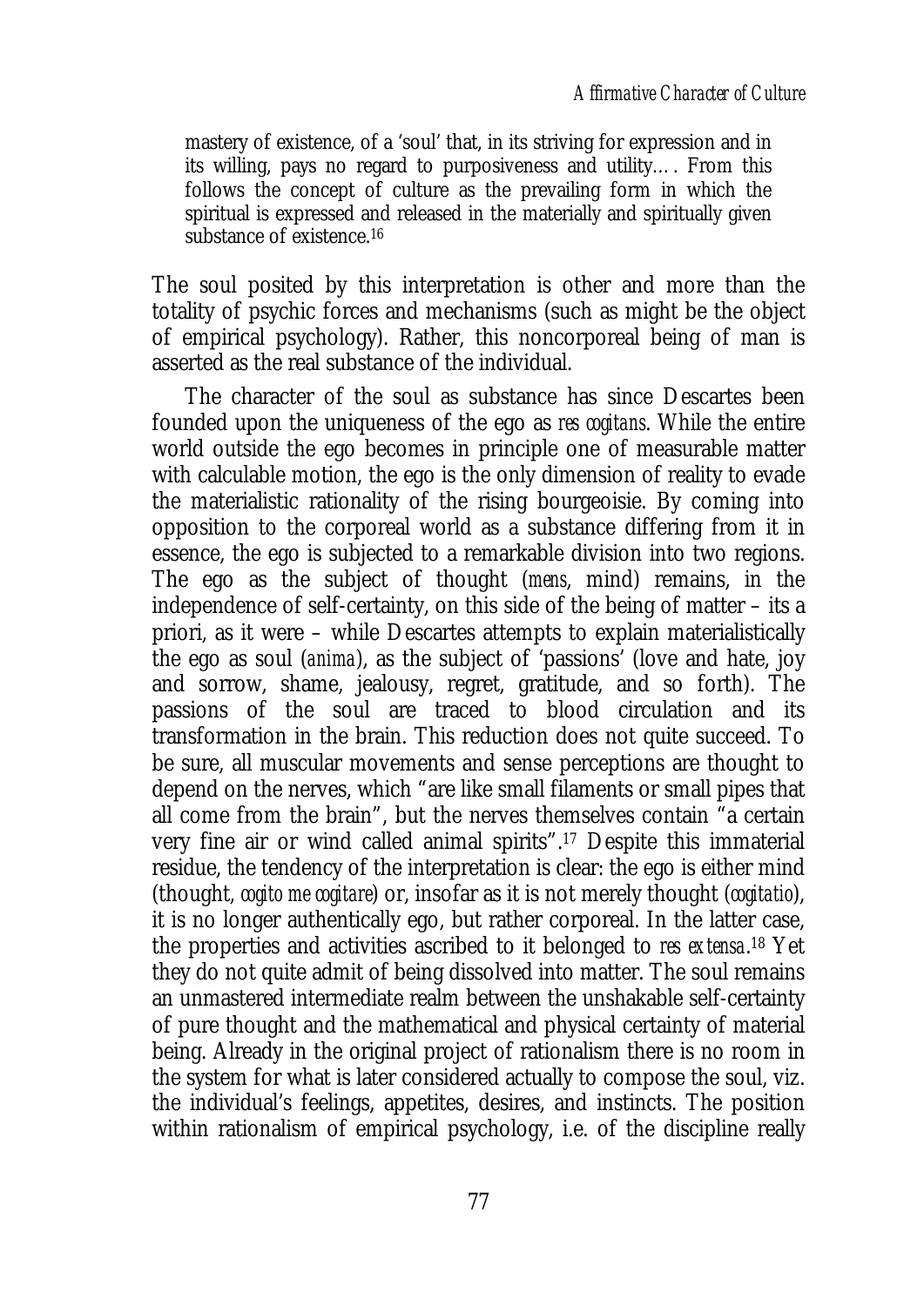> mastery of existence, of a 'soul' that, in its striving for expression and in its willing, pays no regard to purposiveness and utility…. From this follows the concept of culture as the prevailing form in which the spiritual is expressed and released in the materially and spiritually given substance of existence.[16]

The soul posited by this interpretation is other and more than the totality of psychic forces and mechanisms (such as might be the object of empirical psychology). Rather, this noncorporeal being of man is asserted as the real substance of the individual.

The character of the soul as substance has since Descartes been founded upon the uniqueness of the ego as *res cogitans*. While the entire world outside the ego becomes in principle one of measurable matter with calculable motion, the ego is the only dimension of reality to evade the materialistic rationality of the rising bourgeoisie. By coming into opposition to the corporeal world as a substance differing from it in essence, the ego is subjected to a remarkable division into two regions. The ego as the subject of thought (*mens*, mind) remains, in the independence of self-certainty, on this side of the being of matter – its a priori, as it were – while Descartes attempts to explain materialistically the ego as soul (*anima*), as the subject of 'passions' (love and hate, joy and sorrow, shame, jealousy, regret, gratitude, and so forth). The passions of the soul are traced to blood circulation and its transformation in the brain. This reduction does not quite succeed. To be sure, all muscular movements and sense perceptions are thought to depend on the nerves, which "are like small filaments or small pipes that all come from the brain", but the nerves themselves contain "a certain very fine air or wind called animal spirits".[17] Despite this immaterial residue, the tendency of the interpretation is clear: the ego is either mind (thought, *cogito me cogitare*) or, insofar as it is not merely thought (*cogitatio*), it is no longer authentically ego, but rather corporeal. In the latter case, the properties and activities ascribed to it belonged to *res extensa*.[18] Yet they do not quite admit of being dissolved into matter. The soul remains an unmastered intermediate realm between the unshakable self-certainty of pure thought and the mathematical and physical certainty of material being. Already in the original project of rationalism there is no room in the system for what is later considered actually to compose the soul, viz. the individual's feelings, appetites, desires, and instincts. The position within rationalism of empirical psychology, i.e. of the discipline really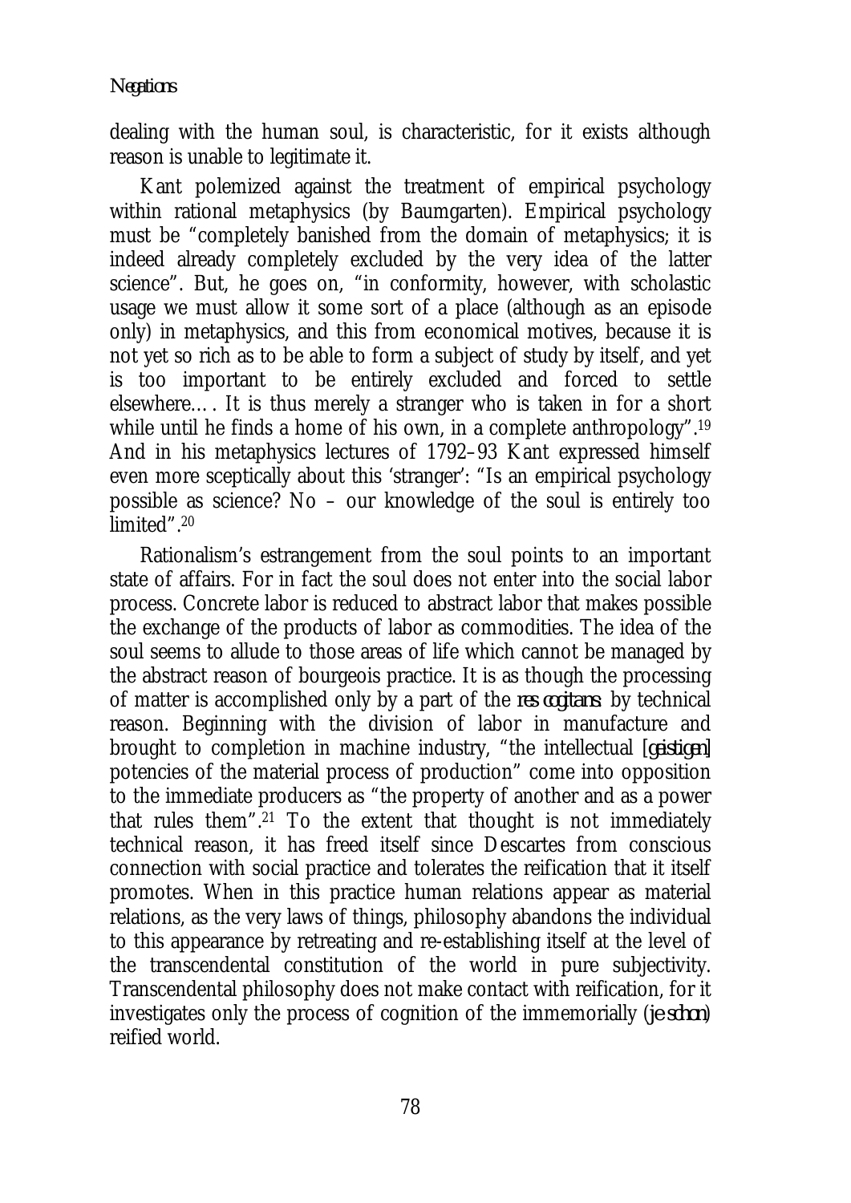dealing with the human soul, is characteristic, for it exists although reason is unable to legitimate it.

Kant polemized against the treatment of empirical psychology within rational metaphysics (by Baumgarten). Empirical psychology must be "completely banished from the domain of metaphysics; it is indeed already completely excluded by the very idea of the latter science". But, he goes on, "in conformity, however, with scholastic usage we must allow it some sort of a place (although as an episode only) in metaphysics, and this from economical motives, because it is not yet so rich as to be able to form a subject of study by itself, and yet is too important to be entirely excluded and forced to settle elsewhere…. It is thus merely a stranger who is taken in for a short while until he finds a home of his own, in a complete anthropology".[19] And in his metaphysics lectures of 1792–93 Kant expressed himself even more sceptically about this 'stranger': "Is an empirical psychology possible as science? No – our knowledge of the soul is entirely too limited".[20]

Rationalism's estrangement from the soul points to an important state of affairs. For in fact the soul does not enter into the social labor process. Concrete labor is reduced to abstract labor that makes possible the exchange of the products of labor as commodities. The idea of the soul seems to allude to those areas of life which cannot be managed by the abstract reason of bourgeois practice. It is as though the processing of matter is accomplished only by a part of the *res cogitans*: by technical reason. Beginning with the division of labor in manufacture and brought to completion in machine industry, "the intellectual [*geistigen*] potencies of the material process of production" come into opposition to the immediate producers as "the property of another and as a power that rules them".[21] To the extent that thought is not immediately technical reason, it has freed itself since Descartes from conscious connection with social practice and tolerates the reification that it itself promotes. When in this practice human relations appear as material relations, as the very laws of things, philosophy abandons the individual to this appearance by retreating and re-establishing itself at the level of the transcendental constitution of the world in pure subjectivity. Transcendental philosophy does not make contact with reification, for it investigates only the process of cognition of the immemorially (*je schon*) reified world.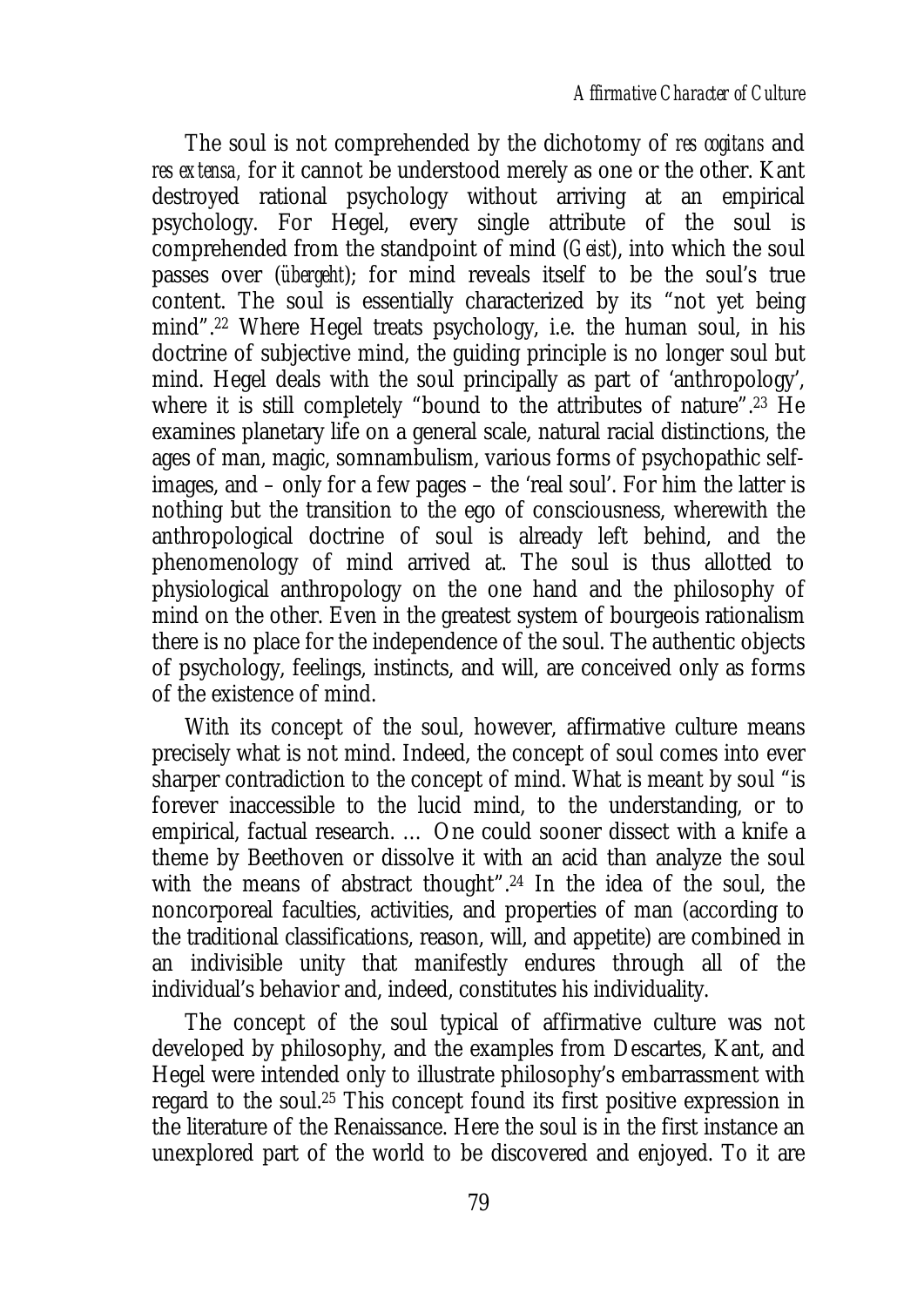The soul is not comprehended by the dichotomy of *res cogitans* and *res extensa,* for it cannot be understood merely as one or the other. Kant destroyed rational psychology without arriving at an empirical psychology. For Hegel, every single attribute of the soul is comprehended from the standpoint of mind (*Geist*), into which the soul passes over (*übergeht*); for mind reveals itself to be the soul's true content. The soul is essentially characterized by its "not yet being mind".[22] Where Hegel treats psychology, i.e. the human soul, in his doctrine of subjective mind, the guiding principle is no longer soul but mind. Hegel deals with the soul principally as part of 'anthropology', where it is still completely "bound to the attributes of nature".[23] He examines planetary life on a general scale, natural racial distinctions, the ages of man, magic, somnambulism, various forms of psychopathic self-images, and – only for a few pages – the 'real soul'. For him the latter is nothing but the transition to the ego of consciousness, wherewith the anthropological doctrine of soul is already left behind, and the phenomenology of mind arrived at. The soul is thus allotted to physiological anthropology on the one hand and the philosophy of mind on the other. Even in the greatest system of bourgeois rationalism there is no place for the independence of the soul. The authentic objects of psychology, feelings, instincts, and will, are conceived only as forms of the existence of mind.

With its concept of the soul, however, affirmative culture means precisely what is not mind. Indeed, the concept of soul comes into ever sharper contradiction to the concept of mind. What is meant by soul "is forever inaccessible to the lucid mind, to the understanding, or to empirical, factual research. … One could sooner dissect with a knife a theme by Beethoven or dissolve it with an acid than analyze the soul with the means of abstract thought".[24] In the idea of the soul, the noncorporeal faculties, activities, and properties of man (according to the traditional classifications, reason, will, and appetite) are combined in an indivisible unity that manifestly endures through all of the individual's behavior and, indeed, constitutes his individuality.

The concept of the soul typical of affirmative culture was not developed by philosophy, and the examples from Descartes, Kant, and Hegel were intended only to illustrate philosophy's embarrassment with regard to the soul.[25] This concept found its first positive expression in the literature of the Renaissance. Here the soul is in the first instance an unexplored part of the world to be discovered and enjoyed. To it are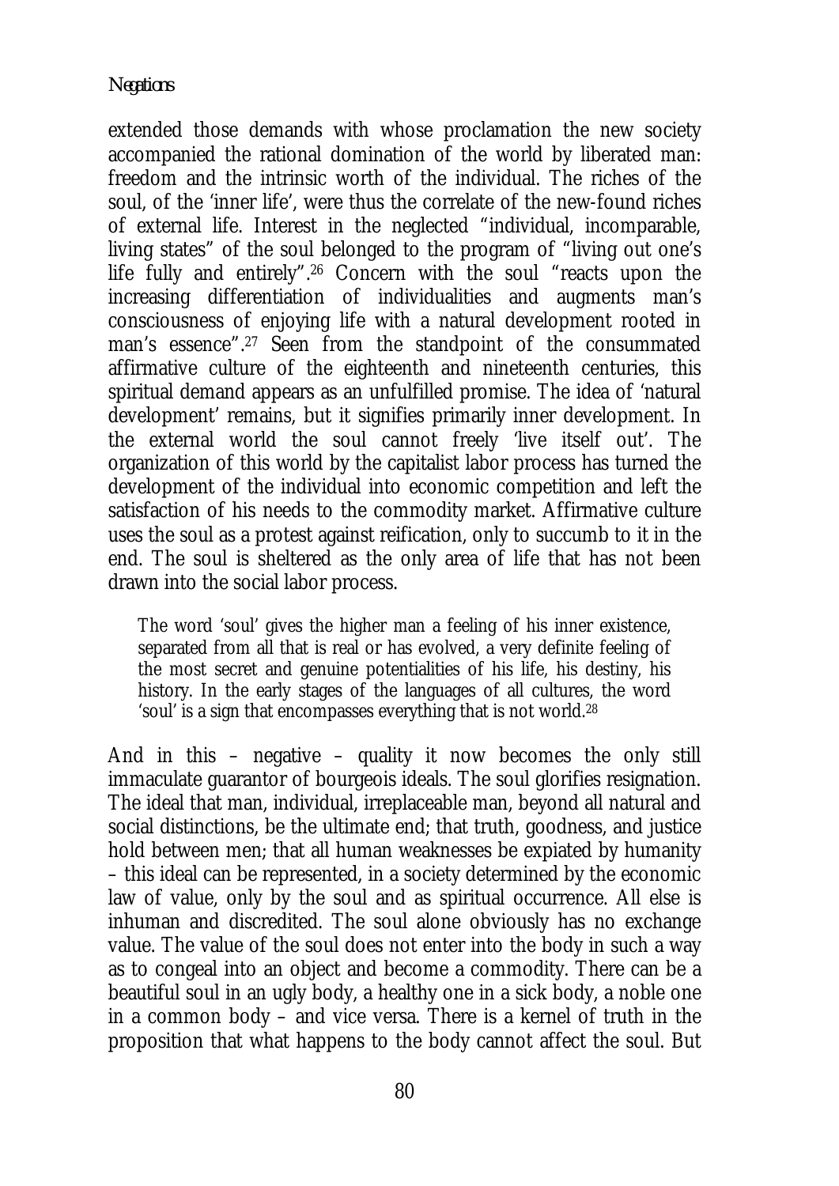extended those demands with whose proclamation the new society accompanied the rational domination of the world by liberated man: freedom and the intrinsic worth of the individual. The riches of the soul, of the 'inner life', were thus the correlate of the new-found riches of external life. Interest in the neglected "individual, incomparable, living states" of the soul belonged to the program of "living out one's life fully and entirely".[26] Concern with the soul "reacts upon the increasing differentiation of individualities and augments man's consciousness of enjoying life with a natural development rooted in man's essence".[27] Seen from the standpoint of the consummated affirmative culture of the eighteenth and nineteenth centuries, this spiritual demand appears as an unfulfilled promise. The idea of 'natural development' remains, but it signifies primarily inner development. In the external world the soul cannot freely 'live itself out'. The organization of this world by the capitalist labor process has turned the development of the individual into economic competition and left the satisfaction of his needs to the commodity market. Affirmative culture uses the soul as a protest against reification, only to succumb to it in the end. The soul is sheltered as the only area of life that has not been drawn into the social labor process.

> The word 'soul' gives the higher man a feeling of his inner existence, separated from all that is real or has evolved, a very definite feeling of the most secret and genuine potentialities of his life, his destiny, his history. In the early stages of the languages of all cultures, the word 'soul' is a sign that encompasses everything that is not world.[28]

And in this – negative – quality it now becomes the only still immaculate guarantor of bourgeois ideals. The soul glorifies resignation. The ideal that man, individual, irreplaceable man, beyond all natural and social distinctions, be the ultimate end; that truth, goodness, and justice hold between men; that all human weaknesses be expiated by humanity – this ideal can be represented, in a society determined by the economic law of value, only by the soul and as spiritual occurrence. All else is inhuman and discredited. The soul alone obviously has no exchange value. The value of the soul does not enter into the body in such a way as to congeal into an object and become a commodity. There can be a beautiful soul in an ugly body, a healthy one in a sick body, a noble one in a common body – and vice versa. There is a kernel of truth in the proposition that what happens to the body cannot affect the soul. But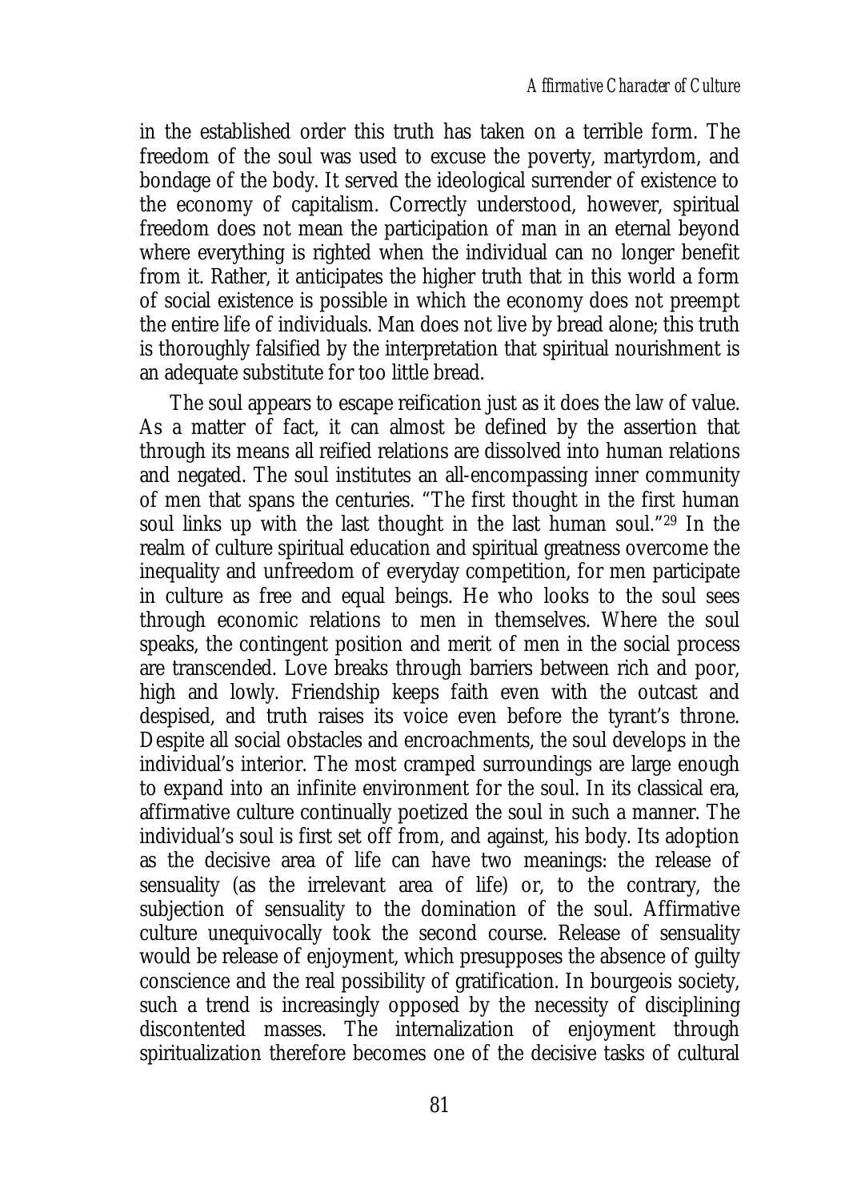in the established order this truth has taken on a terrible form. The freedom of the soul was used to excuse the poverty, martyrdom, and bondage of the body. It served the ideological surrender of existence to the economy of capitalism. Correctly understood, however, spiritual freedom does not mean the participation of man in an eternal beyond where everything is righted when the individual can no longer benefit from it. Rather, it anticipates the higher truth that in this world a form of social existence is possible in which the economy does not preempt the entire life of individuals. Man does not live by bread alone; this truth is thoroughly falsified by the interpretation that spiritual nourishment is an adequate substitute for too little bread.

The soul appears to escape reification just as it does the law of value. As a matter of fact, it can almost be defined by the assertion that through its means all reified relations are dissolved into human relations and negated. The soul institutes an all-encompassing inner community of men that spans the centuries. "The first thought in the first human soul links up with the last thought in the last human soul."[29] In the realm of culture spiritual education and spiritual greatness overcome the inequality and unfreedom of everyday competition, for men participate in culture as free and equal beings. He who looks to the soul sees through economic relations to men in themselves. Where the soul speaks, the contingent position and merit of men in the social process are transcended. Love breaks through barriers between rich and poor, high and lowly. Friendship keeps faith even with the outcast and despised, and truth raises its voice even before the tyrant's throne. Despite all social obstacles and encroachments, the soul develops in the individual's interior. The most cramped surroundings are large enough to expand into an infinite environment for the soul. In its classical era, affirmative culture continually poetized the soul in such a manner. The individual's soul is first set off from, and against, his body. Its adoption as the decisive area of life can have two meanings: the release of sensuality (as the irrelevant area of life) or, to the contrary, the subjection of sensuality to the domination of the soul. Affirmative culture unequivocally took the second course. Release of sensuality would be release of enjoyment, which presupposes the absence of guilty conscience and the real possibility of gratification. In bourgeois society, such a trend is increasingly opposed by the necessity of disciplining discontented masses. The internalization of enjoyment through spiritualization therefore becomes one of the decisive tasks of cultural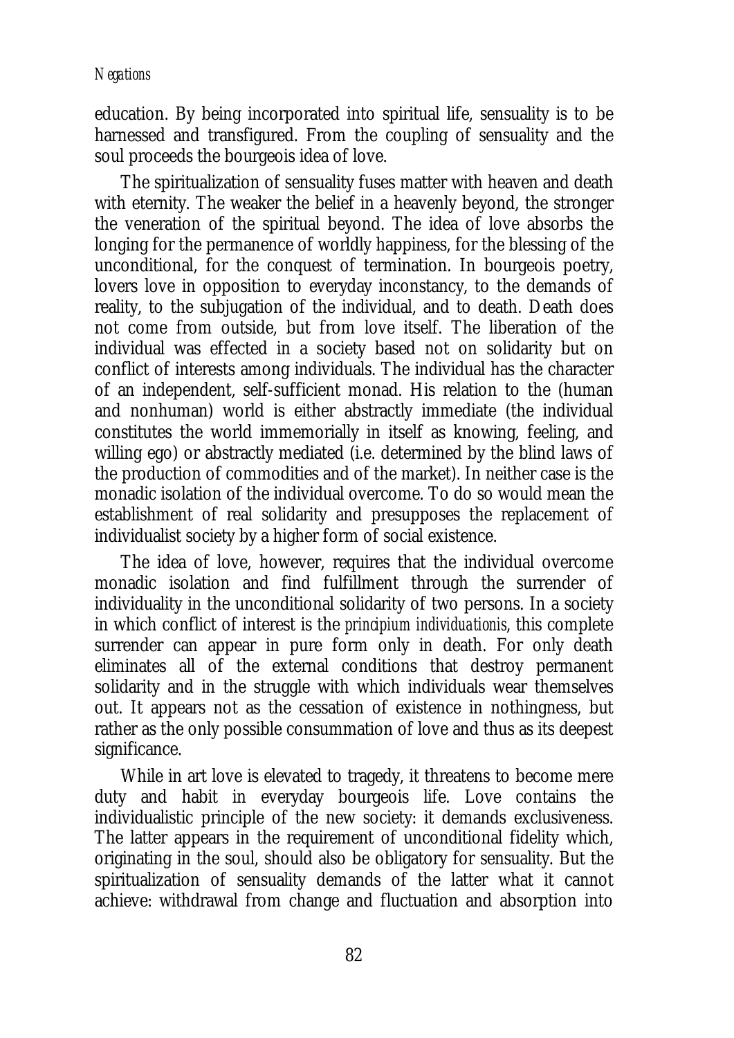education. By being incorporated into spiritual life, sensuality is to be harnessed and transfigured. From the coupling of sensuality and the soul proceeds the bourgeois idea of love.

The spiritualization of sensuality fuses matter with heaven and death with eternity. The weaker the belief in a heavenly beyond, the stronger the veneration of the spiritual beyond. The idea of love absorbs the longing for the permanence of worldly happiness, for the blessing of the unconditional, for the conquest of termination. In bourgeois poetry, lovers love in opposition to everyday inconstancy, to the demands of reality, to the subjugation of the individual, and to death. Death does not come from outside, but from love itself. The liberation of the individual was effected in a society based not on solidarity but on conflict of interests among individuals. The individual has the character of an independent, self-sufficient monad. His relation to the (human and nonhuman) world is either abstractly immediate (the individual constitutes the world immemorially in itself as knowing, feeling, and willing ego) or abstractly mediated (i.e. determined by the blind laws of the production of commodities and of the market). In neither case is the monadic isolation of the individual overcome. To do so would mean the establishment of real solidarity and presupposes the replacement of individualist society by a higher form of social existence.

The idea of love, however, requires that the individual overcome monadic isolation and find fulfillment through the surrender of individuality in the unconditional solidarity of two persons. In a society in which conflict of interest is the *principium individuationis*, this complete surrender can appear in pure form only in death. For only death eliminates all of the external conditions that destroy permanent solidarity and in the struggle with which individuals wear themselves out. It appears not as the cessation of existence in nothingness, but rather as the only possible consummation of love and thus as its deepest significance.

While in art love is elevated to tragedy, it threatens to become mere duty and habit in everyday bourgeois life. Love contains the individualistic principle of the new society: it demands exclusiveness. The latter appears in the requirement of unconditional fidelity which, originating in the soul, should also be obligatory for sensuality. But the spiritualization of sensuality demands of the latter what it cannot achieve: withdrawal from change and fluctuation and absorption into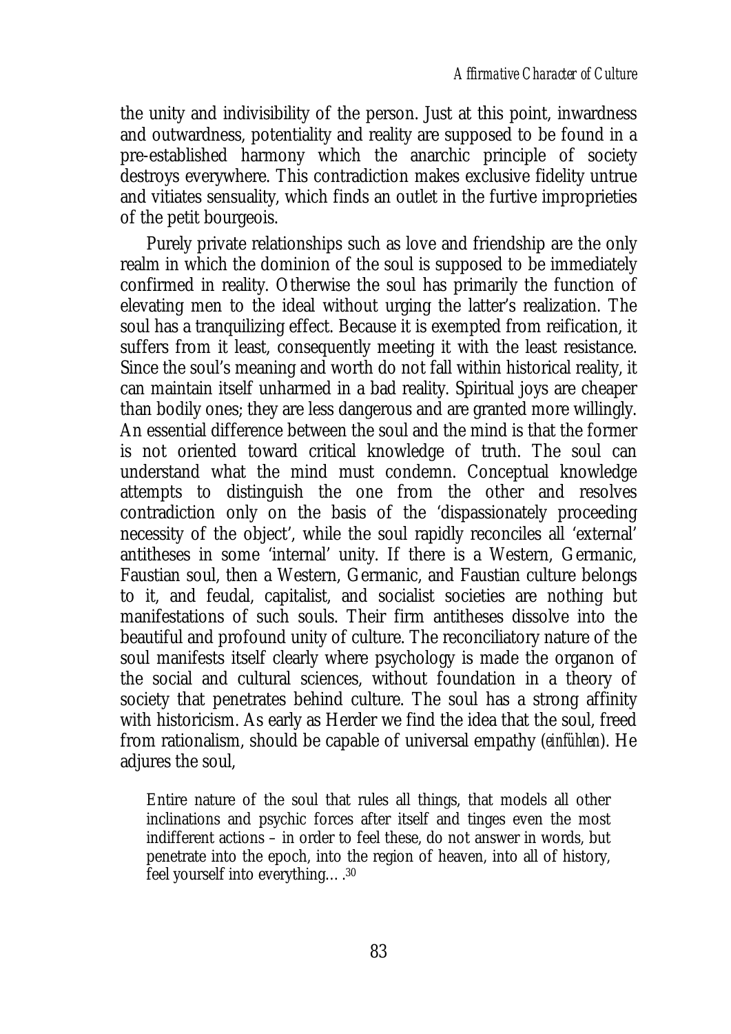the unity and indivisibility of the person. Just at this point, inwardness and outwardness, potentiality and reality are supposed to be found in a pre-established harmony which the anarchic principle of society destroys everywhere. This contradiction makes exclusive fidelity untrue and vitiates sensuality, which finds an outlet in the furtive improprieties of the petit bourgeois.

Purely private relationships such as love and friendship are the only realm in which the dominion of the soul is supposed to be immediately confirmed in reality. Otherwise the soul has primarily the function of elevating men to the ideal without urging the latter's realization. The soul has a tranquilizing effect. Because it is exempted from reification, it suffers from it least, consequently meeting it with the least resistance. Since the soul's meaning and worth do not fall within historical reality, it can maintain itself unharmed in a bad reality. Spiritual joys are cheaper than bodily ones; they are less dangerous and are granted more willingly. An essential difference between the soul and the mind is that the former is not oriented toward critical knowledge of truth. The soul can understand what the mind must condemn. Conceptual knowledge attempts to distinguish the one from the other and resolves contradiction only on the basis of the 'dispassionately proceeding necessity of the object', while the soul rapidly reconciles all 'external' antitheses in some 'internal' unity. If there is a Western, Germanic, Faustian soul, then a Western, Germanic, and Faustian culture belongs to it, and feudal, capitalist, and socialist societies are nothing but manifestations of such souls. Their firm antitheses dissolve into the beautiful and profound unity of culture. The reconciliatory nature of the soul manifests itself clearly where psychology is made the organon of the social and cultural sciences, without foundation in a theory of society that penetrates behind culture. The soul has a strong affinity with historicism. As early as Herder we find the idea that the soul, freed from rationalism, should be capable of universal empathy (*einfühlen*). He adjures the soul,

> Entire nature of the soul that rules all things, that models all other inclinations and psychic forces after itself and tinges even the most indifferent actions – in order to feel these, do not answer in words, but penetrate into the epoch, into the region of heaven, into all of history, feel yourself into everything….[30]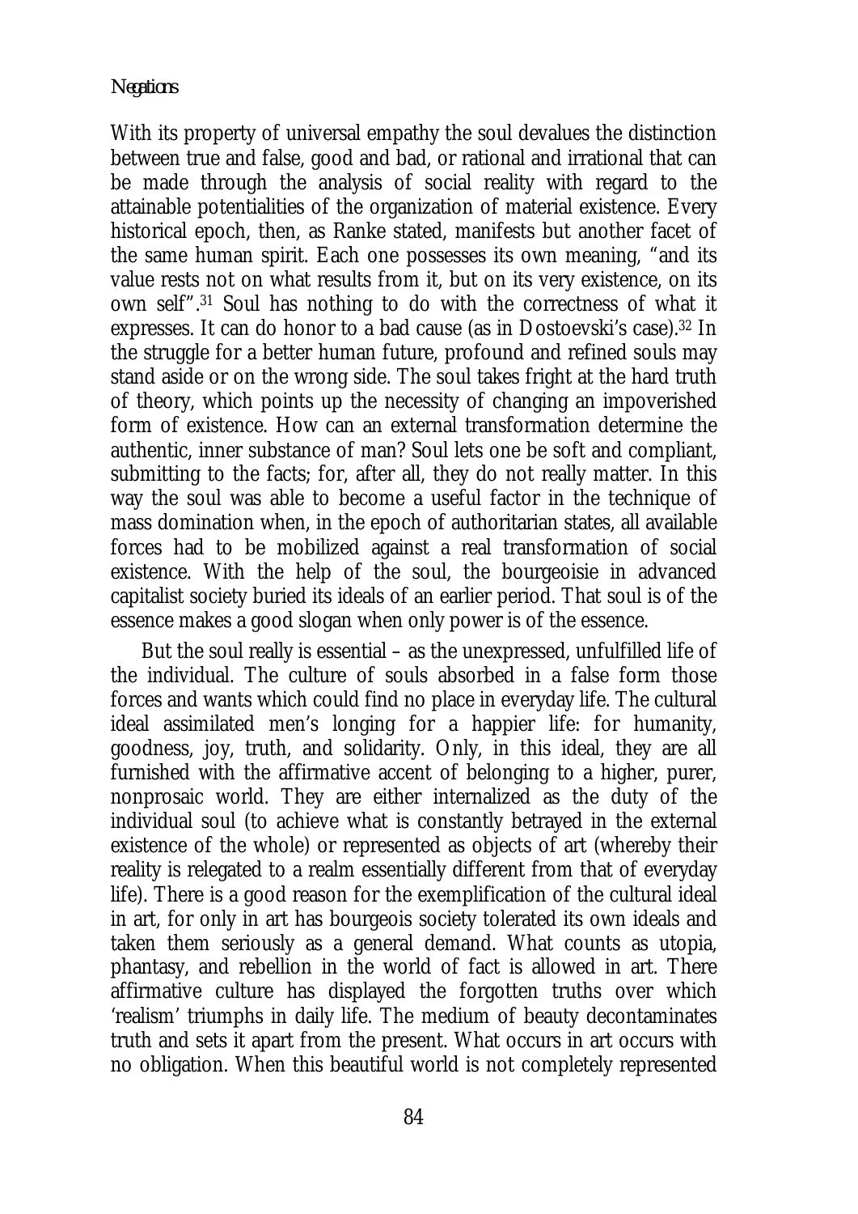With its property of universal empathy the soul devalues the distinction between true and false, good and bad, or rational and irrational that can be made through the analysis of social reality with regard to the attainable potentialities of the organization of material existence. Every historical epoch, then, as Ranke stated, manifests but another facet of the same human spirit. Each one possesses its own meaning, "and its value rests not on what results from it, but on its very existence, on its own self".[31] Soul has nothing to do with the correctness of what it expresses. It can do honor to a bad cause (as in Dostoevski's case).[32] In the struggle for a better human future, profound and refined souls may stand aside or on the wrong side. The soul takes fright at the hard truth of theory, which points up the necessity of changing an impoverished form of existence. How can an external transformation determine the authentic, inner substance of man? Soul lets one be soft and compliant, submitting to the facts; for, after all, they do not really matter. In this way the soul was able to become a useful factor in the technique of mass domination when, in the epoch of authoritarian states, all available forces had to be mobilized against a real transformation of social existence. With the help of the soul, the bourgeoisie in advanced capitalist society buried its ideals of an earlier period. That soul is of the essence makes a good slogan when only power is of the essence.

But the soul really is essential – as the unexpressed, unfulfilled life of the individual. The culture of souls absorbed in a false form those forces and wants which could find no place in everyday life. The cultural ideal assimilated men's longing for a happier life: for humanity, goodness, joy, truth, and solidarity. Only, in this ideal, they are all furnished with the affirmative accent of belonging to a higher, purer, nonprosaic world. They are either internalized as the duty of the individual soul (to achieve what is constantly betrayed in the external existence of the whole) or represented as objects of art (whereby their reality is relegated to a realm essentially different from that of everyday life). There is a good reason for the exemplification of the cultural ideal in art, for only in art has bourgeois society tolerated its own ideals and taken them seriously as a general demand. What counts as utopia, phantasy, and rebellion in the world of fact is allowed in art. There affirmative culture has displayed the forgotten truths over which 'realism' triumphs in daily life. The medium of beauty decontaminates truth and sets it apart from the present. What occurs in art occurs with no obligation. When this beautiful world is not completely represented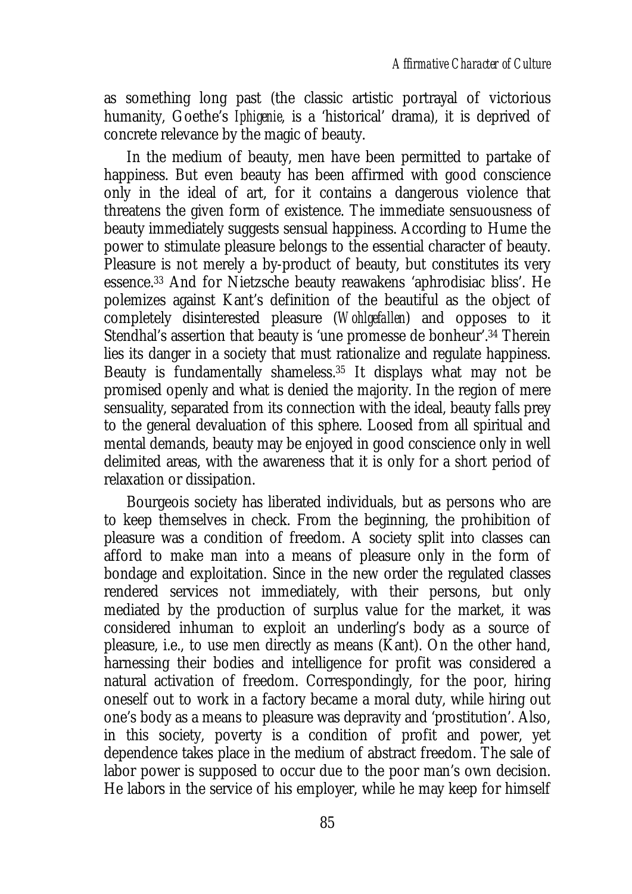as something long past (the classic artistic portrayal of victorious humanity, Goethe's *Iphigenie*, is a 'historical' drama), it is deprived of concrete relevance by the magic of beauty.

In the medium of beauty, men have been permitted to partake of happiness. But even beauty has been affirmed with good conscience only in the ideal of art, for it contains a dangerous violence that threatens the given form of existence. The immediate sensuousness of beauty immediately suggests sensual happiness. According to Hume the power to stimulate pleasure belongs to the essential character of beauty. Pleasure is not merely a by-product of beauty, but constitutes its very essence.[33] And for Nietzsche beauty reawakens 'aphrodisiac bliss'. He polemizes against Kant's definition of the beautiful as the object of completely disinterested pleasure (*Wohlgefallen*) and opposes to it Stendhal's assertion that beauty is 'une promesse de bonheur'.[34] Therein lies its danger in a society that must rationalize and regulate happiness. Beauty is fundamentally shameless.[35] It displays what may not be promised openly and what is denied the majority. In the region of mere sensuality, separated from its connection with the ideal, beauty falls prey to the general devaluation of this sphere. Loosed from all spiritual and mental demands, beauty may be enjoyed in good conscience only in well delimited areas, with the awareness that it is only for a short period of relaxation or dissipation.

Bourgeois society has liberated individuals, but as persons who are to keep themselves in check. From the beginning, the prohibition of pleasure was a condition of freedom. A society split into classes can afford to make man into a means of pleasure only in the form of bondage and exploitation. Since in the new order the regulated classes rendered services not immediately, with their persons, but only mediated by the production of surplus value for the market, it was considered inhuman to exploit an underling's body as a source of pleasure, i.e., to use men directly as means (Kant). On the other hand, harnessing their bodies and intelligence for profit was considered a natural activation of freedom. Correspondingly, for the poor, hiring oneself out to work in a factory became a moral duty, while hiring out one's body as a means to pleasure was depravity and 'prostitution'. Also, in this society, poverty is a condition of profit and power, yet dependence takes place in the medium of abstract freedom. The sale of labor power is supposed to occur due to the poor man's own decision. He labors in the service of his employer, while he may keep for himself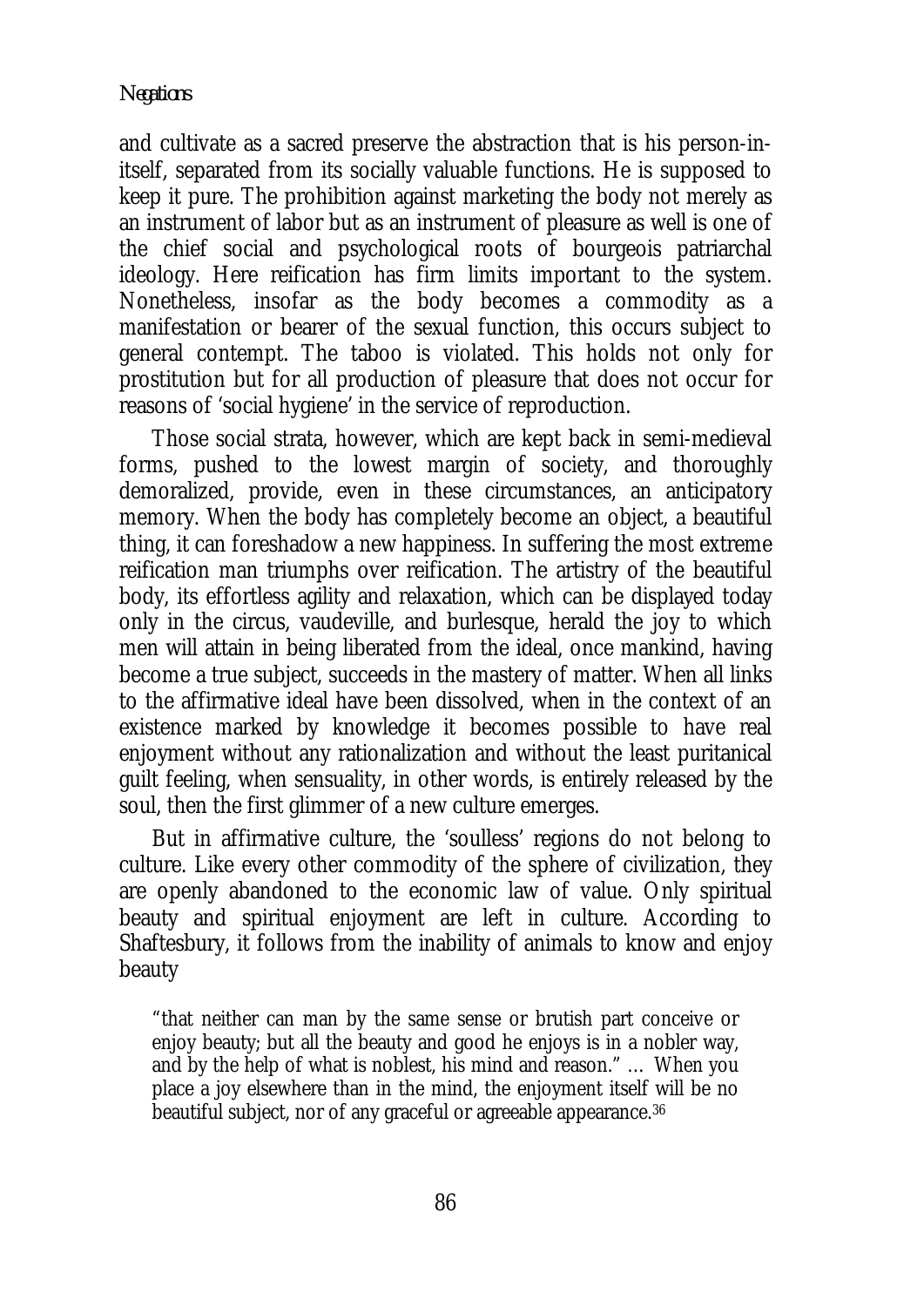and cultivate as a sacred preserve the abstraction that is his person-in-itself, separated from its socially valuable functions. He is supposed to keep it pure. The prohibition against marketing the body not merely as an instrument of labor but as an instrument of pleasure as well is one of the chief social and psychological roots of bourgeois patriarchal ideology. Here reification has firm limits important to the system. Nonetheless, insofar as the body becomes a commodity as a manifestation or bearer of the sexual function, this occurs subject to general contempt. The taboo is violated. This holds not only for prostitution but for all production of pleasure that does not occur for reasons of 'social hygiene' in the service of reproduction.

Those social strata, however, which are kept back in semi-medieval forms, pushed to the lowest margin of society, and thoroughly demoralized, provide, even in these circumstances, an anticipatory memory. When the body has completely become an object, a beautiful thing, it can foreshadow a new happiness. In suffering the most extreme reification man triumphs over reification. The artistry of the beautiful body, its effortless agility and relaxation, which can be displayed today only in the circus, vaudeville, and burlesque, herald the joy to which men will attain in being liberated from the ideal, once mankind, having become a true subject, succeeds in the mastery of matter. When all links to the affirmative ideal have been dissolved, when in the context of an existence marked by knowledge it becomes possible to have real enjoyment without any rationalization and without the least puritanical guilt feeling, when sensuality, in other words, is entirely released by the soul, then the first glimmer of a new culture emerges.

But in affirmative culture, the 'soulless' regions do not belong to culture. Like every other commodity of the sphere of civilization, they are openly abandoned to the economic law of value. Only spiritual beauty and spiritual enjoyment are left in culture. According to Shaftesbury, it follows from the inability of animals to know and enjoy beauty

> "that neither can man by the same sense or brutish part conceive or enjoy beauty; but all the beauty and good he enjoys is in a nobler way, and by the help of what is noblest, his mind and reason." … When you place a joy elsewhere than in the mind, the enjoyment itself will be no beautiful subject, nor of any graceful or agreeable appearance.[36]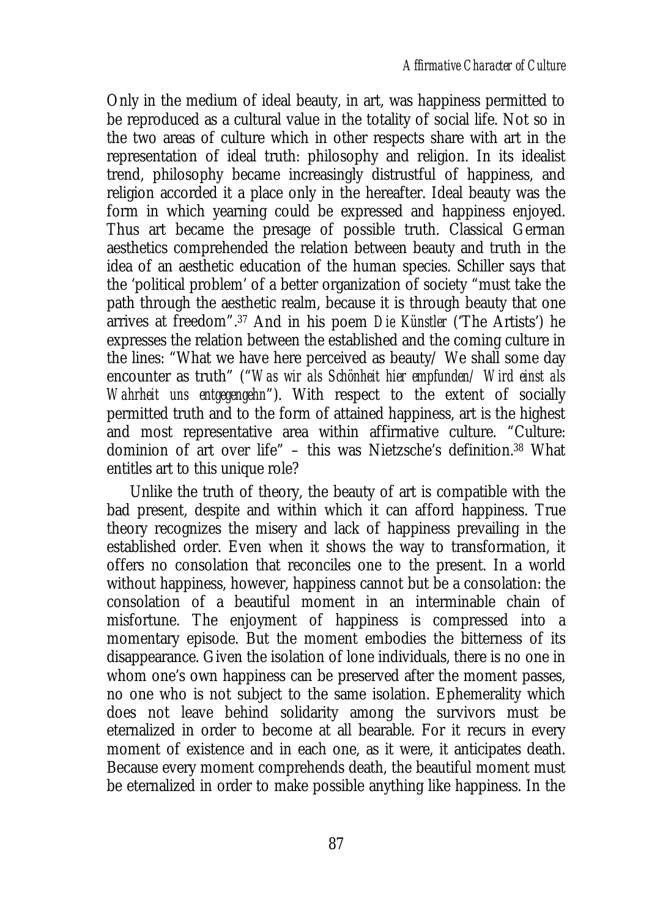Only in the medium of ideal beauty, in art, was happiness permitted to be reproduced as a cultural value in the totality of social life. Not so in the two areas of culture which in other respects share with art in the representation of ideal truth: philosophy and religion. In its idealist trend, philosophy became increasingly distrustful of happiness, and religion accorded it a place only in the hereafter. Ideal beauty was the form in which yearning could be expressed and happiness enjoyed. Thus art became the presage of possible truth. Classical German aesthetics comprehended the relation between beauty and truth in the idea of an aesthetic education of the human species. Schiller says that the 'political problem' of a better organization of society "must take the path through the aesthetic realm, because it is through beauty that one arrives at freedom".[37] And in his poem *Die Künstler* ('The Artists') he expresses the relation between the established and the coming culture in the lines: "What we have here perceived as beauty/ We shall some day encounter as truth" ("*Was wir als Schönheit hier empfunden/ Wird einst als Wahrheit uns entgegengehn*"). With respect to the extent of socially permitted truth and to the form of attained happiness, art is the highest and most representative area within affirmative culture. "Culture: dominion of art over life" – this was Nietzsche's definition.[38] What entitles art to this unique role?

Unlike the truth of theory, the beauty of art is compatible with the bad present, despite and within which it can afford happiness. True theory recognizes the misery and lack of happiness prevailing in the established order. Even when it shows the way to transformation, it offers no consolation that reconciles one to the present. In a world without happiness, however, happiness cannot but be a consolation: the consolation of a beautiful moment in an interminable chain of misfortune. The enjoyment of happiness is compressed into a momentary episode. But the moment embodies the bitterness of its disappearance. Given the isolation of lone individuals, there is no one in whom one's own happiness can be preserved after the moment passes, no one who is not subject to the same isolation. Ephemerality which does not leave behind solidarity among the survivors must be eternalized in order to become at all bearable. For it recurs in every moment of existence and in each one, as it were, it anticipates death. Because every moment comprehends death, the beautiful moment must be eternalized in order to make possible anything like happiness. In the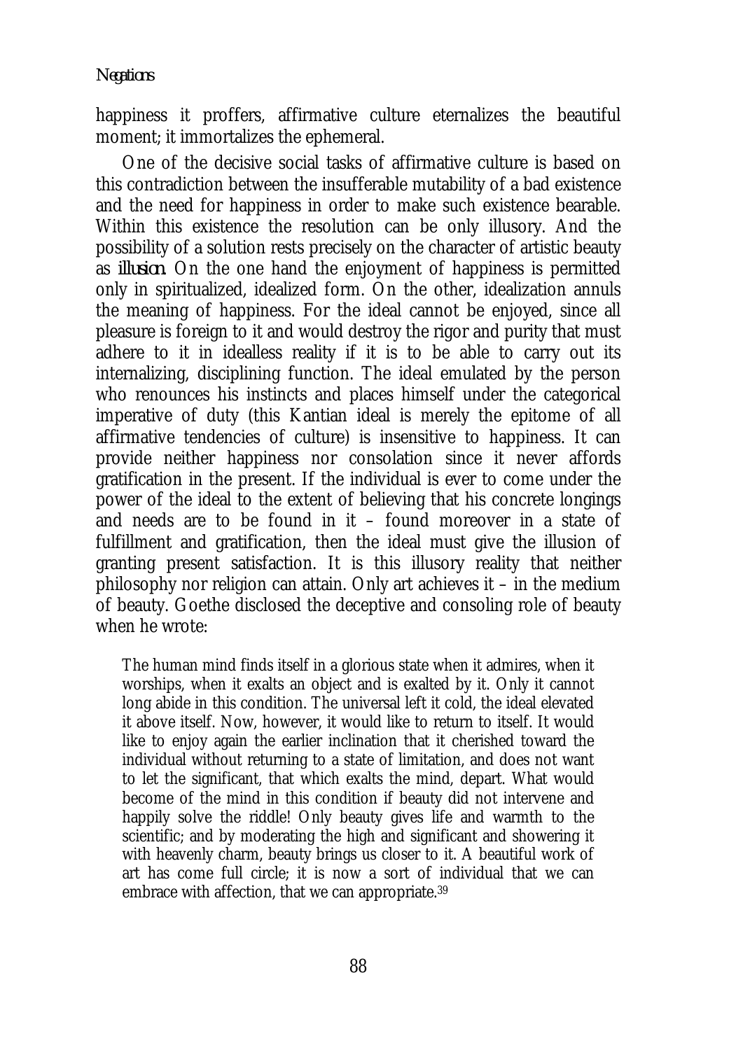happiness it proffers, affirmative culture eternalizes the beautiful moment; it immortalizes the ephemeral.

One of the decisive social tasks of affirmative culture is based on this contradiction between the insufferable mutability of a bad existence and the need for happiness in order to make such existence bearable. Within this existence the resolution can be only illusory. And the possibility of a solution rests precisely on the character of artistic beauty as *illusion*. On the one hand the enjoyment of happiness is permitted only in spiritualized, idealized form. On the other, idealization annuls the meaning of happiness. For the ideal cannot be enjoyed, since all pleasure is foreign to it and would destroy the rigor and purity that must adhere to it in idealless reality if it is to be able to carry out its internalizing, disciplining function. The ideal emulated by the person who renounces his instincts and places himself under the categorical imperative of duty (this Kantian ideal is merely the epitome of all affirmative tendencies of culture) is insensitive to happiness. It can provide neither happiness nor consolation since it never affords gratification in the present. If the individual is ever to come under the power of the ideal to the extent of believing that his concrete longings and needs are to be found in it – found moreover in a state of fulfillment and gratification, then the ideal must give the illusion of granting present satisfaction. It is this illusory reality that neither philosophy nor religion can attain. Only art achieves it – in the medium of beauty. Goethe disclosed the deceptive and consoling role of beauty when he wrote:

> The human mind finds itself in a glorious state when it admires, when it worships, when it exalts an object and is exalted by it. Only it cannot long abide in this condition. The universal left it cold, the ideal elevated it above itself. Now, however, it would like to return to itself. It would like to enjoy again the earlier inclination that it cherished toward the individual without returning to a state of limitation, and does not want to let the significant, that which exalts the mind, depart. What would become of the mind in this condition if beauty did not intervene and happily solve the riddle! Only beauty gives life and warmth to the scientific; and by moderating the high and significant and showering it with heavenly charm, beauty brings us closer to it. A beautiful work of art has come full circle; it is now a sort of individual that we can embrace with affection, that we can appropriate.[39]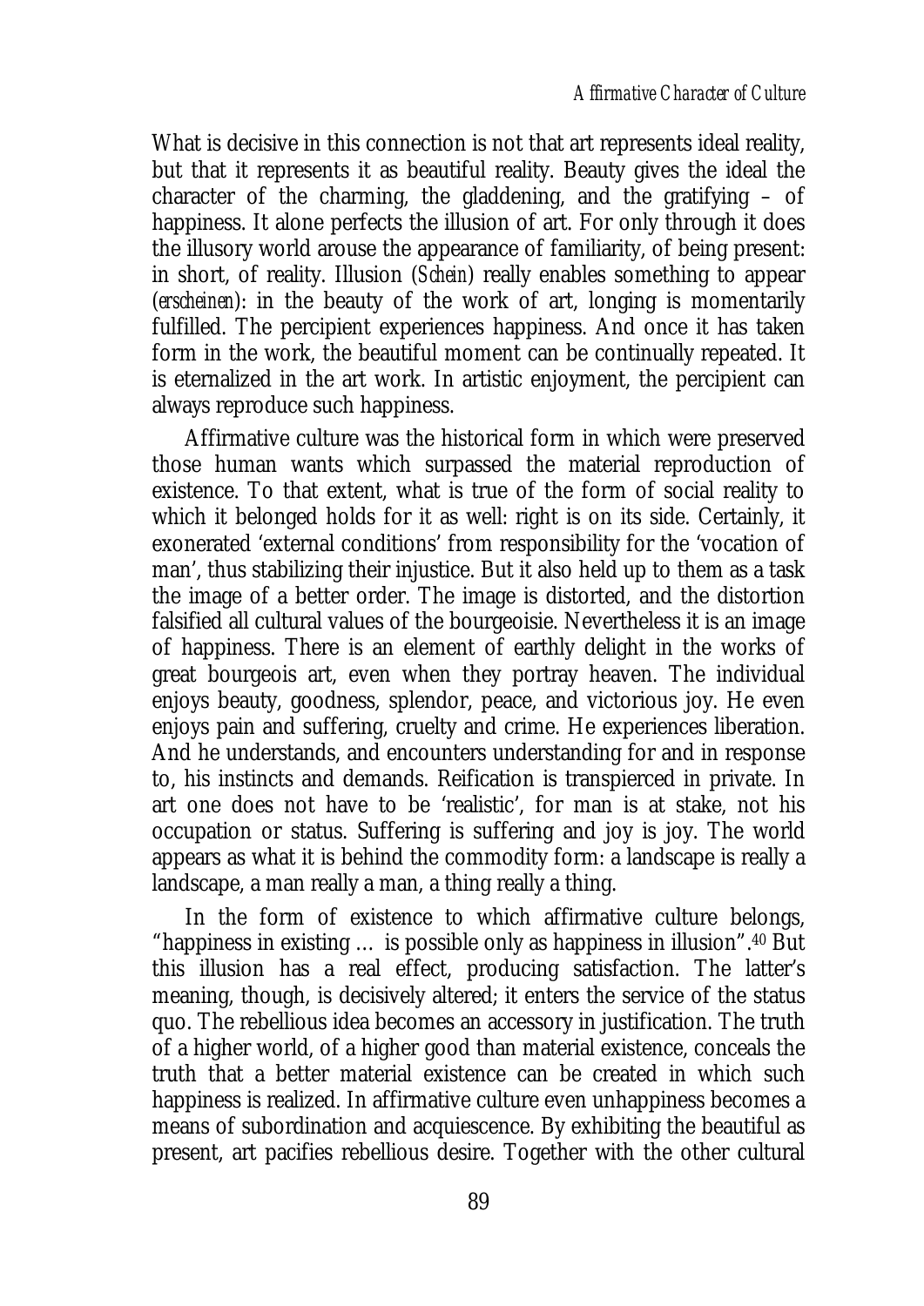What is decisive in this connection is not that art represents ideal reality, but that it represents it as beautiful reality. Beauty gives the ideal the character of the charming, the gladdening, and the gratifying – of happiness. It alone perfects the illusion of art. For only through it does the illusory world arouse the appearance of familiarity, of being present: in short, of reality. Illusion (*Schein*) really enables something to appear (*erscheinen*): in the beauty of the work of art, longing is momentarily fulfilled. The percipient experiences happiness. And once it has taken form in the work, the beautiful moment can be continually repeated. It is eternalized in the art work. In artistic enjoyment, the percipient can always reproduce such happiness.

Affirmative culture was the historical form in which were preserved those human wants which surpassed the material reproduction of existence. To that extent, what is true of the form of social reality to which it belonged holds for it as well: right is on its side. Certainly, it exonerated 'external conditions' from responsibility for the 'vocation of man', thus stabilizing their injustice. But it also held up to them as a task the image of a better order. The image is distorted, and the distortion falsified all cultural values of the bourgeoisie. Nevertheless it is an image of happiness. There is an element of earthly delight in the works of great bourgeois art, even when they portray heaven. The individual enjoys beauty, goodness, splendor, peace, and victorious joy. He even enjoys pain and suffering, cruelty and crime. He experiences liberation. And he understands, and encounters understanding for and in response to, his instincts and demands. Reification is transpierced in private. In art one does not have to be 'realistic', for man is at stake, not his occupation or status. Suffering is suffering and joy is joy. The world appears as what it is behind the commodity form: a landscape is really a landscape, a man really a man, a thing really a thing.

In the form of existence to which affirmative culture belongs, "happiness in existing … is possible only as happiness in illusion".[40] But this illusion has a real effect, producing satisfaction. The latter's meaning, though, is decisively altered; it enters the service of the status quo. The rebellious idea becomes an accessory in justification. The truth of a higher world, of a higher good than material existence, conceals the truth that a better material existence can be created in which such happiness is realized. In affirmative culture even unhappiness becomes a means of subordination and acquiescence. By exhibiting the beautiful as present, art pacifies rebellious desire. Together with the other cultural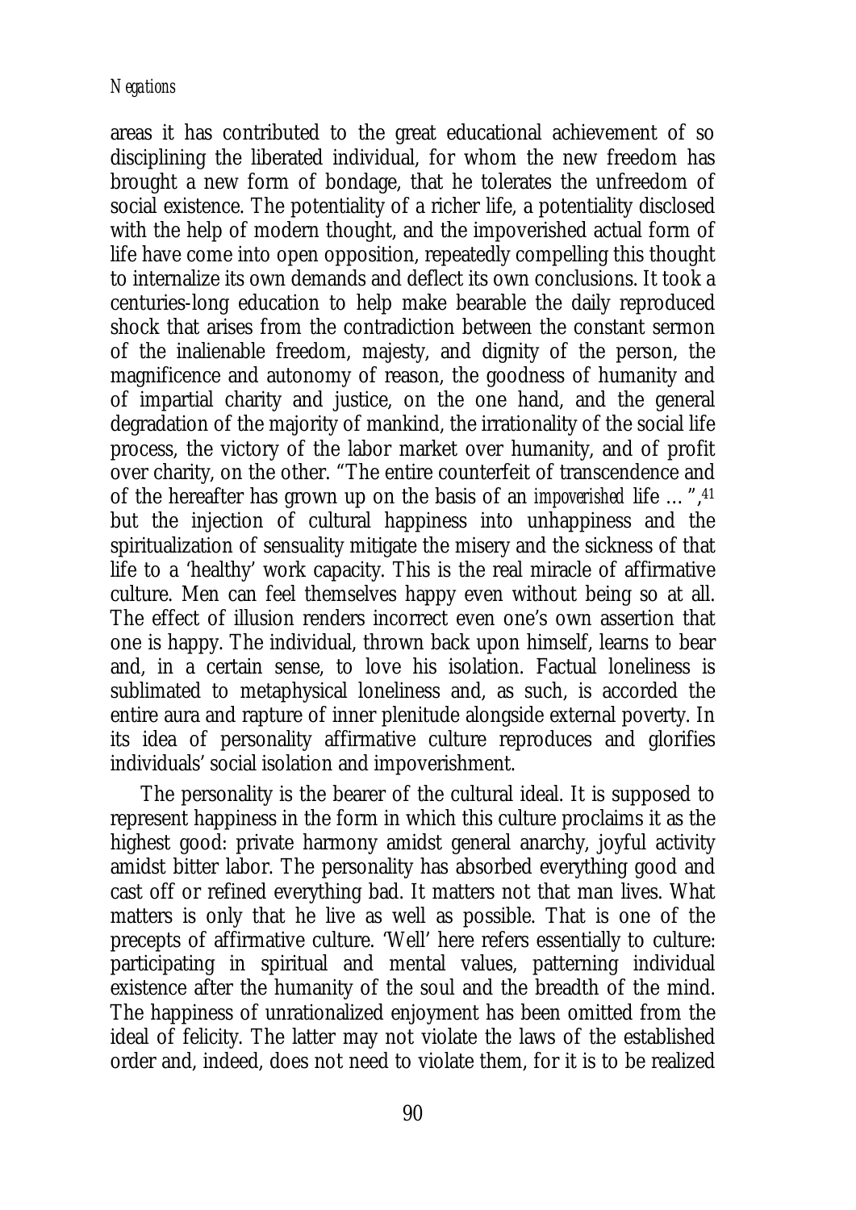areas it has contributed to the great educational achievement of so disciplining the liberated individual, for whom the new freedom has brought a new form of bondage, that he tolerates the unfreedom of social existence. The potentiality of a richer life, a potentiality disclosed with the help of modern thought, and the impoverished actual form of life have come into open opposition, repeatedly compelling this thought to internalize its own demands and deflect its own conclusions. It took a centuries-long education to help make bearable the daily reproduced shock that arises from the contradiction between the constant sermon of the inalienable freedom, majesty, and dignity of the person, the magnificence and autonomy of reason, the goodness of humanity and of impartial charity and justice, on the one hand, and the general degradation of the majority of mankind, the irrationality of the social life process, the victory of the labor market over humanity, and of profit over charity, on the other. "The entire counterfeit of transcendence and of the hereafter has grown up on the basis of an *impoverished* life ... ",[41] but the injection of cultural happiness into unhappiness and the spiritualization of sensuality mitigate the misery and the sickness of that life to a 'healthy' work capacity. This is the real miracle of affirmative culture. Men can feel themselves happy even without being so at all. The effect of illusion renders incorrect even one's own assertion that one is happy. The individual, thrown back upon himself, learns to bear and, in a certain sense, to love his isolation. Factual loneliness is sublimated to metaphysical loneliness and, as such, is accorded the entire aura and rapture of inner plenitude alongside external poverty. In its idea of personality affirmative culture reproduces and glorifies individuals' social isolation and impoverishment.

The personality is the bearer of the cultural ideal. It is supposed to represent happiness in the form in which this culture proclaims it as the highest good: private harmony amidst general anarchy, joyful activity amidst bitter labor. The personality has absorbed everything good and cast off or refined everything bad. It matters not that man lives. What matters is only that he live as well as possible. That is one of the precepts of affirmative culture. 'Well' here refers essentially to culture: participating in spiritual and mental values, patterning individual existence after the humanity of the soul and the breadth of the mind. The happiness of unrationalized enjoyment has been omitted from the ideal of felicity. The latter may not violate the laws of the established order and, indeed, does not need to violate them, for it is to be realized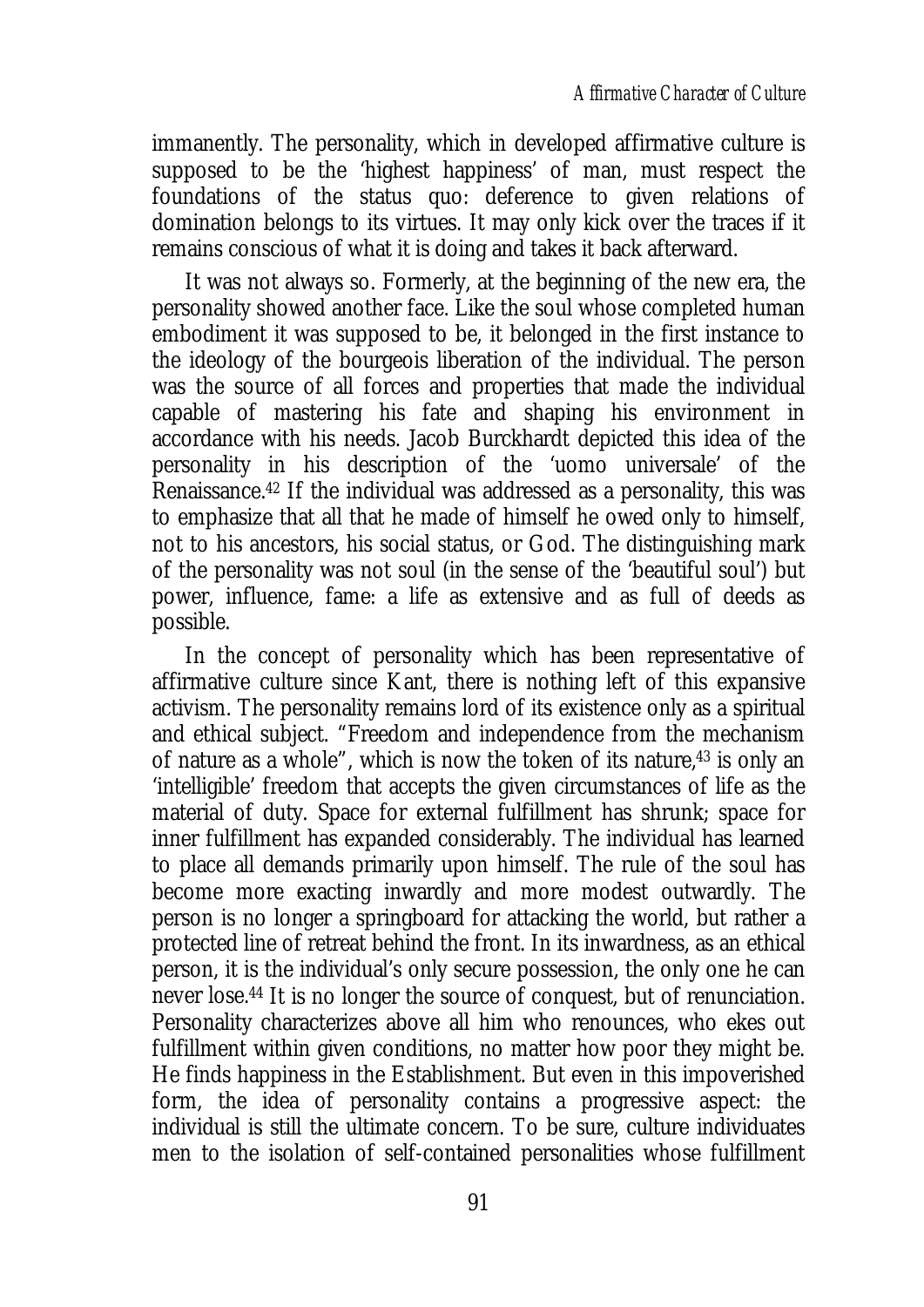immanently. The personality, which in developed affirmative culture is supposed to be the 'highest happiness' of man, must respect the foundations of the status quo: deference to given relations of domination belongs to its virtues. It may only kick over the traces if it remains conscious of what it is doing and takes it back afterward.

It was not always so. Formerly, at the beginning of the new era, the personality showed another face. Like the soul whose completed human embodiment it was supposed to be, it belonged in the first instance to the ideology of the bourgeois liberation of the individual. The person was the source of all forces and properties that made the individual capable of mastering his fate and shaping his environment in accordance with his needs. Jacob Burckhardt depicted this idea of the personality in his description of the 'uomo universale' of the Renaissance.[42] If the individual was addressed as a personality, this was to emphasize that all that he made of himself he owed only to himself, not to his ancestors, his social status, or God. The distinguishing mark of the personality was not soul (in the sense of the 'beautiful soul') but power, influence, fame: a life as extensive and as full of deeds as possible.

In the concept of personality which has been representative of affirmative culture since Kant, there is nothing left of this expansive activism. The personality remains lord of its existence only as a spiritual and ethical subject. "Freedom and independence from the mechanism of nature as a whole", which is now the token of its nature,[43] is only an 'intelligible' freedom that accepts the given circumstances of life as the material of duty. Space for external fulfillment has shrunk; space for inner fulfillment has expanded considerably. The individual has learned to place all demands primarily upon himself. The rule of the soul has become more exacting inwardly and more modest outwardly. The person is no longer a springboard for attacking the world, but rather a protected line of retreat behind the front. In its inwardness, as an ethical person, it is the individual's only secure possession, the only one he can never lose.[44] It is no longer the source of conquest, but of renunciation. Personality characterizes above all him who renounces, who ekes out fulfillment within given conditions, no matter how poor they might be. He finds happiness in the Establishment. But even in this impoverished form, the idea of personality contains a progressive aspect: the individual is still the ultimate concern. To be sure, culture individuates men to the isolation of self-contained personalities whose fulfillment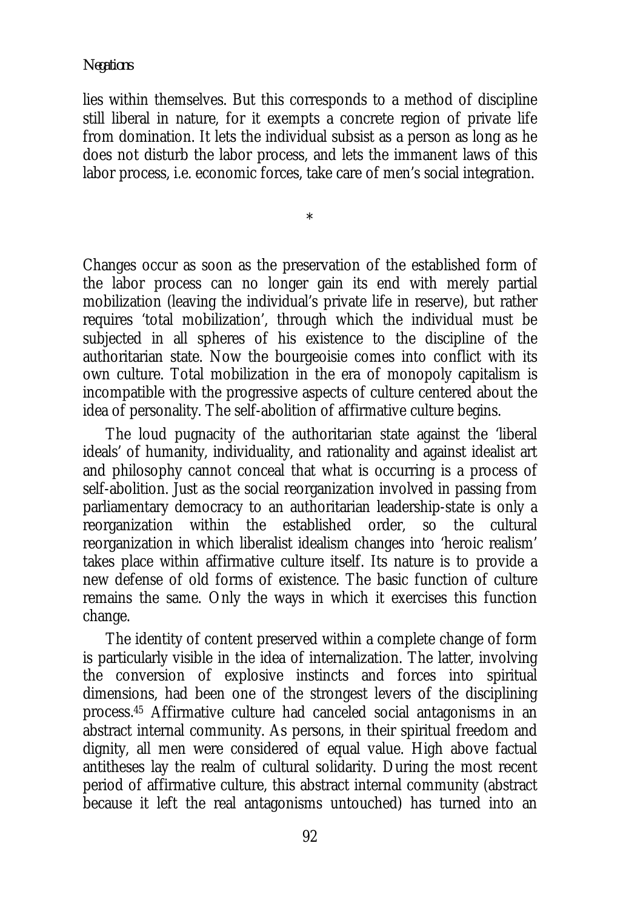lies within themselves. But this corresponds to a method of discipline still liberal in nature, for it exempts a concrete region of private life from domination. It lets the individual subsist as a person as long as he does not disturb the labor process, and lets the immanent laws of this labor process, i.e. economic forces, take care of men's social integration.

*

Changes occur as soon as the preservation of the established form of the labor process can no longer gain its end with merely partial mobilization (leaving the individual's private life in reserve), but rather requires 'total mobilization', through which the individual must be subjected in all spheres of his existence to the discipline of the authoritarian state. Now the bourgeoisie comes into conflict with its own culture. Total mobilization in the era of monopoly capitalism is incompatible with the progressive aspects of culture centered about the idea of personality. The self-abolition of affirmative culture begins.

The loud pugnacity of the authoritarian state against the 'liberal ideals' of humanity, individuality, and rationality and against idealist art and philosophy cannot conceal that what is occurring is a process of self-abolition. Just as the social reorganization involved in passing from parliamentary democracy to an authoritarian leadership-state is only a reorganization within the established order, so the cultural reorganization in which liberalist idealism changes into 'heroic realism' takes place within affirmative culture itself. Its nature is to provide a new defense of old forms of existence. The basic function of culture remains the same. Only the ways in which it exercises this function change.

The identity of content preserved within a complete change of form is particularly visible in the idea of internalization. The latter, involving the conversion of explosive instincts and forces into spiritual dimensions, had been one of the strongest levers of the disciplining process.[45] Affirmative culture had canceled social antagonisms in an abstract internal community. As persons, in their spiritual freedom and dignity, all men were considered of equal value. High above factual antitheses lay the realm of cultural solidarity. During the most recent period of affirmative culture, this abstract internal community (abstract because it left the real antagonisms untouched) has turned into an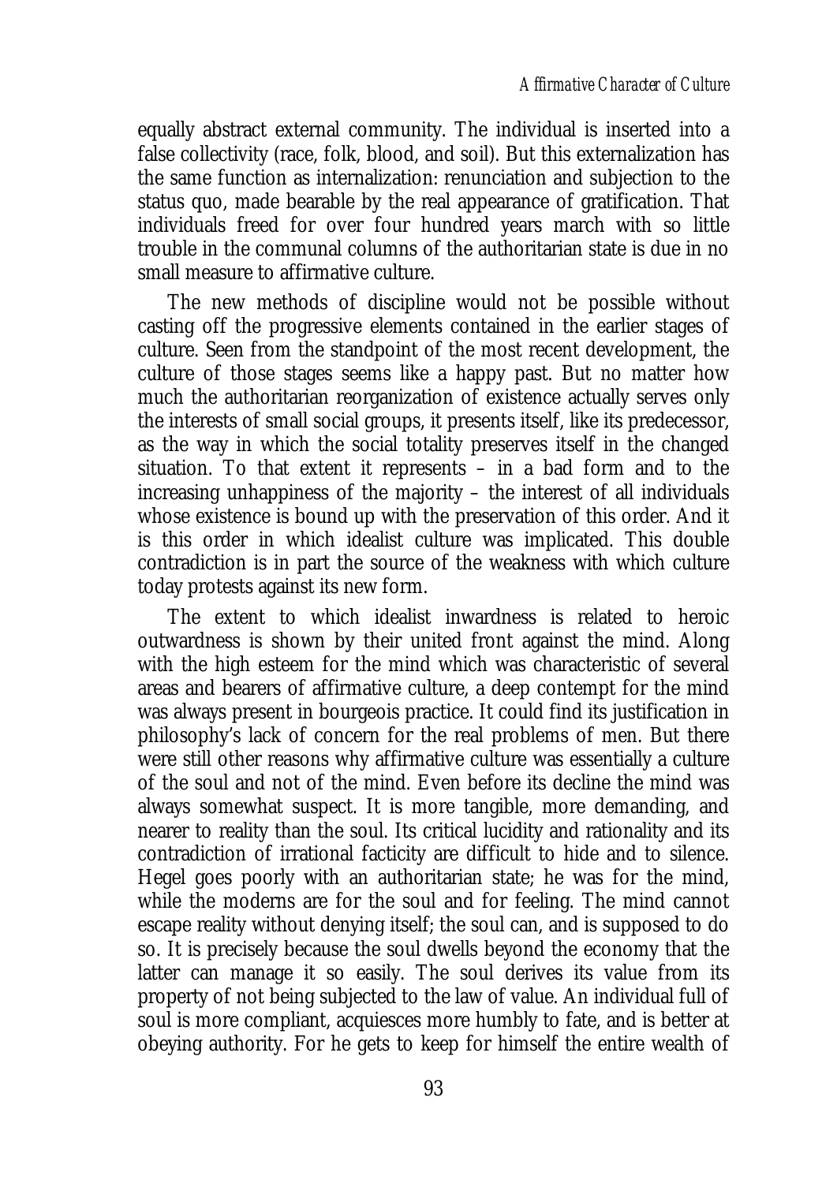equally abstract external community. The individual is inserted into a false collectivity (race, folk, blood, and soil). But this externalization has the same function as internalization: renunciation and subjection to the status quo, made bearable by the real appearance of gratification. That individuals freed for over four hundred years march with so little trouble in the communal columns of the authoritarian state is due in no small measure to affirmative culture.

The new methods of discipline would not be possible without casting off the progressive elements contained in the earlier stages of culture. Seen from the standpoint of the most recent development, the culture of those stages seems like a happy past. But no matter how much the authoritarian reorganization of existence actually serves only the interests of small social groups, it presents itself, like its predecessor, as the way in which the social totality preserves itself in the changed situation. To that extent it represents – in a bad form and to the increasing unhappiness of the majority – the interest of all individuals whose existence is bound up with the preservation of this order. And it is this order in which idealist culture was implicated. This double contradiction is in part the source of the weakness with which culture today protests against its new form.

The extent to which idealist inwardness is related to heroic outwardness is shown by their united front against the mind. Along with the high esteem for the mind which was characteristic of several areas and bearers of affirmative culture, a deep contempt for the mind was always present in bourgeois practice. It could find its justification in philosophy's lack of concern for the real problems of men. But there were still other reasons why affirmative culture was essentially a culture of the soul and not of the mind. Even before its decline the mind was always somewhat suspect. It is more tangible, more demanding, and nearer to reality than the soul. Its critical lucidity and rationality and its contradiction of irrational facticity are difficult to hide and to silence. Hegel goes poorly with an authoritarian state; he was for the mind, while the moderns are for the soul and for feeling. The mind cannot escape reality without denying itself; the soul can, and is supposed to do so. It is precisely because the soul dwells beyond the economy that the latter can manage it so easily. The soul derives its value from its property of not being subjected to the law of value. An individual full of soul is more compliant, acquiesces more humbly to fate, and is better at obeying authority. For he gets to keep for himself the entire wealth of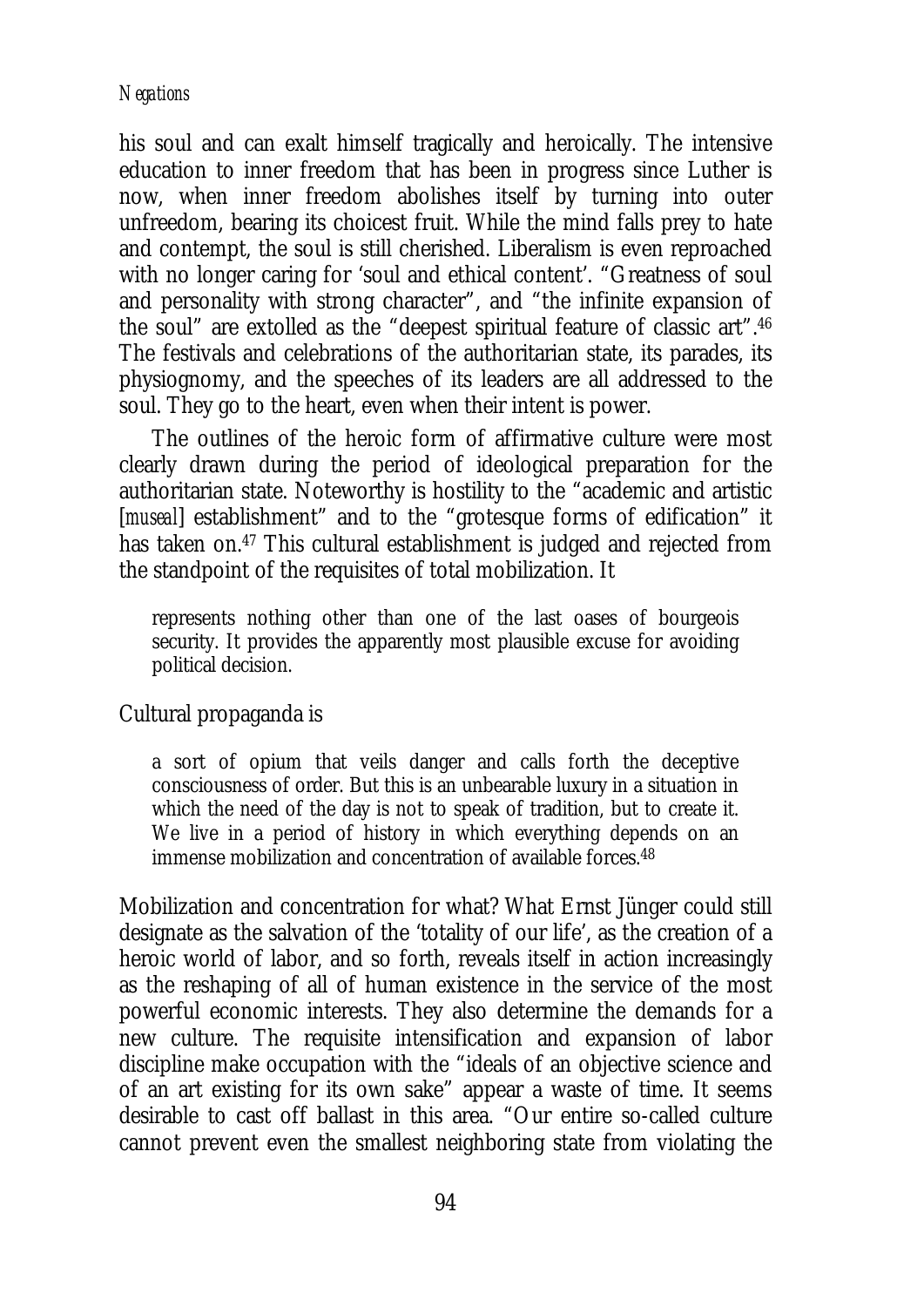his soul and can exalt himself tragically and heroically. The intensive education to inner freedom that has been in progress since Luther is now, when inner freedom abolishes itself by turning into outer unfreedom, bearing its choicest fruit. While the mind falls prey to hate and contempt, the soul is still cherished. Liberalism is even reproached with no longer caring for 'soul and ethical content'. "Greatness of soul and personality with strong character", and "the infinite expansion of the soul" are extolled as the "deepest spiritual feature of classic art".[46] The festivals and celebrations of the authoritarian state, its parades, its physiognomy, and the speeches of its leaders are all addressed to the soul. They go to the heart, even when their intent is power.

The outlines of the heroic form of affirmative culture were most clearly drawn during the period of ideological preparation for the authoritarian state. Noteworthy is hostility to the "academic and artistic [*museal*] establishment" and to the "grotesque forms of edification" it has taken on.[47] This cultural establishment is judged and rejected from the standpoint of the requisites of total mobilization. It

> represents nothing other than one of the last oases of bourgeois security. It provides the apparently most plausible excuse for avoiding political decision.

Cultural propaganda is

> a sort of opium that veils danger and calls forth the deceptive consciousness of order. But this is an unbearable luxury in a situation in which the need of the day is not to speak of tradition, but to create it. We live in a period of history in which everything depends on an immense mobilization and concentration of available forces.[48]

Mobilization and concentration for what? What Ernst Jünger could still designate as the salvation of the 'totality of our life', as the creation of a heroic world of labor, and so forth, reveals itself in action increasingly as the reshaping of all of human existence in the service of the most powerful economic interests. They also determine the demands for a new culture. The requisite intensification and expansion of labor discipline make occupation with the "ideals of an objective science and of an art existing for its own sake" appear a waste of time. It seems desirable to cast off ballast in this area. "Our entire so-called culture cannot prevent even the smallest neighboring state from violating the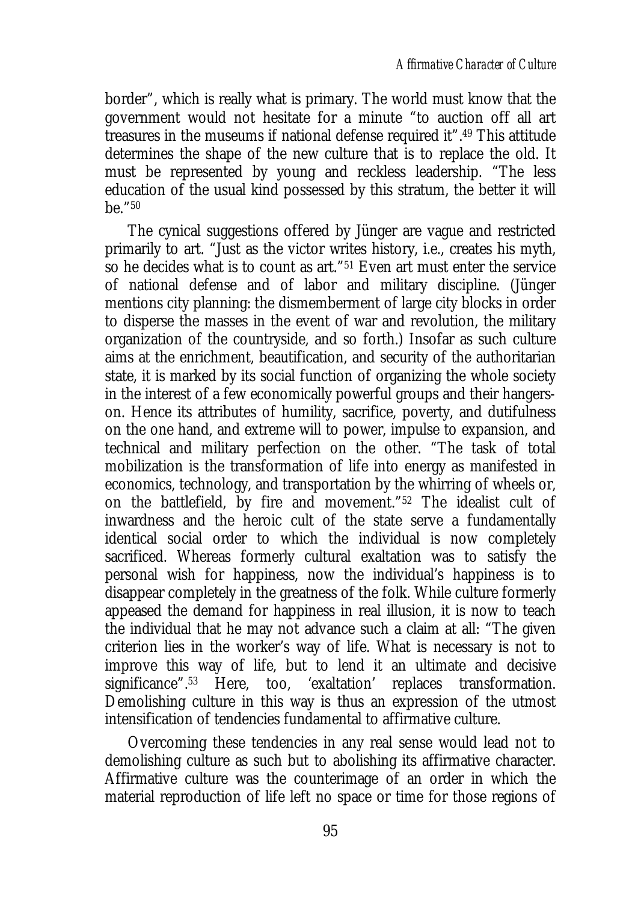border", which is really what is primary. The world must know that the government would not hesitate for a minute "to auction off all art treasures in the museums if national defense required it".[49] This attitude determines the shape of the new culture that is to replace the old. It must be represented by young and reckless leadership. "The less education of the usual kind possessed by this stratum, the better it will be."[50]

The cynical suggestions offered by Jünger are vague and restricted primarily to art. "Just as the victor writes history, i.e., creates his myth, so he decides what is to count as art."[51] Even art must enter the service of national defense and of labor and military discipline. (Jünger mentions city planning: the dismemberment of large city blocks in order to disperse the masses in the event of war and revolution, the military organization of the countryside, and so forth.) Insofar as such culture aims at the enrichment, beautification, and security of the authoritarian state, it is marked by its social function of organizing the whole society in the interest of a few economically powerful groups and their hangers-on. Hence its attributes of humility, sacrifice, poverty, and dutifulness on the one hand, and extreme will to power, impulse to expansion, and technical and military perfection on the other. "The task of total mobilization is the transformation of life into energy as manifested in economics, technology, and transportation by the whirring of wheels or, on the battlefield, by fire and movement."[52] The idealist cult of inwardness and the heroic cult of the state serve a fundamentally identical social order to which the individual is now completely sacrificed. Whereas formerly cultural exaltation was to satisfy the personal wish for happiness, now the individual's happiness is to disappear completely in the greatness of the folk. While culture formerly appeased the demand for happiness in real illusion, it is now to teach the individual that he may not advance such a claim at all: "The given criterion lies in the worker's way of life. What is necessary is not to improve this way of life, but to lend it an ultimate and decisive significance".[53] Here, too, 'exaltation' replaces transformation. Demolishing culture in this way is thus an expression of the utmost intensification of tendencies fundamental to affirmative culture.

Overcoming these tendencies in any real sense would lead not to demolishing culture as such but to abolishing its affirmative character. Affirmative culture was the counterimage of an order in which the material reproduction of life left no space or time for those regions of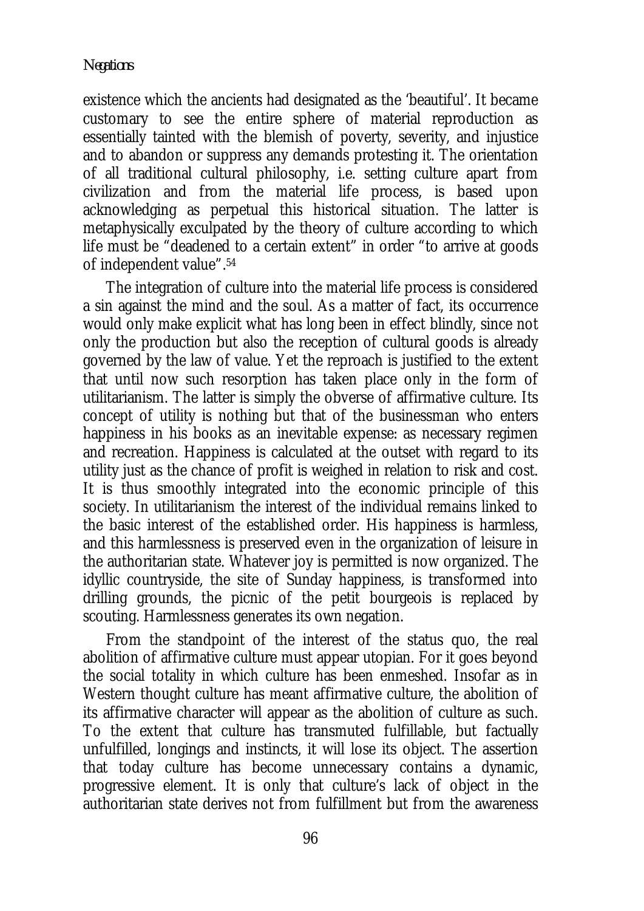existence which the ancients had designated as the 'beautiful'. It became customary to see the entire sphere of material reproduction as essentially tainted with the blemish of poverty, severity, and injustice and to abandon or suppress any demands protesting it. The orientation of all traditional cultural philosophy, i.e. setting culture apart from civilization and from the material life process, is based upon acknowledging as perpetual this historical situation. The latter is metaphysically exculpated by the theory of culture according to which life must be "deadened to a certain extent" in order "to arrive at goods of independent value".[54]

The integration of culture into the material life process is considered a sin against the mind and the soul. As a matter of fact, its occurrence would only make explicit what has long been in effect blindly, since not only the production but also the reception of cultural goods is already governed by the law of value. Yet the reproach is justified to the extent that until now such resorption has taken place only in the form of utilitarianism. The latter is simply the obverse of affirmative culture. Its concept of utility is nothing but that of the businessman who enters happiness in his books as an inevitable expense: as necessary regimen and recreation. Happiness is calculated at the outset with regard to its utility just as the chance of profit is weighed in relation to risk and cost. It is thus smoothly integrated into the economic principle of this society. In utilitarianism the interest of the individual remains linked to the basic interest of the established order. His happiness is harmless, and this harmlessness is preserved even in the organization of leisure in the authoritarian state. Whatever joy is permitted is now organized. The idyllic countryside, the site of Sunday happiness, is transformed into drilling grounds, the picnic of the petit bourgeois is replaced by scouting. Harmlessness generates its own negation.

From the standpoint of the interest of the status quo, the real abolition of affirmative culture must appear utopian. For it goes beyond the social totality in which culture has been enmeshed. Insofar as in Western thought culture has meant affirmative culture, the abolition of its affirmative character will appear as the abolition of culture as such. To the extent that culture has transmuted fulfillable, but factually unfulfilled, longings and instincts, it will lose its object. The assertion that today culture has become unnecessary contains a dynamic, progressive element. It is only that culture's lack of object in the authoritarian state derives not from fulfillment but from the awareness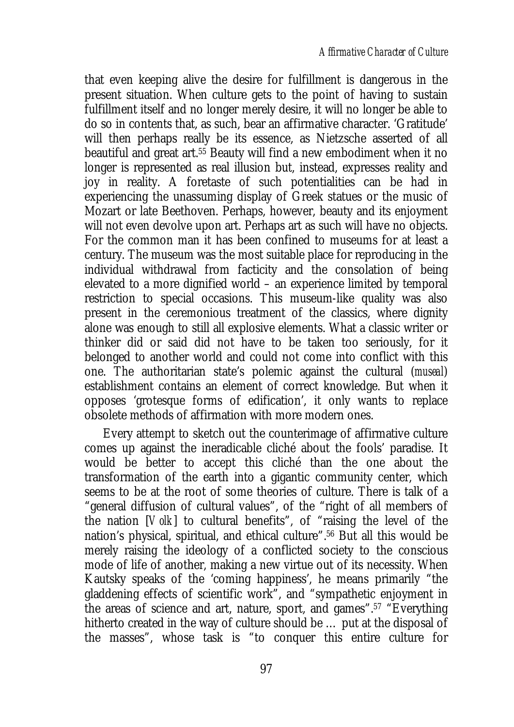that even keeping alive the desire for fulfillment is dangerous in the present situation. When culture gets to the point of having to sustain fulfillment itself and no longer merely desire, it will no longer be able to do so in contents that, as such, bear an affirmative character. 'Gratitude' will then perhaps really be its essence, as Nietzsche asserted of all beautiful and great art.[55] Beauty will find a new embodiment when it no longer is represented as real illusion but, instead, expresses reality and joy in reality. A foretaste of such potentialities can be had in experiencing the unassuming display of Greek statues or the music of Mozart or late Beethoven. Perhaps, however, beauty and its enjoyment will not even devolve upon art. Perhaps art as such will have no objects. For the common man it has been confined to museums for at least a century. The museum was the most suitable place for reproducing in the individual withdrawal from facticity and the consolation of being elevated to a more dignified world – an experience limited by temporal restriction to special occasions. This museum-like quality was also present in the ceremonious treatment of the classics, where dignity alone was enough to still all explosive elements. What a classic writer or thinker did or said did not have to be taken too seriously, for it belonged to another world and could not come into conflict with this one. The authoritarian state's polemic against the cultural (*museal*) establishment contains an element of correct knowledge. But when it opposes 'grotesque forms of edification', it only wants to replace obsolete methods of affirmation with more modern ones.

Every attempt to sketch out the counterimage of affirmative culture comes up against the ineradicable cliché about the fools' paradise. It would be better to accept this cliché than the one about the transformation of the earth into a gigantic community center, which seems to be at the root of some theories of culture. There is talk of a "general diffusion of cultural values", of the "right of all members of the nation [*Volk*] to cultural benefits", of "raising the level of the nation's physical, spiritual, and ethical culture".[56] But all this would be merely raising the ideology of a conflicted society to the conscious mode of life of another, making a new virtue out of its necessity. When Kautsky speaks of the 'coming happiness', he means primarily "the gladdening effects of scientific work", and "sympathetic enjoyment in the areas of science and art, nature, sport, and games".[57] "Everything hitherto created in the way of culture should be … put at the disposal of the masses", whose task is "to conquer this entire culture for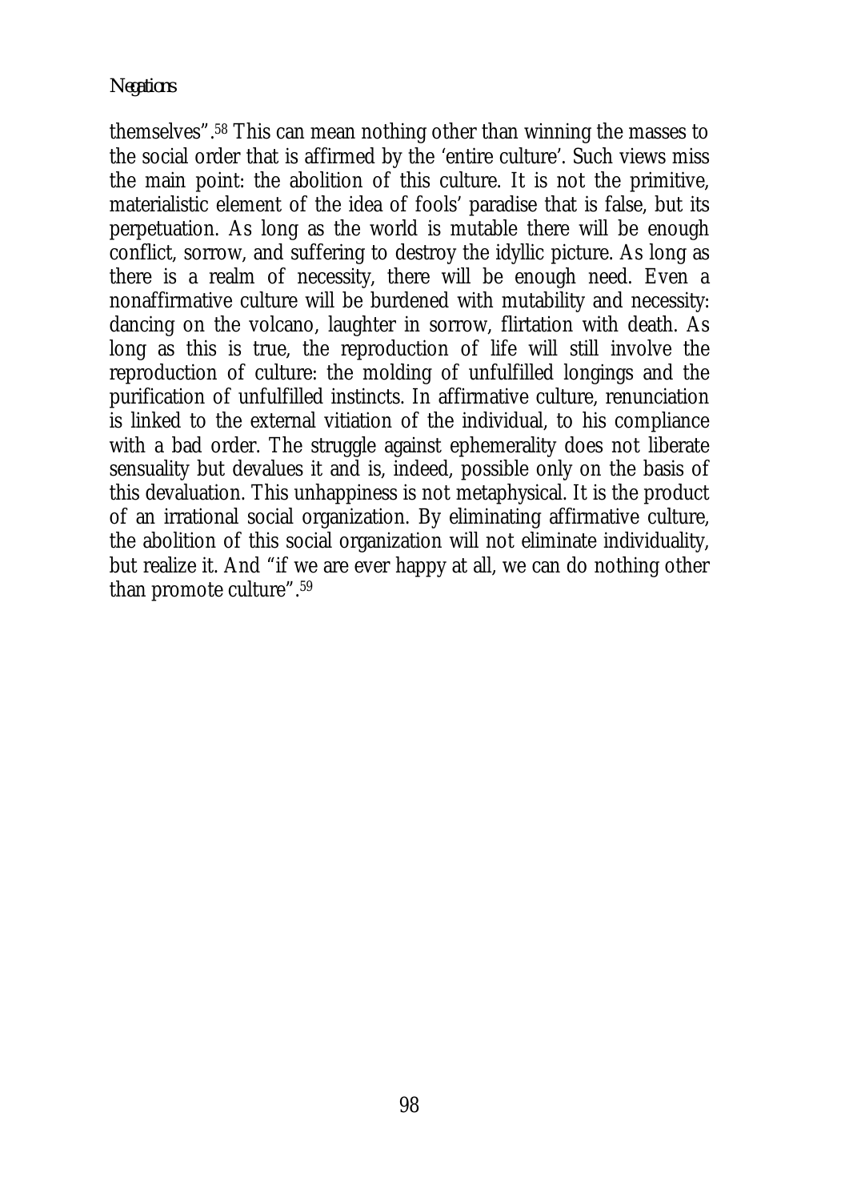themselves".[58] This can mean nothing other than winning the masses to the social order that is affirmed by the 'entire culture'. Such views miss the main point: the abolition of this culture. It is not the primitive, materialistic element of the idea of fools' paradise that is false, but its perpetuation. As long as the world is mutable there will be enough conflict, sorrow, and suffering to destroy the idyllic picture. As long as there is a realm of necessity, there will be enough need. Even a nonaffirmative culture will be burdened with mutability and necessity: dancing on the volcano, laughter in sorrow, flirtation with death. As long as this is true, the reproduction of life will still involve the reproduction of culture: the molding of unfulfilled longings and the purification of unfulfilled instincts. In affirmative culture, renunciation is linked to the external vitiation of the individual, to his compliance with a bad order. The struggle against ephemerality does not liberate sensuality but devalues it and is, indeed, possible only on the basis of this devaluation. This unhappiness is not metaphysical. It is the product of an irrational social organization. By eliminating affirmative culture, the abolition of this social organization will not eliminate individuality, but realize it. And "if we are ever happy at all, we can do nothing other than promote culture".[59]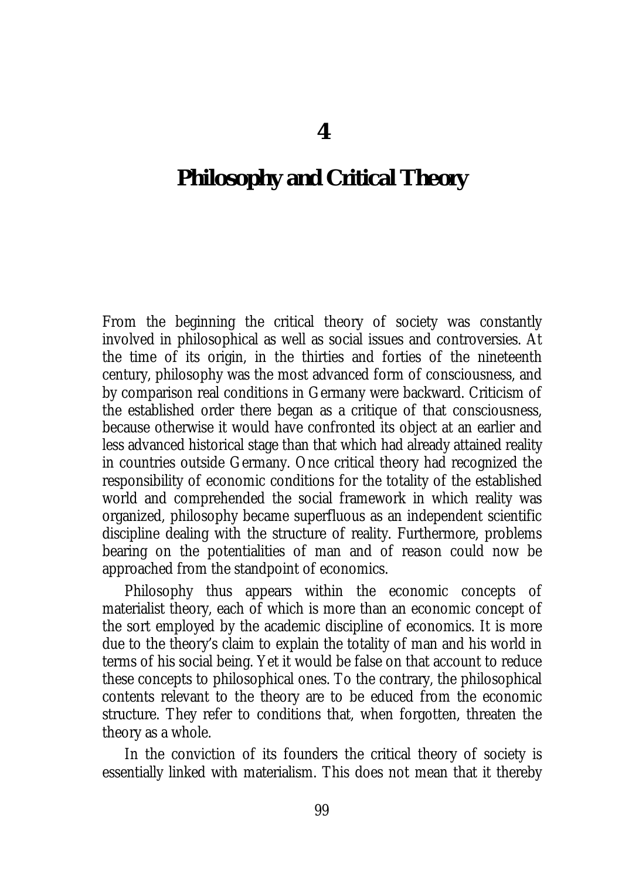# 4

# Philosophy and Critical Theory

From the beginning the critical theory of society was constantly involved in philosophical as well as social issues and controversies. At the time of its origin, in the thirties and forties of the nineteenth century, philosophy was the most advanced form of consciousness, and by comparison real conditions in Germany were backward. Criticism of the established order there began as a critique of that consciousness, because otherwise it would have confronted its object at an earlier and less advanced historical stage than that which had already attained reality in countries outside Germany. Once critical theory had recognized the responsibility of economic conditions for the totality of the established world and comprehended the social framework in which reality was organized, philosophy became superfluous as an independent scientific discipline dealing with the structure of reality. Furthermore, problems bearing on the potentialities of man and of reason could now be approached from the standpoint of economics.

Philosophy thus appears within the economic concepts of materialist theory, each of which is more than an economic concept of the sort employed by the academic discipline of economics. It is more due to the theory's claim to explain the totality of man and his world in terms of his social being. Yet it would be false on that account to reduce these concepts to philosophical ones. To the contrary, the philosophical contents relevant to the theory are to be educed from the economic structure. They refer to conditions that, when forgotten, threaten the theory as a whole.

In the conviction of its founders the critical theory of society is essentially linked with materialism. This does not mean that it thereby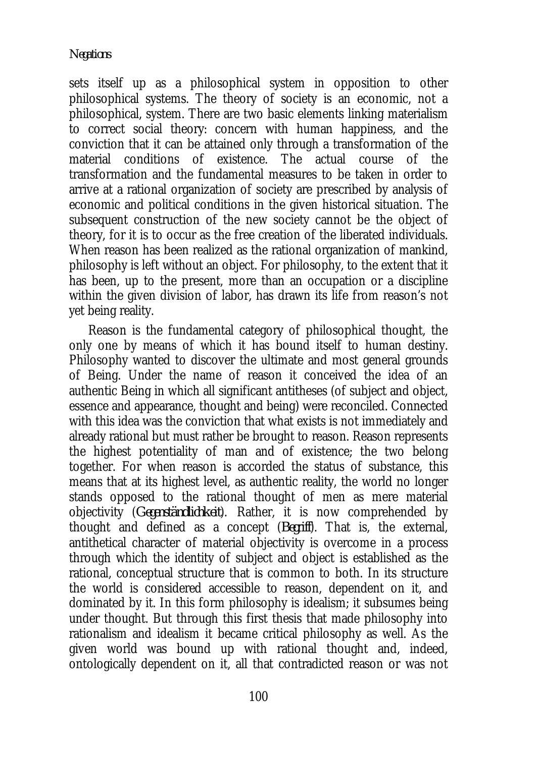sets itself up as a philosophical system in opposition to other philosophical systems. The theory of society is an economic, not a philosophical, system. There are two basic elements linking materialism to correct social theory: concern with human happiness, and the conviction that it can be attained only through a transformation of the material conditions of existence. The actual course of the transformation and the fundamental measures to be taken in order to arrive at a rational organization of society are prescribed by analysis of economic and political conditions in the given historical situation. The subsequent construction of the new society cannot be the object of theory, for it is to occur as the free creation of the liberated individuals. When reason has been realized as the rational organization of mankind, philosophy is left without an object. For philosophy, to the extent that it has been, up to the present, more than an occupation or a discipline within the given division of labor, has drawn its life from reason's not yet being reality.

Reason is the fundamental category of philosophical thought, the only one by means of which it has bound itself to human destiny. Philosophy wanted to discover the ultimate and most general grounds of Being. Under the name of reason it conceived the idea of an authentic Being in which all significant antitheses (of subject and object, essence and appearance, thought and being) were reconciled. Connected with this idea was the conviction that what exists is not immediately and already rational but must rather be brought to reason. Reason represents the highest potentiality of man and of existence; the two belong together. For when reason is accorded the status of substance, this means that at its highest level, as authentic reality, the world no longer stands opposed to the rational thought of men as mere material objectivity (*Gegenständlichkeit*). Rather, it is now comprehended by thought and defined as a concept (*Begriff*). That is, the external, antithetical character of material objectivity is overcome in a process through which the identity of subject and object is established as the rational, conceptual structure that is common to both. In its structure the world is considered accessible to reason, dependent on it, and dominated by it. In this form philosophy is idealism; it subsumes being under thought. But through this first thesis that made philosophy into rationalism and idealism it became critical philosophy as well. As the given world was bound up with rational thought and, indeed, ontologically dependent on it, all that contradicted reason or was not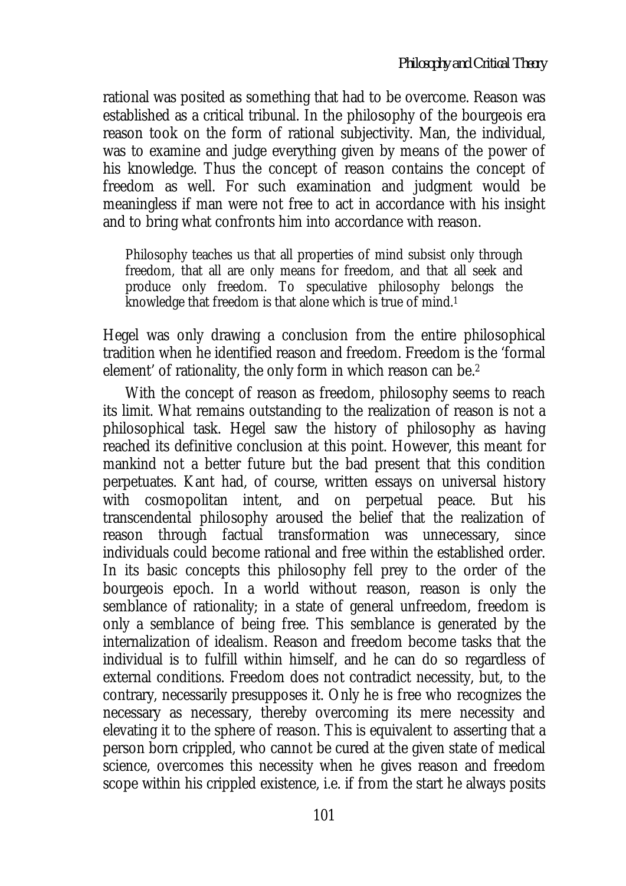rational was posited as something that had to be overcome. Reason was established as a critical tribunal. In the philosophy of the bourgeois era reason took on the form of rational subjectivity. Man, the individual, was to examine and judge everything given by means of the power of his knowledge. Thus the concept of reason contains the concept of freedom as well. For such examination and judgment would be meaningless if man were not free to act in accordance with his insight and to bring what confronts him into accordance with reason.

> Philosophy teaches us that all properties of mind subsist only through freedom, that all are only means for freedom, and that all seek and produce only freedom. To speculative philosophy belongs the knowledge that freedom is that alone which is true of mind.[1]

Hegel was only drawing a conclusion from the entire philosophical tradition when he identified reason and freedom. Freedom is the 'formal element' of rationality, the only form in which reason can be.[2]

With the concept of reason as freedom, philosophy seems to reach its limit. What remains outstanding to the realization of reason is not a philosophical task. Hegel saw the history of philosophy as having reached its definitive conclusion at this point. However, this meant for mankind not a better future but the bad present that this condition perpetuates. Kant had, of course, written essays on universal history with cosmopolitan intent, and on perpetual peace. But his transcendental philosophy aroused the belief that the realization of reason through factual transformation was unnecessary, since individuals could become rational and free within the established order. In its basic concepts this philosophy fell prey to the order of the bourgeois epoch. In a world without reason, reason is only the semblance of rationality; in a state of general unfreedom, freedom is only a semblance of being free. This semblance is generated by the internalization of idealism. Reason and freedom become tasks that the individual is to fulfill within himself, and he can do so regardless of external conditions. Freedom does not contradict necessity, but, to the contrary, necessarily presupposes it. Only he is free who recognizes the necessary as necessary, thereby overcoming its mere necessity and elevating it to the sphere of reason. This is equivalent to asserting that a person born crippled, who cannot be cured at the given state of medical science, overcomes this necessity when he gives reason and freedom scope within his crippled existence, i.e. if from the start he always posits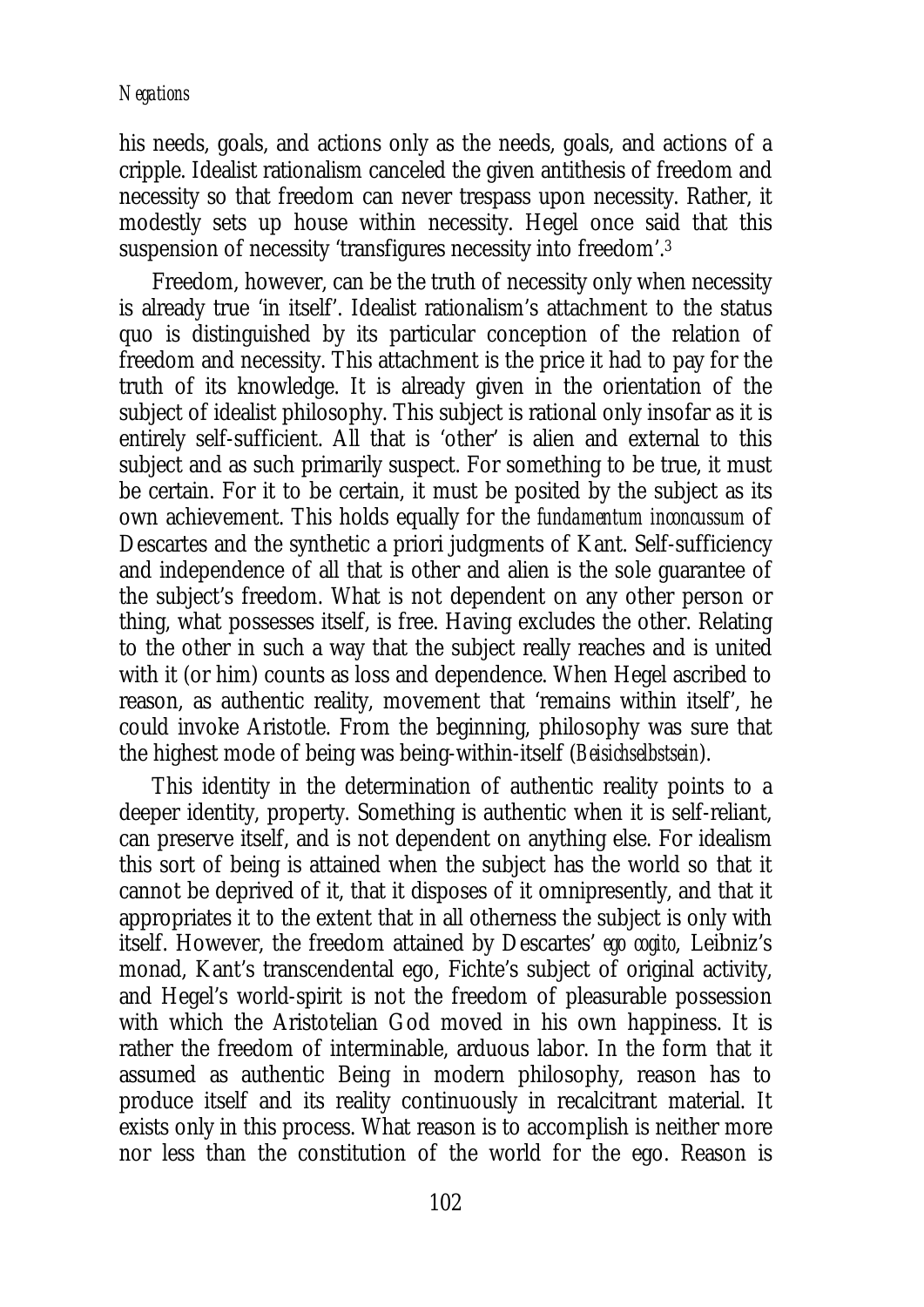his needs, goals, and actions only as the needs, goals, and actions of a cripple. Idealist rationalism canceled the given antithesis of freedom and necessity so that freedom can never trespass upon necessity. Rather, it modestly sets up house within necessity. Hegel once said that this suspension of necessity 'transfigures necessity into freedom'.[3]

Freedom, however, can be the truth of necessity only when necessity is already true 'in itself'. Idealist rationalism's attachment to the status quo is distinguished by its particular conception of the relation of freedom and necessity. This attachment is the price it had to pay for the truth of its knowledge. It is already given in the orientation of the subject of idealist philosophy. This subject is rational only insofar as it is entirely self-sufficient. All that is 'other' is alien and external to this subject and as such primarily suspect. For something to be true, it must be certain. For it to be certain, it must be posited by the subject as its own achievement. This holds equally for the *fundamentum inconcussum* of Descartes and the synthetic a priori judgments of Kant. Self-sufficiency and independence of all that is other and alien is the sole guarantee of the subject's freedom. What is not dependent on any other person or thing, what possesses itself, is free. Having excludes the other. Relating to the other in such a way that the subject really reaches and is united with it (or him) counts as loss and dependence. When Hegel ascribed to reason, as authentic reality, movement that 'remains within itself', he could invoke Aristotle. From the beginning, philosophy was sure that the highest mode of being was being-within-itself (*Beisichselbstsein*).

This identity in the determination of authentic reality points to a deeper identity, property. Something is authentic when it is self-reliant, can preserve itself, and is not dependent on anything else. For idealism this sort of being is attained when the subject has the world so that it cannot be deprived of it, that it disposes of it omnipresently, and that it appropriates it to the extent that in all otherness the subject is only with itself. However, the freedom attained by Descartes' *ego cogito*, Leibniz's monad, Kant's transcendental ego, Fichte's subject of original activity, and Hegel's world-spirit is not the freedom of pleasurable possession with which the Aristotelian God moved in his own happiness. It is rather the freedom of interminable, arduous labor. In the form that it assumed as authentic Being in modern philosophy, reason has to produce itself and its reality continuously in recalcitrant material. It exists only in this process. What reason is to accomplish is neither more nor less than the constitution of the world for the ego. Reason is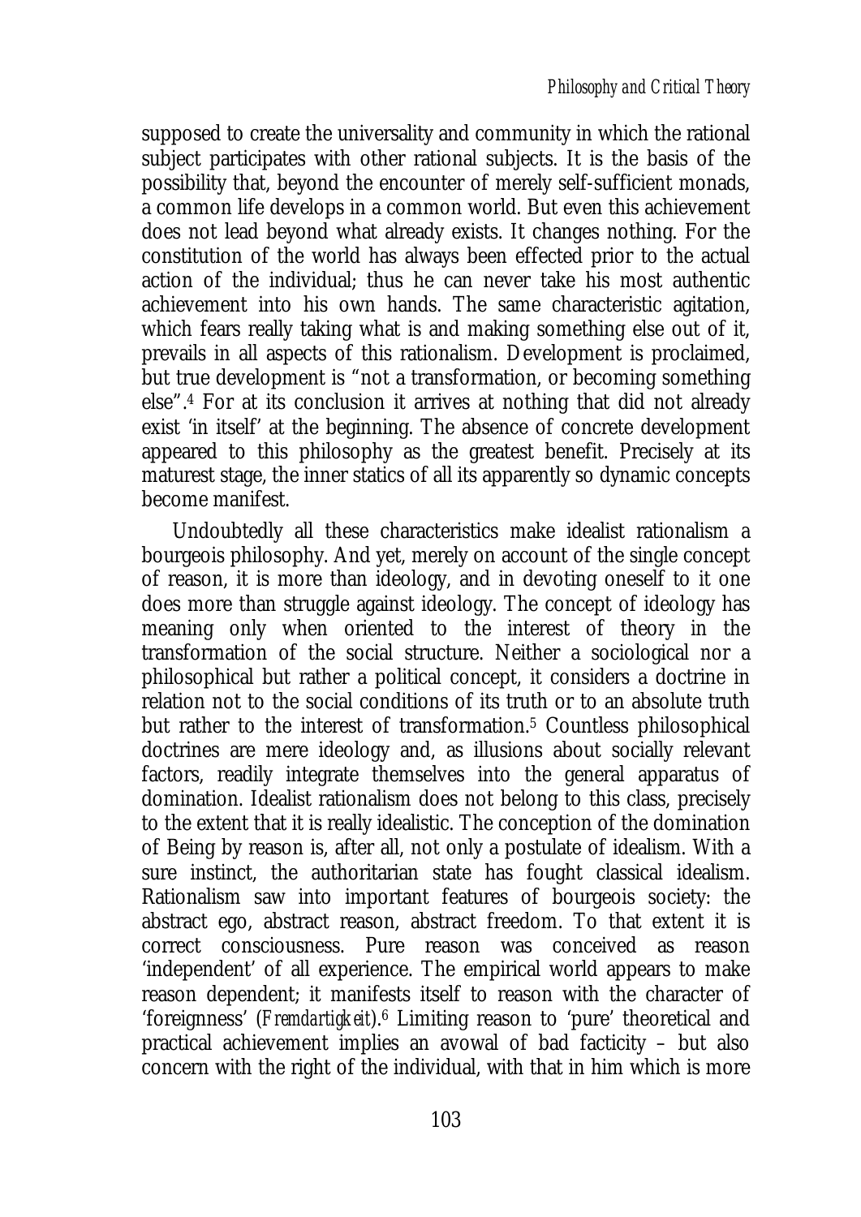supposed to create the universality and community in which the rational subject participates with other rational subjects. It is the basis of the possibility that, beyond the encounter of merely self-sufficient monads, a common life develops in a common world. But even this achievement does not lead beyond what already exists. It changes nothing. For the constitution of the world has always been effected prior to the actual action of the individual; thus he can never take his most authentic achievement into his own hands. The same characteristic agitation, which fears really taking what is and making something else out of it, prevails in all aspects of this rationalism. Development is proclaimed, but true development is "not a transformation, or becoming something else".[4] For at its conclusion it arrives at nothing that did not already exist 'in itself' at the beginning. The absence of concrete development appeared to this philosophy as the greatest benefit. Precisely at its maturest stage, the inner statics of all its apparently so dynamic concepts become manifest.

Undoubtedly all these characteristics make idealist rationalism a bourgeois philosophy. And yet, merely on account of the single concept of reason, it is more than ideology, and in devoting oneself to it one does more than struggle against ideology. The concept of ideology has meaning only when oriented to the interest of theory in the transformation of the social structure. Neither a sociological nor a philosophical but rather a political concept, it considers a doctrine in relation not to the social conditions of its truth or to an absolute truth but rather to the interest of transformation.[5] Countless philosophical doctrines are mere ideology and, as illusions about socially relevant factors, readily integrate themselves into the general apparatus of domination. Idealist rationalism does not belong to this class, precisely to the extent that it is really idealistic. The conception of the domination of Being by reason is, after all, not only a postulate of idealism. With a sure instinct, the authoritarian state has fought classical idealism. Rationalism saw into important features of bourgeois society: the abstract ego, abstract reason, abstract freedom. To that extent it is correct consciousness. Pure reason was conceived as reason 'independent' of all experience. The empirical world appears to make reason dependent; it manifests itself to reason with the character of 'foreignness' (*Fremdartigkeit*).[6] Limiting reason to 'pure' theoretical and practical achievement implies an avowal of bad facticity – but also concern with the right of the individual, with that in him which is more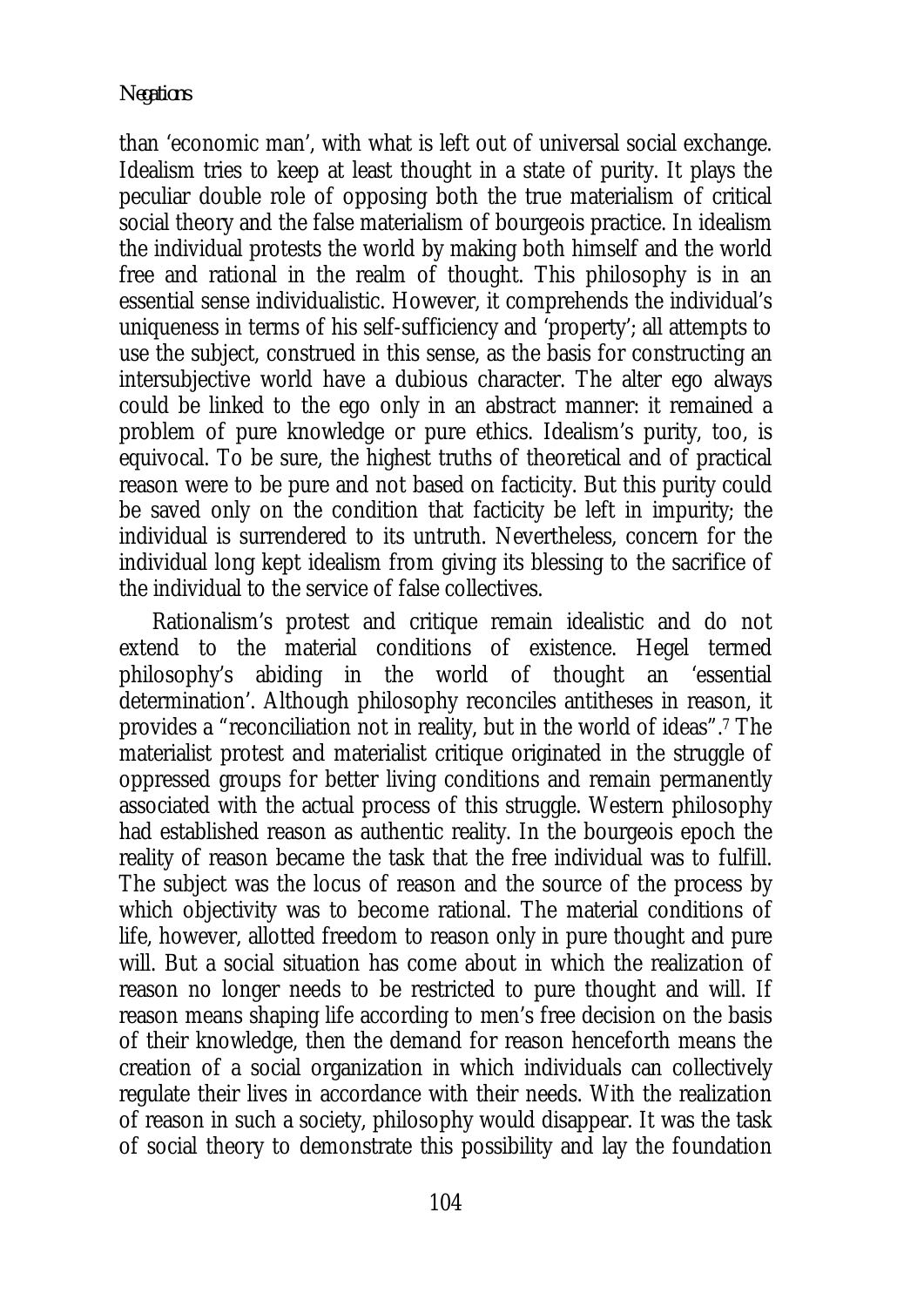than 'economic man', with what is left out of universal social exchange. Idealism tries to keep at least thought in a state of purity. It plays the peculiar double role of opposing both the true materialism of critical social theory and the false materialism of bourgeois practice. In idealism the individual protests the world by making both himself and the world free and rational in the realm of thought. This philosophy is in an essential sense individualistic. However, it comprehends the individual's uniqueness in terms of his self-sufficiency and 'property'; all attempts to use the subject, construed in this sense, as the basis for constructing an intersubjective world have a dubious character. The alter ego always could be linked to the ego only in an abstract manner: it remained a problem of pure knowledge or pure ethics. Idealism's purity, too, is equivocal. To be sure, the highest truths of theoretical and of practical reason were to be pure and not based on facticity. But this purity could be saved only on the condition that facticity be left in impurity; the individual is surrendered to its untruth. Nevertheless, concern for the individual long kept idealism from giving its blessing to the sacrifice of the individual to the service of false collectives.

Rationalism's protest and critique remain idealistic and do not extend to the material conditions of existence. Hegel termed philosophy's abiding in the world of thought an 'essential determination'. Although philosophy reconciles antitheses in reason, it provides a "reconciliation not in reality, but in the world of ideas".[7] The materialist protest and materialist critique originated in the struggle of oppressed groups for better living conditions and remain permanently associated with the actual process of this struggle. Western philosophy had established reason as authentic reality. In the bourgeois epoch the reality of reason became the task that the free individual was to fulfill. The subject was the locus of reason and the source of the process by which objectivity was to become rational. The material conditions of life, however, allotted freedom to reason only in pure thought and pure will. But a social situation has come about in which the realization of reason no longer needs to be restricted to pure thought and will. If reason means shaping life according to men's free decision on the basis of their knowledge, then the demand for reason henceforth means the creation of a social organization in which individuals can collectively regulate their lives in accordance with their needs. With the realization of reason in such a society, philosophy would disappear. It was the task of social theory to demonstrate this possibility and lay the foundation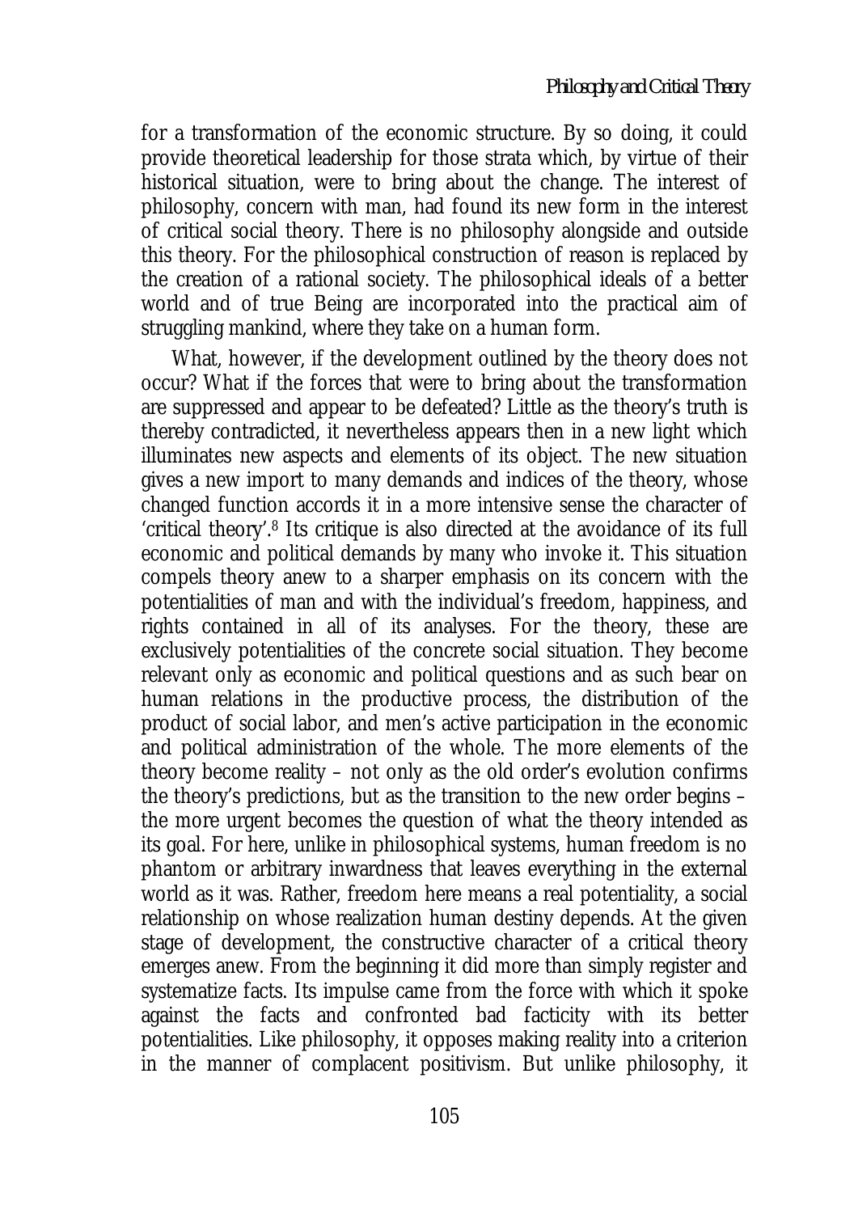for a transformation of the economic structure. By so doing, it could provide theoretical leadership for those strata which, by virtue of their historical situation, were to bring about the change. The interest of philosophy, concern with man, had found its new form in the interest of critical social theory. There is no philosophy alongside and outside this theory. For the philosophical construction of reason is replaced by the creation of a rational society. The philosophical ideals of a better world and of true Being are incorporated into the practical aim of struggling mankind, where they take on a human form.

What, however, if the development outlined by the theory does not occur? What if the forces that were to bring about the transformation are suppressed and appear to be defeated? Little as the theory's truth is thereby contradicted, it nevertheless appears then in a new light which illuminates new aspects and elements of its object. The new situation gives a new import to many demands and indices of the theory, whose changed function accords it in a more intensive sense the character of 'critical theory'.[8] Its critique is also directed at the avoidance of its full economic and political demands by many who invoke it. This situation compels theory anew to a sharper emphasis on its concern with the potentialities of man and with the individual's freedom, happiness, and rights contained in all of its analyses. For the theory, these are exclusively potentialities of the concrete social situation. They become relevant only as economic and political questions and as such bear on human relations in the productive process, the distribution of the product of social labor, and men's active participation in the economic and political administration of the whole. The more elements of the theory become reality – not only as the old order's evolution confirms the theory's predictions, but as the transition to the new order begins – the more urgent becomes the question of what the theory intended as its goal. For here, unlike in philosophical systems, human freedom is no phantom or arbitrary inwardness that leaves everything in the external world as it was. Rather, freedom here means a real potentiality, a social relationship on whose realization human destiny depends. At the given stage of development, the constructive character of a critical theory emerges anew. From the beginning it did more than simply register and systematize facts. Its impulse came from the force with which it spoke against the facts and confronted bad facticity with its better potentialities. Like philosophy, it opposes making reality into a criterion in the manner of complacent positivism. But unlike philosophy, it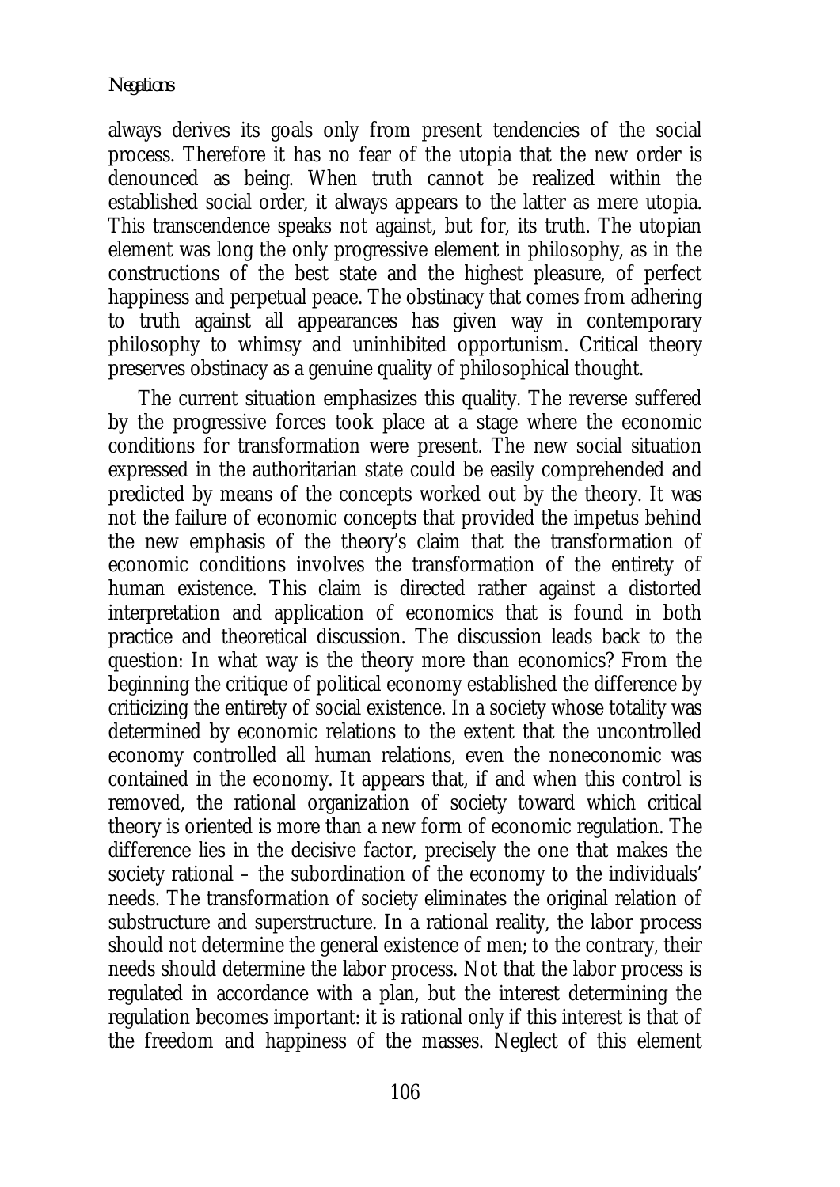always derives its goals only from present tendencies of the social process. Therefore it has no fear of the utopia that the new order is denounced as being. When truth cannot be realized within the established social order, it always appears to the latter as mere utopia. This transcendence speaks not against, but for, its truth. The utopian element was long the only progressive element in philosophy, as in the constructions of the best state and the highest pleasure, of perfect happiness and perpetual peace. The obstinacy that comes from adhering to truth against all appearances has given way in contemporary philosophy to whimsy and uninhibited opportunism. Critical theory preserves obstinacy as a genuine quality of philosophical thought.

The current situation emphasizes this quality. The reverse suffered by the progressive forces took place at a stage where the economic conditions for transformation were present. The new social situation expressed in the authoritarian state could be easily comprehended and predicted by means of the concepts worked out by the theory. It was not the failure of economic concepts that provided the impetus behind the new emphasis of the theory's claim that the transformation of economic conditions involves the transformation of the entirety of human existence. This claim is directed rather against a distorted interpretation and application of economics that is found in both practice and theoretical discussion. The discussion leads back to the question: In what way is the theory more than economics? From the beginning the critique of political economy established the difference by criticizing the entirety of social existence. In a society whose totality was determined by economic relations to the extent that the uncontrolled economy controlled all human relations, even the noneconomic was contained in the economy. It appears that, if and when this control is removed, the rational organization of society toward which critical theory is oriented is more than a new form of economic regulation. The difference lies in the decisive factor, precisely the one that makes the society rational – the subordination of the economy to the individuals' needs. The transformation of society eliminates the original relation of substructure and superstructure. In a rational reality, the labor process should not determine the general existence of men; to the contrary, their needs should determine the labor process. Not that the labor process is regulated in accordance with a plan, but the interest determining the regulation becomes important: it is rational only if this interest is that of the freedom and happiness of the masses. Neglect of this element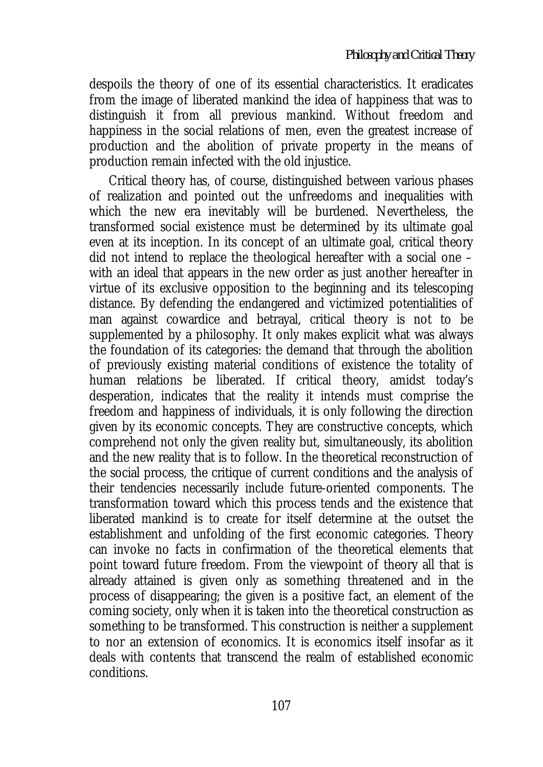despoils the theory of one of its essential characteristics. It eradicates from the image of liberated mankind the idea of happiness that was to distinguish it from all previous mankind. Without freedom and happiness in the social relations of men, even the greatest increase of production and the abolition of private property in the means of production remain infected with the old injustice.

Critical theory has, of course, distinguished between various phases of realization and pointed out the unfreedoms and inequalities with which the new era inevitably will be burdened. Nevertheless, the transformed social existence must be determined by its ultimate goal even at its inception. In its concept of an ultimate goal, critical theory did not intend to replace the theological hereafter with a social one – with an ideal that appears in the new order as just another hereafter in virtue of its exclusive opposition to the beginning and its telescoping distance. By defending the endangered and victimized potentialities of man against cowardice and betrayal, critical theory is not to be supplemented by a philosophy. It only makes explicit what was always the foundation of its categories: the demand that through the abolition of previously existing material conditions of existence the totality of human relations be liberated. If critical theory, amidst today's desperation, indicates that the reality it intends must comprise the freedom and happiness of individuals, it is only following the direction given by its economic concepts. They are constructive concepts, which comprehend not only the given reality but, simultaneously, its abolition and the new reality that is to follow. In the theoretical reconstruction of the social process, the critique of current conditions and the analysis of their tendencies necessarily include future-oriented components. The transformation toward which this process tends and the existence that liberated mankind is to create for itself determine at the outset the establishment and unfolding of the first economic categories. Theory can invoke no facts in confirmation of the theoretical elements that point toward future freedom. From the viewpoint of theory all that is already attained is given only as something threatened and in the process of disappearing; the given is a positive fact, an element of the coming society, only when it is taken into the theoretical construction as something to be transformed. This construction is neither a supplement to nor an extension of economics. It is economics itself insofar as it deals with contents that transcend the realm of established economic conditions.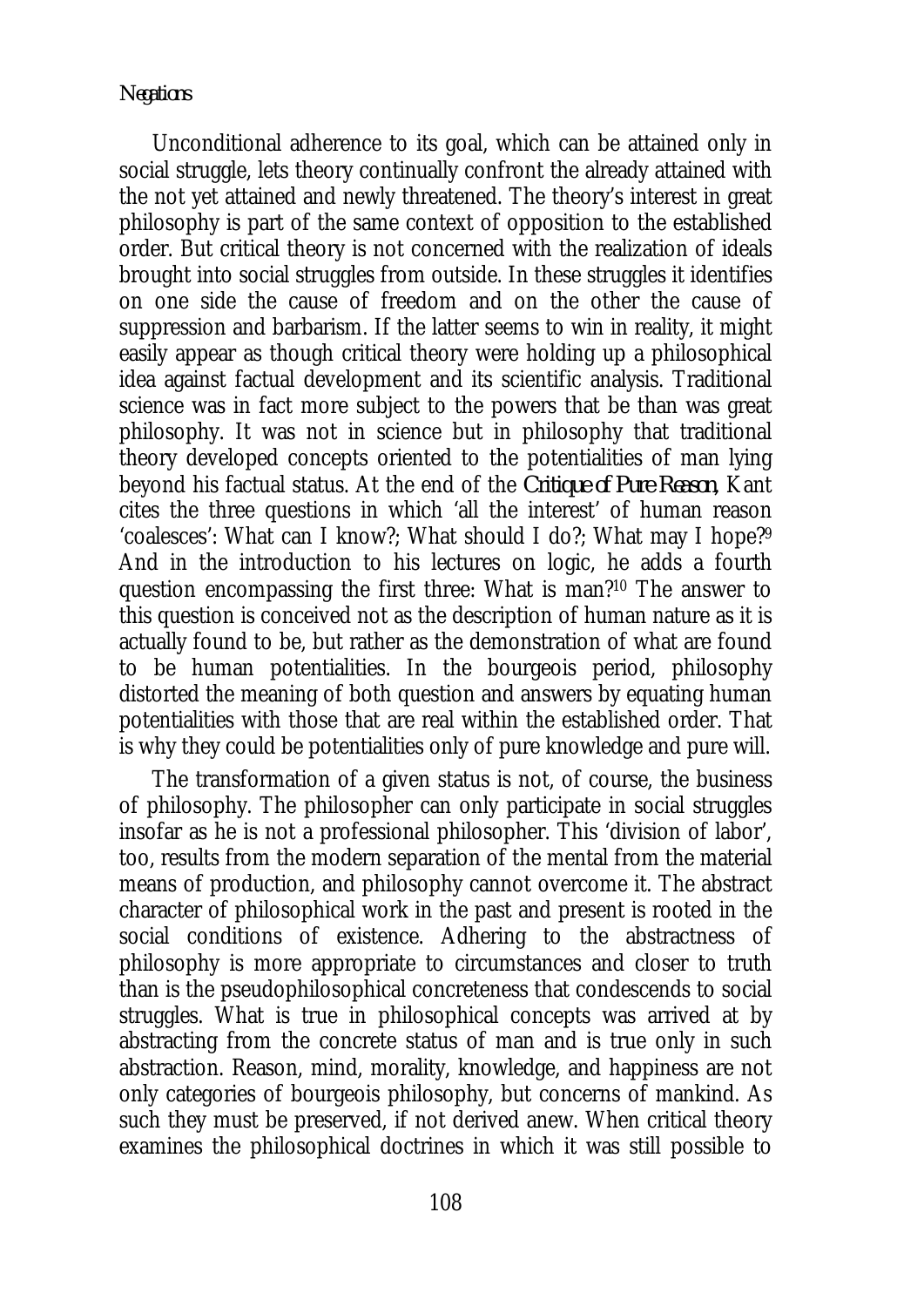Unconditional adherence to its goal, which can be attained only in social struggle, lets theory continually confront the already attained with the not yet attained and newly threatened. The theory's interest in great philosophy is part of the same context of opposition to the established order. But critical theory is not concerned with the realization of ideals brought into social struggles from outside. In these struggles it identifies on one side the cause of freedom and on the other the cause of suppression and barbarism. If the latter seems to win in reality, it might easily appear as though critical theory were holding up a philosophical idea against factual development and its scientific analysis. Traditional science was in fact more subject to the powers that be than was great philosophy. It was not in science but in philosophy that traditional theory developed concepts oriented to the potentialities of man lying beyond his factual status. At the end of the *Critique of Pure Reason*, Kant cites the three questions in which 'all the interest' of human reason 'coalesces': What can I know?; What should I do?; What may I hope?[9] And in the introduction to his lectures on logic, he adds a fourth question encompassing the first three: What is man?[10] The answer to this question is conceived not as the description of human nature as it is actually found to be, but rather as the demonstration of what are found to be human potentialities. In the bourgeois period, philosophy distorted the meaning of both question and answers by equating human potentialities with those that are real within the established order. That is why they could be potentialities only of pure knowledge and pure will.

The transformation of a given status is not, of course, the business of philosophy. The philosopher can only participate in social struggles insofar as he is not a professional philosopher. This 'division of labor', too, results from the modern separation of the mental from the material means of production, and philosophy cannot overcome it. The abstract character of philosophical work in the past and present is rooted in the social conditions of existence. Adhering to the abstractness of philosophy is more appropriate to circumstances and closer to truth than is the pseudophilosophical concreteness that condescends to social struggles. What is true in philosophical concepts was arrived at by abstracting from the concrete status of man and is true only in such abstraction. Reason, mind, morality, knowledge, and happiness are not only categories of bourgeois philosophy, but concerns of mankind. As such they must be preserved, if not derived anew. When critical theory examines the philosophical doctrines in which it was still possible to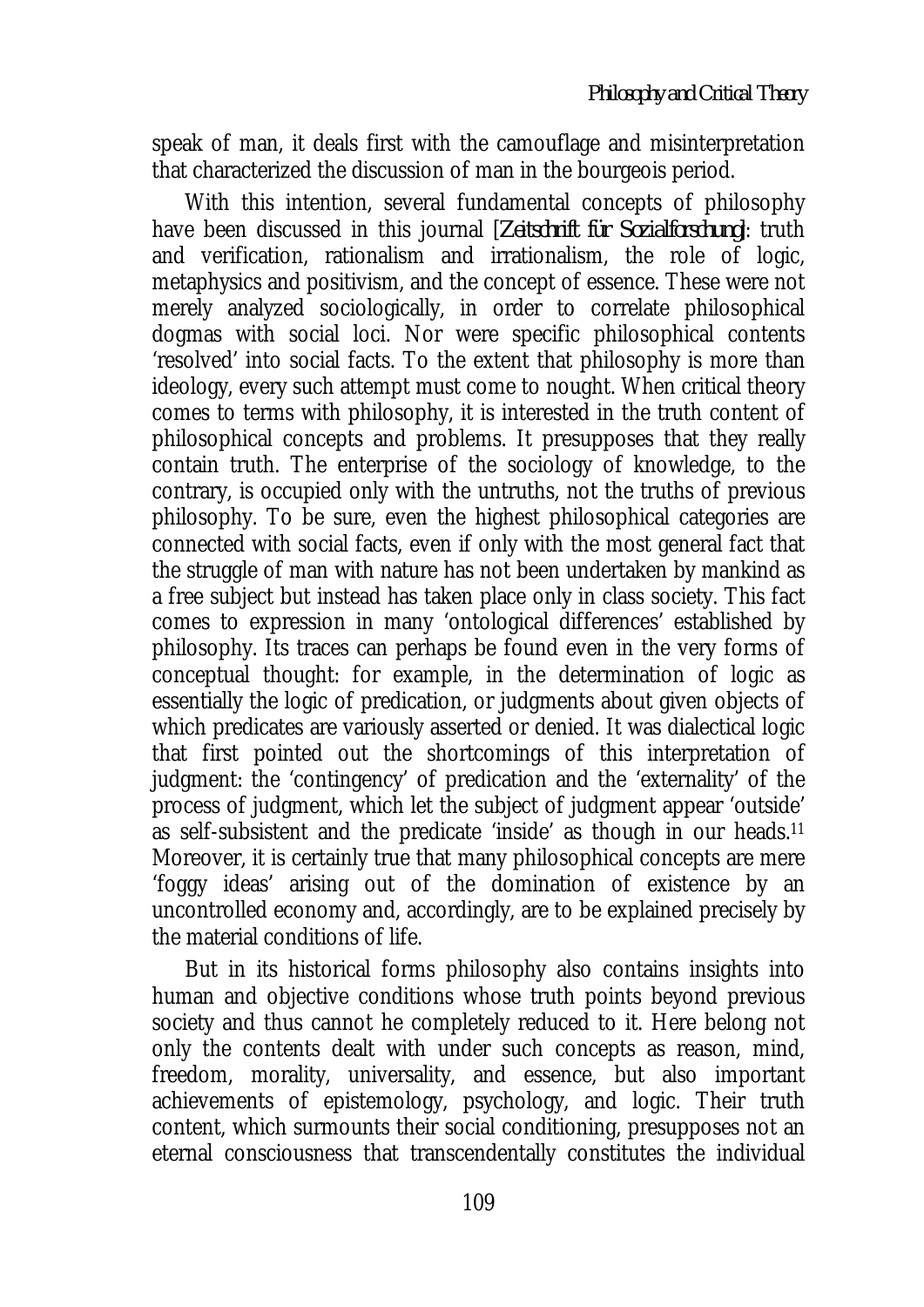speak of man, it deals first with the camouflage and misinterpretation that characterized the discussion of man in the bourgeois period.

With this intention, several fundamental concepts of philosophy have been discussed in this journal [*Zeitschrift für Sozialforschung*]: truth and verification, rationalism and irrationalism, the role of logic, metaphysics and positivism, and the concept of essence. These were not merely analyzed sociologically, in order to correlate philosophical dogmas with social loci. Nor were specific philosophical contents 'resolved' into social facts. To the extent that philosophy is more than ideology, every such attempt must come to nought. When critical theory comes to terms with philosophy, it is interested in the truth content of philosophical concepts and problems. It presupposes that they really contain truth. The enterprise of the sociology of knowledge, to the contrary, is occupied only with the untruths, not the truths of previous philosophy. To be sure, even the highest philosophical categories are connected with social facts, even if only with the most general fact that the struggle of man with nature has not been undertaken by mankind as a free subject but instead has taken place only in class society. This fact comes to expression in many 'ontological differences' established by philosophy. Its traces can perhaps be found even in the very forms of conceptual thought: for example, in the determination of logic as essentially the logic of predication, or judgments about given objects of which predicates are variously asserted or denied. It was dialectical logic that first pointed out the shortcomings of this interpretation of judgment: the 'contingency' of predication and the 'externality' of the process of judgment, which let the subject of judgment appear 'outside' as self-subsistent and the predicate 'inside' as though in our heads.[11] Moreover, it is certainly true that many philosophical concepts are mere 'foggy ideas' arising out of the domination of existence by an uncontrolled economy and, accordingly, are to be explained precisely by the material conditions of life.

But in its historical forms philosophy also contains insights into human and objective conditions whose truth points beyond previous society and thus cannot he completely reduced to it. Here belong not only the contents dealt with under such concepts as reason, mind, freedom, morality, universality, and essence, but also important achievements of epistemology, psychology, and logic. Their truth content, which surmounts their social conditioning, presupposes not an eternal consciousness that transcendentally constitutes the individual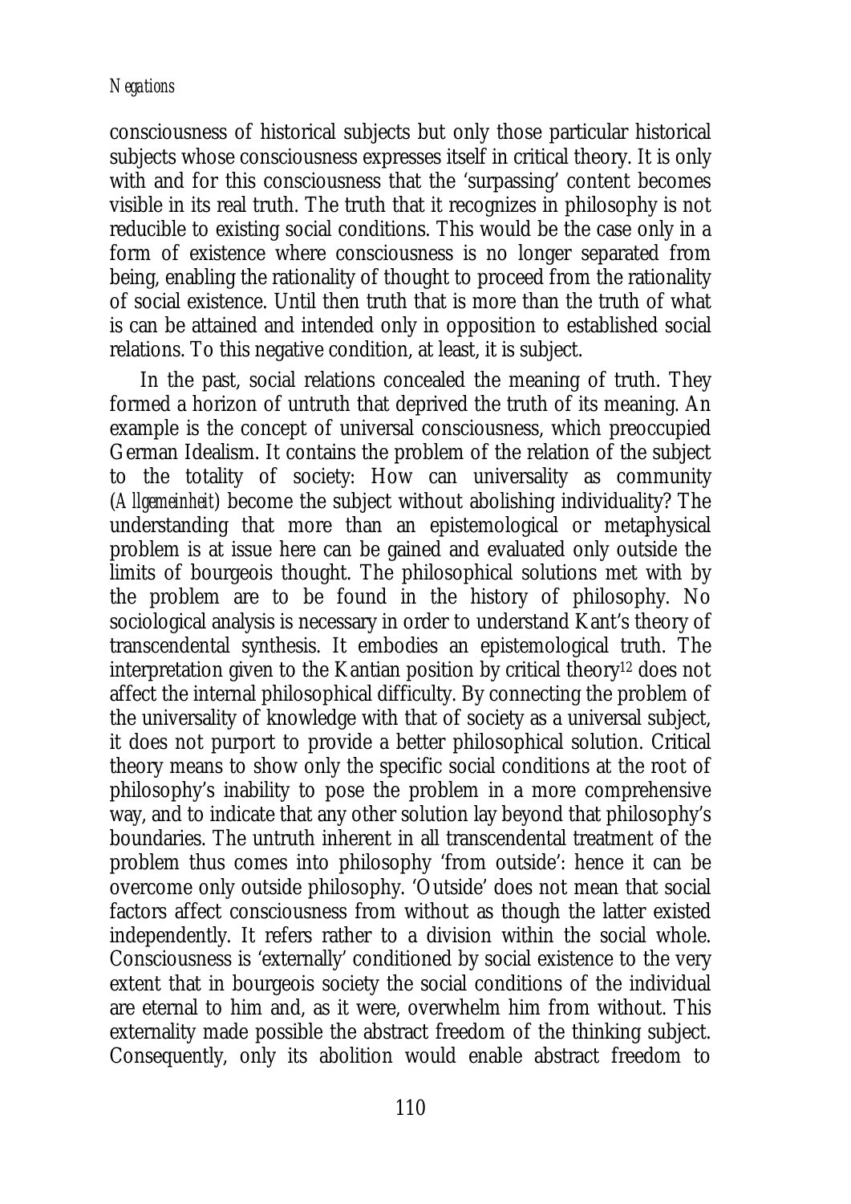consciousness of historical subjects but only those particular historical subjects whose consciousness expresses itself in critical theory. It is only with and for this consciousness that the 'surpassing' content becomes visible in its real truth. The truth that it recognizes in philosophy is not reducible to existing social conditions. This would be the case only in a form of existence where consciousness is no longer separated from being, enabling the rationality of thought to proceed from the rationality of social existence. Until then truth that is more than the truth of what is can be attained and intended only in opposition to established social relations. To this negative condition, at least, it is subject.

In the past, social relations concealed the meaning of truth. They formed a horizon of untruth that deprived the truth of its meaning. An example is the concept of universal consciousness, which preoccupied German Idealism. It contains the problem of the relation of the subject to the totality of society: How can universality as community (*Allgemeinheit*) become the subject without abolishing individuality? The understanding that more than an epistemological or metaphysical problem is at issue here can be gained and evaluated only outside the limits of bourgeois thought. The philosophical solutions met with by the problem are to be found in the history of philosophy. No sociological analysis is necessary in order to understand Kant's theory of transcendental synthesis. It embodies an epistemological truth. The interpretation given to the Kantian position by critical theory[12] does not affect the internal philosophical difficulty. By connecting the problem of the universality of knowledge with that of society as a universal subject, it does not purport to provide a better philosophical solution. Critical theory means to show only the specific social conditions at the root of philosophy's inability to pose the problem in a more comprehensive way, and to indicate that any other solution lay beyond that philosophy's boundaries. The untruth inherent in all transcendental treatment of the problem thus comes into philosophy 'from outside': hence it can be overcome only outside philosophy. 'Outside' does not mean that social factors affect consciousness from without as though the latter existed independently. It refers rather to a division within the social whole. Consciousness is 'externally' conditioned by social existence to the very extent that in bourgeois society the social conditions of the individual are eternal to him and, as it were, overwhelm him from without. This externality made possible the abstract freedom of the thinking subject. Consequently, only its abolition would enable abstract freedom to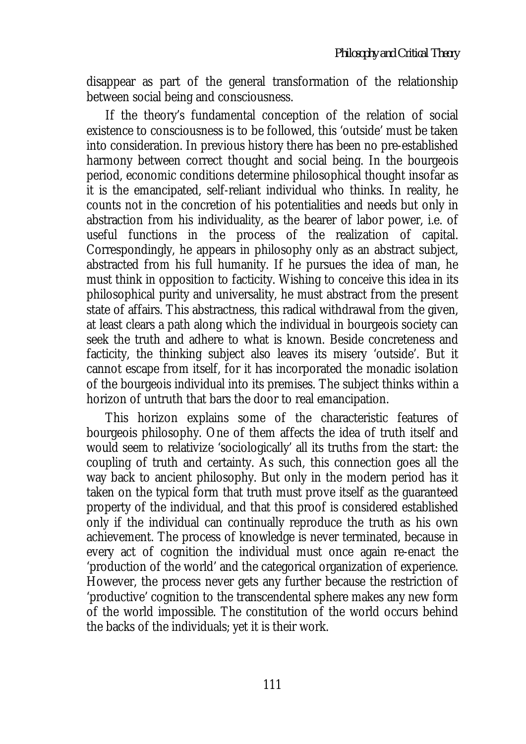disappear as part of the general transformation of the relationship between social being and consciousness.

If the theory's fundamental conception of the relation of social existence to consciousness is to be followed, this 'outside' must be taken into consideration. In previous history there has been no pre-established harmony between correct thought and social being. In the bourgeois period, economic conditions determine philosophical thought insofar as it is the emancipated, self-reliant individual who thinks. In reality, he counts not in the concretion of his potentialities and needs but only in abstraction from his individuality, as the bearer of labor power, i.e. of useful functions in the process of the realization of capital. Correspondingly, he appears in philosophy only as an abstract subject, abstracted from his full humanity. If he pursues the idea of man, he must think in opposition to facticity. Wishing to conceive this idea in its philosophical purity and universality, he must abstract from the present state of affairs. This abstractness, this radical withdrawal from the given, at least clears a path along which the individual in bourgeois society can seek the truth and adhere to what is known. Beside concreteness and facticity, the thinking subject also leaves its misery 'outside'. But it cannot escape from itself, for it has incorporated the monadic isolation of the bourgeois individual into its premises. The subject thinks within a horizon of untruth that bars the door to real emancipation.

This horizon explains some of the characteristic features of bourgeois philosophy. One of them affects the idea of truth itself and would seem to relativize 'sociologically' all its truths from the start: the coupling of truth and certainty. As such, this connection goes all the way back to ancient philosophy. But only in the modern period has it taken on the typical form that truth must prove itself as the guaranteed property of the individual, and that this proof is considered established only if the individual can continually reproduce the truth as his own achievement. The process of knowledge is never terminated, because in every act of cognition the individual must once again re-enact the 'production of the world' and the categorical organization of experience. However, the process never gets any further because the restriction of 'productive' cognition to the transcendental sphere makes any new form of the world impossible. The constitution of the world occurs behind the backs of the individuals; yet it is their work.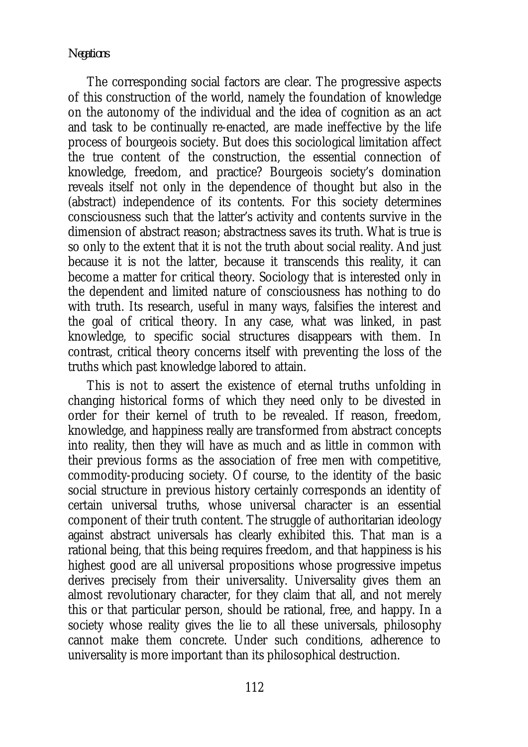The corresponding social factors are clear. The progressive aspects of this construction of the world, namely the foundation of knowledge on the autonomy of the individual and the idea of cognition as an act and task to be continually re-enacted, are made ineffective by the life process of bourgeois society. But does this sociological limitation affect the true content of the construction, the essential connection of knowledge, freedom, and practice? Bourgeois society's domination reveals itself not only in the dependence of thought but also in the (abstract) independence of its contents. For this society determines consciousness such that the latter's activity and contents survive in the dimension of abstract reason; abstractness saves its truth. What is true is so only to the extent that it is not the truth about social reality. And just because it is not the latter, because it transcends this reality, it can become a matter for critical theory. Sociology that is interested only in the dependent and limited nature of consciousness has nothing to do with truth. Its research, useful in many ways, falsifies the interest and the goal of critical theory. In any case, what was linked, in past knowledge, to specific social structures disappears with them. In contrast, critical theory concerns itself with preventing the loss of the truths which past knowledge labored to attain.

This is not to assert the existence of eternal truths unfolding in changing historical forms of which they need only to be divested in order for their kernel of truth to be revealed. If reason, freedom, knowledge, and happiness really are transformed from abstract concepts into reality, then they will have as much and as little in common with their previous forms as the association of free men with competitive, commodity-producing society. Of course, to the identity of the basic social structure in previous history certainly corresponds an identity of certain universal truths, whose universal character is an essential component of their truth content. The struggle of authoritarian ideology against abstract universals has clearly exhibited this. That man is a rational being, that this being requires freedom, and that happiness is his highest good are all universal propositions whose progressive impetus derives precisely from their universality. Universality gives them an almost revolutionary character, for they claim that all, and not merely this or that particular person, should be rational, free, and happy. In a society whose reality gives the lie to all these universals, philosophy cannot make them concrete. Under such conditions, adherence to universality is more important than its philosophical destruction.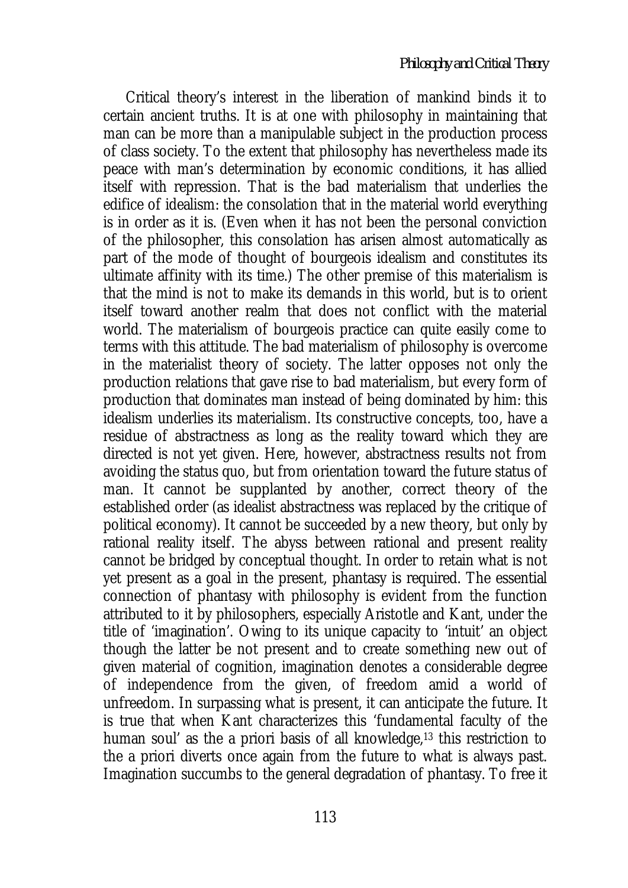Critical theory's interest in the liberation of mankind binds it to certain ancient truths. It is at one with philosophy in maintaining that man can be more than a manipulable subject in the production process of class society. To the extent that philosophy has nevertheless made its peace with man's determination by economic conditions, it has allied itself with repression. That is the bad materialism that underlies the edifice of idealism: the consolation that in the material world everything is in order as it is. (Even when it has not been the personal conviction of the philosopher, this consolation has arisen almost automatically as part of the mode of thought of bourgeois idealism and constitutes its ultimate affinity with its time.) The other premise of this materialism is that the mind is not to make its demands in this world, but is to orient itself toward another realm that does not conflict with the material world. The materialism of bourgeois practice can quite easily come to terms with this attitude. The bad materialism of philosophy is overcome in the materialist theory of society. The latter opposes not only the production relations that gave rise to bad materialism, but every form of production that dominates man instead of being dominated by him: this idealism underlies its materialism. Its constructive concepts, too, have a residue of abstractness as long as the reality toward which they are directed is not yet given. Here, however, abstractness results not from avoiding the status quo, but from orientation toward the future status of man. It cannot be supplanted by another, correct theory of the established order (as idealist abstractness was replaced by the critique of political economy). It cannot be succeeded by a new theory, but only by rational reality itself. The abyss between rational and present reality cannot be bridged by conceptual thought. In order to retain what is not yet present as a goal in the present, phantasy is required. The essential connection of phantasy with philosophy is evident from the function attributed to it by philosophers, especially Aristotle and Kant, under the title of 'imagination'. Owing to its unique capacity to 'intuit' an object though the latter be not present and to create something new out of given material of cognition, imagination denotes a considerable degree of independence from the given, of freedom amid a world of unfreedom. In surpassing what is present, it can anticipate the future. It is true that when Kant characterizes this 'fundamental faculty of the human soul' as the a priori basis of all knowledge,[13] this restriction to the a priori diverts once again from the future to what is always past. Imagination succumbs to the general degradation of phantasy. To free it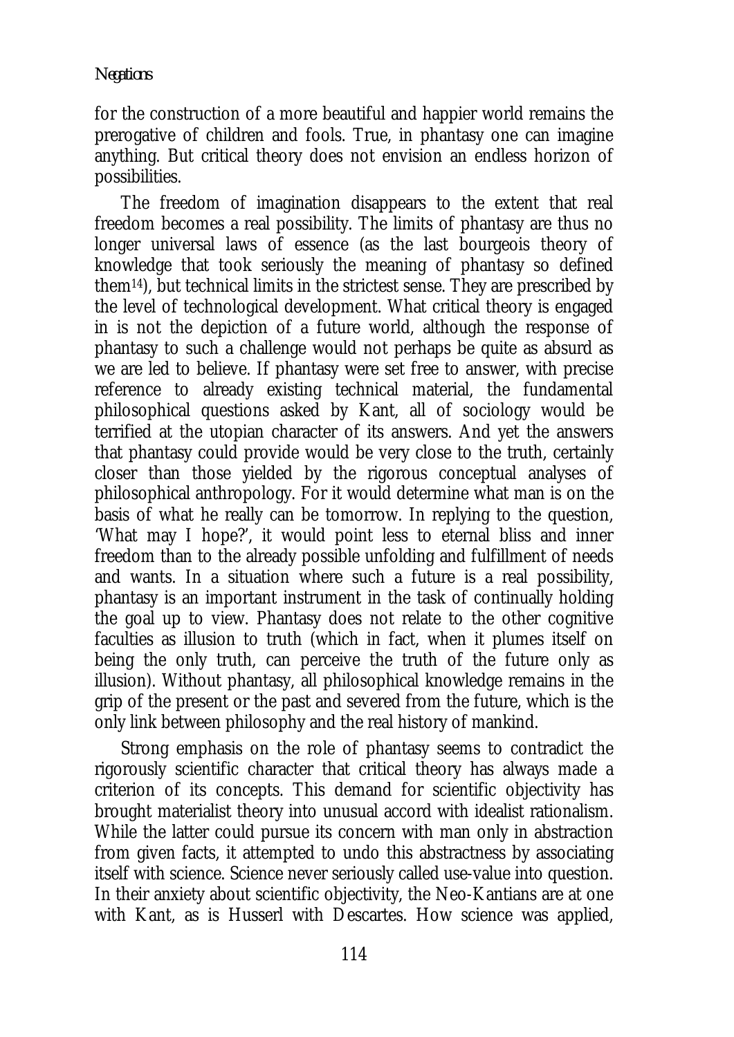for the construction of a more beautiful and happier world remains the prerogative of children and fools. True, in phantasy one can imagine anything. But critical theory does not envision an endless horizon of possibilities.

The freedom of imagination disappears to the extent that real freedom becomes a real possibility. The limits of phantasy are thus no longer universal laws of essence (as the last bourgeois theory of knowledge that took seriously the meaning of phantasy so defined them[14]), but technical limits in the strictest sense. They are prescribed by the level of technological development. What critical theory is engaged in is not the depiction of a future world, although the response of phantasy to such a challenge would not perhaps be quite as absurd as we are led to believe. If phantasy were set free to answer, with precise reference to already existing technical material, the fundamental philosophical questions asked by Kant, all of sociology would be terrified at the utopian character of its answers. And yet the answers that phantasy could provide would be very close to the truth, certainly closer than those yielded by the rigorous conceptual analyses of philosophical anthropology. For it would determine what man is on the basis of what he really can be tomorrow. In replying to the question, 'What may I hope?', it would point less to eternal bliss and inner freedom than to the already possible unfolding and fulfillment of needs and wants. In a situation where such a future is a real possibility, phantasy is an important instrument in the task of continually holding the goal up to view. Phantasy does not relate to the other cognitive faculties as illusion to truth (which in fact, when it plumes itself on being the only truth, can perceive the truth of the future only as illusion). Without phantasy, all philosophical knowledge remains in the grip of the present or the past and severed from the future, which is the only link between philosophy and the real history of mankind.

Strong emphasis on the role of phantasy seems to contradict the rigorously scientific character that critical theory has always made a criterion of its concepts. This demand for scientific objectivity has brought materialist theory into unusual accord with idealist rationalism. While the latter could pursue its concern with man only in abstraction from given facts, it attempted to undo this abstractness by associating itself with science. Science never seriously called use-value into question. In their anxiety about scientific objectivity, the Neo-Kantians are at one with Kant, as is Husserl with Descartes. How science was applied,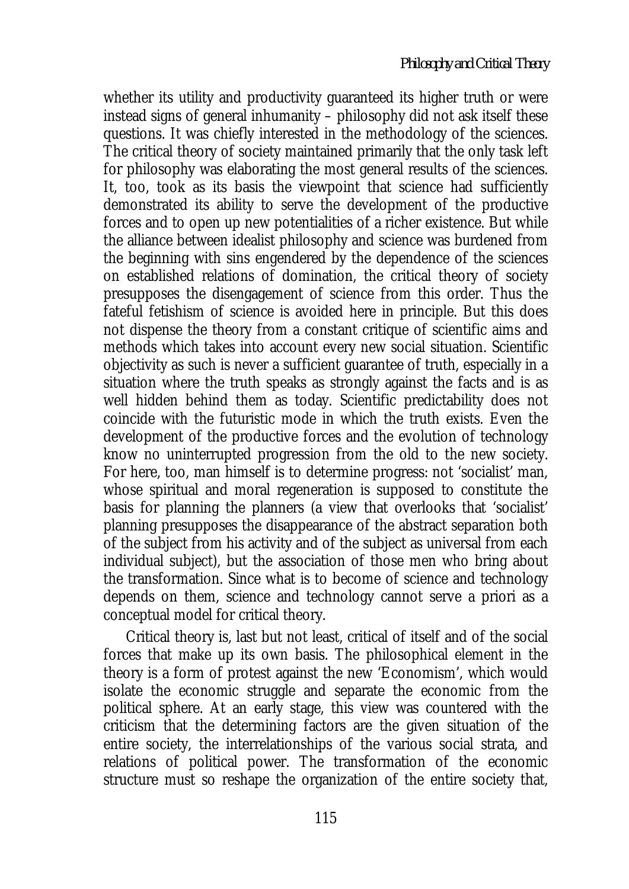whether its utility and productivity guaranteed its higher truth or were instead signs of general inhumanity – philosophy did not ask itself these questions. It was chiefly interested in the methodology of the sciences. The critical theory of society maintained primarily that the only task left for philosophy was elaborating the most general results of the sciences. It, too, took as its basis the viewpoint that science had sufficiently demonstrated its ability to serve the development of the productive forces and to open up new potentialities of a richer existence. But while the alliance between idealist philosophy and science was burdened from the beginning with sins engendered by the dependence of the sciences on established relations of domination, the critical theory of society presupposes the disengagement of science from this order. Thus the fateful fetishism of science is avoided here in principle. But this does not dispense the theory from a constant critique of scientific aims and methods which takes into account every new social situation. Scientific objectivity as such is never a sufficient guarantee of truth, especially in a situation where the truth speaks as strongly against the facts and is as well hidden behind them as today. Scientific predictability does not coincide with the futuristic mode in which the truth exists. Even the development of the productive forces and the evolution of technology know no uninterrupted progression from the old to the new society. For here, too, man himself is to determine progress: not 'socialist' man, whose spiritual and moral regeneration is supposed to constitute the basis for planning the planners (a view that overlooks that 'socialist' planning presupposes the disappearance of the abstract separation both of the subject from his activity and of the subject as universal from each individual subject), but the association of those men who bring about the transformation. Since what is to become of science and technology depends on them, science and technology cannot serve a priori as a conceptual model for critical theory.

Critical theory is, last but not least, critical of itself and of the social forces that make up its own basis. The philosophical element in the theory is a form of protest against the new 'Economism', which would isolate the economic struggle and separate the economic from the political sphere. At an early stage, this view was countered with the criticism that the determining factors are the given situation of the entire society, the interrelationships of the various social strata, and relations of political power. The transformation of the economic structure must so reshape the organization of the entire society that,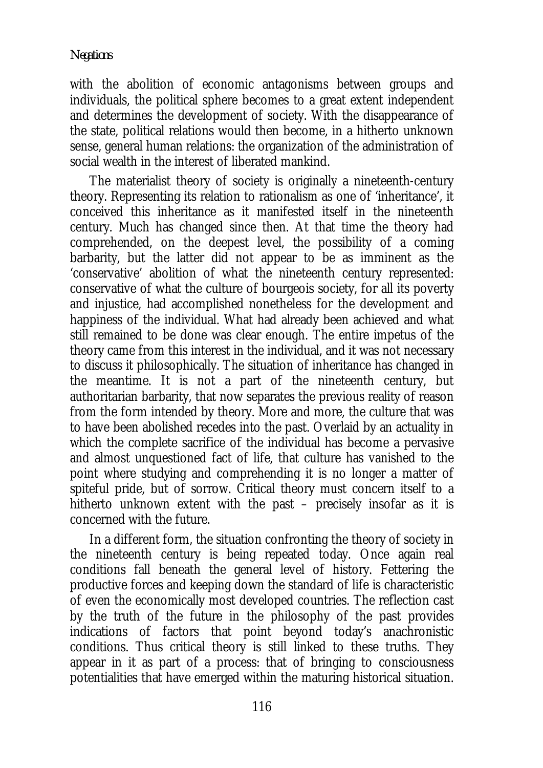with the abolition of economic antagonisms between groups and individuals, the political sphere becomes to a great extent independent and determines the development of society. With the disappearance of the state, political relations would then become, in a hitherto unknown sense, general human relations: the organization of the administration of social wealth in the interest of liberated mankind.

The materialist theory of society is originally a nineteenth-century theory. Representing its relation to rationalism as one of 'inheritance', it conceived this inheritance as it manifested itself in the nineteenth century. Much has changed since then. At that time the theory had comprehended, on the deepest level, the possibility of a coming barbarity, but the latter did not appear to be as imminent as the 'conservative' abolition of what the nineteenth century represented: conservative of what the culture of bourgeois society, for all its poverty and injustice, had accomplished nonetheless for the development and happiness of the individual. What had already been achieved and what still remained to be done was clear enough. The entire impetus of the theory came from this interest in the individual, and it was not necessary to discuss it philosophically. The situation of inheritance has changed in the meantime. It is not a part of the nineteenth century, but authoritarian barbarity, that now separates the previous reality of reason from the form intended by theory. More and more, the culture that was to have been abolished recedes into the past. Overlaid by an actuality in which the complete sacrifice of the individual has become a pervasive and almost unquestioned fact of life, that culture has vanished to the point where studying and comprehending it is no longer a matter of spiteful pride, but of sorrow. Critical theory must concern itself to a hitherto unknown extent with the past – precisely insofar as it is concerned with the future.

In a different form, the situation confronting the theory of society in the nineteenth century is being repeated today. Once again real conditions fall beneath the general level of history. Fettering the productive forces and keeping down the standard of life is characteristic of even the economically most developed countries. The reflection cast by the truth of the future in the philosophy of the past provides indications of factors that point beyond today's anachronistic conditions. Thus critical theory is still linked to these truths. They appear in it as part of a process: that of bringing to consciousness potentialities that have emerged within the maturing historical situation.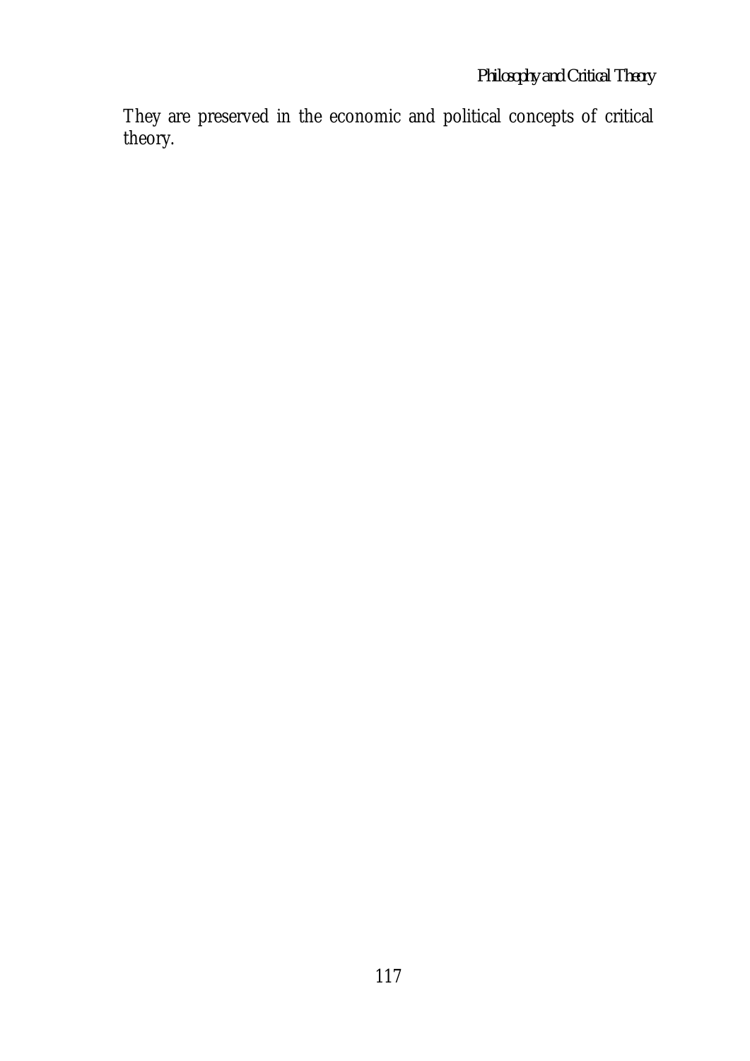They are preserved in the economic and political concepts of critical theory.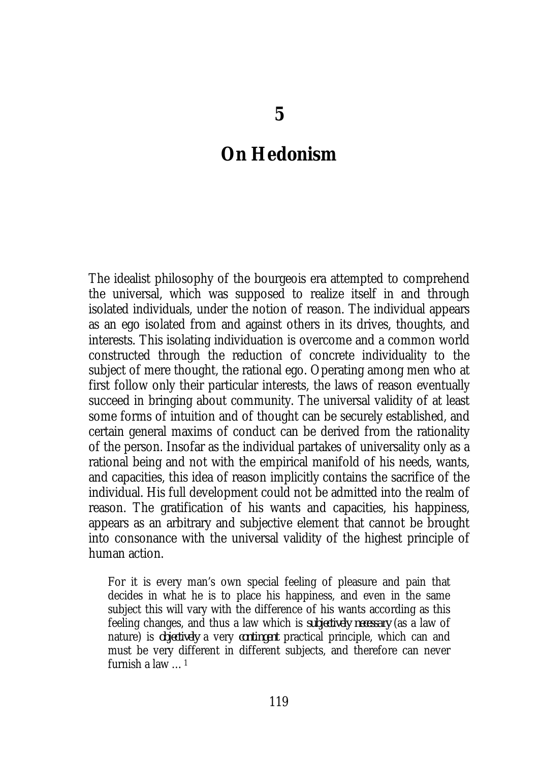# 5

# On Hedonism

The idealist philosophy of the bourgeois era attempted to comprehend the universal, which was supposed to realize itself in and through isolated individuals, under the notion of reason. The individual appears as an ego isolated from and against others in its drives, thoughts, and interests. This isolating individuation is overcome and a common world constructed through the reduction of concrete individuality to the subject of mere thought, the rational ego. Operating among men who at first follow only their particular interests, the laws of reason eventually succeed in bringing about community. The universal validity of at least some forms of intuition and of thought can be securely established, and certain general maxims of conduct can be derived from the rationality of the person. Insofar as the individual partakes of universality only as a rational being and not with the empirical manifold of his needs, wants, and capacities, this idea of reason implicitly contains the sacrifice of the individual. His full development could not be admitted into the realm of reason. The gratification of his wants and capacities, his happiness, appears as an arbitrary and subjective element that cannot be brought into consonance with the universal validity of the highest principle of human action.

> For it is every man's own special feeling of pleasure and pain that decides in what he is to place his happiness, and even in the same subject this will vary with the difference of his wants according as this feeling changes, and thus a law which is *subjectively necessary* (as a law of nature) is *objectively* a very *contingent* practical principle, which can and must be very different in different subjects, and therefore can never furnish a law …[1]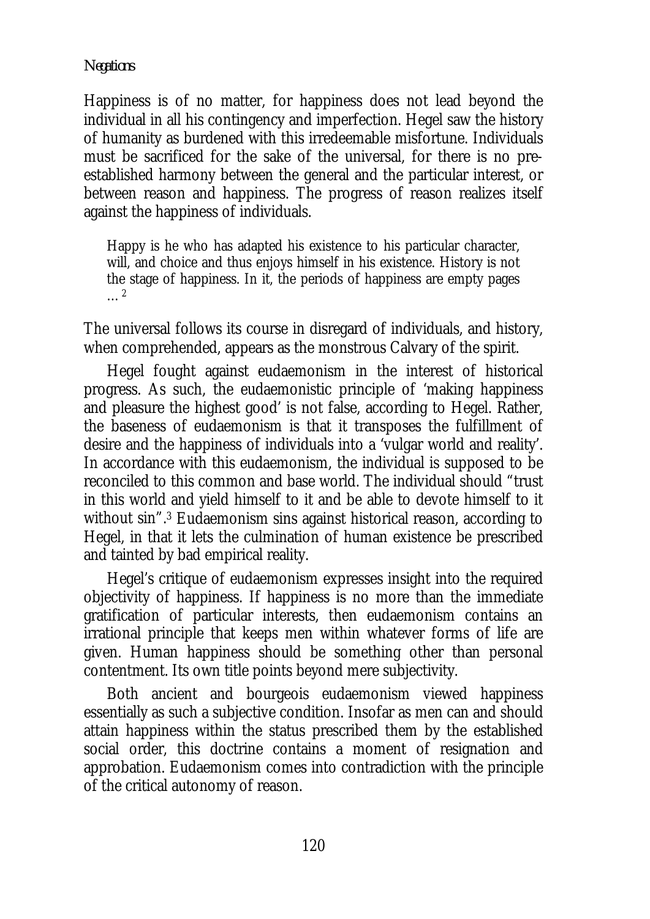Happiness is of no matter, for happiness does not lead beyond the individual in all his contingency and imperfection. Hegel saw the history of humanity as burdened with this irredeemable misfortune. Individuals must be sacrificed for the sake of the universal, for there is no pre-established harmony between the general and the particular interest, or between reason and happiness. The progress of reason realizes itself against the happiness of individuals.

> Happy is he who has adapted his existence to his particular character, will, and choice and thus enjoys himself in his existence. History is not the stage of happiness. In it, the periods of happiness are empty pages …[2]

The universal follows its course in disregard of individuals, and history, when comprehended, appears as the monstrous Calvary of the spirit.

Hegel fought against eudaemonism in the interest of historical progress. As such, the eudaemonistic principle of 'making happiness and pleasure the highest good' is not false, according to Hegel. Rather, the baseness of eudaemonism is that it transposes the fulfillment of desire and the happiness of individuals into a 'vulgar world and reality'. In accordance with this eudaemonism, the individual is supposed to be reconciled to this common and base world. The individual should "trust in this world and yield himself to it and be able to devote himself to it without sin".[3] Eudaemonism sins against historical reason, according to Hegel, in that it lets the culmination of human existence be prescribed and tainted by bad empirical reality.

Hegel's critique of eudaemonism expresses insight into the required objectivity of happiness. If happiness is no more than the immediate gratification of particular interests, then eudaemonism contains an irrational principle that keeps men within whatever forms of life are given. Human happiness should be something other than personal contentment. Its own title points beyond mere subjectivity.

Both ancient and bourgeois eudaemonism viewed happiness essentially as such a subjective condition. Insofar as men can and should attain happiness within the status prescribed them by the established social order, this doctrine contains a moment of resignation and approbation. Eudaemonism comes into contradiction with the principle of the critical autonomy of reason.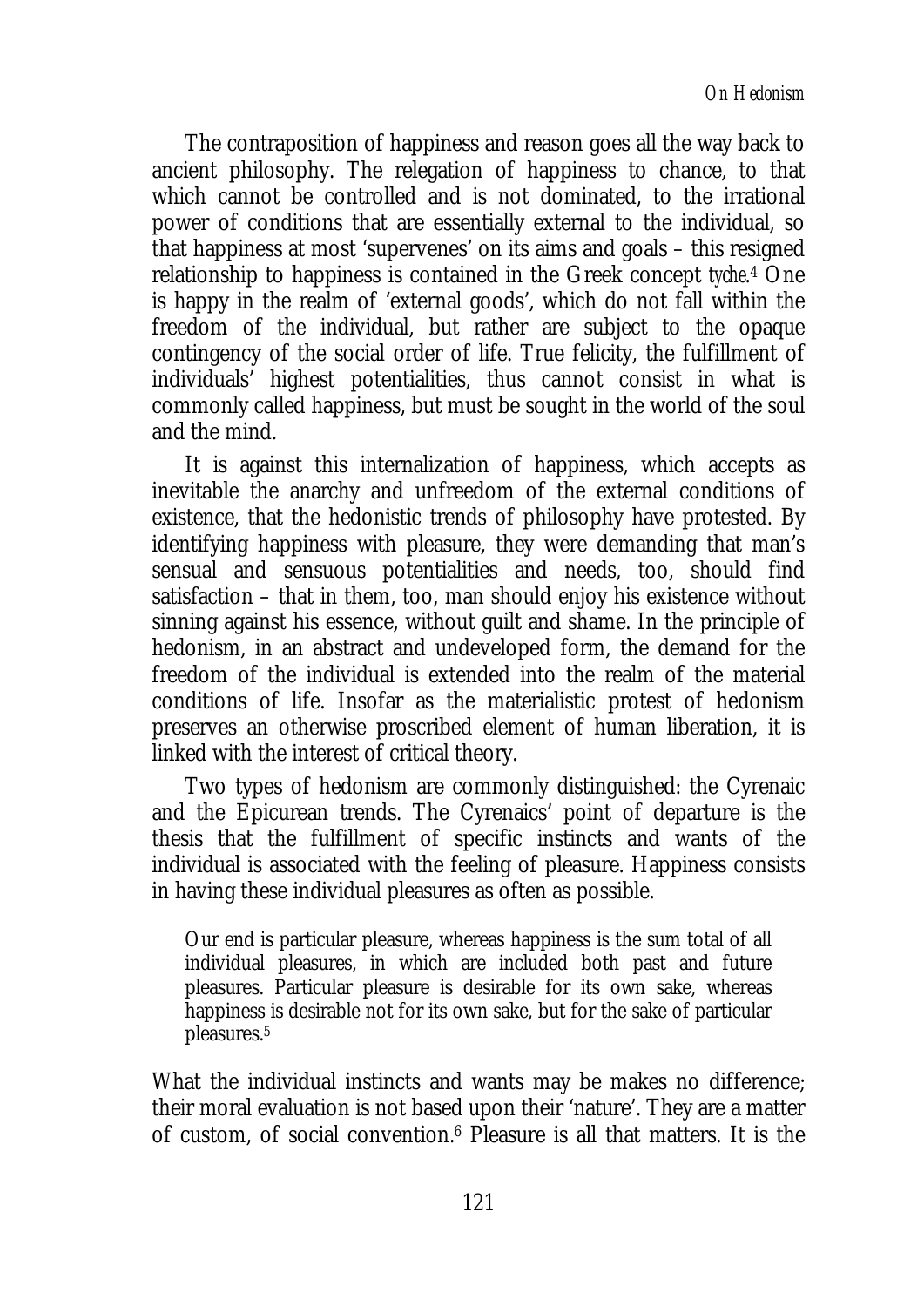The contraposition of happiness and reason goes all the way back to ancient philosophy. The relegation of happiness to chance, to that which cannot be controlled and is not dominated, to the irrational power of conditions that are essentially external to the individual, so that happiness at most 'supervenes' on its aims and goals – this resigned relationship to happiness is contained in the Greek concept *tyche*.[4] One is happy in the realm of 'external goods', which do not fall within the freedom of the individual, but rather are subject to the opaque contingency of the social order of life. True felicity, the fulfillment of individuals' highest potentialities, thus cannot consist in what is commonly called happiness, but must be sought in the world of the soul and the mind.

It is against this internalization of happiness, which accepts as inevitable the anarchy and unfreedom of the external conditions of existence, that the hedonistic trends of philosophy have protested. By identifying happiness with pleasure, they were demanding that man's sensual and sensuous potentialities and needs, too, should find satisfaction – that in them, too, man should enjoy his existence without sinning against his essence, without guilt and shame. In the principle of hedonism, in an abstract and undeveloped form, the demand for the freedom of the individual is extended into the realm of the material conditions of life. Insofar as the materialistic protest of hedonism preserves an otherwise proscribed element of human liberation, it is linked with the interest of critical theory.

Two types of hedonism are commonly distinguished: the Cyrenaic and the Epicurean trends. The Cyrenaics' point of departure is the thesis that the fulfillment of specific instincts and wants of the individual is associated with the feeling of pleasure. Happiness consists in having these individual pleasures as often as possible.

> Our end is particular pleasure, whereas happiness is the sum total of all individual pleasures, in which are included both past and future pleasures. Particular pleasure is desirable for its own sake, whereas happiness is desirable not for its own sake, but for the sake of particular pleasures.[5]

What the individual instincts and wants may be makes no difference; their moral evaluation is not based upon their 'nature'. They are a matter of custom, of social convention.[6] Pleasure is all that matters. It is the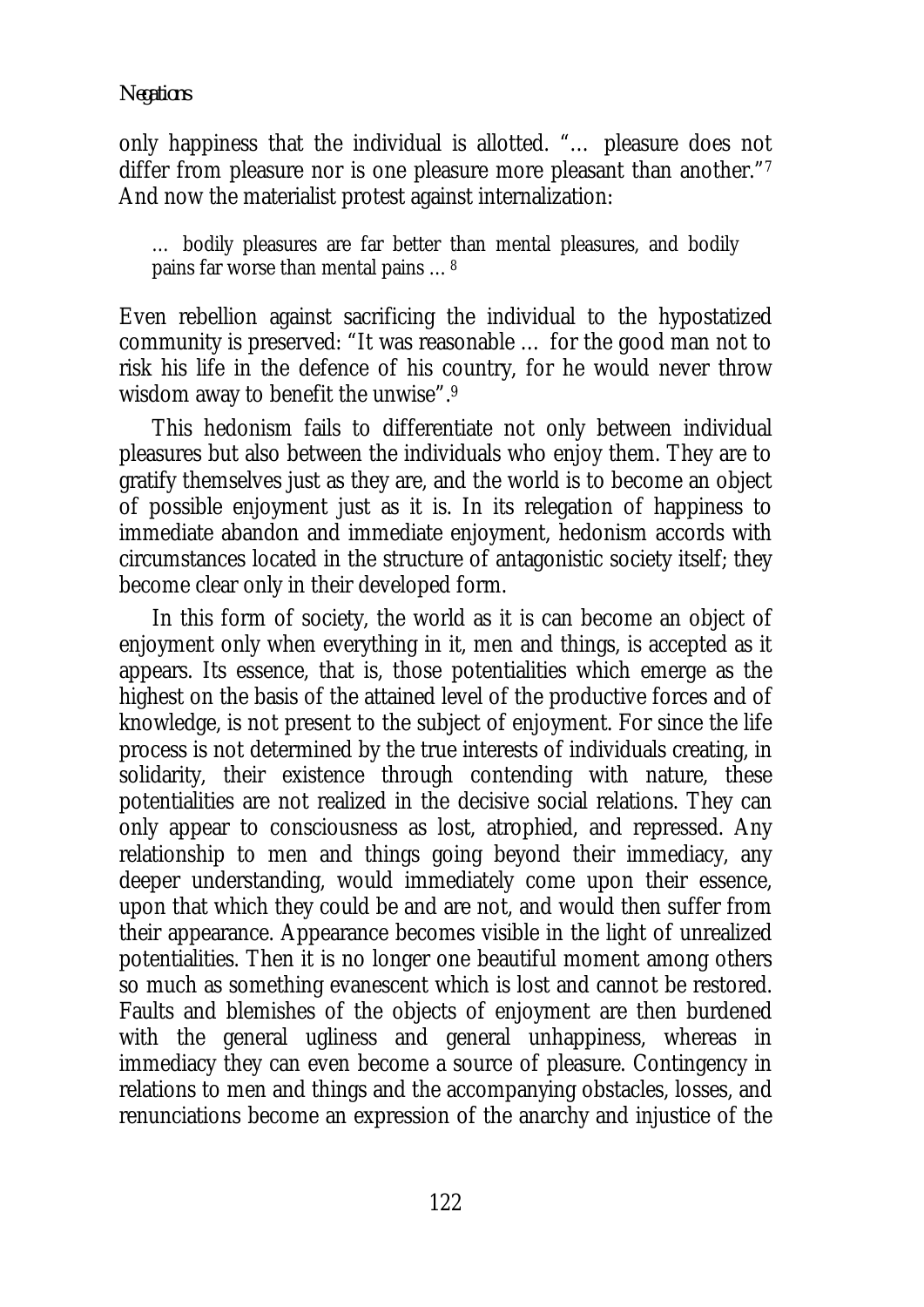only happiness that the individual is allotted. "… pleasure does not differ from pleasure nor is one pleasure more pleasant than another."[7] And now the materialist protest against internalization:

> … bodily pleasures are far better than mental pleasures, and bodily pains far worse than mental pains …[8]

Even rebellion against sacrificing the individual to the hypostatized community is preserved: "It was reasonable … for the good man not to risk his life in the defence of his country, for he would never throw wisdom away to benefit the unwise".[9]

This hedonism fails to differentiate not only between individual pleasures but also between the individuals who enjoy them. They are to gratify themselves just as they are, and the world is to become an object of possible enjoyment just as it is. In its relegation of happiness to immediate abandon and immediate enjoyment, hedonism accords with circumstances located in the structure of antagonistic society itself; they become clear only in their developed form.

In this form of society, the world as it is can become an object of enjoyment only when everything in it, men and things, is accepted as it appears. Its essence, that is, those potentialities which emerge as the highest on the basis of the attained level of the productive forces and of knowledge, is not present to the subject of enjoyment. For since the life process is not determined by the true interests of individuals creating, in solidarity, their existence through contending with nature, these potentialities are not realized in the decisive social relations. They can only appear to consciousness as lost, atrophied, and repressed. Any relationship to men and things going beyond their immediacy, any deeper understanding, would immediately come upon their essence, upon that which they could be and are not, and would then suffer from their appearance. Appearance becomes visible in the light of unrealized potentialities. Then it is no longer one beautiful moment among others so much as something evanescent which is lost and cannot be restored. Faults and blemishes of the objects of enjoyment are then burdened with the general ugliness and general unhappiness, whereas in immediacy they can even become a source of pleasure. Contingency in relations to men and things and the accompanying obstacles, losses, and renunciations become an expression of the anarchy and injustice of the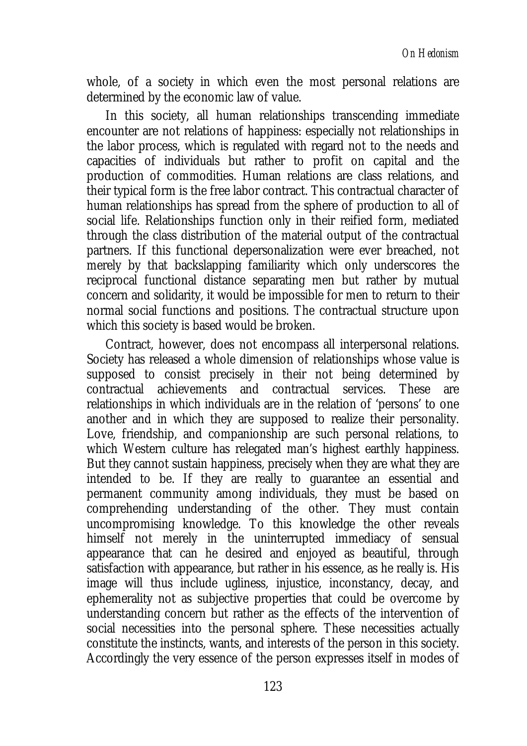whole, of a society in which even the most personal relations are determined by the economic law of value.

In this society, all human relationships transcending immediate encounter are not relations of happiness: especially not relationships in the labor process, which is regulated with regard not to the needs and capacities of individuals but rather to profit on capital and the production of commodities. Human relations are class relations, and their typical form is the free labor contract. This contractual character of human relationships has spread from the sphere of production to all of social life. Relationships function only in their reified form, mediated through the class distribution of the material output of the contractual partners. If this functional depersonalization were ever breached, not merely by that backslapping familiarity which only underscores the reciprocal functional distance separating men but rather by mutual concern and solidarity, it would be impossible for men to return to their normal social functions and positions. The contractual structure upon which this society is based would be broken.

Contract, however, does not encompass all interpersonal relations. Society has released a whole dimension of relationships whose value is supposed to consist precisely in their not being determined by contractual achievements and contractual services. These are relationships in which individuals are in the relation of 'persons' to one another and in which they are supposed to realize their personality. Love, friendship, and companionship are such personal relations, to which Western culture has relegated man's highest earthly happiness. But they cannot sustain happiness, precisely when they are what they are intended to be. If they are really to guarantee an essential and permanent community among individuals, they must be based on comprehending understanding of the other. They must contain uncompromising knowledge. To this knowledge the other reveals himself not merely in the uninterrupted immediacy of sensual appearance that can he desired and enjoyed as beautiful, through satisfaction with appearance, but rather in his essence, as he really is. His image will thus include ugliness, injustice, inconstancy, decay, and ephemerality not as subjective properties that could be overcome by understanding concern but rather as the effects of the intervention of social necessities into the personal sphere. These necessities actually constitute the instincts, wants, and interests of the person in this society. Accordingly the very essence of the person expresses itself in modes of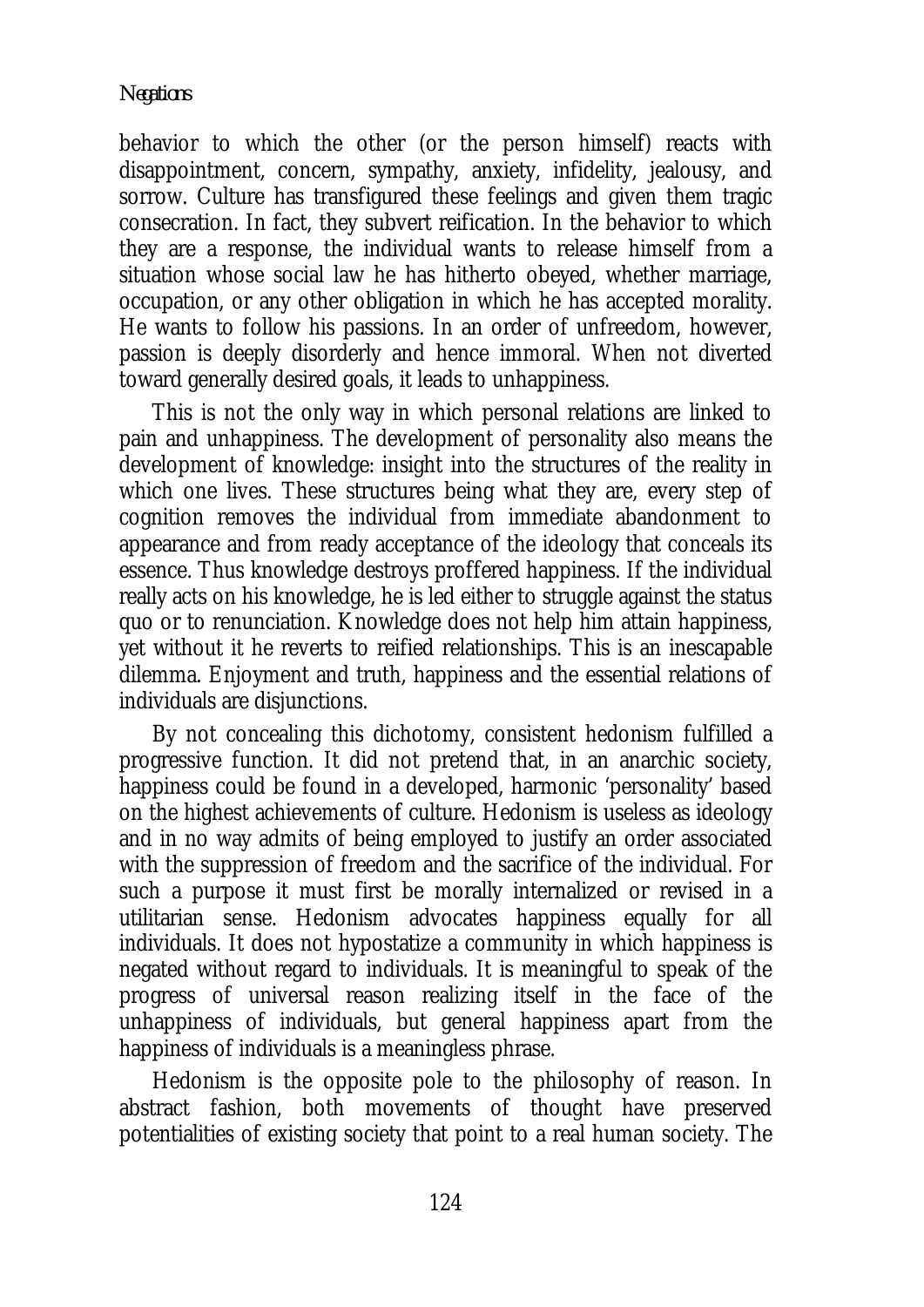behavior to which the other (or the person himself) reacts with disappointment, concern, sympathy, anxiety, infidelity, jealousy, and sorrow. Culture has transfigured these feelings and given them tragic consecration. In fact, they subvert reification. In the behavior to which they are a response, the individual wants to release himself from a situation whose social law he has hitherto obeyed, whether marriage, occupation, or any other obligation in which he has accepted morality. He wants to follow his passions. In an order of unfreedom, however, passion is deeply disorderly and hence immoral. When not diverted toward generally desired goals, it leads to unhappiness.

This is not the only way in which personal relations are linked to pain and unhappiness. The development of personality also means the development of knowledge: insight into the structures of the reality in which one lives. These structures being what they are, every step of cognition removes the individual from immediate abandonment to appearance and from ready acceptance of the ideology that conceals its essence. Thus knowledge destroys proffered happiness. If the individual really acts on his knowledge, he is led either to struggle against the status quo or to renunciation. Knowledge does not help him attain happiness, yet without it he reverts to reified relationships. This is an inescapable dilemma. Enjoyment and truth, happiness and the essential relations of individuals are disjunctions.

By not concealing this dichotomy, consistent hedonism fulfilled a progressive function. It did not pretend that, in an anarchic society, happiness could be found in a developed, harmonic 'personality' based on the highest achievements of culture. Hedonism is useless as ideology and in no way admits of being employed to justify an order associated with the suppression of freedom and the sacrifice of the individual. For such a purpose it must first be morally internalized or revised in a utilitarian sense. Hedonism advocates happiness equally for all individuals. It does not hypostatize a community in which happiness is negated without regard to individuals. It is meaningful to speak of the progress of universal reason realizing itself in the face of the unhappiness of individuals, but general happiness apart from the happiness of individuals is a meaningless phrase.

Hedonism is the opposite pole to the philosophy of reason. In abstract fashion, both movements of thought have preserved potentialities of existing society that point to a real human society. The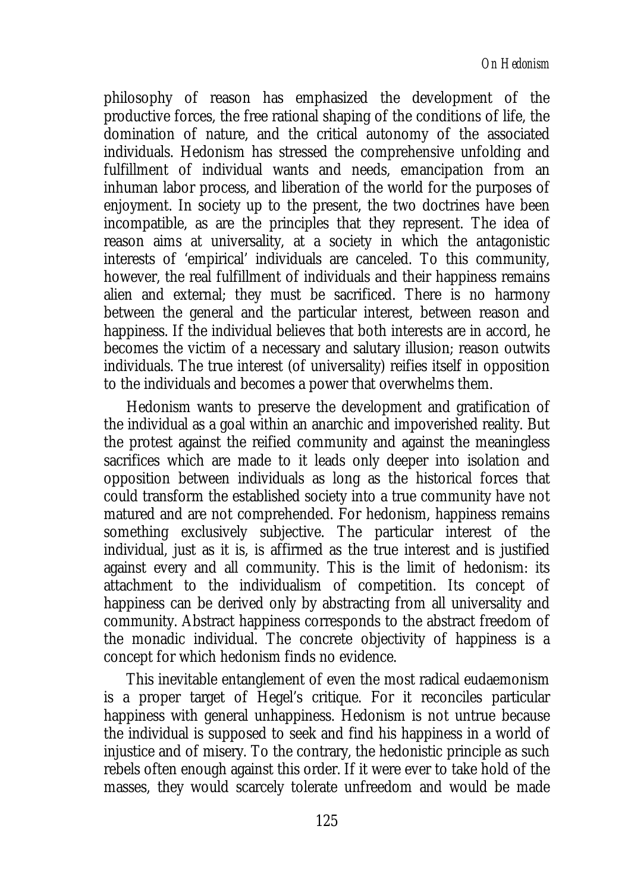philosophy of reason has emphasized the development of the productive forces, the free rational shaping of the conditions of life, the domination of nature, and the critical autonomy of the associated individuals. Hedonism has stressed the comprehensive unfolding and fulfillment of individual wants and needs, emancipation from an inhuman labor process, and liberation of the world for the purposes of enjoyment. In society up to the present, the two doctrines have been incompatible, as are the principles that they represent. The idea of reason aims at universality, at a society in which the antagonistic interests of 'empirical' individuals are canceled. To this community, however, the real fulfillment of individuals and their happiness remains alien and external; they must be sacrificed. There is no harmony between the general and the particular interest, between reason and happiness. If the individual believes that both interests are in accord, he becomes the victim of a necessary and salutary illusion; reason outwits individuals. The true interest (of universality) reifies itself in opposition to the individuals and becomes a power that overwhelms them.

Hedonism wants to preserve the development and gratification of the individual as a goal within an anarchic and impoverished reality. But the protest against the reified community and against the meaningless sacrifices which are made to it leads only deeper into isolation and opposition between individuals as long as the historical forces that could transform the established society into a true community have not matured and are not comprehended. For hedonism, happiness remains something exclusively subjective. The particular interest of the individual, just as it is, is affirmed as the true interest and is justified against every and all community. This is the limit of hedonism: its attachment to the individualism of competition. Its concept of happiness can be derived only by abstracting from all universality and community. Abstract happiness corresponds to the abstract freedom of the monadic individual. The concrete objectivity of happiness is a concept for which hedonism finds no evidence.

This inevitable entanglement of even the most radical eudaemonism is a proper target of Hegel's critique. For it reconciles particular happiness with general unhappiness. Hedonism is not untrue because the individual is supposed to seek and find his happiness in a world of injustice and of misery. To the contrary, the hedonistic principle as such rebels often enough against this order. If it were ever to take hold of the masses, they would scarcely tolerate unfreedom and would be made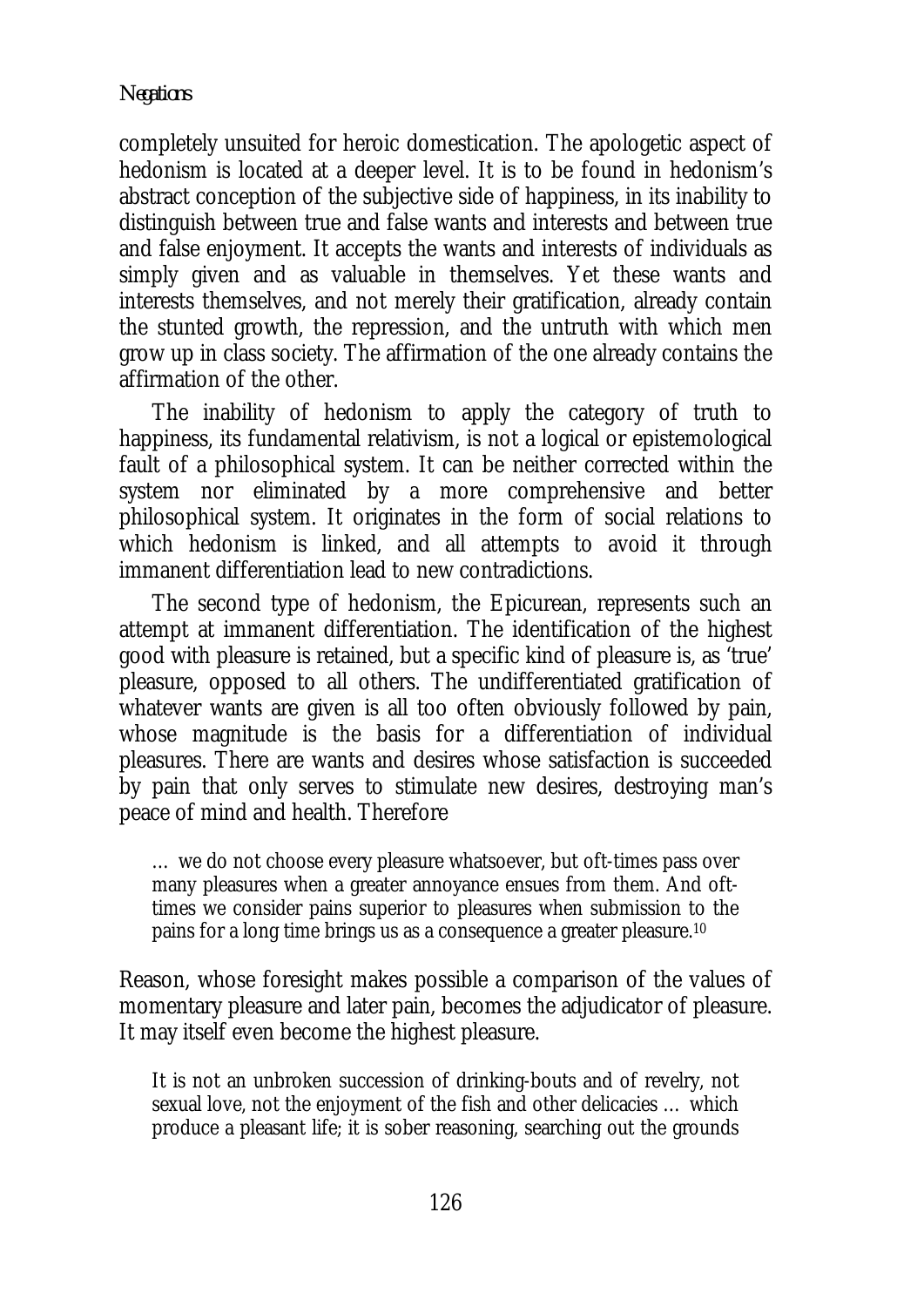completely unsuited for heroic domestication. The apologetic aspect of hedonism is located at a deeper level. It is to be found in hedonism's abstract conception of the subjective side of happiness, in its inability to distinguish between true and false wants and interests and between true and false enjoyment. It accepts the wants and interests of individuals as simply given and as valuable in themselves. Yet these wants and interests themselves, and not merely their gratification, already contain the stunted growth, the repression, and the untruth with which men grow up in class society. The affirmation of the one already contains the affirmation of the other.

The inability of hedonism to apply the category of truth to happiness, its fundamental relativism, is not a logical or epistemological fault of a philosophical system. It can be neither corrected within the system nor eliminated by a more comprehensive and better philosophical system. It originates in the form of social relations to which hedonism is linked, and all attempts to avoid it through immanent differentiation lead to new contradictions.

The second type of hedonism, the Epicurean, represents such an attempt at immanent differentiation. The identification of the highest good with pleasure is retained, but a specific kind of pleasure is, as 'true' pleasure, opposed to all others. The undifferentiated gratification of whatever wants are given is all too often obviously followed by pain, whose magnitude is the basis for a differentiation of individual pleasures. There are wants and desires whose satisfaction is succeeded by pain that only serves to stimulate new desires, destroying man's peace of mind and health. Therefore

> … we do not choose every pleasure whatsoever, but oft-times pass over many pleasures when a greater annoyance ensues from them. And oft-times we consider pains superior to pleasures when submission to the pains for a long time brings us as a consequence a greater pleasure.[10]

Reason, whose foresight makes possible a comparison of the values of momentary pleasure and later pain, becomes the adjudicator of pleasure. It may itself even become the highest pleasure.

> It is not an unbroken succession of drinking-bouts and of revelry, not sexual love, not the enjoyment of the fish and other delicacies … which produce a pleasant life; it is sober reasoning, searching out the grounds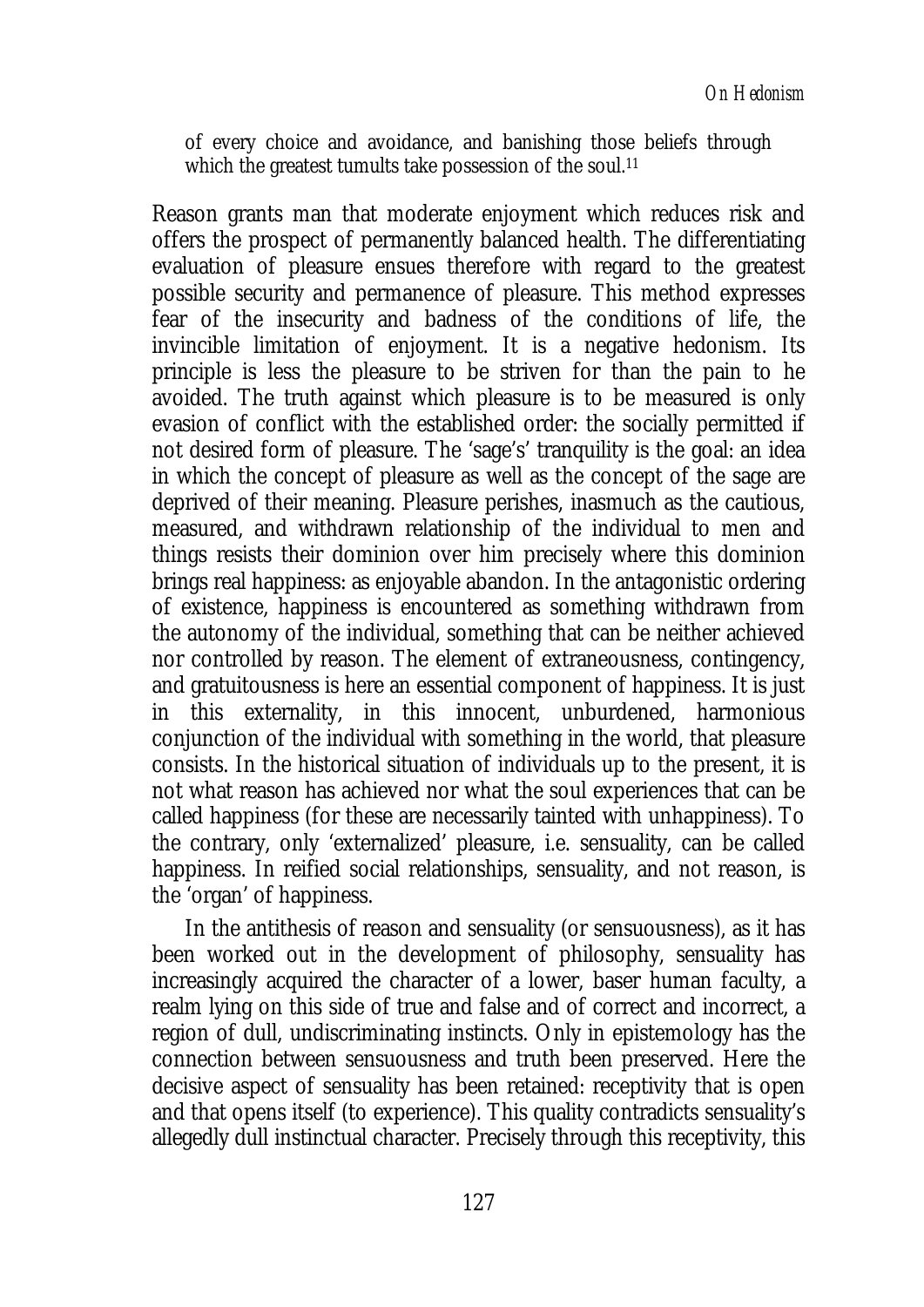of every choice and avoidance, and banishing those beliefs through which the greatest tumults take possession of the soul.[11]

Reason grants man that moderate enjoyment which reduces risk and offers the prospect of permanently balanced health. The differentiating evaluation of pleasure ensues therefore with regard to the greatest possible security and permanence of pleasure. This method expresses fear of the insecurity and badness of the conditions of life, the invincible limitation of enjoyment. It is a negative hedonism. Its principle is less the pleasure to be striven for than the pain to he avoided. The truth against which pleasure is to be measured is only evasion of conflict with the established order: the socially permitted if not desired form of pleasure. The 'sage's' tranquility is the goal: an idea in which the concept of pleasure as well as the concept of the sage are deprived of their meaning. Pleasure perishes, inasmuch as the cautious, measured, and withdrawn relationship of the individual to men and things resists their dominion over him precisely where this dominion brings real happiness: as enjoyable abandon. In the antagonistic ordering of existence, happiness is encountered as something withdrawn from the autonomy of the individual, something that can be neither achieved nor controlled by reason. The element of extraneousness, contingency, and gratuitousness is here an essential component of happiness. It is just in this externality, in this innocent, unburdened, harmonious conjunction of the individual with something in the world, that pleasure consists. In the historical situation of individuals up to the present, it is not what reason has achieved nor what the soul experiences that can be called happiness (for these are necessarily tainted with unhappiness). To the contrary, only 'externalized' pleasure, i.e. sensuality, can be called happiness. In reified social relationships, sensuality, and not reason, is the 'organ' of happiness.

In the antithesis of reason and sensuality (or sensuousness), as it has been worked out in the development of philosophy, sensuality has increasingly acquired the character of a lower, baser human faculty, a realm lying on this side of true and false and of correct and incorrect, a region of dull, undiscriminating instincts. Only in epistemology has the connection between sensuousness and truth been preserved. Here the decisive aspect of sensuality has been retained: receptivity that is open and that opens itself (to experience). This quality contradicts sensuality's allegedly dull instinctual character. Precisely through this receptivity, this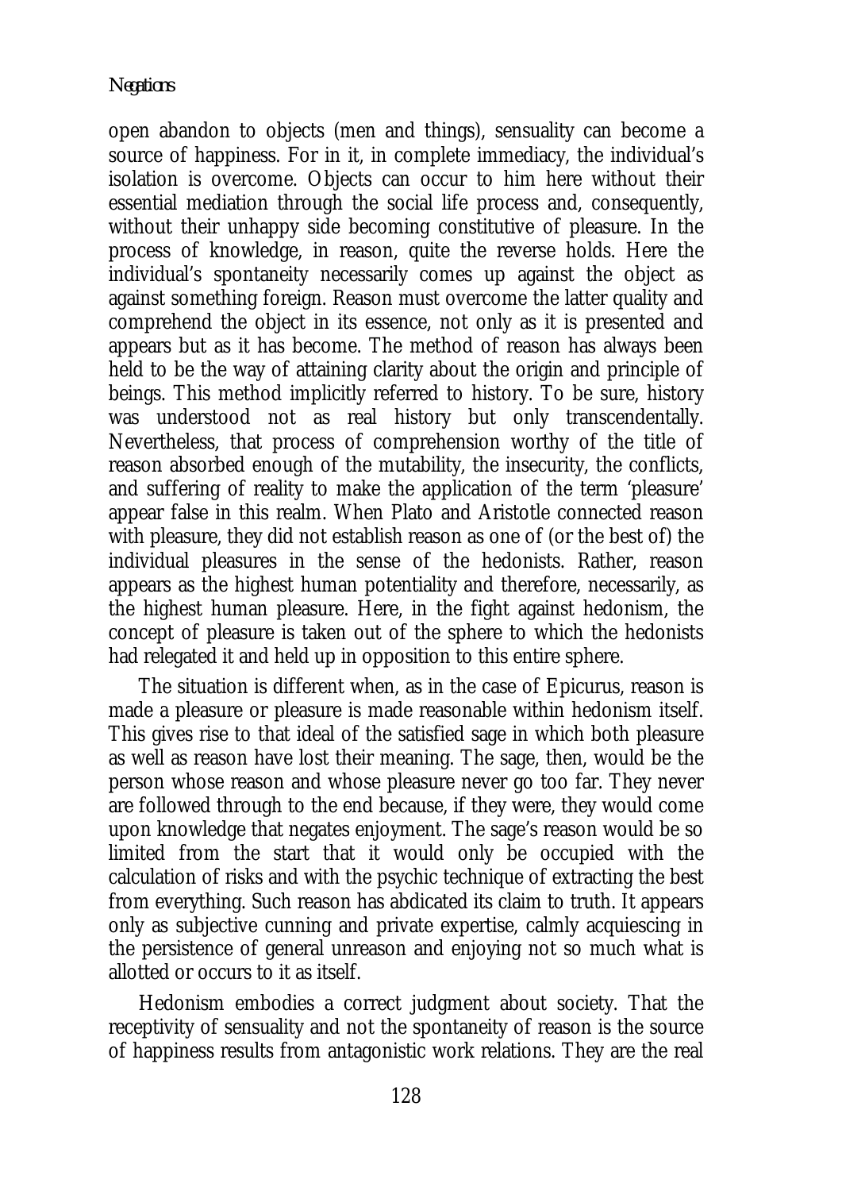open abandon to objects (men and things), sensuality can become a source of happiness. For in it, in complete immediacy, the individual's isolation is overcome. Objects can occur to him here without their essential mediation through the social life process and, consequently, without their unhappy side becoming constitutive of pleasure. In the process of knowledge, in reason, quite the reverse holds. Here the individual's spontaneity necessarily comes up against the object as against something foreign. Reason must overcome the latter quality and comprehend the object in its essence, not only as it is presented and appears but as it has become. The method of reason has always been held to be the way of attaining clarity about the origin and principle of beings. This method implicitly referred to history. To be sure, history was understood not as real history but only transcendentally. Nevertheless, that process of comprehension worthy of the title of reason absorbed enough of the mutability, the insecurity, the conflicts, and suffering of reality to make the application of the term 'pleasure' appear false in this realm. When Plato and Aristotle connected reason with pleasure, they did not establish reason as one of (or the best of) the individual pleasures in the sense of the hedonists. Rather, reason appears as the highest human potentiality and therefore, necessarily, as the highest human pleasure. Here, in the fight against hedonism, the concept of pleasure is taken out of the sphere to which the hedonists had relegated it and held up in opposition to this entire sphere.

The situation is different when, as in the case of Epicurus, reason is made a pleasure or pleasure is made reasonable within hedonism itself. This gives rise to that ideal of the satisfied sage in which both pleasure as well as reason have lost their meaning. The sage, then, would be the person whose reason and whose pleasure never go too far. They never are followed through to the end because, if they were, they would come upon knowledge that negates enjoyment. The sage's reason would be so limited from the start that it would only be occupied with the calculation of risks and with the psychic technique of extracting the best from everything. Such reason has abdicated its claim to truth. It appears only as subjective cunning and private expertise, calmly acquiescing in the persistence of general unreason and enjoying not so much what is allotted or occurs to it as itself.

Hedonism embodies a correct judgment about society. That the receptivity of sensuality and not the spontaneity of reason is the source of happiness results from antagonistic work relations. They are the real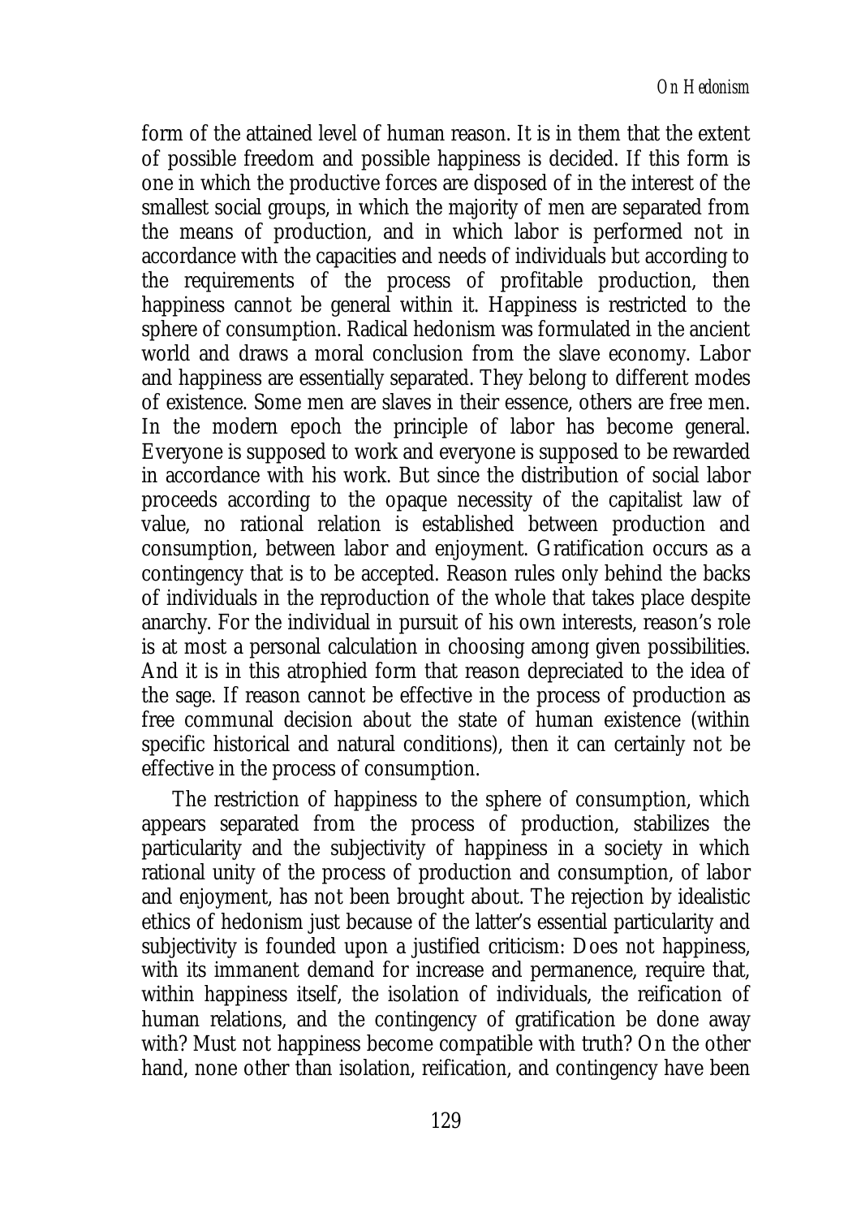form of the attained level of human reason. It is in them that the extent of possible freedom and possible happiness is decided. If this form is one in which the productive forces are disposed of in the interest of the smallest social groups, in which the majority of men are separated from the means of production, and in which labor is performed not in accordance with the capacities and needs of individuals but according to the requirements of the process of profitable production, then happiness cannot be general within it. Happiness is restricted to the sphere of consumption. Radical hedonism was formulated in the ancient world and draws a moral conclusion from the slave economy. Labor and happiness are essentially separated. They belong to different modes of existence. Some men are slaves in their essence, others are free men. In the modern epoch the principle of labor has become general. Everyone is supposed to work and everyone is supposed to be rewarded in accordance with his work. But since the distribution of social labor proceeds according to the opaque necessity of the capitalist law of value, no rational relation is established between production and consumption, between labor and enjoyment. Gratification occurs as a contingency that is to be accepted. Reason rules only behind the backs of individuals in the reproduction of the whole that takes place despite anarchy. For the individual in pursuit of his own interests, reason's role is at most a personal calculation in choosing among given possibilities. And it is in this atrophied form that reason depreciated to the idea of the sage. If reason cannot be effective in the process of production as free communal decision about the state of human existence (within specific historical and natural conditions), then it can certainly not be effective in the process of consumption.

The restriction of happiness to the sphere of consumption, which appears separated from the process of production, stabilizes the particularity and the subjectivity of happiness in a society in which rational unity of the process of production and consumption, of labor and enjoyment, has not been brought about. The rejection by idealistic ethics of hedonism just because of the latter's essential particularity and subjectivity is founded upon a justified criticism: Does not happiness, with its immanent demand for increase and permanence, require that, within happiness itself, the isolation of individuals, the reification of human relations, and the contingency of gratification be done away with? Must not happiness become compatible with truth? On the other hand, none other than isolation, reification, and contingency have been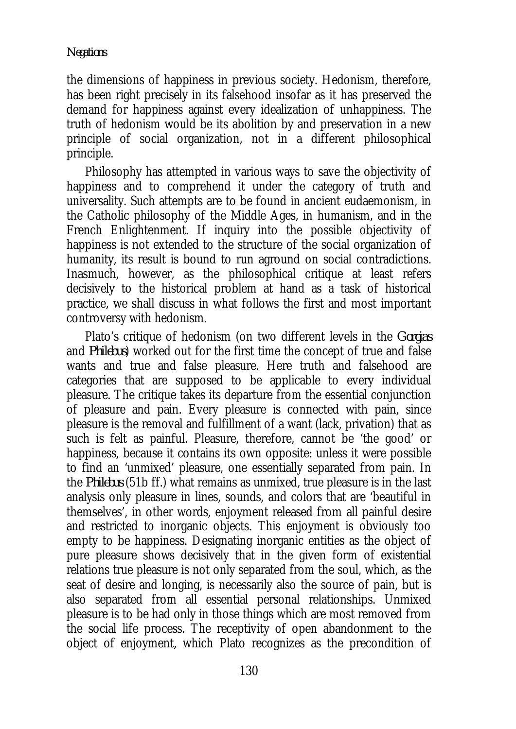the dimensions of happiness in previous society. Hedonism, therefore, has been right precisely in its falsehood insofar as it has preserved the demand for happiness against every idealization of unhappiness. The truth of hedonism would be its abolition by and preservation in a new principle of social organization, not in a different philosophical principle.

Philosophy has attempted in various ways to save the objectivity of happiness and to comprehend it under the category of truth and universality. Such attempts are to be found in ancient eudaemonism, in the Catholic philosophy of the Middle Ages, in humanism, and in the French Enlightenment. If inquiry into the possible objectivity of happiness is not extended to the structure of the social organization of humanity, its result is bound to run aground on social contradictions. Inasmuch, however, as the philosophical critique at least refers decisively to the historical problem at hand as a task of historical practice, we shall discuss in what follows the first and most important controversy with hedonism.

Plato's critique of hedonism (on two different levels in the *Gorgias* and *Philebus*) worked out for the first time the concept of true and false wants and true and false pleasure. Here truth and falsehood are categories that are supposed to be applicable to every individual pleasure. The critique takes its departure from the essential conjunction of pleasure and pain. Every pleasure is connected with pain, since pleasure is the removal and fulfillment of a want (lack, privation) that as such is felt as painful. Pleasure, therefore, cannot be 'the good' or happiness, because it contains its own opposite: unless it were possible to find an 'unmixed' pleasure, one essentially separated from pain. In the *Philebus* (51b ff.) what remains as unmixed, true pleasure is in the last analysis only pleasure in lines, sounds, and colors that are 'beautiful in themselves', in other words, enjoyment released from all painful desire and restricted to inorganic objects. This enjoyment is obviously too empty to be happiness. Designating inorganic entities as the object of pure pleasure shows decisively that in the given form of existential relations true pleasure is not only separated from the soul, which, as the seat of desire and longing, is necessarily also the source of pain, but is also separated from all essential personal relationships. Unmixed pleasure is to be had only in those things which are most removed from the social life process. The receptivity of open abandonment to the object of enjoyment, which Plato recognizes as the precondition of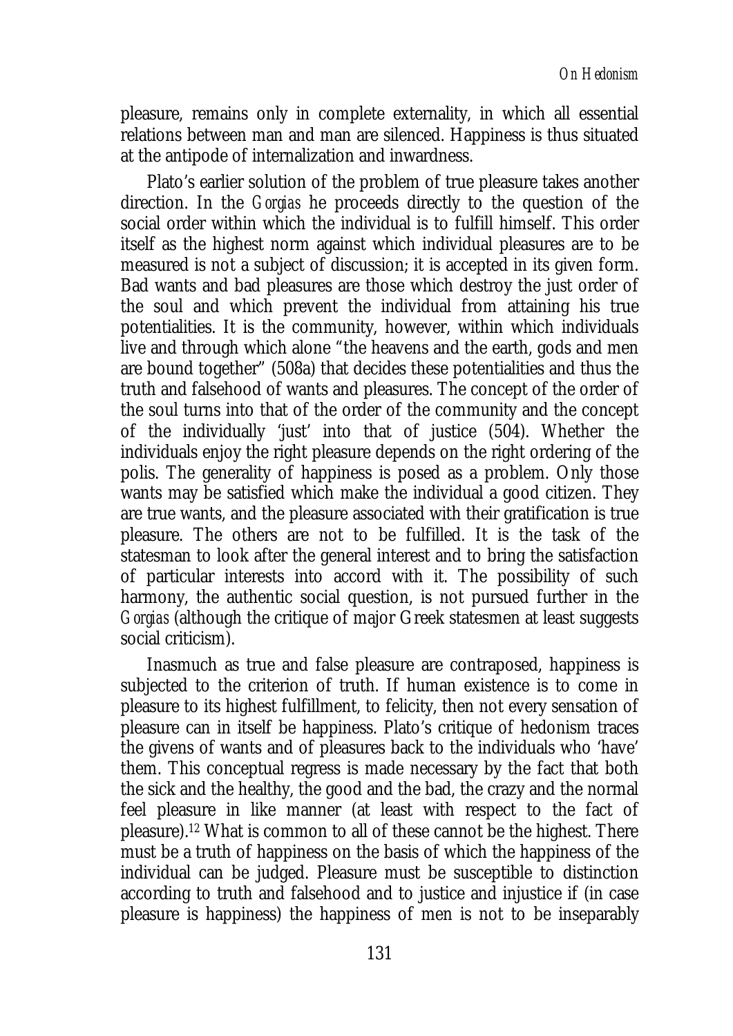pleasure, remains only in complete externality, in which all essential relations between man and man are silenced. Happiness is thus situated at the antipode of internalization and inwardness.

Plato's earlier solution of the problem of true pleasure takes another direction. In the *Gorgias* he proceeds directly to the question of the social order within which the individual is to fulfill himself. This order itself as the highest norm against which individual pleasures are to be measured is not a subject of discussion; it is accepted in its given form. Bad wants and bad pleasures are those which destroy the just order of the soul and which prevent the individual from attaining his true potentialities. It is the community, however, within which individuals live and through which alone "the heavens and the earth, gods and men are bound together" (508a) that decides these potentialities and thus the truth and falsehood of wants and pleasures. The concept of the order of the soul turns into that of the order of the community and the concept of the individually 'just' into that of justice (504). Whether the individuals enjoy the right pleasure depends on the right ordering of the polis. The generality of happiness is posed as a problem. Only those wants may be satisfied which make the individual a good citizen. They are true wants, and the pleasure associated with their gratification is true pleasure. The others are not to be fulfilled. It is the task of the statesman to look after the general interest and to bring the satisfaction of particular interests into accord with it. The possibility of such harmony, the authentic social question, is not pursued further in the *Gorgias* (although the critique of major Greek statesmen at least suggests social criticism).

Inasmuch as true and false pleasure are contraposed, happiness is subjected to the criterion of truth. If human existence is to come in pleasure to its highest fulfillment, to felicity, then not every sensation of pleasure can in itself be happiness. Plato's critique of hedonism traces the givens of wants and of pleasures back to the individuals who 'have' them. This conceptual regress is made necessary by the fact that both the sick and the healthy, the good and the bad, the crazy and the normal feel pleasure in like manner (at least with respect to the fact of pleasure).[12] What is common to all of these cannot be the highest. There must be a truth of happiness on the basis of which the happiness of the individual can be judged. Pleasure must be susceptible to distinction according to truth and falsehood and to justice and injustice if (in case pleasure is happiness) the happiness of men is not to be inseparably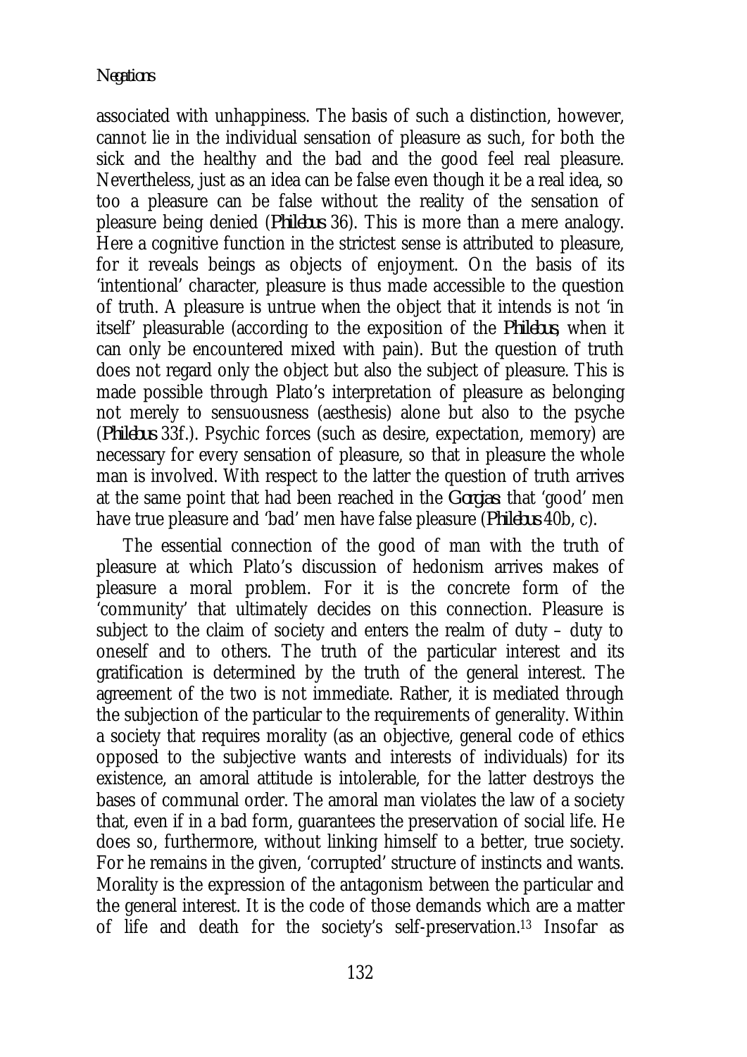associated with unhappiness. The basis of such a distinction, however, cannot lie in the individual sensation of pleasure as such, for both the sick and the healthy and the bad and the good feel real pleasure. Nevertheless, just as an idea can be false even though it be a real idea, so too a pleasure can be false without the reality of the sensation of pleasure being denied (*Philebus* 36). This is more than a mere analogy. Here a cognitive function in the strictest sense is attributed to pleasure, for it reveals beings as objects of enjoyment. On the basis of its 'intentional' character, pleasure is thus made accessible to the question of truth. A pleasure is untrue when the object that it intends is not 'in itself' pleasurable (according to the exposition of the *Philebus*, when it can only be encountered mixed with pain). But the question of truth does not regard only the object but also the subject of pleasure. This is made possible through Plato's interpretation of pleasure as belonging not merely to sensuousness (aesthesis) alone but also to the psyche (*Philebus* 33f.). Psychic forces (such as desire, expectation, memory) are necessary for every sensation of pleasure, so that in pleasure the whole man is involved. With respect to the latter the question of truth arrives at the same point that had been reached in the *Gorgias*: that 'good' men have true pleasure and 'bad' men have false pleasure (*Philebus* 40b, c).

The essential connection of the good of man with the truth of pleasure at which Plato's discussion of hedonism arrives makes of pleasure a moral problem. For it is the concrete form of the 'community' that ultimately decides on this connection. Pleasure is subject to the claim of society and enters the realm of duty – duty to oneself and to others. The truth of the particular interest and its gratification is determined by the truth of the general interest. The agreement of the two is not immediate. Rather, it is mediated through the subjection of the particular to the requirements of generality. Within a society that requires morality (as an objective, general code of ethics opposed to the subjective wants and interests of individuals) for its existence, an amoral attitude is intolerable, for the latter destroys the bases of communal order. The amoral man violates the law of a society that, even if in a bad form, guarantees the preservation of social life. He does so, furthermore, without linking himself to a better, true society. For he remains in the given, 'corrupted' structure of instincts and wants. Morality is the expression of the antagonism between the particular and the general interest. It is the code of those demands which are a matter of life and death for the society's self-preservation.[13] Insofar as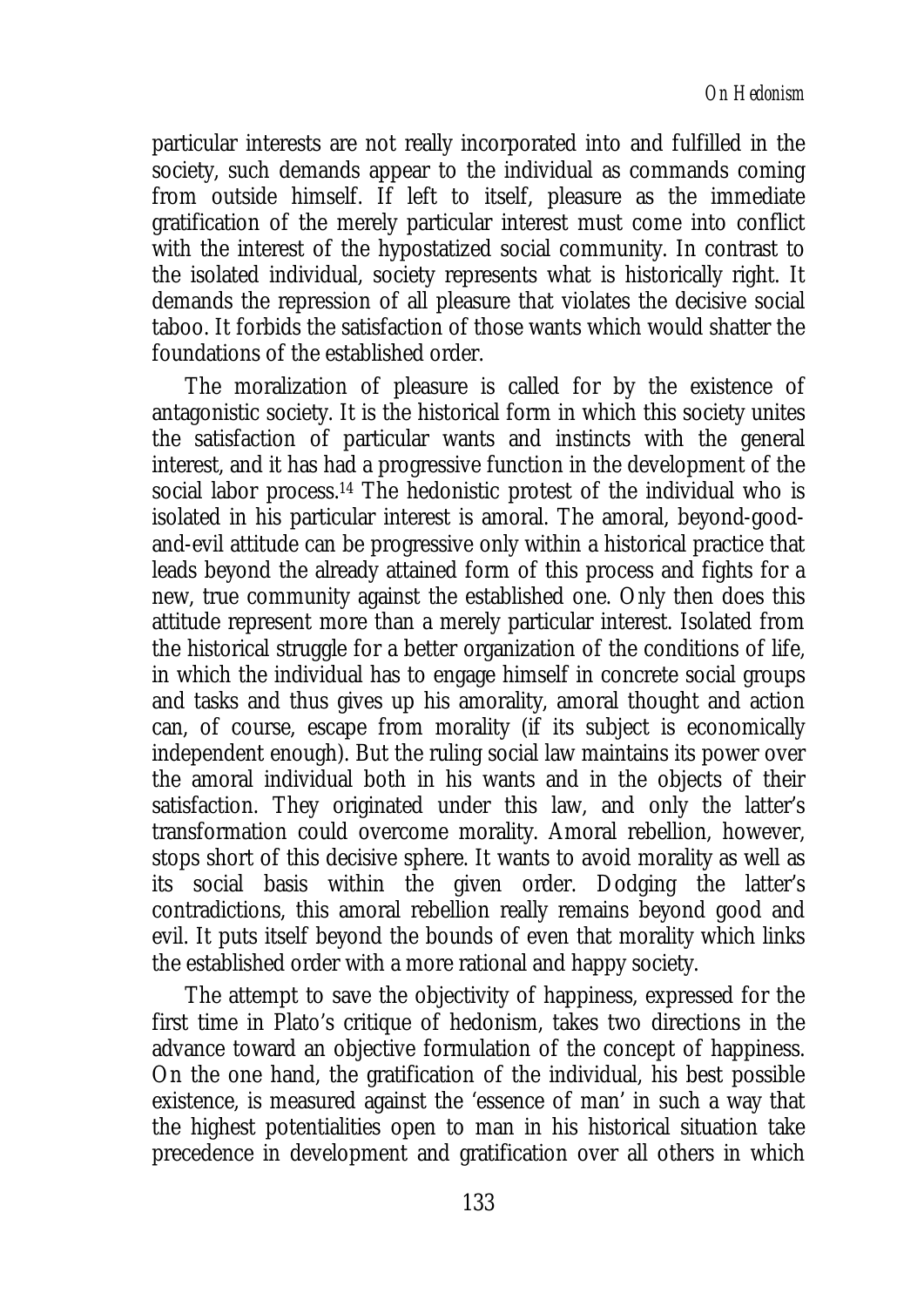particular interests are not really incorporated into and fulfilled in the society, such demands appear to the individual as commands coming from outside himself. If left to itself, pleasure as the immediate gratification of the merely particular interest must come into conflict with the interest of the hypostatized social community. In contrast to the isolated individual, society represents what is historically right. It demands the repression of all pleasure that violates the decisive social taboo. It forbids the satisfaction of those wants which would shatter the foundations of the established order.

The moralization of pleasure is called for by the existence of antagonistic society. It is the historical form in which this society unites the satisfaction of particular wants and instincts with the general interest, and it has had a progressive function in the development of the social labor process.[14] The hedonistic protest of the individual who is isolated in his particular interest is amoral. The amoral, beyond-good-and-evil attitude can be progressive only within a historical practice that leads beyond the already attained form of this process and fights for a new, true community against the established one. Only then does this attitude represent more than a merely particular interest. Isolated from the historical struggle for a better organization of the conditions of life, in which the individual has to engage himself in concrete social groups and tasks and thus gives up his amorality, amoral thought and action can, of course, escape from morality (if its subject is economically independent enough). But the ruling social law maintains its power over the amoral individual both in his wants and in the objects of their satisfaction. They originated under this law, and only the latter's transformation could overcome morality. Amoral rebellion, however, stops short of this decisive sphere. It wants to avoid morality as well as its social basis within the given order. Dodging the latter's contradictions, this amoral rebellion really remains beyond good and evil. It puts itself beyond the bounds of even that morality which links the established order with a more rational and happy society.

The attempt to save the objectivity of happiness, expressed for the first time in Plato's critique of hedonism, takes two directions in the advance toward an objective formulation of the concept of happiness. On the one hand, the gratification of the individual, his best possible existence, is measured against the 'essence of man' in such a way that the highest potentialities open to man in his historical situation take precedence in development and gratification over all others in which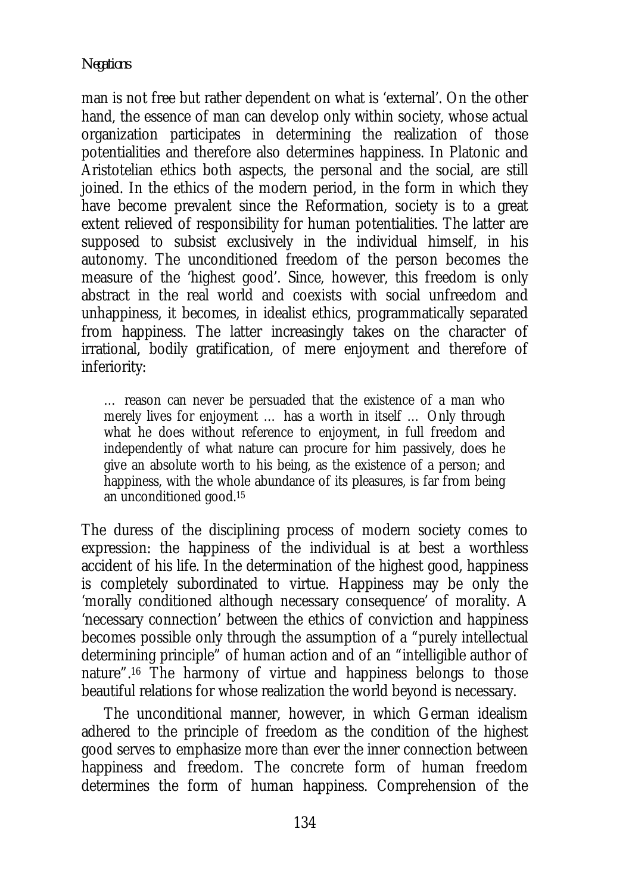man is not free but rather dependent on what is 'external'. On the other hand, the essence of man can develop only within society, whose actual organization participates in determining the realization of those potentialities and therefore also determines happiness. In Platonic and Aristotelian ethics both aspects, the personal and the social, are still joined. In the ethics of the modern period, in the form in which they have become prevalent since the Reformation, society is to a great extent relieved of responsibility for human potentialities. The latter are supposed to subsist exclusively in the individual himself, in his autonomy. The unconditioned freedom of the person becomes the measure of the 'highest good'. Since, however, this freedom is only abstract in the real world and coexists with social unfreedom and unhappiness, it becomes, in idealist ethics, programmatically separated from happiness. The latter increasingly takes on the character of irrational, bodily gratification, of mere enjoyment and therefore of inferiority:

> … reason can never be persuaded that the existence of a man who merely lives for enjoyment … has a worth in itself … Only through what he does without reference to enjoyment, in full freedom and independently of what nature can procure for him passively, does he give an absolute worth to his being, as the existence of a person; and happiness, with the whole abundance of its pleasures, is far from being an unconditioned good.[15]

The duress of the disciplining process of modern society comes to expression: the happiness of the individual is at best a worthless accident of his life. In the determination of the highest good, happiness is completely subordinated to virtue. Happiness may be only the 'morally conditioned although necessary consequence' of morality. A 'necessary connection' between the ethics of conviction and happiness becomes possible only through the assumption of a "purely intellectual determining principle" of human action and of an "intelligible author of nature".[16] The harmony of virtue and happiness belongs to those beautiful relations for whose realization the world beyond is necessary.

The unconditional manner, however, in which German idealism adhered to the principle of freedom as the condition of the highest good serves to emphasize more than ever the inner connection between happiness and freedom. The concrete form of human freedom determines the form of human happiness. Comprehension of the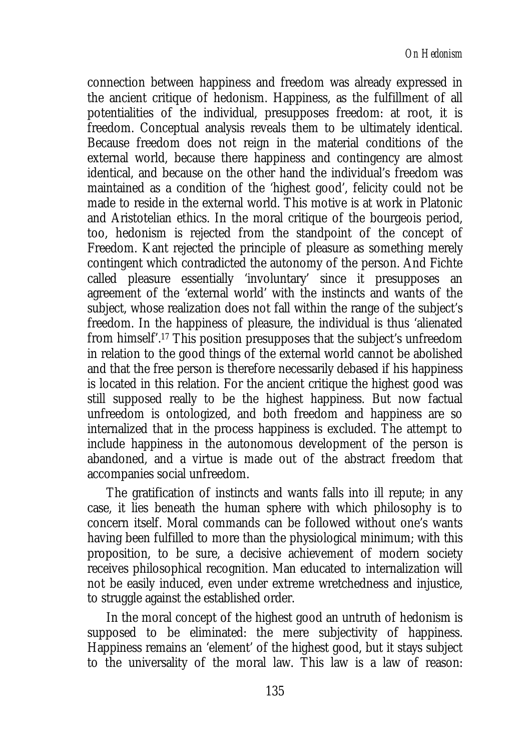connection between happiness and freedom was already expressed in the ancient critique of hedonism. Happiness, as the fulfillment of all potentialities of the individual, presupposes freedom: at root, it is freedom. Conceptual analysis reveals them to be ultimately identical. Because freedom does not reign in the material conditions of the external world, because there happiness and contingency are almost identical, and because on the other hand the individual's freedom was maintained as a condition of the 'highest good', felicity could not be made to reside in the external world. This motive is at work in Platonic and Aristotelian ethics. In the moral critique of the bourgeois period, too, hedonism is rejected from the standpoint of the concept of Freedom. Kant rejected the principle of pleasure as something merely contingent which contradicted the autonomy of the person. And Fichte called pleasure essentially 'involuntary' since it presupposes an agreement of the 'external world' with the instincts and wants of the subject, whose realization does not fall within the range of the subject's freedom. In the happiness of pleasure, the individual is thus 'alienated from himself'.[17] This position presupposes that the subject's unfreedom in relation to the good things of the external world cannot be abolished and that the free person is therefore necessarily debased if his happiness is located in this relation. For the ancient critique the highest good was still supposed really to be the highest happiness. But now factual unfreedom is ontologized, and both freedom and happiness are so internalized that in the process happiness is excluded. The attempt to include happiness in the autonomous development of the person is abandoned, and a virtue is made out of the abstract freedom that accompanies social unfreedom.

The gratification of instincts and wants falls into ill repute; in any case, it lies beneath the human sphere with which philosophy is to concern itself. Moral commands can be followed without one's wants having been fulfilled to more than the physiological minimum; with this proposition, to be sure, a decisive achievement of modern society receives philosophical recognition. Man educated to internalization will not be easily induced, even under extreme wretchedness and injustice, to struggle against the established order.

In the moral concept of the highest good an untruth of hedonism is supposed to be eliminated: the mere subjectivity of happiness. Happiness remains an 'element' of the highest good, but it stays subject to the universality of the moral law. This law is a law of reason: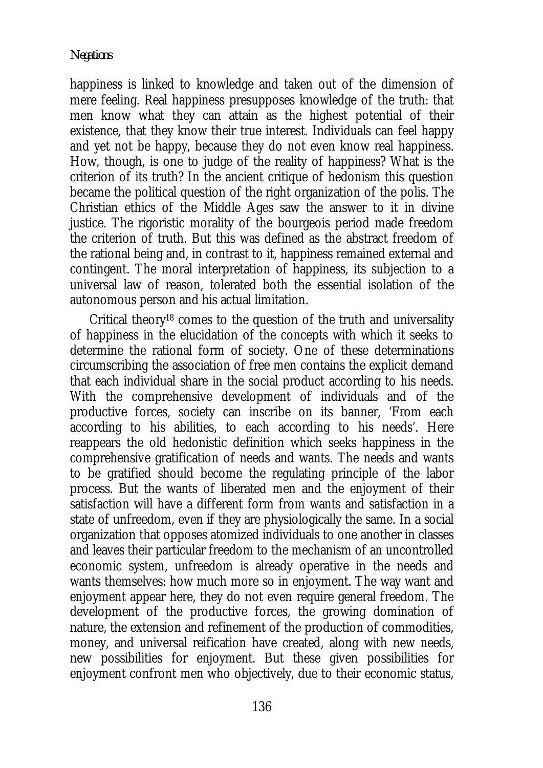happiness is linked to knowledge and taken out of the dimension of mere feeling. Real happiness presupposes knowledge of the truth: that men know what they can attain as the highest potential of their existence, that they know their true interest. Individuals can feel happy and yet not be happy, because they do not even know real happiness. How, though, is one to judge of the reality of happiness? What is the criterion of its truth? In the ancient critique of hedonism this question became the political question of the right organization of the polis. The Christian ethics of the Middle Ages saw the answer to it in divine justice. The rigoristic morality of the bourgeois period made freedom the criterion of truth. But this was defined as the abstract freedom of the rational being and, in contrast to it, happiness remained external and contingent. The moral interpretation of happiness, its subjection to a universal law of reason, tolerated both the essential isolation of the autonomous person and his actual limitation.

Critical theory[18] comes to the question of the truth and universality of happiness in the elucidation of the concepts with which it seeks to determine the rational form of society. One of these determinations circumscribing the association of free men contains the explicit demand that each individual share in the social product according to his needs. With the comprehensive development of individuals and of the productive forces, society can inscribe on its banner, 'From each according to his abilities, to each according to his needs'. Here reappears the old hedonistic definition which seeks happiness in the comprehensive gratification of needs and wants. The needs and wants to be gratified should become the regulating principle of the labor process. But the wants of liberated men and the enjoyment of their satisfaction will have a different form from wants and satisfaction in a state of unfreedom, even if they are physiologically the same. In a social organization that opposes atomized individuals to one another in classes and leaves their particular freedom to the mechanism of an uncontrolled economic system, unfreedom is already operative in the needs and wants themselves: how much more so in enjoyment. The way want and enjoyment appear here, they do not even require general freedom. The development of the productive forces, the growing domination of nature, the extension and refinement of the production of commodities, money, and universal reification have created, along with new needs, new possibilities for enjoyment. But these given possibilities for enjoyment confront men who objectively, due to their economic status,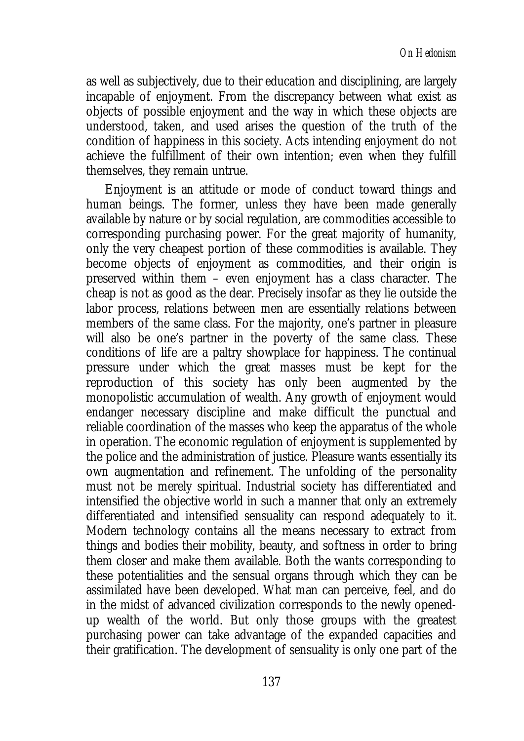as well as subjectively, due to their education and disciplining, are largely incapable of enjoyment. From the discrepancy between what exist as objects of possible enjoyment and the way in which these objects are understood, taken, and used arises the question of the truth of the condition of happiness in this society. Acts intending enjoyment do not achieve the fulfillment of their own intention; even when they fulfill themselves, they remain untrue.

Enjoyment is an attitude or mode of conduct toward things and human beings. The former, unless they have been made generally available by nature or by social regulation, are commodities accessible to corresponding purchasing power. For the great majority of humanity, only the very cheapest portion of these commodities is available. They become objects of enjoyment as commodities, and their origin is preserved within them – even enjoyment has a class character. The cheap is not as good as the dear. Precisely insofar as they lie outside the labor process, relations between men are essentially relations between members of the same class. For the majority, one's partner in pleasure will also be one's partner in the poverty of the same class. These conditions of life are a paltry showplace for happiness. The continual pressure under which the great masses must be kept for the reproduction of this society has only been augmented by the monopolistic accumulation of wealth. Any growth of enjoyment would endanger necessary discipline and make difficult the punctual and reliable coordination of the masses who keep the apparatus of the whole in operation. The economic regulation of enjoyment is supplemented by the police and the administration of justice. Pleasure wants essentially its own augmentation and refinement. The unfolding of the personality must not be merely spiritual. Industrial society has differentiated and intensified the objective world in such a manner that only an extremely differentiated and intensified sensuality can respond adequately to it. Modern technology contains all the means necessary to extract from things and bodies their mobility, beauty, and softness in order to bring them closer and make them available. Both the wants corresponding to these potentialities and the sensual organs through which they can be assimilated have been developed. What man can perceive, feel, and do in the midst of advanced civilization corresponds to the newly opened-up wealth of the world. But only those groups with the greatest purchasing power can take advantage of the expanded capacities and their gratification. The development of sensuality is only one part of the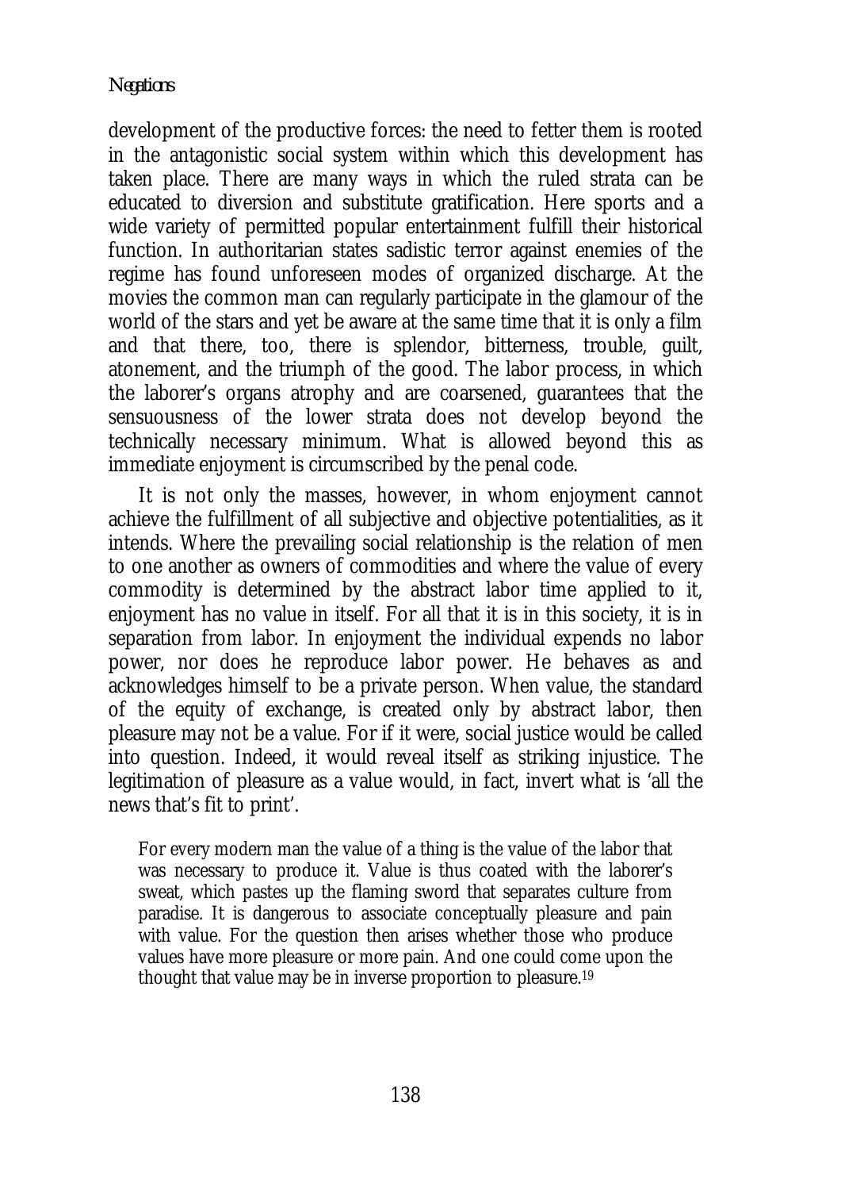development of the productive forces: the need to fetter them is rooted in the antagonistic social system within which this development has taken place. There are many ways in which the ruled strata can be educated to diversion and substitute gratification. Here sports and a wide variety of permitted popular entertainment fulfill their historical function. In authoritarian states sadistic terror against enemies of the regime has found unforeseen modes of organized discharge. At the movies the common man can regularly participate in the glamour of the world of the stars and yet be aware at the same time that it is only a film and that there, too, there is splendor, bitterness, trouble, guilt, atonement, and the triumph of the good. The labor process, in which the laborer's organs atrophy and are coarsened, guarantees that the sensuousness of the lower strata does not develop beyond the technically necessary minimum. What is allowed beyond this as immediate enjoyment is circumscribed by the penal code.

It is not only the masses, however, in whom enjoyment cannot achieve the fulfillment of all subjective and objective potentialities, as it intends. Where the prevailing social relationship is the relation of men to one another as owners of commodities and where the value of every commodity is determined by the abstract labor time applied to it, enjoyment has no value in itself. For all that it is in this society, it is in separation from labor. In enjoyment the individual expends no labor power, nor does he reproduce labor power. He behaves as and acknowledges himself to be a private person. When value, the standard of the equity of exchange, is created only by abstract labor, then pleasure may not be a value. For if it were, social justice would be called into question. Indeed, it would reveal itself as striking injustice. The legitimation of pleasure as a value would, in fact, invert what is 'all the news that's fit to print'.

> For every modern man the value of a thing is the value of the labor that was necessary to produce it. Value is thus coated with the laborer's sweat, which pastes up the flaming sword that separates culture from paradise. It is dangerous to associate conceptually pleasure and pain with value. For the question then arises whether those who produce values have more pleasure or more pain. And one could come upon the thought that value may be in inverse proportion to pleasure.[19]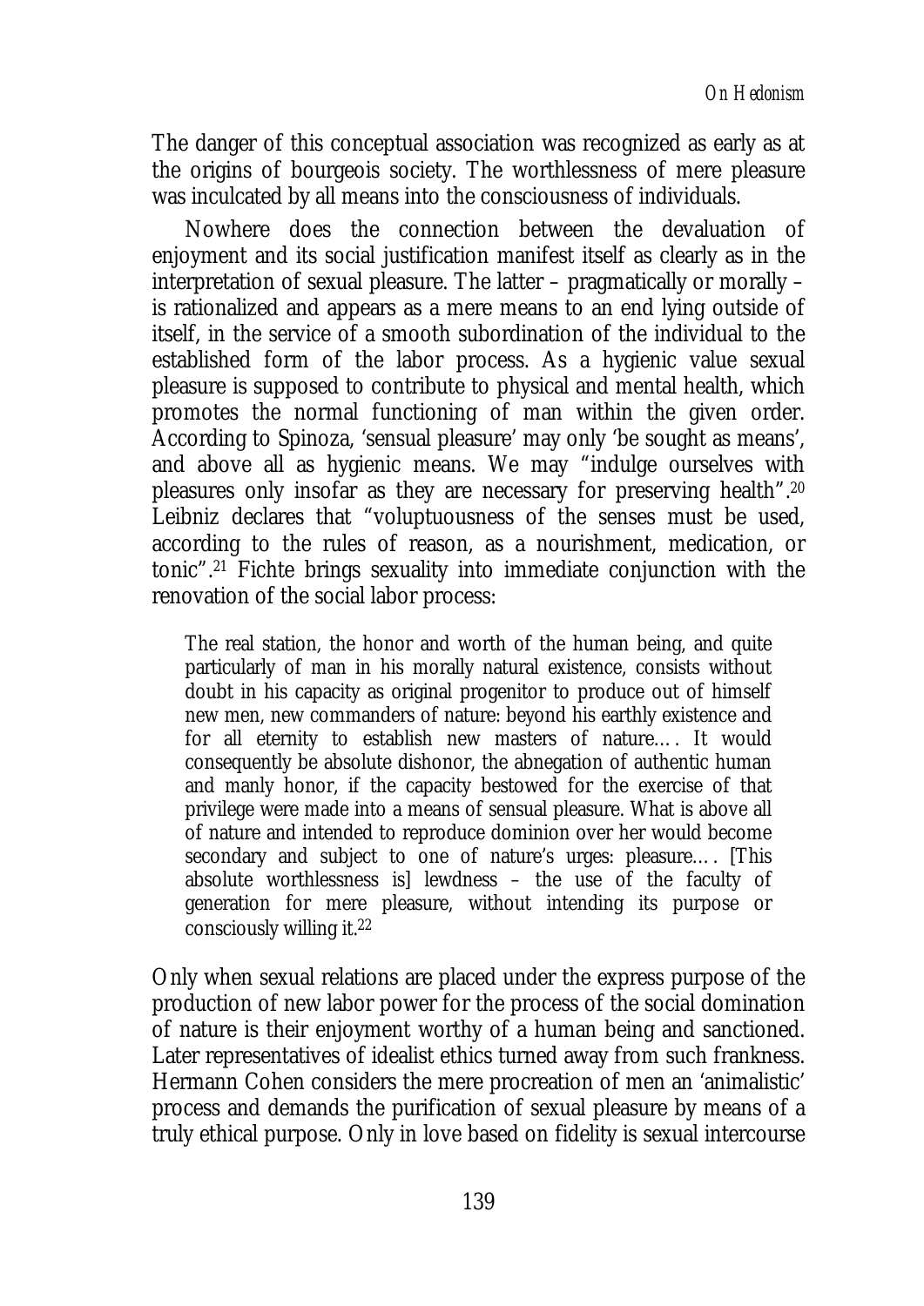The danger of this conceptual association was recognized as early as at the origins of bourgeois society. The worthlessness of mere pleasure was inculcated by all means into the consciousness of individuals.

Nowhere does the connection between the devaluation of enjoyment and its social justification manifest itself as clearly as in the interpretation of sexual pleasure. The latter – pragmatically or morally – is rationalized and appears as a mere means to an end lying outside of itself, in the service of a smooth subordination of the individual to the established form of the labor process. As a hygienic value sexual pleasure is supposed to contribute to physical and mental health, which promotes the normal functioning of man within the given order. According to Spinoza, 'sensual pleasure' may only 'be sought as means', and above all as hygienic means. We may "indulge ourselves with pleasures only insofar as they are necessary for preserving health".[20] Leibniz declares that "voluptuousness of the senses must be used, according to the rules of reason, as a nourishment, medication, or tonic".[21] Fichte brings sexuality into immediate conjunction with the renovation of the social labor process:

> The real station, the honor and worth of the human being, and quite particularly of man in his morally natural existence, consists without doubt in his capacity as original progenitor to produce out of himself new men, new commanders of nature: beyond his earthly existence and for all eternity to establish new masters of nature…. It would consequently be absolute dishonor, the abnegation of authentic human and manly honor, if the capacity bestowed for the exercise of that privilege were made into a means of sensual pleasure. What is above all of nature and intended to reproduce dominion over her would become secondary and subject to one of nature's urges: pleasure…. [This absolute worthlessness is] lewdness – the use of the faculty of generation for mere pleasure, without intending its purpose or consciously willing it.[22]

Only when sexual relations are placed under the express purpose of the production of new labor power for the process of the social domination of nature is their enjoyment worthy of a human being and sanctioned. Later representatives of idealist ethics turned away from such frankness. Hermann Cohen considers the mere procreation of men an 'animalistic' process and demands the purification of sexual pleasure by means of a truly ethical purpose. Only in love based on fidelity is sexual intercourse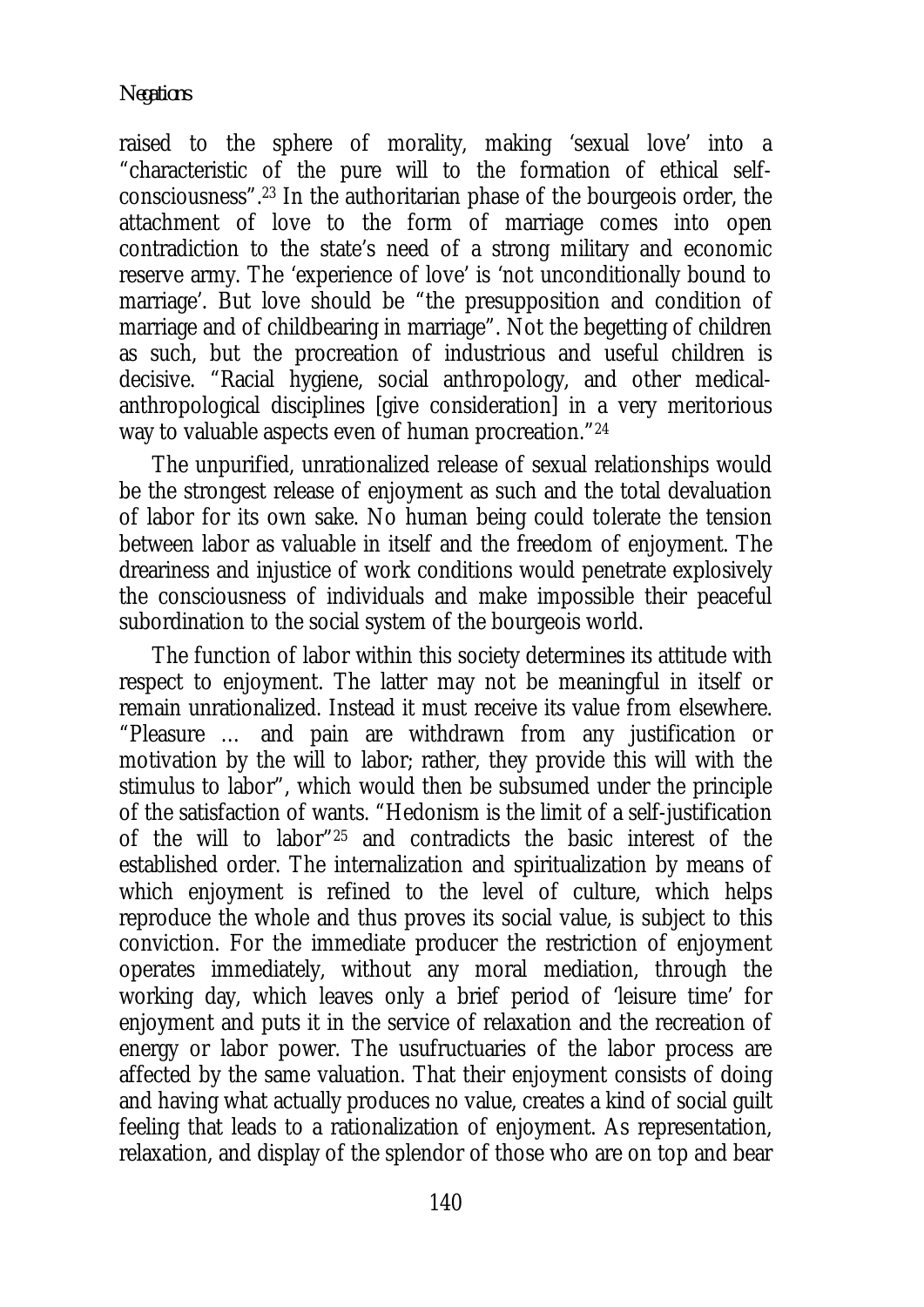raised to the sphere of morality, making 'sexual love' into a "characteristic of the pure will to the formation of ethical self-consciousness".[23] In the authoritarian phase of the bourgeois order, the attachment of love to the form of marriage comes into open contradiction to the state's need of a strong military and economic reserve army. The 'experience of love' is 'not unconditionally bound to marriage'. But love should be "the presupposition and condition of marriage and of childbearing in marriage". Not the begetting of children as such, but the procreation of industrious and useful children is decisive. "Racial hygiene, social anthropology, and other medical-anthropological disciplines [give consideration] in a very meritorious way to valuable aspects even of human procreation."[24]

The unpurified, unrationalized release of sexual relationships would be the strongest release of enjoyment as such and the total devaluation of labor for its own sake. No human being could tolerate the tension between labor as valuable in itself and the freedom of enjoyment. The dreariness and injustice of work conditions would penetrate explosively the consciousness of individuals and make impossible their peaceful subordination to the social system of the bourgeois world.

The function of labor within this society determines its attitude with respect to enjoyment. The latter may not be meaningful in itself or remain unrationalized. Instead it must receive its value from elsewhere. "Pleasure … and pain are withdrawn from any justification or motivation by the will to labor; rather, they provide this will with the stimulus to labor", which would then be subsumed under the principle of the satisfaction of wants. "Hedonism is the limit of a self-justification of the will to labor"[25] and contradicts the basic interest of the established order. The internalization and spiritualization by means of which enjoyment is refined to the level of culture, which helps reproduce the whole and thus proves its social value, is subject to this conviction. For the immediate producer the restriction of enjoyment operates immediately, without any moral mediation, through the working day, which leaves only a brief period of 'leisure time' for enjoyment and puts it in the service of relaxation and the recreation of energy or labor power. The usufructuaries of the labor process are affected by the same valuation. That their enjoyment consists of doing and having what actually produces no value, creates a kind of social guilt feeling that leads to a rationalization of enjoyment. As representation, relaxation, and display of the splendor of those who are on top and bear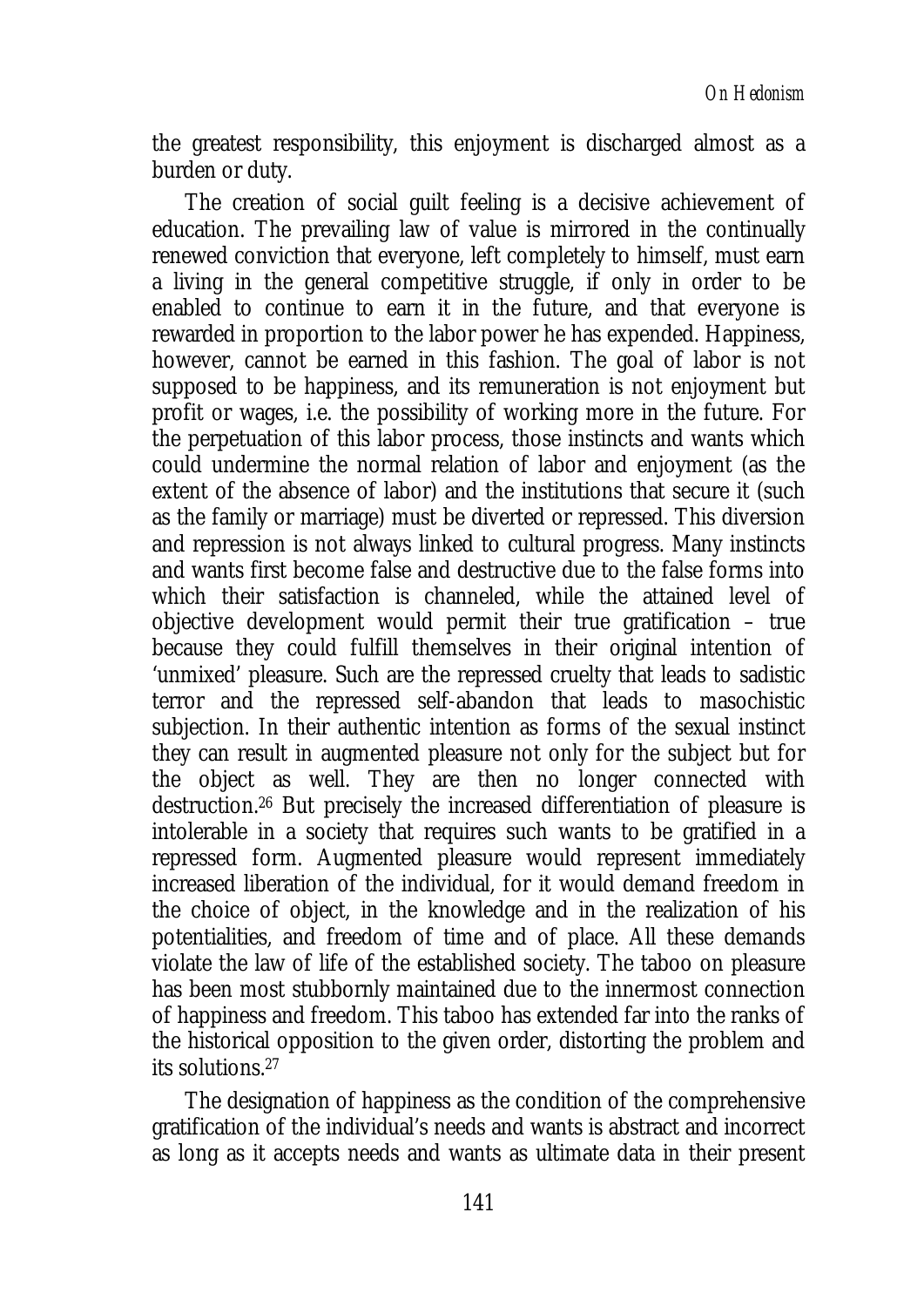the greatest responsibility, this enjoyment is discharged almost as a burden or duty.

The creation of social guilt feeling is a decisive achievement of education. The prevailing law of value is mirrored in the continually renewed conviction that everyone, left completely to himself, must earn a living in the general competitive struggle, if only in order to be enabled to continue to earn it in the future, and that everyone is rewarded in proportion to the labor power he has expended. Happiness, however, cannot be earned in this fashion. The goal of labor is not supposed to be happiness, and its remuneration is not enjoyment but profit or wages, i.e. the possibility of working more in the future. For the perpetuation of this labor process, those instincts and wants which could undermine the normal relation of labor and enjoyment (as the extent of the absence of labor) and the institutions that secure it (such as the family or marriage) must be diverted or repressed. This diversion and repression is not always linked to cultural progress. Many instincts and wants first become false and destructive due to the false forms into which their satisfaction is channeled, while the attained level of objective development would permit their true gratification – true because they could fulfill themselves in their original intention of 'unmixed' pleasure. Such are the repressed cruelty that leads to sadistic terror and the repressed self-abandon that leads to masochistic subjection. In their authentic intention as forms of the sexual instinct they can result in augmented pleasure not only for the subject but for the object as well. They are then no longer connected with destruction.[26] But precisely the increased differentiation of pleasure is intolerable in a society that requires such wants to be gratified in a repressed form. Augmented pleasure would represent immediately increased liberation of the individual, for it would demand freedom in the choice of object, in the knowledge and in the realization of his potentialities, and freedom of time and of place. All these demands violate the law of life of the established society. The taboo on pleasure has been most stubbornly maintained due to the innermost connection of happiness and freedom. This taboo has extended far into the ranks of the historical opposition to the given order, distorting the problem and its solutions.[27]

The designation of happiness as the condition of the comprehensive gratification of the individual's needs and wants is abstract and incorrect as long as it accepts needs and wants as ultimate data in their present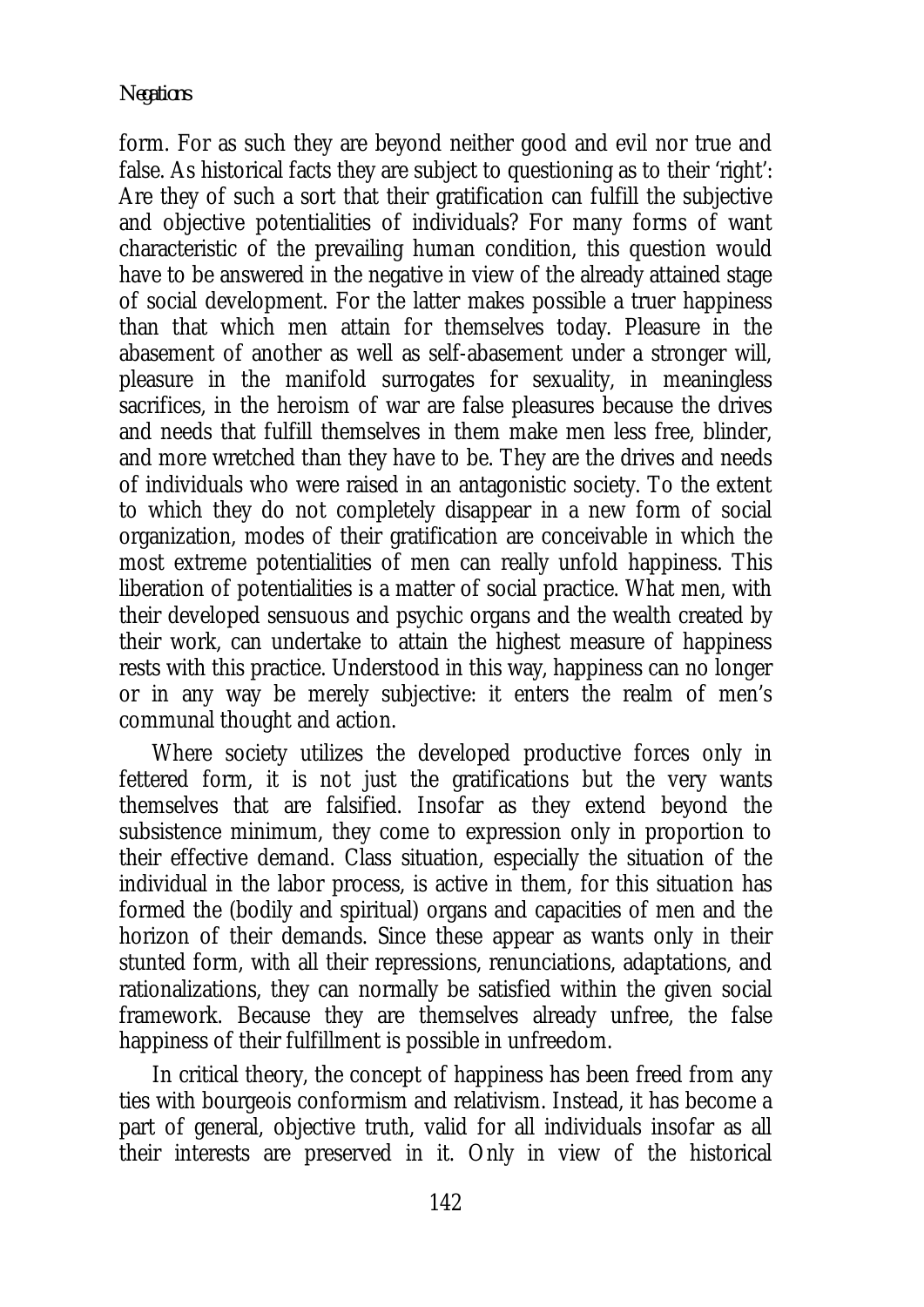form. For as such they are beyond neither good and evil nor true and false. As historical facts they are subject to questioning as to their 'right': Are they of such a sort that their gratification can fulfill the subjective and objective potentialities of individuals? For many forms of want characteristic of the prevailing human condition, this question would have to be answered in the negative in view of the already attained stage of social development. For the latter makes possible a truer happiness than that which men attain for themselves today. Pleasure in the abasement of another as well as self-abasement under a stronger will, pleasure in the manifold surrogates for sexuality, in meaningless sacrifices, in the heroism of war are false pleasures because the drives and needs that fulfill themselves in them make men less free, blinder, and more wretched than they have to be. They are the drives and needs of individuals who were raised in an antagonistic society. To the extent to which they do not completely disappear in a new form of social organization, modes of their gratification are conceivable in which the most extreme potentialities of men can really unfold happiness. This liberation of potentialities is a matter of social practice. What men, with their developed sensuous and psychic organs and the wealth created by their work, can undertake to attain the highest measure of happiness rests with this practice. Understood in this way, happiness can no longer or in any way be merely subjective: it enters the realm of men's communal thought and action.

Where society utilizes the developed productive forces only in fettered form, it is not just the gratifications but the very wants themselves that are falsified. Insofar as they extend beyond the subsistence minimum, they come to expression only in proportion to their effective demand. Class situation, especially the situation of the individual in the labor process, is active in them, for this situation has formed the (bodily and spiritual) organs and capacities of men and the horizon of their demands. Since these appear as wants only in their stunted form, with all their repressions, renunciations, adaptations, and rationalizations, they can normally be satisfied within the given social framework. Because they are themselves already unfree, the false happiness of their fulfillment is possible in unfreedom.

In critical theory, the concept of happiness has been freed from any ties with bourgeois conformism and relativism. Instead, it has become a part of general, objective truth, valid for all individuals insofar as all their interests are preserved in it. Only in view of the historical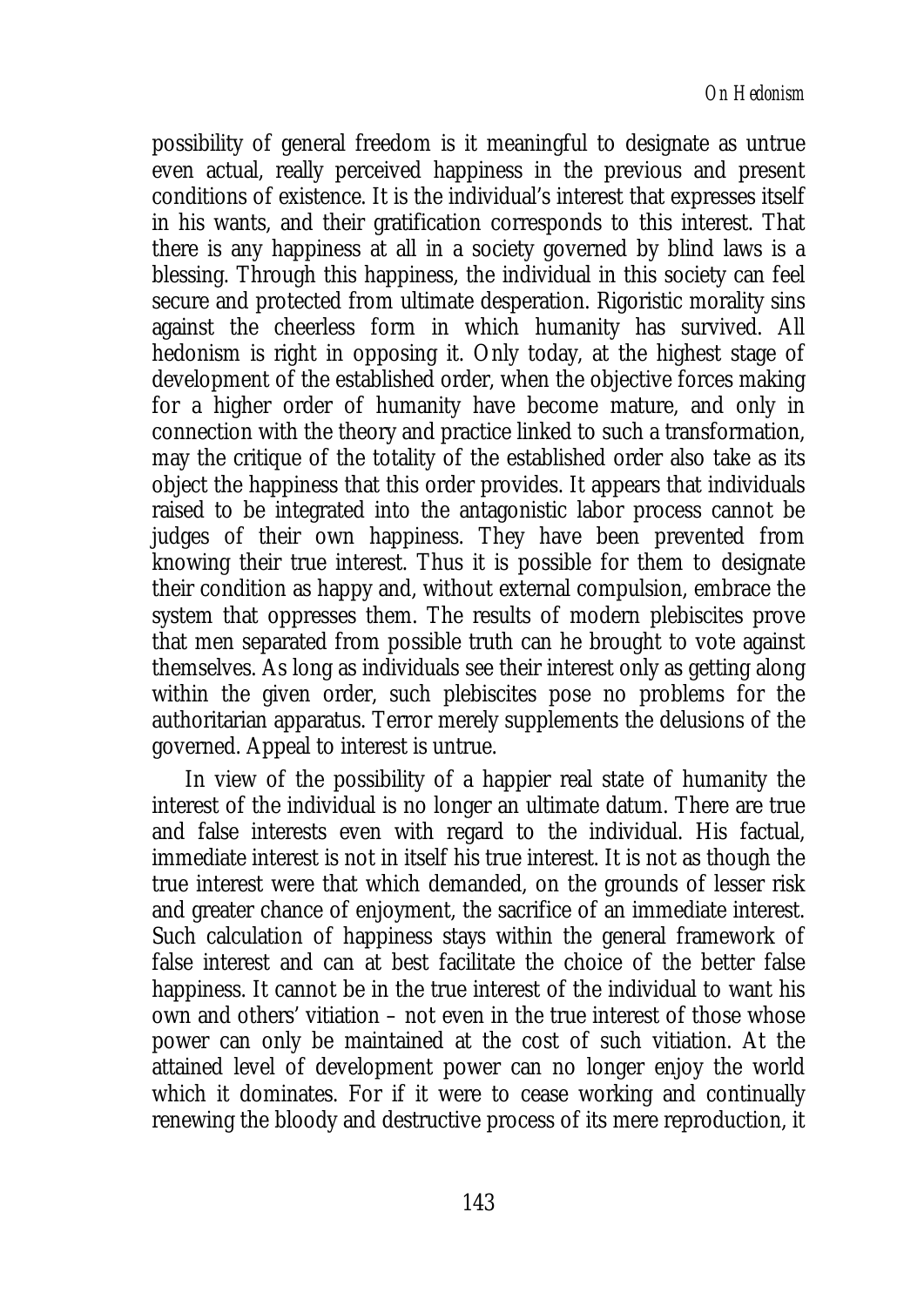possibility of general freedom is it meaningful to designate as untrue even actual, really perceived happiness in the previous and present conditions of existence. It is the individual's interest that expresses itself in his wants, and their gratification corresponds to this interest. That there is any happiness at all in a society governed by blind laws is a blessing. Through this happiness, the individual in this society can feel secure and protected from ultimate desperation. Rigoristic morality sins against the cheerless form in which humanity has survived. All hedonism is right in opposing it. Only today, at the highest stage of development of the established order, when the objective forces making for a higher order of humanity have become mature, and only in connection with the theory and practice linked to such a transformation, may the critique of the totality of the established order also take as its object the happiness that this order provides. It appears that individuals raised to be integrated into the antagonistic labor process cannot be judges of their own happiness. They have been prevented from knowing their true interest. Thus it is possible for them to designate their condition as happy and, without external compulsion, embrace the system that oppresses them. The results of modern plebiscites prove that men separated from possible truth can he brought to vote against themselves. As long as individuals see their interest only as getting along within the given order, such plebiscites pose no problems for the authoritarian apparatus. Terror merely supplements the delusions of the governed. Appeal to interest is untrue.

In view of the possibility of a happier real state of humanity the interest of the individual is no longer an ultimate datum. There are true and false interests even with regard to the individual. His factual, immediate interest is not in itself his true interest. It is not as though the true interest were that which demanded, on the grounds of lesser risk and greater chance of enjoyment, the sacrifice of an immediate interest. Such calculation of happiness stays within the general framework of false interest and can at best facilitate the choice of the better false happiness. It cannot be in the true interest of the individual to want his own and others' vitiation – not even in the true interest of those whose power can only be maintained at the cost of such vitiation. At the attained level of development power can no longer enjoy the world which it dominates. For if it were to cease working and continually renewing the bloody and destructive process of its mere reproduction, it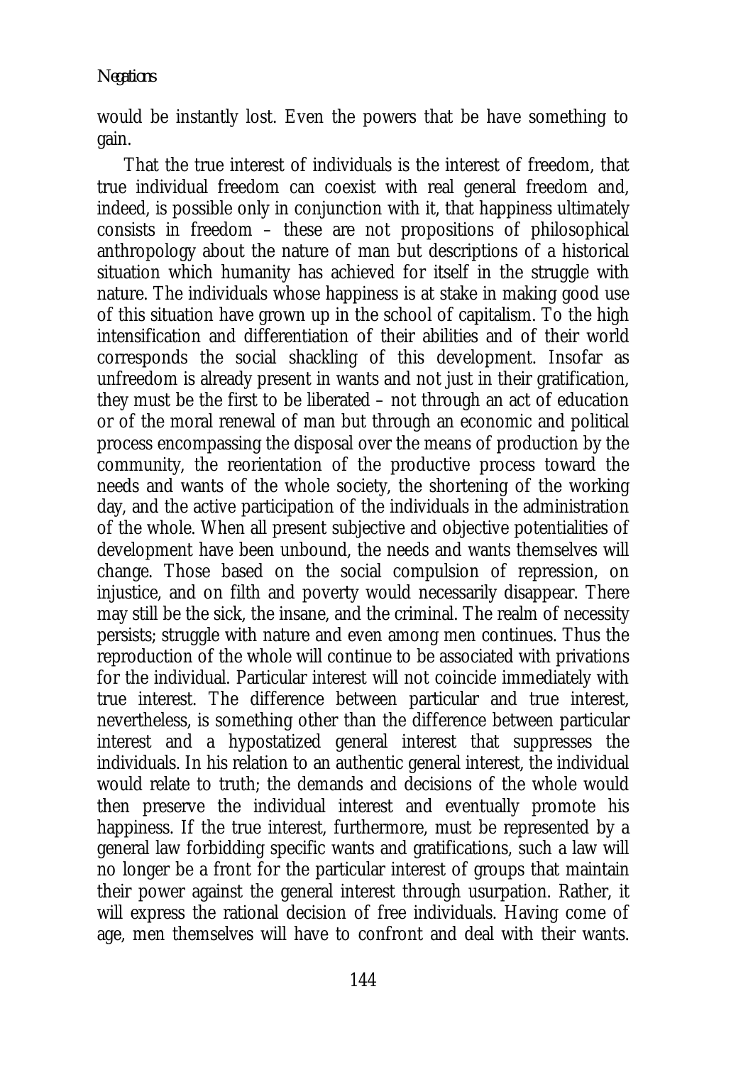would be instantly lost. Even the powers that be have something to gain.

That the true interest of individuals is the interest of freedom, that true individual freedom can coexist with real general freedom and, indeed, is possible only in conjunction with it, that happiness ultimately consists in freedom – these are not propositions of philosophical anthropology about the nature of man but descriptions of a historical situation which humanity has achieved for itself in the struggle with nature. The individuals whose happiness is at stake in making good use of this situation have grown up in the school of capitalism. To the high intensification and differentiation of their abilities and of their world corresponds the social shackling of this development. Insofar as unfreedom is already present in wants and not just in their gratification, they must be the first to be liberated – not through an act of education or of the moral renewal of man but through an economic and political process encompassing the disposal over the means of production by the community, the reorientation of the productive process toward the needs and wants of the whole society, the shortening of the working day, and the active participation of the individuals in the administration of the whole. When all present subjective and objective potentialities of development have been unbound, the needs and wants themselves will change. Those based on the social compulsion of repression, on injustice, and on filth and poverty would necessarily disappear. There may still be the sick, the insane, and the criminal. The realm of necessity persists; struggle with nature and even among men continues. Thus the reproduction of the whole will continue to be associated with privations for the individual. Particular interest will not coincide immediately with true interest. The difference between particular and true interest, nevertheless, is something other than the difference between particular interest and a hypostatized general interest that suppresses the individuals. In his relation to an authentic general interest, the individual would relate to truth; the demands and decisions of the whole would then preserve the individual interest and eventually promote his happiness. If the true interest, furthermore, must be represented by a general law forbidding specific wants and gratifications, such a law will no longer be a front for the particular interest of groups that maintain their power against the general interest through usurpation. Rather, it will express the rational decision of free individuals. Having come of age, men themselves will have to confront and deal with their wants.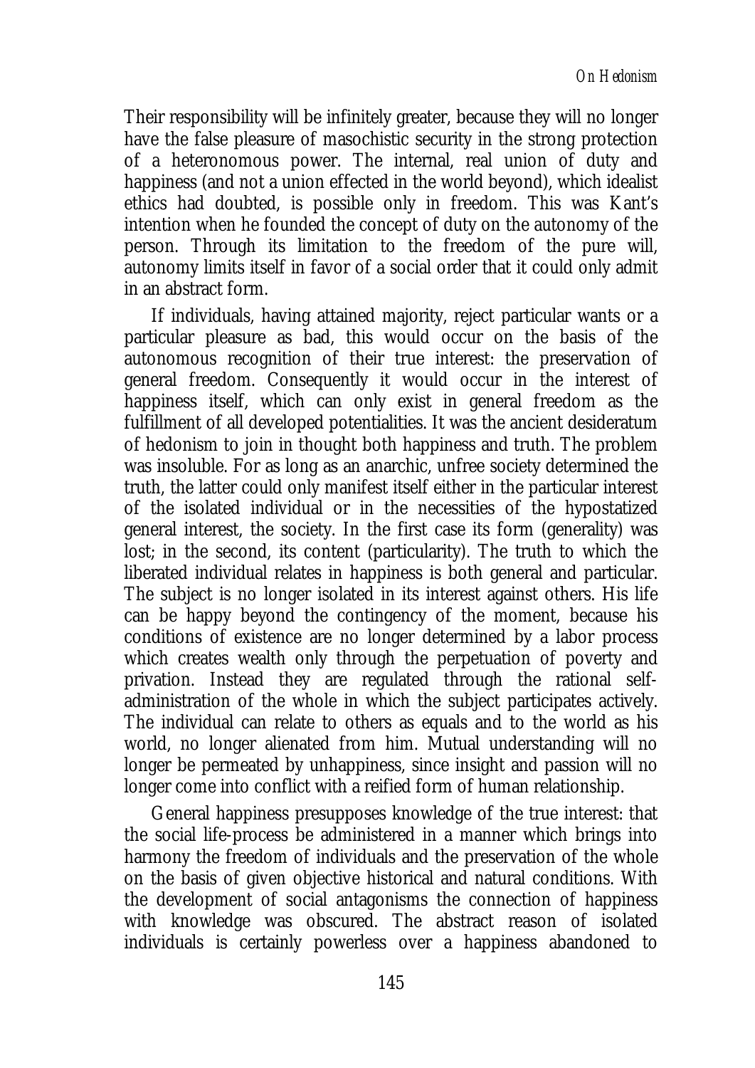Their responsibility will be infinitely greater, because they will no longer have the false pleasure of masochistic security in the strong protection of a heteronomous power. The internal, real union of duty and happiness (and not a union effected in the world beyond), which idealist ethics had doubted, is possible only in freedom. This was Kant's intention when he founded the concept of duty on the autonomy of the person. Through its limitation to the freedom of the pure will, autonomy limits itself in favor of a social order that it could only admit in an abstract form.

If individuals, having attained majority, reject particular wants or a particular pleasure as bad, this would occur on the basis of the autonomous recognition of their true interest: the preservation of general freedom. Consequently it would occur in the interest of happiness itself, which can only exist in general freedom as the fulfillment of all developed potentialities. It was the ancient desideratum of hedonism to join in thought both happiness and truth. The problem was insoluble. For as long as an anarchic, unfree society determined the truth, the latter could only manifest itself either in the particular interest of the isolated individual or in the necessities of the hypostatized general interest, the society. In the first case its form (generality) was lost; in the second, its content (particularity). The truth to which the liberated individual relates in happiness is both general and particular. The subject is no longer isolated in its interest against others. His life can be happy beyond the contingency of the moment, because his conditions of existence are no longer determined by a labor process which creates wealth only through the perpetuation of poverty and privation. Instead they are regulated through the rational self-administration of the whole in which the subject participates actively. The individual can relate to others as equals and to the world as his world, no longer alienated from him. Mutual understanding will no longer be permeated by unhappiness, since insight and passion will no longer come into conflict with a reified form of human relationship.

General happiness presupposes knowledge of the true interest: that the social life-process be administered in a manner which brings into harmony the freedom of individuals and the preservation of the whole on the basis of given objective historical and natural conditions. With the development of social antagonisms the connection of happiness with knowledge was obscured. The abstract reason of isolated individuals is certainly powerless over a happiness abandoned to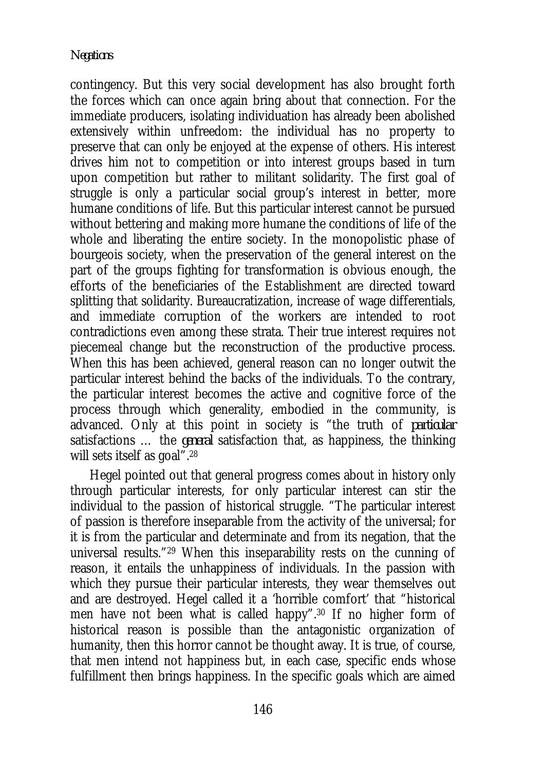contingency. But this very social development has also brought forth the forces which can once again bring about that connection. For the immediate producers, isolating individuation has already been abolished extensively within unfreedom: the individual has no property to preserve that can only be enjoyed at the expense of others. His interest drives him not to competition or into interest groups based in turn upon competition but rather to militant solidarity. The first goal of struggle is only a particular social group's interest in better, more humane conditions of life. But this particular interest cannot be pursued without bettering and making more humane the conditions of life of the whole and liberating the entire society. In the monopolistic phase of bourgeois society, when the preservation of the general interest on the part of the groups fighting for transformation is obvious enough, the efforts of the beneficiaries of the Establishment are directed toward splitting that solidarity. Bureaucratization, increase of wage differentials, and immediate corruption of the workers are intended to root contradictions even among these strata. Their true interest requires not piecemeal change but the reconstruction of the productive process. When this has been achieved, general reason can no longer outwit the particular interest behind the backs of the individuals. To the contrary, the particular interest becomes the active and cognitive force of the process through which generality, embodied in the community, is advanced. Only at this point in society is "the truth of *particular* satisfactions … the *general* satisfaction that, as happiness, the thinking will sets itself as goal".[28]

Hegel pointed out that general progress comes about in history only through particular interests, for only particular interest can stir the individual to the passion of historical struggle. "The particular interest of passion is therefore inseparable from the activity of the universal; for it is from the particular and determinate and from its negation, that the universal results."[29] When this inseparability rests on the cunning of reason, it entails the unhappiness of individuals. In the passion with which they pursue their particular interests, they wear themselves out and are destroyed. Hegel called it a 'horrible comfort' that "historical men have not been what is called happy".[30] If no higher form of historical reason is possible than the antagonistic organization of humanity, then this horror cannot be thought away. It is true, of course, that men intend not happiness but, in each case, specific ends whose fulfillment then brings happiness. In the specific goals which are aimed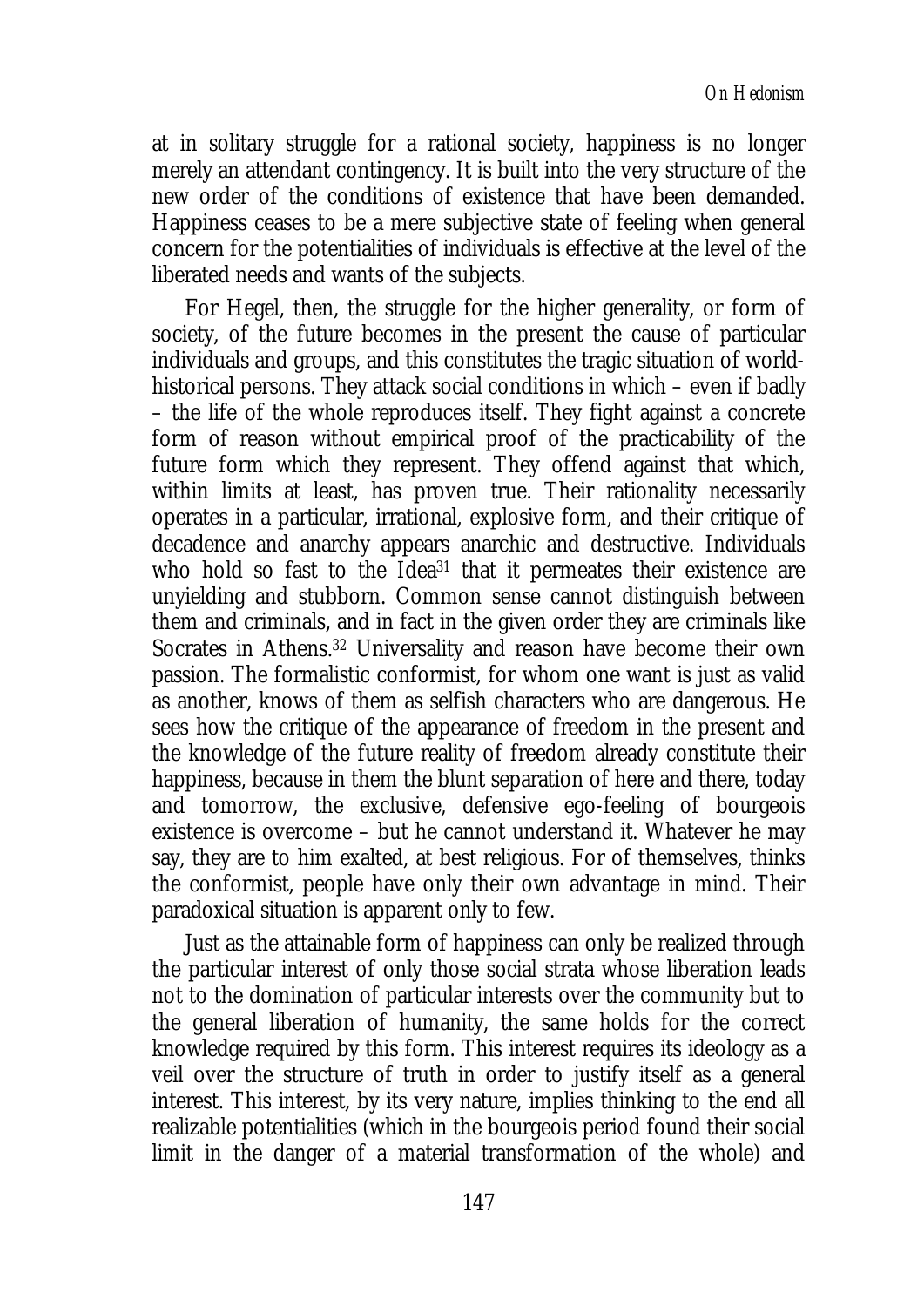at in solitary struggle for a rational society, happiness is no longer merely an attendant contingency. It is built into the very structure of the new order of the conditions of existence that have been demanded. Happiness ceases to be a mere subjective state of feeling when general concern for the potentialities of individuals is effective at the level of the liberated needs and wants of the subjects.

For Hegel, then, the struggle for the higher generality, or form of society, of the future becomes in the present the cause of particular individuals and groups, and this constitutes the tragic situation of world-historical persons. They attack social conditions in which – even if badly – the life of the whole reproduces itself. They fight against a concrete form of reason without empirical proof of the practicability of the future form which they represent. They offend against that which, within limits at least, has proven true. Their rationality necessarily operates in a particular, irrational, explosive form, and their critique of decadence and anarchy appears anarchic and destructive. Individuals who hold so fast to the Idea[31] that it permeates their existence are unyielding and stubborn. Common sense cannot distinguish between them and criminals, and in fact in the given order they are criminals like Socrates in Athens.[32] Universality and reason have become their own passion. The formalistic conformist, for whom one want is just as valid as another, knows of them as selfish characters who are dangerous. He sees how the critique of the appearance of freedom in the present and the knowledge of the future reality of freedom already constitute their happiness, because in them the blunt separation of here and there, today and tomorrow, the exclusive, defensive ego-feeling of bourgeois existence is overcome – but he cannot understand it. Whatever he may say, they are to him exalted, at best religious. For of themselves, thinks the conformist, people have only their own advantage in mind. Their paradoxical situation is apparent only to few.

Just as the attainable form of happiness can only be realized through the particular interest of only those social strata whose liberation leads not to the domination of particular interests over the community but to the general liberation of humanity, the same holds for the correct knowledge required by this form. This interest requires its ideology as a veil over the structure of truth in order to justify itself as a general interest. This interest, by its very nature, implies thinking to the end all realizable potentialities (which in the bourgeois period found their social limit in the danger of a material transformation of the whole) and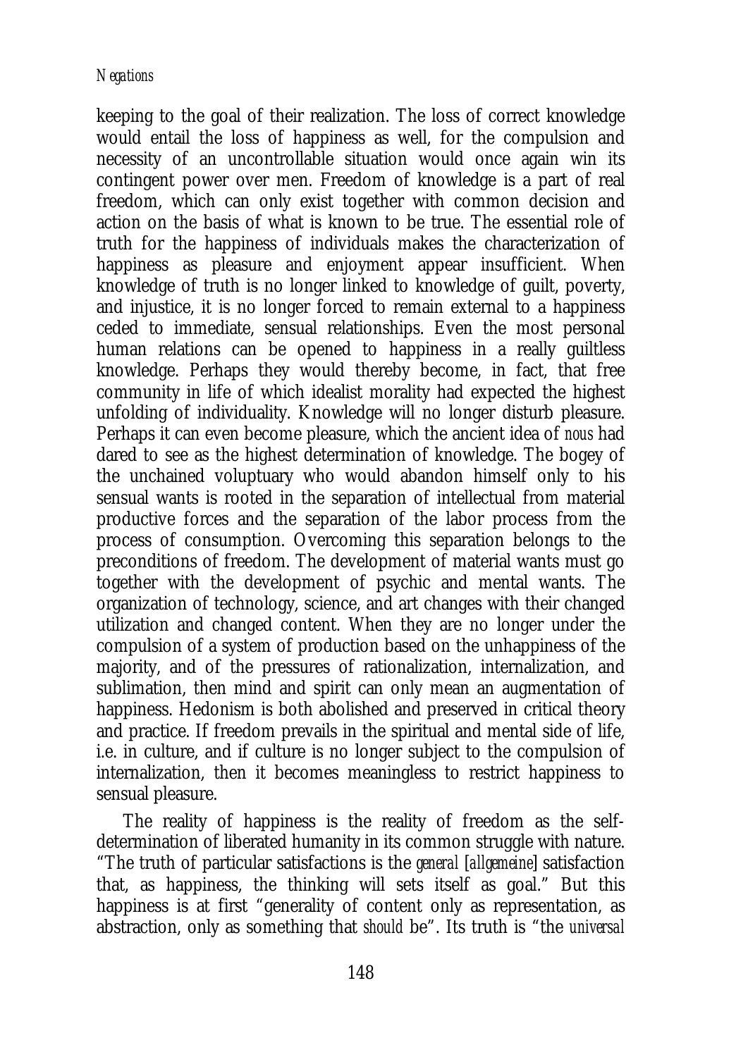keeping to the goal of their realization. The loss of correct knowledge would entail the loss of happiness as well, for the compulsion and necessity of an uncontrollable situation would once again win its contingent power over men. Freedom of knowledge is a part of real freedom, which can only exist together with common decision and action on the basis of what is known to be true. The essential role of truth for the happiness of individuals makes the characterization of happiness as pleasure and enjoyment appear insufficient. When knowledge of truth is no longer linked to knowledge of guilt, poverty, and injustice, it is no longer forced to remain external to a happiness ceded to immediate, sensual relationships. Even the most personal human relations can be opened to happiness in a really guiltless knowledge. Perhaps they would thereby become, in fact, that free community in life of which idealist morality had expected the highest unfolding of individuality. Knowledge will no longer disturb pleasure. Perhaps it can even become pleasure, which the ancient idea of *nous* had dared to see as the highest determination of knowledge. The bogey of the unchained voluptuary who would abandon himself only to his sensual wants is rooted in the separation of intellectual from material productive forces and the separation of the labor process from the process of consumption. Overcoming this separation belongs to the preconditions of freedom. The development of material wants must go together with the development of psychic and mental wants. The organization of technology, science, and art changes with their changed utilization and changed content. When they are no longer under the compulsion of a system of production based on the unhappiness of the majority, and of the pressures of rationalization, internalization, and sublimation, then mind and spirit can only mean an augmentation of happiness. Hedonism is both abolished and preserved in critical theory and practice. If freedom prevails in the spiritual and mental side of life, i.e. in culture, and if culture is no longer subject to the compulsion of internalization, then it becomes meaningless to restrict happiness to sensual pleasure.

The reality of happiness is the reality of freedom as the self-determination of liberated humanity in its common struggle with nature. "The truth of particular satisfactions is the *general* [*allgemeine*] satisfaction that, as happiness, the thinking will sets itself as goal." But this happiness is at first "generality of content only as representation, as abstraction, only as something that *should* be". Its truth is "the *universal*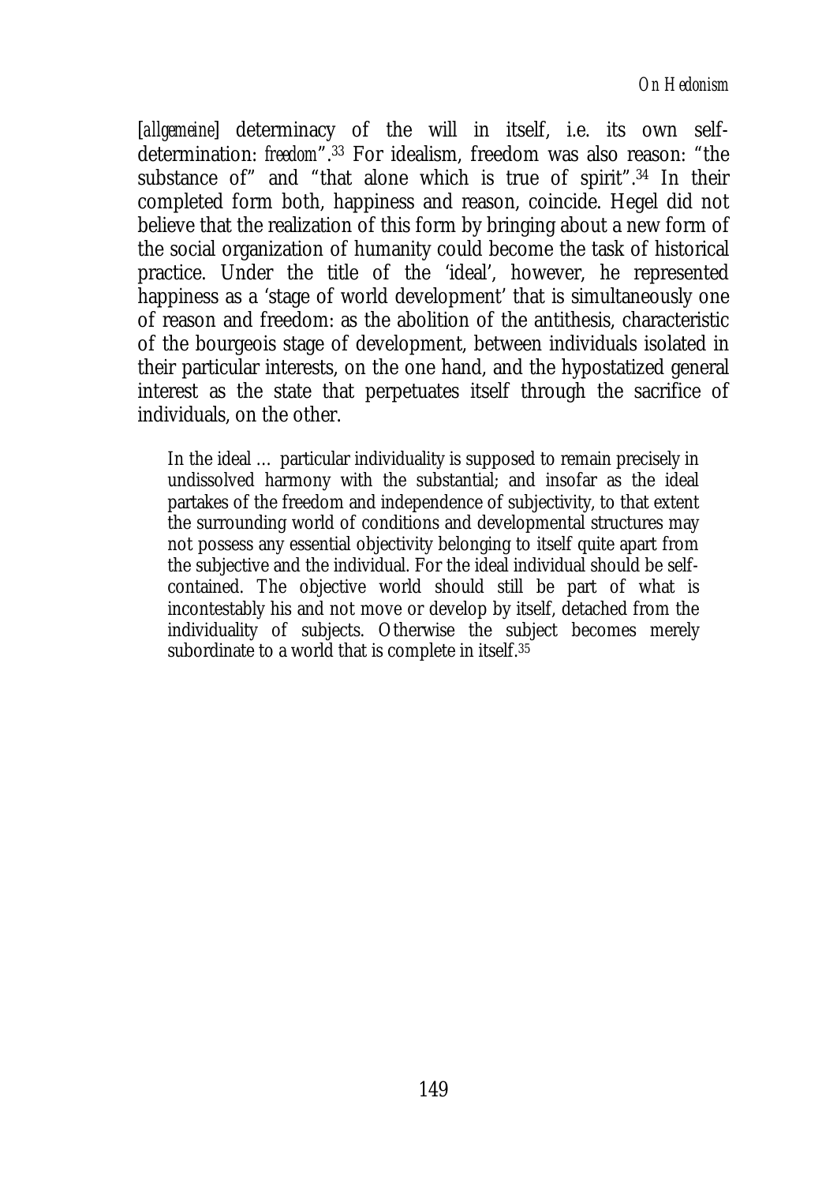[*allgemeine*] determinacy of the will in itself, i.e. its own self-determination: *freedom*".[33] For idealism, freedom was also reason: "the substance of" and "that alone which is true of spirit".[34] In their completed form both, happiness and reason, coincide. Hegel did not believe that the realization of this form by bringing about a new form of the social organization of humanity could become the task of historical practice. Under the title of the 'ideal', however, he represented happiness as a 'stage of world development' that is simultaneously one of reason and freedom: as the abolition of the antithesis, characteristic of the bourgeois stage of development, between individuals isolated in their particular interests, on the one hand, and the hypostatized general interest as the state that perpetuates itself through the sacrifice of individuals, on the other.

> In the ideal … particular individuality is supposed to remain precisely in undissolved harmony with the substantial; and insofar as the ideal partakes of the freedom and independence of subjectivity, to that extent the surrounding world of conditions and developmental structures may not possess any essential objectivity belonging to itself quite apart from the subjective and the individual. For the ideal individual should be self-contained. The objective world should still be part of what is incontestably his and not move or develop by itself, detached from the individuality of subjects. Otherwise the subject becomes merely subordinate to a world that is complete in itself.[35]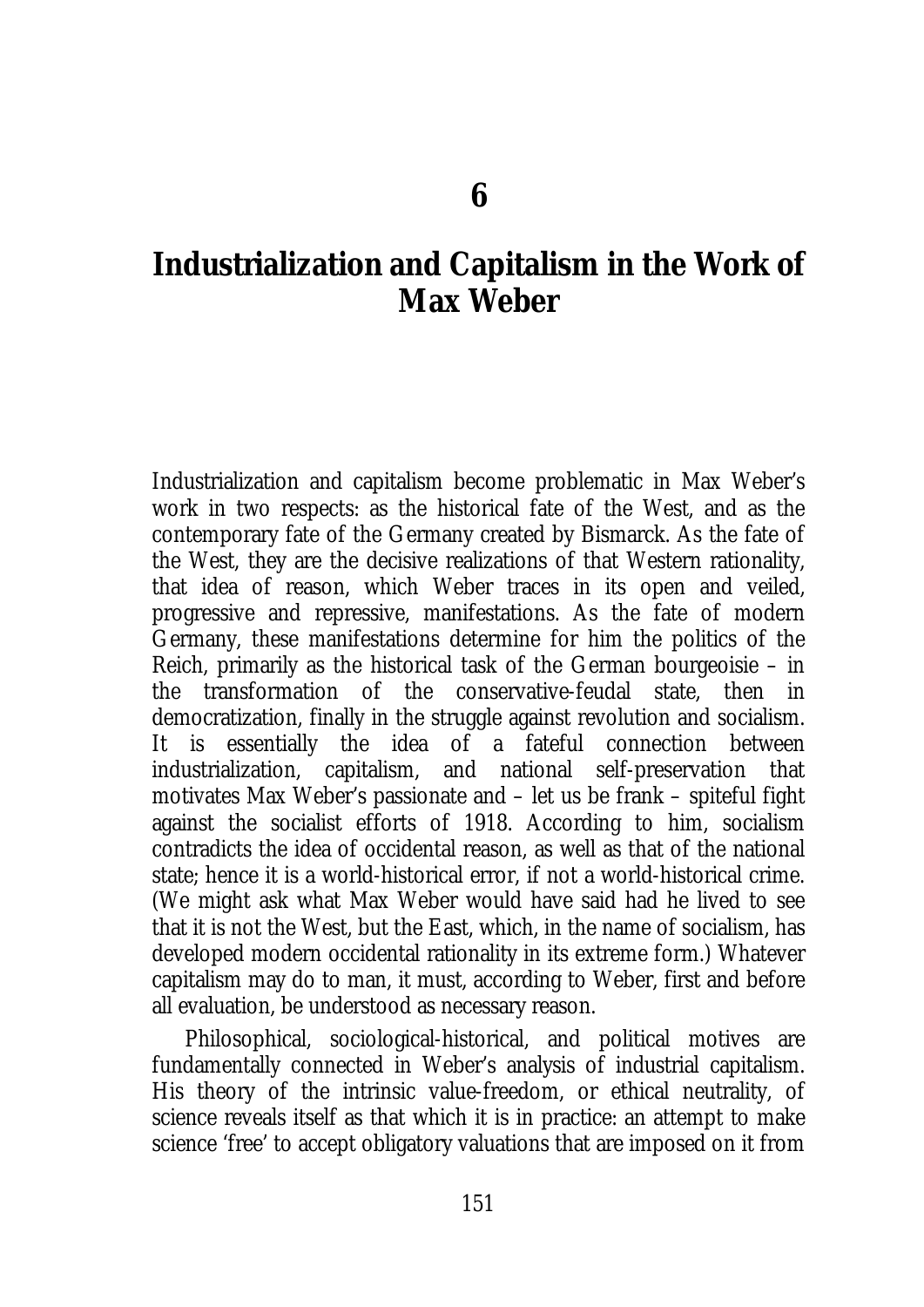# 6

# Industrialization and Capitalism in the Work of Max Weber

Industrialization and capitalism become problematic in Max Weber's work in two respects: as the historical fate of the West, and as the contemporary fate of the Germany created by Bismarck. As the fate of the West, they are the decisive realizations of that Western rationality, that idea of reason, which Weber traces in its open and veiled, progressive and repressive, manifestations. As the fate of modern Germany, these manifestations determine for him the politics of the Reich, primarily as the historical task of the German bourgeoisie – in the transformation of the conservative-feudal state, then in democratization, finally in the struggle against revolution and socialism. It is essentially the idea of a fateful connection between industrialization, capitalism, and national self-preservation that motivates Max Weber's passionate and – let us be frank – spiteful fight against the socialist efforts of 1918. According to him, socialism contradicts the idea of occidental reason, as well as that of the national state; hence it is a world-historical error, if not a world-historical crime. (We might ask what Max Weber would have said had he lived to see that it is not the West, but the East, which, in the name of socialism, has developed modern occidental rationality in its extreme form.) Whatever capitalism may do to man, it must, according to Weber, first and before all evaluation, be understood as necessary reason.

Philosophical, sociological-historical, and political motives are fundamentally connected in Weber's analysis of industrial capitalism. His theory of the intrinsic value-freedom, or ethical neutrality, of science reveals itself as that which it is in practice: an attempt to make science 'free' to accept obligatory valuations that are imposed on it from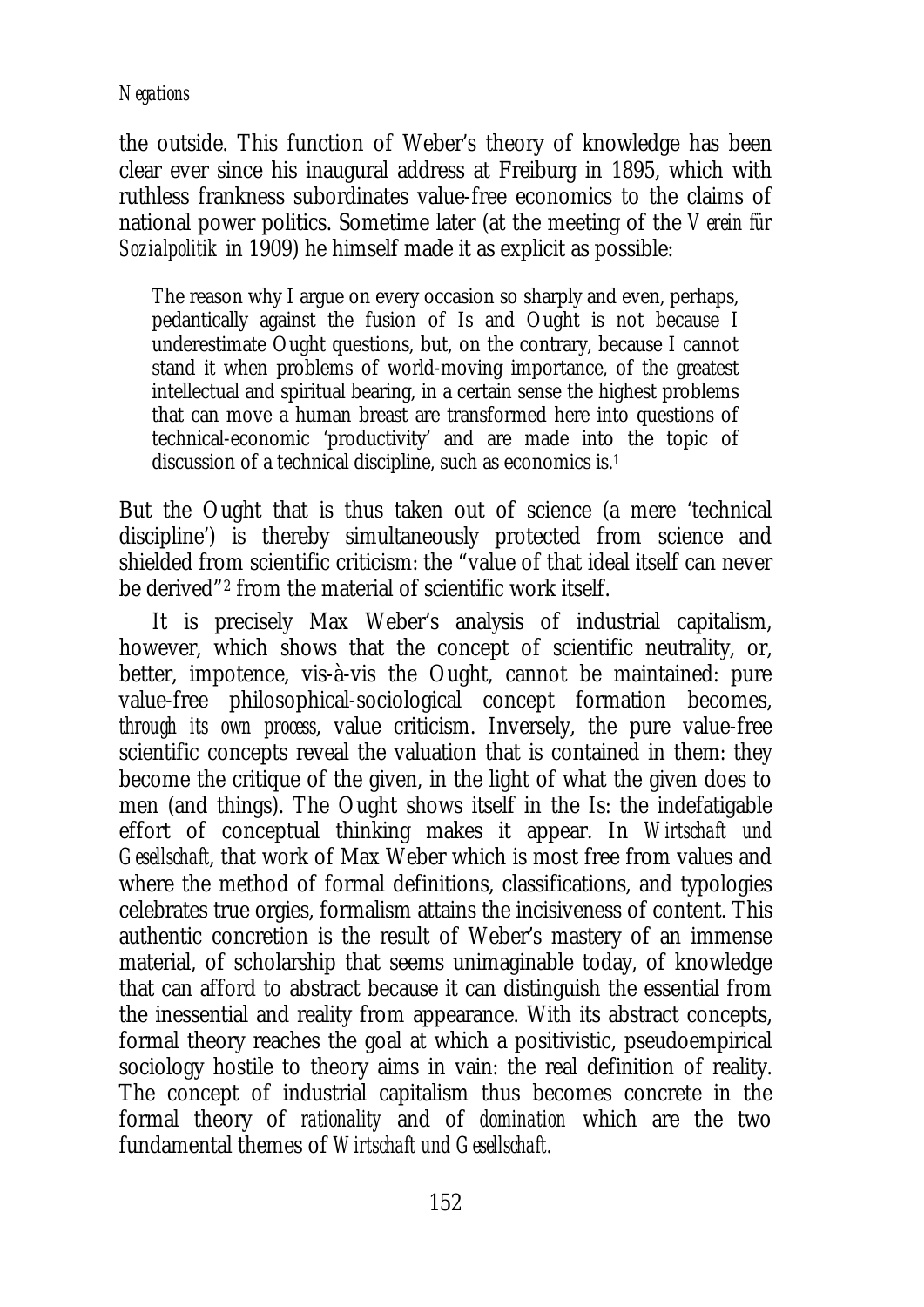the outside. This function of Weber's theory of knowledge has been clear ever since his inaugural address at Freiburg in 1895, which with ruthless frankness subordinates value-free economics to the claims of national power politics. Sometime later (at the meeting of the *Verein für Sozialpolitik* in 1909) he himself made it as explicit as possible:

> The reason why I argue on every occasion so sharply and even, perhaps, pedantically against the fusion of Is and Ought is not because I underestimate Ought questions, but, on the contrary, because I cannot stand it when problems of world-moving importance, of the greatest intellectual and spiritual bearing, in a certain sense the highest problems that can move a human breast are transformed here into questions of technical-economic 'productivity' and are made into the topic of discussion of a technical discipline, such as economics is.[1]

But the Ought that is thus taken out of science (a mere 'technical discipline') is thereby simultaneously protected from science and shielded from scientific criticism: the "value of that ideal itself can never be derived"[2] from the material of scientific work itself.

It is precisely Max Weber's analysis of industrial capitalism, however, which shows that the concept of scientific neutrality, or, better, impotence, vis-à-vis the Ought, cannot be maintained: pure value-free philosophical-sociological concept formation becomes, *through its own process*, value criticism. Inversely, the pure value-free scientific concepts reveal the valuation that is contained in them: they become the critique of the given, in the light of what the given does to men (and things). The Ought shows itself in the Is: the indefatigable effort of conceptual thinking makes it appear. In *Wirtschaft und Gesellschaft*, that work of Max Weber which is most free from values and where the method of formal definitions, classifications, and typologies celebrates true orgies, formalism attains the incisiveness of content. This authentic concretion is the result of Weber's mastery of an immense material, of scholarship that seems unimaginable today, of knowledge that can afford to abstract because it can distinguish the essential from the inessential and reality from appearance. With its abstract concepts, formal theory reaches the goal at which a positivistic, pseudoempirical sociology hostile to theory aims in vain: the real definition of reality. The concept of industrial capitalism thus becomes concrete in the formal theory of *rationality* and of *domination* which are the two fundamental themes of *Wirtschaft und Gesellschaft*.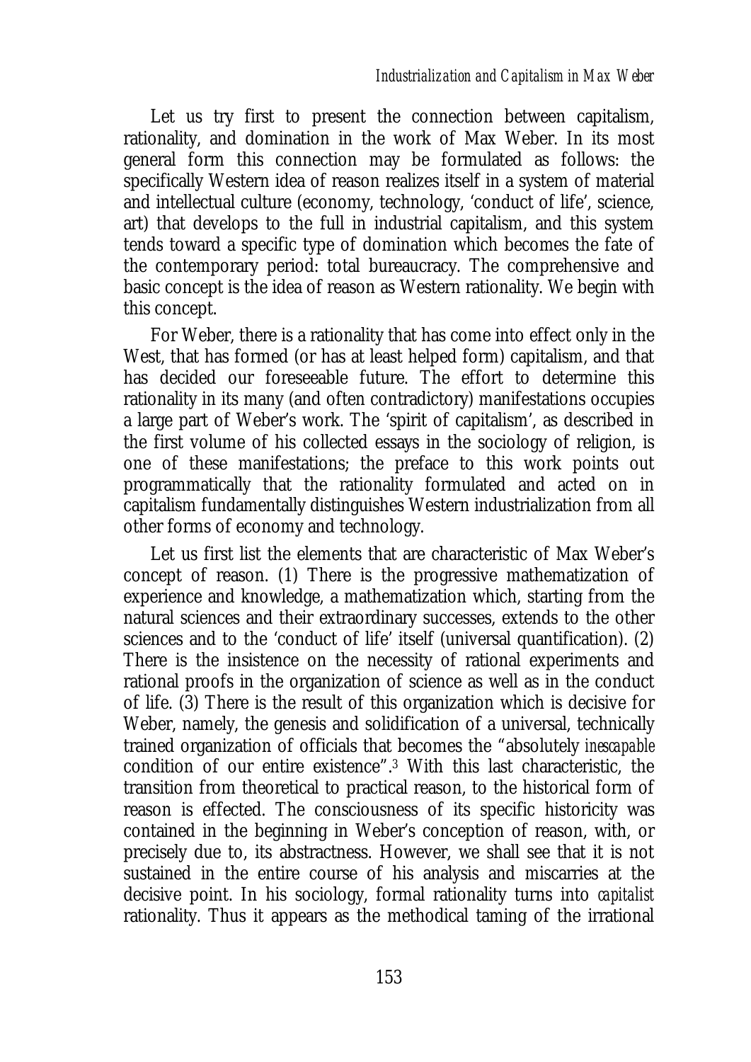Let us try first to present the connection between capitalism, rationality, and domination in the work of Max Weber. In its most general form this connection may be formulated as follows: the specifically Western idea of reason realizes itself in a system of material and intellectual culture (economy, technology, 'conduct of life', science, art) that develops to the full in industrial capitalism, and this system tends toward a specific type of domination which becomes the fate of the contemporary period: total bureaucracy. The comprehensive and basic concept is the idea of reason as Western rationality. We begin with this concept.

For Weber, there is a rationality that has come into effect only in the West, that has formed (or has at least helped form) capitalism, and that has decided our foreseeable future. The effort to determine this rationality in its many (and often contradictory) manifestations occupies a large part of Weber's work. The 'spirit of capitalism', as described in the first volume of his collected essays in the sociology of religion, is one of these manifestations; the preface to this work points out programmatically that the rationality formulated and acted on in capitalism fundamentally distinguishes Western industrialization from all other forms of economy and technology.

Let us first list the elements that are characteristic of Max Weber's concept of reason. (1) There is the progressive mathematization of experience and knowledge, a mathematization which, starting from the natural sciences and their extraordinary successes, extends to the other sciences and to the 'conduct of life' itself (universal quantification). (2) There is the insistence on the necessity of rational experiments and rational proofs in the organization of science as well as in the conduct of life. (3) There is the result of this organization which is decisive for Weber, namely, the genesis and solidification of a universal, technically trained organization of officials that becomes the "absolutely *inescapable* condition of our entire existence".[3] With this last characteristic, the transition from theoretical to practical reason, to the historical form of reason is effected. The consciousness of its specific historicity was contained in the beginning in Weber's conception of reason, with, or precisely due to, its abstractness. However, we shall see that it is not sustained in the entire course of his analysis and miscarries at the decisive point. In his sociology, formal rationality turns into *capitalist* rationality. Thus it appears as the methodical taming of the irrational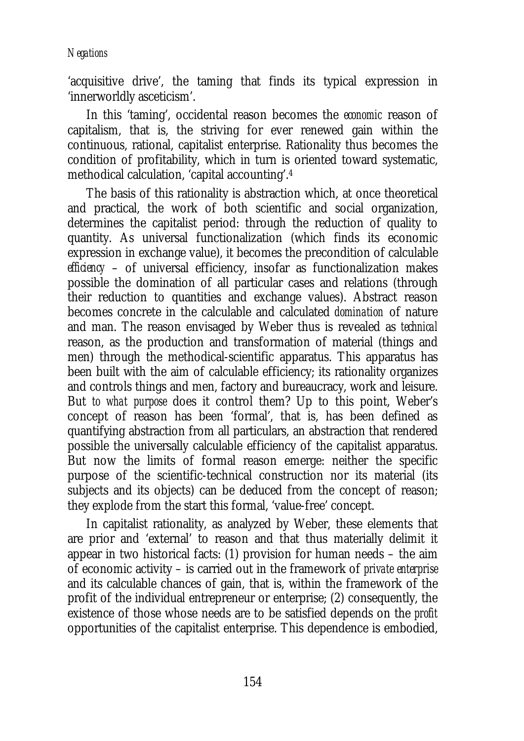'acquisitive drive', the taming that finds its typical expression in 'innerworldly asceticism'.

In this 'taming', occidental reason becomes the *economic* reason of capitalism, that is, the striving for ever renewed gain within the continuous, rational, capitalist enterprise. Rationality thus becomes the condition of profitability, which in turn is oriented toward systematic, methodical calculation, 'capital accounting'.[4]

The basis of this rationality is abstraction which, at once theoretical and practical, the work of both scientific and social organization, determines the capitalist period: through the reduction of quality to quantity. As universal functionalization (which finds its economic expression in exchange value), it becomes the precondition of calculable *efficiency* – of universal efficiency, insofar as functionalization makes possible the domination of all particular cases and relations (through their reduction to quantities and exchange values). Abstract reason becomes concrete in the calculable and calculated *domination* of nature and man. The reason envisaged by Weber thus is revealed as *technical* reason, as the production and transformation of material (things and men) through the methodical-scientific apparatus. This apparatus has been built with the aim of calculable efficiency; its rationality organizes and controls things and men, factory and bureaucracy, work and leisure. But *to what purpose* does it control them? Up to this point, Weber's concept of reason has been 'formal', that is, has been defined as quantifying abstraction from all particulars, an abstraction that rendered possible the universally calculable efficiency of the capitalist apparatus. But now the limits of formal reason emerge: neither the specific purpose of the scientific-technical construction nor its material (its subjects and its objects) can be deduced from the concept of reason; they explode from the start this formal, 'value-free' concept.

In capitalist rationality, as analyzed by Weber, these elements that are prior and 'external' to reason and that thus materially delimit it appear in two historical facts: (1) provision for human needs – the aim of economic activity – is carried out in the framework of *private enterprise* and its calculable chances of gain, that is, within the framework of the profit of the individual entrepreneur or enterprise; (2) consequently, the existence of those whose needs are to be satisfied depends on the *profit* opportunities of the capitalist enterprise. This dependence is embodied,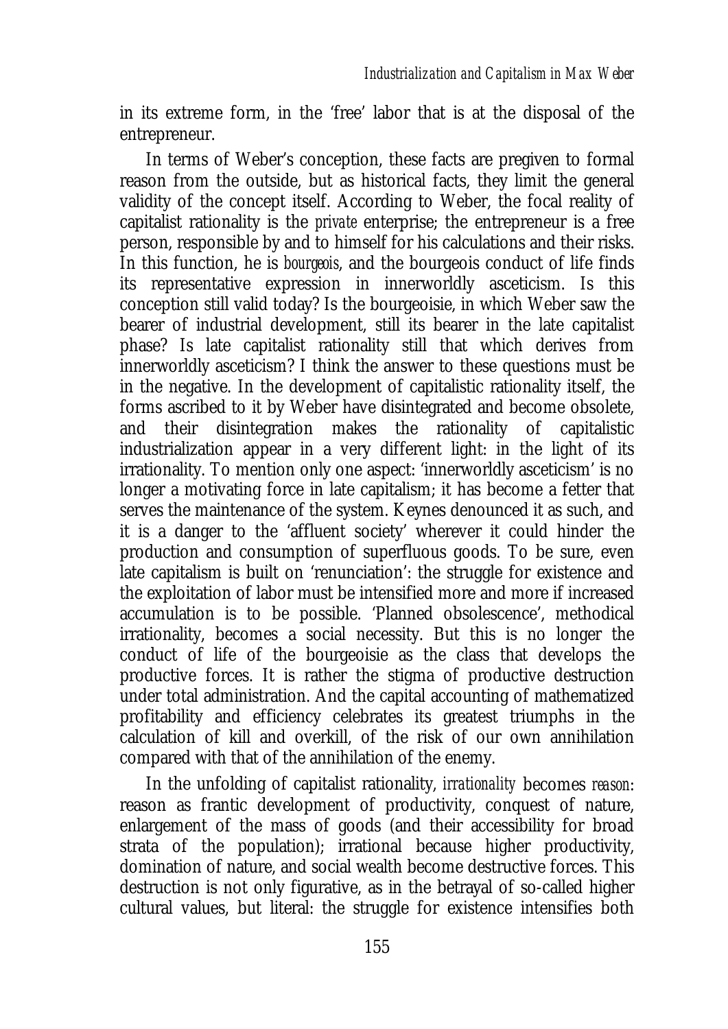in its extreme form, in the 'free' labor that is at the disposal of the entrepreneur.

In terms of Weber's conception, these facts are pregiven to formal reason from the outside, but as historical facts, they limit the general validity of the concept itself. According to Weber, the focal reality of capitalist rationality is the *private* enterprise; the entrepreneur is a free person, responsible by and to himself for his calculations and their risks. In this function, he is *bourgeois*, and the bourgeois conduct of life finds its representative expression in innerworldly asceticism. Is this conception still valid today? Is the bourgeoisie, in which Weber saw the bearer of industrial development, still its bearer in the late capitalist phase? Is late capitalist rationality still that which derives from innerworldly asceticism? I think the answer to these questions must be in the negative. In the development of capitalistic rationality itself, the forms ascribed to it by Weber have disintegrated and become obsolete, and their disintegration makes the rationality of capitalistic industrialization appear in a very different light: in the light of its irrationality. To mention only one aspect: 'innerworldly asceticism' is no longer a motivating force in late capitalism; it has become a fetter that serves the maintenance of the system. Keynes denounced it as such, and it is a danger to the 'affluent society' wherever it could hinder the production and consumption of superfluous goods. To be sure, even late capitalism is built on 'renunciation': the struggle for existence and the exploitation of labor must be intensified more and more if increased accumulation is to be possible. 'Planned obsolescence', methodical irrationality, becomes a social necessity. But this is no longer the conduct of life of the bourgeoisie as the class that develops the productive forces. It is rather the stigma of productive destruction under total administration. And the capital accounting of mathematized profitability and efficiency celebrates its greatest triumphs in the calculation of kill and overkill, of the risk of our own annihilation compared with that of the annihilation of the enemy.

In the unfolding of capitalist rationality, *irrationality* becomes *reason*: reason as frantic development of productivity, conquest of nature, enlargement of the mass of goods (and their accessibility for broad strata of the population); irrational because higher productivity, domination of nature, and social wealth become destructive forces. This destruction is not only figurative, as in the betrayal of so-called higher cultural values, but literal: the struggle for existence intensifies both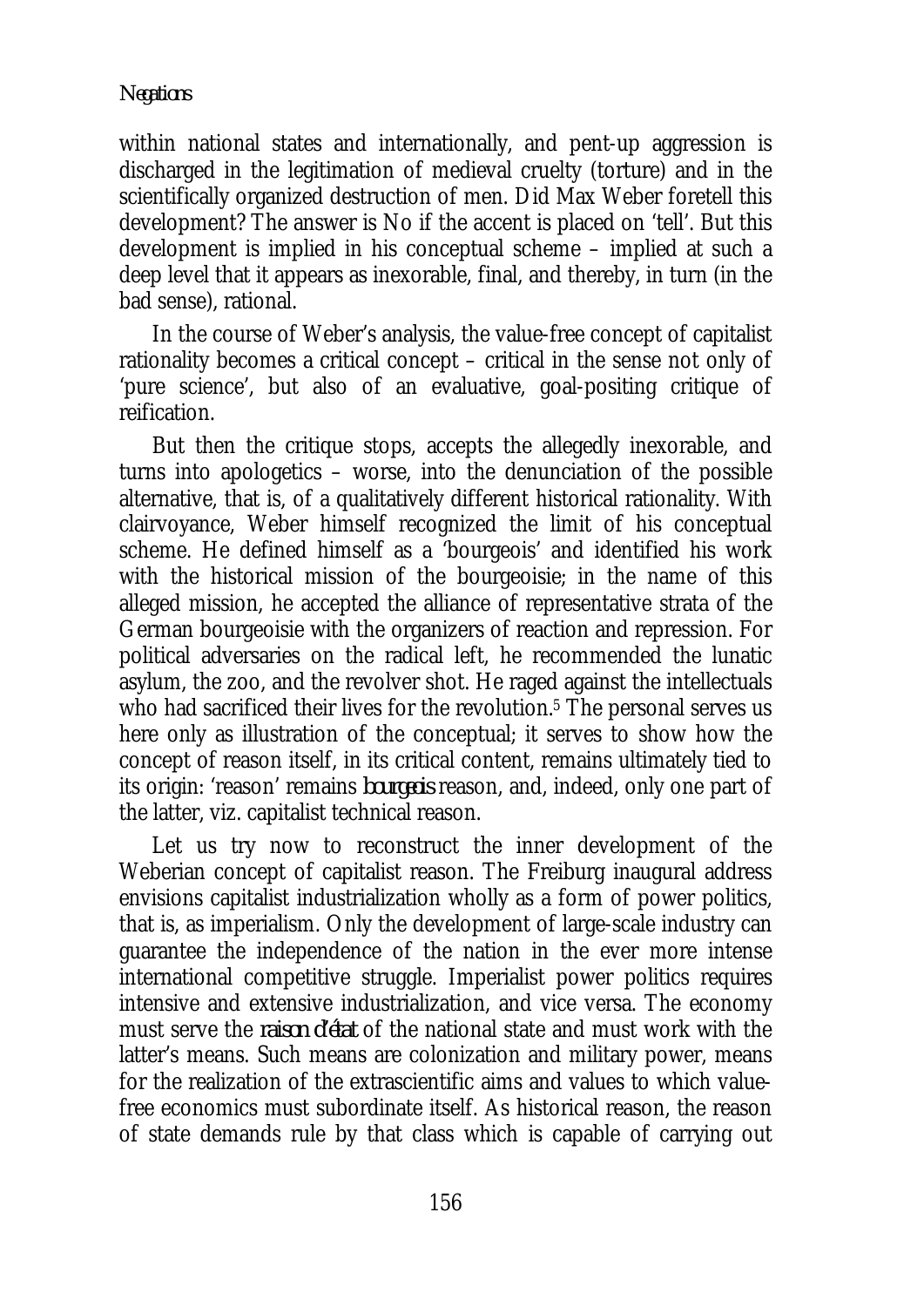within national states and internationally, and pent-up aggression is discharged in the legitimation of medieval cruelty (torture) and in the scientifically organized destruction of men. Did Max Weber foretell this development? The answer is No if the accent is placed on 'tell'. But this development is implied in his conceptual scheme – implied at such a deep level that it appears as inexorable, final, and thereby, in turn (in the bad sense), rational.

In the course of Weber's analysis, the value-free concept of capitalist rationality becomes a critical concept – critical in the sense not only of 'pure science', but also of an evaluative, goal-positing critique of reification.

But then the critique stops, accepts the allegedly inexorable, and turns into apologetics – worse, into the denunciation of the possible alternative, that is, of a qualitatively different historical rationality. With clairvoyance, Weber himself recognized the limit of his conceptual scheme. He defined himself as a 'bourgeois' and identified his work with the historical mission of the bourgeoisie; in the name of this alleged mission, he accepted the alliance of representative strata of the German bourgeoisie with the organizers of reaction and repression. For political adversaries on the radical left, he recommended the lunatic asylum, the zoo, and the revolver shot. He raged against the intellectuals who had sacrificed their lives for the revolution.[5] The personal serves us here only as illustration of the conceptual; it serves to show how the concept of reason itself, in its critical content, remains ultimately tied to its origin: 'reason' remains *bourgeois* reason, and, indeed, only one part of the latter, viz. capitalist technical reason.

Let us try now to reconstruct the inner development of the Weberian concept of capitalist reason. The Freiburg inaugural address envisions capitalist industrialization wholly as a form of power politics, that is, as imperialism. Only the development of large-scale industry can guarantee the independence of the nation in the ever more intense international competitive struggle. Imperialist power politics requires intensive and extensive industrialization, and vice versa. The economy must serve the *raison d'état* of the national state and must work with the latter's means. Such means are colonization and military power, means for the realization of the extrascientific aims and values to which value-free economics must subordinate itself. As historical reason, the reason of state demands rule by that class which is capable of carrying out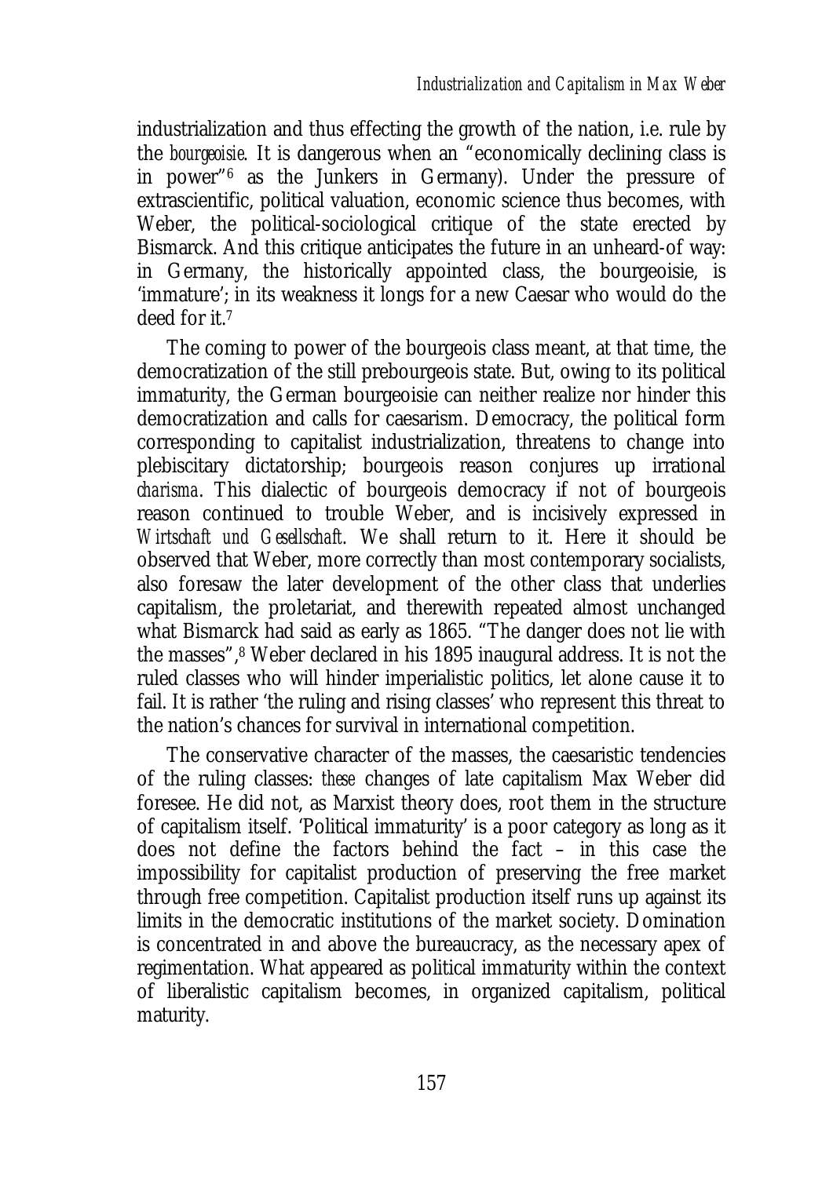industrialization and thus effecting the growth of the nation, i.e. rule by the *bourgeoisie*. It is dangerous when an "economically declining class is in power"[6] as the Junkers in Germany). Under the pressure of extrascientific, political valuation, economic science thus becomes, with Weber, the political-sociological critique of the state erected by Bismarck. And this critique anticipates the future in an unheard-of way: in Germany, the historically appointed class, the bourgeoisie, is 'immature'; in its weakness it longs for a new Caesar who would do the deed for it.[7]

The coming to power of the bourgeois class meant, at that time, the democratization of the still prebourgeois state. But, owing to its political immaturity, the German bourgeoisie can neither realize nor hinder this democratization and calls for caesarism. Democracy, the political form corresponding to capitalist industrialization, threatens to change into plebiscitary dictatorship; bourgeois reason conjures up irrational *charisma*. This dialectic of bourgeois democracy if not of bourgeois reason continued to trouble Weber, and is incisively expressed in *Wirtschaft und Gesellschaft*. We shall return to it. Here it should be observed that Weber, more correctly than most contemporary socialists, also foresaw the later development of the other class that underlies capitalism, the proletariat, and therewith repeated almost unchanged what Bismarck had said as early as 1865. "The danger does not lie with the masses",[8] Weber declared in his 1895 inaugural address. It is not the ruled classes who will hinder imperialistic politics, let alone cause it to fail. It is rather 'the ruling and rising classes' who represent this threat to the nation's chances for survival in international competition.

The conservative character of the masses, the caesaristic tendencies of the ruling classes: *these* changes of late capitalism Max Weber did foresee. He did not, as Marxist theory does, root them in the structure of capitalism itself. 'Political immaturity' is a poor category as long as it does not define the factors behind the fact – in this case the impossibility for capitalist production of preserving the free market through free competition. Capitalist production itself runs up against its limits in the democratic institutions of the market society. Domination is concentrated in and above the bureaucracy, as the necessary apex of regimentation. What appeared as political immaturity within the context of liberalistic capitalism becomes, in organized capitalism, political maturity.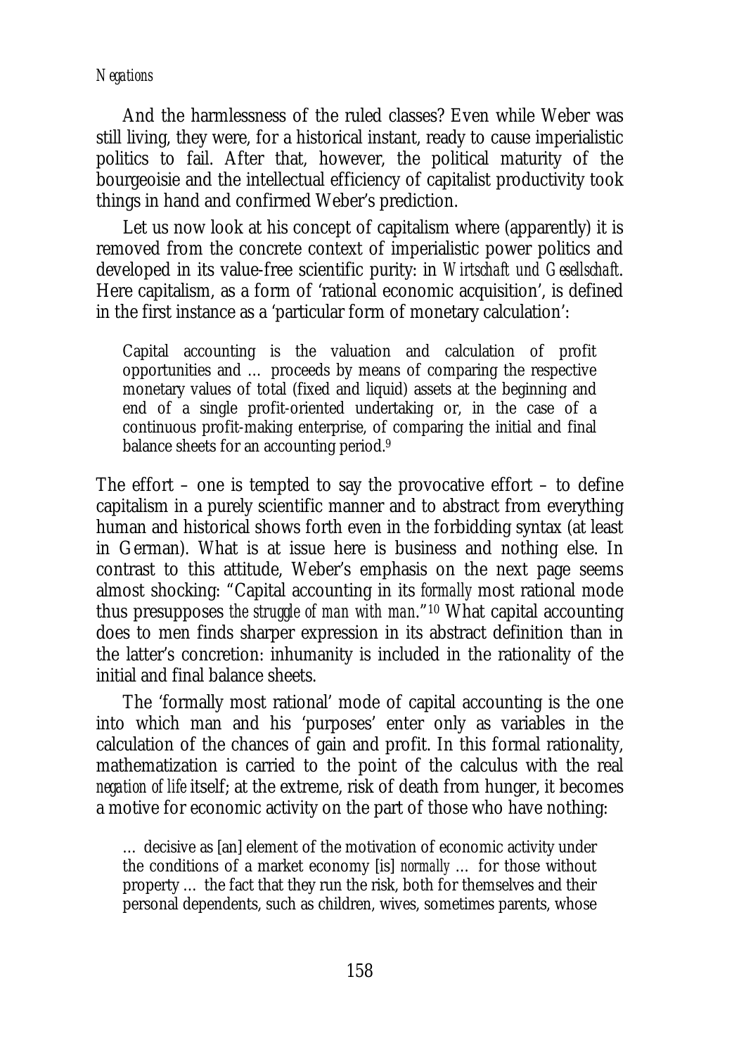And the harmlessness of the ruled classes? Even while Weber was still living, they were, for a historical instant, ready to cause imperialistic politics to fail. After that, however, the political maturity of the bourgeoisie and the intellectual efficiency of capitalist productivity took things in hand and confirmed Weber's prediction.

Let us now look at his concept of capitalism where (apparently) it is removed from the concrete context of imperialistic power politics and developed in its value-free scientific purity: in *Wirtschaft und Gesellschaft*. Here capitalism, as a form of 'rational economic acquisition', is defined in the first instance as a 'particular form of monetary calculation':

> Capital accounting is the valuation and calculation of profit opportunities and … proceeds by means of comparing the respective monetary values of total (fixed and liquid) assets at the beginning and end of a single profit-oriented undertaking or, in the case of a continuous profit-making enterprise, of comparing the initial and final balance sheets for an accounting period.[9]

The effort – one is tempted to say the provocative effort – to define capitalism in a purely scientific manner and to abstract from everything human and historical shows forth even in the forbidding syntax (at least in German). What is at issue here is business and nothing else. In contrast to this attitude, Weber's emphasis on the next page seems almost shocking: "Capital accounting in its *formally* most rational mode thus presupposes *the struggle of man with man*."[10] What capital accounting does to men finds sharper expression in its abstract definition than in the latter's concretion: inhumanity is included in the rationality of the initial and final balance sheets.

The 'formally most rational' mode of capital accounting is the one into which man and his 'purposes' enter only as variables in the calculation of the chances of gain and profit. In this formal rationality, mathematization is carried to the point of the calculus with the real *negation of life* itself; at the extreme, risk of death from hunger, it becomes a motive for economic activity on the part of those who have nothing:

> … decisive as [an] element of the motivation of economic activity under the conditions of a market economy [is] *normally* … for those without property … the fact that they run the risk, both for themselves and their personal dependents, such as children, wives, sometimes parents, whose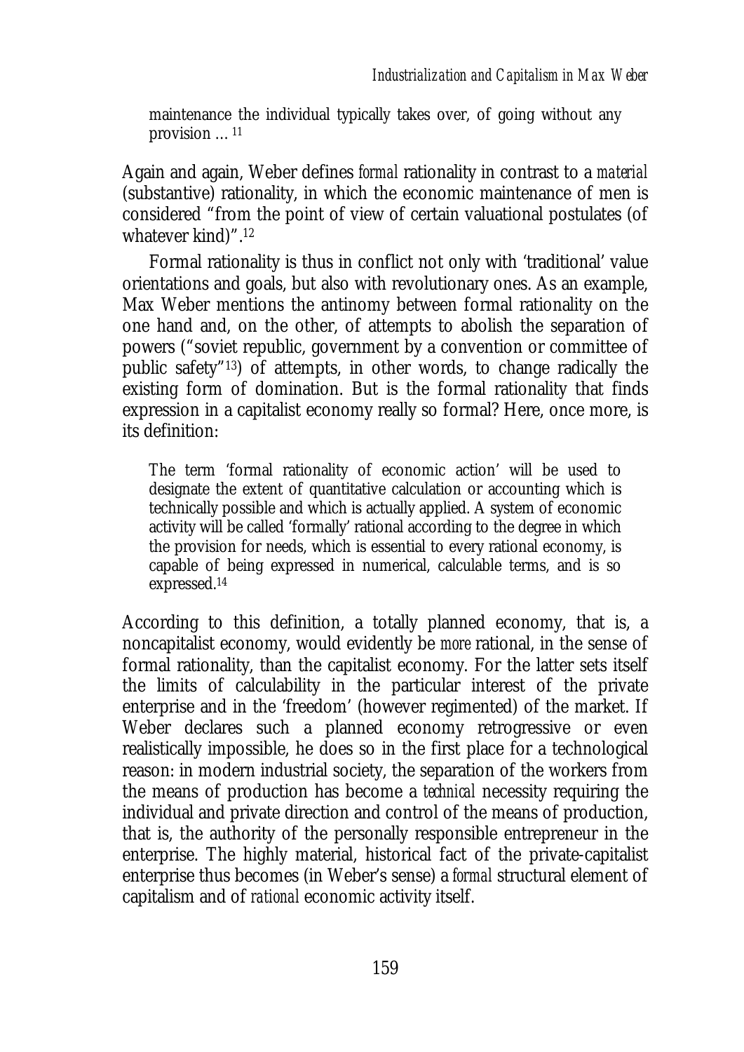maintenance the individual typically takes over, of going without any provision …[11]

Again and again, Weber defines *formal* rationality in contrast to a *material* (substantive) rationality, in which the economic maintenance of men is considered "from the point of view of certain valuational postulates (of whatever kind)".[12]

Formal rationality is thus in conflict not only with 'traditional' value orientations and goals, but also with revolutionary ones. As an example, Max Weber mentions the antinomy between formal rationality on the one hand and, on the other, of attempts to abolish the separation of powers ("soviet republic, government by a convention or committee of public safety"[13]) of attempts, in other words, to change radically the existing form of domination. But is the formal rationality that finds expression in a capitalist economy really so formal? Here, once more, is its definition:

> The term 'formal rationality of economic action' will be used to designate the extent of quantitative calculation or accounting which is technically possible and which is actually applied. A system of economic activity will be called 'formally' rational according to the degree in which the provision for needs, which is essential to every rational economy, is capable of being expressed in numerical, calculable terms, and is so expressed.[14]

According to this definition, a totally planned economy, that is, a noncapitalist economy, would evidently be *more* rational, in the sense of formal rationality, than the capitalist economy. For the latter sets itself the limits of calculability in the particular interest of the private enterprise and in the 'freedom' (however regimented) of the market. If Weber declares such a planned economy retrogressive or even realistically impossible, he does so in the first place for a technological reason: in modern industrial society, the separation of the workers from the means of production has become a *technical* necessity requiring the individual and private direction and control of the means of production, that is, the authority of the personally responsible entrepreneur in the enterprise. The highly material, historical fact of the private-capitalist enterprise thus becomes (in Weber's sense) a *formal* structural element of capitalism and of *rational* economic activity itself.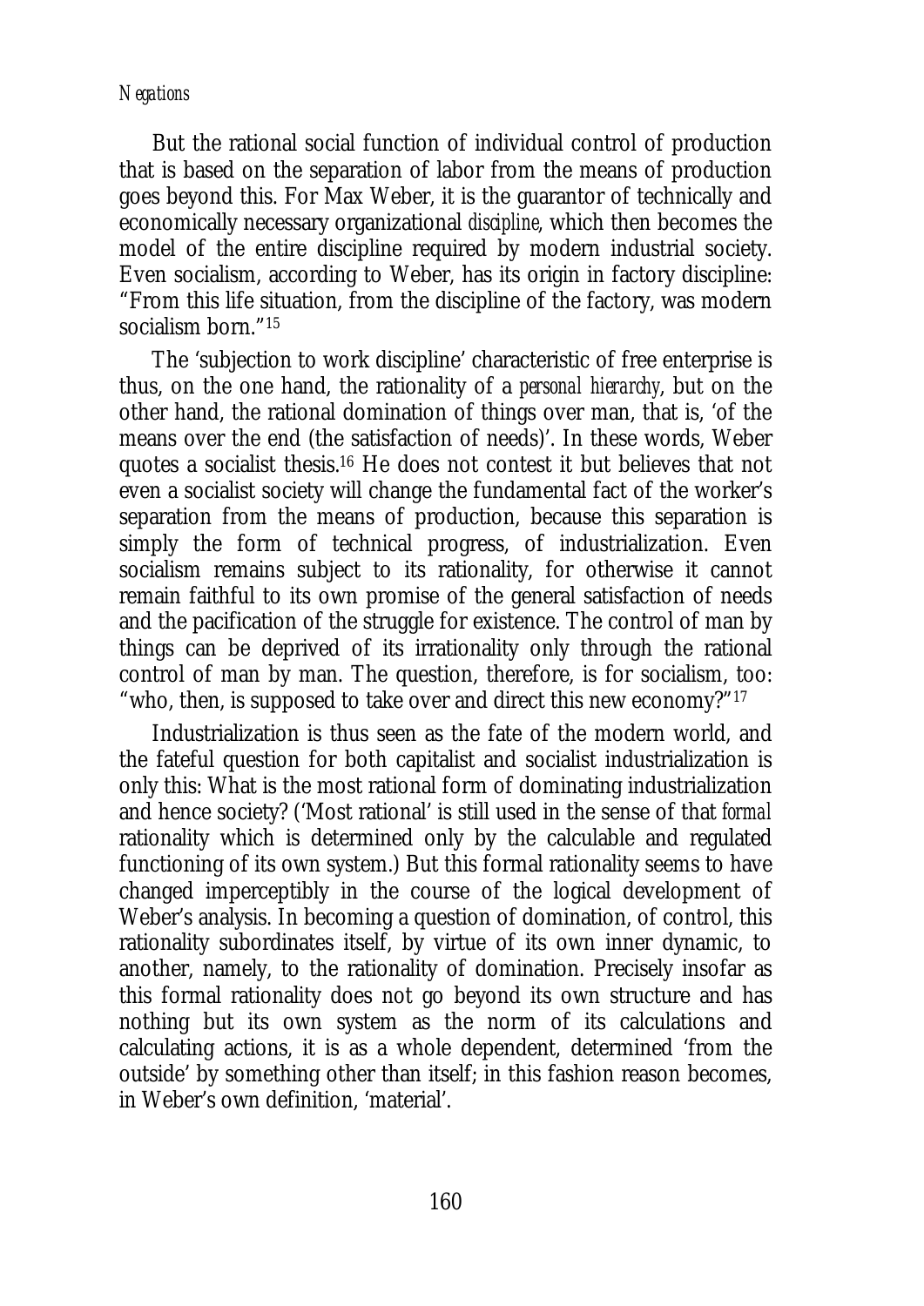But the rational social function of individual control of production that is based on the separation of labor from the means of production goes beyond this. For Max Weber, it is the guarantor of technically and economically necessary organizational *discipline*, which then becomes the model of the entire discipline required by modern industrial society. Even socialism, according to Weber, has its origin in factory discipline: "From this life situation, from the discipline of the factory, was modern socialism born."[15]

The 'subjection to work discipline' characteristic of free enterprise is thus, on the one hand, the rationality of a *personal hierarchy*, but on the other hand, the rational domination of things over man, that is, 'of the means over the end (the satisfaction of needs)'. In these words, Weber quotes a socialist thesis.[16] He does not contest it but believes that not even a socialist society will change the fundamental fact of the worker's separation from the means of production, because this separation is simply the form of technical progress, of industrialization. Even socialism remains subject to its rationality, for otherwise it cannot remain faithful to its own promise of the general satisfaction of needs and the pacification of the struggle for existence. The control of man by things can be deprived of its irrationality only through the rational control of man by man. The question, therefore, is for socialism, too: "who, then, is supposed to take over and direct this new economy?"[17]

Industrialization is thus seen as the fate of the modern world, and the fateful question for both capitalist and socialist industrialization is only this: What is the most rational form of dominating industrialization and hence society? ('Most rational' is still used in the sense of that *formal* rationality which is determined only by the calculable and regulated functioning of its own system.) But this formal rationality seems to have changed imperceptibly in the course of the logical development of Weber's analysis. In becoming a question of domination, of control, this rationality subordinates itself, by virtue of its own inner dynamic, to another, namely, to the rationality of domination. Precisely insofar as this formal rationality does not go beyond its own structure and has nothing but its own system as the norm of its calculations and calculating actions, it is as a whole dependent, determined 'from the outside' by something other than itself; in this fashion reason becomes, in Weber's own definition, 'material'.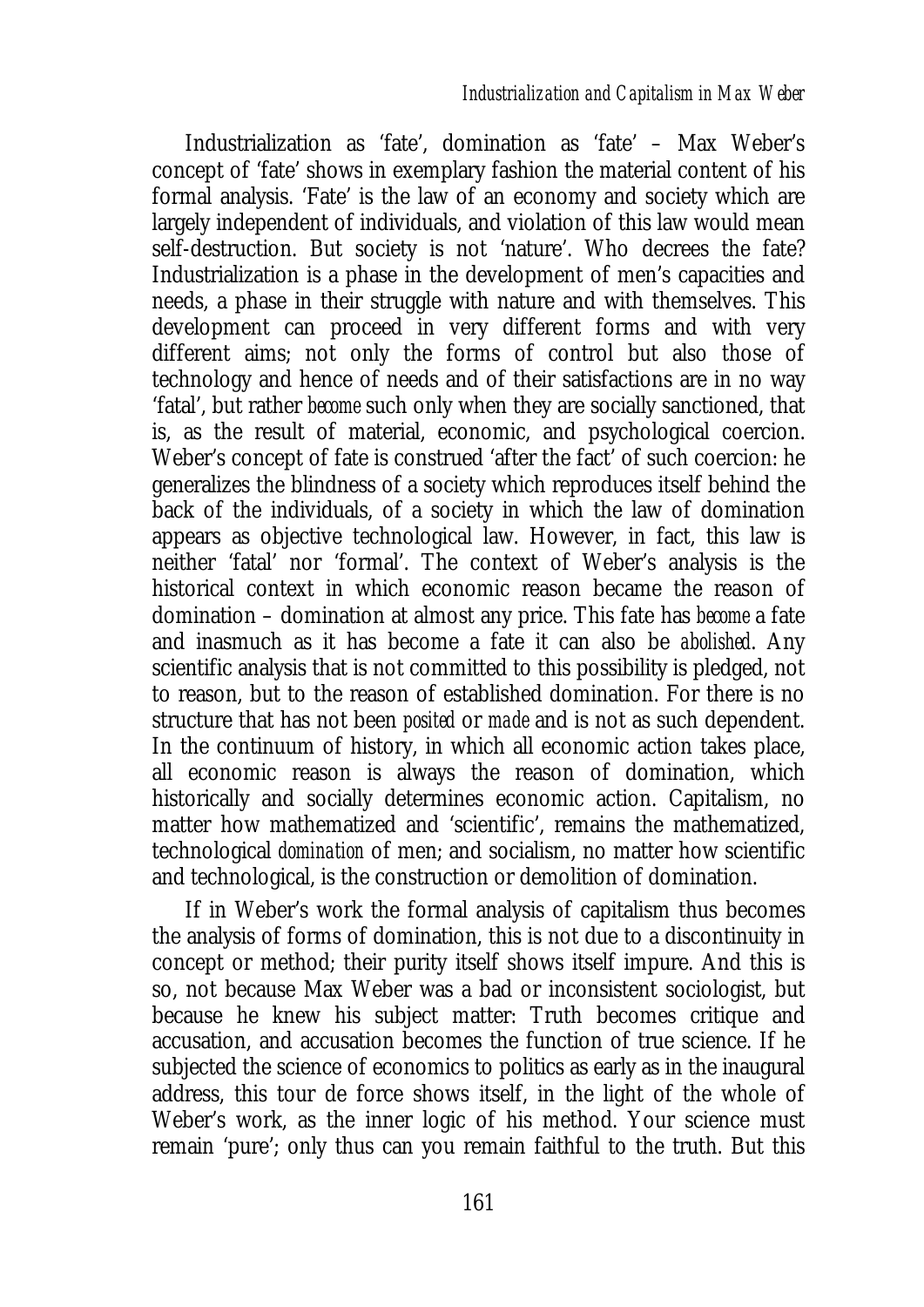Industrialization as 'fate', domination as 'fate' – Max Weber's concept of 'fate' shows in exemplary fashion the material content of his formal analysis. 'Fate' is the law of an economy and society which are largely independent of individuals, and violation of this law would mean self-destruction. But society is not 'nature'. Who decrees the fate? Industrialization is a phase in the development of men's capacities and needs, a phase in their struggle with nature and with themselves. This development can proceed in very different forms and with very different aims; not only the forms of control but also those of technology and hence of needs and of their satisfactions are in no way 'fatal', but rather *become* such only when they are socially sanctioned, that is, as the result of material, economic, and psychological coercion. Weber's concept of fate is construed 'after the fact' of such coercion: he generalizes the blindness of a society which reproduces itself behind the back of the individuals, of a society in which the law of domination appears as objective technological law. However, in fact, this law is neither 'fatal' nor 'formal'. The context of Weber's analysis is the historical context in which economic reason became the reason of domination – domination at almost any price. This fate has *become* a fate and inasmuch as it has become a fate it can also be *abolished*. Any scientific analysis that is not committed to this possibility is pledged, not to reason, but to the reason of established domination. For there is no structure that has not been *posited* or *made* and is not as such dependent. In the continuum of history, in which all economic action takes place, all economic reason is always the reason of domination, which historically and socially determines economic action. Capitalism, no matter how mathematized and 'scientific', remains the mathematized, technological *domination* of men; and socialism, no matter how scientific and technological, is the construction or demolition of domination.

If in Weber's work the formal analysis of capitalism thus becomes the analysis of forms of domination, this is not due to a discontinuity in concept or method; their purity itself shows itself impure. And this is so, not because Max Weber was a bad or inconsistent sociologist, but because he knew his subject matter: Truth becomes critique and accusation, and accusation becomes the function of true science. If he subjected the science of economics to politics as early as in the inaugural address, this tour de force shows itself, in the light of the whole of Weber's work, as the inner logic of his method. Your science must remain 'pure'; only thus can you remain faithful to the truth. But this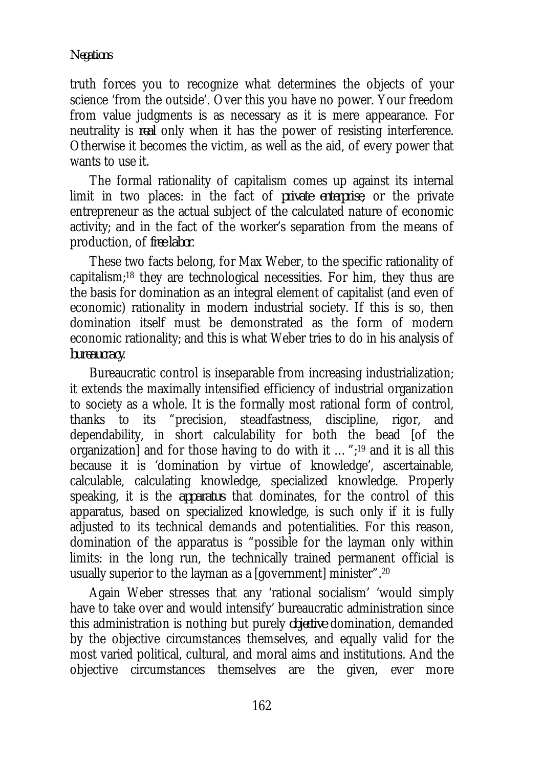truth forces you to recognize what determines the objects of your science 'from the outside'. Over this you have no power. Your freedom from value judgments is as necessary as it is mere appearance. For neutrality is *real* only when it has the power of resisting interference. Otherwise it becomes the victim, as well as the aid, of every power that wants to use it.

The formal rationality of capitalism comes up against its internal limit in two places: in the fact of *private enterprise*, or the private entrepreneur as the actual subject of the calculated nature of economic activity; and in the fact of the worker's separation from the means of production, of *free labor*.

These two facts belong, for Max Weber, to the specific rationality of capitalism;[18] they are technological necessities. For him, they thus are the basis for domination as an integral element of capitalist (and even of economic) rationality in modern industrial society. If this is so, then domination itself must be demonstrated as the form of modern economic rationality; and this is what Weber tries to do in his analysis of *bureaucracy*.

Bureaucratic control is inseparable from increasing industrialization; it extends the maximally intensified efficiency of industrial organization to society as a whole. It is the formally most rational form of control, thanks to its "precision, steadfastness, discipline, rigor, and dependability, in short calculability for both the bead [of the organization] and for those having to do with it ...";[19] and it is all this because it is 'domination by virtue of knowledge', ascertainable, calculable, calculating knowledge, specialized knowledge. Properly speaking, it is the *apparatus* that dominates, for the control of this apparatus, based on specialized knowledge, is such only if it is fully adjusted to its technical demands and potentialities. For this reason, domination of the apparatus is "possible for the layman only within limits: in the long run, the technically trained permanent official is usually superior to the layman as a [government] minister".[20]

Again Weber stresses that any 'rational socialism' 'would simply have to take over and would intensify' bureaucratic administration since this administration is nothing but purely *objective* domination, demanded by the objective circumstances themselves, and equally valid for the most varied political, cultural, and moral aims and institutions. And the objective circumstances themselves are the given, ever more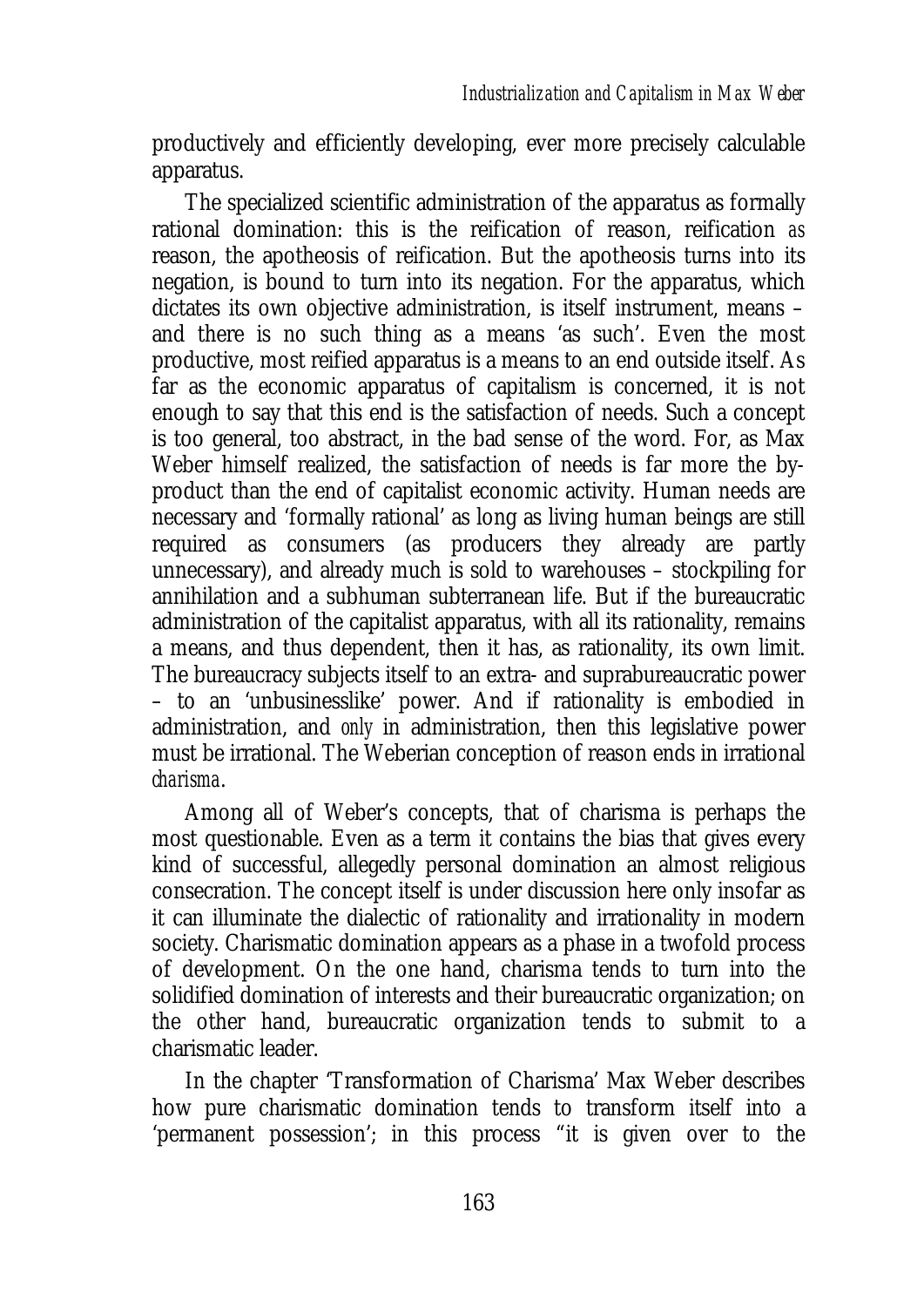productively and efficiently developing, ever more precisely calculable apparatus.

The specialized scientific administration of the apparatus as formally rational domination: this is the reification of reason, reification *as* reason, the apotheosis of reification. But the apotheosis turns into its negation, is bound to turn into its negation. For the apparatus, which dictates its own objective administration, is itself instrument, means – and there is no such thing as a means 'as such'. Even the most productive, most reified apparatus is a means to an end outside itself. As far as the economic apparatus of capitalism is concerned, it is not enough to say that this end is the satisfaction of needs. Such a concept is too general, too abstract, in the bad sense of the word. For, as Max Weber himself realized, the satisfaction of needs is far more the by-product than the end of capitalist economic activity. Human needs are necessary and 'formally rational' as long as living human beings are still required as consumers (as producers they already are partly unnecessary), and already much is sold to warehouses – stockpiling for annihilation and a subhuman subterranean life. But if the bureaucratic administration of the capitalist apparatus, with all its rationality, remains a means, and thus dependent, then it has, as rationality, its own limit. The bureaucracy subjects itself to an extra- and suprabureaucratic power – to an 'unbusinesslike' power. And if rationality is embodied in administration, and *only* in administration, then this legislative power must be irrational. The Weberian conception of reason ends in irrational *charisma*.

Among all of Weber's concepts, that of charisma is perhaps the most questionable. Even as a term it contains the bias that gives every kind of successful, allegedly personal domination an almost religious consecration. The concept itself is under discussion here only insofar as it can illuminate the dialectic of rationality and irrationality in modern society. Charismatic domination appears as a phase in a twofold process of development. On the one hand, charisma tends to turn into the solidified domination of interests and their bureaucratic organization; on the other hand, bureaucratic organization tends to submit to a charismatic leader.

In the chapter 'Transformation of Charisma' Max Weber describes how pure charismatic domination tends to transform itself into a 'permanent possession'; in this process "it is given over to the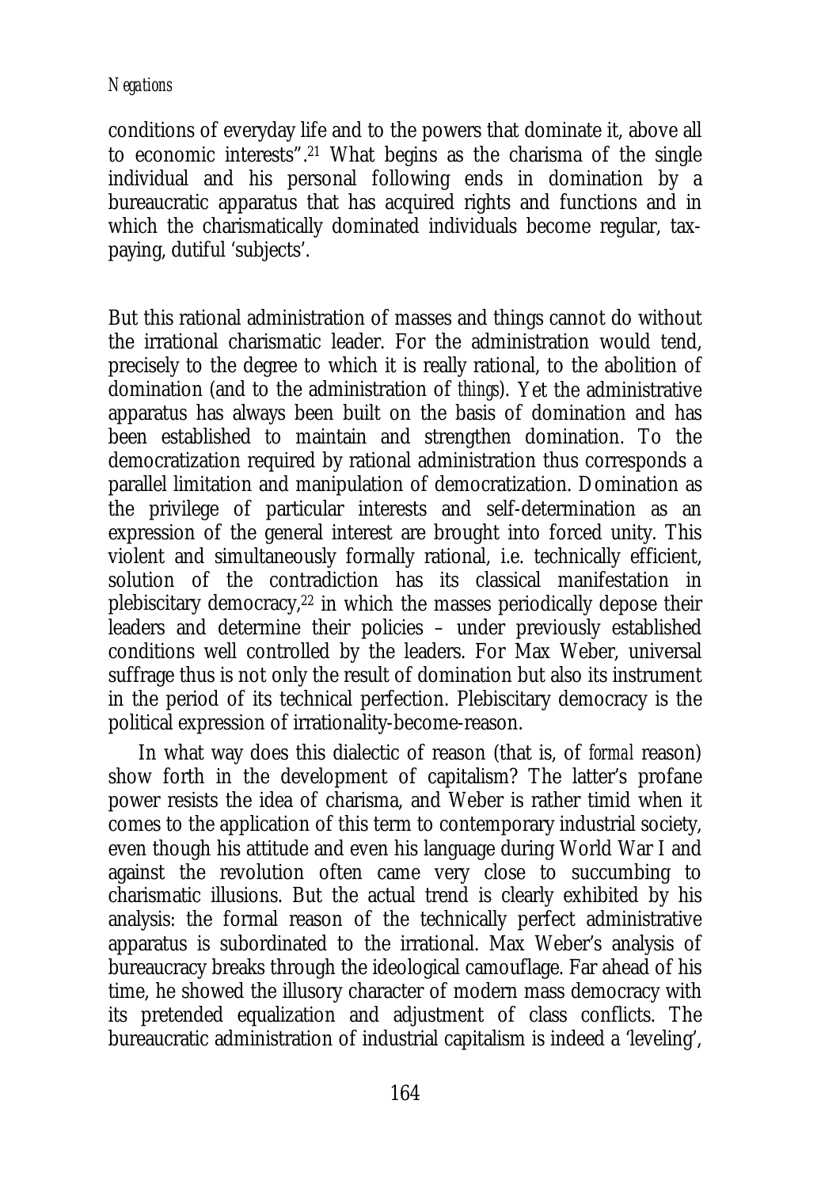conditions of everyday life and to the powers that dominate it, above all to economic interests”.[21] What begins as the charisma of the single individual and his personal following ends in domination by a bureaucratic apparatus that has acquired rights and functions and in which the charismatically dominated individuals become regular, tax-paying, dutiful ‘subjects’.

But this rational administration of masses and things cannot do without the irrational charismatic leader. For the administration would tend, precisely to the degree to which it is really rational, to the abolition of domination (and to the administration of *things*). Yet the administrative apparatus has always been built on the basis of domination and has been established to maintain and strengthen domination. To the democratization required by rational administration thus corresponds a parallel limitation and manipulation of democratization. Domination as the privilege of particular interests and self-determination as an expression of the general interest are brought into forced unity. This violent and simultaneously formally rational, i.e. technically efficient, solution of the contradiction has its classical manifestation in plebiscitary democracy,[22] in which the masses periodically depose their leaders and determine their policies – under previously established conditions well controlled by the leaders. For Max Weber, universal suffrage thus is not only the result of domination but also its instrument in the period of its technical perfection. Plebiscitary democracy is the political expression of irrationality-become-reason.

In what way does this dialectic of reason (that is, of *formal* reason) show forth in the development of capitalism? The latter’s profane power resists the idea of charisma, and Weber is rather timid when it comes to the application of this term to contemporary industrial society, even though his attitude and even his language during World War I and against the revolution often came very close to succumbing to charismatic illusions. But the actual trend is clearly exhibited by his analysis: the formal reason of the technically perfect administrative apparatus is subordinated to the irrational. Max Weber’s analysis of bureaucracy breaks through the ideological camouflage. Far ahead of his time, he showed the illusory character of modern mass democracy with its pretended equalization and adjustment of class conflicts. The bureaucratic administration of industrial capitalism is indeed a ‘leveling’,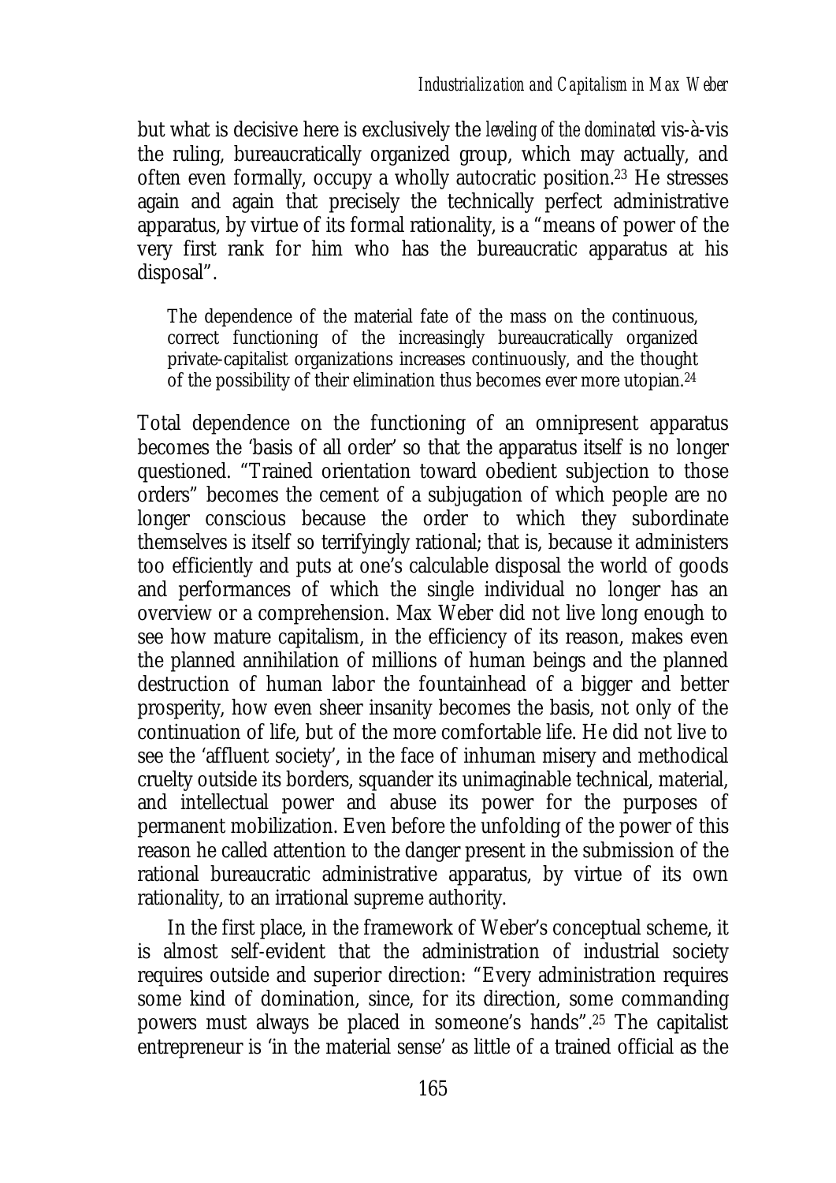but what is decisive here is exclusively the *leveling of the dominated* vis-à-vis the ruling, bureaucratically organized group, which may actually, and often even formally, occupy a wholly autocratic position.[23] He stresses again and again that precisely the technically perfect administrative apparatus, by virtue of its formal rationality, is a "means of power of the very first rank for him who has the bureaucratic apparatus at his disposal".

> The dependence of the material fate of the mass on the continuous, correct functioning of the increasingly bureaucratically organized private-capitalist organizations increases continuously, and the thought of the possibility of their elimination thus becomes ever more utopian.[24]

Total dependence on the functioning of an omnipresent apparatus becomes the 'basis of all order' so that the apparatus itself is no longer questioned. "Trained orientation toward obedient subjection to those orders" becomes the cement of a subjugation of which people are no longer conscious because the order to which they subordinate themselves is itself so terrifyingly rational; that is, because it administers too efficiently and puts at one's calculable disposal the world of goods and performances of which the single individual no longer has an overview or a comprehension. Max Weber did not live long enough to see how mature capitalism, in the efficiency of its reason, makes even the planned annihilation of millions of human beings and the planned destruction of human labor the fountainhead of a bigger and better prosperity, how even sheer insanity becomes the basis, not only of the continuation of life, but of the more comfortable life. He did not live to see the 'affluent society', in the face of inhuman misery and methodical cruelty outside its borders, squander its unimaginable technical, material, and intellectual power and abuse its power for the purposes of permanent mobilization. Even before the unfolding of the power of this reason he called attention to the danger present in the submission of the rational bureaucratic administrative apparatus, by virtue of its own rationality, to an irrational supreme authority.

In the first place, in the framework of Weber's conceptual scheme, it is almost self-evident that the administration of industrial society requires outside and superior direction: "Every administration requires some kind of domination, since, for its direction, some commanding powers must always be placed in someone's hands".[25] The capitalist entrepreneur is 'in the material sense' as little of a trained official as the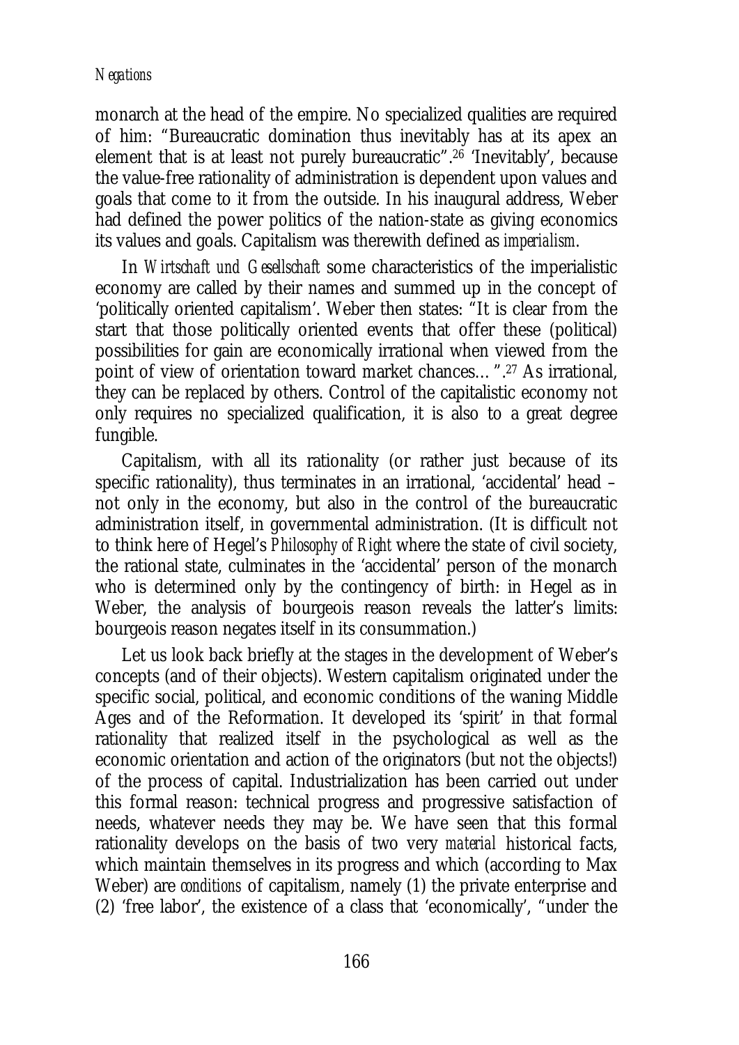monarch at the head of the empire. No specialized qualities are required of him: "Bureaucratic domination thus inevitably has at its apex an element that is at least not purely bureaucratic".[26] 'Inevitably', because the value-free rationality of administration is dependent upon values and goals that come to it from the outside. In his inaugural address, Weber had defined the power politics of the nation-state as giving economics its values and goals. Capitalism was therewith defined as *imperialism*.

In *Wirtschaft und Gesellschaft* some characteristics of the imperialistic economy are called by their names and summed up in the concept of 'politically oriented capitalism'. Weber then states: "It is clear from the start that those politically oriented events that offer these (political) possibilities for gain are economically irrational when viewed from the point of view of orientation toward market chances…".[27] As irrational, they can be replaced by others. Control of the capitalistic economy not only requires no specialized qualification, it is also to a great degree fungible.

Capitalism, with all its rationality (or rather just because of its specific rationality), thus terminates in an irrational, 'accidental' head – not only in the economy, but also in the control of the bureaucratic administration itself, in governmental administration. (It is difficult not to think here of Hegel's *Philosophy of Right* where the state of civil society, the rational state, culminates in the 'accidental' person of the monarch who is determined only by the contingency of birth: in Hegel as in Weber, the analysis of bourgeois reason reveals the latter's limits: bourgeois reason negates itself in its consummation.)

Let us look back briefly at the stages in the development of Weber's concepts (and of their objects). Western capitalism originated under the specific social, political, and economic conditions of the waning Middle Ages and of the Reformation. It developed its 'spirit' in that formal rationality that realized itself in the psychological as well as the economic orientation and action of the originators (but not the objects!) of the process of capital. Industrialization has been carried out under this formal reason: technical progress and progressive satisfaction of needs, whatever needs they may be. We have seen that this formal rationality develops on the basis of two very *material* historical facts, which maintain themselves in its progress and which (according to Max Weber) are *conditions* of capitalism, namely (1) the private enterprise and (2) 'free labor', the existence of a class that 'economically', "under the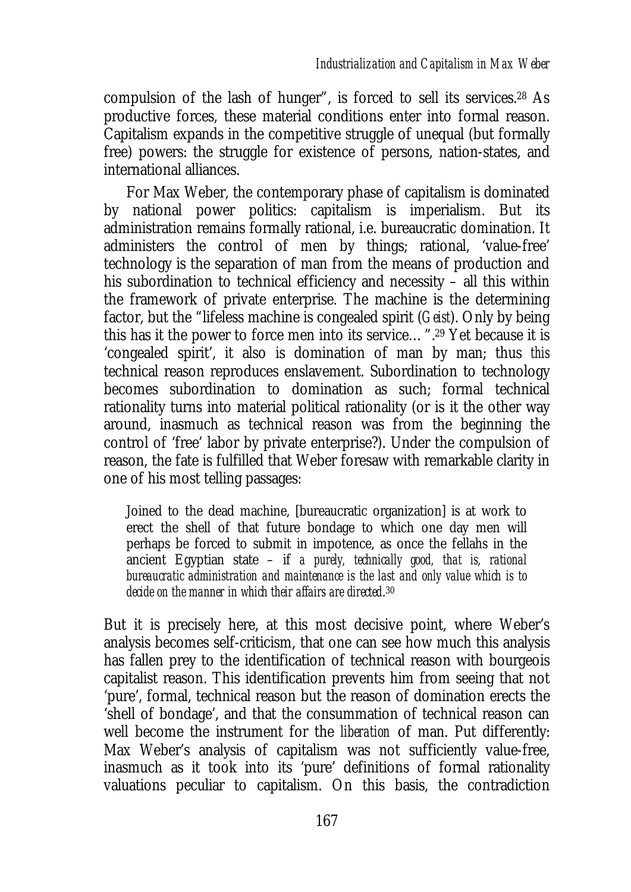compulsion of the lash of hunger", is forced to sell its services.[28] As productive forces, these material conditions enter into formal reason. Capitalism expands in the competitive struggle of unequal (but formally free) powers: the struggle for existence of persons, nation-states, and international alliances.

For Max Weber, the contemporary phase of capitalism is dominated by national power politics: capitalism is imperialism. But its administration remains formally rational, i.e. bureaucratic domination. It administers the control of men by things; rational, 'value-free' technology is the separation of man from the means of production and his subordination to technical efficiency and necessity – all this within the framework of private enterprise. The machine is the determining factor, but the "lifeless machine is congealed spirit (*Geist*). Only by being this has it the power to force men into its service… ".[29] Yet because it is 'congealed spirit', it also is domination of man by man; thus *this* technical reason reproduces enslavement. Subordination to technology becomes subordination to domination as such; formal technical rationality turns into material political rationality (or is it the other way around, inasmuch as technical reason was from the beginning the control of 'free' labor by private enterprise?). Under the compulsion of reason, the fate is fulfilled that Weber foresaw with remarkable clarity in one of his most telling passages:

> Joined to the dead machine, [bureaucratic organization] is at work to erect the shell of that future bondage to which one day men will perhaps be forced to submit in impotence, as once the fellahs in the ancient Egyptian state – if *a purely, technically good, that is, rational bureaucratic administration and maintenance is the last and only value which is to decide on the manner in which their affairs are directed*.[30]

But it is precisely here, at this most decisive point, where Weber's analysis becomes self-criticism, that one can see how much this analysis has fallen prey to the identification of technical reason with bourgeois capitalist reason. This identification prevents him from seeing that not 'pure', formal, technical reason but the reason of domination erects the 'shell of bondage', and that the consummation of technical reason can well become the instrument for the *liberation* of man. Put differently: Max Weber's analysis of capitalism was not sufficiently value-free, inasmuch as it took into its 'pure' definitions of formal rationality valuations peculiar to capitalism. On this basis, the contradiction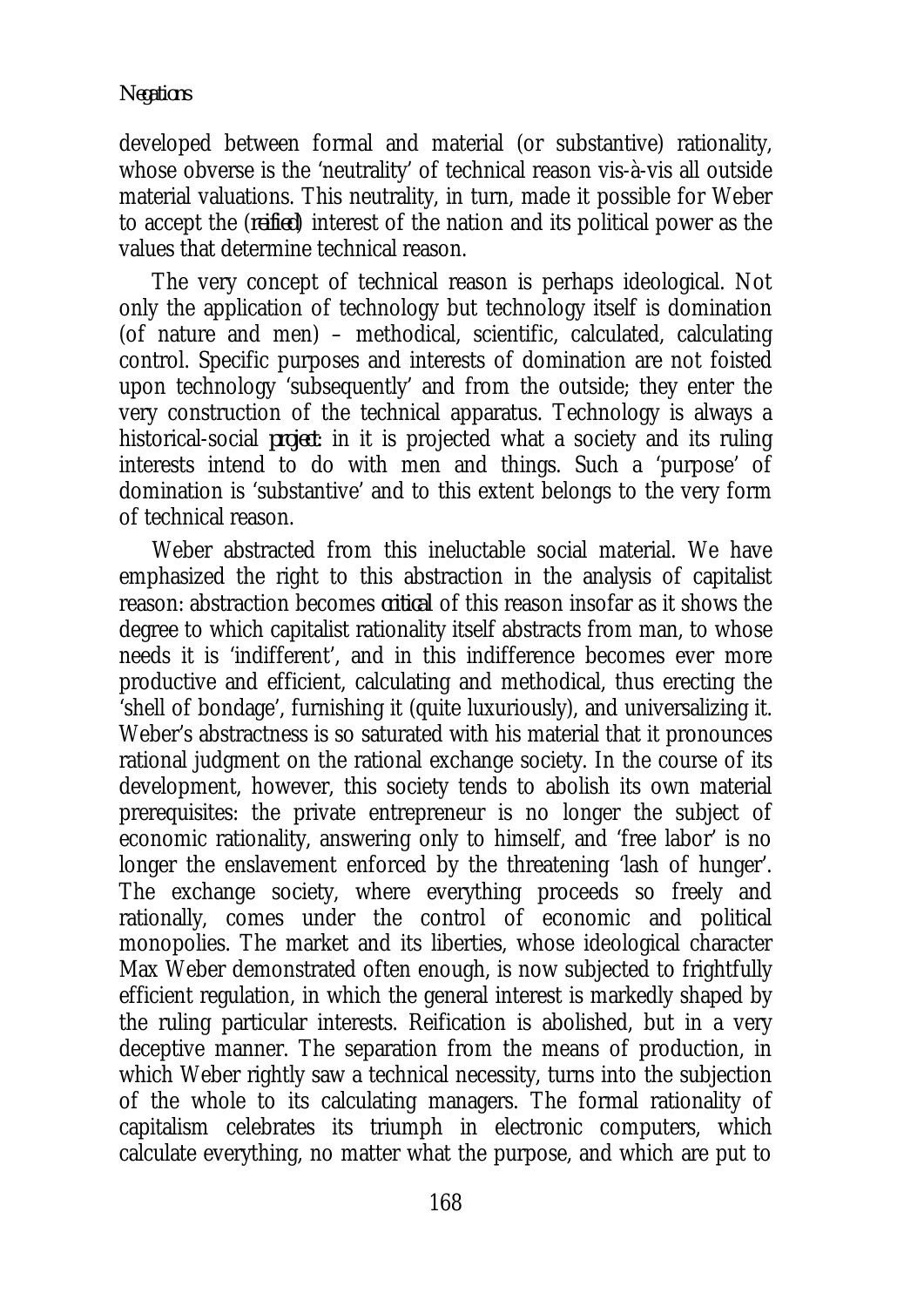developed between formal and material (or substantive) rationality, whose obverse is the 'neutrality' of technical reason vis-à-vis all outside material valuations. This neutrality, in turn, made it possible for Weber to accept the (*reified*) interest of the nation and its political power as the values that determine technical reason.

The very concept of technical reason is perhaps ideological. Not only the application of technology but technology itself is domination (of nature and men) – methodical, scientific, calculated, calculating control. Specific purposes and interests of domination are not foisted upon technology 'subsequently' and from the outside; they enter the very construction of the technical apparatus. Technology is always a historical-social *project*: in it is projected what a society and its ruling interests intend to do with men and things. Such a 'purpose' of domination is 'substantive' and to this extent belongs to the very form of technical reason.

Weber abstracted from this ineluctable social material. We have emphasized the right to this abstraction in the analysis of capitalist reason: abstraction becomes *critical* of this reason insofar as it shows the degree to which capitalist rationality itself abstracts from man, to whose needs it is 'indifferent', and in this indifference becomes ever more productive and efficient, calculating and methodical, thus erecting the 'shell of bondage', furnishing it (quite luxuriously), and universalizing it. Weber's abstractness is so saturated with his material that it pronounces rational judgment on the rational exchange society. In the course of its development, however, this society tends to abolish its own material prerequisites: the private entrepreneur is no longer the subject of economic rationality, answering only to himself, and 'free labor' is no longer the enslavement enforced by the threatening 'lash of hunger'. The exchange society, where everything proceeds so freely and rationally, comes under the control of economic and political monopolies. The market and its liberties, whose ideological character Max Weber demonstrated often enough, is now subjected to frightfully efficient regulation, in which the general interest is markedly shaped by the ruling particular interests. Reification is abolished, but in a very deceptive manner. The separation from the means of production, in which Weber rightly saw a technical necessity, turns into the subjection of the whole to its calculating managers. The formal rationality of capitalism celebrates its triumph in electronic computers, which calculate everything, no matter what the purpose, and which are put to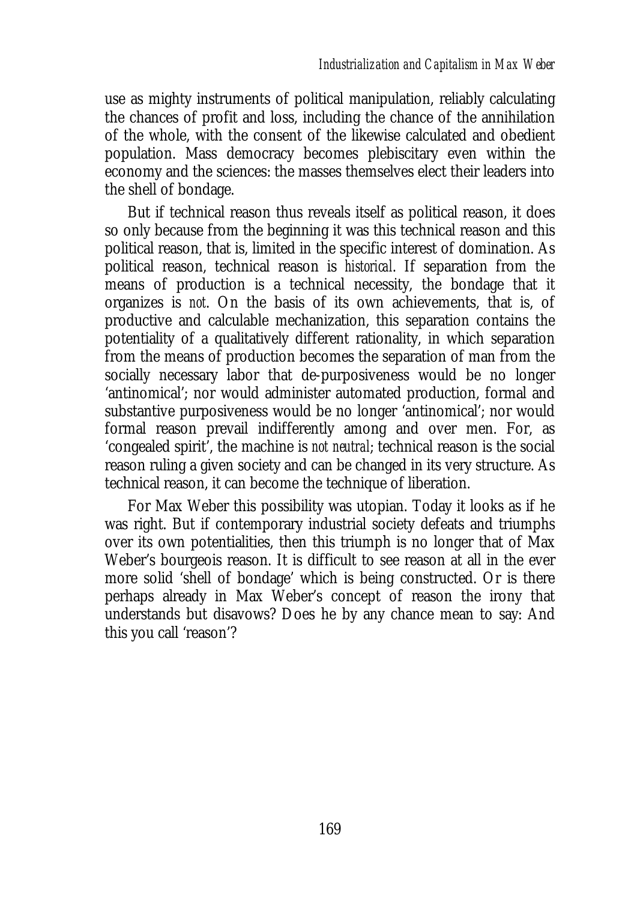use as mighty instruments of political manipulation, reliably calculating the chances of profit and loss, including the chance of the annihilation of the whole, with the consent of the likewise calculated and obedient population. Mass democracy becomes plebiscitary even within the economy and the sciences: the masses themselves elect their leaders into the shell of bondage.

But if technical reason thus reveals itself as political reason, it does so only because from the beginning it was this technical reason and this political reason, that is, limited in the specific interest of domination. As political reason, technical reason is *historical*. If separation from the means of production is a technical necessity, the bondage that it organizes is *not*. On the basis of its own achievements, that is, of productive and calculable mechanization, this separation contains the potentiality of a qualitatively different rationality, in which separation from the means of production becomes the separation of man from the socially necessary labor that de-purposiveness would be no longer 'antinomical'; nor would administer automated production, formal and substantive purposiveness would be no longer 'antinomical'; nor would formal reason prevail indifferently among and over men. For, as 'congealed spirit', the machine is *not neutral*; technical reason is the social reason ruling a given society and can be changed in its very structure. As technical reason, it can become the technique of liberation.

For Max Weber this possibility was utopian. Today it looks as if he was right. But if contemporary industrial society defeats and triumphs over its own potentialities, then this triumph is no longer that of Max Weber's bourgeois reason. It is difficult to see reason at all in the ever more solid 'shell of bondage' which is being constructed. Or is there perhaps already in Max Weber's concept of reason the irony that understands but disavows? Does he by any chance mean to say: And this you call 'reason'?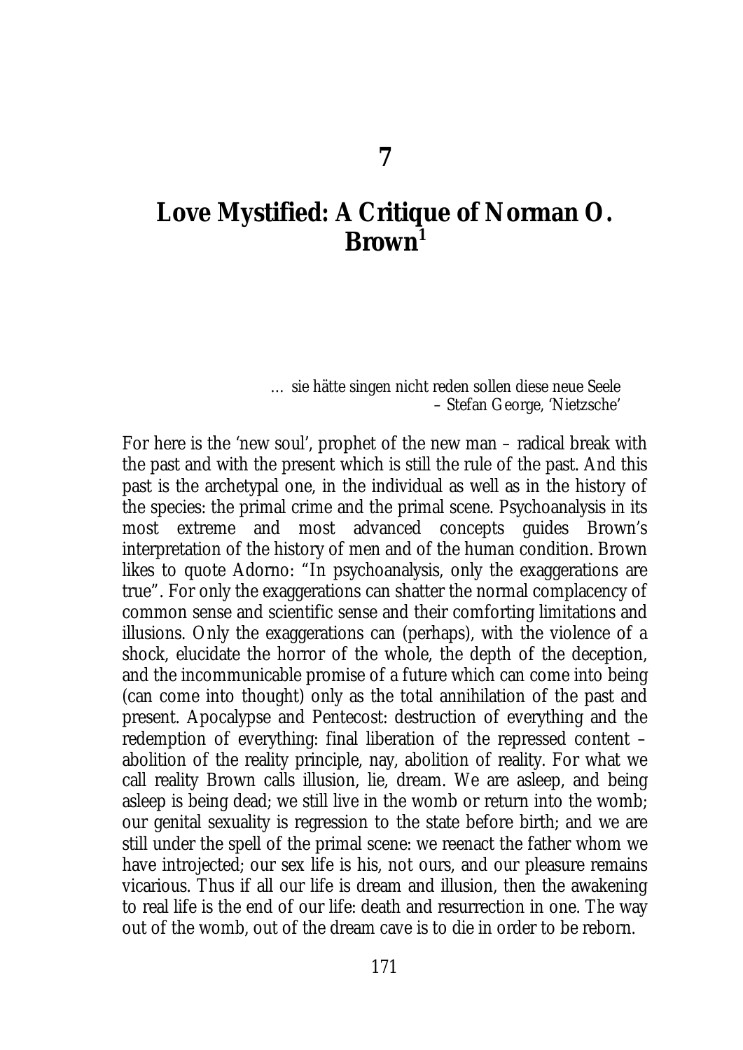# 7

## Love Mystified: A Critique of Norman O. Brown[1]

> … sie hätte singen nicht reden sollen diese neue Seele
> – Stefan George, 'Nietzsche'

For here is the 'new soul', prophet of the new man – radical break with the past and with the present which is still the rule of the past. And this past is the archetypal one, in the individual as well as in the history of the species: the primal crime and the primal scene. Psychoanalysis in its most extreme and most advanced concepts guides Brown's interpretation of the history of men and of the human condition. Brown likes to quote Adorno: "In psychoanalysis, only the exaggerations are true". For only the exaggerations can shatter the normal complacency of common sense and scientific sense and their comforting limitations and illusions. Only the exaggerations can (perhaps), with the violence of a shock, elucidate the horror of the whole, the depth of the deception, and the incommunicable promise of a future which can come into being (can come into thought) only as the total annihilation of the past and present. Apocalypse and Pentecost: destruction of everything and the redemption of everything: final liberation of the repressed content – abolition of the reality principle, nay, abolition of reality. For what we call reality Brown calls illusion, lie, dream. We are asleep, and being asleep is being dead; we still live in the womb or return into the womb; our genital sexuality is regression to the state before birth; and we are still under the spell of the primal scene: we reenact the father whom we have introjected; our sex life is his, not ours, and our pleasure remains vicarious. Thus if all our life is dream and illusion, then the awakening to real life is the end of our life: death and resurrection in one. The way out of the womb, out of the dream cave is to die in order to be reborn.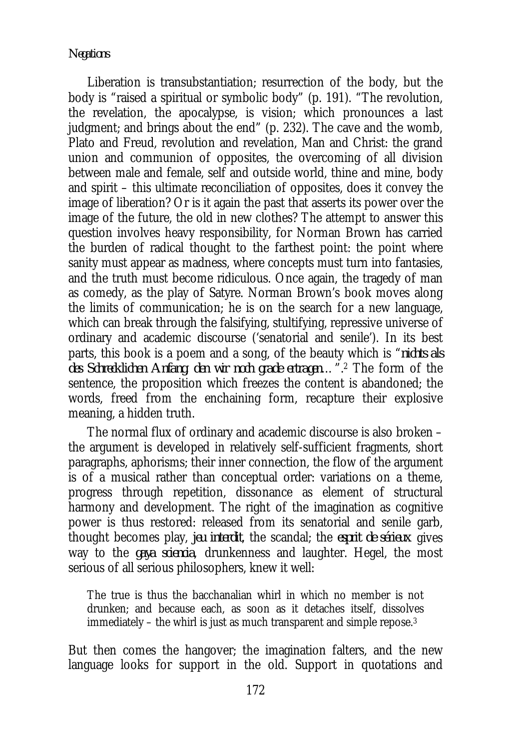Liberation is transubstantiation; resurrection of the body, but the body is "raised a spiritual or symbolic body" (p. 191). "The revolution, the revelation, the apocalypse, is vision; which pronounces a last judgment; and brings about the end" (p. 232). The cave and the womb, Plato and Freud, revolution and revelation, Man and Christ: the grand union and communion of opposites, the overcoming of all division between male and female, self and outside world, thine and mine, body and spirit – this ultimate reconciliation of opposites, does it convey the image of liberation? Or is it again the past that asserts its power over the image of the future, the old in new clothes? The attempt to answer this question involves heavy responsibility, for Norman Brown has carried the burden of radical thought to the farthest point: the point where sanity must appear as madness, where concepts must turn into fantasies, and the truth must become ridiculous. Once again, the tragedy of man as comedy, as the play of Satyre. Norman Brown's book moves along the limits of communication; he is on the search for a new language, which can break through the falsifying, stultifying, repressive universe of ordinary and academic discourse ('senatorial and senile'). In its best parts, this book is a poem and a song, of the beauty which is "*nichts als des Schrecklichen Anfang, den wir noch grade ertragen...*".[2] The form of the sentence, the proposition which freezes the content is abandoned; the words, freed from the enchaining form, recapture their explosive meaning, a hidden truth.

The normal flux of ordinary and academic discourse is also broken – the argument is developed in relatively self-sufficient fragments, short paragraphs, aphorisms; their inner connection, the flow of the argument is of a musical rather than conceptual order: variations on a theme, progress through repetition, dissonance as element of structural harmony and development. The right of the imagination as cognitive power is thus restored: released from its senatorial and senile garb, thought becomes play, *jeu interdit*, the scandal; the *esprit de sérieux* gives way to the *gaya sciencia*, drunkenness and laughter. Hegel, the most serious of all serious philosophers, knew it well:

> The true is thus the bacchanalian whirl in which no member is not drunken; and because each, as soon as it detaches itself, dissolves immediately – the whirl is just as much transparent and simple repose.[3]

But then comes the hangover; the imagination falters, and the new language looks for support in the old. Support in quotations and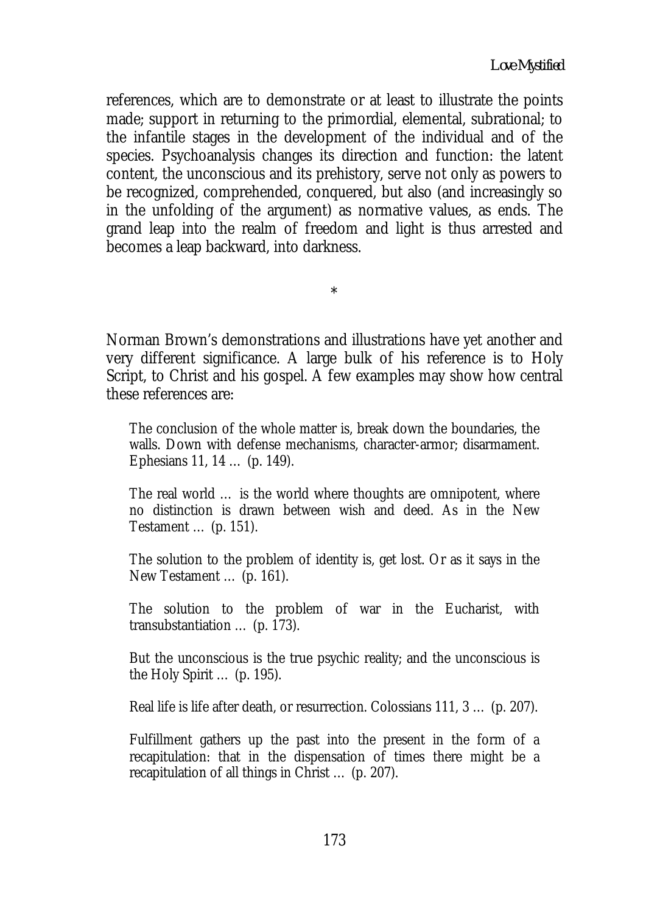references, which are to demonstrate or at least to illustrate the points made; support in returning to the primordial, elemental, subrational; to the infantile stages in the development of the individual and of the species. Psychoanalysis changes its direction and function: the latent content, the unconscious and its prehistory, serve not only as powers to be recognized, comprehended, conquered, but also (and increasingly so in the unfolding of the argument) as normative values, as ends. The grand leap into the realm of freedom and light is thus arrested and becomes a leap backward, into darkness.

*

Norman Brown's demonstrations and illustrations have yet another and very different significance. A large bulk of his reference is to Holy Script, to Christ and his gospel. A few examples may show how central these references are:

> The conclusion of the whole matter is, break down the boundaries, the walls. Down with defense mechanisms, character-armor; disarmament. Ephesians 11, 14 … (p. 149).
>
> The real world … is the world where thoughts are omnipotent, where no distinction is drawn between wish and deed. As in the New Testament … (p. 151).
>
> The solution to the problem of identity is, get lost. Or as it says in the New Testament … (p. 161).
>
> The solution to the problem of war in the Eucharist, with transubstantiation … (p. 173).
>
> But the unconscious is the true psychic reality; and the unconscious is the Holy Spirit … (p. 195).
>
> Real life is life after death, or resurrection. Colossians 111, 3 … (p. 207).
>
> Fulfillment gathers up the past into the present in the form of a recapitulation: that in the dispensation of times there might be a recapitulation of all things in Christ … (p. 207).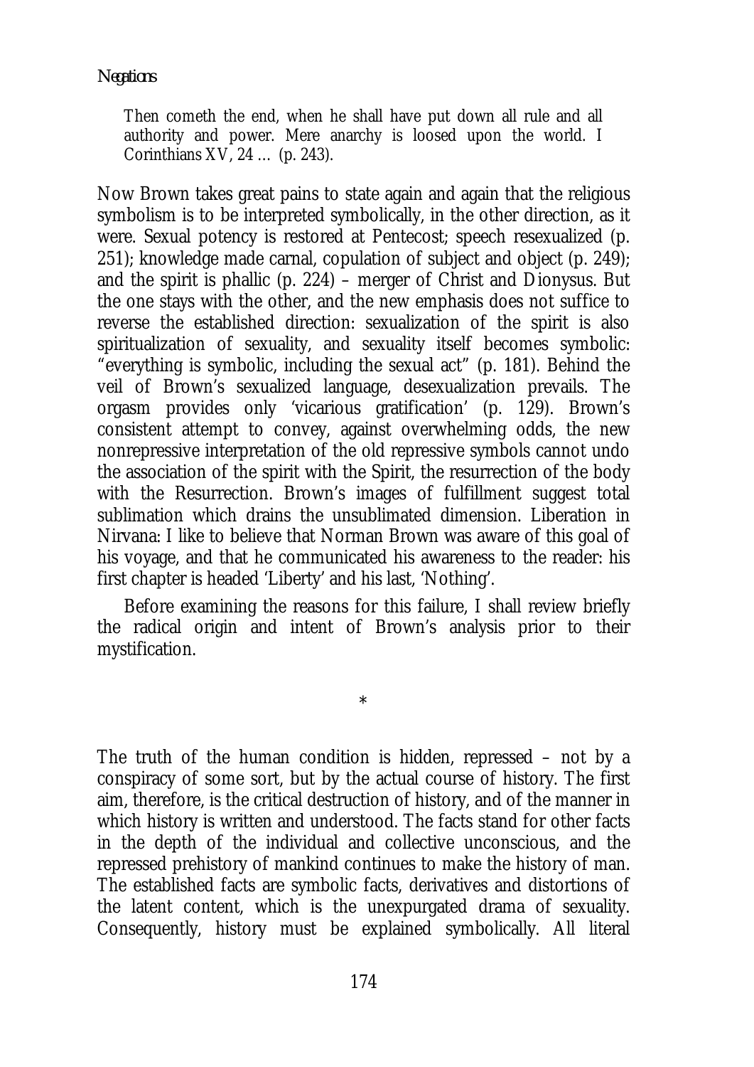> Then cometh the end, when he shall have put down all rule and all authority and power. Mere anarchy is loosed upon the world. I Corinthians XV, 24 … (p. 243).

Now Brown takes great pains to state again and again that the religious symbolism is to be interpreted symbolically, in the other direction, as it were. Sexual potency is restored at Pentecost; speech resexualized (p. 251); knowledge made carnal, copulation of subject and object (p. 249); and the spirit is phallic (p. 224) – merger of Christ and Dionysus. But the one stays with the other, and the new emphasis does not suffice to reverse the established direction: sexualization of the spirit is also spiritualization of sexuality, and sexuality itself becomes symbolic: "everything is symbolic, including the sexual act" (p. 181). Behind the veil of Brown's sexualized language, desexualization prevails. The orgasm provides only 'vicarious gratification' (p. 129). Brown's consistent attempt to convey, against overwhelming odds, the new nonrepressive interpretation of the old repressive symbols cannot undo the association of the spirit with the Spirit, the resurrection of the body with the Resurrection. Brown's images of fulfillment suggest total sublimation which drains the unsublimated dimension. Liberation in Nirvana: I like to believe that Norman Brown was aware of this goal of his voyage, and that he communicated his awareness to the reader: his first chapter is headed 'Liberty' and his last, 'Nothing'.

Before examining the reasons for this failure, I shall review briefly the radical origin and intent of Brown's analysis prior to their mystification.

*

The truth of the human condition is hidden, repressed – not by a conspiracy of some sort, but by the actual course of history. The first aim, therefore, is the critical destruction of history, and of the manner in which history is written and understood. The facts stand for other facts in the depth of the individual and collective unconscious, and the repressed prehistory of mankind continues to make the history of man. The established facts are symbolic facts, derivatives and distortions of the latent content, which is the unexpurgated drama of sexuality. Consequently, history must be explained symbolically. All literal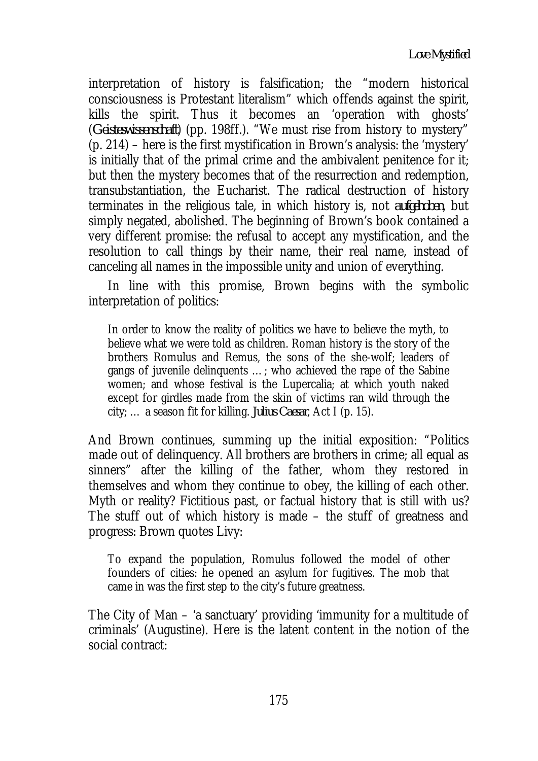interpretation of history is falsification; the "modern historical consciousness is Protestant literalism" which offends against the spirit, kills the spirit. Thus it becomes an 'operation with ghosts' (*Geisteswissenschaft*) (pp. 198ff.). "We must rise from history to mystery" (p. 214) – here is the first mystification in Brown's analysis: the 'mystery' is initially that of the primal crime and the ambivalent penitence for it; but then the mystery becomes that of the resurrection and redemption, transubstantiation, the Eucharist. The radical destruction of history terminates in the religious tale, in which history is, not *aufgehoben*, but simply negated, abolished. The beginning of Brown's book contained a very different promise: the refusal to accept any mystification, and the resolution to call things by their name, their real name, instead of canceling all names in the impossible unity and union of everything.

In line with this promise, Brown begins with the symbolic interpretation of politics:

> In order to know the reality of politics we have to believe the myth, to believe what we were told as children. Roman history is the story of the brothers Romulus and Remus, the sons of the she-wolf; leaders of gangs of juvenile delinquents …; who achieved the rape of the Sabine women; and whose festival is the Lupercalia; at which youth naked except for girdles made from the skin of victims ran wild through the city; … a season fit for killing. *Julius Caesar*, Act I (p. 15).

And Brown continues, summing up the initial exposition: "Politics made out of delinquency. All brothers are brothers in crime; all equal as sinners" after the killing of the father, whom they restored in themselves and whom they continue to obey, the killing of each other. Myth or reality? Fictitious past, or factual history that is still with us? The stuff out of which history is made – the stuff of greatness and progress: Brown quotes Livy:

> To expand the population, Romulus followed the model of other founders of cities: he opened an asylum for fugitives. The mob that came in was the first step to the city's future greatness.

The City of Man – 'a sanctuary' providing 'immunity for a multitude of criminals' (Augustine). Here is the latent content in the notion of the social contract: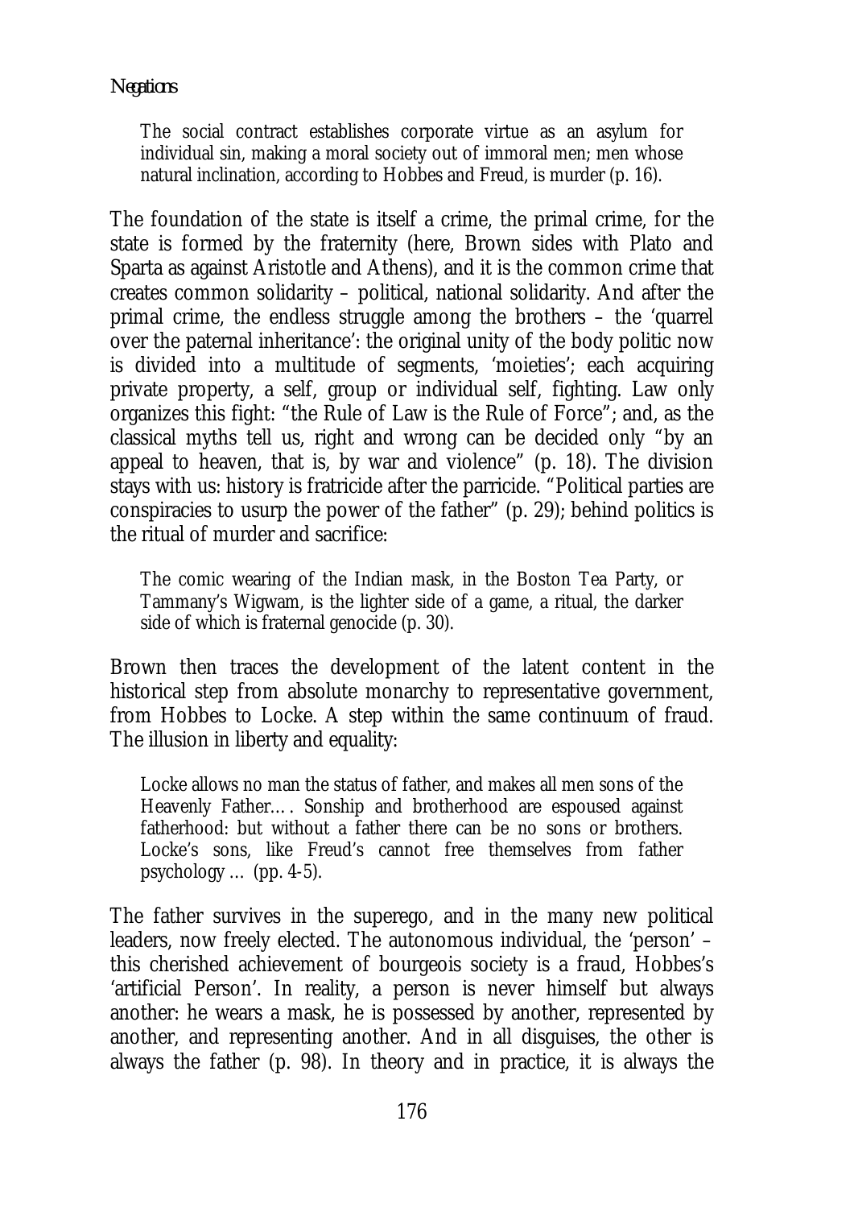> The social contract establishes corporate virtue as an asylum for individual sin, making a moral society out of immoral men; men whose natural inclination, according to Hobbes and Freud, is murder (p. 16).

The foundation of the state is itself a crime, the primal crime, for the state is formed by the fraternity (here, Brown sides with Plato and Sparta as against Aristotle and Athens), and it is the common crime that creates common solidarity – political, national solidarity. And after the primal crime, the endless struggle among the brothers – the 'quarrel over the paternal inheritance': the original unity of the body politic now is divided into a multitude of segments, 'moieties'; each acquiring private property, a self, group or individual self, fighting. Law only organizes this fight: "the Rule of Law is the Rule of Force"; and, as the classical myths tell us, right and wrong can be decided only "by an appeal to heaven, that is, by war and violence" (p. 18). The division stays with us: history is fratricide after the parricide. "Political parties are conspiracies to usurp the power of the father" (p. 29); behind politics is the ritual of murder and sacrifice:

> The comic wearing of the Indian mask, in the Boston Tea Party, or Tammany's Wigwam, is the lighter side of a game, a ritual, the darker side of which is fraternal genocide (p. 30).

Brown then traces the development of the latent content in the historical step from absolute monarchy to representative government, from Hobbes to Locke. A step within the same continuum of fraud. The illusion in liberty and equality:

> Locke allows no man the status of father, and makes all men sons of the Heavenly Father…. Sonship and brotherhood are espoused against fatherhood: but without a father there can be no sons or brothers. Locke's sons, like Freud's cannot free themselves from father psychology … (pp. 4-5).

The father survives in the superego, and in the many new political leaders, now freely elected. The autonomous individual, the 'person' – this cherished achievement of bourgeois society is a fraud, Hobbes's 'artificial Person'. In reality, a person is never himself but always another: he wears a mask, he is possessed by another, represented by another, and representing another. And in all disguises, the other is always the father (p. 98). In theory and in practice, it is always the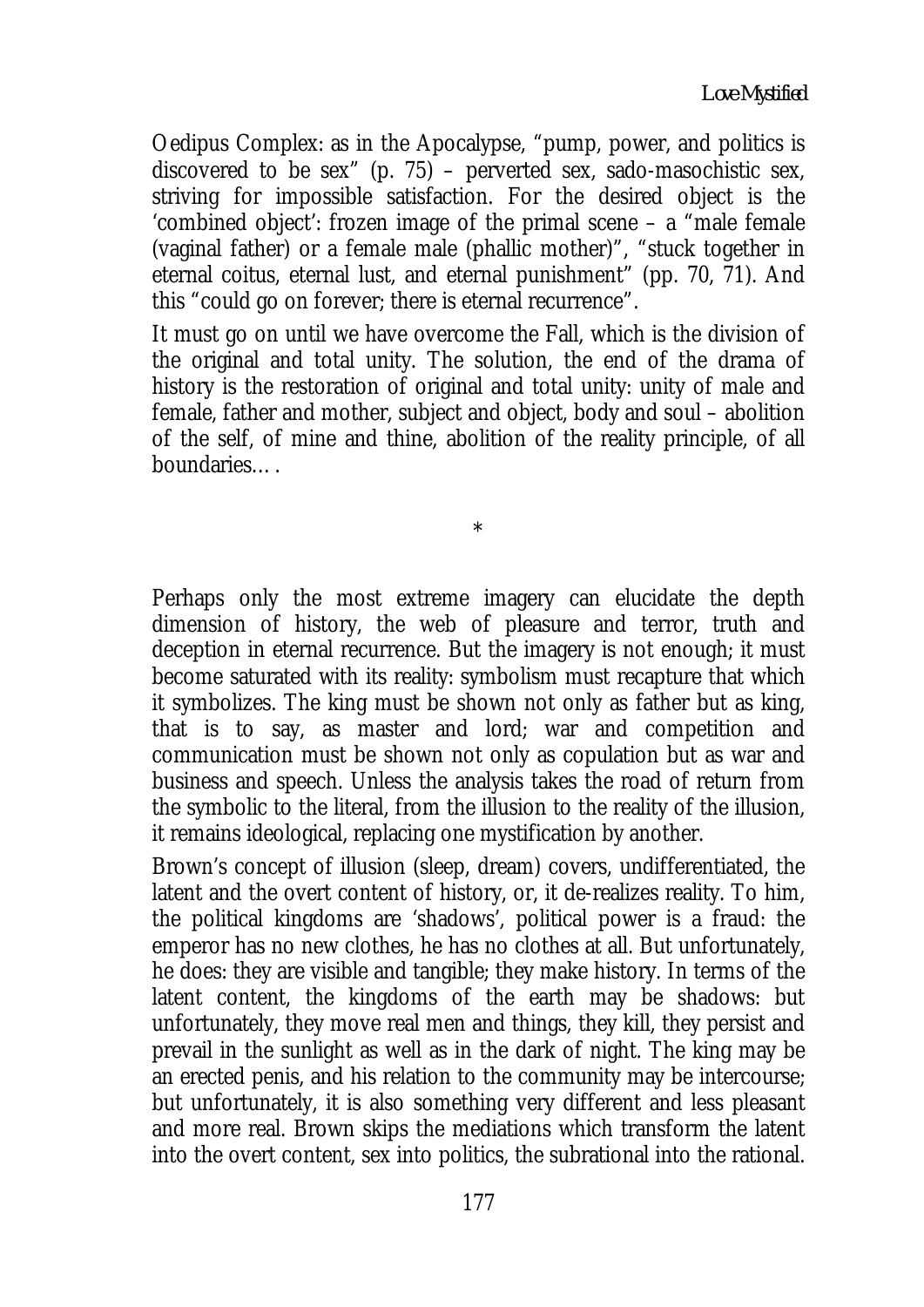Oedipus Complex: as in the Apocalypse, "pump, power, and politics is discovered to be sex" (p. 75) – perverted sex, sado-masochistic sex, striving for impossible satisfaction. For the desired object is the 'combined object': frozen image of the primal scene – a "male female (vaginal father) or a female male (phallic mother)", "stuck together in eternal coitus, eternal lust, and eternal punishment" (pp. 70, 71). And this "could go on forever; there is eternal recurrence".

It must go on until we have overcome the Fall, which is the division of the original and total unity. The solution, the end of the drama of history is the restoration of original and total unity: unity of male and female, father and mother, subject and object, body and soul – abolition of the self, of mine and thine, abolition of the reality principle, of all boundaries… .

*

Perhaps only the most extreme imagery can elucidate the depth dimension of history, the web of pleasure and terror, truth and deception in eternal recurrence. But the imagery is not enough; it must become saturated with its reality: symbolism must recapture that which it symbolizes. The king must be shown not only as father but as king, that is to say, as master and lord; war and competition and communication must be shown not only as copulation but as war and business and speech. Unless the analysis takes the road of return from the symbolic to the literal, from the illusion to the reality of the illusion, it remains ideological, replacing one mystification by another.

Brown's concept of illusion (sleep, dream) covers, undifferentiated, the latent and the overt content of history, or, it de-realizes reality. To him, the political kingdoms are 'shadows', political power is a fraud: the emperor has no new clothes, he has no clothes at all. But unfortunately, he does: they are visible and tangible; they make history. In terms of the latent content, the kingdoms of the earth may be shadows: but unfortunately, they move real men and things, they kill, they persist and prevail in the sunlight as well as in the dark of night. The king may be an erected penis, and his relation to the community may be intercourse; but unfortunately, it is also something very different and less pleasant and more real. Brown skips the mediations which transform the latent into the overt content, sex into politics, the subrational into the rational.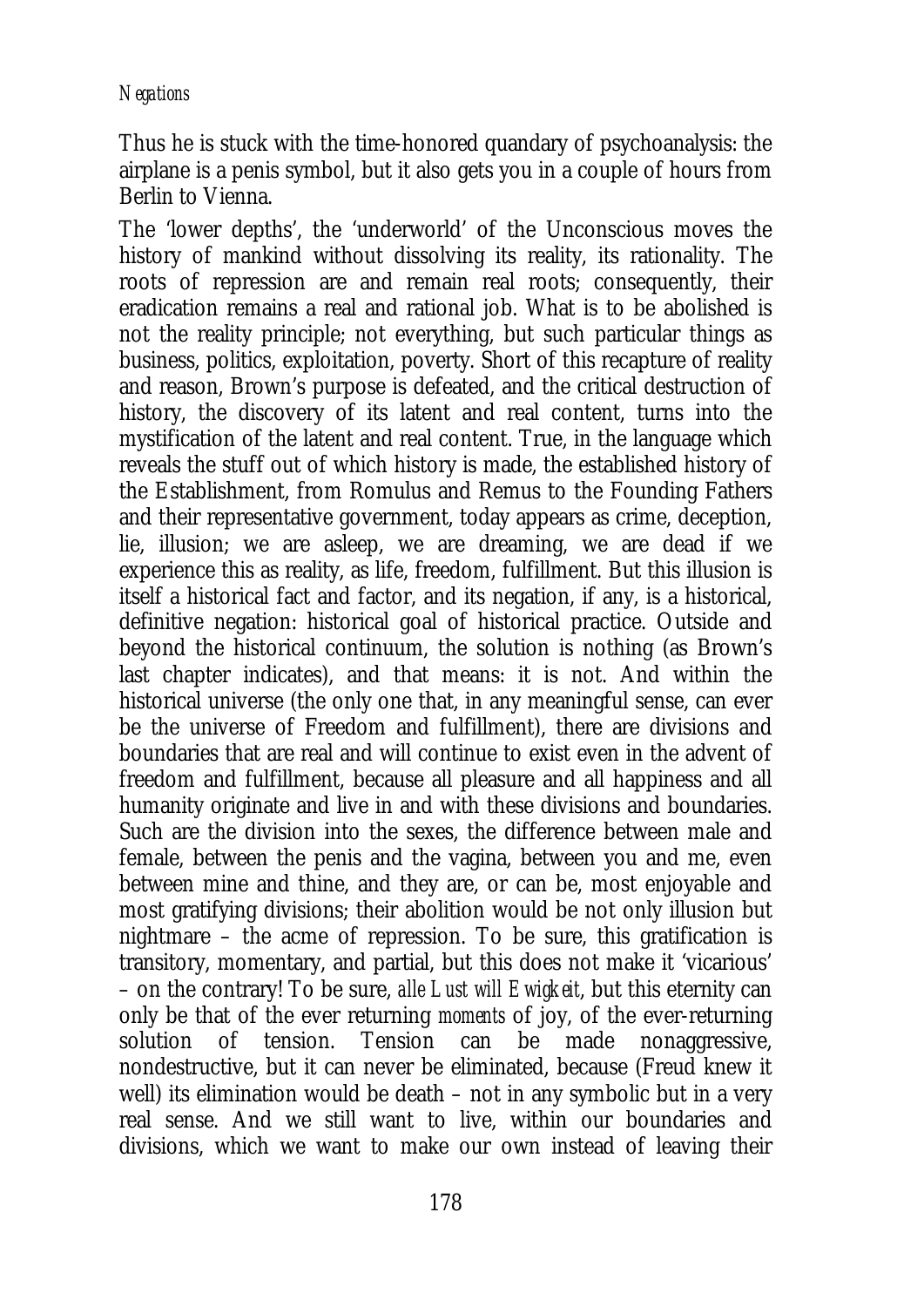Thus he is stuck with the time-honored quandary of psychoanalysis: the airplane is a penis symbol, but it also gets you in a couple of hours from Berlin to Vienna.

The 'lower depths', the 'underworld' of the Unconscious moves the history of mankind without dissolving its reality, its rationality. The roots of repression are and remain real roots; consequently, their eradication remains a real and rational job. What is to be abolished is not the reality principle; not everything, but such particular things as business, politics, exploitation, poverty. Short of this recapture of reality and reason, Brown's purpose is defeated, and the critical destruction of history, the discovery of its latent and real content, turns into the mystification of the latent and real content. True, in the language which reveals the stuff out of which history is made, the established history of the Establishment, from Romulus and Remus to the Founding Fathers and their representative government, today appears as crime, deception, lie, illusion; we are asleep, we are dreaming, we are dead if we experience this as reality, as life, freedom, fulfillment. But this illusion is itself a historical fact and factor, and its negation, if any, is a historical, definitive negation: historical goal of historical practice. Outside and beyond the historical continuum, the solution is nothing (as Brown's last chapter indicates), and that means: it is not. And within the historical universe (the only one that, in any meaningful sense, can ever be the universe of Freedom and fulfillment), there are divisions and boundaries that are real and will continue to exist even in the advent of freedom and fulfillment, because all pleasure and all happiness and all humanity originate and live in and with these divisions and boundaries. Such are the division into the sexes, the difference between male and female, between the penis and the vagina, between you and me, even between mine and thine, and they are, or can be, most enjoyable and most gratifying divisions; their abolition would be not only illusion but nightmare – the acme of repression. To be sure, this gratification is transitory, momentary, and partial, but this does not make it 'vicarious' – on the contrary! To be sure, *alle Lust will Ewigkeit*, but this eternity can only be that of the ever returning *moments* of joy, of the ever-returning solution of tension. Tension can be made nonaggressive, nondestructive, but it can never be eliminated, because (Freud knew it well) its elimination would be death – not in any symbolic but in a very real sense. And we still want to live, within our boundaries and divisions, which we want to make our own instead of leaving their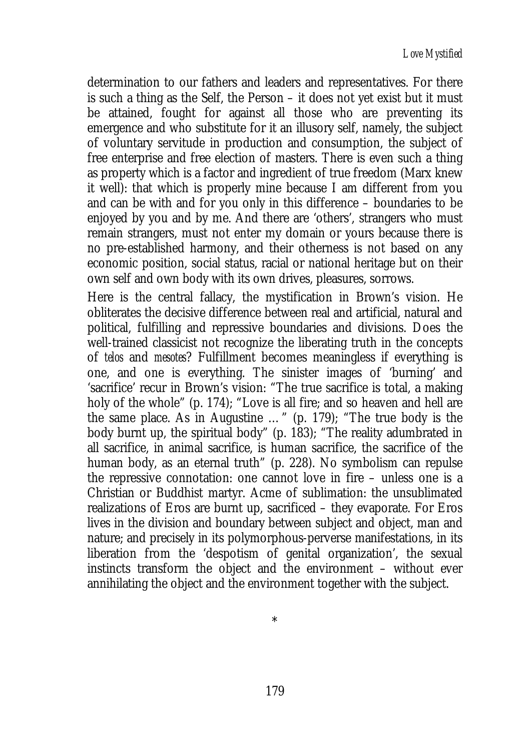determination to our fathers and leaders and representatives. For there is such a thing as the Self, the Person – it does not yet exist but it must be attained, fought for against all those who are preventing its emergence and who substitute for it an illusory self, namely, the subject of voluntary servitude in production and consumption, the subject of free enterprise and free election of masters. There is even such a thing as property which is a factor and ingredient of true freedom (Marx knew it well): that which is properly mine because I am different from you and can be with and for you only in this difference – boundaries to be enjoyed by you and by me. And there are 'others', strangers who must remain strangers, must not enter my domain or yours because there is no pre-established harmony, and their otherness is not based on any economic position, social status, racial or national heritage but on their own self and own body with its own drives, pleasures, sorrows.

Here is the central fallacy, the mystification in Brown's vision. He obliterates the decisive difference between real and artificial, natural and political, fulfilling and repressive boundaries and divisions. Does the well-trained classicist not recognize the liberating truth in the concepts of *telos* and *mesotes*? Fulfillment becomes meaningless if everything is one, and one is everything. The sinister images of 'burning' and 'sacrifice' recur in Brown's vision: "The true sacrifice is total, a making holy of the whole" (p. 174); "Love is all fire; and so heaven and hell are the same place. As in Augustine ... " (p. 179); "The true body is the body burnt up, the spiritual body" (p. 183); "The reality adumbrated in all sacrifice, in animal sacrifice, is human sacrifice, the sacrifice of the human body, as an eternal truth" (p. 228). No symbolism can repulse the repressive connotation: one cannot love in fire – unless one is a Christian or Buddhist martyr. Acme of sublimation: the unsublimated realizations of Eros are burnt up, sacrificed – they evaporate. For Eros lives in the division and boundary between subject and object, man and nature; and precisely in its polymorphous-perverse manifestations, in its liberation from the 'despotism of genital organization', the sexual instincts transform the object and the environment – without ever annihilating the object and the environment together with the subject.

*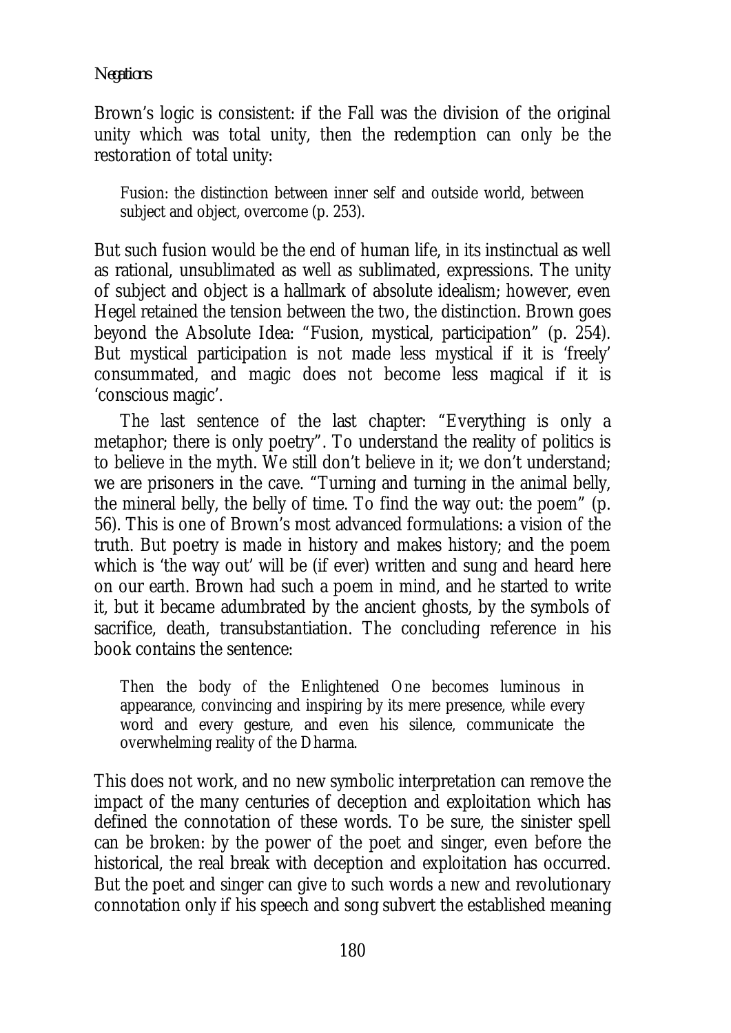Brown's logic is consistent: if the Fall was the division of the original unity which was total unity, then the redemption can only be the restoration of total unity:

> Fusion: the distinction between inner self and outside world, between subject and object, overcome (p. 253).

But such fusion would be the end of human life, in its instinctual as well as rational, unsublimated as well as sublimated, expressions. The unity of subject and object is a hallmark of absolute idealism; however, even Hegel retained the tension between the two, the distinction. Brown goes beyond the Absolute Idea: "Fusion, mystical, participation" (p. 254). But mystical participation is not made less mystical if it is 'freely' consummated, and magic does not become less magical if it is 'conscious magic'.

The last sentence of the last chapter: "Everything is only a metaphor; there is only poetry". To understand the reality of politics is to believe in the myth. We still don't believe in it; we don't understand; we are prisoners in the cave. "Turning and turning in the animal belly, the mineral belly, the belly of time. To find the way out: the poem" (p. 56). This is one of Brown's most advanced formulations: a vision of the truth. But poetry is made in history and makes history; and the poem which is 'the way out' will be (if ever) written and sung and heard here on our earth. Brown had such a poem in mind, and he started to write it, but it became adumbrated by the ancient ghosts, by the symbols of sacrifice, death, transubstantiation. The concluding reference in his book contains the sentence:

> Then the body of the Enlightened One becomes luminous in appearance, convincing and inspiring by its mere presence, while every word and every gesture, and even his silence, communicate the overwhelming reality of the Dharma.

This does not work, and no new symbolic interpretation can remove the impact of the many centuries of deception and exploitation which has defined the connotation of these words. To be sure, the sinister spell can be broken: by the power of the poet and singer, even before the historical, the real break with deception and exploitation has occurred. But the poet and singer can give to such words a new and revolutionary connotation only if his speech and song subvert the established meaning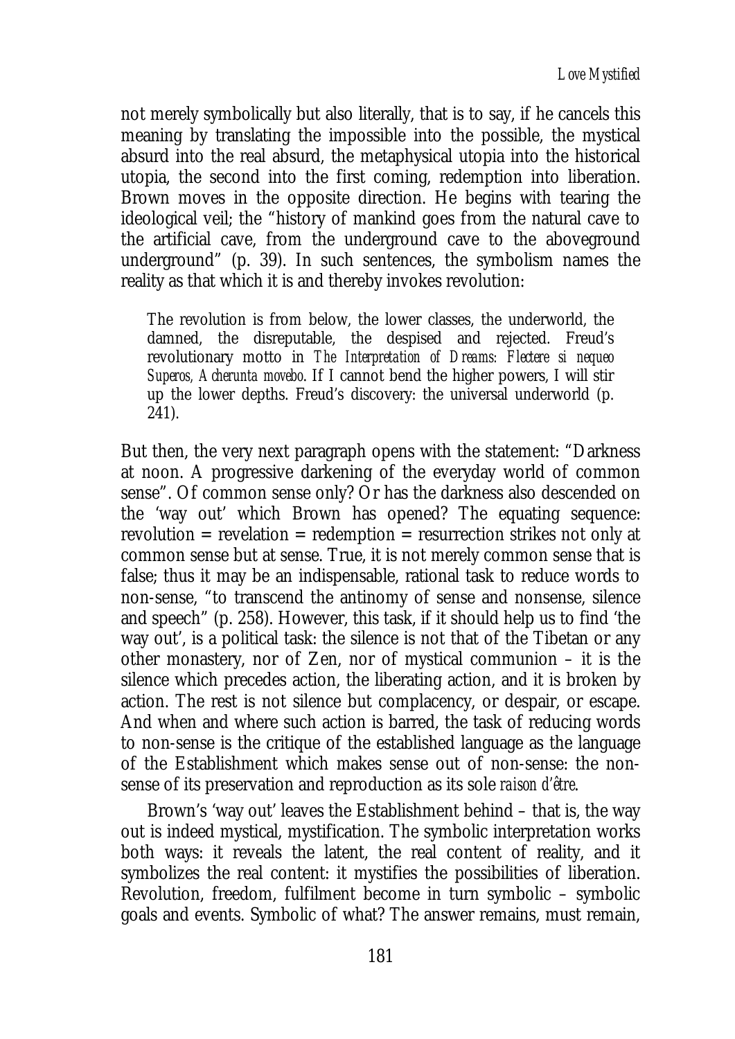not merely symbolically but also literally, that is to say, if he cancels this meaning by translating the impossible into the possible, the mystical absurd into the real absurd, the metaphysical utopia into the historical utopia, the second into the first coming, redemption into liberation. Brown moves in the opposite direction. He begins with tearing the ideological veil; the "history of mankind goes from the natural cave to the artificial cave, from the underground cave to the aboveground underground" (p. 39). In such sentences, the symbolism names the reality as that which it is and thereby invokes revolution:

> The revolution is from below, the lower classes, the underworld, the damned, the disreputable, the despised and rejected. Freud's revolutionary motto in *The Interpretation of Dreams: Flectere si nequeo Superos, Acherunta movebo*. If I cannot bend the higher powers, I will stir up the lower depths. Freud's discovery: the universal underworld (p. 241).

But then, the very next paragraph opens with the statement: "Darkness at noon. A progressive darkening of the everyday world of common sense". Of common sense only? Or has the darkness also descended on the 'way out' which Brown has opened? The equating sequence: revolution = revelation = redemption = resurrection strikes not only at common sense but at sense. True, it is not merely common sense that is false; thus it may be an indispensable, rational task to reduce words to non-sense, "to transcend the antinomy of sense and nonsense, silence and speech" (p. 258). However, this task, if it should help us to find 'the way out', is a political task: the silence is not that of the Tibetan or any other monastery, nor of Zen, nor of mystical communion – it is the silence which precedes action, the liberating action, and it is broken by action. The rest is not silence but complacency, or despair, or escape. And when and where such action is barred, the task of reducing words to non-sense is the critique of the established language as the language of the Establishment which makes sense out of non-sense: the non-sense of its preservation and reproduction as its sole *raison d'être*.

Brown's 'way out' leaves the Establishment behind – that is, the way out is indeed mystical, mystification. The symbolic interpretation works both ways: it reveals the latent, the real content of reality, and it symbolizes the real content: it mystifies the possibilities of liberation. Revolution, freedom, fulfilment become in turn symbolic – symbolic goals and events. Symbolic of what? The answer remains, must remain,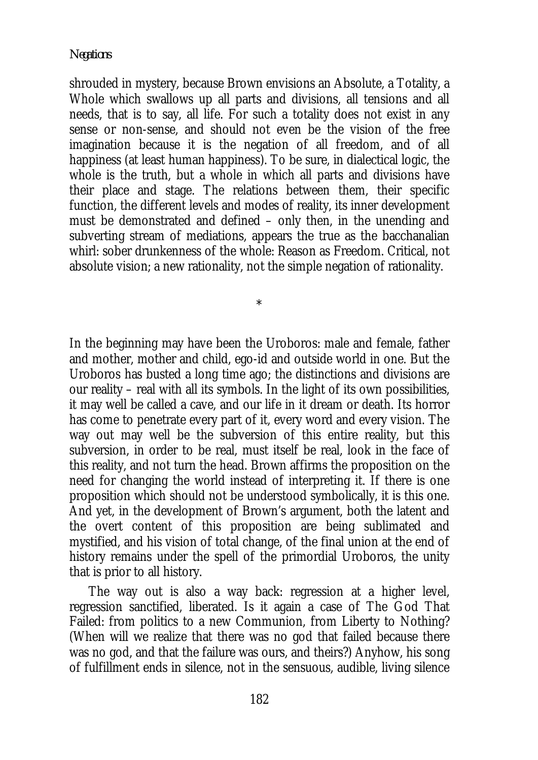shrouded in mystery, because Brown envisions an Absolute, a Totality, a Whole which swallows up all parts and divisions, all tensions and all needs, that is to say, all life. For such a totality does not exist in any sense or non-sense, and should not even be the vision of the free imagination because it is the negation of all freedom, and of all happiness (at least human happiness). To be sure, in dialectical logic, the whole is the truth, but a whole in which all parts and divisions have their place and stage. The relations between them, their specific function, the different levels and modes of reality, its inner development must be demonstrated and defined – only then, in the unending and subverting stream of mediations, appears the true as the bacchanalian whirl: sober drunkenness of the whole: Reason as Freedom. Critical, not absolute vision; a new rationality, not the simple negation of rationality.

*

In the beginning may have been the Uroboros: male and female, father and mother, mother and child, ego-id and outside world in one. But the Uroboros has busted a long time ago; the distinctions and divisions are our reality – real with all its symbols. In the light of its own possibilities, it may well be called a cave, and our life in it dream or death. Its horror has come to penetrate every part of it, every word and every vision. The way out may well be the subversion of this entire reality, but this subversion, in order to be real, must itself be real, look in the face of this reality, and not turn the head. Brown affirms the proposition on the need for changing the world instead of interpreting it. If there is one proposition which should not be understood symbolically, it is this one. And yet, in the development of Brown's argument, both the latent and the overt content of this proposition are being sublimated and mystified, and his vision of total change, of the final union at the end of history remains under the spell of the primordial Uroboros, the unity that is prior to all history.

The way out is also a way back: regression at a higher level, regression sanctified, liberated. Is it again a case of The God That Failed: from politics to a new Communion, from Liberty to Nothing? (When will we realize that there was no god that failed because there was no god, and that the failure was ours, and theirs?) Anyhow, his song of fulfillment ends in silence, not in the sensuous, audible, living silence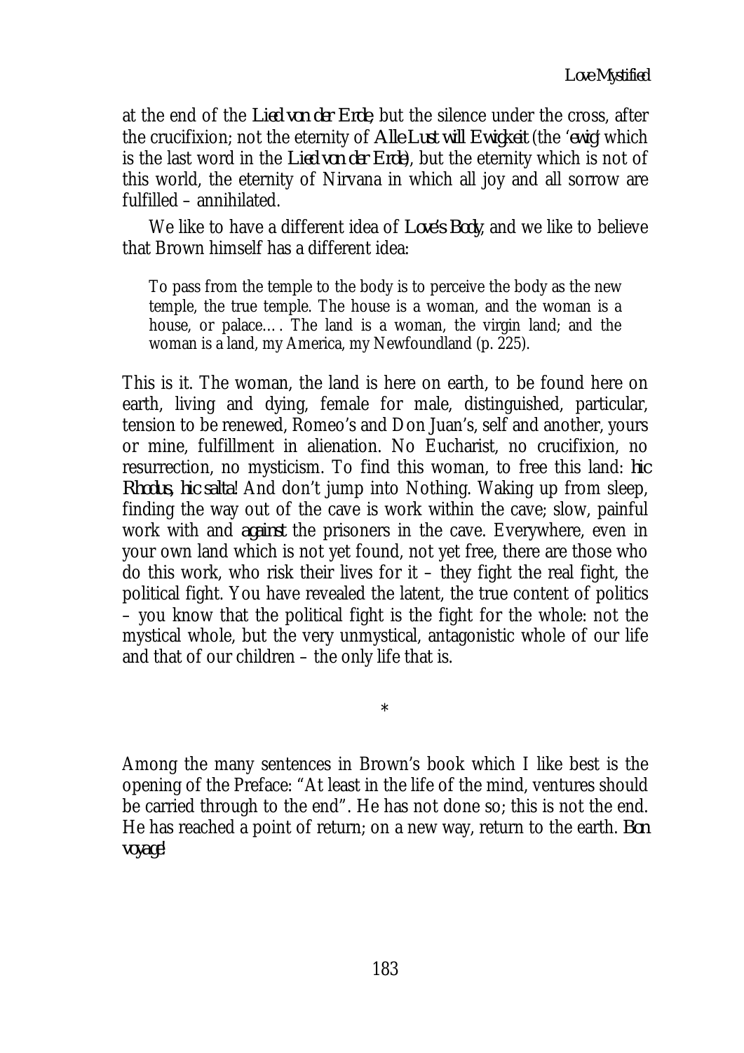at the end of the *Lied von der Erde*; but the silence under the cross, after the crucifixion; not the eternity of *Alle Lust will Ewigkeit* (the '*ewig*' which is the last word in the *Lied von der Erde*), but the eternity which is not of this world, the eternity of Nirvana in which all joy and all sorrow are fulfilled – annihilated.

We like to have a different idea of *Love's Body*, and we like to believe that Brown himself has a different idea:

> To pass from the temple to the body is to perceive the body as the new temple, the true temple. The house is a woman, and the woman is a house, or palace…. The land is a woman, the virgin land; and the woman is a land, my America, my Newfoundland (p. 225).

This is it. The woman, the land is here on earth, to be found here on earth, living and dying, female for male, distinguished, particular, tension to be renewed, Romeo's and Don Juan's, self and another, yours or mine, fulfillment in alienation. No Eucharist, no crucifixion, no resurrection, no mysticism. To find this woman, to free this land: *hic Rhodus, hic salta!* And don't jump into Nothing. Waking up from sleep, finding the way out of the cave is work within the cave; slow, painful work with and *against* the prisoners in the cave. Everywhere, even in your own land which is not yet found, not yet free, there are those who do this work, who risk their lives for it – they fight the real fight, the political fight. You have revealed the latent, the true content of politics – you know that the political fight is the fight for the whole: not the mystical whole, but the very unmystical, antagonistic whole of our life and that of our children – the only life that is.

\*

Among the many sentences in Brown's book which I like best is the opening of the Preface: "At least in the life of the mind, ventures should be carried through to the end". He has not done so; this is not the end. He has reached a point of return; on a new way, return to the earth. *Bon voyage!*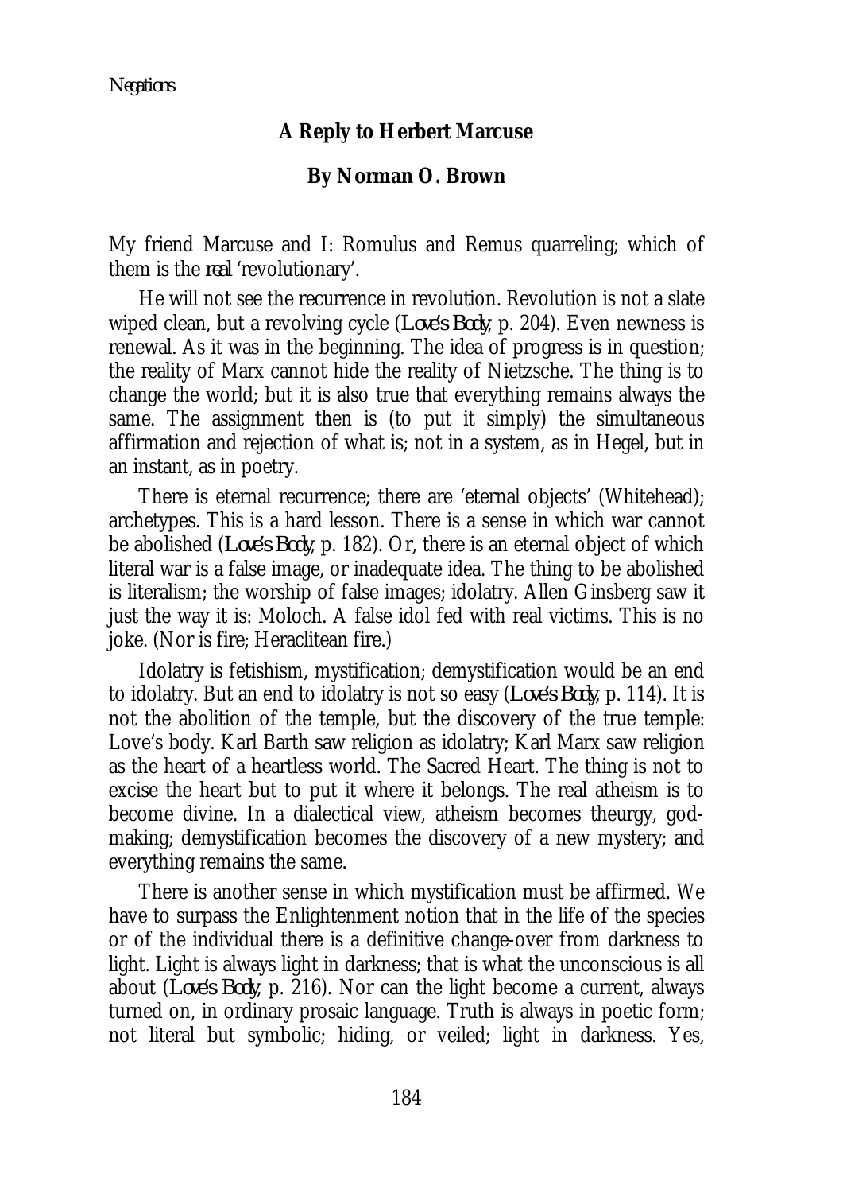## A Reply to Herbert Marcuse

### By Norman O. Brown

My friend Marcuse and I: Romulus and Remus quarreling; which of them is the *real* 'revolutionary'.

He will not see the recurrence in revolution. Revolution is not a slate wiped clean, but a revolving cycle (*Love's Body*, p. 204). Even newness is renewal. As it was in the beginning. The idea of progress is in question; the reality of Marx cannot hide the reality of Nietzsche. The thing is to change the world; but it is also true that everything remains always the same. The assignment then is (to put it simply) the simultaneous affirmation and rejection of what is; not in a system, as in Hegel, but in an instant, as in poetry.

There is eternal recurrence; there are 'eternal objects' (Whitehead); archetypes. This is a hard lesson. There is a sense in which war cannot be abolished (*Love's Body*, p. 182). Or, there is an eternal object of which literal war is a false image, or inadequate idea. The thing to be abolished is literalism; the worship of false images; idolatry. Allen Ginsberg saw it just the way it is: Moloch. A false idol fed with real victims. This is no joke. (Nor is fire; Heraclitean fire.)

Idolatry is fetishism, mystification; demystification would be an end to idolatry. But an end to idolatry is not so easy (*Love's Body*, p. 114). It is not the abolition of the temple, but the discovery of the true temple: Love's body. Karl Barth saw religion as idolatry; Karl Marx saw religion as the heart of a heartless world. The Sacred Heart. The thing is not to excise the heart but to put it where it belongs. The real atheism is to become divine. In a dialectical view, atheism becomes theurgy, god-making; demystification becomes the discovery of a new mystery; and everything remains the same.

There is another sense in which mystification must be affirmed. We have to surpass the Enlightenment notion that in the life of the species or of the individual there is a definitive change-over from darkness to light. Light is always light in darkness; that is what the unconscious is all about (*Love's Body*, p. 216). Nor can the light become a current, always turned on, in ordinary prosaic language. Truth is always in poetic form; not literal but symbolic; hiding, or veiled; light in darkness. Yes,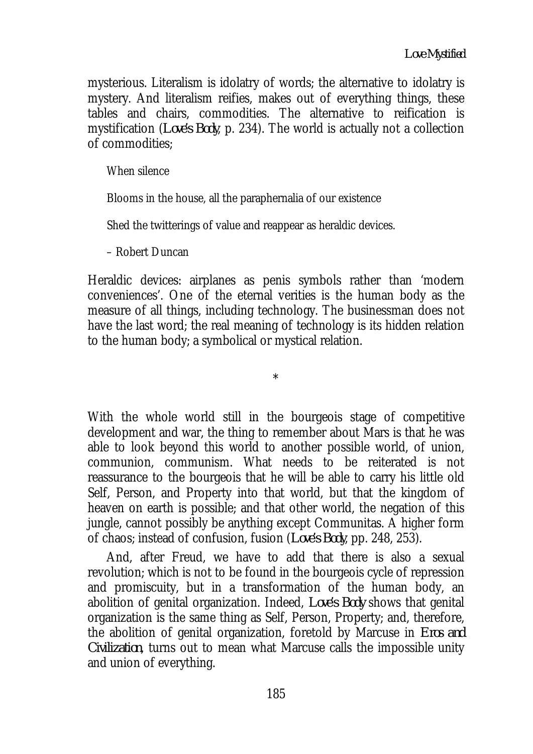mysterious. Literalism is idolatry of words; the alternative to idolatry is mystery. And literalism reifies, makes out of everything things, these tables and chairs, commodities. The alternative to reification is mystification (*Love's Body*, p. 234). The world is actually not a collection of commodities;

> When silence
>
> Blooms in the house, all the paraphernalia of our existence
>
> Shed the twitterings of value and reappear as heraldic devices.
>
> – Robert Duncan

Heraldic devices: airplanes as penis symbols rather than 'modern conveniences'. One of the eternal verities is the human body as the measure of all things, including technology. The businessman does not have the last word; the real meaning of technology is its hidden relation to the human body; a symbolical or mystical relation.

*

With the whole world still in the bourgeois stage of competitive development and war, the thing to remember about Mars is that he was able to look beyond this world to another possible world, of union, communion, communism. What needs to be reiterated is not reassurance to the bourgeois that he will be able to carry his little old Self, Person, and Property into that world, but that the kingdom of heaven on earth is possible; and that other world, the negation of this jungle, cannot possibly be anything except Communitas. A higher form of chaos; instead of confusion, fusion (*Love's Body*, pp. 248, 253).

And, after Freud, we have to add that there is also a sexual revolution; which is not to be found in the bourgeois cycle of repression and promiscuity, but in a transformation of the human body, an abolition of genital organization. Indeed, *Love's Body* shows that genital organization is the same thing as Self, Person, Property; and, therefore, the abolition of genital organization, foretold by Marcuse in *Eros and Civilization*, turns out to mean what Marcuse calls the impossible unity and union of everything.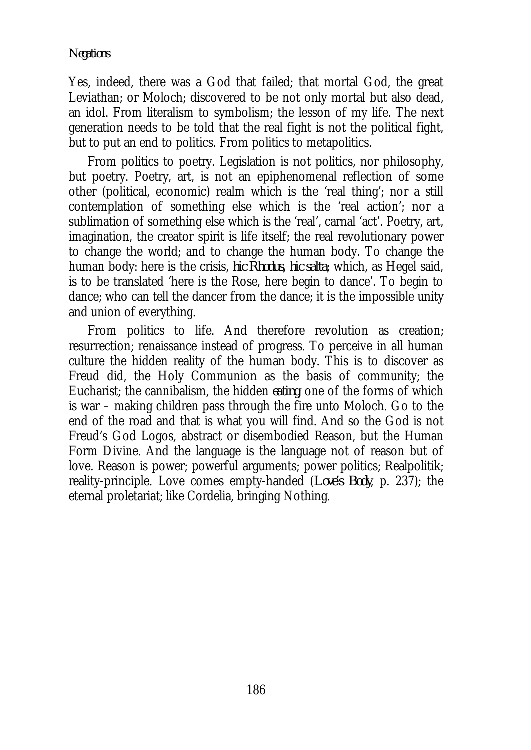Yes, indeed, there was a God that failed; that mortal God, the great Leviathan; or Moloch; discovered to be not only mortal but also dead, an idol. From literalism to symbolism; the lesson of my life. The next generation needs to be told that the real fight is not the political fight, but to put an end to politics. From politics to metapolitics.

From politics to poetry. Legislation is not politics, nor philosophy, but poetry. Poetry, art, is not an epiphenomenal reflection of some other (political, economic) realm which is the 'real thing'; nor a still contemplation of something else which is the 'real action'; nor a sublimation of something else which is the 'real', carnal 'act'. Poetry, art, imagination, the creator spirit is life itself; the real revolutionary power to change the world; and to change the human body. To change the human body: here is the crisis, *hic Rhodus, hic salta*; which, as Hegel said, is to be translated 'here is the Rose, here begin to dance'. To begin to dance; who can tell the dancer from the dance; it is the impossible unity and union of everything.

From politics to life. And therefore revolution as creation; resurrection; renaissance instead of progress. To perceive in all human culture the hidden reality of the human body. This is to discover as Freud did, the Holy Communion as the basis of community; the Eucharist; the cannibalism, the hidden *eating*; one of the forms of which is war – making children pass through the fire unto Moloch. Go to the end of the road and that is what you will find. And so the God is not Freud's God Logos, abstract or disembodied Reason, but the Human Form Divine. And the language is the language not of reason but of love. Reason is power; powerful arguments; power politics; Realpolitik; reality-principle. Love comes empty-handed (*Love's Body*, p. 237); the eternal proletariat; like Cordelia, bringing Nothing.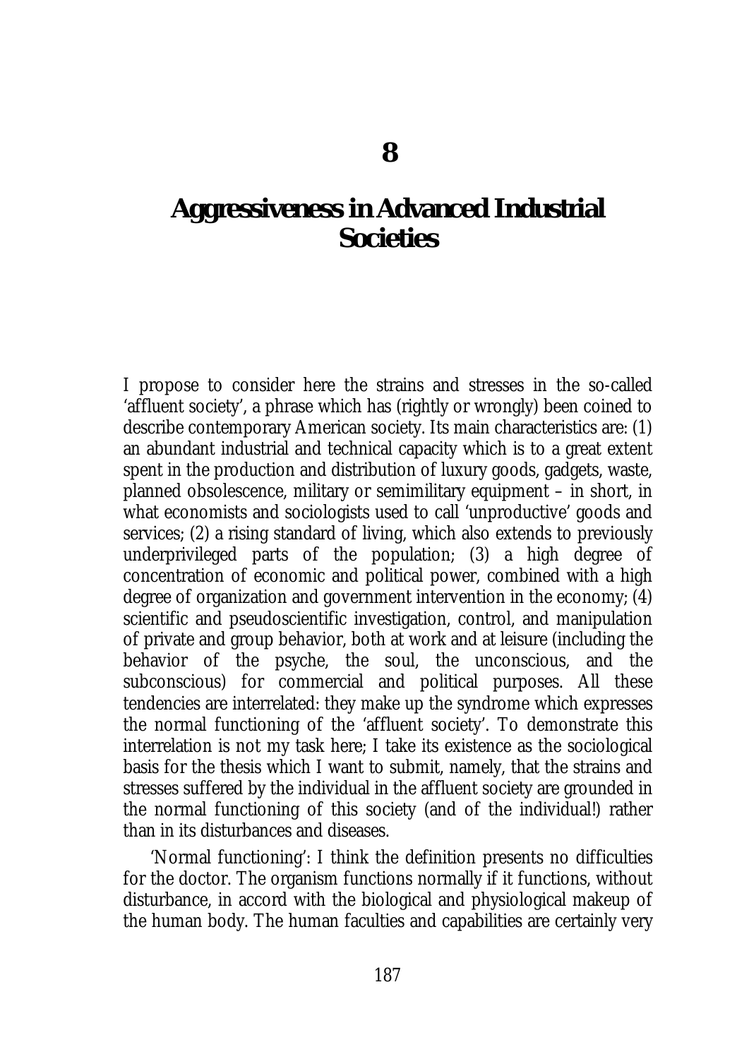# 8

# Aggressiveness in Advanced Industrial Societies

I propose to consider here the strains and stresses in the so-called 'affluent society', a phrase which has (rightly or wrongly) been coined to describe contemporary American society. Its main characteristics are: (1) an abundant industrial and technical capacity which is to a great extent spent in the production and distribution of luxury goods, gadgets, waste, planned obsolescence, military or semimilitary equipment – in short, in what economists and sociologists used to call 'unproductive' goods and services; (2) a rising standard of living, which also extends to previously underprivileged parts of the population; (3) a high degree of concentration of economic and political power, combined with a high degree of organization and government intervention in the economy; (4) scientific and pseudoscientific investigation, control, and manipulation of private and group behavior, both at work and at leisure (including the behavior of the psyche, the soul, the unconscious, and the subconscious) for commercial and political purposes. All these tendencies are interrelated: they make up the syndrome which expresses the normal functioning of the 'affluent society'. To demonstrate this interrelation is not my task here; I take its existence as the sociological basis for the thesis which I want to submit, namely, that the strains and stresses suffered by the individual in the affluent society are grounded in the normal functioning of this society (and of the individual!) rather than in its disturbances and diseases.

'Normal functioning': I think the definition presents no difficulties for the doctor. The organism functions normally if it functions, without disturbance, in accord with the biological and physiological makeup of the human body. The human faculties and capabilities are certainly very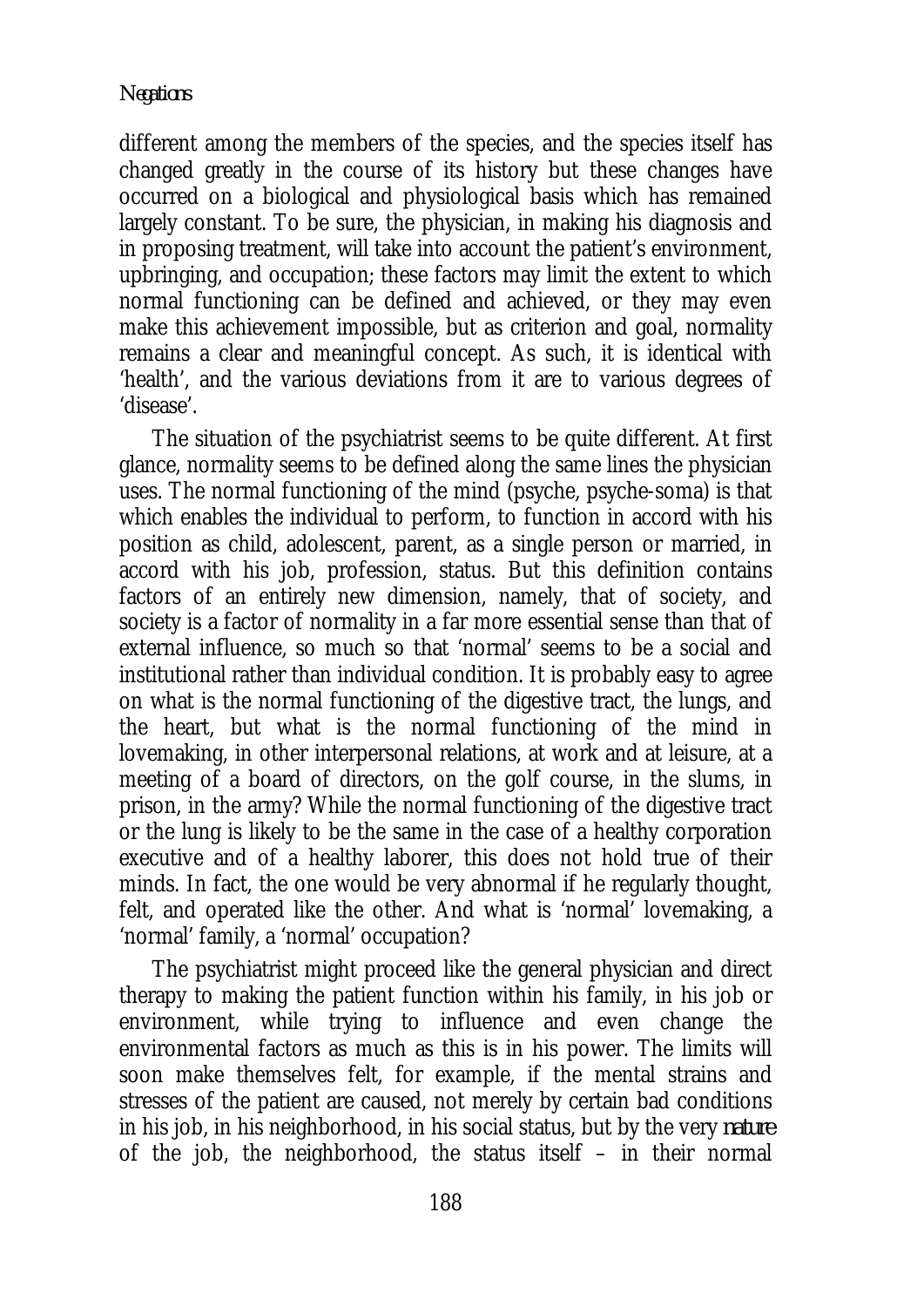different among the members of the species, and the species itself has changed greatly in the course of its history but these changes have occurred on a biological and physiological basis which has remained largely constant. To be sure, the physician, in making his diagnosis and in proposing treatment, will take into account the patient's environment, upbringing, and occupation; these factors may limit the extent to which normal functioning can be defined and achieved, or they may even make this achievement impossible, but as criterion and goal, normality remains a clear and meaningful concept. As such, it is identical with 'health', and the various deviations from it are to various degrees of 'disease'.

The situation of the psychiatrist seems to be quite different. At first glance, normality seems to be defined along the same lines the physician uses. The normal functioning of the mind (psyche, psyche-soma) is that which enables the individual to perform, to function in accord with his position as child, adolescent, parent, as a single person or married, in accord with his job, profession, status. But this definition contains factors of an entirely new dimension, namely, that of society, and society is a factor of normality in a far more essential sense than that of external influence, so much so that 'normal' seems to be a social and institutional rather than individual condition. It is probably easy to agree on what is the normal functioning of the digestive tract, the lungs, and the heart, but what is the normal functioning of the mind in lovemaking, in other interpersonal relations, at work and at leisure, at a meeting of a board of directors, on the golf course, in the slums, in prison, in the army? While the normal functioning of the digestive tract or the lung is likely to be the same in the case of a healthy corporation executive and of a healthy laborer, this does not hold true of their minds. In fact, the one would be very abnormal if he regularly thought, felt, and operated like the other. And what is 'normal' lovemaking, a 'normal' family, a 'normal' occupation?

The psychiatrist might proceed like the general physician and direct therapy to making the patient function within his family, in his job or environment, while trying to influence and even change the environmental factors as much as this is in his power. The limits will soon make themselves felt, for example, if the mental strains and stresses of the patient are caused, not merely by certain bad conditions in his job, in his neighborhood, in his social status, but by the very *nature* of the job, the neighborhood, the status itself – in their normal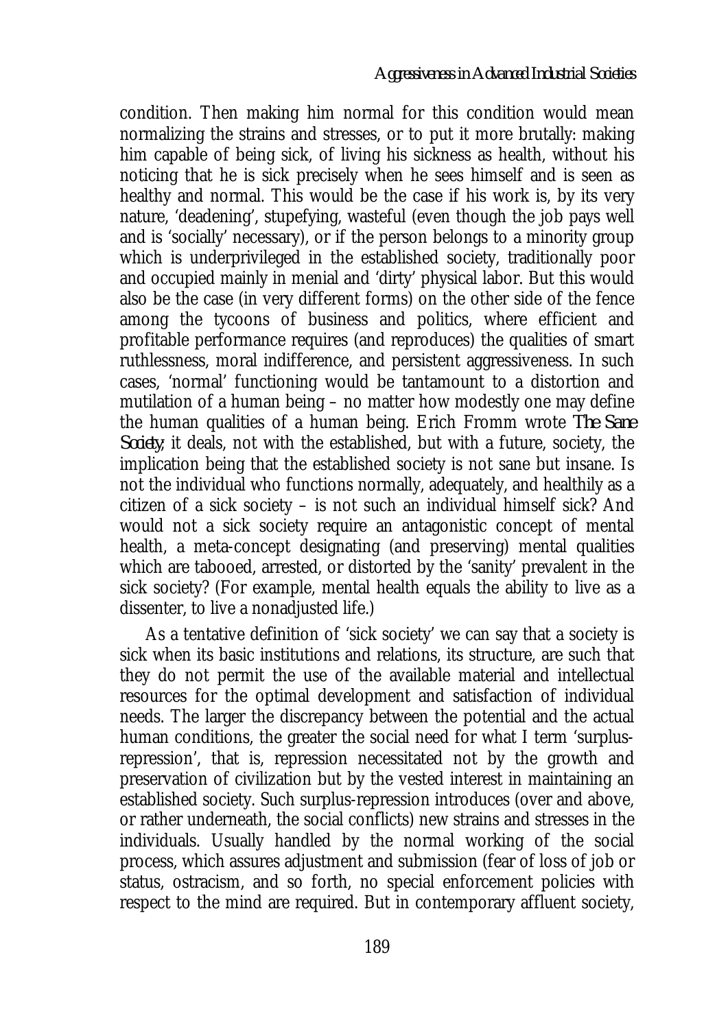condition. Then making him normal for this condition would mean normalizing the strains and stresses, or to put it more brutally: making him capable of being sick, of living his sickness as health, without his noticing that he is sick precisely when he sees himself and is seen as healthy and normal. This would be the case if his work is, by its very nature, 'deadening', stupefying, wasteful (even though the job pays well and is 'socially' necessary), or if the person belongs to a minority group which is underprivileged in the established society, traditionally poor and occupied mainly in menial and 'dirty' physical labor. But this would also be the case (in very different forms) on the other side of the fence among the tycoons of business and politics, where efficient and profitable performance requires (and reproduces) the qualities of smart ruthlessness, moral indifference, and persistent aggressiveness. In such cases, 'normal' functioning would be tantamount to a distortion and mutilation of a human being – no matter how modestly one may define the human qualities of a human being. Erich Fromm wrote *The Sane Society*; it deals, not with the established, but with a future, society, the implication being that the established society is not sane but insane. Is not the individual who functions normally, adequately, and healthily as a citizen of a sick society – is not such an individual himself sick? And would not a sick society require an antagonistic concept of mental health, a meta-concept designating (and preserving) mental qualities which are tabooed, arrested, or distorted by the 'sanity' prevalent in the sick society? (For example, mental health equals the ability to live as a dissenter, to live a nonadjusted life.)

As a tentative definition of 'sick society' we can say that a society is sick when its basic institutions and relations, its structure, are such that they do not permit the use of the available material and intellectual resources for the optimal development and satisfaction of individual needs. The larger the discrepancy between the potential and the actual human conditions, the greater the social need for what I term 'surplus-repression', that is, repression necessitated not by the growth and preservation of civilization but by the vested interest in maintaining an established society. Such surplus-repression introduces (over and above, or rather underneath, the social conflicts) new strains and stresses in the individuals. Usually handled by the normal working of the social process, which assures adjustment and submission (fear of loss of job or status, ostracism, and so forth, no special enforcement policies with respect to the mind are required. But in contemporary affluent society,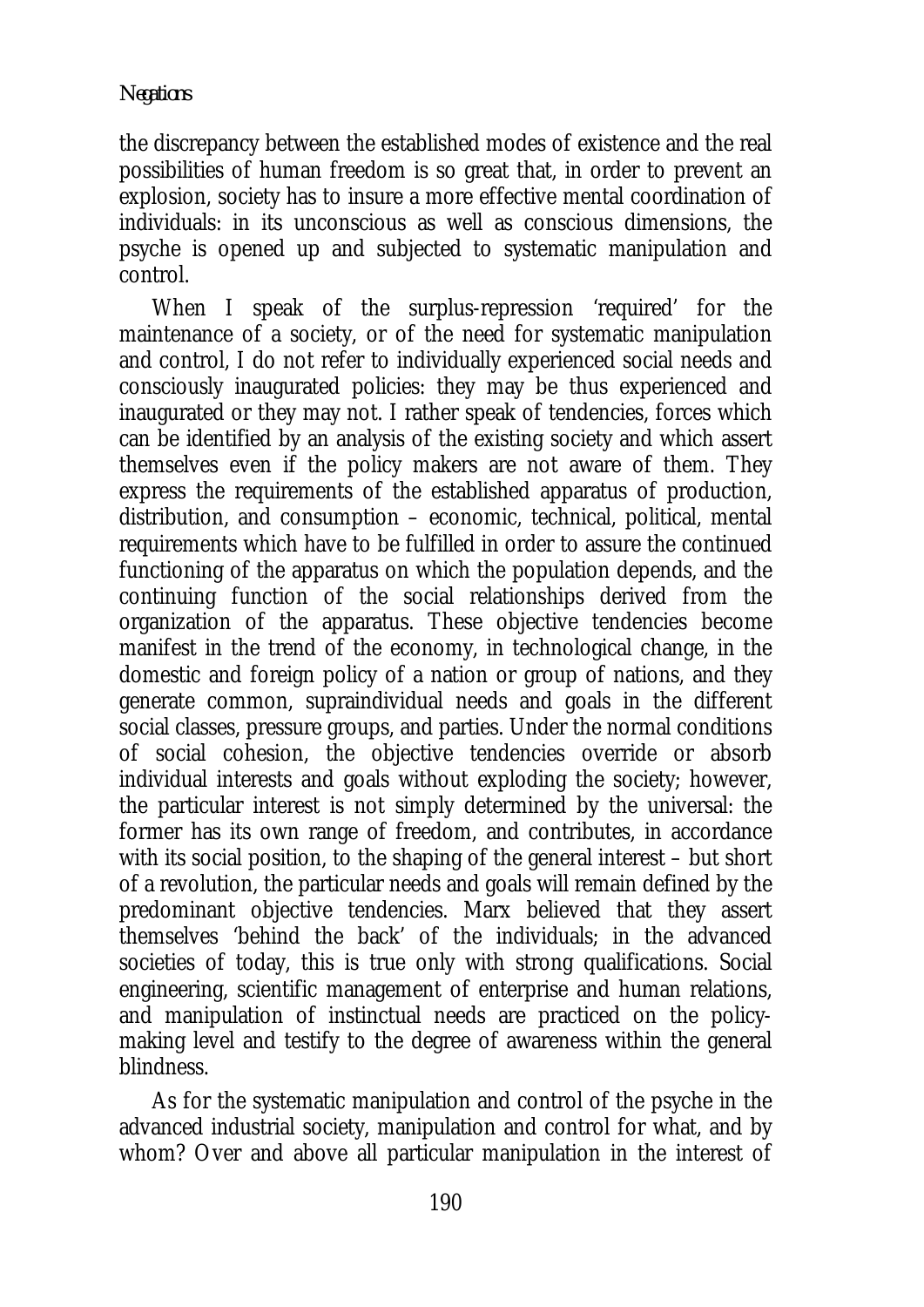the discrepancy between the established modes of existence and the real possibilities of human freedom is so great that, in order to prevent an explosion, society has to insure a more effective mental coordination of individuals: in its unconscious as well as conscious dimensions, the psyche is opened up and subjected to systematic manipulation and control.

When I speak of the surplus-repression 'required' for the maintenance of a society, or of the need for systematic manipulation and control, I do not refer to individually experienced social needs and consciously inaugurated policies: they may be thus experienced and inaugurated or they may not. I rather speak of tendencies, forces which can be identified by an analysis of the existing society and which assert themselves even if the policy makers are not aware of them. They express the requirements of the established apparatus of production, distribution, and consumption – economic, technical, political, mental requirements which have to be fulfilled in order to assure the continued functioning of the apparatus on which the population depends, and the continuing function of the social relationships derived from the organization of the apparatus. These objective tendencies become manifest in the trend of the economy, in technological change, in the domestic and foreign policy of a nation or group of nations, and they generate common, supraindividual needs and goals in the different social classes, pressure groups, and parties. Under the normal conditions of social cohesion, the objective tendencies override or absorb individual interests and goals without exploding the society; however, the particular interest is not simply determined by the universal: the former has its own range of freedom, and contributes, in accordance with its social position, to the shaping of the general interest – but short of a revolution, the particular needs and goals will remain defined by the predominant objective tendencies. Marx believed that they assert themselves 'behind the back' of the individuals; in the advanced societies of today, this is true only with strong qualifications. Social engineering, scientific management of enterprise and human relations, and manipulation of instinctual needs are practiced on the policy-making level and testify to the degree of awareness within the general blindness.

As for the systematic manipulation and control of the psyche in the advanced industrial society, manipulation and control for what, and by whom? Over and above all particular manipulation in the interest of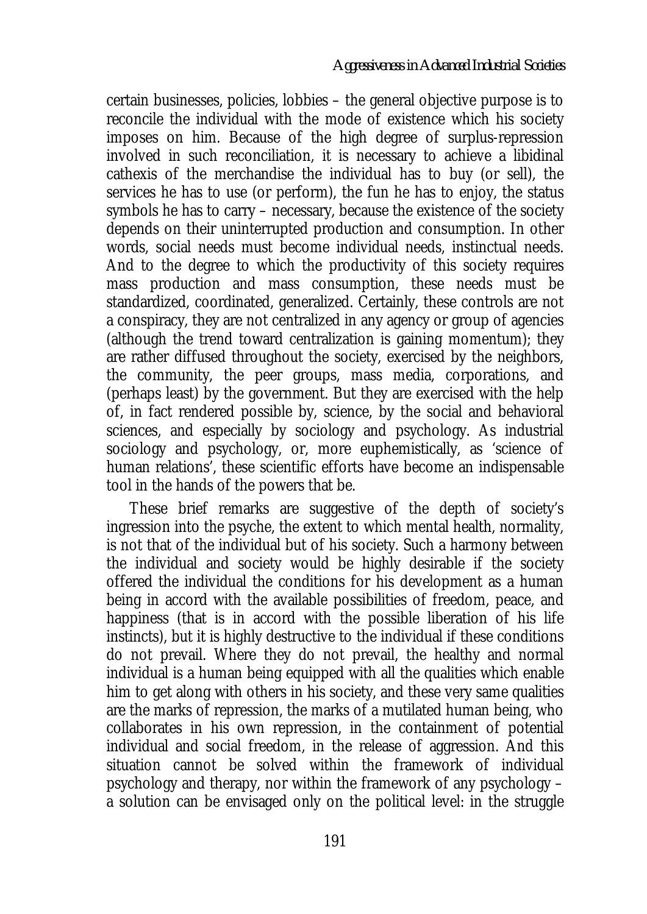certain businesses, policies, lobbies – the general objective purpose is to reconcile the individual with the mode of existence which his society imposes on him. Because of the high degree of surplus-repression involved in such reconciliation, it is necessary to achieve a libidinal cathexis of the merchandise the individual has to buy (or sell), the services he has to use (or perform), the fun he has to enjoy, the status symbols he has to carry – necessary, because the existence of the society depends on their uninterrupted production and consumption. In other words, social needs must become individual needs, instinctual needs. And to the degree to which the productivity of this society requires mass production and mass consumption, these needs must be standardized, coordinated, generalized. Certainly, these controls are not a conspiracy, they are not centralized in any agency or group of agencies (although the trend toward centralization is gaining momentum); they are rather diffused throughout the society, exercised by the neighbors, the community, the peer groups, mass media, corporations, and (perhaps least) by the government. But they are exercised with the help of, in fact rendered possible by, science, by the social and behavioral sciences, and especially by sociology and psychology. As industrial sociology and psychology, or, more euphemistically, as 'science of human relations', these scientific efforts have become an indispensable tool in the hands of the powers that be.

These brief remarks are suggestive of the depth of society's ingression into the psyche, the extent to which mental health, normality, is not that of the individual but of his society. Such a harmony between the individual and society would be highly desirable if the society offered the individual the conditions for his development as a human being in accord with the available possibilities of freedom, peace, and happiness (that is in accord with the possible liberation of his life instincts), but it is highly destructive to the individual if these conditions do not prevail. Where they do not prevail, the healthy and normal individual is a human being equipped with all the qualities which enable him to get along with others in his society, and these very same qualities are the marks of repression, the marks of a mutilated human being, who collaborates in his own repression, in the containment of potential individual and social freedom, in the release of aggression. And this situation cannot be solved within the framework of individual psychology and therapy, nor within the framework of any psychology – a solution can be envisaged only on the political level: in the struggle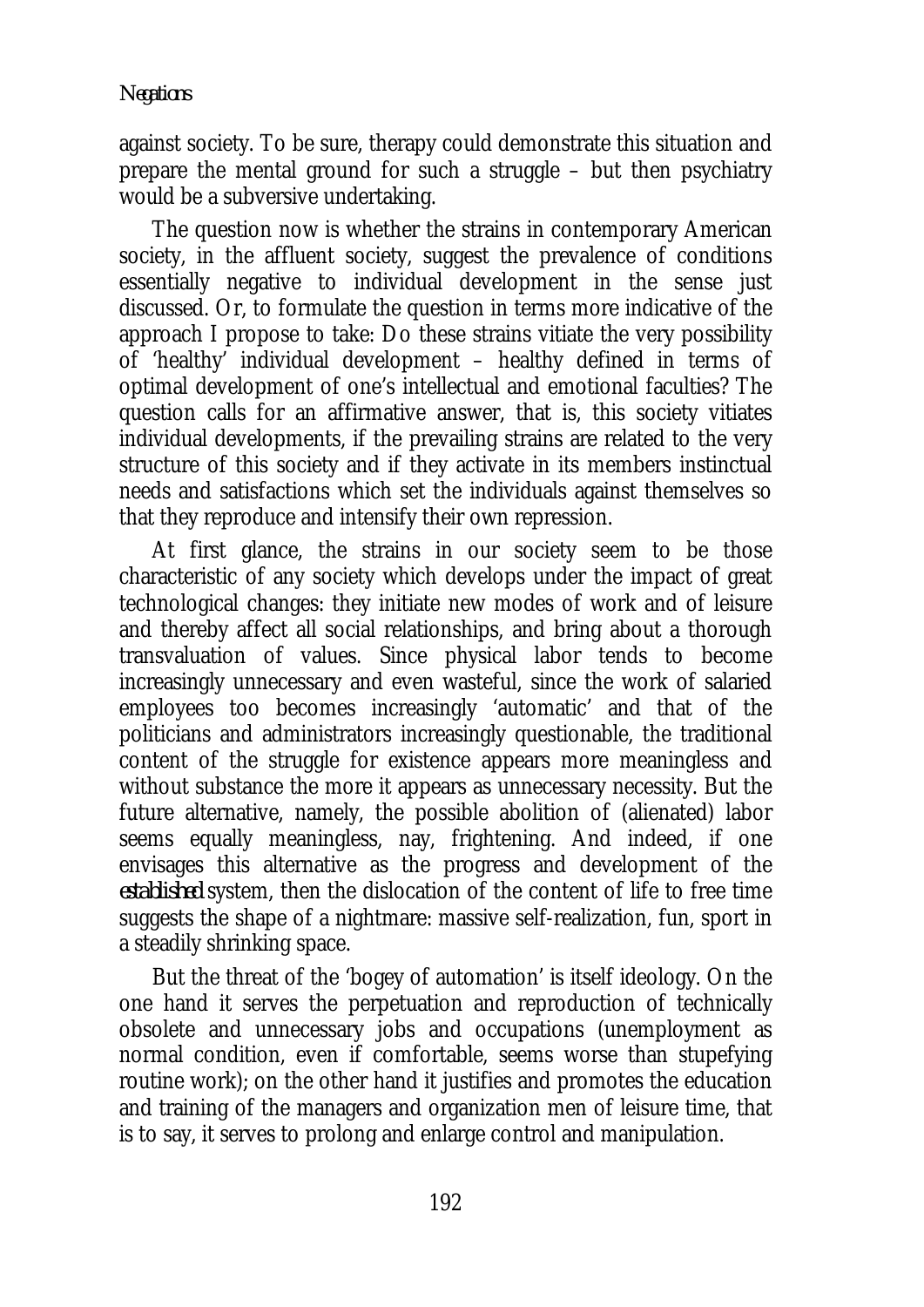against society. To be sure, therapy could demonstrate this situation and prepare the mental ground for such a struggle – but then psychiatry would be a subversive undertaking.

The question now is whether the strains in contemporary American society, in the affluent society, suggest the prevalence of conditions essentially negative to individual development in the sense just discussed. Or, to formulate the question in terms more indicative of the approach I propose to take: Do these strains vitiate the very possibility of 'healthy' individual development – healthy defined in terms of optimal development of one's intellectual and emotional faculties? The question calls for an affirmative answer, that is, this society vitiates individual developments, if the prevailing strains are related to the very structure of this society and if they activate in its members instinctual needs and satisfactions which set the individuals against themselves so that they reproduce and intensify their own repression.

At first glance, the strains in our society seem to be those characteristic of any society which develops under the impact of great technological changes: they initiate new modes of work and of leisure and thereby affect all social relationships, and bring about a thorough transvaluation of values. Since physical labor tends to become increasingly unnecessary and even wasteful, since the work of salaried employees too becomes increasingly 'automatic' and that of the politicians and administrators increasingly questionable, the traditional content of the struggle for existence appears more meaningless and without substance the more it appears as unnecessary necessity. But the future alternative, namely, the possible abolition of (alienated) labor seems equally meaningless, nay, frightening. And indeed, if one envisages this alternative as the progress and development of the *established* system, then the dislocation of the content of life to free time suggests the shape of a nightmare: massive self-realization, fun, sport in a steadily shrinking space.

But the threat of the 'bogey of automation' is itself ideology. On the one hand it serves the perpetuation and reproduction of technically obsolete and unnecessary jobs and occupations (unemployment as normal condition, even if comfortable, seems worse than stupefying routine work); on the other hand it justifies and promotes the education and training of the managers and organization men of leisure time, that is to say, it serves to prolong and enlarge control and manipulation.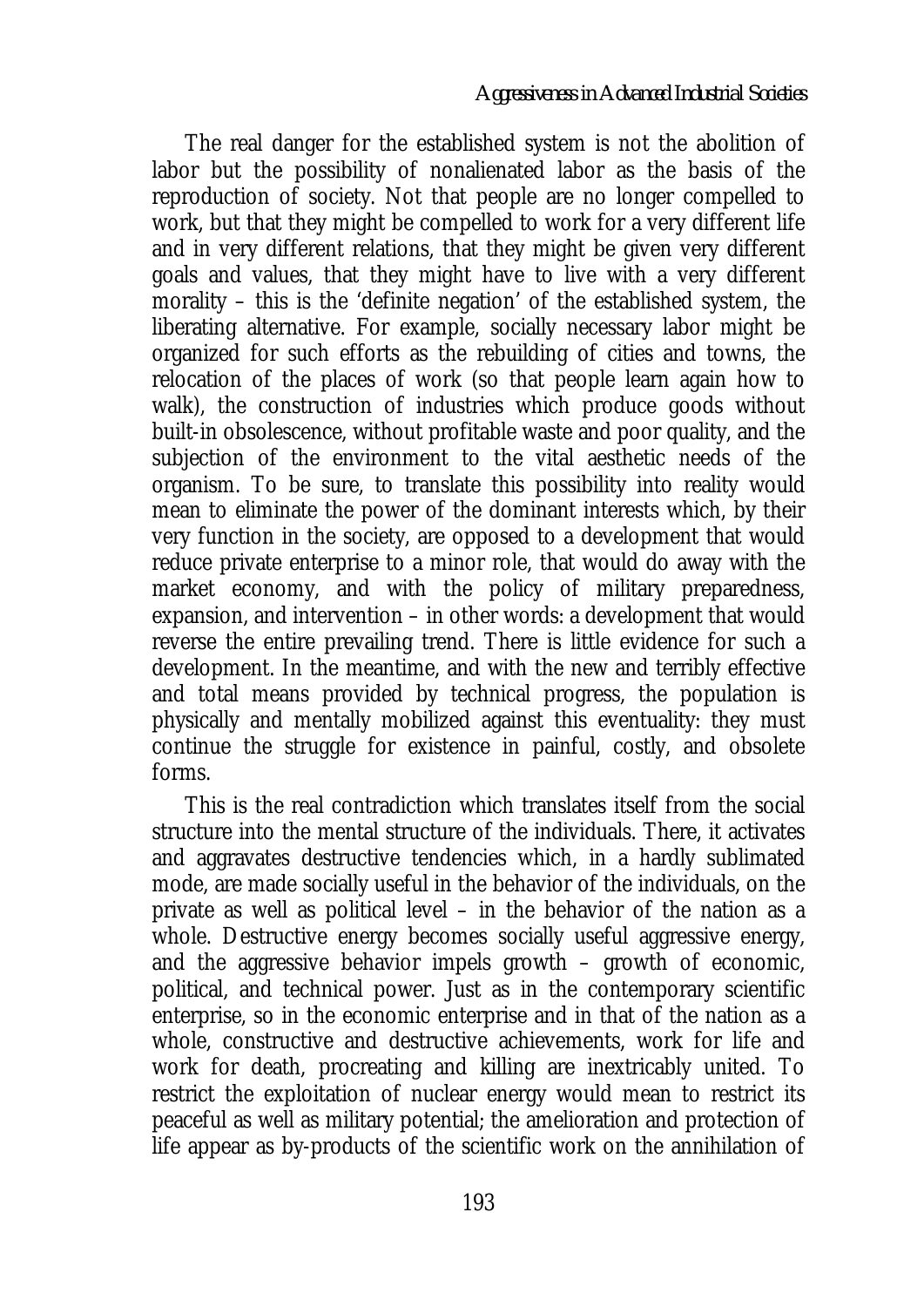The real danger for the established system is not the abolition of labor but the possibility of nonalienated labor as the basis of the reproduction of society. Not that people are no longer compelled to work, but that they might be compelled to work for a very different life and in very different relations, that they might be given very different goals and values, that they might have to live with a very different morality – this is the 'definite negation' of the established system, the liberating alternative. For example, socially necessary labor might be organized for such efforts as the rebuilding of cities and towns, the relocation of the places of work (so that people learn again how to walk), the construction of industries which produce goods without built-in obsolescence, without profitable waste and poor quality, and the subjection of the environment to the vital aesthetic needs of the organism. To be sure, to translate this possibility into reality would mean to eliminate the power of the dominant interests which, by their very function in the society, are opposed to a development that would reduce private enterprise to a minor role, that would do away with the market economy, and with the policy of military preparedness, expansion, and intervention – in other words: a development that would reverse the entire prevailing trend. There is little evidence for such a development. In the meantime, and with the new and terribly effective and total means provided by technical progress, the population is physically and mentally mobilized against this eventuality: they must continue the struggle for existence in painful, costly, and obsolete forms.

This is the real contradiction which translates itself from the social structure into the mental structure of the individuals. There, it activates and aggravates destructive tendencies which, in a hardly sublimated mode, are made socially useful in the behavior of the individuals, on the private as well as political level – in the behavior of the nation as a whole. Destructive energy becomes socially useful aggressive energy, and the aggressive behavior impels growth – growth of economic, political, and technical power. Just as in the contemporary scientific enterprise, so in the economic enterprise and in that of the nation as a whole, constructive and destructive achievements, work for life and work for death, procreating and killing are inextricably united. To restrict the exploitation of nuclear energy would mean to restrict its peaceful as well as military potential; the amelioration and protection of life appear as by-products of the scientific work on the annihilation of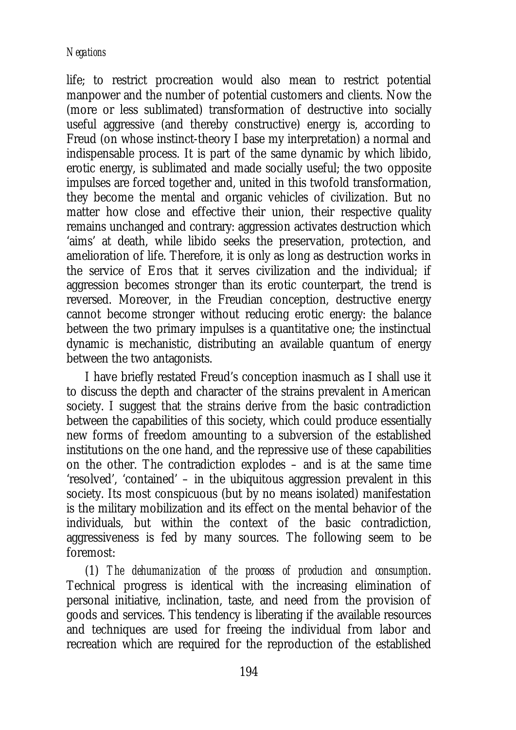life; to restrict procreation would also mean to restrict potential manpower and the number of potential customers and clients. Now the (more or less sublimated) transformation of destructive into socially useful aggressive (and thereby constructive) energy is, according to Freud (on whose instinct-theory I base my interpretation) a normal and indispensable process. It is part of the same dynamic by which libido, erotic energy, is sublimated and made socially useful; the two opposite impulses are forced together and, united in this twofold transformation, they become the mental and organic vehicles of civilization. But no matter how close and effective their union, their respective quality remains unchanged and contrary: aggression activates destruction which 'aims' at death, while libido seeks the preservation, protection, and amelioration of life. Therefore, it is only as long as destruction works in the service of Eros that it serves civilization and the individual; if aggression becomes stronger than its erotic counterpart, the trend is reversed. Moreover, in the Freudian conception, destructive energy cannot become stronger without reducing erotic energy: the balance between the two primary impulses is a quantitative one; the instinctual dynamic is mechanistic, distributing an available quantum of energy between the two antagonists.

I have briefly restated Freud's conception inasmuch as I shall use it to discuss the depth and character of the strains prevalent in American society. I suggest that the strains derive from the basic contradiction between the capabilities of this society, which could produce essentially new forms of freedom amounting to a subversion of the established institutions on the one hand, and the repressive use of these capabilities on the other. The contradiction explodes – and is at the same time 'resolved', 'contained' – in the ubiquitous aggression prevalent in this society. Its most conspicuous (but by no means isolated) manifestation is the military mobilization and its effect on the mental behavior of the individuals, but within the context of the basic contradiction, aggressiveness is fed by many sources. The following seem to be foremost:

(1) *The dehumanization of the process of production and consumption*. Technical progress is identical with the increasing elimination of personal initiative, inclination, taste, and need from the provision of goods and services. This tendency is liberating if the available resources and techniques are used for freeing the individual from labor and recreation which are required for the reproduction of the established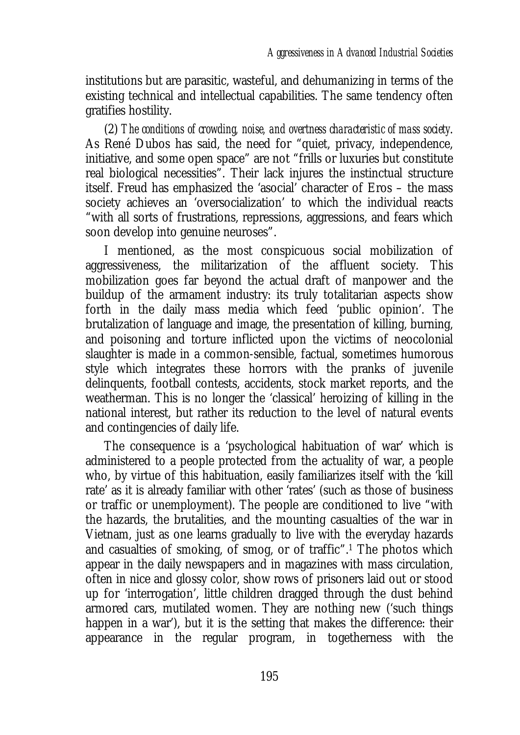institutions but are parasitic, wasteful, and dehumanizing in terms of the existing technical and intellectual capabilities. The same tendency often gratifies hostility.

(2) *The conditions of crowding, noise, and overtness characteristic of mass society*. As René Dubos has said, the need for "quiet, privacy, independence, initiative, and some open space" are not "frills or luxuries but constitute real biological necessities". Their lack injures the instinctual structure itself. Freud has emphasized the 'asocial' character of Eros – the mass society achieves an 'oversocialization' to which the individual reacts "with all sorts of frustrations, repressions, aggressions, and fears which soon develop into genuine neuroses".

I mentioned, as the most conspicuous social mobilization of aggressiveness, the militarization of the affluent society. This mobilization goes far beyond the actual draft of manpower and the buildup of the armament industry: its truly totalitarian aspects show forth in the daily mass media which feed 'public opinion'. The brutalization of language and image, the presentation of killing, burning, and poisoning and torture inflicted upon the victims of neocolonial slaughter is made in a common-sensible, factual, sometimes humorous style which integrates these horrors with the pranks of juvenile delinquents, football contests, accidents, stock market reports, and the weatherman. This is no longer the 'classical' heroizing of killing in the national interest, but rather its reduction to the level of natural events and contingencies of daily life.

The consequence is a 'psychological habituation of war' which is administered to a people protected from the actuality of war, a people who, by virtue of this habituation, easily familiarizes itself with the 'kill rate' as it is already familiar with other 'rates' (such as those of business or traffic or unemployment). The people are conditioned to live "with the hazards, the brutalities, and the mounting casualties of the war in Vietnam, just as one learns gradually to live with the everyday hazards and casualties of smoking, of smog, or of traffic".[1] The photos which appear in the daily newspapers and in magazines with mass circulation, often in nice and glossy color, show rows of prisoners laid out or stood up for 'interrogation', little children dragged through the dust behind armored cars, mutilated women. They are nothing new ('such things happen in a war'), but it is the setting that makes the difference: their appearance in the regular program, in togetherness with the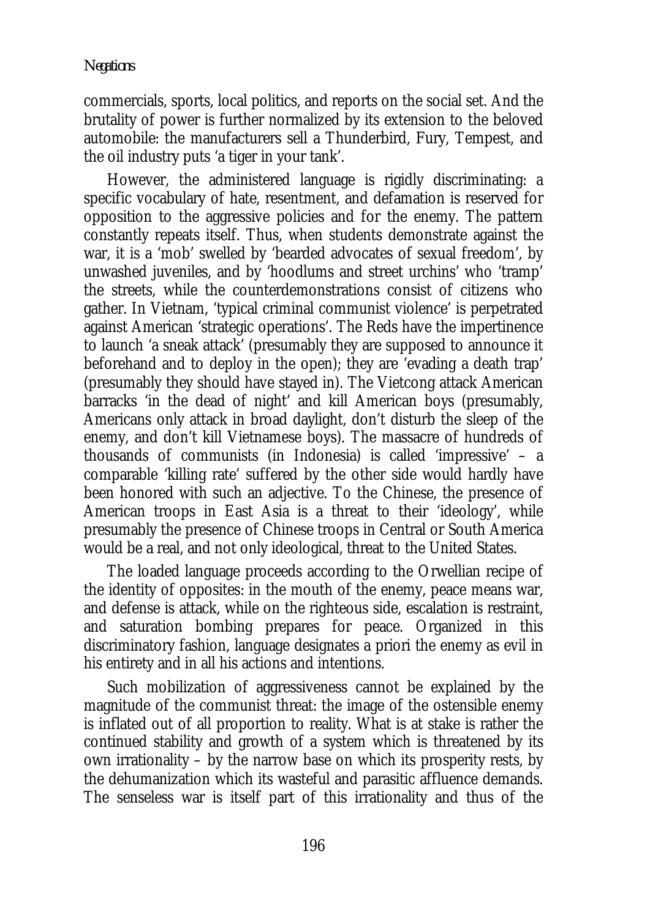commercials, sports, local politics, and reports on the social set. And the brutality of power is further normalized by its extension to the beloved automobile: the manufacturers sell a Thunderbird, Fury, Tempest, and the oil industry puts 'a tiger in your tank'.

However, the administered language is rigidly discriminating: a specific vocabulary of hate, resentment, and defamation is reserved for opposition to the aggressive policies and for the enemy. The pattern constantly repeats itself. Thus, when students demonstrate against the war, it is a 'mob' swelled by 'bearded advocates of sexual freedom', by unwashed juveniles, and by 'hoodlums and street urchins' who 'tramp' the streets, while the counterdemonstrations consist of citizens who gather. In Vietnam, 'typical criminal communist violence' is perpetrated against American 'strategic operations'. The Reds have the impertinence to launch 'a sneak attack' (presumably they are supposed to announce it beforehand and to deploy in the open); they are 'evading a death trap' (presumably they should have stayed in). The Vietcong attack American barracks 'in the dead of night' and kill American boys (presumably, Americans only attack in broad daylight, don't disturb the sleep of the enemy, and don't kill Vietnamese boys). The massacre of hundreds of thousands of communists (in Indonesia) is called 'impressive' – a comparable 'killing rate' suffered by the other side would hardly have been honored with such an adjective. To the Chinese, the presence of American troops in East Asia is a threat to their 'ideology', while presumably the presence of Chinese troops in Central or South America would be a real, and not only ideological, threat to the United States.

The loaded language proceeds according to the Orwellian recipe of the identity of opposites: in the mouth of the enemy, peace means war, and defense is attack, while on the righteous side, escalation is restraint, and saturation bombing prepares for peace. Organized in this discriminatory fashion, language designates a priori the enemy as evil in his entirety and in all his actions and intentions.

Such mobilization of aggressiveness cannot be explained by the magnitude of the communist threat: the image of the ostensible enemy is inflated out of all proportion to reality. What is at stake is rather the continued stability and growth of a system which is threatened by its own irrationality – by the narrow base on which its prosperity rests, by the dehumanization which its wasteful and parasitic affluence demands. The senseless war is itself part of this irrationality and thus of the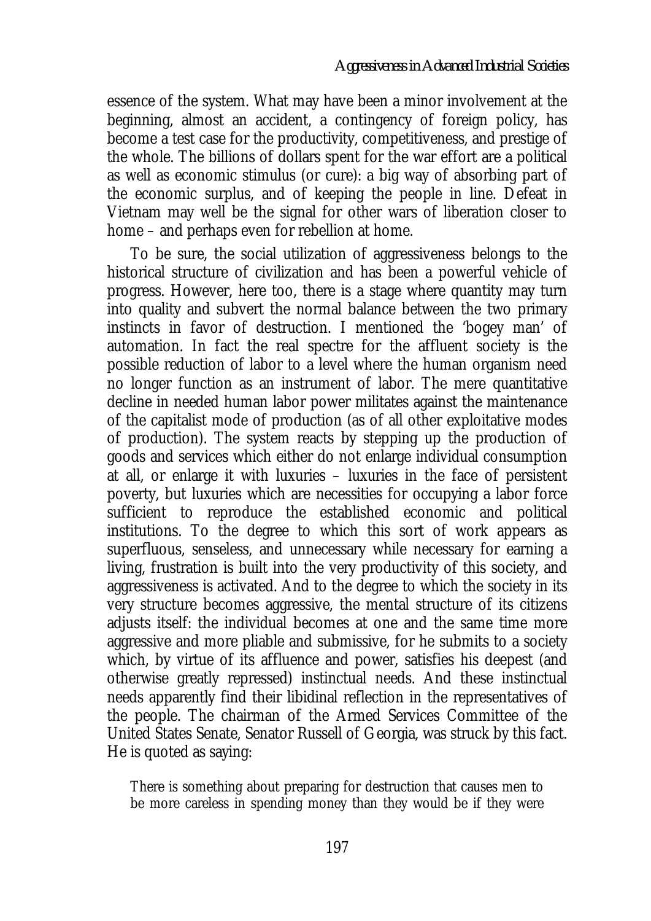essence of the system. What may have been a minor involvement at the beginning, almost an accident, a contingency of foreign policy, has become a test case for the productivity, competitiveness, and prestige of the whole. The billions of dollars spent for the war effort are a political as well as economic stimulus (or cure): a big way of absorbing part of the economic surplus, and of keeping the people in line. Defeat in Vietnam may well be the signal for other wars of liberation closer to home – and perhaps even for rebellion at home.

To be sure, the social utilization of aggressiveness belongs to the historical structure of civilization and has been a powerful vehicle of progress. However, here too, there is a stage where quantity may turn into quality and subvert the normal balance between the two primary instincts in favor of destruction. I mentioned the 'bogey man' of automation. In fact the real spectre for the affluent society is the possible reduction of labor to a level where the human organism need no longer function as an instrument of labor. The mere quantitative decline in needed human labor power militates against the maintenance of the capitalist mode of production (as of all other exploitative modes of production). The system reacts by stepping up the production of goods and services which either do not enlarge individual consumption at all, or enlarge it with luxuries – luxuries in the face of persistent poverty, but luxuries which are necessities for occupying a labor force sufficient to reproduce the established economic and political institutions. To the degree to which this sort of work appears as superfluous, senseless, and unnecessary while necessary for earning a living, frustration is built into the very productivity of this society, and aggressiveness is activated. And to the degree to which the society in its very structure becomes aggressive, the mental structure of its citizens adjusts itself: the individual becomes at one and the same time more aggressive and more pliable and submissive, for he submits to a society which, by virtue of its affluence and power, satisfies his deepest (and otherwise greatly repressed) instinctual needs. And these instinctual needs apparently find their libidinal reflection in the representatives of the people. The chairman of the Armed Services Committee of the United States Senate, Senator Russell of Georgia, was struck by this fact. He is quoted as saying:

> There is something about preparing for destruction that causes men to be more careless in spending money than they would be if they were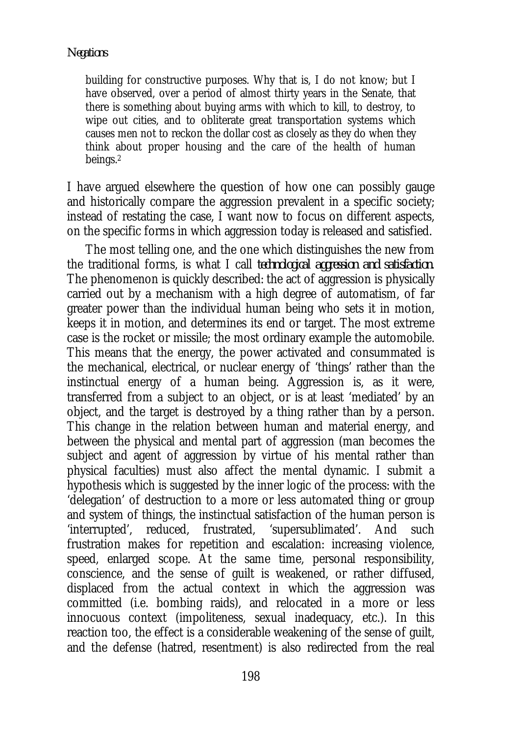> building for constructive purposes. Why that is, I do not know; but I have observed, over a period of almost thirty years in the Senate, that there is something about buying arms with which to kill, to destroy, to wipe out cities, and to obliterate great transportation systems which causes men not to reckon the dollar cost as closely as they do when they think about proper housing and the care of the health of human beings.[2]

I have argued elsewhere the question of how one can possibly gauge and historically compare the aggression prevalent in a specific society; instead of restating the case, I want now to focus on different aspects, on the specific forms in which aggression today is released and satisfied.

The most telling one, and the one which distinguishes the new from the traditional forms, is what I call *technological aggression and satisfaction*. The phenomenon is quickly described: the act of aggression is physically carried out by a mechanism with a high degree of automatism, of far greater power than the individual human being who sets it in motion, keeps it in motion, and determines its end or target. The most extreme case is the rocket or missile; the most ordinary example the automobile. This means that the energy, the power activated and consummated is the mechanical, electrical, or nuclear energy of 'things' rather than the instinctual energy of a human being. Aggression is, as it were, transferred from a subject to an object, or is at least 'mediated' by an object, and the target is destroyed by a thing rather than by a person. This change in the relation between human and material energy, and between the physical and mental part of aggression (man becomes the subject and agent of aggression by virtue of his mental rather than physical faculties) must also affect the mental dynamic. I submit a hypothesis which is suggested by the inner logic of the process: with the 'delegation' of destruction to a more or less automated thing or group and system of things, the instinctual satisfaction of the human person is 'interrupted', reduced, frustrated, 'supersublimated'. And such frustration makes for repetition and escalation: increasing violence, speed, enlarged scope. At the same time, personal responsibility, conscience, and the sense of guilt is weakened, or rather diffused, displaced from the actual context in which the aggression was committed (i.e. bombing raids), and relocated in a more or less innocuous context (impoliteness, sexual inadequacy, etc.). In this reaction too, the effect is a considerable weakening of the sense of guilt, and the defense (hatred, resentment) is also redirected from the real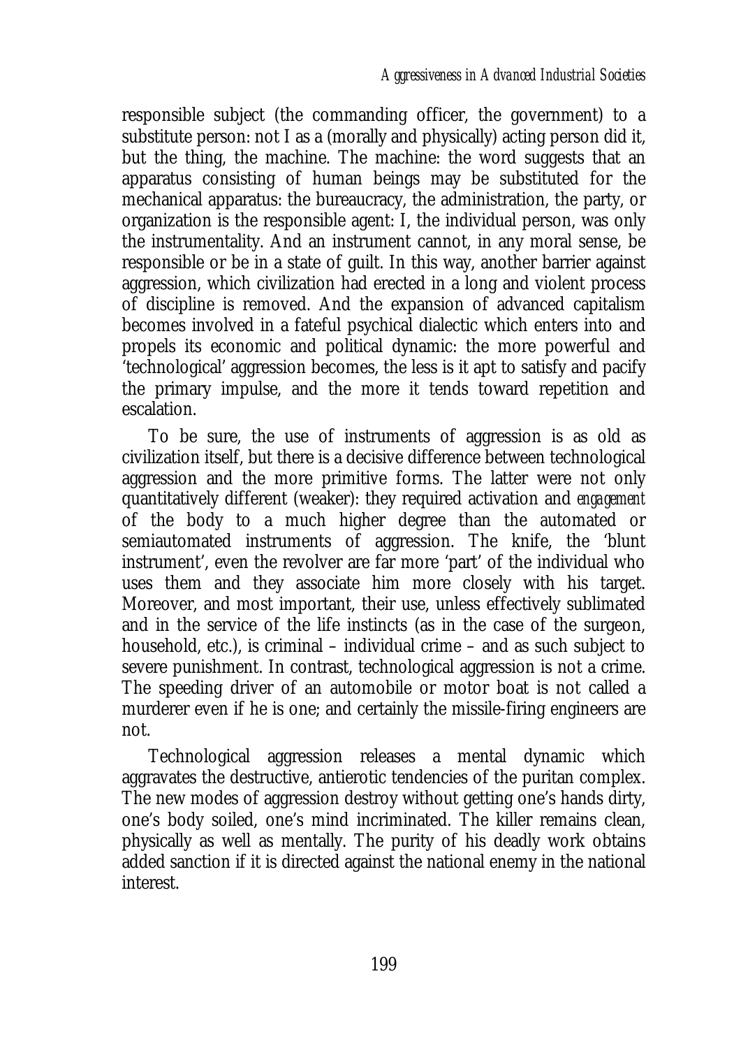responsible subject (the commanding officer, the government) to a substitute person: not I as a (morally and physically) acting person did it, but the thing, the machine. The machine: the word suggests that an apparatus consisting of human beings may be substituted for the mechanical apparatus: the bureaucracy, the administration, the party, or organization is the responsible agent: I, the individual person, was only the instrumentality. And an instrument cannot, in any moral sense, be responsible or be in a state of guilt. In this way, another barrier against aggression, which civilization had erected in a long and violent process of discipline is removed. And the expansion of advanced capitalism becomes involved in a fateful psychical dialectic which enters into and propels its economic and political dynamic: the more powerful and 'technological' aggression becomes, the less is it apt to satisfy and pacify the primary impulse, and the more it tends toward repetition and escalation.

To be sure, the use of instruments of aggression is as old as civilization itself, but there is a decisive difference between technological aggression and the more primitive forms. The latter were not only quantitatively different (weaker): they required activation and *engagement* of the body to a much higher degree than the automated or semiautomated instruments of aggression. The knife, the 'blunt instrument', even the revolver are far more 'part' of the individual who uses them and they associate him more closely with his target. Moreover, and most important, their use, unless effectively sublimated and in the service of the life instincts (as in the case of the surgeon, household, etc.), is criminal – individual crime – and as such subject to severe punishment. In contrast, technological aggression is not a crime. The speeding driver of an automobile or motor boat is not called a murderer even if he is one; and certainly the missile-firing engineers are not.

Technological aggression releases a mental dynamic which aggravates the destructive, antierotic tendencies of the puritan complex. The new modes of aggression destroy without getting one's hands dirty, one's body soiled, one's mind incriminated. The killer remains clean, physically as well as mentally. The purity of his deadly work obtains added sanction if it is directed against the national enemy in the national interest.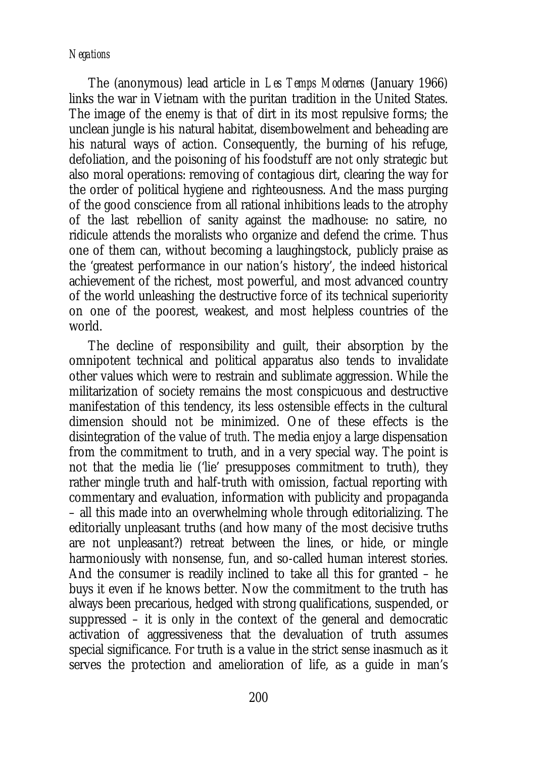The (anonymous) lead article in *Les Temps Modernes* (January 1966) links the war in Vietnam with the puritan tradition in the United States. The image of the enemy is that of dirt in its most repulsive forms; the unclean jungle is his natural habitat, disembowelment and beheading are his natural ways of action. Consequently, the burning of his refuge, defoliation, and the poisoning of his foodstuff are not only strategic but also moral operations: removing of contagious dirt, clearing the way for the order of political hygiene and righteousness. And the mass purging of the good conscience from all rational inhibitions leads to the atrophy of the last rebellion of sanity against the madhouse: no satire, no ridicule attends the moralists who organize and defend the crime. Thus one of them can, without becoming a laughingstock, publicly praise as the 'greatest performance in our nation's history', the indeed historical achievement of the richest, most powerful, and most advanced country of the world unleashing the destructive force of its technical superiority on one of the poorest, weakest, and most helpless countries of the world.

The decline of responsibility and guilt, their absorption by the omnipotent technical and political apparatus also tends to invalidate other values which were to restrain and sublimate aggression. While the militarization of society remains the most conspicuous and destructive manifestation of this tendency, its less ostensible effects in the cultural dimension should not be minimized. One of these effects is the disintegration of the value of *truth*. The media enjoy a large dispensation from the commitment to truth, and in a very special way. The point is not that the media lie ('lie' presupposes commitment to truth), they rather mingle truth and half-truth with omission, factual reporting with commentary and evaluation, information with publicity and propaganda – all this made into an overwhelming whole through editorializing. The editorially unpleasant truths (and how many of the most decisive truths are not unpleasant?) retreat between the lines, or hide, or mingle harmoniously with nonsense, fun, and so-called human interest stories. And the consumer is readily inclined to take all this for granted – he buys it even if he knows better. Now the commitment to the truth has always been precarious, hedged with strong qualifications, suspended, or suppressed – it is only in the context of the general and democratic activation of aggressiveness that the devaluation of truth assumes special significance. For truth is a value in the strict sense inasmuch as it serves the protection and amelioration of life, as a guide in man's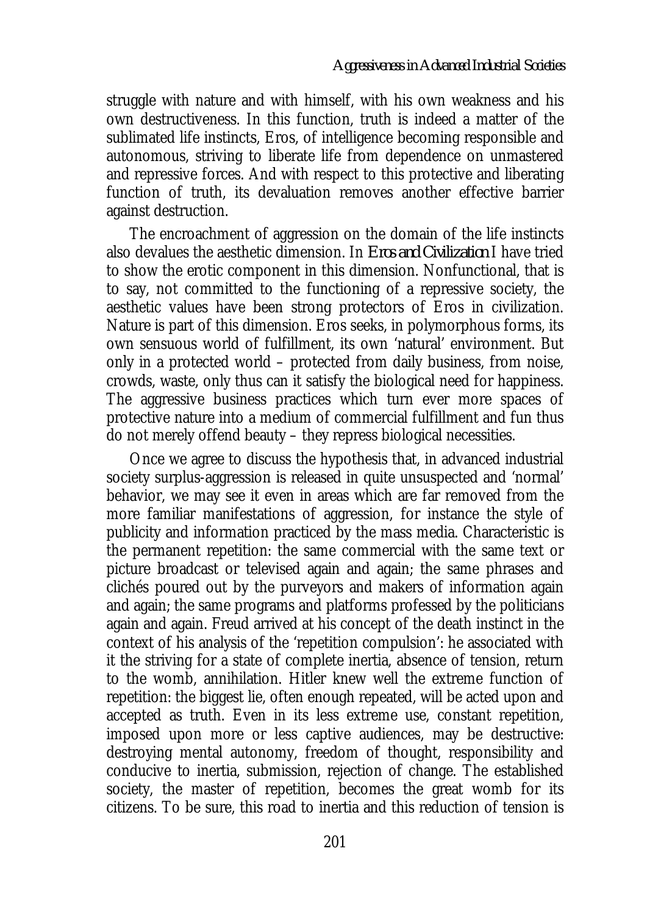struggle with nature and with himself, with his own weakness and his own destructiveness. In this function, truth is indeed a matter of the sublimated life instincts, Eros, of intelligence becoming responsible and autonomous, striving to liberate life from dependence on unmastered and repressive forces. And with respect to this protective and liberating function of truth, its devaluation removes another effective barrier against destruction.

The encroachment of aggression on the domain of the life instincts also devalues the aesthetic dimension. In *Eros and Civilization* I have tried to show the erotic component in this dimension. Nonfunctional, that is to say, not committed to the functioning of a repressive society, the aesthetic values have been strong protectors of Eros in civilization. Nature is part of this dimension. Eros seeks, in polymorphous forms, its own sensuous world of fulfillment, its own 'natural' environment. But only in a protected world – protected from daily business, from noise, crowds, waste, only thus can it satisfy the biological need for happiness. The aggressive business practices which turn ever more spaces of protective nature into a medium of commercial fulfillment and fun thus do not merely offend beauty – they repress biological necessities.

Once we agree to discuss the hypothesis that, in advanced industrial society surplus-aggression is released in quite unsuspected and 'normal' behavior, we may see it even in areas which are far removed from the more familiar manifestations of aggression, for instance the style of publicity and information practiced by the mass media. Characteristic is the permanent repetition: the same commercial with the same text or picture broadcast or televised again and again; the same phrases and clichés poured out by the purveyors and makers of information again and again; the same programs and platforms professed by the politicians again and again. Freud arrived at his concept of the death instinct in the context of his analysis of the 'repetition compulsion': he associated with it the striving for a state of complete inertia, absence of tension, return to the womb, annihilation. Hitler knew well the extreme function of repetition: the biggest lie, often enough repeated, will be acted upon and accepted as truth. Even in its less extreme use, constant repetition, imposed upon more or less captive audiences, may be destructive: destroying mental autonomy, freedom of thought, responsibility and conducive to inertia, submission, rejection of change. The established society, the master of repetition, becomes the great womb for its citizens. To be sure, this road to inertia and this reduction of tension is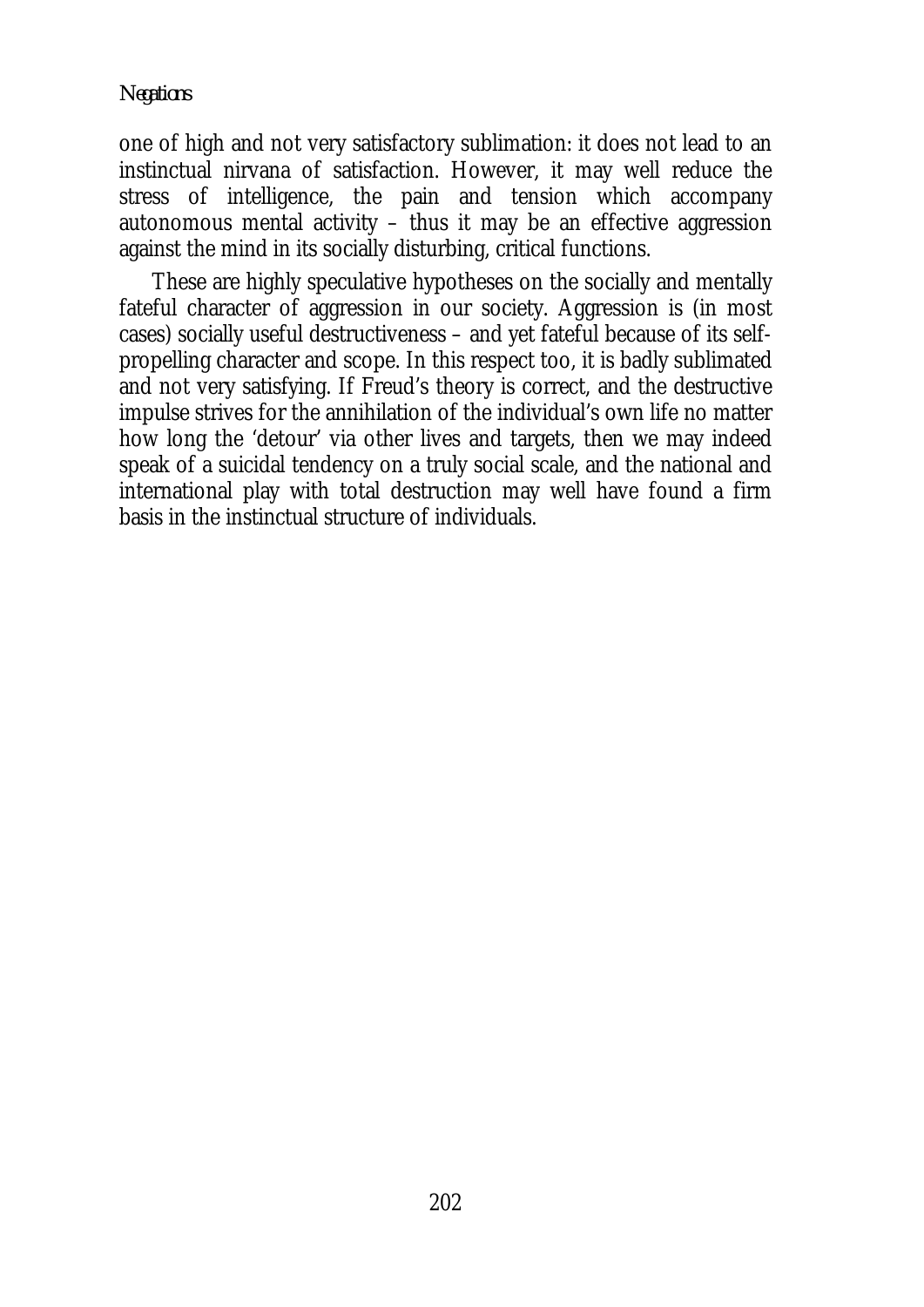one of high and not very satisfactory sublimation: it does not lead to an instinctual nirvana of satisfaction. However, it may well reduce the stress of intelligence, the pain and tension which accompany autonomous mental activity – thus it may be an effective aggression against the mind in its socially disturbing, critical functions.

These are highly speculative hypotheses on the socially and mentally fateful character of aggression in our society. Aggression is (in most cases) socially useful destructiveness – and yet fateful because of its self-propelling character and scope. In this respect too, it is badly sublimated and not very satisfying. If Freud's theory is correct, and the destructive impulse strives for the annihilation of the individual's own life no matter how long the 'detour' via other lives and targets, then we may indeed speak of a suicidal tendency on a truly social scale, and the national and international play with total destruction may well have found a firm basis in the instinctual structure of individuals.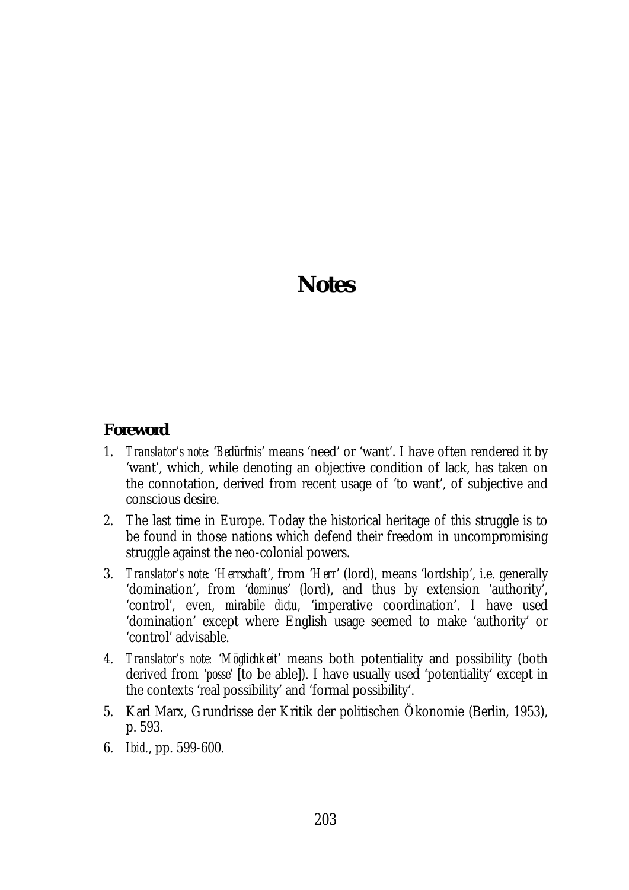# Notes

## Foreword

1. *Translator's note*: '*Bedürfnis*' means 'need' or 'want'. I have often rendered it by 'want', which, while denoting an objective condition of lack, has taken on the connotation, derived from recent usage of 'to want', of subjective and conscious desire.
2. The last time in Europe. Today the historical heritage of this struggle is to be found in those nations which defend their freedom in uncompromising struggle against the neo-colonial powers.
3. *Translator's note*: '*Herrschaft*', from '*Herr*' (lord), means 'lordship', i.e. generally 'domination', from '*dominus*' (lord), and thus by extension 'authority', 'control', even, *mirabile dictu*, 'imperative coordination'. I have used 'domination' except where English usage seemed to make 'authority' or 'control' advisable.
4. *Translator's note*: '*Möglichkeit*' means both potentiality and possibility (both derived from '*posse*' [to be able]). I have usually used 'potentiality' except in the contexts 'real possibility' and 'formal possibility'.
5. Karl Marx, Grundrisse der Kritik der politischen Ökonomie (Berlin, 1953), p. 593.
6. *Ibid.*, pp. 599-600.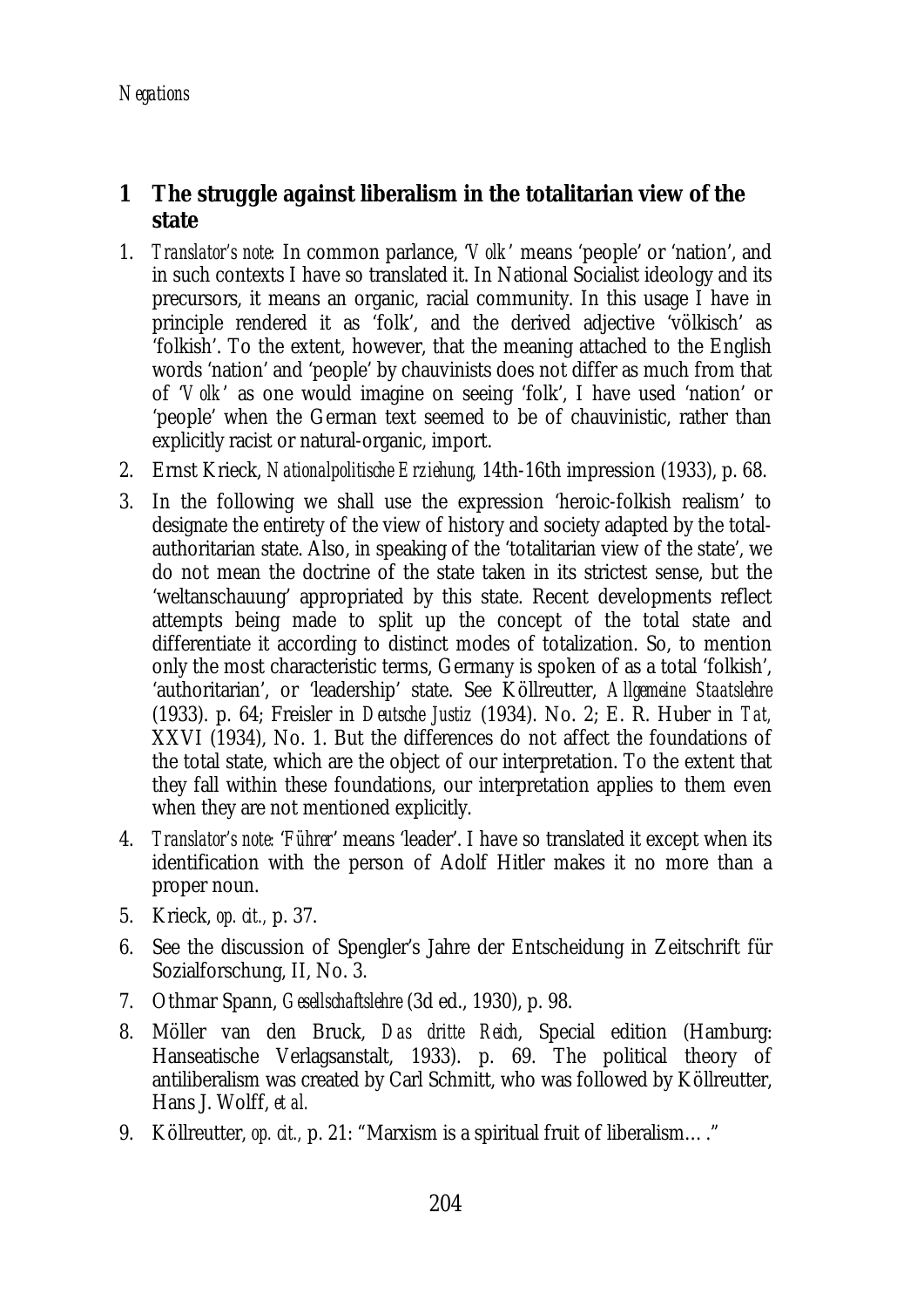## 1 The struggle against liberalism in the totalitarian view of the state

1. *Translator's note*: In common parlance, '*Volk*' means 'people' or 'nation', and in such contexts I have so translated it. In National Socialist ideology and its precursors, it means an organic, racial community. In this usage I have in principle rendered it as 'folk', and the derived adjective 'völkisch' as 'folkish'. To the extent, however, that the meaning attached to the English words 'nation' and 'people' by chauvinists does not differ as much from that of '*Volk*' as one would imagine on seeing 'folk', I have used 'nation' or 'people' when the German text seemed to be of chauvinistic, rather than explicitly racist or natural-organic, import.
2. Ernst Krieck, *Nationalpolitische Erziehung*, 14th-16th impression (1933), p. 68.
3. In the following we shall use the expression 'heroic-folkish realism' to designate the entirety of the view of history and society adapted by the total-authoritarian state. Also, in speaking of the 'totalitarian view of the state', we do not mean the doctrine of the state taken in its strictest sense, but the 'weltanschauung' appropriated by this state. Recent developments reflect attempts being made to split up the concept of the total state and differentiate it according to distinct modes of totalization. So, to mention only the most characteristic terms, Germany is spoken of as a total 'folkish', 'authoritarian', or 'leadership' state. See Köllreutter, *Allgemeine Staatslehre* (1933). p. 64; Freisler in *Deutsche Justiz* (1934). No. 2; E. R. Huber in *Tat*, XXVI (1934), No. 1. But the differences do not affect the foundations of the total state, which are the object of our interpretation. To the extent that they fall within these foundations, our interpretation applies to them even when they are not mentioned explicitly.
4. *Translator's note*: '*Führer*' means 'leader'. I have so translated it except when its identification with the person of Adolf Hitler makes it no more than a proper noun.
5. Krieck, *op. cit.*, p. 37.
6. See the discussion of Spengler's Jahre der Entscheidung in Zeitschrift für Sozialforschung, II, No. 3.
7. Othmar Spann, *Gesellschaftslehre* (3d ed., 1930), p. 98.
8. Möller van den Bruck, *Das dritte Reich*, Special edition (Hamburg: Hanseatische Verlagsanstalt, 1933). p. 69. The political theory of antiliberalism was created by Carl Schmitt, who was followed by Köllreutter, Hans J. Wolff, *et al.*
9. Köllreutter, *op. cit.*, p. 21: "Marxism is a spiritual fruit of liberalism… ."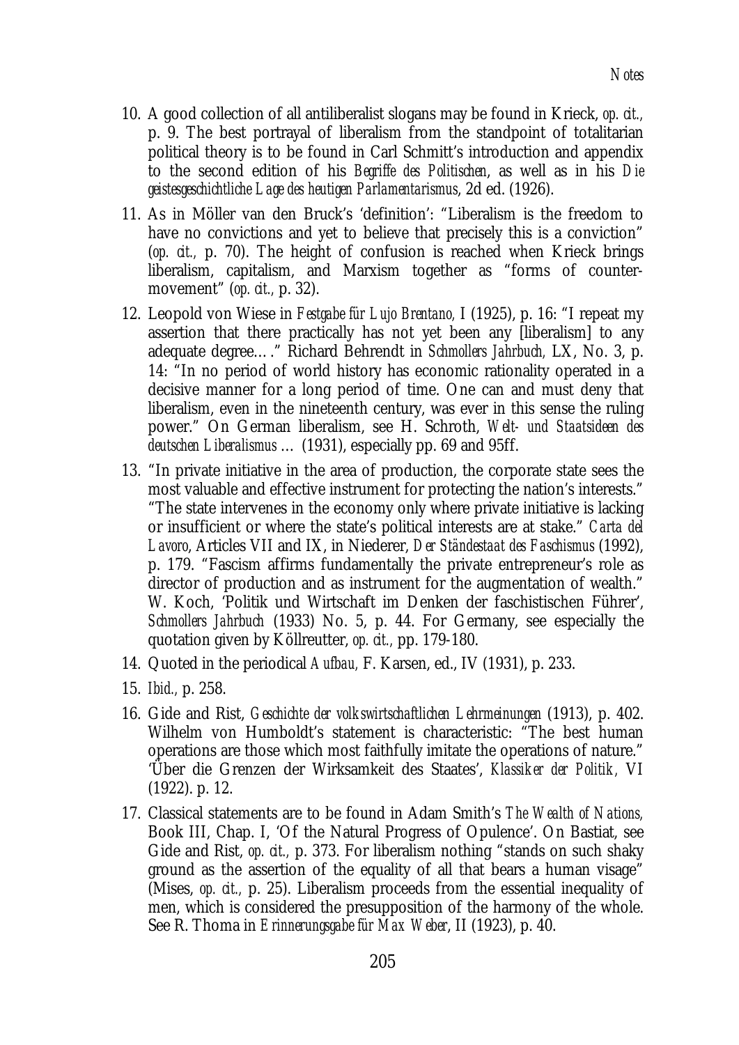10. A good collection of all antiliberalist slogans may be found in Krieck, *op. cit.*, p. 9. The best portrayal of liberalism from the standpoint of totalitarian political theory is to be found in Carl Schmitt's introduction and appendix to the second edition of his *Begriffe des Politischen*, as well as in his *Die geistesgeschichtliche Lage des heutigen Parlamentarismus*, 2d ed. (1926).

11. As in Möller van den Bruck's 'definition': "Liberalism is the freedom to have no convictions and yet to believe that precisely this is a conviction" (*op. cit.*, p. 70). The height of confusion is reached when Krieck brings liberalism, capitalism, and Marxism together as "forms of counter-movement" (*op. cit.*, p. 32).

12. Leopold von Wiese in *Festgabe für Lujo Brentano*, I (1925), p. 16: "I repeat my assertion that there practically has not yet been any [liberalism] to any adequate degree…." Richard Behrendt in *Schmollers Jahrbuch*, LX, No. 3, p. 14: "In no period of world history has economic rationality operated in a decisive manner for a long period of time. One can and must deny that liberalism, even in the nineteenth century, was ever in this sense the ruling power." On German liberalism, see H. Schroth, *Welt- und Staatsideen des deutschen Liberalismus* … (1931), especially pp. 69 and 95ff.

13. "In private initiative in the area of production, the corporate state sees the most valuable and effective instrument for protecting the nation's interests." "The state intervenes in the economy only where private initiative is lacking or insufficient or where the state's political interests are at stake." *Carta del Lavoro*, Articles VII and IX, in Niederer, *Der Ständestaat des Faschismus* (1992), p. 179. "Fascism affirms fundamentally the private entrepreneur's role as director of production and as instrument for the augmentation of wealth." W. Koch, 'Politik und Wirtschaft im Denken der faschistischen Führer', *Schmollers Jahrbuch* (1933) No. 5, p. 44. For Germany, see especially the quotation given by Köllreutter, *op. cit.*, pp. 179-180.

14. Quoted in the periodical *Aufbau*, F. Karsen, ed., IV (1931), p. 233.

15. *Ibid.*, p. 258.

16. Gide and Rist, *Geschichte der volkswirtschaftlichen Lehrmeinungen* (1913), p. 402. Wilhelm von Humboldt's statement is characteristic: "The best human operations are those which most faithfully imitate the operations of nature." 'Über die Grenzen der Wirksamkeit des Staates', *Klassiker der Politik*, VI (1922). p. 12.

17. Classical statements are to be found in Adam Smith's *The Wealth of Nations*, Book III, Chap. I, 'Of the Natural Progress of Opulence'. On Bastiat, see Gide and Rist, *op. cit.*, p. 373. For liberalism nothing "stands on such shaky ground as the assertion of the equality of all that bears a human visage" (Mises, *op. cit.*, p. 25). Liberalism proceeds from the essential inequality of men, which is considered the presupposition of the harmony of the whole. See R. Thoma in *Erinnerungsgabe für Max Weber*, II (1923), p. 40.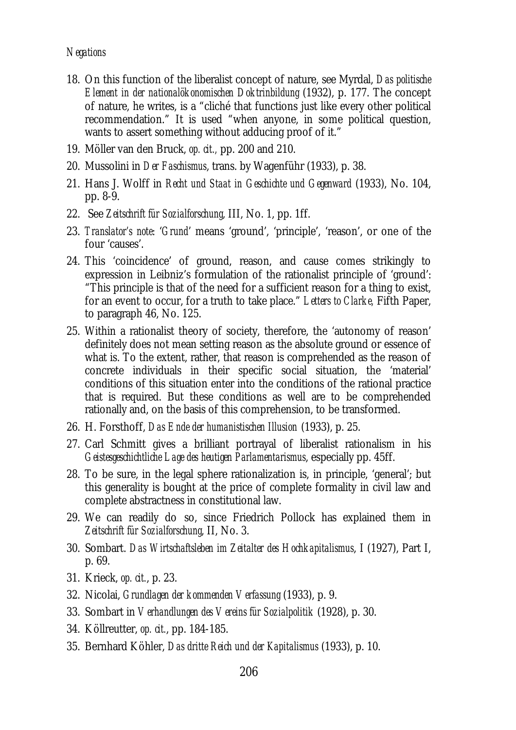18. On this function of the liberalist concept of nature, see Myrdal, *Das politische Element in der nationalökonomischen Doktrinbildung* (1932), p. 177. The concept of nature, he writes, is a "cliché that functions just like every other political recommendation." It is used "when anyone, in some political question, wants to assert something without adducing proof of it."
19. Möller van den Bruck, *op. cit.*, pp. 200 and 210.
20. Mussolini in *Der Faschismus*, trans. by Wagenführ (1933), p. 38.
21. Hans J. Wolff in *Recht und Staat in Geschichte und Gegenward* (1933), No. 104, pp. 8-9.
22. See *Zeitschrift für Sozialforschung*, III, No. 1, pp. 1ff.
23. *Translator's note*: '*Grund*' means 'ground', 'principle', 'reason', or one of the four 'causes'.
24. This 'coincidence' of ground, reason, and cause comes strikingly to expression in Leibniz's formulation of the rationalist principle of 'ground': "This principle is that of the need for a sufficient reason for a thing to exist, for an event to occur, for a truth to take place." *Letters to Clarke*, Fifth Paper, to paragraph 46, No. 125.
25. Within a rationalist theory of society, therefore, the 'autonomy of reason' definitely does not mean setting reason as the absolute ground or essence of what is. To the extent, rather, that reason is comprehended as the reason of concrete individuals in their specific social situation, the 'material' conditions of this situation enter into the conditions of the rational practice that is required. But these conditions as well are to be comprehended rationally and, on the basis of this comprehension, to be transformed.
26. H. Forsthoff, *Das Ende der humanistischen Illusion* (1933), p. 25.
27. Carl Schmitt gives a brilliant portrayal of liberalist rationalism in his *Geistesgeschichtliche Lage des heutigen Parlamentarismus*, especially pp. 45ff.
28. To be sure, in the legal sphere rationalization is, in principle, 'general'; but this generality is bought at the price of complete formality in civil law and complete abstractness in constitutional law.
29. We can readily do so, since Friedrich Pollock has explained them in *Zeitschrift für Sozialforschung*, II, No. 3.
30. Sombart. *Das Wirtschaftsleben im Zeitalter des Hochkapitalismus*, I (1927), Part I, p. 69.
31. Krieck, *op. cit.*, p. 23.
32. Nicolai, *Grundlagen der kommenden Verfassung* (1933), p. 9.
33. Sombart in *Verhandlungen des Vereins für Sozialpolitik* (1928), p. 30.
34. Köllreutter, *op. cit.*, pp. 184-185.
35. Bernhard Köhler, *Das dritte Reich und der Kapitalismus* (1933), p. 10.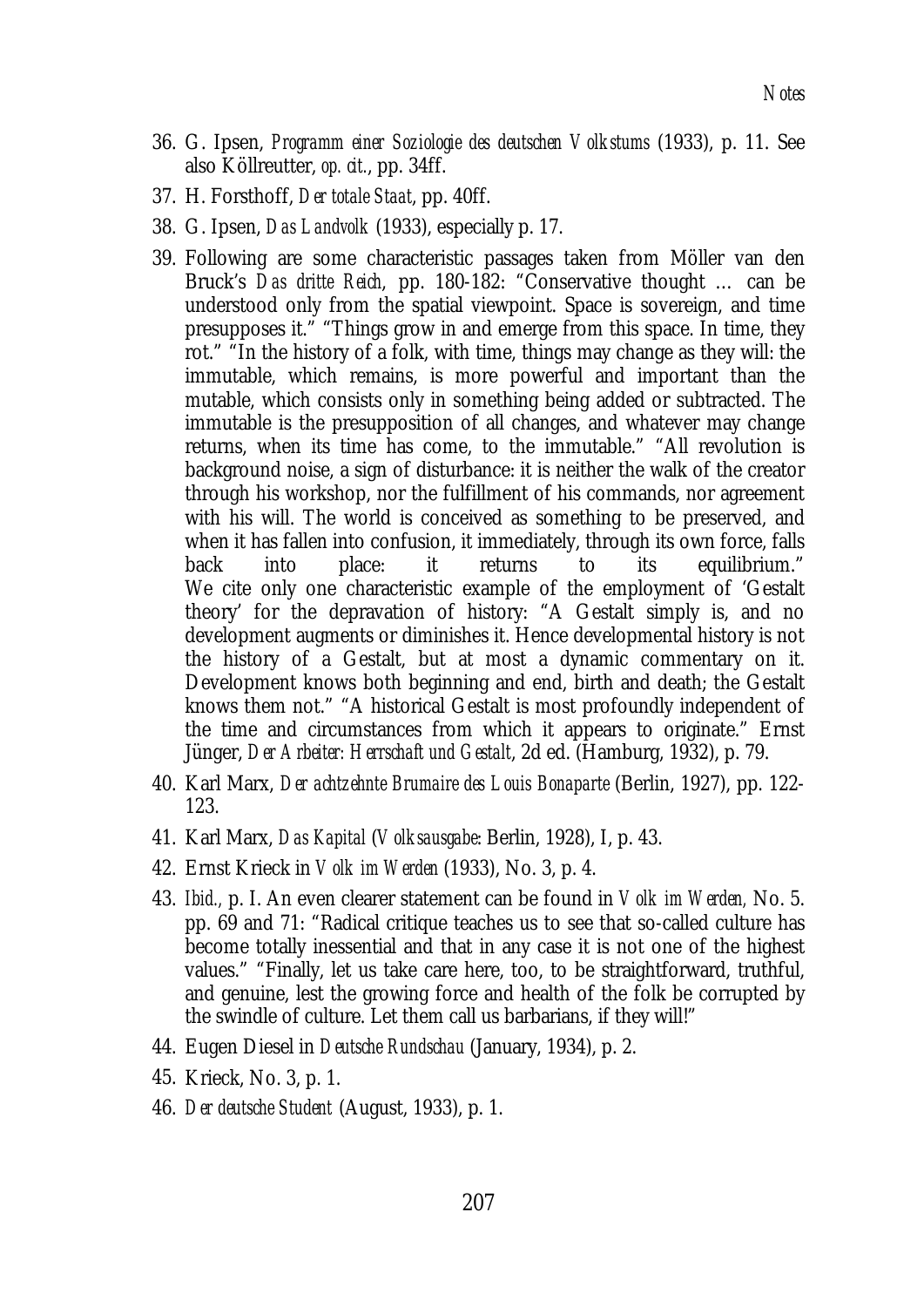36. G. Ipsen, *Programm einer Soziologie des deutschen Volkstums* (1933), p. 11. See also Köllreutter, *op. cit.*, pp. 34ff.
37. H. Forsthoff, *Der totale Staat*, pp. 40ff.
38. G. Ipsen, *Das Landvolk* (1933), especially p. 17.
39. Following are some characteristic passages taken from Möller van den Bruck's *Das dritte Reich*, pp. 180-182: "Conservative thought … can be understood only from the spatial viewpoint. Space is sovereign, and time presupposes it." "Things grow in and emerge from this space. In time, they rot." "In the history of a folk, with time, things may change as they will: the immutable, which remains, is more powerful and important than the mutable, which consists only in something being added or subtracted. The immutable is the presupposition of all changes, and whatever may change returns, when its time has come, to the immutable." "All revolution is background noise, a sign of disturbance: it is neither the walk of the creator through his workshop, nor the fulfillment of his commands, nor agreement with his will. The world is conceived as something to be preserved, and when it has fallen into confusion, it immediately, through its own force, falls back into place: it returns to its equilibrium." We cite only one characteristic example of the employment of 'Gestalt theory' for the depravation of history: "A Gestalt simply is, and no development augments or diminishes it. Hence developmental history is not the history of a Gestalt, but at most a dynamic commentary on it. Development knows both beginning and end, birth and death; the Gestalt knows them not." "A historical Gestalt is most profoundly independent of the time and circumstances from which it appears to originate." Ernst Jünger, *Der Arbeiter: Herrschaft und Gestalt*, 2d ed. (Hamburg, 1932), p. 79.
40. Karl Marx, *Der achtzehnte Brumaire des Louis Bonaparte* (Berlin, 1927), pp. 122-123.
41. Karl Marx, *Das Kapital* (*Volksausgabe*: Berlin, 1928), I, p. 43.
42. Ernst Krieck in *Volk im Werden* (1933), No. 3, p. 4.
43. *Ibid.*, p. I. An even clearer statement can be found in *Volk im Werden,* No. 5. pp. 69 and 71: "Radical critique teaches us to see that so-called culture has become totally inessential and that in any case it is not one of the highest values." "Finally, let us take care here, too, to be straightforward, truthful, and genuine, lest the growing force and health of the folk be corrupted by the swindle of culture. Let them call us barbarians, if they will!"
44. Eugen Diesel in *Deutsche Rundschau* (January, 1934), p. 2.
45. Krieck, No. 3, p. 1.
46. *Der deutsche Student* (August, 1933), p. 1.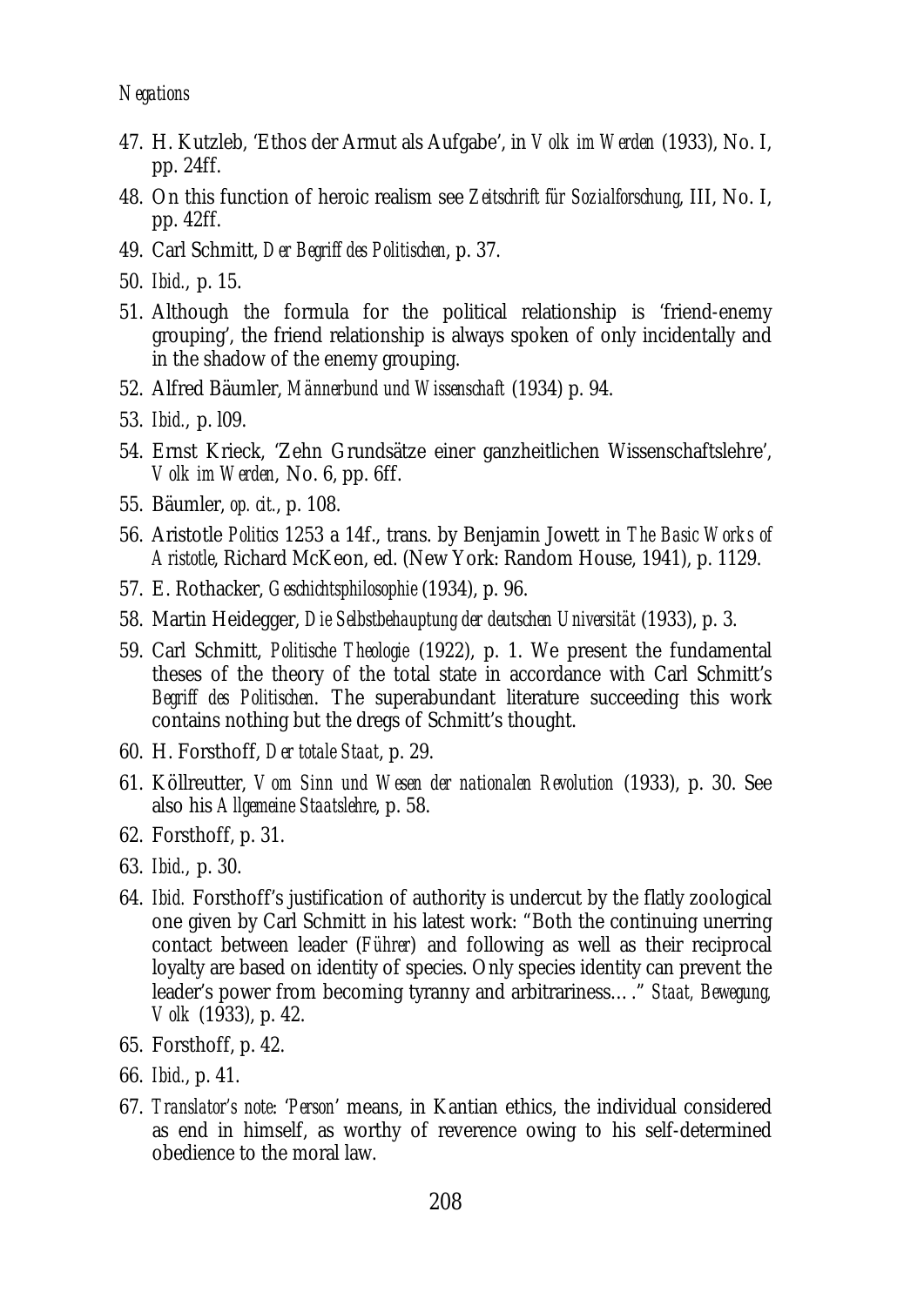47. H. Kutzleb, 'Ethos der Armut als Aufgabe', in *Volk im Werden* (1933), No. I, pp. 24ff.
48. On this function of heroic realism see *Zeitschrift für Sozialforschung*, III, No. I, pp. 42ff.
49. Carl Schmitt, *Der Begriff des Politischen*, p. 37.
50. *Ibid.*, p. 15.
51. Although the formula for the political relationship is 'friend-enemy grouping', the friend relationship is always spoken of only incidentally and in the shadow of the enemy grouping.
52. Alfred Bäumler, *Männerbund und Wissenschaft* (1934) p. 94.
53. *Ibid.*, p. l09.
54. Ernst Krieck, 'Zehn Grundsätze einer ganzheitlichen Wissenschaftslehre', *Volk im Werden*, No. 6, pp. 6ff.
55. Bäumler, *op. cit.*, p. 108.
56. Aristotle *Politics* 1253 a 14f., trans. by Benjamin Jowett in *The Basic Works of Aristotle*, Richard McKeon, ed. (New York: Random House, 1941), p. 1129.
57. E. Rothacker, *Geschichtsphilosophie* (1934), p. 96.
58. Martin Heidegger, *Die Selbstbehauptung der deutschen Universität* (1933), p. 3.
59. Carl Schmitt, *Politische Theologie* (1922), p. 1. We present the fundamental theses of the theory of the total state in accordance with Carl Schmitt's *Begriff des Politischen*. The superabundant literature succeeding this work contains nothing but the dregs of Schmitt's thought.
60. H. Forsthoff, *Der totale Staat*, p. 29.
61. Köllreutter, *Vom Sinn und Wesen der nationalen Revolution* (1933), p. 30. See also his *Allgemeine Staatslehre*, p. 58.
62. Forsthoff, p. 31.
63. *Ibid.*, p. 30.
64. *Ibid.* Forsthoff's justification of authority is undercut by the flatly zoological one given by Carl Schmitt in his latest work: "Both the continuing unerring contact between leader (*Führer*) and following as well as their reciprocal loyalty are based on identity of species. Only species identity can prevent the leader's power from becoming tyranny and arbitrariness…." *Staat, Bewegung, Volk* (1933), p. 42.
65. Forsthoff, p. 42.
66. *Ibid.*, p. 41.
67. *Translator's note*: '*Person*' means, in Kantian ethics, the individual considered as end in himself, as worthy of reverence owing to his self-determined obedience to the moral law.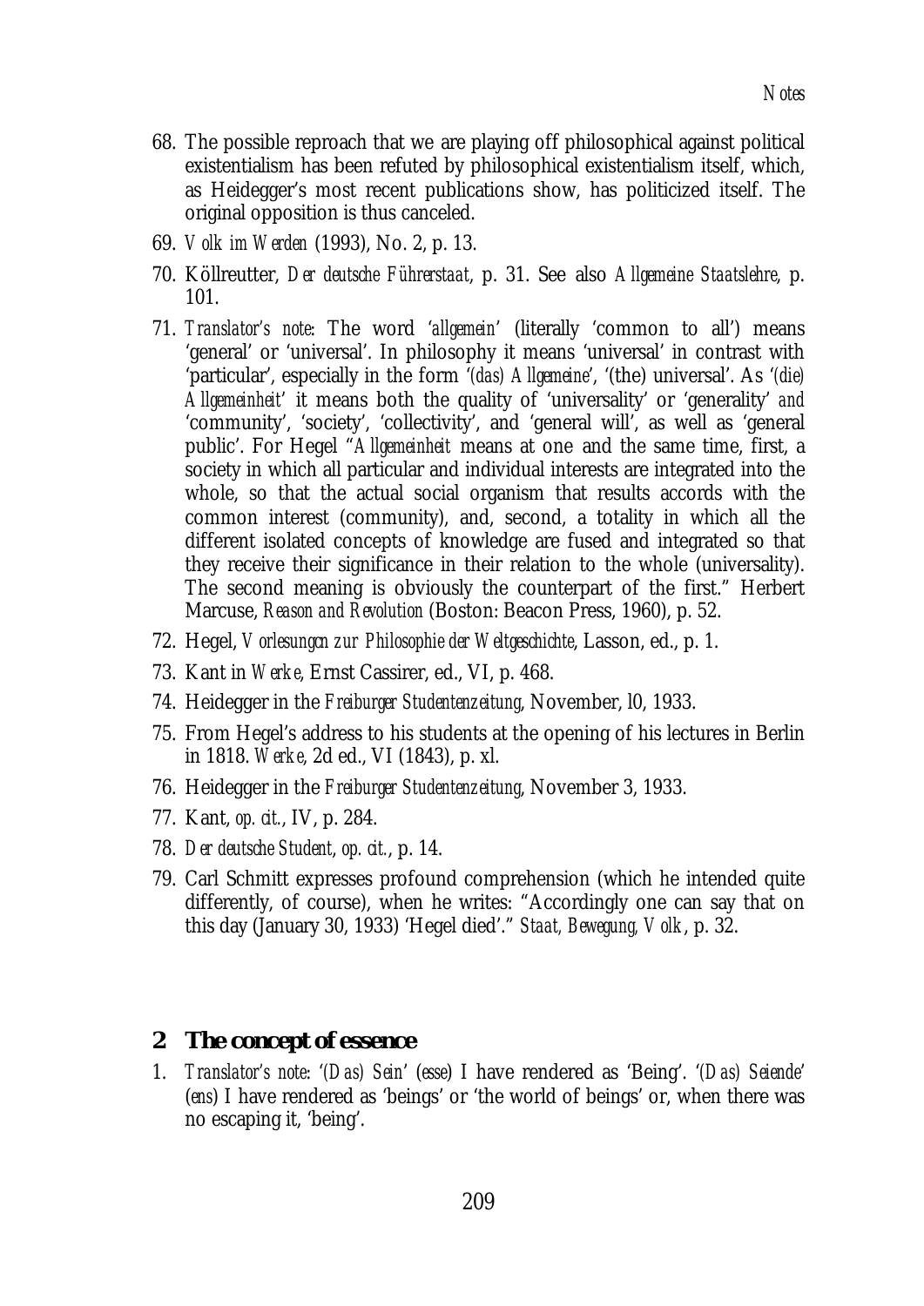68. The possible reproach that we are playing off philosophical against political existentialism has been refuted by philosophical existentialism itself, which, as Heidegger's most recent publications show, has politicized itself. The original opposition is thus canceled.

69. *Volk im Werden* (1993), No. 2, p. 13.

70. Köllreutter, *Der deutsche Führerstaat*, p. 31. See also *Allgemeine Staatslehre*, p. 101.

71. *Translator's note*: The word '*allgemein*' (literally 'common to all') means 'general' or 'universal'. In philosophy it means 'universal' in contrast with 'particular', especially in the form '*(das) Allgemeine*', '(the) universal'. As '*(die) Allgemeinheit*' it means both the quality of 'universality' or 'generality' *and* 'community', 'society', 'collectivity', and 'general will', as well as 'general public'. For Hegel "*Allgemeinheit* means at one and the same time, first, a society in which all particular and individual interests are integrated into the whole, so that the actual social organism that results accords with the common interest (community), and, second, a totality in which all the different isolated concepts of knowledge are fused and integrated so that they receive their significance in their relation to the whole (universality). The second meaning is obviously the counterpart of the first." Herbert Marcuse, *Reason and Revolution* (Boston: Beacon Press, 1960), p. 52.

72. Hegel, *Vorlesungen zur Philosophie der Weltgeschichte*, Lasson, ed., p. 1.

73. Kant in *Werke*, Ernst Cassirer, ed., VI, p. 468.

74. Heidegger in the *Freiburger Studentenzeitung*, November, l0, 1933.

75. From Hegel's address to his students at the opening of his lectures in Berlin in 1818. *Werke*, 2d ed., VI (1843), p. xl.

76. Heidegger in the *Freiburger Studentenzeitung*, November 3, 1933.

77. Kant, *op. cit.*, IV, p. 284.

78. *Der deutsche Student*, *op. cit.*, p. 14.

79. Carl Schmitt expresses profound comprehension (which he intended quite differently, of course), when he writes: "Accordingly one can say that on this day (January 30, 1933) 'Hegel died'." *Staat, Bewegung, Volk*, p. 32.

## 2 The concept of essence

1. *Translator's note*: '*(Das) Sein*' (*esse*) I have rendered as 'Being'. '*(Das) Seiende*' (*ens*) I have rendered as 'beings' or 'the world of beings' or, when there was no escaping it, 'being'.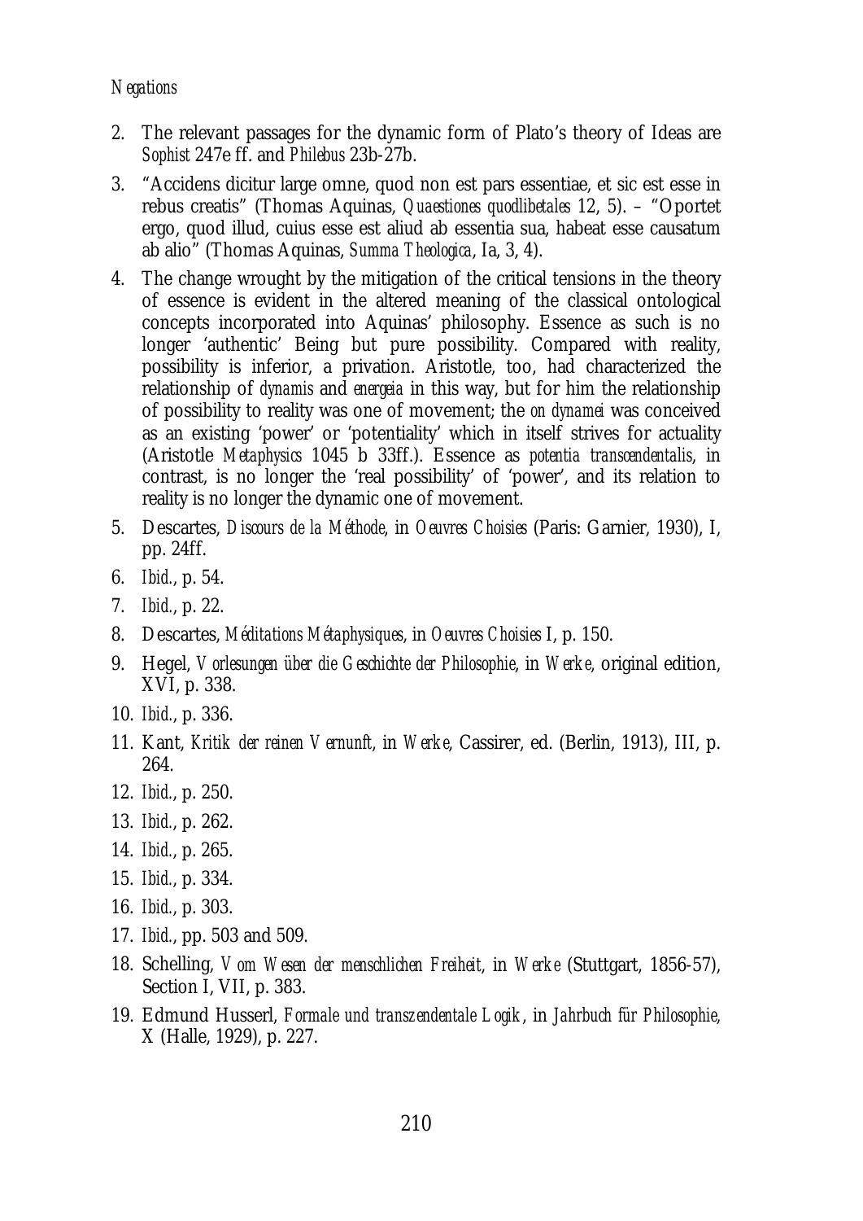2. The relevant passages for the dynamic form of Plato's theory of Ideas are *Sophist* 247e ff. and *Philebus* 23b-27b.
3. "Accidens dicitur large omne, quod non est pars essentiae, et sic est esse in rebus creatis" (Thomas Aquinas, *Quaestiones quodlibetales* 12, 5). – "Oportet ergo, quod illud, cuius esse est aliud ab essentia sua, habeat esse causatum ab alio" (Thomas Aquinas, *Summa Theologica*, Ia, 3, 4).
4. The change wrought by the mitigation of the critical tensions in the theory of essence is evident in the altered meaning of the classical ontological concepts incorporated into Aquinas' philosophy. Essence as such is no longer 'authentic' Being but pure possibility. Compared with reality, possibility is inferior, a privation. Aristotle, too, had characterized the relationship of *dynamis* and *energeia* in this way, but for him the relationship of possibility to reality was one of movement; the *on dynamei* was conceived as an existing 'power' or 'potentiality' which in itself strives for actuality (Aristotle *Metaphysics* 1045 b 33ff.). Essence as *potentia transcendentalis,* in contrast, is no longer the 'real possibility' of 'power', and its relation to reality is no longer the dynamic one of movement.
5. Descartes, *Discours de la Méthode*, in *Oeuvres Choisies* (Paris: Garnier, 1930), I, pp. 24ff.
6. *Ibid.*, p. 54.
7. *Ibid.*, p. 22.
8. Descartes, *Méditations Métaphysiques*, in *Oeuvres Choisies* I, p. 150.
9. Hegel, *Vorlesungen über die Geschichte der Philosophie*, in *Werke*, original edition, XVI, p. 338.
10. *Ibid.*, p. 336.
11. Kant, *Kritik der reinen Vernunft*, in *Werke*, Cassirer, ed. (Berlin, 1913), III, p. 264.
12. *Ibid.*, p. 250.
13. *Ibid.*, p. 262.
14. *Ibid.*, p. 265.
15. *Ibid.*, p. 334.
16. *Ibid.*, p. 303.
17. *Ibid.*, pp. 503 and 509.
18. Schelling, *Vom Wesen der menschlichen Freiheit*, in *Werke* (Stuttgart, 1856-57), Section I, VII, p. 383.
19. Edmund Husserl, *Formale und transzendentale Logik*, in *Jahrbuch für Philosophie*, X (Halle, 1929), p. 227.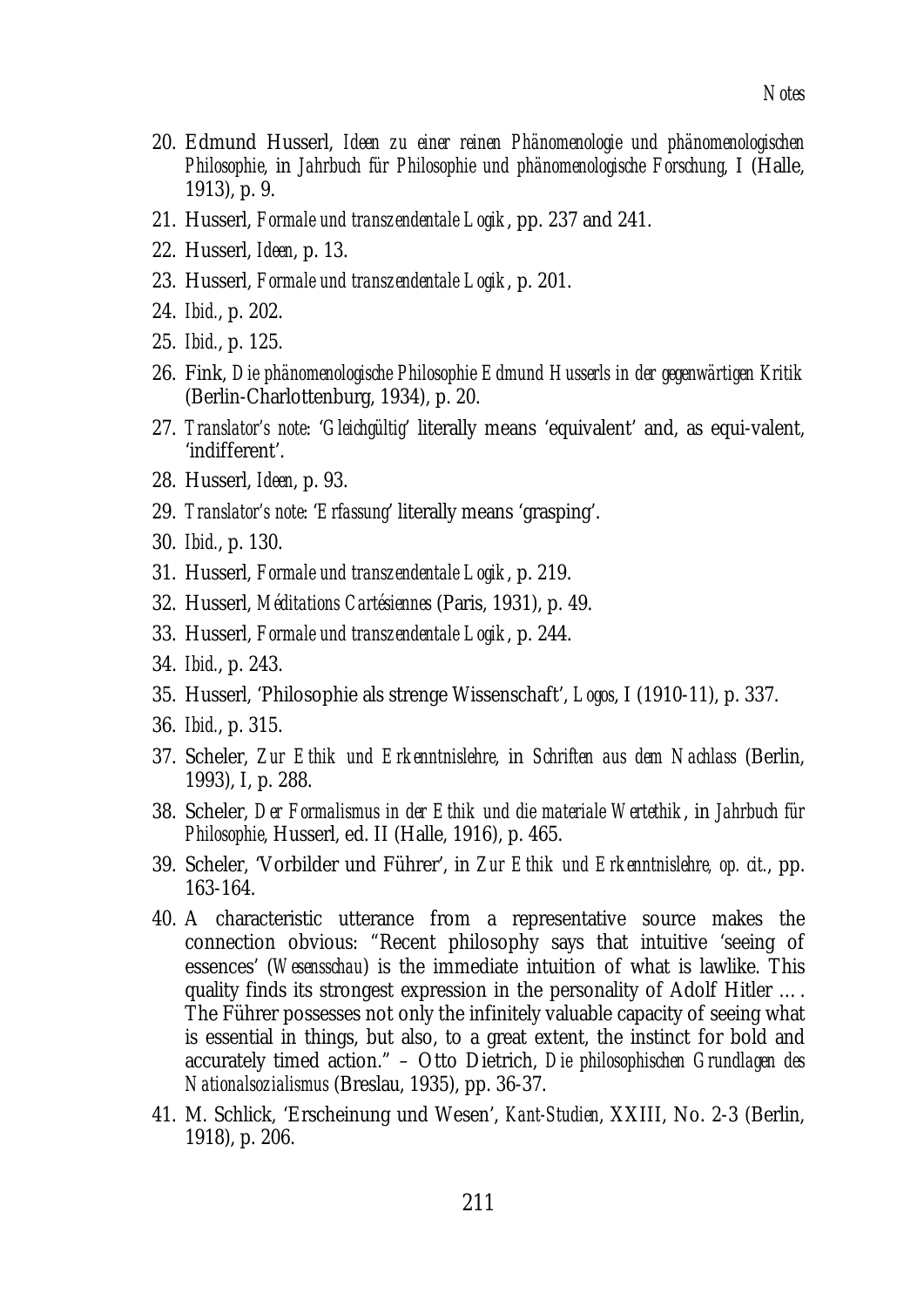20. Edmund Husserl, *Ideen zu einer reinen Phänomenologie und phänomenologischen Philosophie*, in *Jahrbuch für Philosophie und phänomenologische Forschung*, I (Halle, 1913), p. 9.
21. Husserl, *Formale und transzendentale Logik*, pp. 237 and 241.
22. Husserl, *Ideen*, p. 13.
23. Husserl, *Formale und transzendentale Logik*, p. 201.
24. *Ibid.*, p. 202.
25. *Ibid.*, p. 125.
26. Fink, *Die phänomenologische Philosophie Edmund Husserls in der gegenwärtigen Kritik* (Berlin-Charlottenburg, 1934), p. 20.
27. *Translator's note*: '*Gleichgültig*' literally means 'equivalent' and, as equi-valent, 'indifferent'.
28. Husserl, *Ideen*, p. 93.
29. *Translator's note*: '*Erfassung*' literally means 'grasping'.
30. *Ibid.*, p. 130.
31. Husserl, *Formale und transzendentale Logik*, p. 219.
32. Husserl, *Méditations Cartésiennes* (Paris, 1931), p. 49.
33. Husserl, *Formale und transzendentale Logik*, p. 244.
34. *Ibid.*, p. 243.
35. Husserl, 'Philosophie als strenge Wissenschaft', *Logos*, I (1910-11), p. 337.
36. *Ibid.*, p. 315.
37. Scheler, *Zur Ethik und Erkenntnislehre*, in *Schriften aus dem Nachlass* (Berlin, 1993), I, p. 288.
38. Scheler, *Der Formalismus in der Ethik und die materiale Wertethik*, in *Jahrbuch für Philosophie*, Husserl, ed. II (Halle, 1916), p. 465.
39. Scheler, 'Vorbilder und Führer', in *Zur Ethik und Erkenntnislehre, op. cit.*, pp. 163-164.
40. A characteristic utterance from a representative source makes the connection obvious: "Recent philosophy says that intuitive 'seeing of essences' (*Wesensschau*) is the immediate intuition of what is lawlike. This quality finds its strongest expression in the personality of Adolf Hitler …. The Führer possesses not only the infinitely valuable capacity of seeing what is essential in things, but also, to a great extent, the instinct for bold and accurately timed action." – Otto Dietrich, *Die philosophischen Grundlagen des Nationalsozialismus* (Breslau, 1935), pp. 36-37.
41. M. Schlick, 'Erscheinung und Wesen', *Kant-Studien*, XXIII, No. 2-3 (Berlin, 1918), p. 206.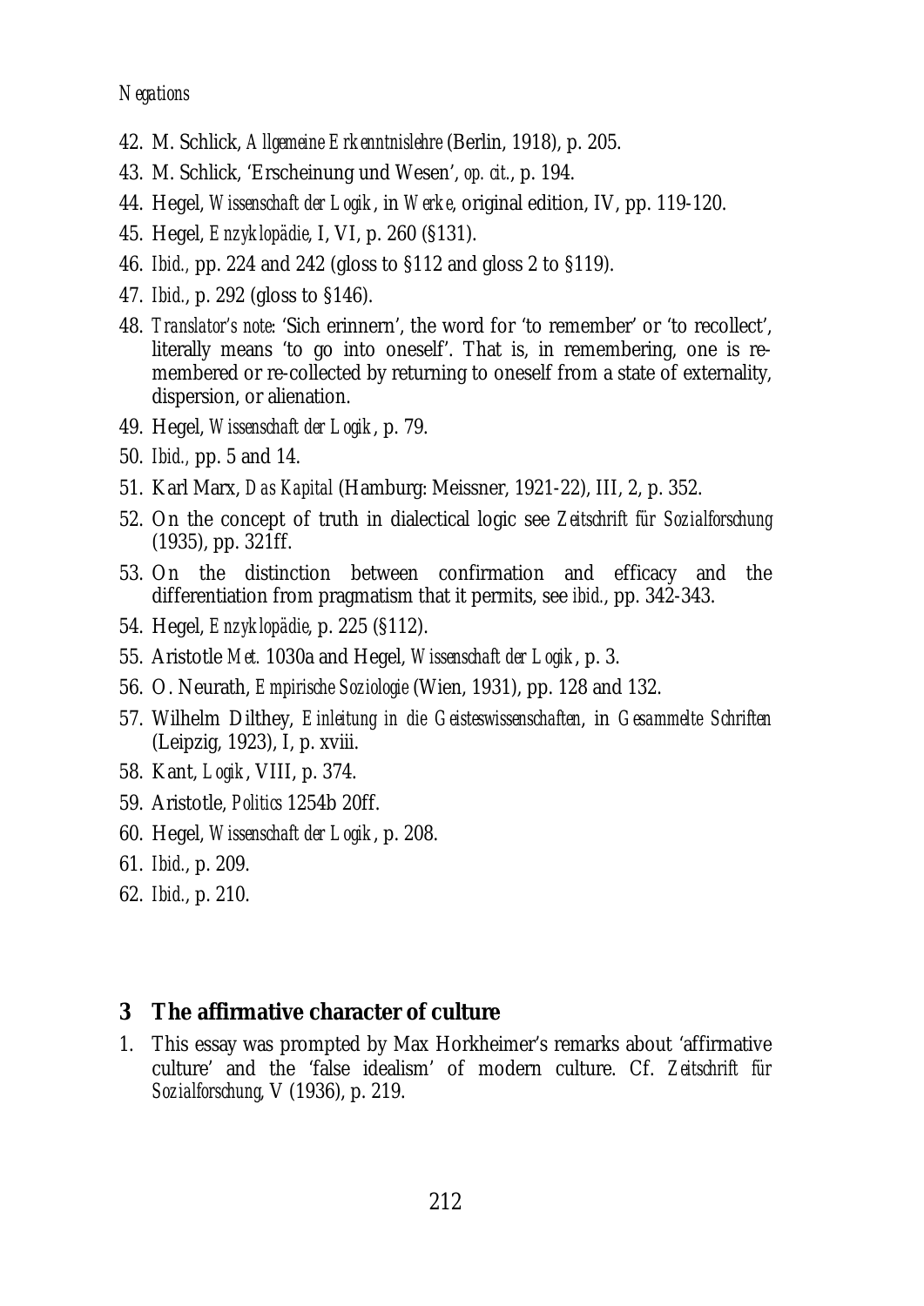42. M. Schlick, *Allgemeine Erkenntnislehre* (Berlin, 1918), p. 205.
43. M. Schlick, 'Erscheinung und Wesen', *op. cit.*, p. 194.
44. Hegel, *Wissenschaft der Logik*, in *Werke*, original edition, IV, pp. 119-120.
45. Hegel, *Enzyklopädie*, I, VI, p. 260 (§131).
46. *Ibid.*, pp. 224 and 242 (gloss to §112 and gloss 2 to §119).
47. *Ibid.*, p. 292 (gloss to §146).
48. *Translator's note*: 'Sich erinnern', the word for 'to remember' or 'to recollect', literally means 'to go into oneself'. That is, in remembering, one is re-membered or re-collected by returning to oneself from a state of externality, dispersion, or alienation.
49. Hegel, *Wissenschaft der Logik*, p. 79.
50. *Ibid.*, pp. 5 and 14.
51. Karl Marx, *Das Kapital* (Hamburg: Meissner, 1921-22), III, 2, p. 352.
52. On the concept of truth in dialectical logic see *Zeitschrift für Sozialforschung* (1935), pp. 321ff.
53. On the distinction between confirmation and efficacy and the differentiation from pragmatism that it permits, see *ibid.*, pp. 342-343.
54. Hegel, *Enzyklopädie*, p. 225 (§112).
55. Aristotle *Met.* 1030a and Hegel, *Wissenschaft der Logik*, p. 3.
56. O. Neurath, *Empirische Soziologie* (Wien, 1931), pp. 128 and 132.
57. Wilhelm Dilthey, *Einleitung in die Geisteswissenschaften*, in *Gesammelte Schriften* (Leipzig, 1923), I, p. xviii.
58. Kant, *Logik*, VIII, p. 374.
59. Aristotle, *Politics* 1254b 20ff.
60. Hegel, *Wissenschaft der Logik*, p. 208.
61. *Ibid.*, p. 209.
62. *Ibid.*, p. 210.

## 3 The affirmative character of culture

1. This essay was prompted by Max Horkheimer's remarks about 'affirmative culture' and the 'false idealism' of modern culture. Cf. *Zeitschrift für Sozialforschung*, V (1936), p. 219.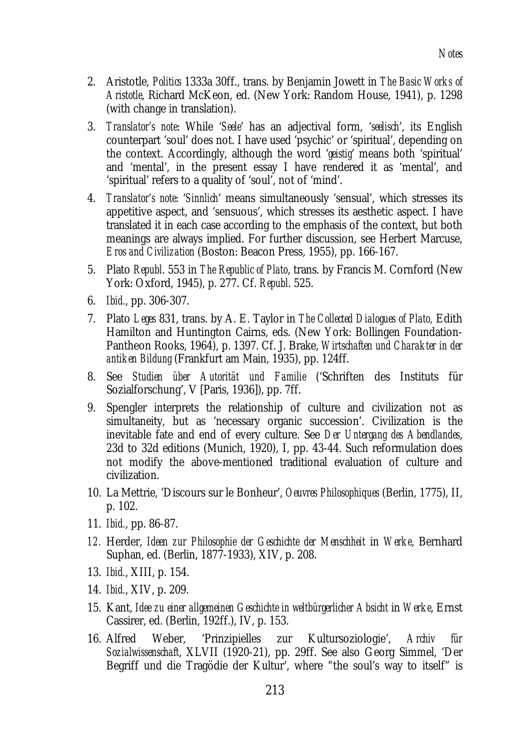2. Aristotle, *Politics* 1333a 30ff., trans. by Benjamin Jowett in *The Basic Works of Aristotle*, Richard McKeon, ed. (New York: Random House, 1941), p. 1298 (with change in translation).

3. *Translator's note*: While '*Seele*' has an adjectival form, '*seelisch*', its English counterpart 'soul' does not. I have used 'psychic' or 'spiritual', depending on the context. Accordingly, although the word '*geistig*' means both 'spiritual' and 'mental', in the present essay I have rendered it as 'mental', and 'spiritual' refers to a quality of 'soul', not of 'mind'.

4. *Translator's note*: '*Sinnlich*' means simultaneously 'sensual', which stresses its appetitive aspect, and 'sensuous', which stresses its aesthetic aspect. I have translated it in each case according to the emphasis of the context, but both meanings are always implied. For further discussion, see Herbert Marcuse, *Eros and Civilization* (Boston: Beacon Press, 1955), pp. 166-167.

5. Plato *Republ.* 553 in *The Republic of Plato*, trans. by Francis M. Cornford (New York: Oxford, 1945), p. 277. Cf. *Republ.* 525.

6. *Ibid.*, pp. 306-307.

7. Plato *Leges* 831, trans. by A. E. Taylor in *The Collected Dialogues of Plato,* Edith Hamilton and Huntington Cairns, eds. (New York: Bollingen Foundation-Pantheon Rooks, 1964), p. 1397. Cf. J. Brake, *Wirtschaften und Charakter in der antiken Bildung* (Frankfurt am Main, 1935), pp. 124ff.

8. See *Studien über Autorität und Familie* ('Schriften des Instituts für Sozialforschung', V [Paris, 1936]), pp. 7ff.

9. Spengler interprets the relationship of culture and civilization not as simultaneity, but as 'necessary organic succession'. Civilization is the inevitable fate and end of every culture. See *Der Untergang des Abendlandes*, 23d to 32d editions (Munich, 1920), I, pp. 43-44. Such reformulation does not modify the above-mentioned traditional evaluation of culture and civilization.

10. La Mettrie, 'Discours sur le Bonheur', *Oeuvres Philosophiques* (Berlin, 1775), II, p. 102.

11. *Ibid.*, pp. 86-87.

12. Herder, *Ideen zur Philosophie der Geschichte der Menschheit* in *Werke*, Bernhard Suphan, ed. (Berlin, 1877-1933), XIV, p. 208.

13. *Ibid.*, XIII, p. 154.

14. *Ibid.*, XIV, p. 209.

15. Kant, *Idee zu einer allgemeinen Geschichte in weltbürgerlicher Absicht* in *Werke*, Ernst Cassirer, ed. (Berlin, 192ff.), IV, p. 153.

16. Alfred Weber, 'Prinzipielles zur Kultursoziologie', *Archiv für Sozialwissenschaft*, XLVII (1920-21), pp. 29ff. See also Georg Simmel, 'Der Begriff und die Tragödie der Kultur', where "the soul's way to itself" is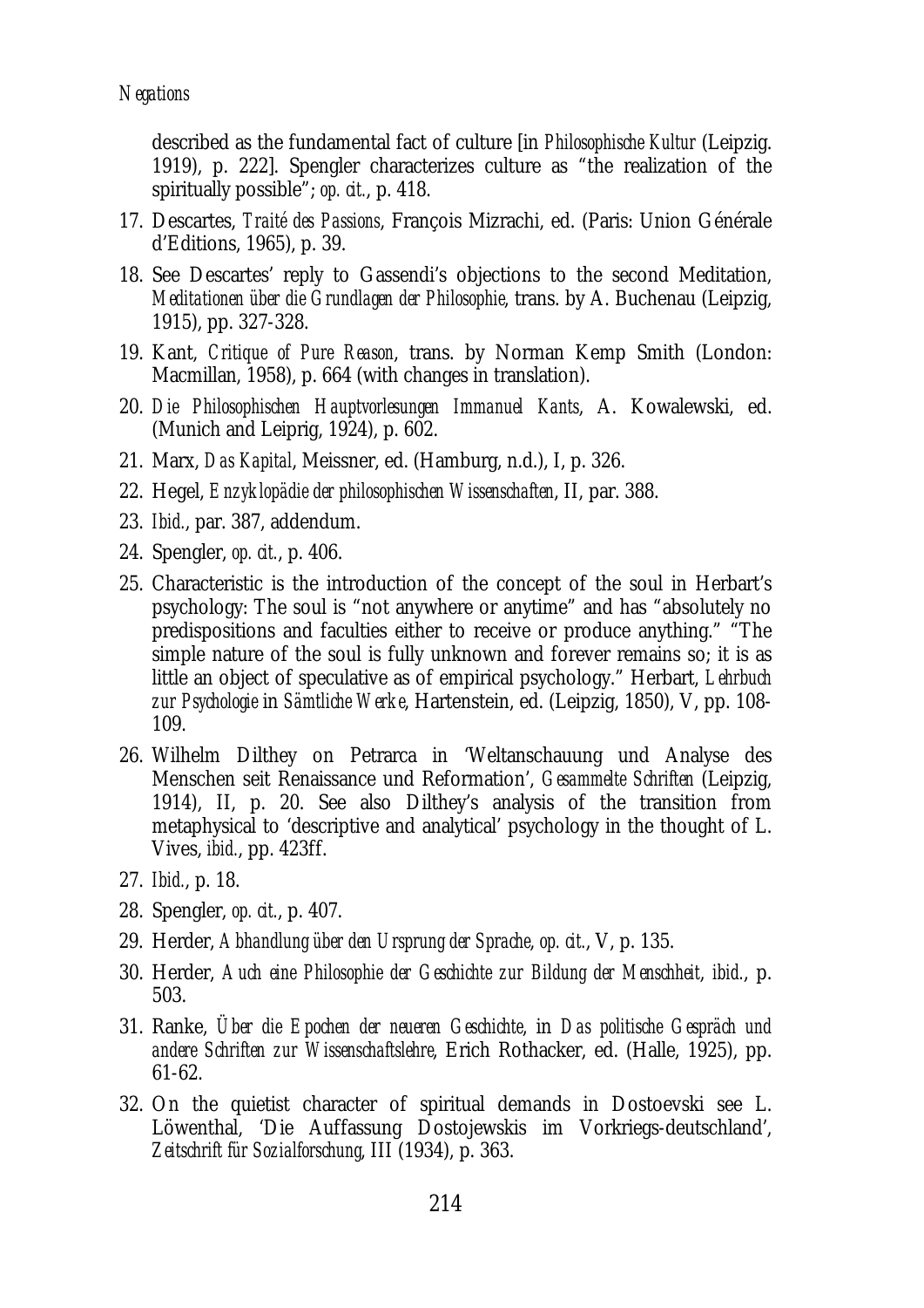described as the fundamental fact of culture [in *Philosophische Kultur* (Leipzig. 1919), p. 222]. Spengler characterizes culture as "the realization of the spiritually possible"; *op. cit.*, p. 418.

17. Descartes, *Traité des Passions*, François Mizrachi, ed. (Paris: Union Générale d'Editions, 1965), p. 39.
18. See Descartes' reply to Gassendi's objections to the second Meditation, *Meditationen über die Grundlagen der Philosophie*, trans. by A. Buchenau (Leipzig, 1915), pp. 327-328.
19. Kant, *Critique of Pure Reason*, trans. by Norman Kemp Smith (London: Macmillan, 1958), p. 664 (with changes in translation).
20. *Die Philosophischen Hauptvorlesungen Immanuel Kants*, A. Kowalewski, ed. (Munich and Leiprig, 1924), p. 602.
21. Marx, *Das Kapital*, Meissner, ed. (Hamburg, n.d.), I, p. 326.
22. Hegel, *Enzyklopädie der philosophischen Wissenschaften*, II, par. 388.
23. *Ibid.*, par. 387, addendum.
24. Spengler, *op. cit.*, p. 406.
25. Characteristic is the introduction of the concept of the soul in Herbart's psychology: The soul is "not anywhere or anytime" and has "absolutely no predispositions and faculties either to receive or produce anything." "The simple nature of the soul is fully unknown and forever remains so; it is as little an object of speculative as of empirical psychology." Herbart, *Lehrbuch zur Psychologie* in *Sämtliche Werke*, Hartenstein, ed. (Leipzig, 1850), V, pp. 108-109.
26. Wilhelm Dilthey on Petrarca in 'Weltanschauung und Analyse des Menschen seit Renaissance und Reformation', *Gesammelte Schriften* (Leipzig, 1914), II, p. 20. See also Dilthey's analysis of the transition from metaphysical to 'descriptive and analytical' psychology in the thought of L. Vives, *ibid.*, pp. 423ff.
27. *Ibid.*, p. 18.
28. Spengler, *op. cit.*, p. 407.
29. Herder, *Abhandlung über den Ursprung der Sprache*, *op. cit.*, V, p. 135.
30. Herder, *Auch eine Philosophie der Geschichte zur Bildung der Menschheit*, *ibid.*, p. 503.
31. Ranke, *Über die Epochen der neueren Geschichte*, in *Das politische Gespräch und andere Schriften zur Wissenschaftslehre*, Erich Rothacker, ed. (Halle, 1925), pp. 61-62.
32. On the quietist character of spiritual demands in Dostoevski see L. Löwenthal, 'Die Auffassung Dostojewskis im Vorkriegs-deutschland', *Zeitschrift für Sozialforschung*, III (1934), p. 363.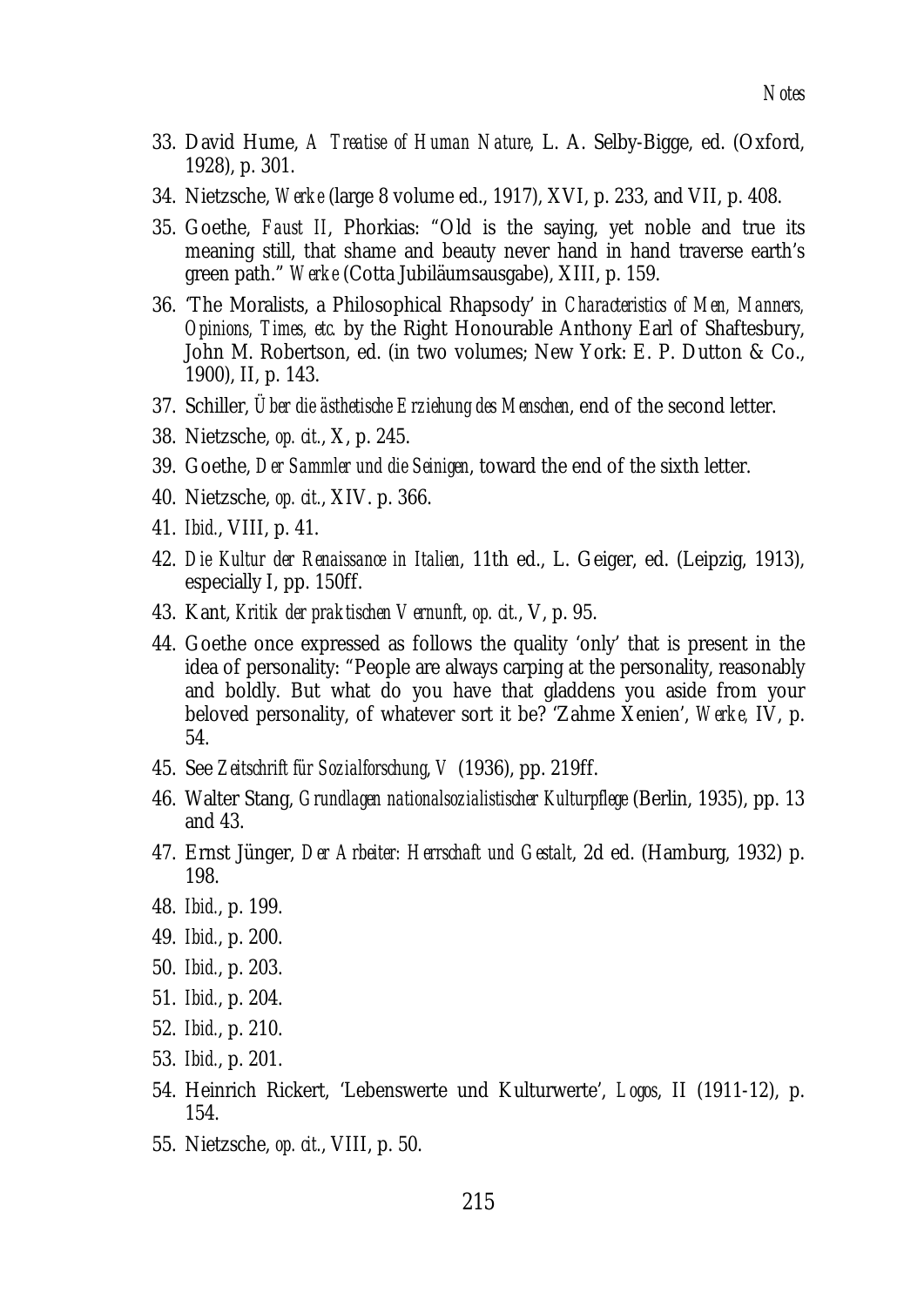33. David Hume, *A Treatise of Human Nature*, L. A. Selby-Bigge, ed. (Oxford, 1928), p. 301.
34. Nietzsche, *Werke* (large 8 volume ed., 1917), XVI, p. 233, and VII, p. 408.
35. Goethe, *Faust II*, Phorkias: "Old is the saying, yet noble and true its meaning still, that shame and beauty never hand in hand traverse earth's green path." *Werke* (Cotta Jubiläumsausgabe), XIII, p. 159.
36. 'The Moralists, a Philosophical Rhapsody' in *Characteristics of Men, Manners, Opinions, Times, etc.* by the Right Honourable Anthony Earl of Shaftesbury, John M. Robertson, ed. (in two volumes; New York: E. P. Dutton & Co., 1900), II, p. 143.
37. Schiller, *Über die ästhetische Erziehung des Menschen*, end of the second letter.
38. Nietzsche, *op. cit.*, X, p. 245.
39. Goethe, *Der Sammler und die Seinigen*, toward the end of the sixth letter.
40. Nietzsche, *op. cit.*, XIV. p. 366.
41. *Ibid.*, VIII, p. 41.
42. *Die Kultur der Renaissance in Italien*, 11th ed., L. Geiger, ed. (Leipzig, 1913), especially I, pp. 150ff.
43. Kant, *Kritik der praktischen Vernunft*, *op. cit.*, V, p. 95.
44. Goethe once expressed as follows the quality 'only' that is present in the idea of personality: "People are always carping at the personality, reasonably and boldly. But what do you have that gladdens you aside from your beloved personality, of whatever sort it be? 'Zahme Xenien', *Werke*, IV, p. 54.
45. See *Zeitschrift für Sozialforschung*, V (1936), pp. 219ff.
46. Walter Stang, *Grundlagen nationalsozialistischer Kulturpflege* (Berlin, 1935), pp. 13 and 43.
47. Ernst Jünger, *Der Arbeiter: Herrschaft und Gestalt*, 2d ed. (Hamburg, 1932) p. 198.
48. *Ibid.*, p. 199.
49. *Ibid.*, p. 200.
50. *Ibid.*, p. 203.
51. *Ibid.*, p. 204.
52. *Ibid.*, p. 210.
53. *Ibid.*, p. 201.
54. Heinrich Rickert, 'Lebenswerte und Kulturwerte', *Logos*, II (1911-12), p. 154.
55. Nietzsche, *op. cit.*, VIII, p. 50.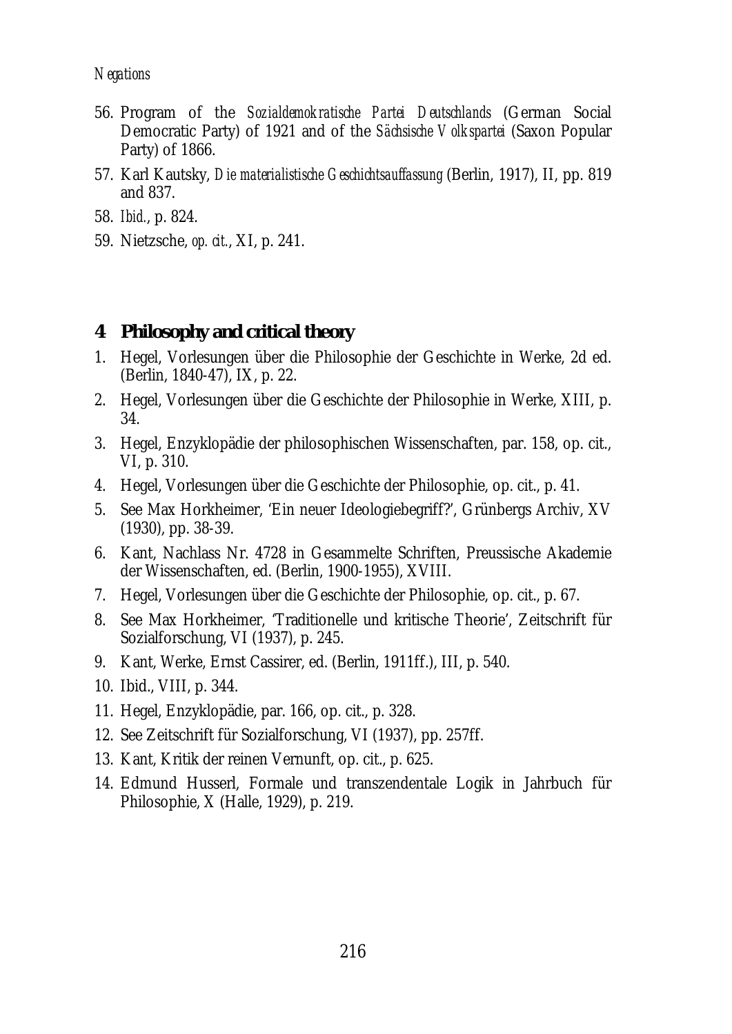56. Program of the *Sozialdemokratische Partei Deutschlands* (German Social Democratic Party) of 1921 and of the *Sächsische Volkspartei* (Saxon Popular Party) of 1866.
57. Karl Kautsky, *Die materialistische Geschichtsauffassung* (Berlin, 1917), II, pp. 819 and 837.
58. *Ibid.*, p. 824.
59. Nietzsche, *op. cit.*, XI, p. 241.

## 4 Philosophy and critical theory

1. Hegel, Vorlesungen über die Philosophie der Geschichte in Werke, 2d ed. (Berlin, 1840-47), IX, p. 22.
2. Hegel, Vorlesungen über die Geschichte der Philosophie in Werke, XIII, p. 34.
3. Hegel, Enzyklopädie der philosophischen Wissenschaften, par. 158, op. cit., VI, p. 310.
4. Hegel, Vorlesungen über die Geschichte der Philosophie, op. cit., p. 41.
5. See Max Horkheimer, 'Ein neuer Ideologiebegriff?', Grünbergs Archiv, XV (1930), pp. 38-39.
6. Kant, Nachlass Nr. 4728 in Gesammelte Schriften, Preussische Akademie der Wissenschaften, ed. (Berlin, 1900-1955), XVIII.
7. Hegel, Vorlesungen über die Geschichte der Philosophie, op. cit., p. 67.
8. See Max Horkheimer, 'Traditionelle und kritische Theorie', Zeitschrift für Sozialforschung, VI (1937), p. 245.
9. Kant, Werke, Ernst Cassirer, ed. (Berlin, 1911ff.), III, p. 540.
10. Ibid., VIII, p. 344.
11. Hegel, Enzyklopädie, par. 166, op. cit., p. 328.
12. See Zeitschrift für Sozialforschung, VI (1937), pp. 257ff.
13. Kant, Kritik der reinen Vernunft, op. cit., p. 625.
14. Edmund Husserl, Formale und transzendentale Logik in Jahrbuch für Philosophie, X (Halle, 1929), p. 219.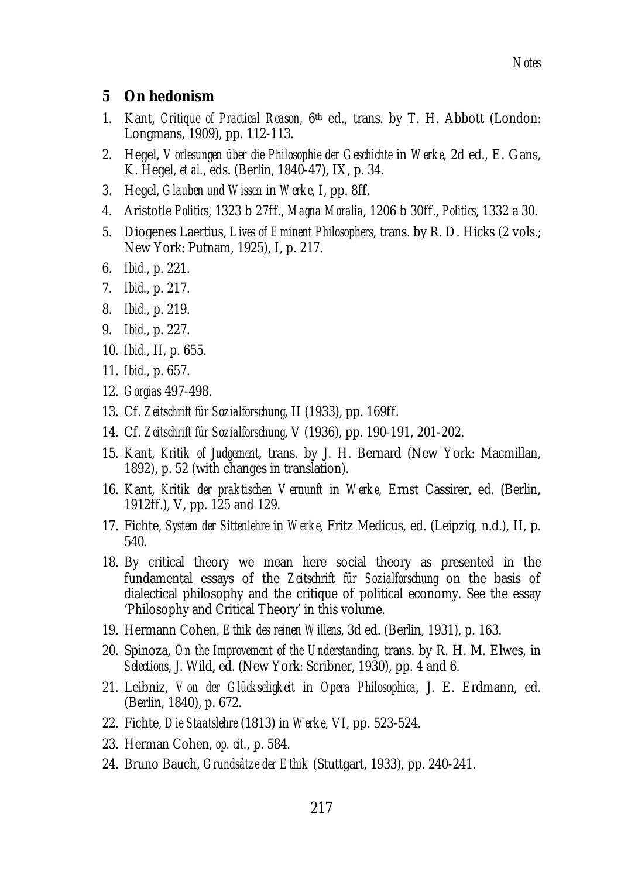## 5 On hedonism

1. Kant, *Critique of Practical Reason*, 6th ed., trans. by T. H. Abbott (London: Longmans, 1909), pp. 112-113.
2. Hegel, *Vorlesungen über die Philosophie der Geschichte* in *Werke*, 2d ed., E. Gans, K. Hegel, *et al.*, eds. (Berlin, 1840-47), IX, p. 34.
3. Hegel, *Glauben und Wissen* in *Werke*, I, pp. 8ff.
4. Aristotle *Politics*, 1323 b 27ff., *Magna Moralia*, 1206 b 30ff., *Politics*, 1332 a 30.
5. Diogenes Laertius, *Lives of Eminent Philosophers*, trans. by R. D. Hicks (2 vols.; New York: Putnam, 1925), I, p. 217.
6. *Ibid.*, p. 221.
7. *Ibid.*, p. 217.
8. *Ibid.*, p. 219.
9. *Ibid.*, p. 227.
10. *Ibid.*, II, p. 655.
11. *Ibid.*, p. 657.
12. *Gorgias* 497-498.
13. Cf. *Zeitschrift für Sozialforschung*, II (1933), pp. 169ff.
14. Cf. *Zeitschrift für Sozialforschung*, V (1936), pp. 190-191, 201-202.
15. Kant, *Kritik of Judgement*, trans. by J. H. Bernard (New York: Macmillan, 1892), p. 52 (with changes in translation).
16. Kant, *Kritik der praktischen Vernunft* in *Werke*, Ernst Cassirer, ed. (Berlin, 1912ff.), V, pp. 125 and 129.
17. Fichte, *System der Sittenlehre* in *Werke*, Fritz Medicus, ed. (Leipzig, n.d.), II, p. 540.
18. By critical theory we mean here social theory as presented in the fundamental essays of the *Zeitschrift für Sozialforschung* on the basis of dialectical philosophy and the critique of political economy. See the essay 'Philosophy and Critical Theory' in this volume.
19. Hermann Cohen, *Ethik des reinen Willens*, 3d ed. (Berlin, 1931), p. 163.
20. Spinoza, *On the Improvement of the Understanding*, trans. by R. H. M. Elwes, in *Selections*, J. Wild, ed. (New York: Scribner, 1930), pp. 4 and 6.
21. Leibniz, *Von der Glückseligkeit* in *Opera Philosophica*, J. E. Erdmann, ed. (Berlin, 1840), p. 672.
22. Fichte, *Die Staatslehre* (1813) in *Werke*, VI, pp. 523-524.
23. Herman Cohen, *op. cit.*, p. 584.
24. Bruno Bauch, *Grundsätze der Ethik* (Stuttgart, 1933), pp. 240-241.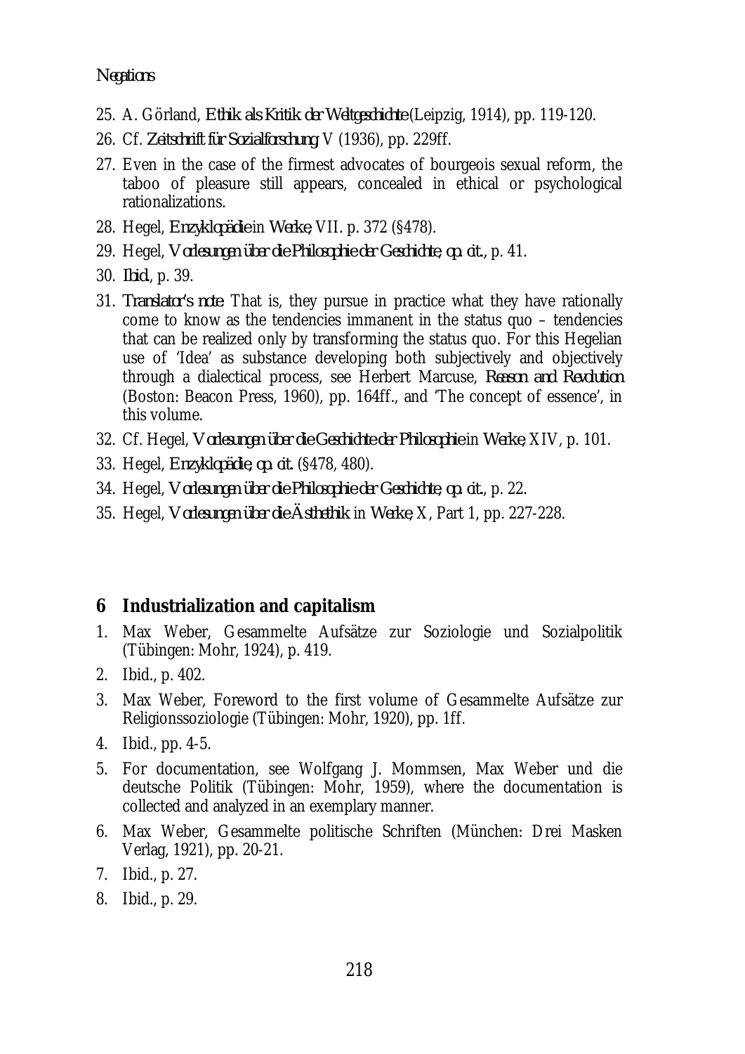25. A. Görland, *Ethik als Kritik der Weltgeschichte* (Leipzig, 1914), pp. 119-120.
26. Cf. *Zeitschrift für Sozialforschung* V (1936), pp. 229ff.
27. Even in the case of the firmest advocates of bourgeois sexual reform, the taboo of pleasure still appears, concealed in ethical or psychological rationalizations.
28. Hegel, *Enzyklopädie* in *Werke*, VII. p. 372 (§478).
29. Hegel, *Vorlesungen über die Philosophie der Geschichte*, *op. cit.*, p. 41.
30. *Ibid.*, p. 39.
31. *Translator's note:* That is, they pursue in practice what they have rationally come to know as the tendencies immanent in the status quo – tendencies that can be realized only by transforming the status quo. For this Hegelian use of 'Idea' as substance developing both subjectively and objectively through a dialectical process, see Herbert Marcuse, *Reason and Revolution* (Boston: Beacon Press, 1960), pp. 164ff., and 'The concept of essence', in this volume.
32. Cf. Hegel, *Vorlesungen über die Geschichte der Philosophie* in *Werke*, XIV, p. 101.
33. Hegel, *Enzyklopädie*, *op. cit.* (§478, 480).
34. Hegel, *Vorlesungen über die Philosophie der Geschichte*, *op. cit.*, p. 22.
35. Hegel, *Vorlesungen über die Ästhethik* in *Werke*, X, Part 1, pp. 227-228.

## 6 Industrialization and capitalism

1. Max Weber, Gesammelte Aufsätze zur Soziologie und Sozialpolitik (Tübingen: Mohr, 1924), p. 419.
2. Ibid., p. 402.
3. Max Weber, Foreword to the first volume of Gesammelte Aufsätze zur Religionssoziologie (Tübingen: Mohr, 1920), pp. 1ff.
4. Ibid., pp. 4-5.
5. For documentation, see Wolfgang J. Mommsen, Max Weber und die deutsche Politik (Tübingen: Mohr, 1959), where the documentation is collected and analyzed in an exemplary manner.
6. Max Weber, Gesammelte politische Schriften (München: Drei Masken Verlag, 1921), pp. 20-21.
7. Ibid., p. 27.
8. Ibid., p. 29.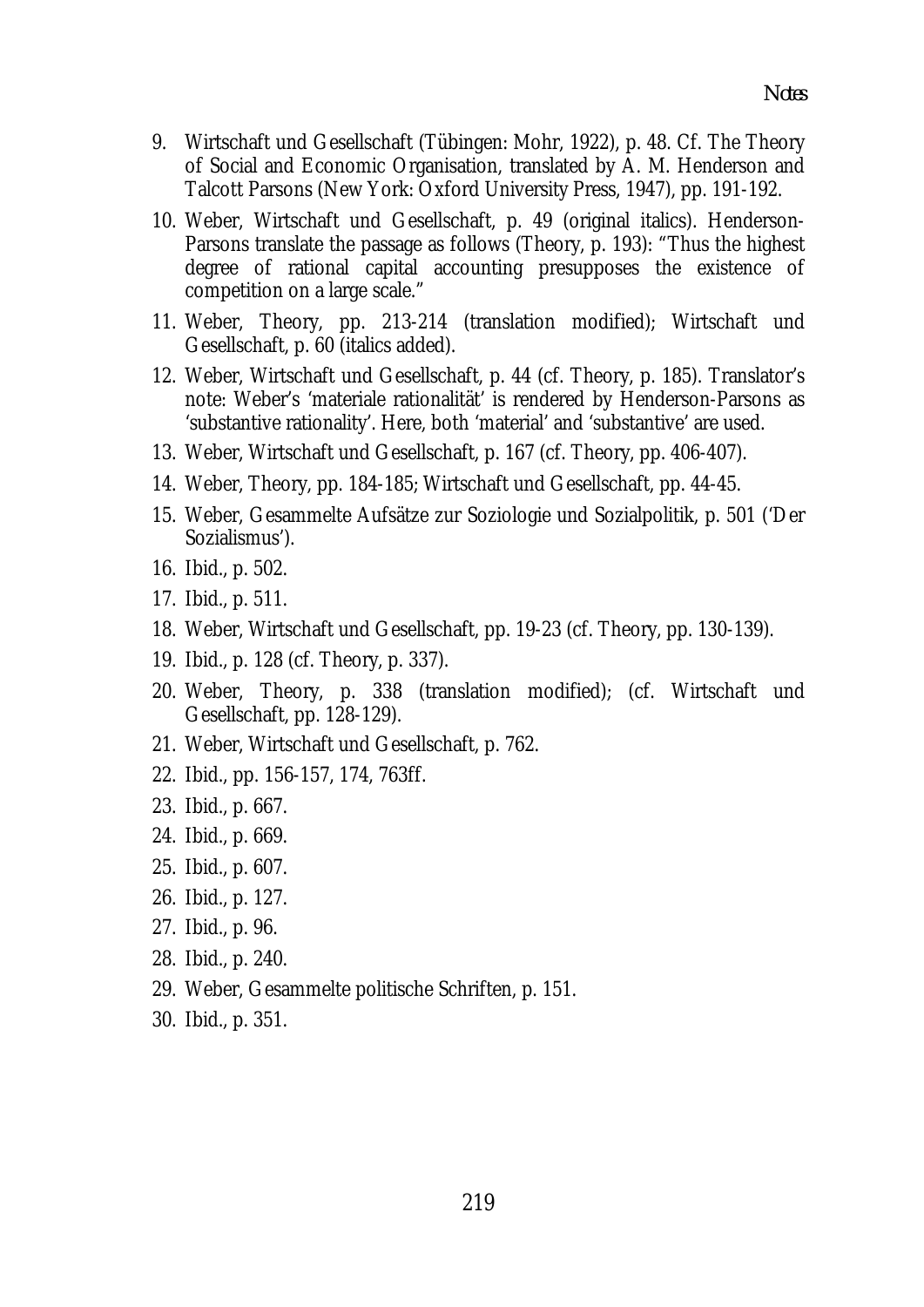9. Wirtschaft und Gesellschaft (Tübingen: Mohr, 1922), p. 48. Cf. The Theory of Social and Economic Organisation, translated by A. M. Henderson and Talcott Parsons (New York: Oxford University Press, 1947), pp. 191-192.
10. Weber, Wirtschaft und Gesellschaft, p. 49 (original italics). Henderson-Parsons translate the passage as follows (Theory, p. 193): "Thus the highest degree of rational capital accounting presupposes the existence of competition on a large scale."
11. Weber, Theory, pp. 213-214 (translation modified); Wirtschaft und Gesellschaft, p. 60 (italics added).
12. Weber, Wirtschaft und Gesellschaft, p. 44 (cf. Theory, p. 185). Translator's note: Weber's 'materiale rationalität' is rendered by Henderson-Parsons as 'substantive rationality'. Here, both 'material' and 'substantive' are used.
13. Weber, Wirtschaft und Gesellschaft, p. 167 (cf. Theory, pp. 406-407).
14. Weber, Theory, pp. 184-185; Wirtschaft und Gesellschaft, pp. 44-45.
15. Weber, Gesammelte Aufsätze zur Soziologie und Sozialpolitik, p. 501 ('Der Sozialismus').
16. Ibid., p. 502.
17. Ibid., p. 511.
18. Weber, Wirtschaft und Gesellschaft, pp. 19-23 (cf. Theory, pp. 130-139).
19. Ibid., p. 128 (cf. Theory, p. 337).
20. Weber, Theory, p. 338 (translation modified); (cf. Wirtschaft und Gesellschaft, pp. 128-129).
21. Weber, Wirtschaft und Gesellschaft, p. 762.
22. Ibid., pp. 156-157, 174, 763ff.
23. Ibid., p. 667.
24. Ibid., p. 669.
25. Ibid., p. 607.
26. Ibid., p. 127.
27. Ibid., p. 96.
28. Ibid., p. 240.
29. Weber, Gesammelte politische Schriften, p. 151.
30. Ibid., p. 351.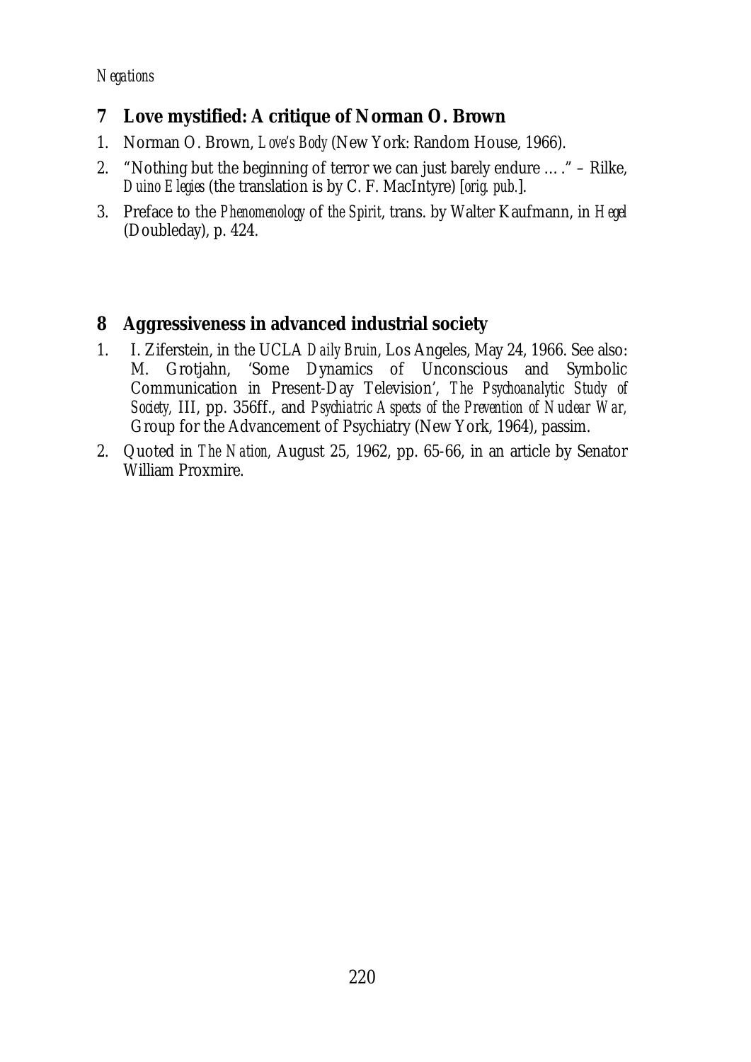## 7 Love mystified: A critique of Norman O. Brown

1. Norman O. Brown, *Love's Body* (New York: Random House, 1966).
2. "Nothing but the beginning of terror we can just barely endure … ." – Rilke, *Duino Elegies* (the translation is by C. F. MacIntyre) [*orig. pub.*].
3. Preface to the *Phenomenology* of *the Spirit*, trans. by Walter Kaufmann, in *Hegel* (Doubleday), p. 424.

## 8 Aggressiveness in advanced industrial society

1. I. Ziferstein, in the UCLA *Daily Bruin*, Los Angeles, May 24, 1966. See also: M. Grotjahn, 'Some Dynamics of Unconscious and Symbolic Communication in Present-Day Television', *The Psychoanalytic Study of Society,* III, pp. 356ff., and *Psychiatric Aspects of the Prevention of Nuclear War,* Group for the Advancement of Psychiatry (New York, 1964), passim.
2. Quoted in *The Nation,* August 25, 1962, pp. 65-66, in an article by Senator William Proxmire.